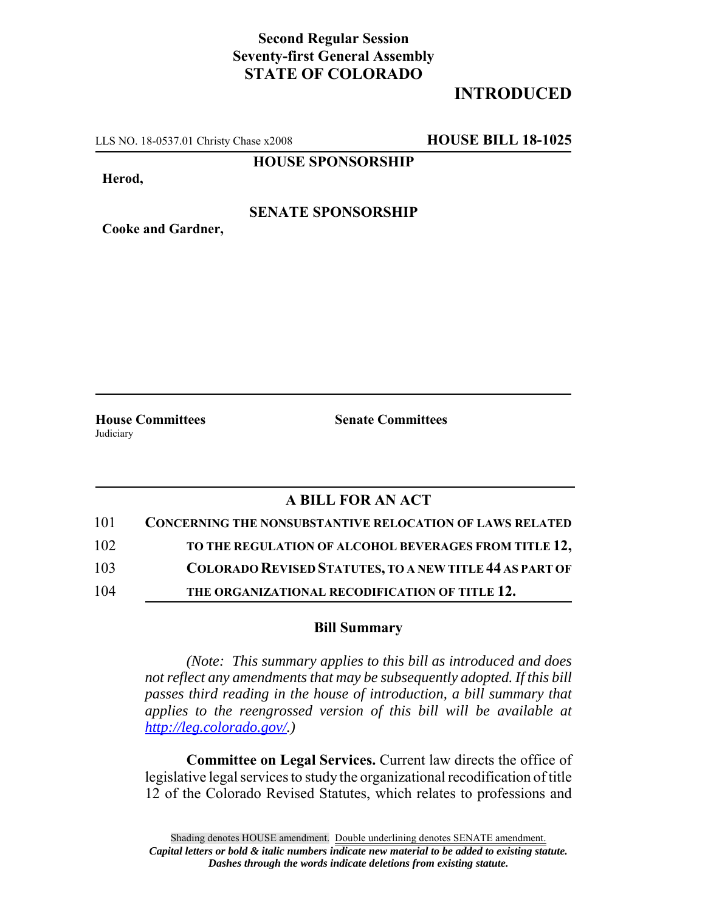**Second Regular Session**
**Seventy-first General Assembly**
**STATE OF COLORADO**

# INTRODUCED

LLS NO. 18-0537.01 Christy Chase x2008 **HOUSE BILL 18-1025**

**HOUSE SPONSORSHIP**

**Herod,**

**SENATE SPONSORSHIP**

**Cooke and Gardner,**

**House Committees**
Judiciary

**Senate Committees**

## A BILL FOR AN ACT

101 **CONCERNING THE NONSUBSTANTIVE RELOCATION OF LAWS RELATED**
102 **TO THE REGULATION OF ALCOHOL BEVERAGES FROM TITLE 12,**
103 **COLORADO REVISED STATUTES, TO A NEW TITLE 44 AS PART OF**
104 **THE ORGANIZATIONAL RECODIFICATION OF TITLE 12.**

### Bill Summary

*(Note: This summary applies to this bill as introduced and does not reflect any amendments that may be subsequently adopted. If this bill passes third reading in the house of introduction, a bill summary that applies to the reengrossed version of this bill will be available at http://leg.colorado.gov/.)*

**Committee on Legal Services.** Current law directs the office of legislative legal services to study the organizational recodification of title 12 of the Colorado Revised Statutes, which relates to professions and

Shading denotes HOUSE amendment. Double underlining denotes SENATE amendment.
***Capital letters or bold & italic numbers indicate new material to be added to existing statute.***
***Dashes through the words indicate deletions from existing statute.***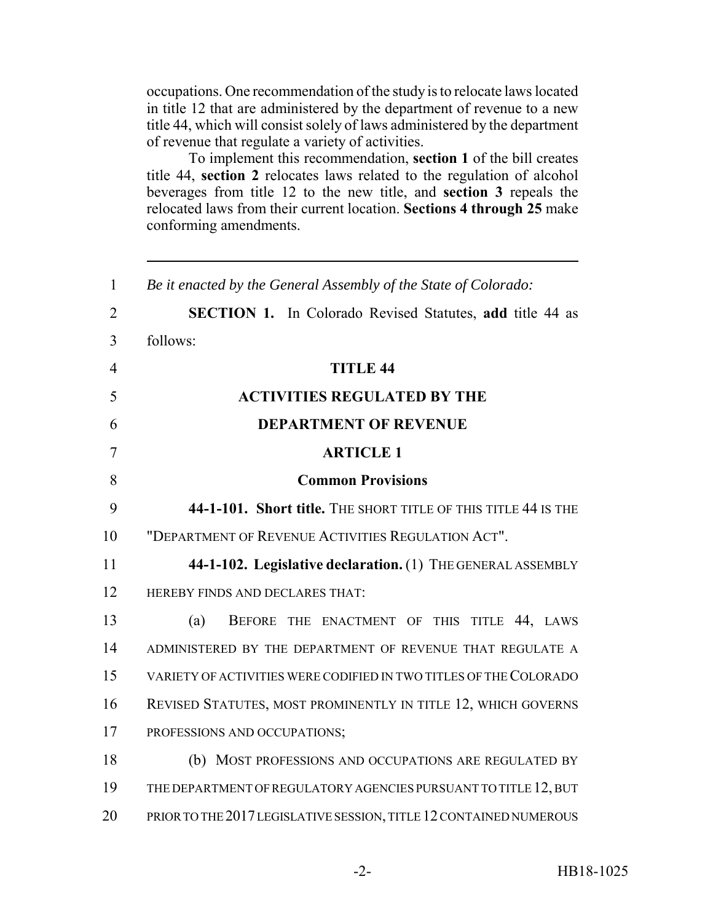occupations. One recommendation of the study is to relocate laws located in title 12 that are administered by the department of revenue to a new title 44, which will consist solely of laws administered by the department of revenue that regulate a variety of activities.

To implement this recommendation, **section 1** of the bill creates title 44, **section 2** relocates laws related to the regulation of alcohol beverages from title 12 to the new title, and **section 3** repeals the relocated laws from their current location. **Sections 4 through 25** make conforming amendments.

---

1 *Be it enacted by the General Assembly of the State of Colorado:*

2 **SECTION 1.** In Colorado Revised Statutes, **add** title 44 as
3 follows:

4 **TITLE 44**

5 **ACTIVITIES REGULATED BY THE**

6 **DEPARTMENT OF REVENUE**

7 **ARTICLE 1**

8 **Common Provisions**

9 **44-1-101. Short title.** THE SHORT TITLE OF THIS TITLE 44 IS THE
10 "DEPARTMENT OF REVENUE ACTIVITIES REGULATION ACT".

11 **44-1-102. Legislative declaration.** (1) THE GENERAL ASSEMBLY
12 HEREBY FINDS AND DECLARES THAT:

13 (a) BEFORE THE ENACTMENT OF THIS TITLE 44, LAWS
14 ADMINISTERED BY THE DEPARTMENT OF REVENUE THAT REGULATE A
15 VARIETY OF ACTIVITIES WERE CODIFIED IN TWO TITLES OF THE COLORADO
16 REVISED STATUTES, MOST PROMINENTLY IN TITLE 12, WHICH GOVERNS
17 PROFESSIONS AND OCCUPATIONS;

18 (b) MOST PROFESSIONS AND OCCUPATIONS ARE REGULATED BY
19 THE DEPARTMENT OF REGULATORY AGENCIES PURSUANT TO TITLE 12, BUT
20 PRIOR TO THE 2017 LEGISLATIVE SESSION, TITLE 12 CONTAINED NUMEROUS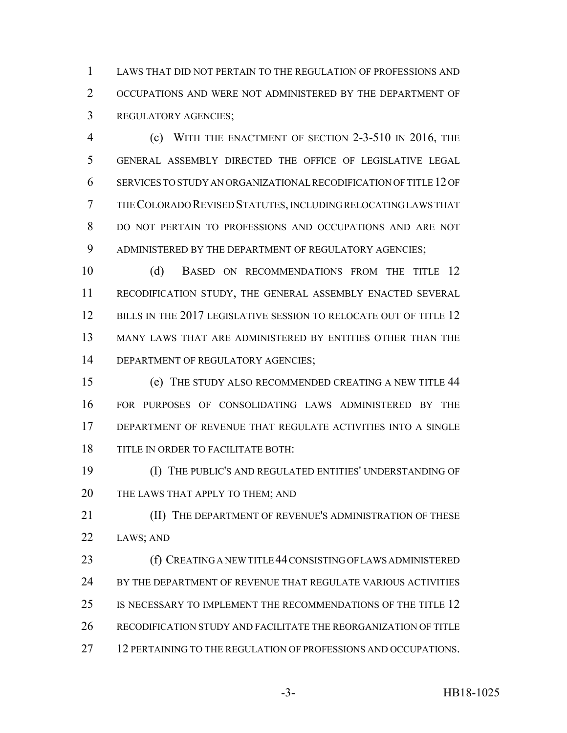LAWS THAT DID NOT PERTAIN TO THE REGULATION OF PROFESSIONS AND OCCUPATIONS AND WERE NOT ADMINISTERED BY THE DEPARTMENT OF REGULATORY AGENCIES;

(c) WITH THE ENACTMENT OF SECTION 2-3-510 IN 2016, THE GENERAL ASSEMBLY DIRECTED THE OFFICE OF LEGISLATIVE LEGAL SERVICES TO STUDY AN ORGANIZATIONAL RECODIFICATION OF TITLE 12 OF THE COLORADO REVISED STATUTES, INCLUDING RELOCATING LAWS THAT DO NOT PERTAIN TO PROFESSIONS AND OCCUPATIONS AND ARE NOT ADMINISTERED BY THE DEPARTMENT OF REGULATORY AGENCIES;

(d) BASED ON RECOMMENDATIONS FROM THE TITLE 12 RECODIFICATION STUDY, THE GENERAL ASSEMBLY ENACTED SEVERAL BILLS IN THE 2017 LEGISLATIVE SESSION TO RELOCATE OUT OF TITLE 12 MANY LAWS THAT ARE ADMINISTERED BY ENTITIES OTHER THAN THE DEPARTMENT OF REGULATORY AGENCIES;

(e) THE STUDY ALSO RECOMMENDED CREATING A NEW TITLE 44 FOR PURPOSES OF CONSOLIDATING LAWS ADMINISTERED BY THE DEPARTMENT OF REVENUE THAT REGULATE ACTIVITIES INTO A SINGLE TITLE IN ORDER TO FACILITATE BOTH:

(I) THE PUBLIC'S AND REGULATED ENTITIES' UNDERSTANDING OF THE LAWS THAT APPLY TO THEM; AND

(II) THE DEPARTMENT OF REVENUE'S ADMINISTRATION OF THESE LAWS; AND

(f) CREATING A NEW TITLE 44 CONSISTING OF LAWS ADMINISTERED BY THE DEPARTMENT OF REVENUE THAT REGULATE VARIOUS ACTIVITIES IS NECESSARY TO IMPLEMENT THE RECOMMENDATIONS OF THE TITLE 12 RECODIFICATION STUDY AND FACILITATE THE REORGANIZATION OF TITLE 12 PERTAINING TO THE REGULATION OF PROFESSIONS AND OCCUPATIONS.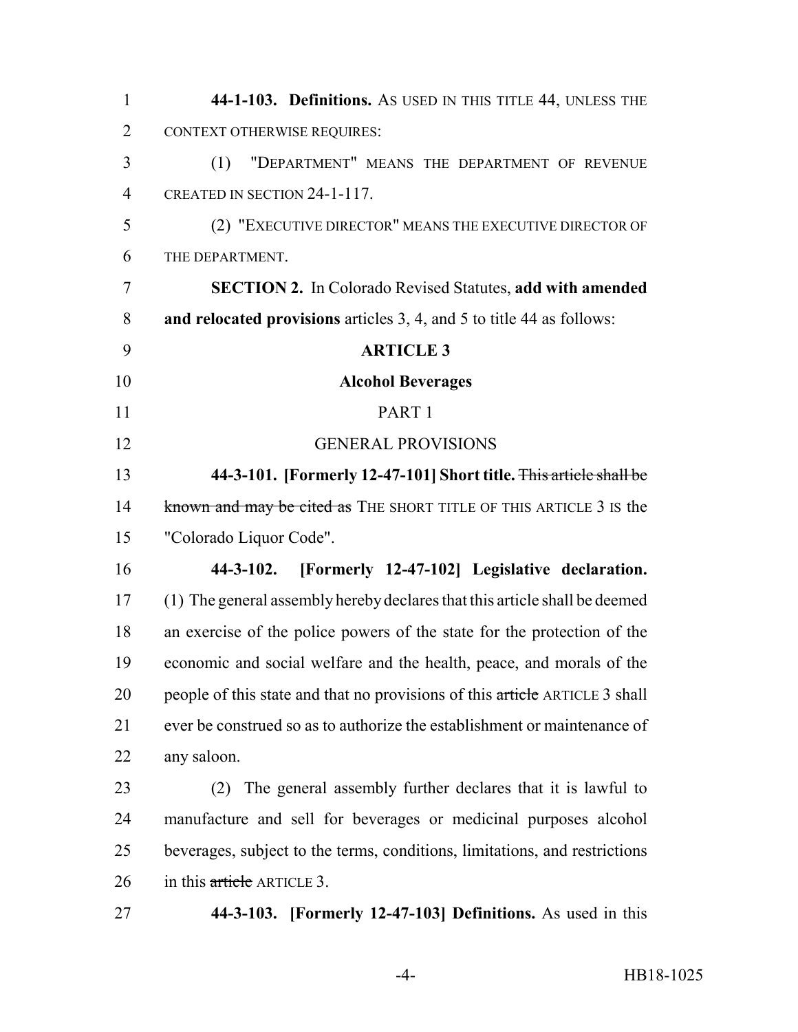**44-1-103. Definitions.** AS USED IN THIS TITLE 44, UNLESS THE CONTEXT OTHERWISE REQUIRES:

(1) "DEPARTMENT" MEANS THE DEPARTMENT OF REVENUE CREATED IN SECTION 24-1-117.

(2) "EXECUTIVE DIRECTOR" MEANS THE EXECUTIVE DIRECTOR OF THE DEPARTMENT.

**SECTION 2.** In Colorado Revised Statutes, **add with amended and relocated provisions** articles 3, 4, and 5 to title 44 as follows:

**ARTICLE 3**

**Alcohol Beverages**

PART 1

GENERAL PROVISIONS

**44-3-101. [Formerly 12-47-101] Short title.** ~~This article shall be known and may be cited as~~ THE SHORT TITLE OF THIS ARTICLE 3 IS the "Colorado Liquor Code".

**44-3-102. [Formerly 12-47-102] Legislative declaration.** (1) The general assembly hereby declares that this article shall be deemed an exercise of the police powers of the state for the protection of the economic and social welfare and the health, peace, and morals of the people of this state and that no provisions of this ~~article~~ ARTICLE 3 shall ever be construed so as to authorize the establishment or maintenance of any saloon.

(2) The general assembly further declares that it is lawful to manufacture and sell for beverages or medicinal purposes alcohol beverages, subject to the terms, conditions, limitations, and restrictions in this ~~article~~ ARTICLE 3.

**44-3-103. [Formerly 12-47-103] Definitions.** As used in this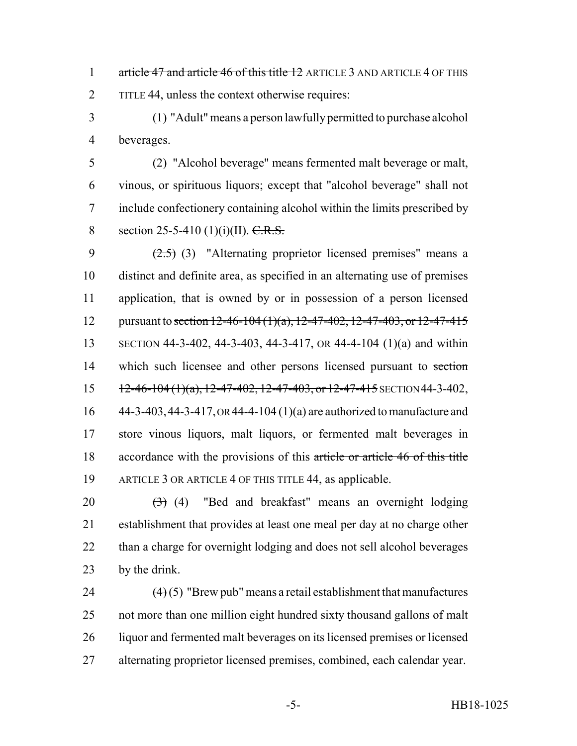article 47 and article 46 of this title 12 ARTICLE 3 AND ARTICLE 4 OF THIS TITLE 44, unless the context otherwise requires:

(1) "Adult" means a person lawfully permitted to purchase alcohol beverages.

(2) "Alcohol beverage" means fermented malt beverage or malt, vinous, or spirituous liquors; except that "alcohol beverage" shall not include confectionery containing alcohol within the limits prescribed by section 25-5-410 (1)(i)(II). C.R.S.

(2.5) (3) "Alternating proprietor licensed premises" means a distinct and definite area, as specified in an alternating use of premises application, that is owned by or in possession of a person licensed pursuant to section 12-46-104 (1)(a), 12-47-402, 12-47-403, or 12-47-415 SECTION 44-3-402, 44-3-403, 44-3-417, OR 44-4-104 (1)(a) and within which such licensee and other persons licensed pursuant to section 12-46-104 (1)(a), 12-47-402, 12-47-403, or 12-47-415 SECTION 44-3-402, 44-3-403, 44-3-417, OR 44-4-104 (1)(a) are authorized to manufacture and store vinous liquors, malt liquors, or fermented malt beverages in accordance with the provisions of this article or article 46 of this title ARTICLE 3 OR ARTICLE 4 OF THIS TITLE 44, as applicable.

(3) (4) "Bed and breakfast" means an overnight lodging establishment that provides at least one meal per day at no charge other than a charge for overnight lodging and does not sell alcohol beverages by the drink.

(4) (5) "Brew pub" means a retail establishment that manufactures not more than one million eight hundred sixty thousand gallons of malt liquor and fermented malt beverages on its licensed premises or licensed alternating proprietor licensed premises, combined, each calendar year.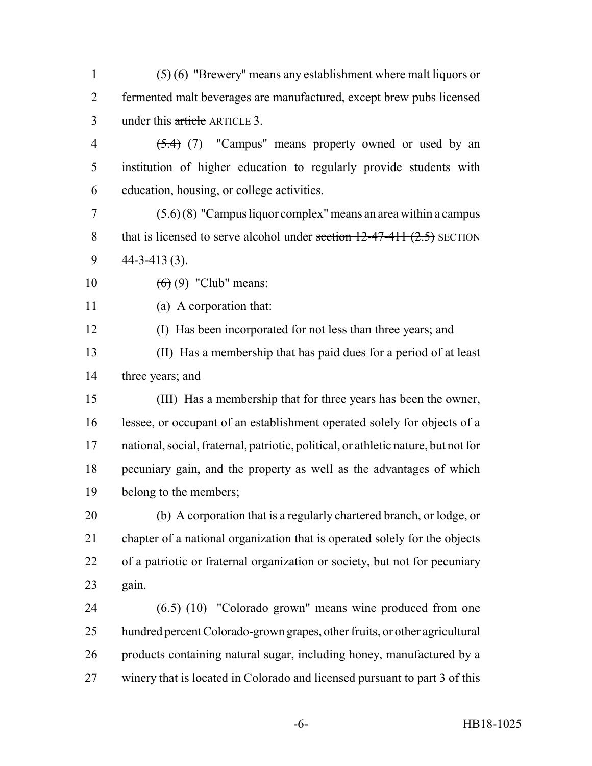~~(5)~~ (6) "Brewery" means any establishment where malt liquors or fermented malt beverages are manufactured, except brew pubs licensed under this ~~article~~ ARTICLE 3.

~~(5.4)~~ (7) "Campus" means property owned or used by an institution of higher education to regularly provide students with education, housing, or college activities.

~~(5.6)~~ (8) "Campus liquor complex" means an area within a campus that is licensed to serve alcohol under ~~section 12-47-411 (2.5)~~ SECTION 44-3-413 (3).

~~(6)~~ (9) "Club" means:

(a) A corporation that:

(I) Has been incorporated for not less than three years; and

(II) Has a membership that has paid dues for a period of at least three years; and

(III) Has a membership that for three years has been the owner, lessee, or occupant of an establishment operated solely for objects of a national, social, fraternal, patriotic, political, or athletic nature, but not for pecuniary gain, and the property as well as the advantages of which belong to the members;

(b) A corporation that is a regularly chartered branch, or lodge, or chapter of a national organization that is operated solely for the objects of a patriotic or fraternal organization or society, but not for pecuniary gain.

~~(6.5)~~ (10) "Colorado grown" means wine produced from one hundred percent Colorado-grown grapes, other fruits, or other agricultural products containing natural sugar, including honey, manufactured by a winery that is located in Colorado and licensed pursuant to part 3 of this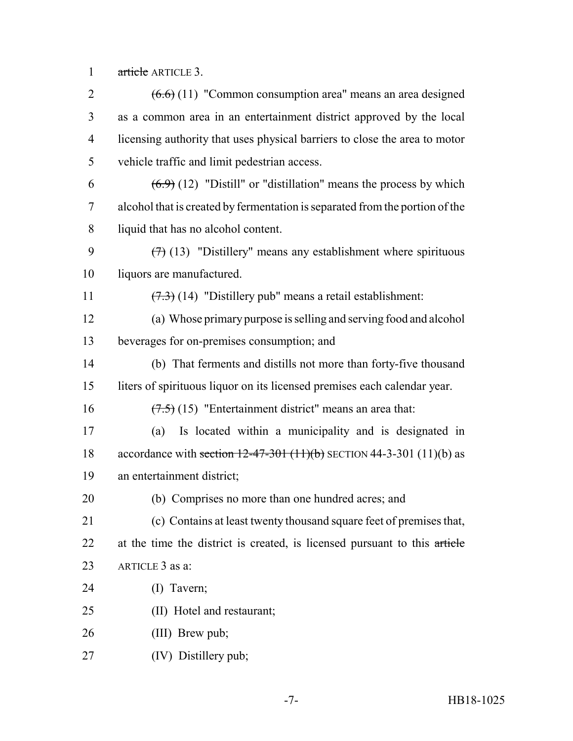article ARTICLE 3.

(6.6) (11) "Common consumption area" means an area designed as a common area in an entertainment district approved by the local licensing authority that uses physical barriers to close the area to motor vehicle traffic and limit pedestrian access.

(6.9) (12) "Distill" or "distillation" means the process by which alcohol that is created by fermentation is separated from the portion of the liquid that has no alcohol content.

(7) (13) "Distillery" means any establishment where spirituous liquors are manufactured.

(7.3) (14) "Distillery pub" means a retail establishment:

(a) Whose primary purpose is selling and serving food and alcohol beverages for on-premises consumption; and

(b) That ferments and distills not more than forty-five thousand liters of spirituous liquor on its licensed premises each calendar year.

(7.5) (15) "Entertainment district" means an area that:

(a) Is located within a municipality and is designated in accordance with section 12-47-301 (11)(b) SECTION 44-3-301 (11)(b) as an entertainment district;

(b) Comprises no more than one hundred acres; and

(c) Contains at least twenty thousand square feet of premises that, at the time the district is created, is licensed pursuant to this article ARTICLE 3 as a:

(I) Tavern;

(II) Hotel and restaurant;

(III) Brew pub;

(IV) Distillery pub;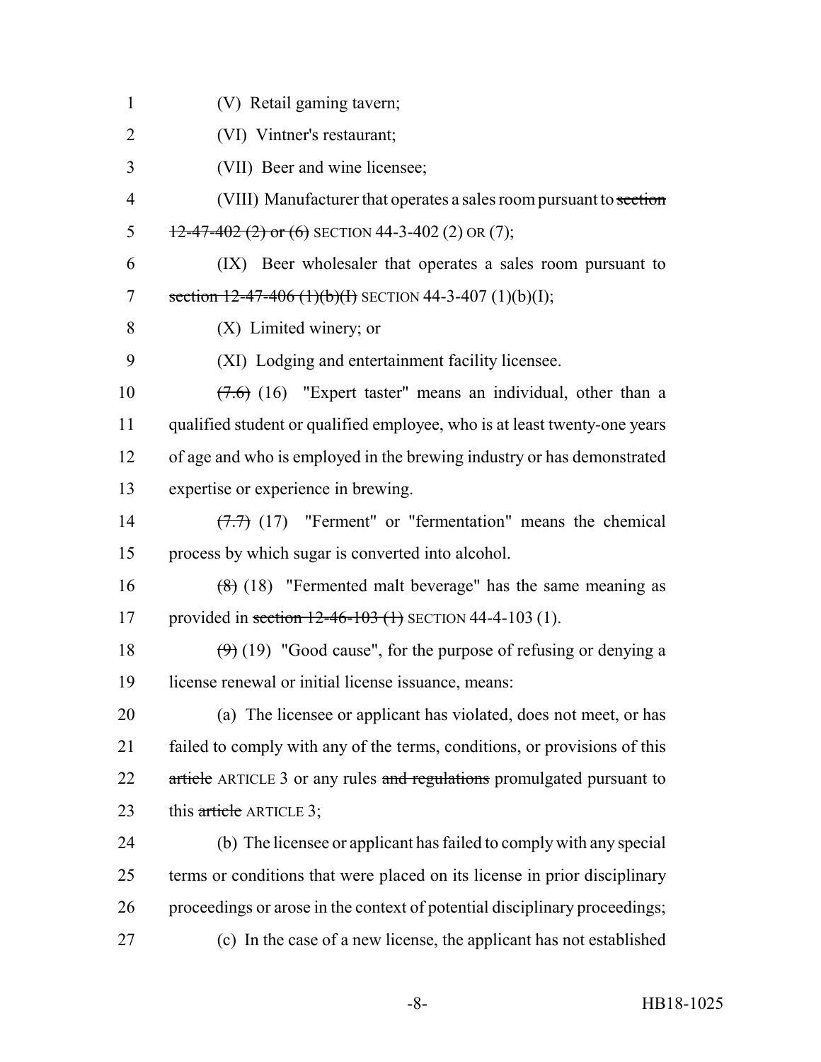(V) Retail gaming tavern;

(VI) Vintner's restaurant;

(VII) Beer and wine licensee;

(VIII) Manufacturer that operates a sales room pursuant to ~~section 12-47-402 (2) or (6)~~ SECTION 44-3-402 (2) OR (7);

(IX) Beer wholesaler that operates a sales room pursuant to ~~section 12-47-406 (1)(b)(I)~~ SECTION 44-3-407 (1)(b)(I);

(X) Limited winery; or

(XI) Lodging and entertainment facility licensee.

~~(7.6)~~ (16) "Expert taster" means an individual, other than a qualified student or qualified employee, who is at least twenty-one years of age and who is employed in the brewing industry or has demonstrated expertise or experience in brewing.

~~(7.7)~~ (17) "Ferment" or "fermentation" means the chemical process by which sugar is converted into alcohol.

~~(8)~~ (18) "Fermented malt beverage" has the same meaning as provided in ~~section 12-46-103 (1)~~ SECTION 44-4-103 (1).

~~(9)~~ (19) "Good cause", for the purpose of refusing or denying a license renewal or initial license issuance, means:

(a) The licensee or applicant has violated, does not meet, or has failed to comply with any of the terms, conditions, or provisions of this ~~article~~ ARTICLE 3 or any rules ~~and regulations~~ promulgated pursuant to this ~~article~~ ARTICLE 3;

(b) The licensee or applicant has failed to comply with any special terms or conditions that were placed on its license in prior disciplinary proceedings or arose in the context of potential disciplinary proceedings;

(c) In the case of a new license, the applicant has not established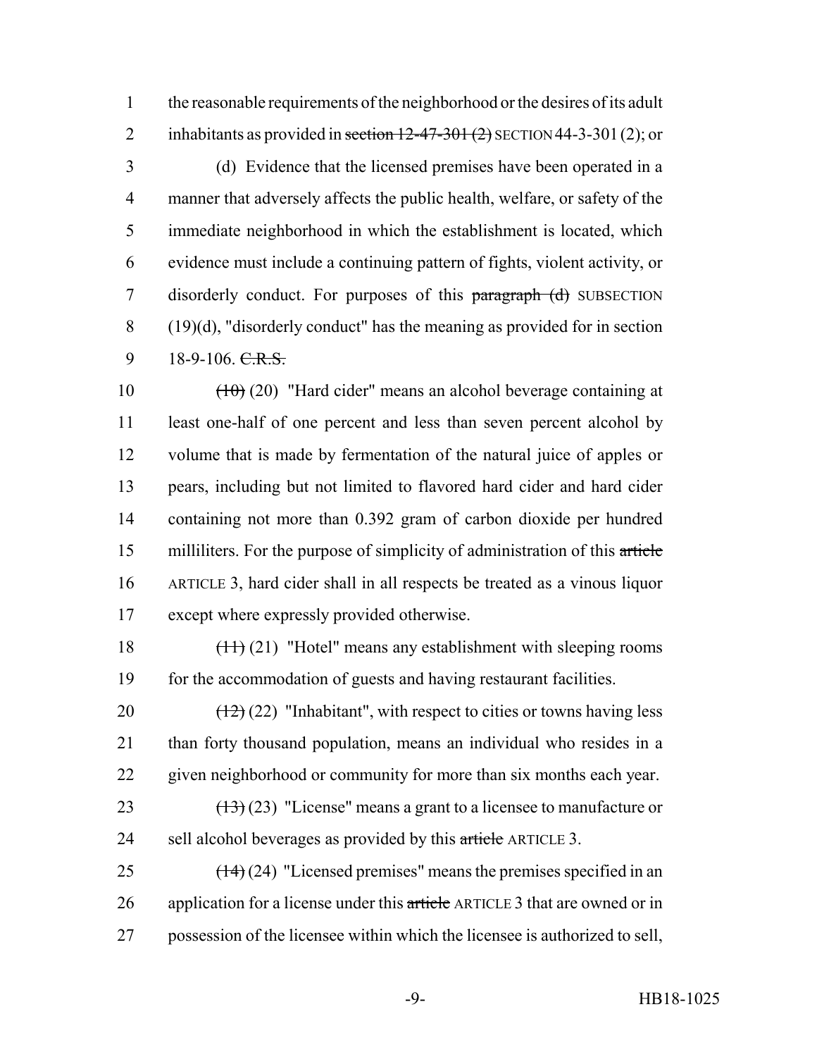1 the reasonable requirements of the neighborhood or the desires of its adult
2 inhabitants as provided in ~~section 12-47-301 (2)~~ SECTION 44-3-301 (2); or

3 (d) Evidence that the licensed premises have been operated in a
4 manner that adversely affects the public health, welfare, or safety of the
5 immediate neighborhood in which the establishment is located, which
6 evidence must include a continuing pattern of fights, violent activity, or
7 disorderly conduct. For purposes of this ~~paragraph (d)~~ SUBSECTION
8 (19)(d), "disorderly conduct" has the meaning as provided for in section
9 18-9-106. ~~C.R.S.~~

10 ~~(10)~~ (20) "Hard cider" means an alcohol beverage containing at
11 least one-half of one percent and less than seven percent alcohol by
12 volume that is made by fermentation of the natural juice of apples or
13 pears, including but not limited to flavored hard cider and hard cider
14 containing not more than 0.392 gram of carbon dioxide per hundred
15 milliliters. For the purpose of simplicity of administration of this ~~article~~
16 ARTICLE 3, hard cider shall in all respects be treated as a vinous liquor
17 except where expressly provided otherwise.

18 ~~(11)~~ (21) "Hotel" means any establishment with sleeping rooms
19 for the accommodation of guests and having restaurant facilities.

20 ~~(12)~~ (22) "Inhabitant", with respect to cities or towns having less
21 than forty thousand population, means an individual who resides in a
22 given neighborhood or community for more than six months each year.

23 ~~(13)~~ (23) "License" means a grant to a licensee to manufacture or
24 sell alcohol beverages as provided by this ~~article~~ ARTICLE 3.

25 ~~(14)~~ (24) "Licensed premises" means the premises specified in an
26 application for a license under this ~~article~~ ARTICLE 3 that are owned or in
27 possession of the licensee within which the licensee is authorized to sell,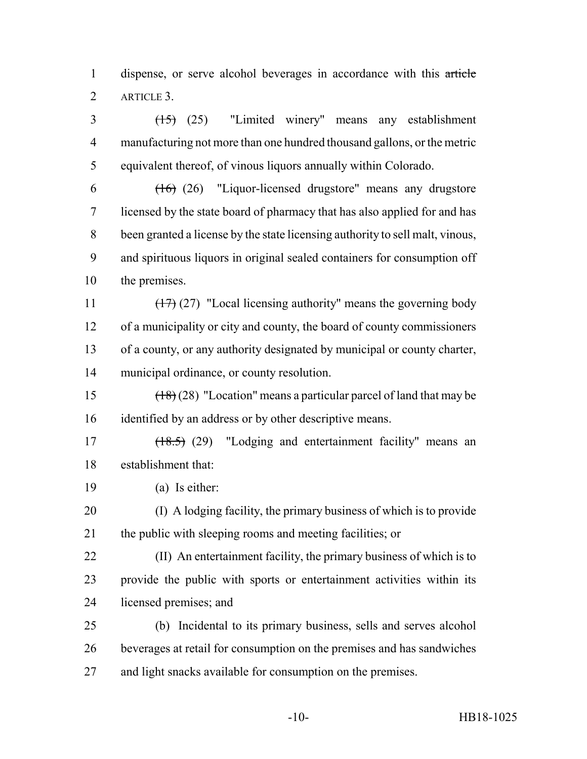dispense, or serve alcohol beverages in accordance with this ~~article~~ ARTICLE 3.

~~(15)~~ (25) "Limited winery" means any establishment manufacturing not more than one hundred thousand gallons, or the metric equivalent thereof, of vinous liquors annually within Colorado.

~~(16)~~ (26) "Liquor-licensed drugstore" means any drugstore licensed by the state board of pharmacy that has also applied for and has been granted a license by the state licensing authority to sell malt, vinous, and spirituous liquors in original sealed containers for consumption off the premises.

~~(17)~~ (27) "Local licensing authority" means the governing body of a municipality or city and county, the board of county commissioners of a county, or any authority designated by municipal or county charter, municipal ordinance, or county resolution.

~~(18)~~ (28) "Location" means a particular parcel of land that may be identified by an address or by other descriptive means.

~~(18.5)~~ (29) "Lodging and entertainment facility" means an establishment that:

(a) Is either:

(I) A lodging facility, the primary business of which is to provide the public with sleeping rooms and meeting facilities; or

(II) An entertainment facility, the primary business of which is to provide the public with sports or entertainment activities within its licensed premises; and

(b) Incidental to its primary business, sells and serves alcohol beverages at retail for consumption on the premises and has sandwiches and light snacks available for consumption on the premises.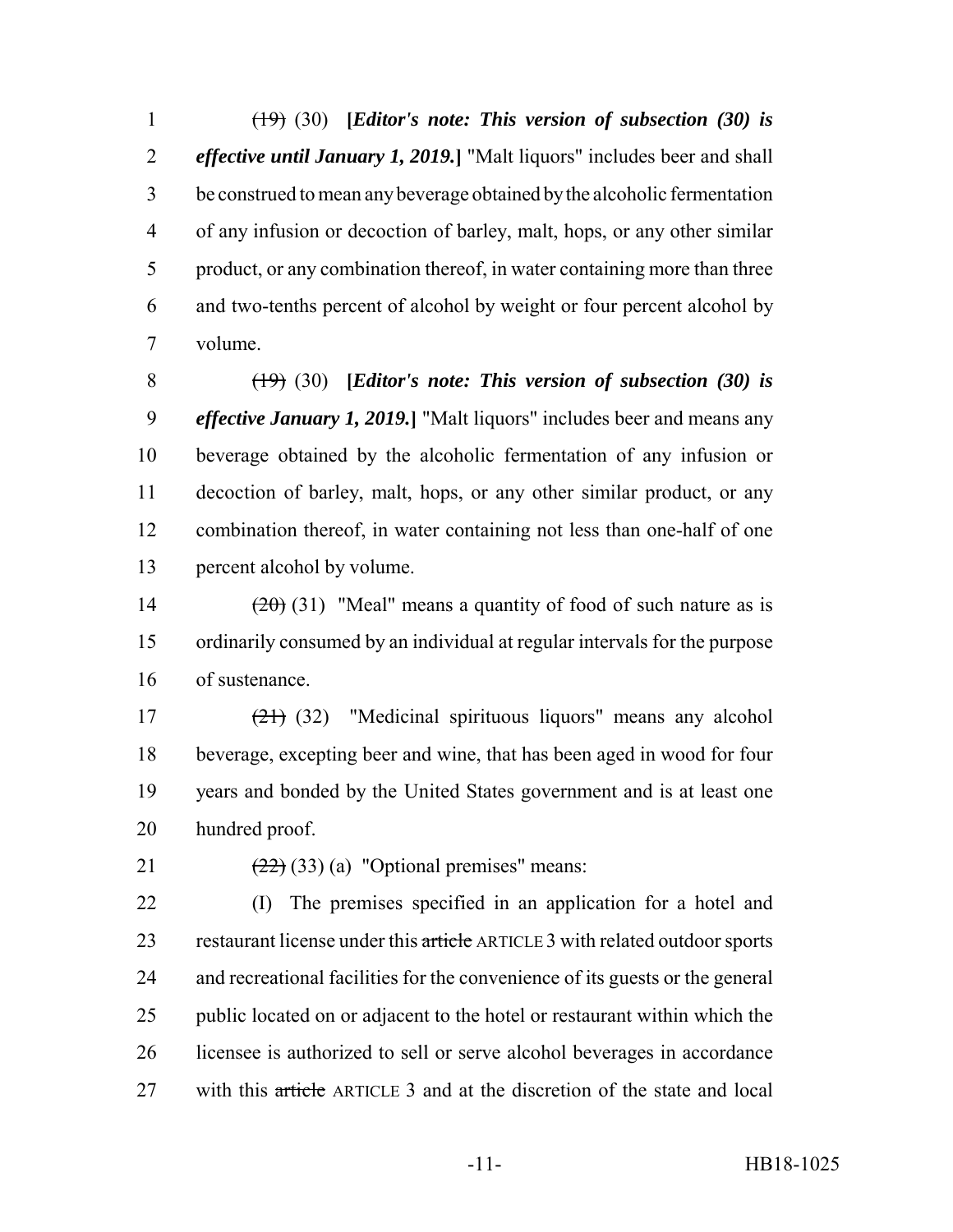~~(19)~~ (30) **[*Editor's note: This version of subsection (30) is effective until January 1, 2019.*]** "Malt liquors" includes beer and shall be construed to mean any beverage obtained by the alcoholic fermentation of any infusion or decoction of barley, malt, hops, or any other similar product, or any combination thereof, in water containing more than three and two-tenths percent of alcohol by weight or four percent alcohol by volume.

~~(19)~~ (30) **[*Editor's note: This version of subsection (30) is effective January 1, 2019.*]** "Malt liquors" includes beer and means any beverage obtained by the alcoholic fermentation of any infusion or decoction of barley, malt, hops, or any other similar product, or any combination thereof, in water containing not less than one-half of one percent alcohol by volume.

~~(20)~~ (31) "Meal" means a quantity of food of such nature as is ordinarily consumed by an individual at regular intervals for the purpose of sustenance.

~~(21)~~ (32) "Medicinal spirituous liquors" means any alcohol beverage, excepting beer and wine, that has been aged in wood for four years and bonded by the United States government and is at least one hundred proof.

~~(22)~~ (33) (a) "Optional premises" means:

(I) The premises specified in an application for a hotel and restaurant license under this ~~article~~ ARTICLE 3 with related outdoor sports and recreational facilities for the convenience of its guests or the general public located on or adjacent to the hotel or restaurant within which the licensee is authorized to sell or serve alcohol beverages in accordance with this ~~article~~ ARTICLE 3 and at the discretion of the state and local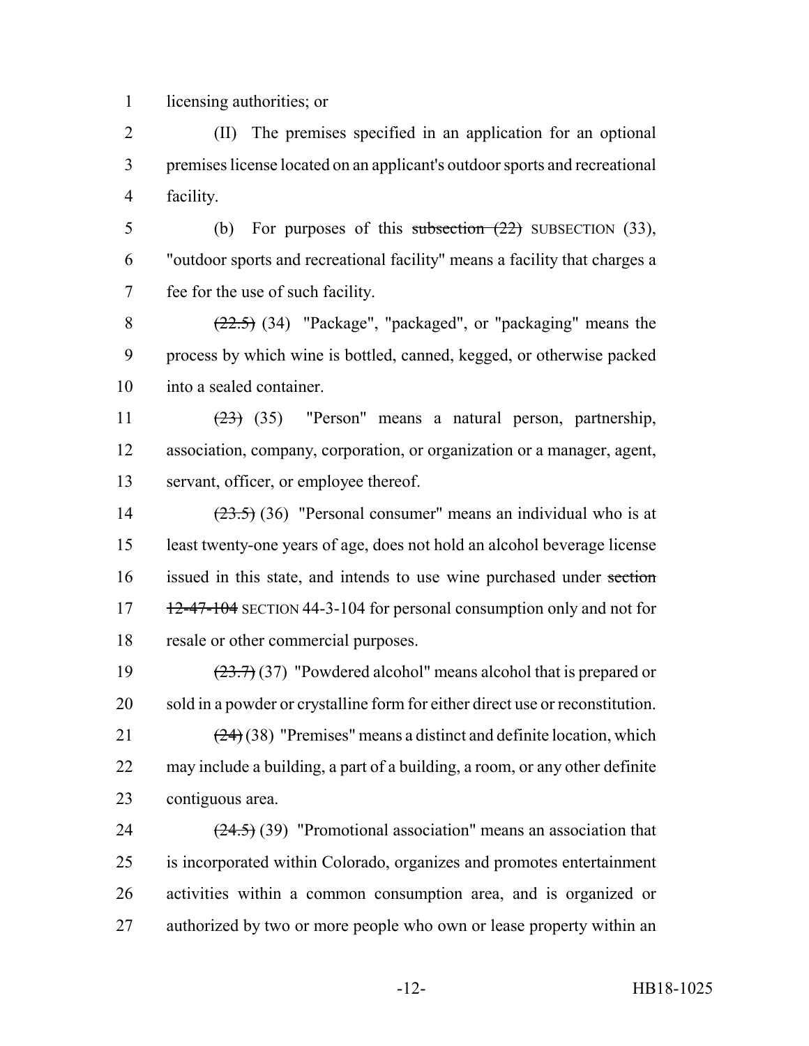licensing authorities; or

(II) The premises specified in an application for an optional premises license located on an applicant's outdoor sports and recreational facility.

(b) For purposes of this ~~subsection (22)~~ SUBSECTION (33), "outdoor sports and recreational facility" means a facility that charges a fee for the use of such facility.

~~(22.5)~~ (34) "Package", "packaged", or "packaging" means the process by which wine is bottled, canned, kegged, or otherwise packed into a sealed container.

~~(23)~~ (35) "Person" means a natural person, partnership, association, company, corporation, or organization or a manager, agent, servant, officer, or employee thereof.

~~(23.5)~~ (36) "Personal consumer" means an individual who is at least twenty-one years of age, does not hold an alcohol beverage license issued in this state, and intends to use wine purchased under ~~section 12-47-104~~ SECTION 44-3-104 for personal consumption only and not for resale or other commercial purposes.

~~(23.7)~~ (37) "Powdered alcohol" means alcohol that is prepared or sold in a powder or crystalline form for either direct use or reconstitution.

~~(24)~~ (38) "Premises" means a distinct and definite location, which may include a building, a part of a building, a room, or any other definite contiguous area.

~~(24.5)~~ (39) "Promotional association" means an association that is incorporated within Colorado, organizes and promotes entertainment activities within a common consumption area, and is organized or authorized by two or more people who own or lease property within an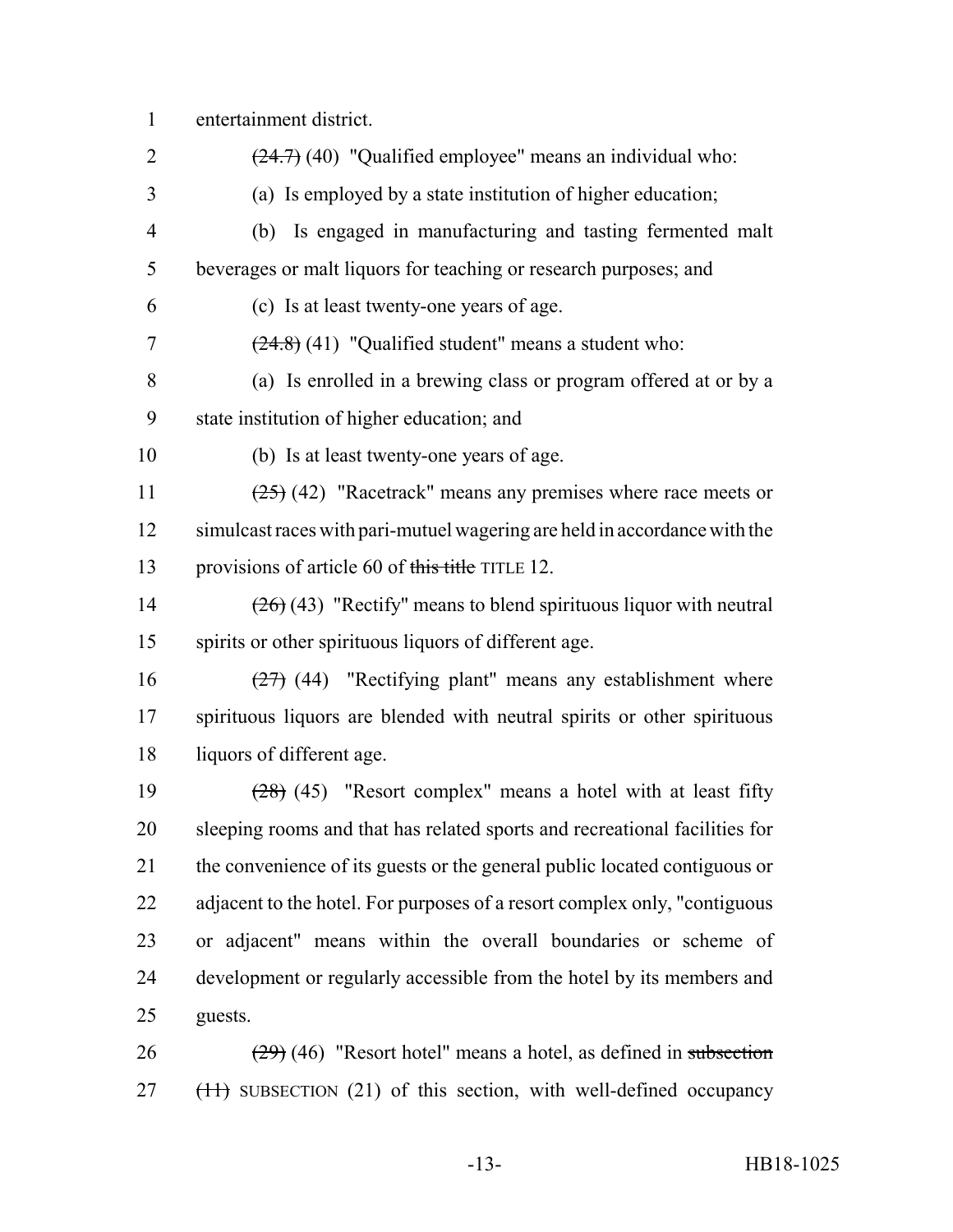entertainment district.

~~(24.7)~~ (40) "Qualified employee" means an individual who:

(a) Is employed by a state institution of higher education;

(b) Is engaged in manufacturing and tasting fermented malt beverages or malt liquors for teaching or research purposes; and

(c) Is at least twenty-one years of age.

~~(24.8)~~ (41) "Qualified student" means a student who:

(a) Is enrolled in a brewing class or program offered at or by a state institution of higher education; and

(b) Is at least twenty-one years of age.

~~(25)~~ (42) "Racetrack" means any premises where race meets or simulcast races with pari-mutuel wagering are held in accordance with the provisions of article 60 of ~~this title~~ TITLE 12.

~~(26)~~ (43) "Rectify" means to blend spirituous liquor with neutral spirits or other spirituous liquors of different age.

~~(27)~~ (44) "Rectifying plant" means any establishment where spirituous liquors are blended with neutral spirits or other spirituous liquors of different age.

~~(28)~~ (45) "Resort complex" means a hotel with at least fifty sleeping rooms and that has related sports and recreational facilities for the convenience of its guests or the general public located contiguous or adjacent to the hotel. For purposes of a resort complex only, "contiguous or adjacent" means within the overall boundaries or scheme of development or regularly accessible from the hotel by its members and guests.

~~(29)~~ (46) "Resort hotel" means a hotel, as defined in ~~subsection (11)~~ SUBSECTION (21) of this section, with well-defined occupancy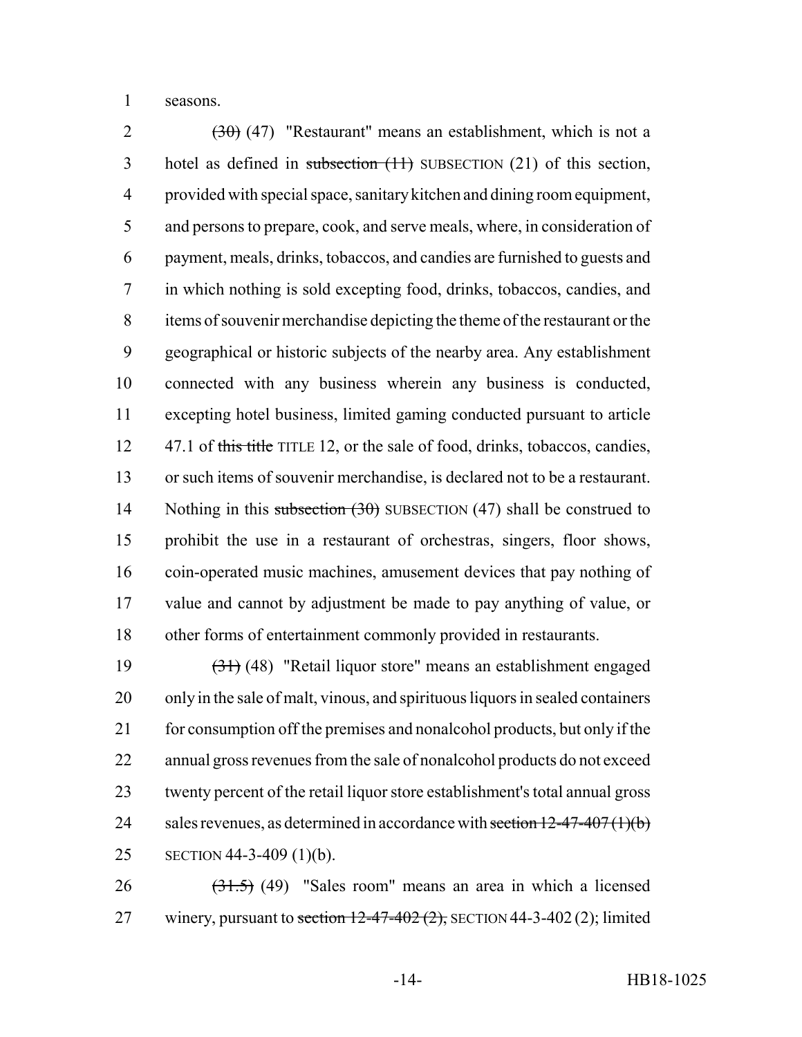seasons.

~~(30)~~ (47) "Restaurant" means an establishment, which is not a hotel as defined in ~~subsection (11)~~ SUBSECTION (21) of this section, provided with special space, sanitary kitchen and dining room equipment, and persons to prepare, cook, and serve meals, where, in consideration of payment, meals, drinks, tobaccos, and candies are furnished to guests and in which nothing is sold excepting food, drinks, tobaccos, candies, and items of souvenir merchandise depicting the theme of the restaurant or the geographical or historic subjects of the nearby area. Any establishment connected with any business wherein any business is conducted, excepting hotel business, limited gaming conducted pursuant to article 47.1 of ~~this title~~ TITLE 12, or the sale of food, drinks, tobaccos, candies, or such items of souvenir merchandise, is declared not to be a restaurant. Nothing in this ~~subsection (30)~~ SUBSECTION (47) shall be construed to prohibit the use in a restaurant of orchestras, singers, floor shows, coin-operated music machines, amusement devices that pay nothing of value and cannot by adjustment be made to pay anything of value, or other forms of entertainment commonly provided in restaurants.

~~(31)~~ (48) "Retail liquor store" means an establishment engaged only in the sale of malt, vinous, and spirituous liquors in sealed containers for consumption off the premises and nonalcohol products, but only if the annual gross revenues from the sale of nonalcohol products do not exceed twenty percent of the retail liquor store establishment's total annual gross sales revenues, as determined in accordance with ~~section 12-47-407 (1)(b)~~ SECTION 44-3-409 (1)(b).

~~(31.5)~~ (49) "Sales room" means an area in which a licensed winery, pursuant to ~~section 12-47-402 (2),~~ SECTION 44-3-402 (2); limited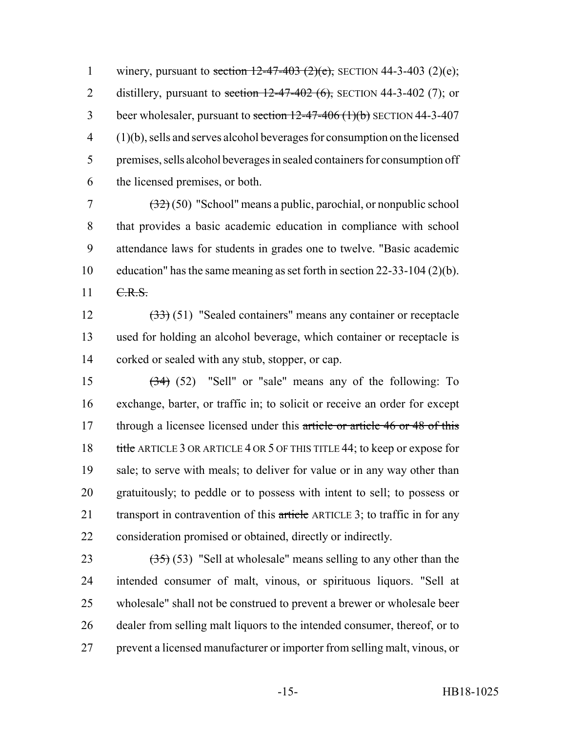1 winery, pursuant to ~~section 12-47-403 (2)(e),~~ SECTION 44-3-403 (2)(e);
2 distillery, pursuant to ~~section 12-47-402 (6),~~ SECTION 44-3-402 (7); or
3 beer wholesaler, pursuant to ~~section 12-47-406 (1)(b)~~ SECTION 44-3-407
4 (1)(b), sells and serves alcohol beverages for consumption on the licensed
5 premises, sells alcohol beverages in sealed containers for consumption off
6 the licensed premises, or both.

7 ~~(32)~~ (50) "School" means a public, parochial, or nonpublic school
8 that provides a basic academic education in compliance with school
9 attendance laws for students in grades one to twelve. "Basic academic
10 education" has the same meaning as set forth in section 22-33-104 (2)(b).
11 ~~C.R.S.~~

12 ~~(33)~~ (51) "Sealed containers" means any container or receptacle
13 used for holding an alcohol beverage, which container or receptacle is
14 corked or sealed with any stub, stopper, or cap.

15 ~~(34)~~ (52) "Sell" or "sale" means any of the following: To
16 exchange, barter, or traffic in; to solicit or receive an order for except
17 through a licensee licensed under this ~~article or article 46 or 48 of this~~
18 ~~title~~ ARTICLE 3 OR ARTICLE 4 OR 5 OF THIS TITLE 44; to keep or expose for
19 sale; to serve with meals; to deliver for value or in any way other than
20 gratuitously; to peddle or to possess with intent to sell; to possess or
21 transport in contravention of this ~~article~~ ARTICLE 3; to traffic in for any
22 consideration promised or obtained, directly or indirectly.

23 ~~(35)~~ (53) "Sell at wholesale" means selling to any other than the
24 intended consumer of malt, vinous, or spirituous liquors. "Sell at
25 wholesale" shall not be construed to prevent a brewer or wholesale beer
26 dealer from selling malt liquors to the intended consumer, thereof, or to
27 prevent a licensed manufacturer or importer from selling malt, vinous, or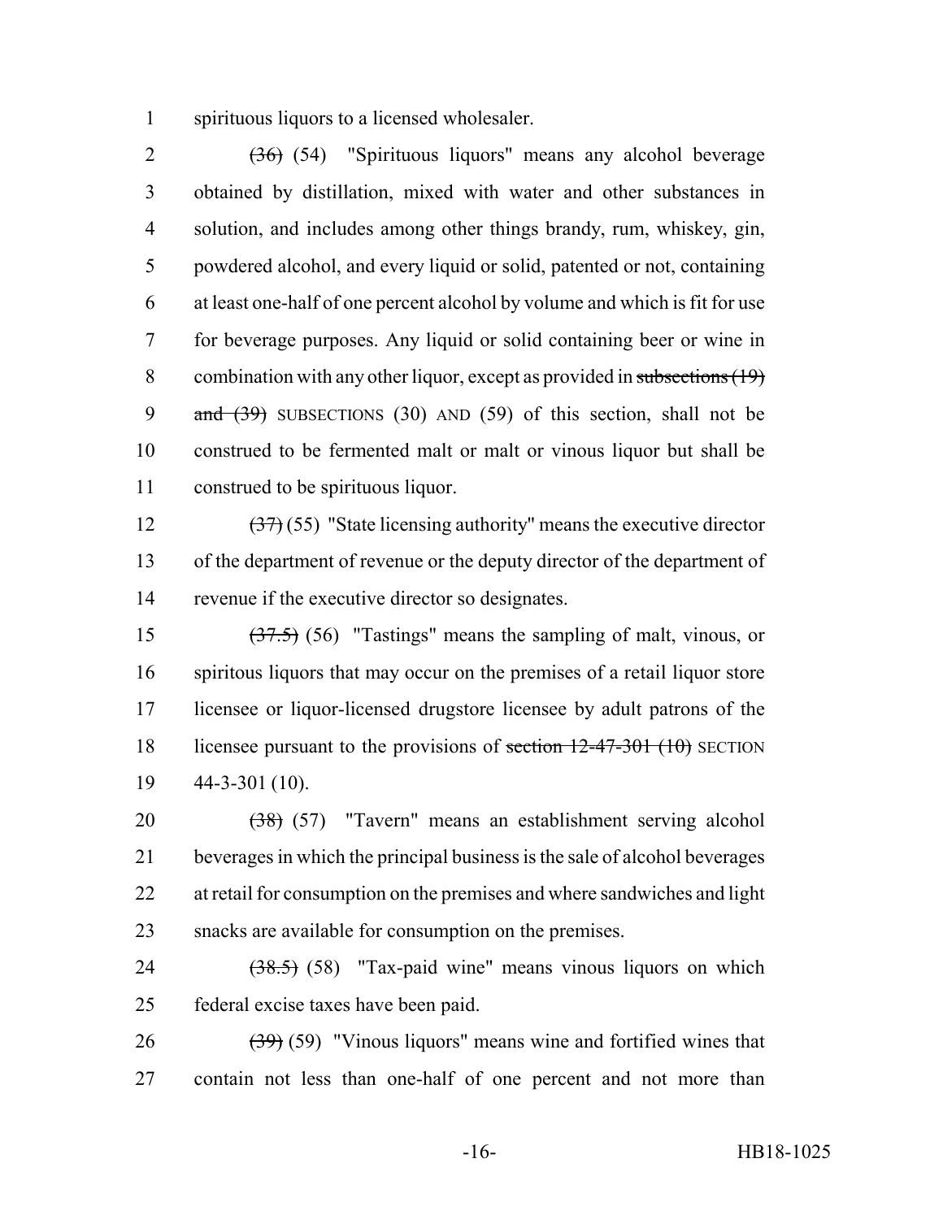spirituous liquors to a licensed wholesaler.

~~(36)~~ (54) "Spirituous liquors" means any alcohol beverage obtained by distillation, mixed with water and other substances in solution, and includes among other things brandy, rum, whiskey, gin, powdered alcohol, and every liquid or solid, patented or not, containing at least one-half of one percent alcohol by volume and which is fit for use for beverage purposes. Any liquid or solid containing beer or wine in combination with any other liquor, except as provided in ~~subsections (19) and (39)~~ SUBSECTIONS (30) AND (59) of this section, shall not be construed to be fermented malt or malt or vinous liquor but shall be construed to be spirituous liquor.

~~(37)~~ (55) "State licensing authority" means the executive director of the department of revenue or the deputy director of the department of revenue if the executive director so designates.

~~(37.5)~~ (56) "Tastings" means the sampling of malt, vinous, or spiritous liquors that may occur on the premises of a retail liquor store licensee or liquor-licensed drugstore licensee by adult patrons of the licensee pursuant to the provisions of ~~section 12-47-301 (10)~~ SECTION 44-3-301 (10).

~~(38)~~ (57) "Tavern" means an establishment serving alcohol beverages in which the principal business is the sale of alcohol beverages at retail for consumption on the premises and where sandwiches and light snacks are available for consumption on the premises.

~~(38.5)~~ (58) "Tax-paid wine" means vinous liquors on which federal excise taxes have been paid.

~~(39)~~ (59) "Vinous liquors" means wine and fortified wines that contain not less than one-half of one percent and not more than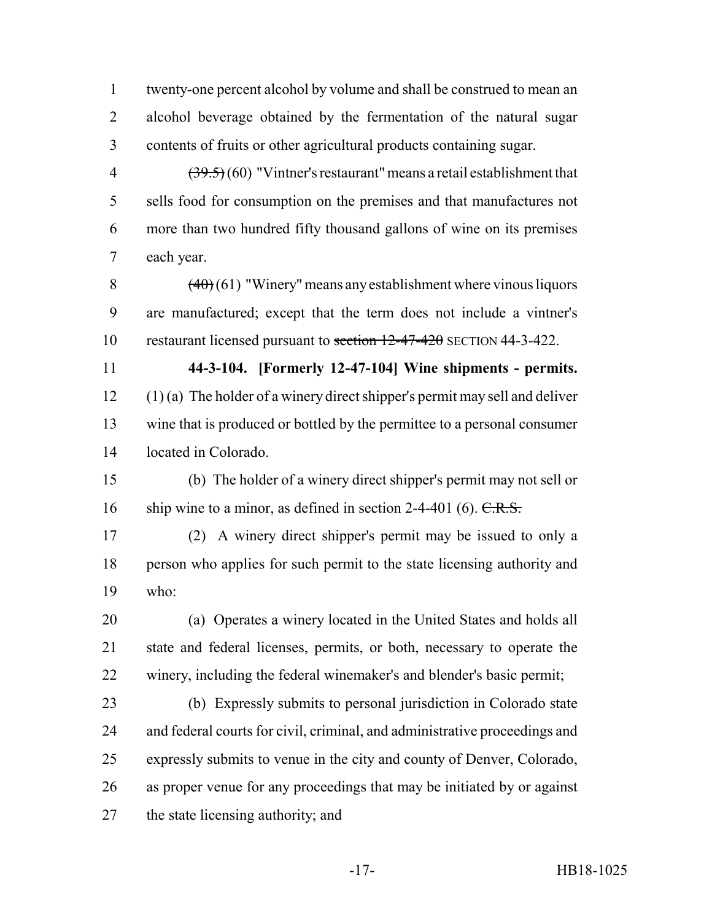twenty-one percent alcohol by volume and shall be construed to mean an alcohol beverage obtained by the fermentation of the natural sugar contents of fruits or other agricultural products containing sugar.

~~(39.5)~~ (60) "Vintner's restaurant" means a retail establishment that sells food for consumption on the premises and that manufactures not more than two hundred fifty thousand gallons of wine on its premises each year.

~~(40)~~ (61) "Winery" means any establishment where vinous liquors are manufactured; except that the term does not include a vintner's restaurant licensed pursuant to ~~section 12-47-420~~ SECTION 44-3-422.

**44-3-104. [Formerly 12-47-104] Wine shipments - permits.** (1) (a) The holder of a winery direct shipper's permit may sell and deliver wine that is produced or bottled by the permittee to a personal consumer located in Colorado.

(b) The holder of a winery direct shipper's permit may not sell or ship wine to a minor, as defined in section 2-4-401 (6). ~~C.R.S.~~

(2) A winery direct shipper's permit may be issued to only a person who applies for such permit to the state licensing authority and who:

(a) Operates a winery located in the United States and holds all state and federal licenses, permits, or both, necessary to operate the winery, including the federal winemaker's and blender's basic permit;

(b) Expressly submits to personal jurisdiction in Colorado state and federal courts for civil, criminal, and administrative proceedings and expressly submits to venue in the city and county of Denver, Colorado, as proper venue for any proceedings that may be initiated by or against the state licensing authority; and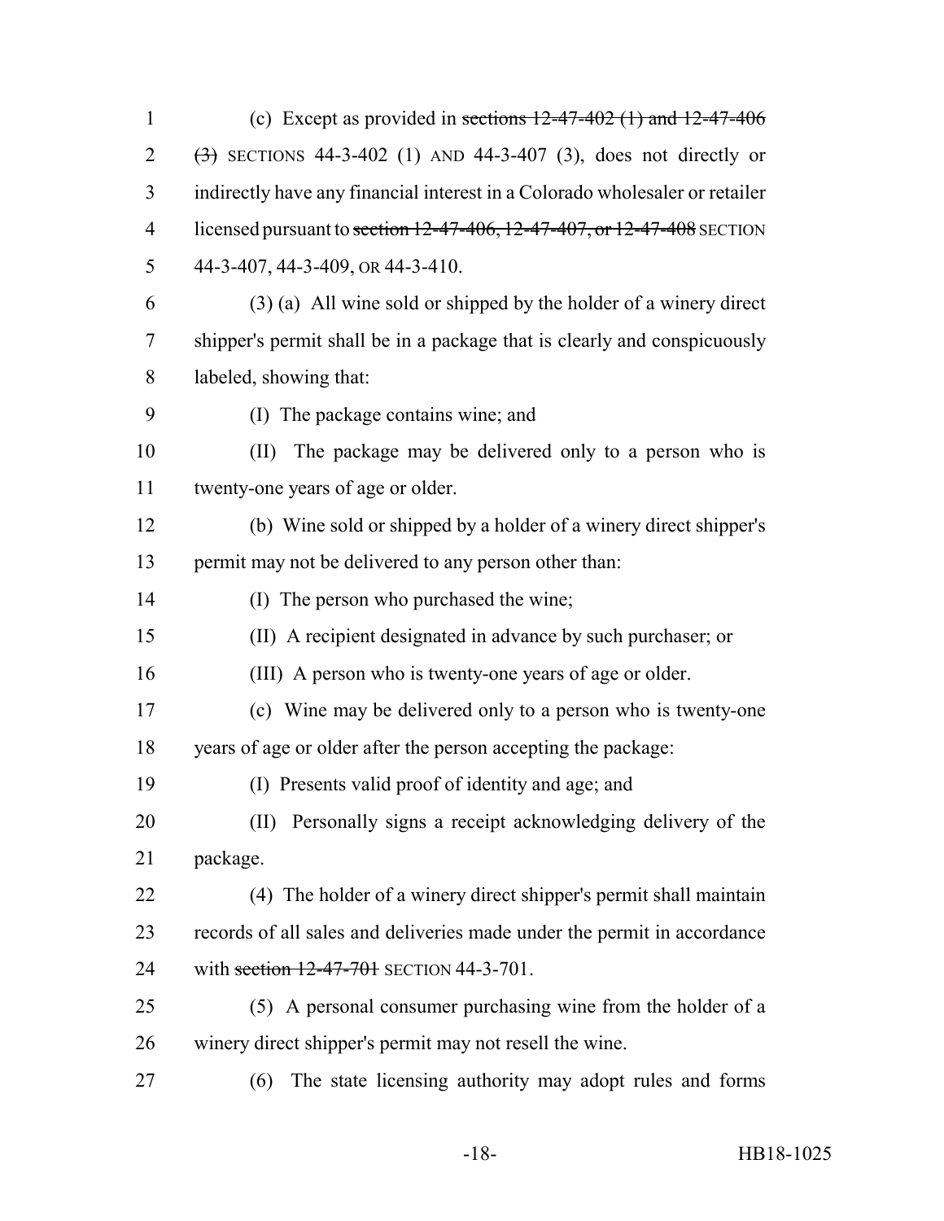(c) Except as provided in ~~sections 12-47-402 (1) and 12-47-406 (3)~~ SECTIONS 44-3-402 (1) AND 44-3-407 (3), does not directly or indirectly have any financial interest in a Colorado wholesaler or retailer licensed pursuant to ~~section 12-47-406, 12-47-407, or 12-47-408~~ SECTION 44-3-407, 44-3-409, OR 44-3-410.

(3) (a) All wine sold or shipped by the holder of a winery direct shipper's permit shall be in a package that is clearly and conspicuously labeled, showing that:

(I) The package contains wine; and

(II) The package may be delivered only to a person who is twenty-one years of age or older.

(b) Wine sold or shipped by a holder of a winery direct shipper's permit may not be delivered to any person other than:

(I) The person who purchased the wine;

(II) A recipient designated in advance by such purchaser; or

(III) A person who is twenty-one years of age or older.

(c) Wine may be delivered only to a person who is twenty-one years of age or older after the person accepting the package:

(I) Presents valid proof of identity and age; and

(II) Personally signs a receipt acknowledging delivery of the package.

(4) The holder of a winery direct shipper's permit shall maintain records of all sales and deliveries made under the permit in accordance with ~~section 12-47-701~~ SECTION 44-3-701.

(5) A personal consumer purchasing wine from the holder of a winery direct shipper's permit may not resell the wine.

(6) The state licensing authority may adopt rules and forms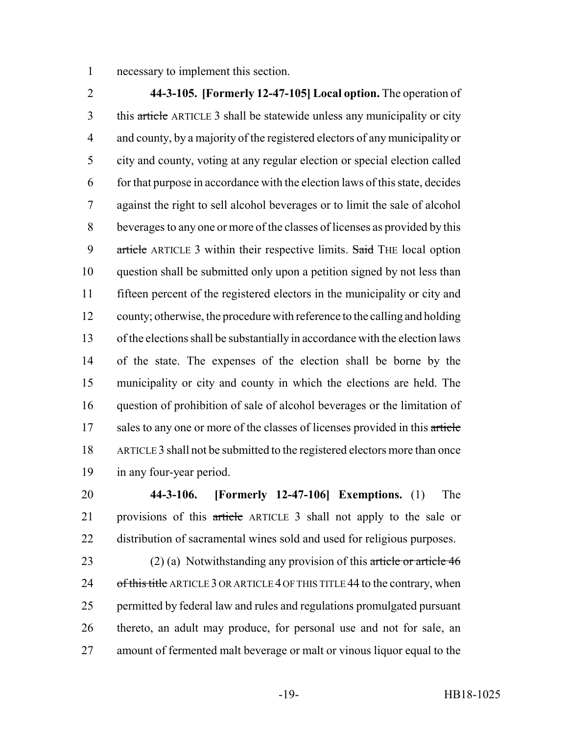necessary to implement this section.

**44-3-105. [Formerly 12-47-105] Local option.** The operation of this ~~article~~ ARTICLE 3 shall be statewide unless any municipality or city and county, by a majority of the registered electors of any municipality or city and county, voting at any regular election or special election called for that purpose in accordance with the election laws of this state, decides against the right to sell alcohol beverages or to limit the sale of alcohol beverages to any one or more of the classes of licenses as provided by this ~~article~~ ARTICLE 3 within their respective limits. ~~Said~~ THE local option question shall be submitted only upon a petition signed by not less than fifteen percent of the registered electors in the municipality or city and county; otherwise, the procedure with reference to the calling and holding of the elections shall be substantially in accordance with the election laws of the state. The expenses of the election shall be borne by the municipality or city and county in which the elections are held. The question of prohibition of sale of alcohol beverages or the limitation of sales to any one or more of the classes of licenses provided in this ~~article~~ ARTICLE 3 shall not be submitted to the registered electors more than once in any four-year period.

**44-3-106. [Formerly 12-47-106] Exemptions.** (1) The provisions of this ~~article~~ ARTICLE 3 shall not apply to the sale or distribution of sacramental wines sold and used for religious purposes.

(2) (a) Notwithstanding any provision of this ~~article or article 46 of this title~~ ARTICLE 3 OR ARTICLE 4 OF THIS TITLE 44 to the contrary, when permitted by federal law and rules and regulations promulgated pursuant thereto, an adult may produce, for personal use and not for sale, an amount of fermented malt beverage or malt or vinous liquor equal to the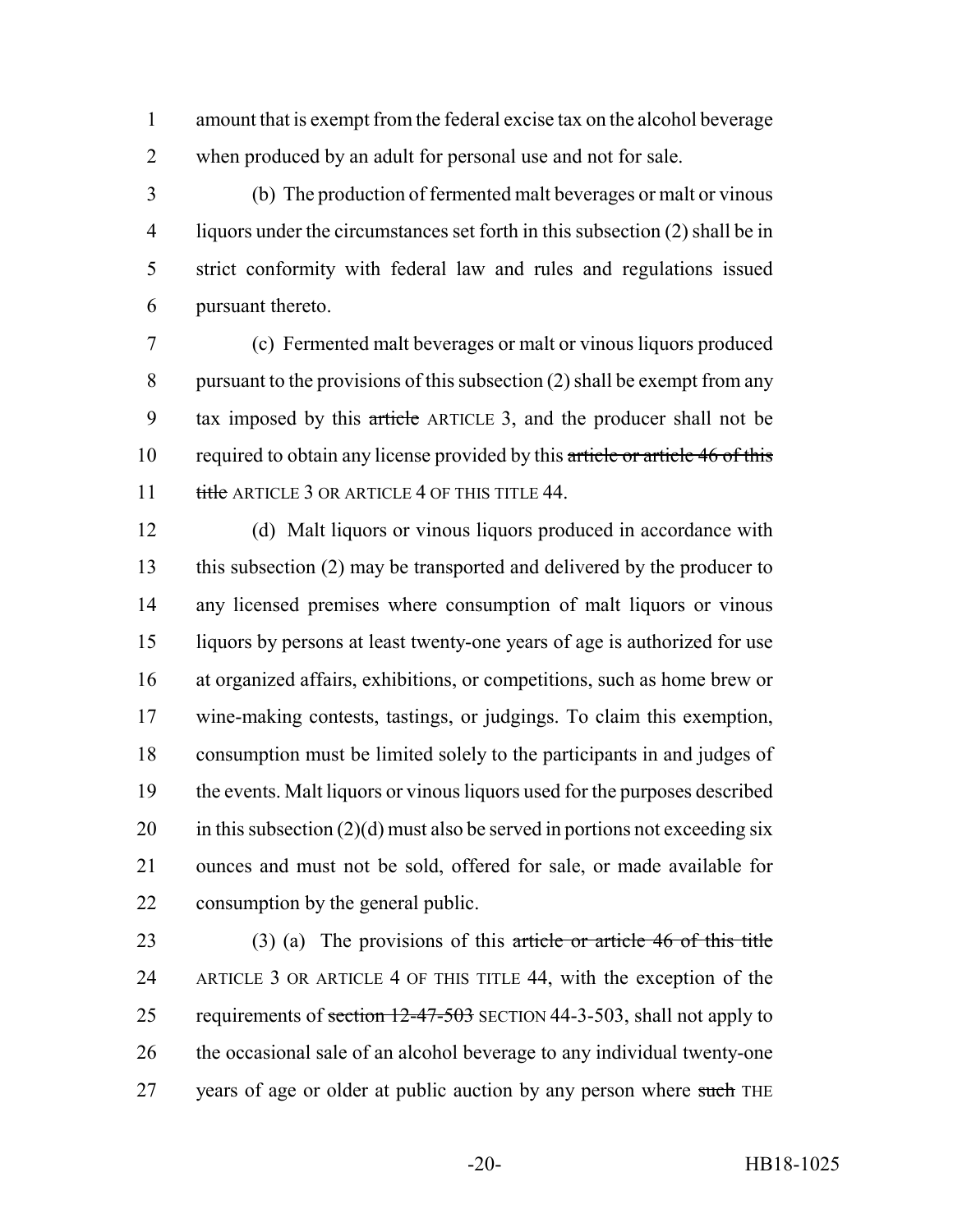amount that is exempt from the federal excise tax on the alcohol beverage when produced by an adult for personal use and not for sale.

(b) The production of fermented malt beverages or malt or vinous liquors under the circumstances set forth in this subsection (2) shall be in strict conformity with federal law and rules and regulations issued pursuant thereto.

(c) Fermented malt beverages or malt or vinous liquors produced pursuant to the provisions of this subsection (2) shall be exempt from any tax imposed by this ~~article~~ ARTICLE 3, and the producer shall not be required to obtain any license provided by this ~~article or article 46 of this title~~ ARTICLE 3 OR ARTICLE 4 OF THIS TITLE 44.

(d) Malt liquors or vinous liquors produced in accordance with this subsection (2) may be transported and delivered by the producer to any licensed premises where consumption of malt liquors or vinous liquors by persons at least twenty-one years of age is authorized for use at organized affairs, exhibitions, or competitions, such as home brew or wine-making contests, tastings, or judgings. To claim this exemption, consumption must be limited solely to the participants in and judges of the events. Malt liquors or vinous liquors used for the purposes described in this subsection (2)(d) must also be served in portions not exceeding six ounces and must not be sold, offered for sale, or made available for consumption by the general public.

(3) (a) The provisions of this ~~article or article 46 of this title~~ ARTICLE 3 OR ARTICLE 4 OF THIS TITLE 44, with the exception of the requirements of ~~section 12-47-503~~ SECTION 44-3-503, shall not apply to the occasional sale of an alcohol beverage to any individual twenty-one years of age or older at public auction by any person where ~~such~~ THE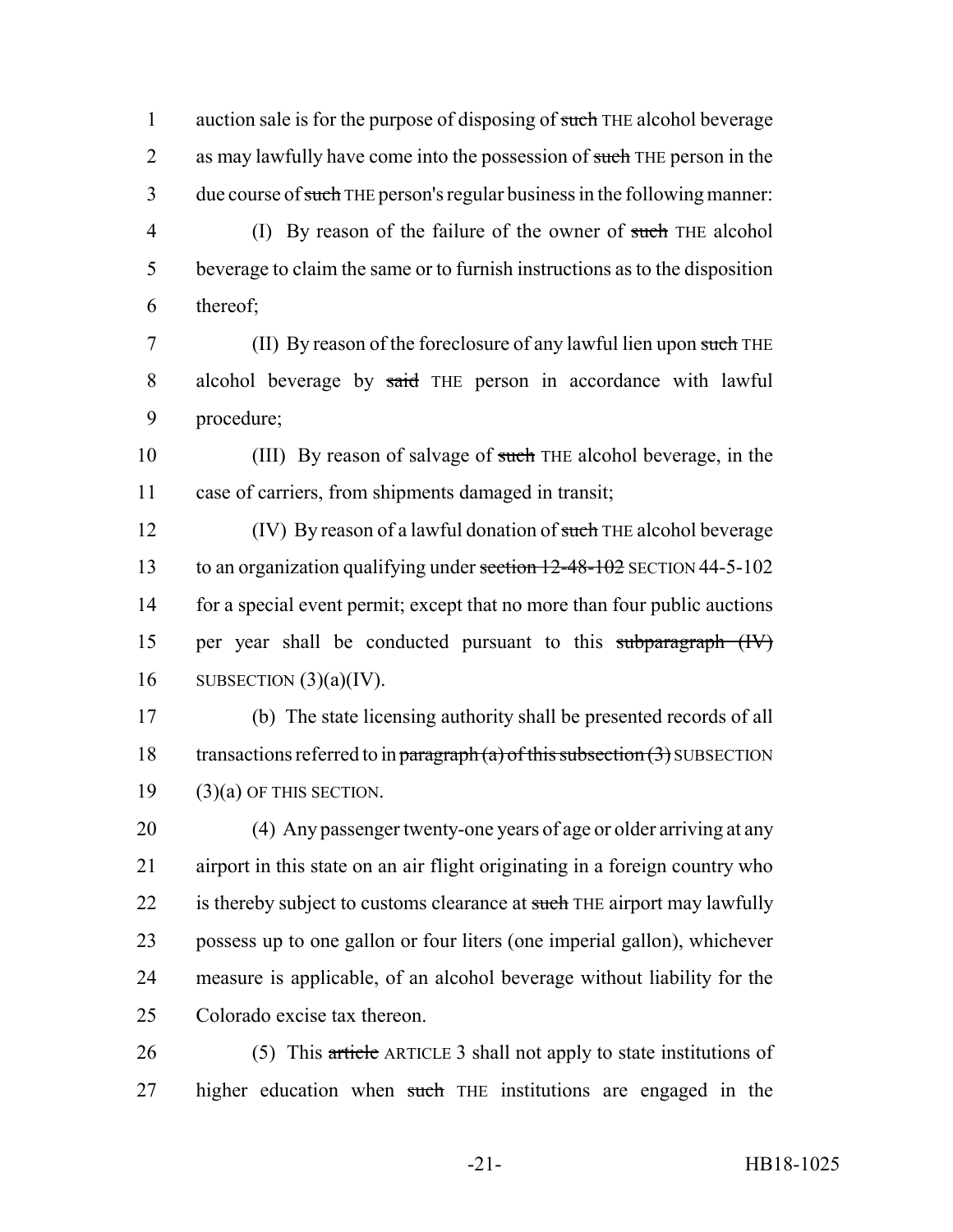auction sale is for the purpose of disposing of ~~such~~ THE alcohol beverage as may lawfully have come into the possession of ~~such~~ THE person in the due course of ~~such~~ THE person's regular business in the following manner:

(I) By reason of the failure of the owner of ~~such~~ THE alcohol beverage to claim the same or to furnish instructions as to the disposition thereof;

(II) By reason of the foreclosure of any lawful lien upon ~~such~~ THE alcohol beverage by ~~said~~ THE person in accordance with lawful procedure;

(III) By reason of salvage of ~~such~~ THE alcohol beverage, in the case of carriers, from shipments damaged in transit;

(IV) By reason of a lawful donation of ~~such~~ THE alcohol beverage to an organization qualifying under ~~section 12-48-102~~ SECTION 44-5-102 for a special event permit; except that no more than four public auctions per year shall be conducted pursuant to this ~~subparagraph (IV)~~ SUBSECTION (3)(a)(IV).

(b) The state licensing authority shall be presented records of all transactions referred to in ~~paragraph (a) of this subsection (3)~~ SUBSECTION (3)(a) OF THIS SECTION.

(4) Any passenger twenty-one years of age or older arriving at any airport in this state on an air flight originating in a foreign country who is thereby subject to customs clearance at ~~such~~ THE airport may lawfully possess up to one gallon or four liters (one imperial gallon), whichever measure is applicable, of an alcohol beverage without liability for the Colorado excise tax thereon.

(5) This ~~article~~ ARTICLE 3 shall not apply to state institutions of higher education when ~~such~~ THE institutions are engaged in the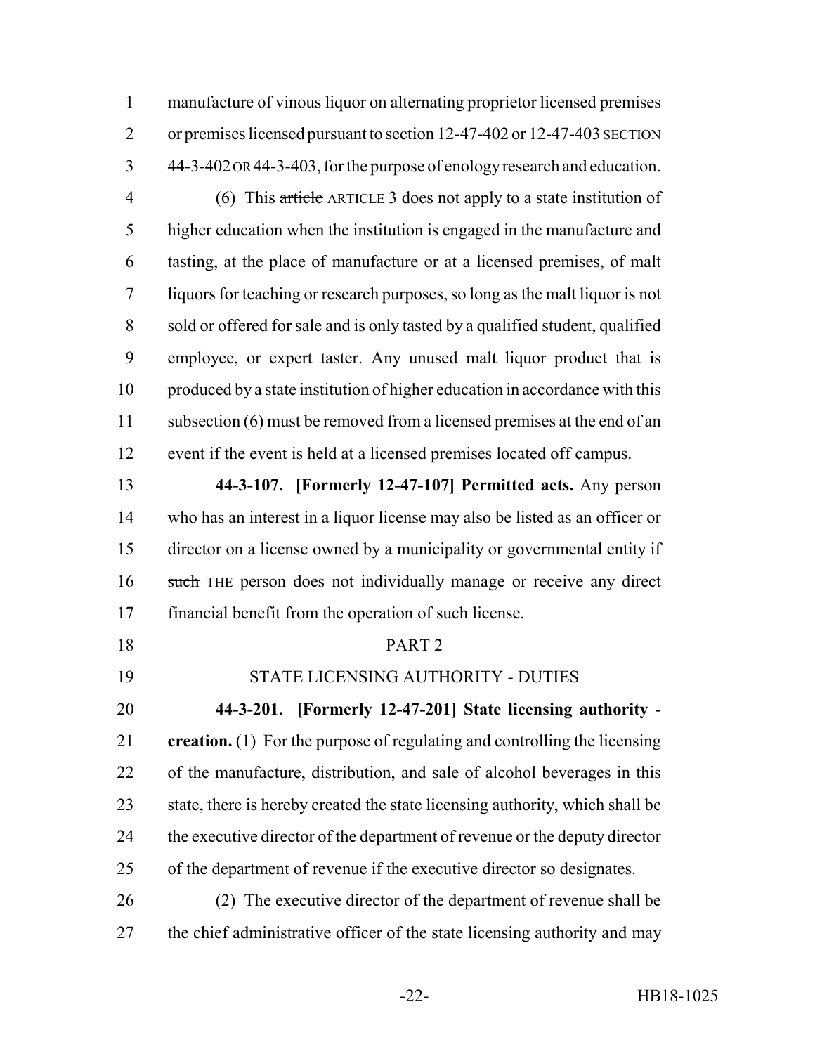manufacture of vinous liquor on alternating proprietor licensed premises or premises licensed pursuant to ~~section 12-47-402 or 12-47-403~~ SECTION 44-3-402 OR 44-3-403, for the purpose of enology research and education.

(6) This ~~article~~ ARTICLE 3 does not apply to a state institution of higher education when the institution is engaged in the manufacture and tasting, at the place of manufacture or at a licensed premises, of malt liquors for teaching or research purposes, so long as the malt liquor is not sold or offered for sale and is only tasted by a qualified student, qualified employee, or expert taster. Any unused malt liquor product that is produced by a state institution of higher education in accordance with this subsection (6) must be removed from a licensed premises at the end of an event if the event is held at a licensed premises located off campus.

**44-3-107. [Formerly 12-47-107] Permitted acts.** Any person who has an interest in a liquor license may also be listed as an officer or director on a license owned by a municipality or governmental entity if ~~such~~ THE person does not individually manage or receive any direct financial benefit from the operation of such license.

PART 2

STATE LICENSING AUTHORITY - DUTIES

**44-3-201. [Formerly 12-47-201] State licensing authority - creation.** (1) For the purpose of regulating and controlling the licensing of the manufacture, distribution, and sale of alcohol beverages in this state, there is hereby created the state licensing authority, which shall be the executive director of the department of revenue or the deputy director of the department of revenue if the executive director so designates.

(2) The executive director of the department of revenue shall be the chief administrative officer of the state licensing authority and may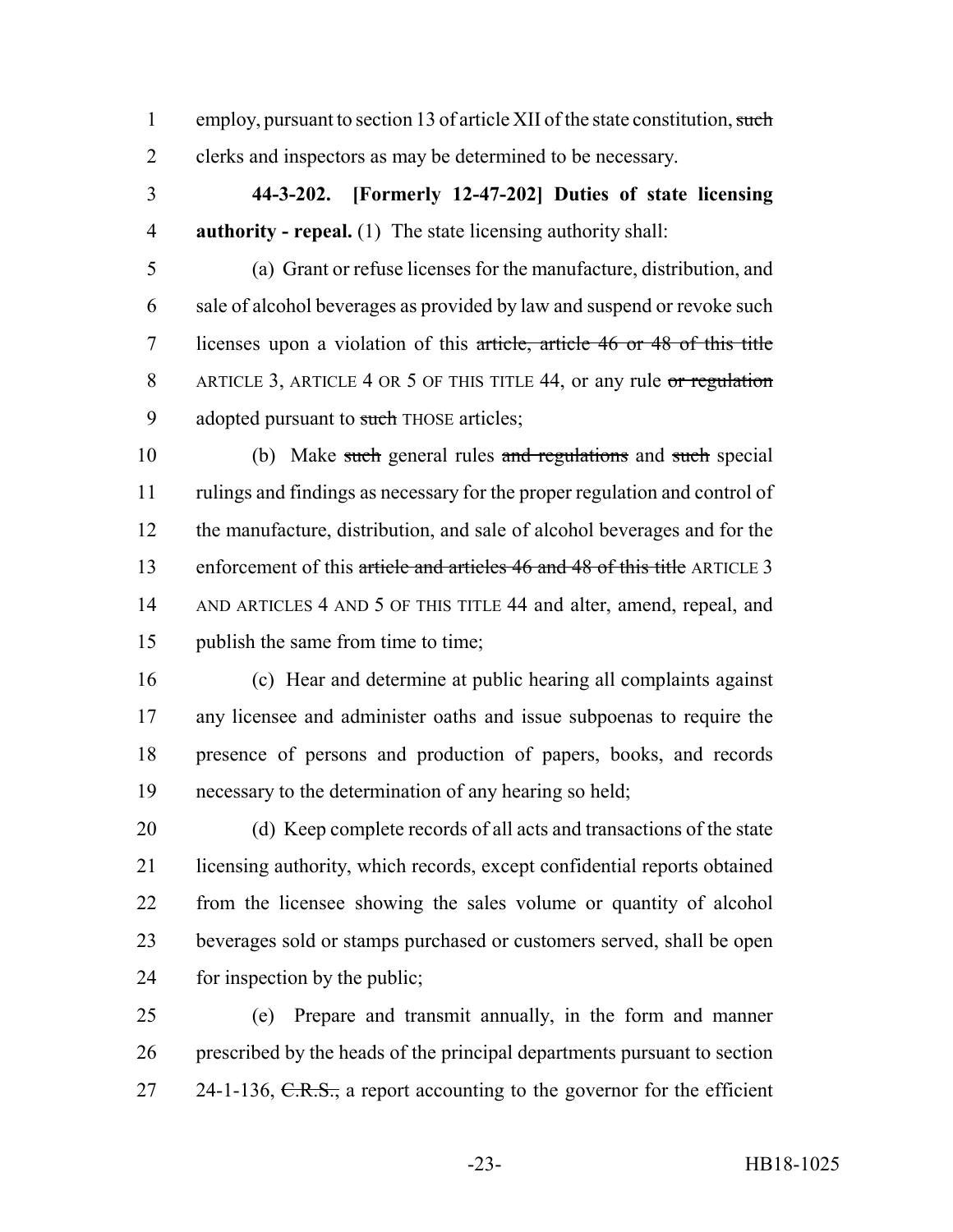employ, pursuant to section 13 of article XII of the state constitution, ~~such~~ clerks and inspectors as may be determined to be necessary.

**44-3-202. [Formerly 12-47-202] Duties of state licensing authority - repeal.** (1) The state licensing authority shall:

(a) Grant or refuse licenses for the manufacture, distribution, and sale of alcohol beverages as provided by law and suspend or revoke such licenses upon a violation of this ~~article, article 46 or 48 of this title~~ ARTICLE 3, ARTICLE 4 OR 5 OF THIS TITLE 44, or any rule ~~or regulation~~ adopted pursuant to ~~such~~ THOSE articles;

(b) Make ~~such~~ general rules ~~and regulations~~ and ~~such~~ special rulings and findings as necessary for the proper regulation and control of the manufacture, distribution, and sale of alcohol beverages and for the enforcement of this ~~article and articles 46 and 48 of this title~~ ARTICLE 3 AND ARTICLES 4 AND 5 OF THIS TITLE 44 and alter, amend, repeal, and publish the same from time to time;

(c) Hear and determine at public hearing all complaints against any licensee and administer oaths and issue subpoenas to require the presence of persons and production of papers, books, and records necessary to the determination of any hearing so held;

(d) Keep complete records of all acts and transactions of the state licensing authority, which records, except confidential reports obtained from the licensee showing the sales volume or quantity of alcohol beverages sold or stamps purchased or customers served, shall be open for inspection by the public;

(e) Prepare and transmit annually, in the form and manner prescribed by the heads of the principal departments pursuant to section 24-1-136, ~~C.R.S.,~~ a report accounting to the governor for the efficient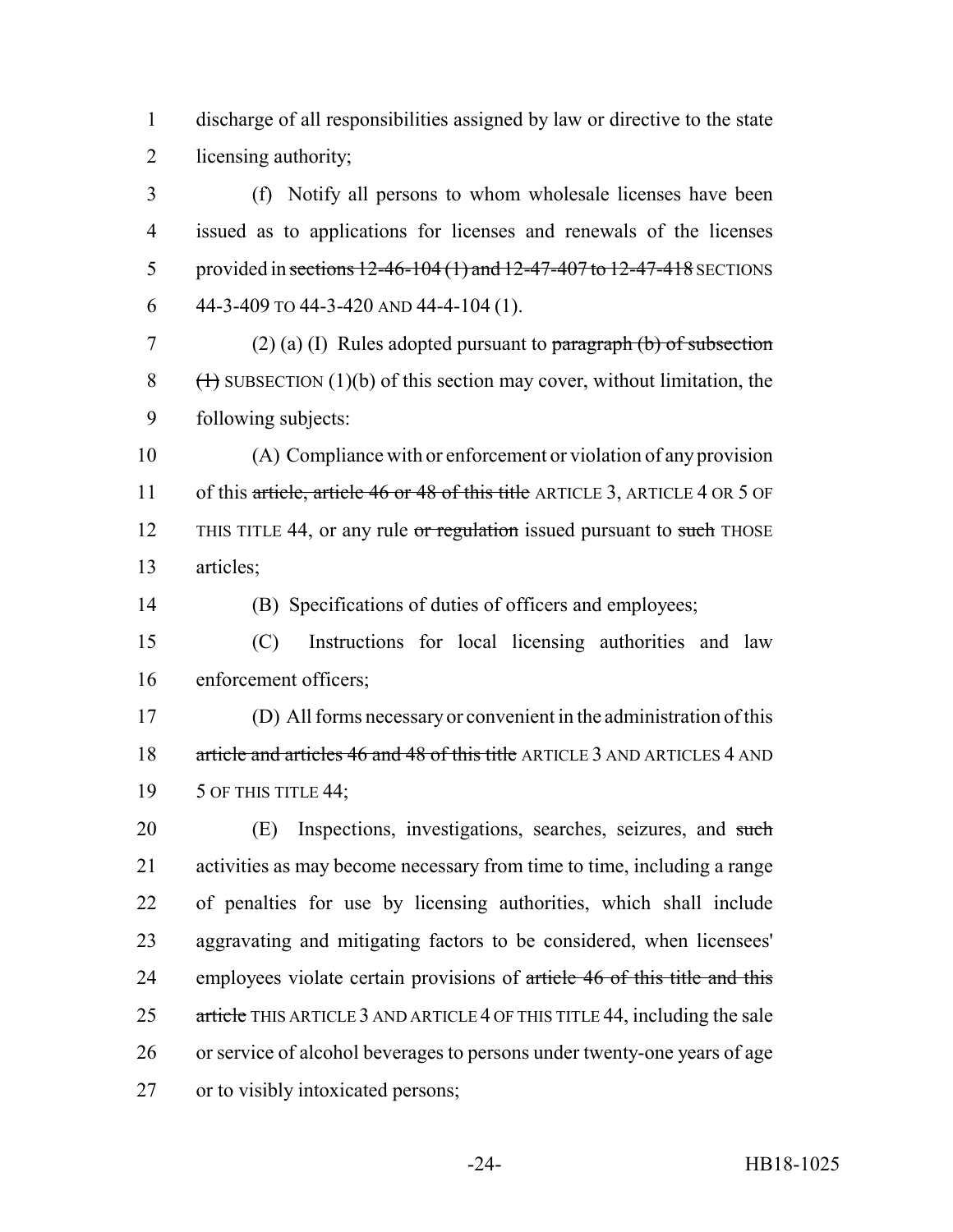discharge of all responsibilities assigned by law or directive to the state licensing authority;

(f) Notify all persons to whom wholesale licenses have been issued as to applications for licenses and renewals of the licenses provided in ~~sections 12-46-104 (1) and 12-47-407 to 12-47-418~~ SECTIONS 44-3-409 TO 44-3-420 AND 44-4-104 (1).

(2) (a) (I) Rules adopted pursuant to ~~paragraph (b) of subsection (1)~~ SUBSECTION (1)(b) of this section may cover, without limitation, the following subjects:

(A) Compliance with or enforcement or violation of any provision of this ~~article, article 46 or 48 of this title~~ ARTICLE 3, ARTICLE 4 OR 5 OF THIS TITLE 44, or any rule ~~or regulation~~ issued pursuant to ~~such~~ THOSE articles;

(B) Specifications of duties of officers and employees;

(C) Instructions for local licensing authorities and law enforcement officers;

(D) All forms necessary or convenient in the administration of this ~~article and articles 46 and 48 of this title~~ ARTICLE 3 AND ARTICLES 4 AND 5 OF THIS TITLE 44;

(E) Inspections, investigations, searches, seizures, and ~~such~~ activities as may become necessary from time to time, including a range of penalties for use by licensing authorities, which shall include aggravating and mitigating factors to be considered, when licensees' employees violate certain provisions of ~~article 46 of this title and this article~~ THIS ARTICLE 3 AND ARTICLE 4 OF THIS TITLE 44, including the sale or service of alcohol beverages to persons under twenty-one years of age or to visibly intoxicated persons;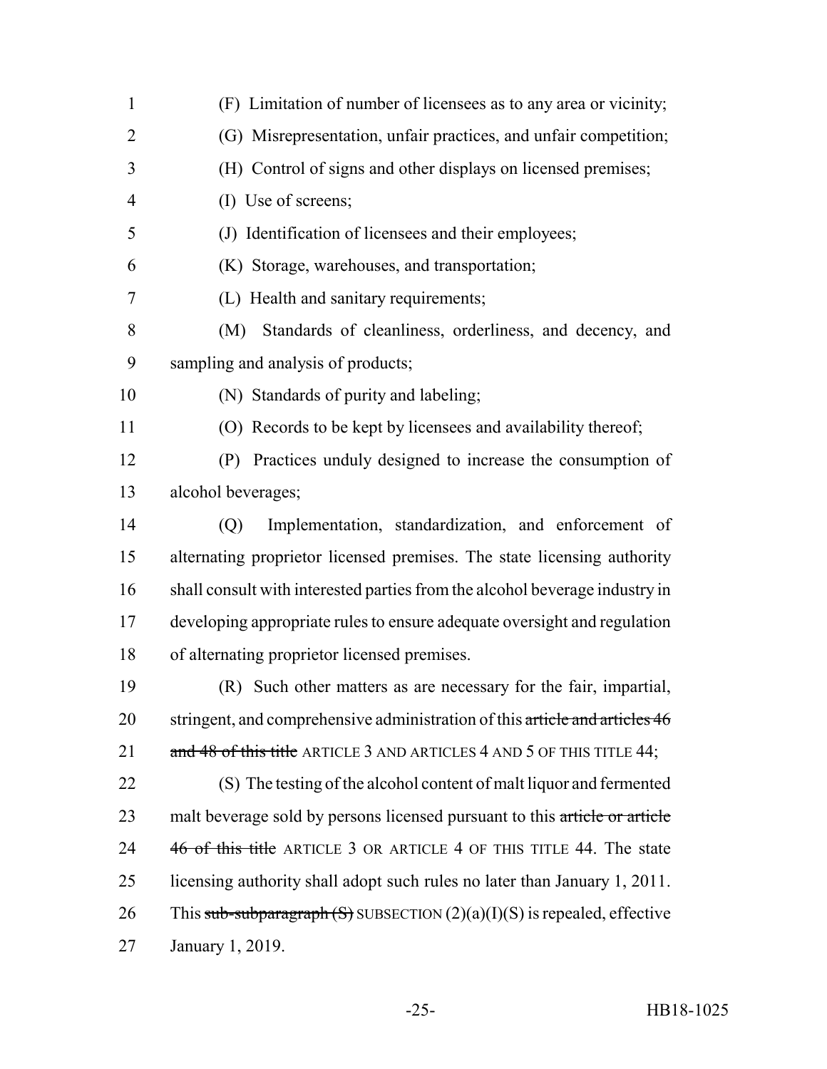(F) Limitation of number of licensees as to any area or vicinity;

(G) Misrepresentation, unfair practices, and unfair competition;

(H) Control of signs and other displays on licensed premises;

(I) Use of screens;

(J) Identification of licensees and their employees;

(K) Storage, warehouses, and transportation;

(L) Health and sanitary requirements;

(M) Standards of cleanliness, orderliness, and decency, and sampling and analysis of products;

(N) Standards of purity and labeling;

(O) Records to be kept by licensees and availability thereof;

(P) Practices unduly designed to increase the consumption of alcohol beverages;

(Q) Implementation, standardization, and enforcement of alternating proprietor licensed premises. The state licensing authority shall consult with interested parties from the alcohol beverage industry in developing appropriate rules to ensure adequate oversight and regulation of alternating proprietor licensed premises.

(R) Such other matters as are necessary for the fair, impartial, stringent, and comprehensive administration of this ~~article and articles 46 and 48 of this title~~ ARTICLE 3 AND ARTICLES 4 AND 5 OF THIS TITLE 44;

(S) The testing of the alcohol content of malt liquor and fermented malt beverage sold by persons licensed pursuant to this ~~article or article 46 of this title~~ ARTICLE 3 OR ARTICLE 4 OF THIS TITLE 44. The state licensing authority shall adopt such rules no later than January 1, 2011. This ~~sub-subparagraph (S)~~ SUBSECTION (2)(a)(I)(S) is repealed, effective January 1, 2019.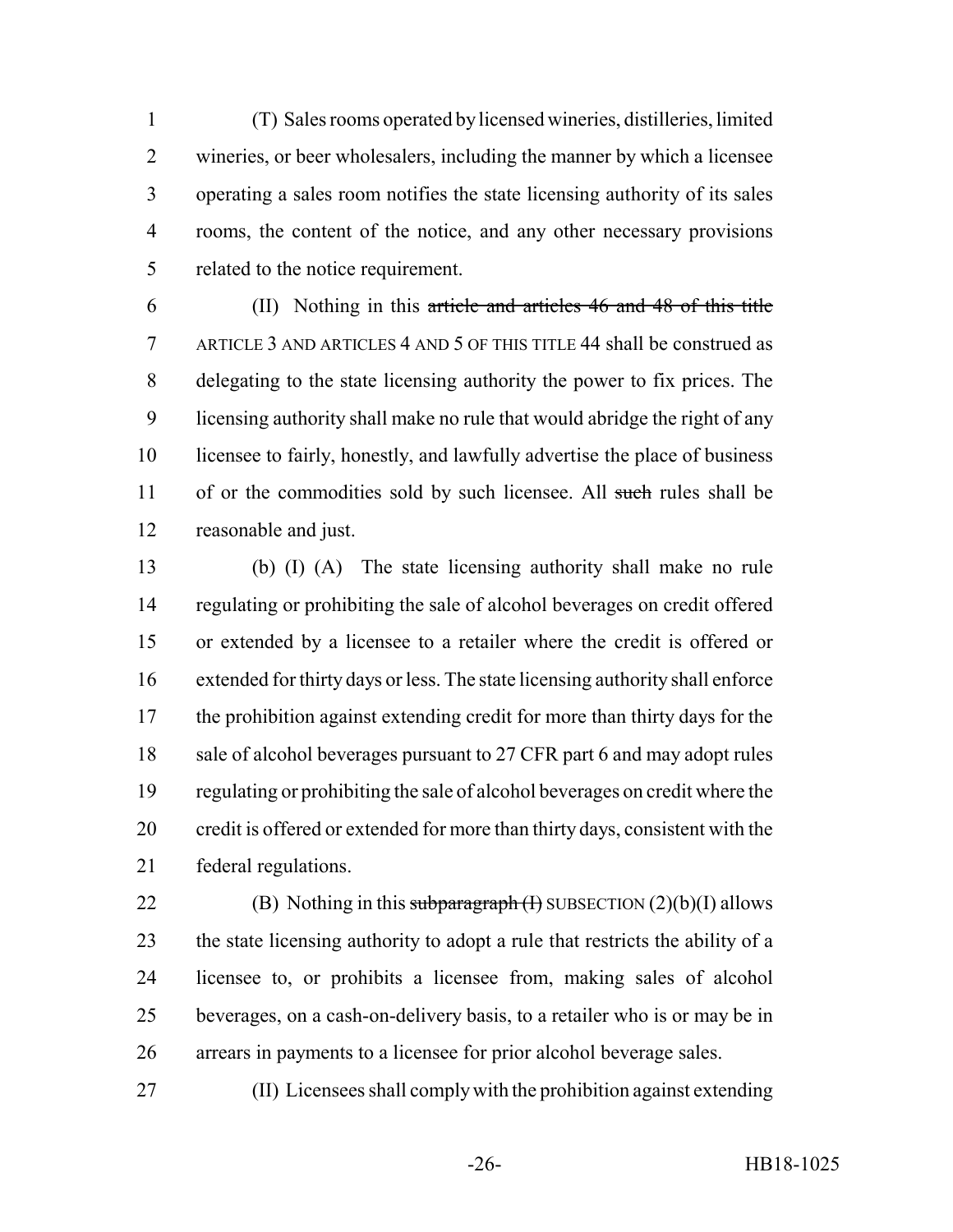(T) Sales rooms operated by licensed wineries, distilleries, limited wineries, or beer wholesalers, including the manner by which a licensee operating a sales room notifies the state licensing authority of its sales rooms, the content of the notice, and any other necessary provisions related to the notice requirement.

(II) Nothing in this ~~article and articles 46 and 48 of this title~~ ARTICLE 3 AND ARTICLES 4 AND 5 OF THIS TITLE 44 shall be construed as delegating to the state licensing authority the power to fix prices. The licensing authority shall make no rule that would abridge the right of any licensee to fairly, honestly, and lawfully advertise the place of business of or the commodities sold by such licensee. All ~~such~~ rules shall be reasonable and just.

(b) (I) (A) The state licensing authority shall make no rule regulating or prohibiting the sale of alcohol beverages on credit offered or extended by a licensee to a retailer where the credit is offered or extended for thirty days or less. The state licensing authority shall enforce the prohibition against extending credit for more than thirty days for the sale of alcohol beverages pursuant to 27 CFR part 6 and may adopt rules regulating or prohibiting the sale of alcohol beverages on credit where the credit is offered or extended for more than thirty days, consistent with the federal regulations.

(B) Nothing in this ~~subparagraph (I)~~ SUBSECTION (2)(b)(I) allows the state licensing authority to adopt a rule that restricts the ability of a licensee to, or prohibits a licensee from, making sales of alcohol beverages, on a cash-on-delivery basis, to a retailer who is or may be in arrears in payments to a licensee for prior alcohol beverage sales.

(II) Licensees shall comply with the prohibition against extending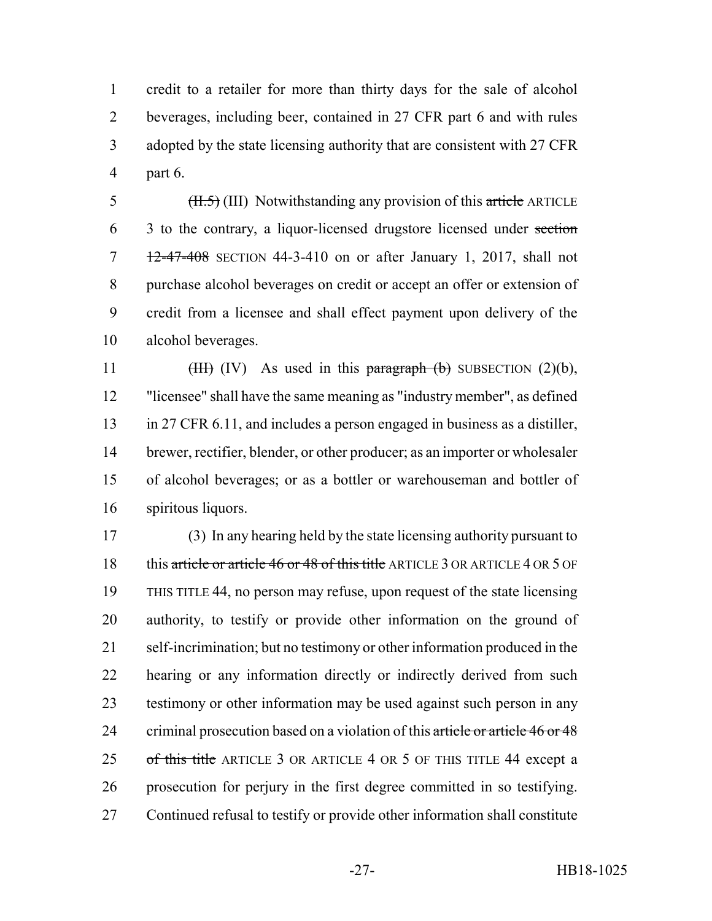credit to a retailer for more than thirty days for the sale of alcohol beverages, including beer, contained in 27 CFR part 6 and with rules adopted by the state licensing authority that are consistent with 27 CFR part 6.

~~(II.5)~~ (III) Notwithstanding any provision of this ~~article~~ ARTICLE 3 to the contrary, a liquor-licensed drugstore licensed under ~~section 12-47-408~~ SECTION 44-3-410 on or after January 1, 2017, shall not purchase alcohol beverages on credit or accept an offer or extension of credit from a licensee and shall effect payment upon delivery of the alcohol beverages.

~~(III)~~ (IV) As used in this ~~paragraph (b)~~ SUBSECTION (2)(b), "licensee" shall have the same meaning as "industry member", as defined in 27 CFR 6.11, and includes a person engaged in business as a distiller, brewer, rectifier, blender, or other producer; as an importer or wholesaler of alcohol beverages; or as a bottler or warehouseman and bottler of spiritous liquors.

(3) In any hearing held by the state licensing authority pursuant to this ~~article or article 46 or 48 of this title~~ ARTICLE 3 OR ARTICLE 4 OR 5 OF THIS TITLE 44, no person may refuse, upon request of the state licensing authority, to testify or provide other information on the ground of self-incrimination; but no testimony or other information produced in the hearing or any information directly or indirectly derived from such testimony or other information may be used against such person in any criminal prosecution based on a violation of this ~~article or article 46 or 48 of this title~~ ARTICLE 3 OR ARTICLE 4 OR 5 OF THIS TITLE 44 except a prosecution for perjury in the first degree committed in so testifying. Continued refusal to testify or provide other information shall constitute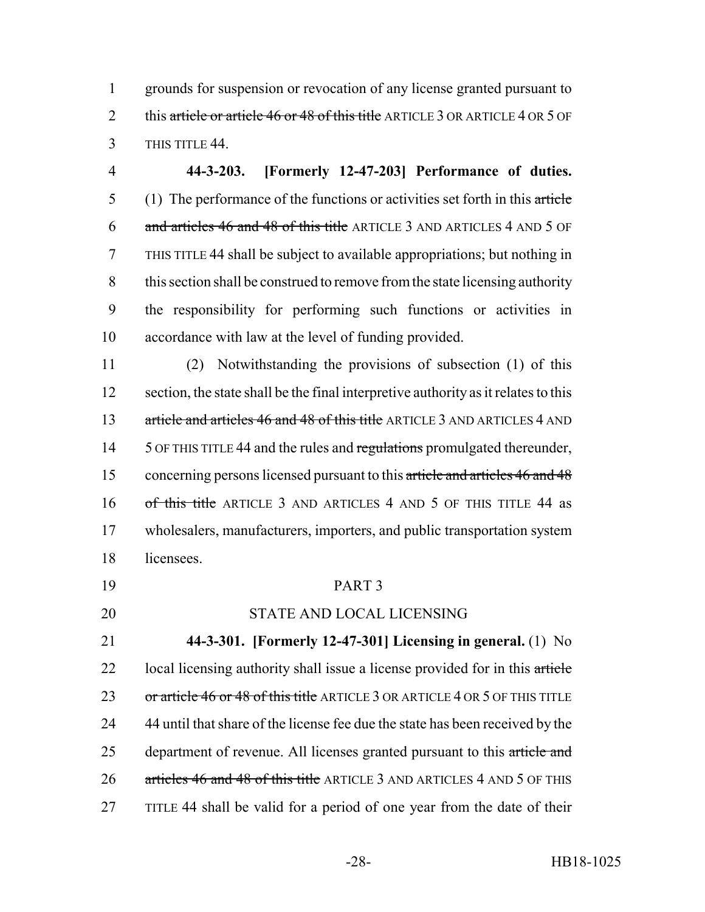grounds for suspension or revocation of any license granted pursuant to this ~~article or article 46 or 48 of this title~~ ARTICLE 3 OR ARTICLE 4 OR 5 OF THIS TITLE 44.

**44-3-203. [Formerly 12-47-203] Performance of duties.** (1) The performance of the functions or activities set forth in this ~~article and articles 46 and 48 of this title~~ ARTICLE 3 AND ARTICLES 4 AND 5 OF THIS TITLE 44 shall be subject to available appropriations; but nothing in this section shall be construed to remove from the state licensing authority the responsibility for performing such functions or activities in accordance with law at the level of funding provided.

(2) Notwithstanding the provisions of subsection (1) of this section, the state shall be the final interpretive authority as it relates to this ~~article and articles 46 and 48 of this title~~ ARTICLE 3 AND ARTICLES 4 AND 5 OF THIS TITLE 44 and the rules and ~~regulations~~ promulgated thereunder, concerning persons licensed pursuant to this ~~article and articles 46 and 48 of this title~~ ARTICLE 3 AND ARTICLES 4 AND 5 OF THIS TITLE 44 as wholesalers, manufacturers, importers, and public transportation system licensees.

PART 3

STATE AND LOCAL LICENSING

**44-3-301. [Formerly 12-47-301] Licensing in general.** (1) No local licensing authority shall issue a license provided for in this ~~article or article 46 or 48 of this title~~ ARTICLE 3 OR ARTICLE 4 OR 5 OF THIS TITLE 44 until that share of the license fee due the state has been received by the department of revenue. All licenses granted pursuant to this ~~article and articles 46 and 48 of this title~~ ARTICLE 3 AND ARTICLES 4 AND 5 OF THIS TITLE 44 shall be valid for a period of one year from the date of their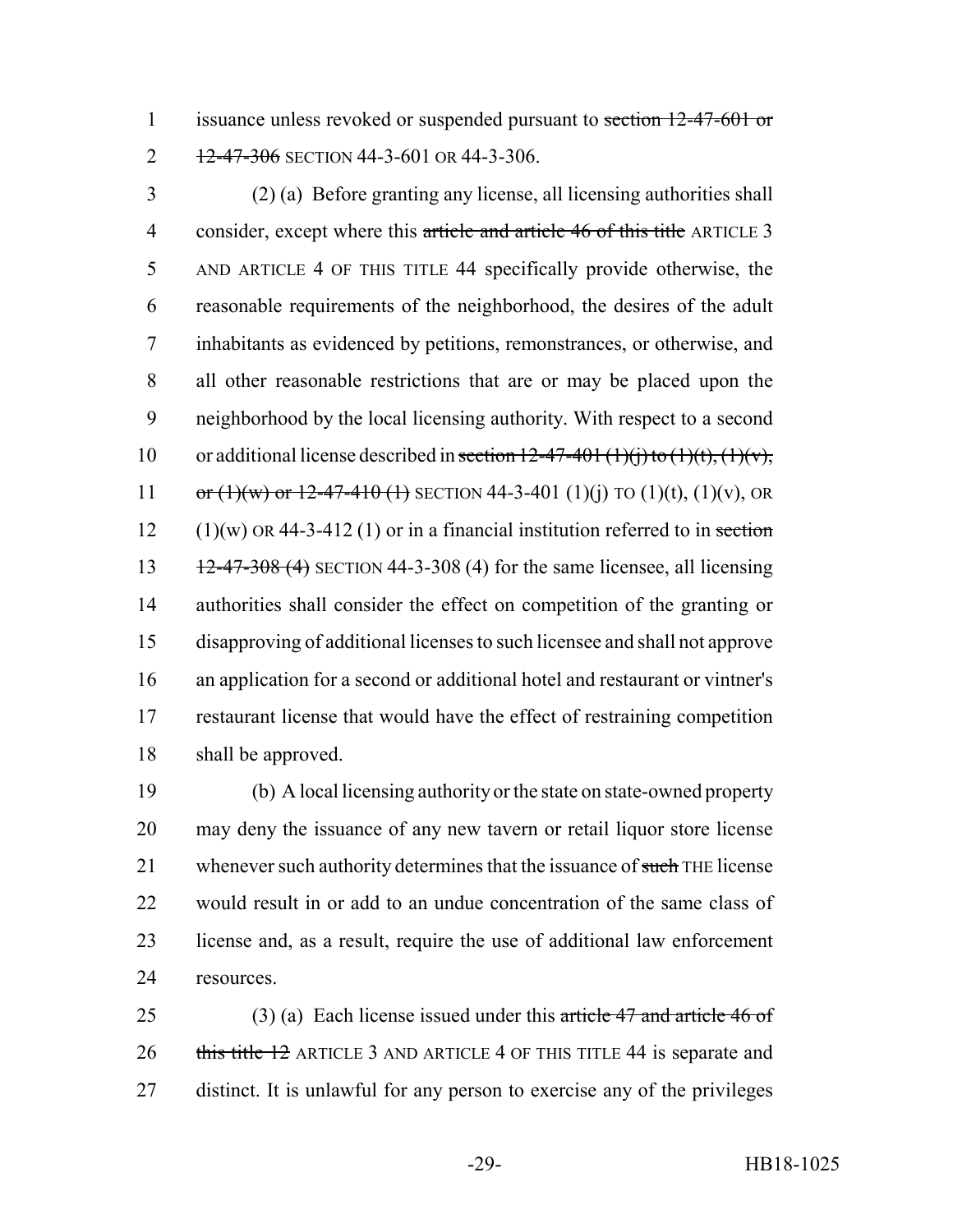1 issuance unless revoked or suspended pursuant to ~~section 12-47-601 or~~
2 ~~12-47-306~~ SECTION 44-3-601 OR 44-3-306.

3 (2) (a) Before granting any license, all licensing authorities shall
4 consider, except where this ~~article and article 46 of this title~~ ARTICLE 3
5 AND ARTICLE 4 OF THIS TITLE 44 specifically provide otherwise, the
6 reasonable requirements of the neighborhood, the desires of the adult
7 inhabitants as evidenced by petitions, remonstrances, or otherwise, and
8 all other reasonable restrictions that are or may be placed upon the
9 neighborhood by the local licensing authority. With respect to a second
10 or additional license described in ~~section 12-47-401 (1)(j) to (1)(t), (1)(v),~~
11 ~~or (1)(w) or 12-47-410 (1)~~ SECTION 44-3-401 (1)(j) TO (1)(t), (1)(v), OR
12 (1)(w) OR 44-3-412 (1) or in a financial institution referred to in ~~section~~
13 ~~12-47-308 (4)~~ SECTION 44-3-308 (4) for the same licensee, all licensing
14 authorities shall consider the effect on competition of the granting or
15 disapproving of additional licenses to such licensee and shall not approve
16 an application for a second or additional hotel and restaurant or vintner's
17 restaurant license that would have the effect of restraining competition
18 shall be approved.

19 (b) A local licensing authority or the state on state-owned property
20 may deny the issuance of any new tavern or retail liquor store license
21 whenever such authority determines that the issuance of ~~such~~ THE license
22 would result in or add to an undue concentration of the same class of
23 license and, as a result, require the use of additional law enforcement
24 resources.

25 (3) (a) Each license issued under this ~~article 47 and article 46 of~~
26 ~~this title 12~~ ARTICLE 3 AND ARTICLE 4 OF THIS TITLE 44 is separate and
27 distinct. It is unlawful for any person to exercise any of the privileges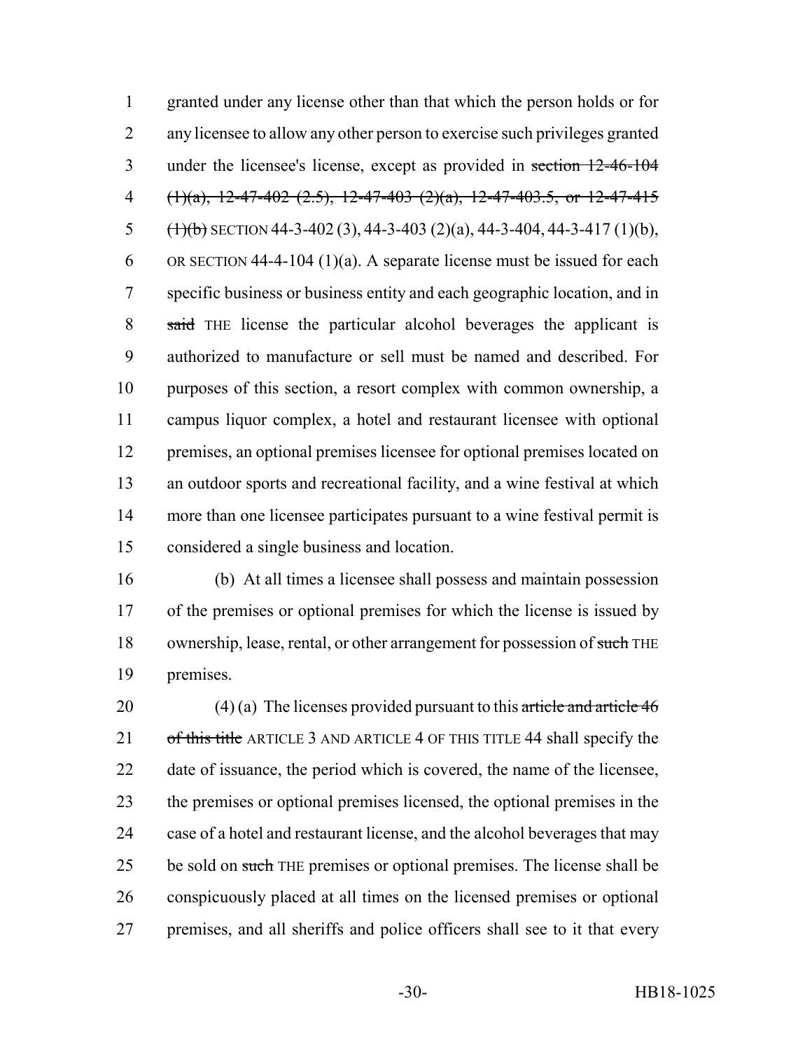granted under any license other than that which the person holds or for any licensee to allow any other person to exercise such privileges granted under the licensee's license, except as provided in ~~section 12-46-104 (1)(a), 12-47-402 (2.5), 12-47-403 (2)(a), 12-47-403.5, or 12-47-415 (1)(b)~~ SECTION 44-3-402 (3), 44-3-403 (2)(a), 44-3-404, 44-3-417 (1)(b), OR SECTION 44-4-104 (1)(a). A separate license must be issued for each specific business or business entity and each geographic location, and in ~~said~~ THE license the particular alcohol beverages the applicant is authorized to manufacture or sell must be named and described. For purposes of this section, a resort complex with common ownership, a campus liquor complex, a hotel and restaurant licensee with optional premises, an optional premises licensee for optional premises located on an outdoor sports and recreational facility, and a wine festival at which more than one licensee participates pursuant to a wine festival permit is considered a single business and location.

(b) At all times a licensee shall possess and maintain possession of the premises or optional premises for which the license is issued by ownership, lease, rental, or other arrangement for possession of ~~such~~ THE premises.

(4) (a) The licenses provided pursuant to this ~~article and article 46 of this title~~ ARTICLE 3 AND ARTICLE 4 OF THIS TITLE 44 shall specify the date of issuance, the period which is covered, the name of the licensee, the premises or optional premises licensed, the optional premises in the case of a hotel and restaurant license, and the alcohol beverages that may be sold on ~~such~~ THE premises or optional premises. The license shall be conspicuously placed at all times on the licensed premises or optional premises, and all sheriffs and police officers shall see to it that every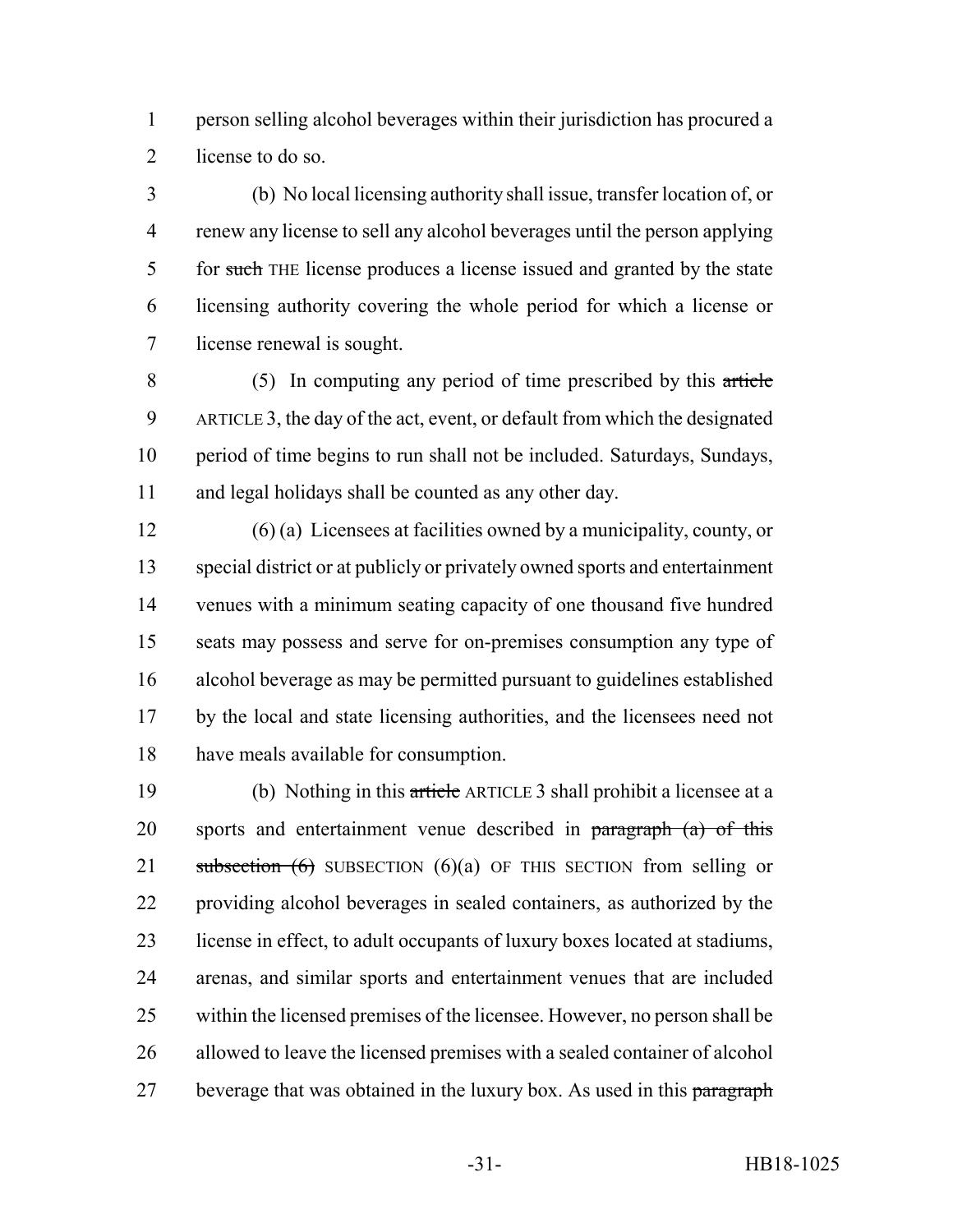person selling alcohol beverages within their jurisdiction has procured a license to do so.

(b) No local licensing authority shall issue, transfer location of, or renew any license to sell any alcohol beverages until the person applying for ~~such~~ THE license produces a license issued and granted by the state licensing authority covering the whole period for which a license or license renewal is sought.

(5) In computing any period of time prescribed by this ~~article~~ ARTICLE 3, the day of the act, event, or default from which the designated period of time begins to run shall not be included. Saturdays, Sundays, and legal holidays shall be counted as any other day.

(6) (a) Licensees at facilities owned by a municipality, county, or special district or at publicly or privately owned sports and entertainment venues with a minimum seating capacity of one thousand five hundred seats may possess and serve for on-premises consumption any type of alcohol beverage as may be permitted pursuant to guidelines established by the local and state licensing authorities, and the licensees need not have meals available for consumption.

(b) Nothing in this ~~article~~ ARTICLE 3 shall prohibit a licensee at a sports and entertainment venue described in ~~paragraph (a) of this subsection (6)~~ SUBSECTION (6)(a) OF THIS SECTION from selling or providing alcohol beverages in sealed containers, as authorized by the license in effect, to adult occupants of luxury boxes located at stadiums, arenas, and similar sports and entertainment venues that are included within the licensed premises of the licensee. However, no person shall be allowed to leave the licensed premises with a sealed container of alcohol beverage that was obtained in the luxury box. As used in this ~~paragraph~~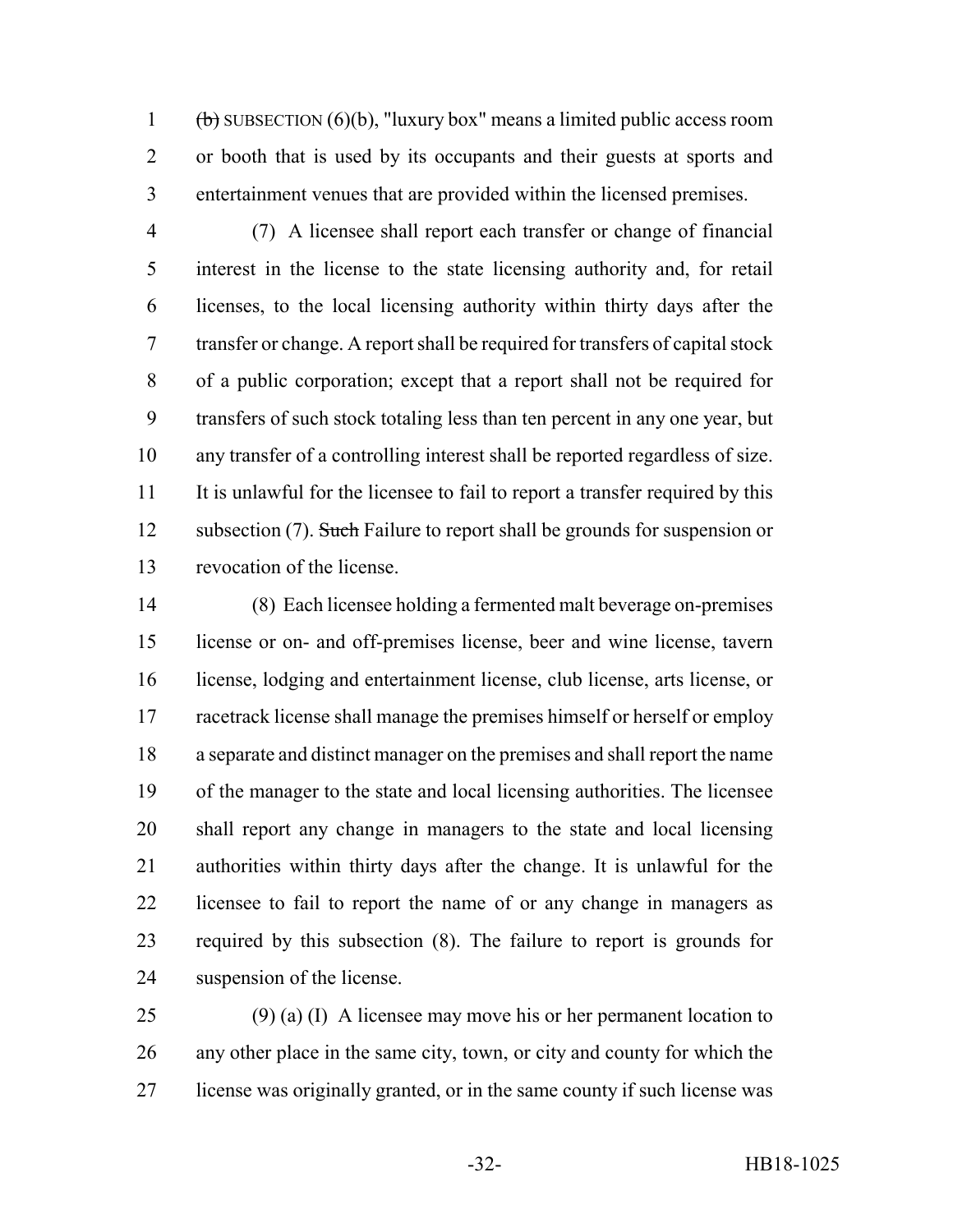~~(b)~~ SUBSECTION (6)(b), "luxury box" means a limited public access room or booth that is used by its occupants and their guests at sports and entertainment venues that are provided within the licensed premises.

(7) A licensee shall report each transfer or change of financial interest in the license to the state licensing authority and, for retail licenses, to the local licensing authority within thirty days after the transfer or change. A report shall be required for transfers of capital stock of a public corporation; except that a report shall not be required for transfers of such stock totaling less than ten percent in any one year, but any transfer of a controlling interest shall be reported regardless of size. It is unlawful for the licensee to fail to report a transfer required by this subsection (7). ~~Such~~ Failure to report shall be grounds for suspension or revocation of the license.

(8) Each licensee holding a fermented malt beverage on-premises license or on- and off-premises license, beer and wine license, tavern license, lodging and entertainment license, club license, arts license, or racetrack license shall manage the premises himself or herself or employ a separate and distinct manager on the premises and shall report the name of the manager to the state and local licensing authorities. The licensee shall report any change in managers to the state and local licensing authorities within thirty days after the change. It is unlawful for the licensee to fail to report the name of or any change in managers as required by this subsection (8). The failure to report is grounds for suspension of the license.

(9) (a) (I) A licensee may move his or her permanent location to any other place in the same city, town, or city and county for which the license was originally granted, or in the same county if such license was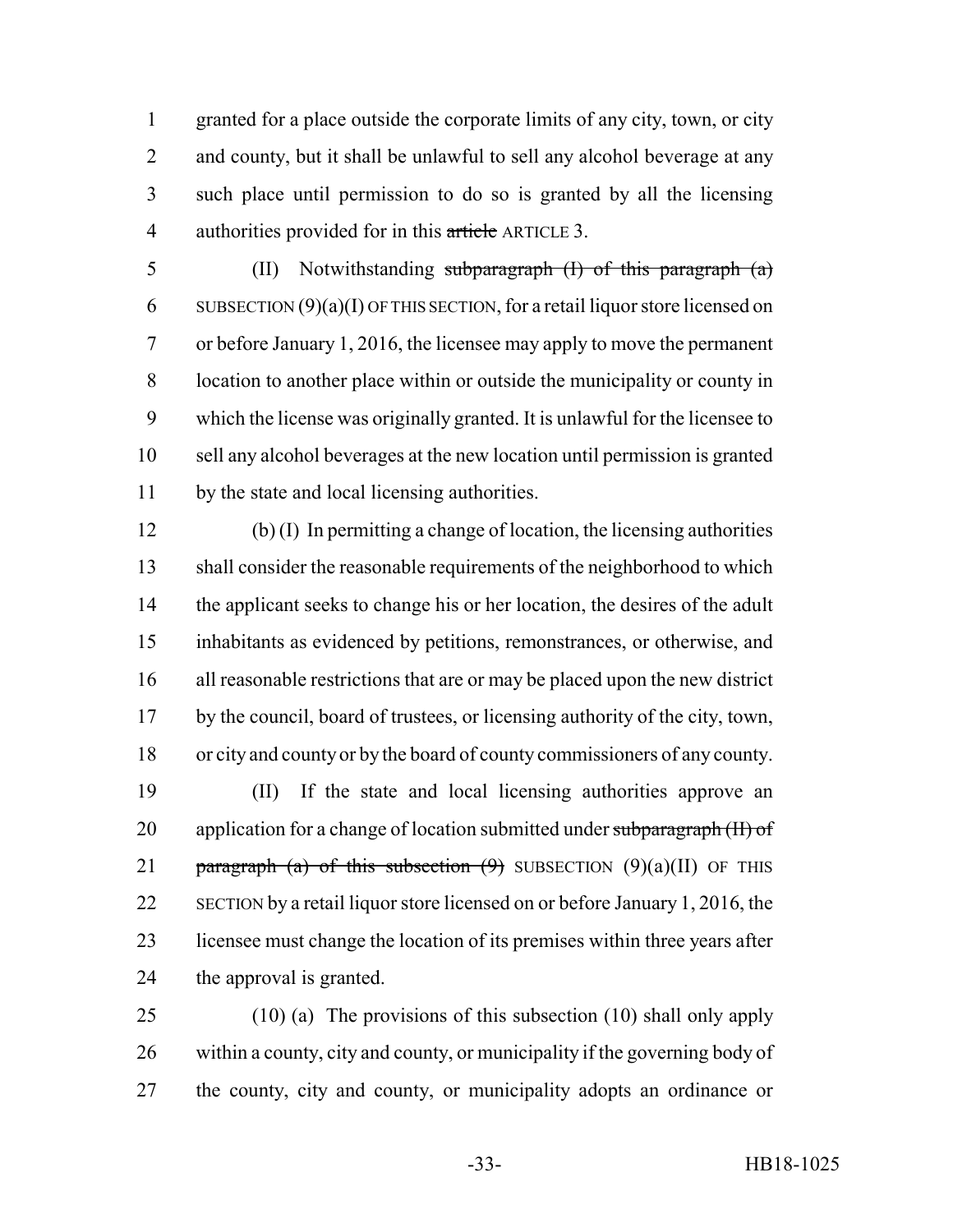granted for a place outside the corporate limits of any city, town, or city and county, but it shall be unlawful to sell any alcohol beverage at any such place until permission to do so is granted by all the licensing authorities provided for in this ~~article~~ ARTICLE 3.

(II) Notwithstanding ~~subparagraph (I) of this paragraph (a)~~ SUBSECTION (9)(a)(I) OF THIS SECTION, for a retail liquor store licensed on or before January 1, 2016, the licensee may apply to move the permanent location to another place within or outside the municipality or county in which the license was originally granted. It is unlawful for the licensee to sell any alcohol beverages at the new location until permission is granted by the state and local licensing authorities.

(b) (I) In permitting a change of location, the licensing authorities shall consider the reasonable requirements of the neighborhood to which the applicant seeks to change his or her location, the desires of the adult inhabitants as evidenced by petitions, remonstrances, or otherwise, and all reasonable restrictions that are or may be placed upon the new district by the council, board of trustees, or licensing authority of the city, town, or city and county or by the board of county commissioners of any county.

(II) If the state and local licensing authorities approve an application for a change of location submitted under ~~subparagraph (II) of paragraph (a) of this subsection (9)~~ SUBSECTION (9)(a)(II) OF THIS SECTION by a retail liquor store licensed on or before January 1, 2016, the licensee must change the location of its premises within three years after the approval is granted.

(10) (a) The provisions of this subsection (10) shall only apply within a county, city and county, or municipality if the governing body of the county, city and county, or municipality adopts an ordinance or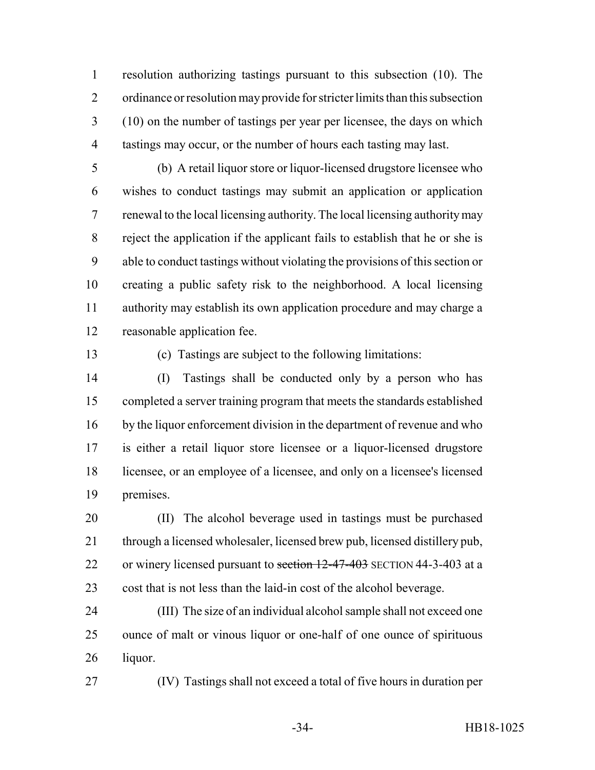resolution authorizing tastings pursuant to this subsection (10). The ordinance or resolution may provide for stricter limits than this subsection (10) on the number of tastings per year per licensee, the days on which tastings may occur, or the number of hours each tasting may last.

(b) A retail liquor store or liquor-licensed drugstore licensee who wishes to conduct tastings may submit an application or application renewal to the local licensing authority. The local licensing authority may reject the application if the applicant fails to establish that he or she is able to conduct tastings without violating the provisions of this section or creating a public safety risk to the neighborhood. A local licensing authority may establish its own application procedure and may charge a reasonable application fee.

(c) Tastings are subject to the following limitations:

(I) Tastings shall be conducted only by a person who has completed a server training program that meets the standards established by the liquor enforcement division in the department of revenue and who is either a retail liquor store licensee or a liquor-licensed drugstore licensee, or an employee of a licensee, and only on a licensee's licensed premises.

(II) The alcohol beverage used in tastings must be purchased through a licensed wholesaler, licensed brew pub, licensed distillery pub, or winery licensed pursuant to ~~section 12-47-403~~ SECTION 44-3-403 at a cost that is not less than the laid-in cost of the alcohol beverage.

(III) The size of an individual alcohol sample shall not exceed one ounce of malt or vinous liquor or one-half of one ounce of spirituous liquor.

(IV) Tastings shall not exceed a total of five hours in duration per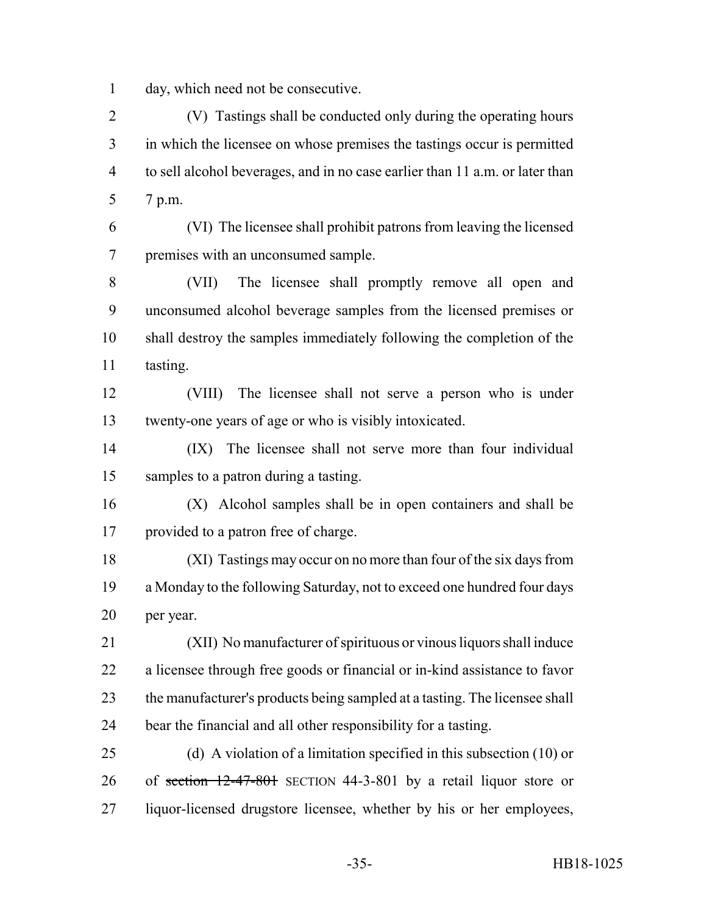day, which need not be consecutive.

(V) Tastings shall be conducted only during the operating hours in which the licensee on whose premises the tastings occur is permitted to sell alcohol beverages, and in no case earlier than 11 a.m. or later than 7 p.m.

(VI) The licensee shall prohibit patrons from leaving the licensed premises with an unconsumed sample.

(VII) The licensee shall promptly remove all open and unconsumed alcohol beverage samples from the licensed premises or shall destroy the samples immediately following the completion of the tasting.

(VIII) The licensee shall not serve a person who is under twenty-one years of age or who is visibly intoxicated.

(IX) The licensee shall not serve more than four individual samples to a patron during a tasting.

(X) Alcohol samples shall be in open containers and shall be provided to a patron free of charge.

(XI) Tastings may occur on no more than four of the six days from a Monday to the following Saturday, not to exceed one hundred four days per year.

(XII) No manufacturer of spirituous or vinous liquors shall induce a licensee through free goods or financial or in-kind assistance to favor the manufacturer's products being sampled at a tasting. The licensee shall bear the financial and all other responsibility for a tasting.

(d) A violation of a limitation specified in this subsection (10) or of ~~section 12-47-801~~ SECTION 44-3-801 by a retail liquor store or liquor-licensed drugstore licensee, whether by his or her employees,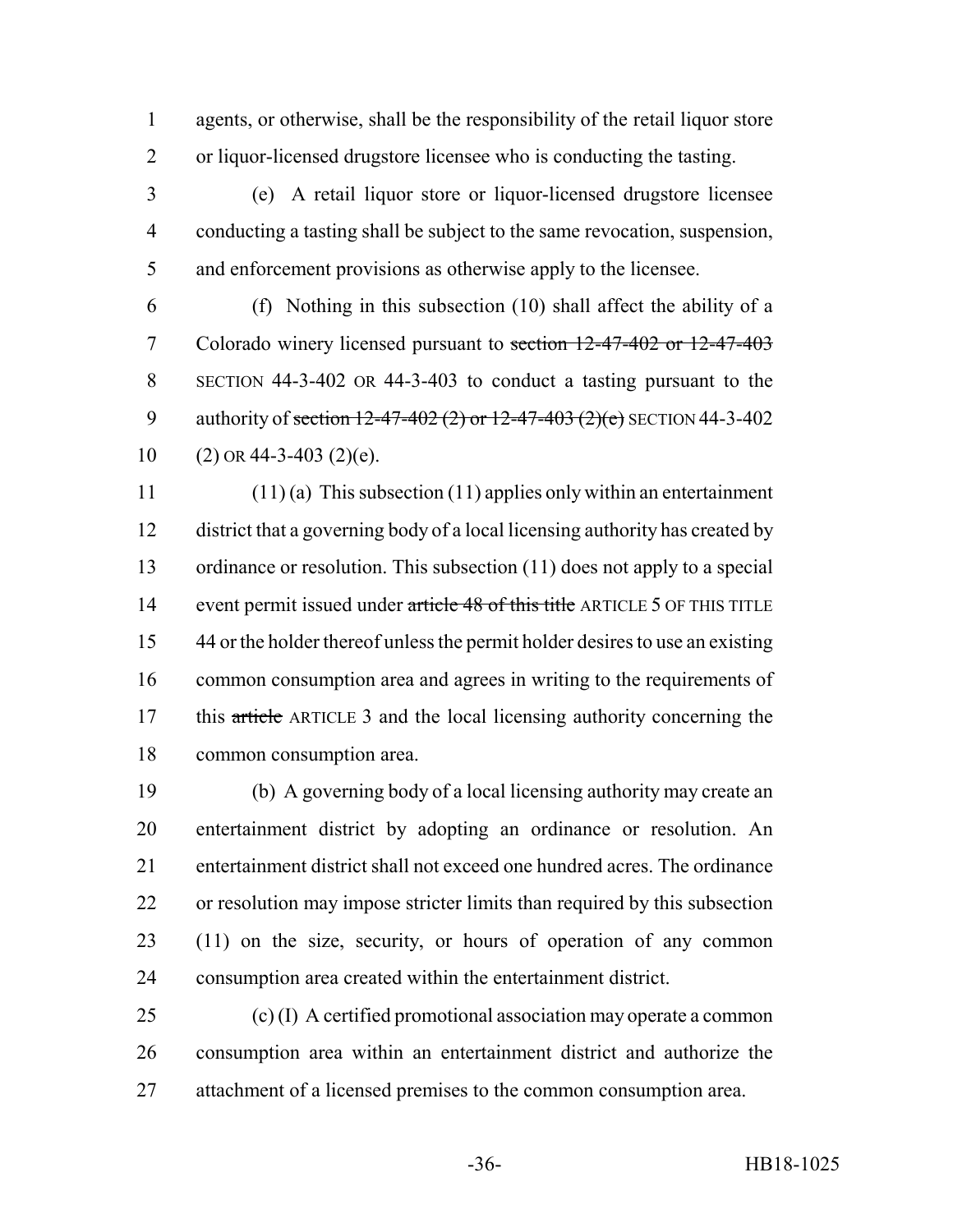agents, or otherwise, shall be the responsibility of the retail liquor store or liquor-licensed drugstore licensee who is conducting the tasting.

(e) A retail liquor store or liquor-licensed drugstore licensee conducting a tasting shall be subject to the same revocation, suspension, and enforcement provisions as otherwise apply to the licensee.

(f) Nothing in this subsection (10) shall affect the ability of a Colorado winery licensed pursuant to ~~section 12-47-402 or 12-47-403~~ SECTION 44-3-402 OR 44-3-403 to conduct a tasting pursuant to the authority of ~~section 12-47-402 (2) or 12-47-403 (2)(e)~~ SECTION 44-3-402 (2) OR 44-3-403 (2)(e).

(11) (a) This subsection (11) applies only within an entertainment district that a governing body of a local licensing authority has created by ordinance or resolution. This subsection (11) does not apply to a special event permit issued under ~~article 48 of this title~~ ARTICLE 5 OF THIS TITLE 44 or the holder thereof unless the permit holder desires to use an existing common consumption area and agrees in writing to the requirements of this ~~article~~ ARTICLE 3 and the local licensing authority concerning the common consumption area.

(b) A governing body of a local licensing authority may create an entertainment district by adopting an ordinance or resolution. An entertainment district shall not exceed one hundred acres. The ordinance or resolution may impose stricter limits than required by this subsection (11) on the size, security, or hours of operation of any common consumption area created within the entertainment district.

(c) (I) A certified promotional association may operate a common consumption area within an entertainment district and authorize the attachment of a licensed premises to the common consumption area.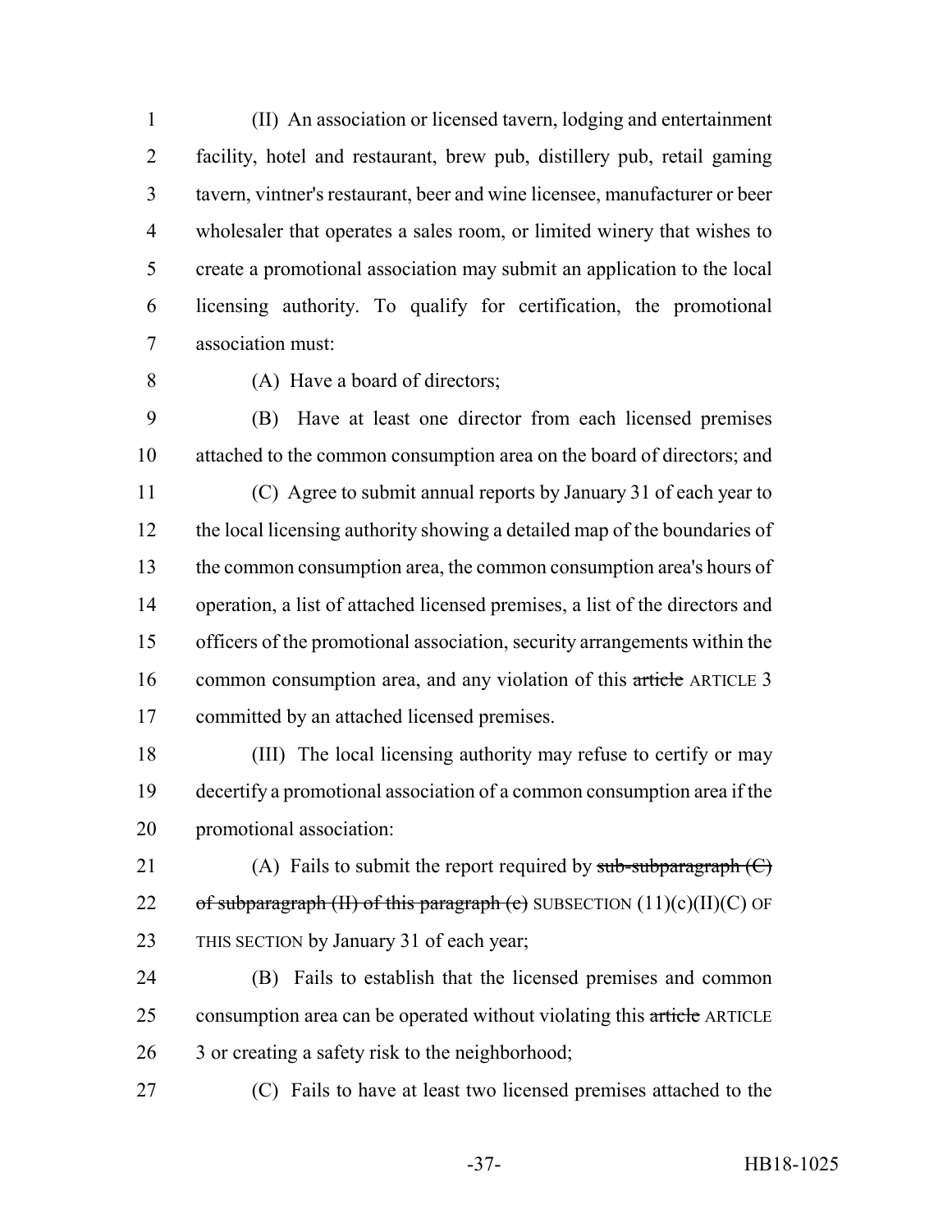(II) An association or licensed tavern, lodging and entertainment facility, hotel and restaurant, brew pub, distillery pub, retail gaming tavern, vintner's restaurant, beer and wine licensee, manufacturer or beer wholesaler that operates a sales room, or limited winery that wishes to create a promotional association may submit an application to the local licensing authority. To qualify for certification, the promotional association must:

(A) Have a board of directors;

(B) Have at least one director from each licensed premises attached to the common consumption area on the board of directors; and

(C) Agree to submit annual reports by January 31 of each year to the local licensing authority showing a detailed map of the boundaries of the common consumption area, the common consumption area's hours of operation, a list of attached licensed premises, a list of the directors and officers of the promotional association, security arrangements within the common consumption area, and any violation of this ~~article~~ ARTICLE 3 committed by an attached licensed premises.

(III) The local licensing authority may refuse to certify or may decertify a promotional association of a common consumption area if the promotional association:

(A) Fails to submit the report required by ~~sub-subparagraph (C) of subparagraph (II) of this paragraph (c)~~ SUBSECTION (11)(c)(II)(C) OF THIS SECTION by January 31 of each year;

(B) Fails to establish that the licensed premises and common consumption area can be operated without violating this ~~article~~ ARTICLE 3 or creating a safety risk to the neighborhood;

(C) Fails to have at least two licensed premises attached to the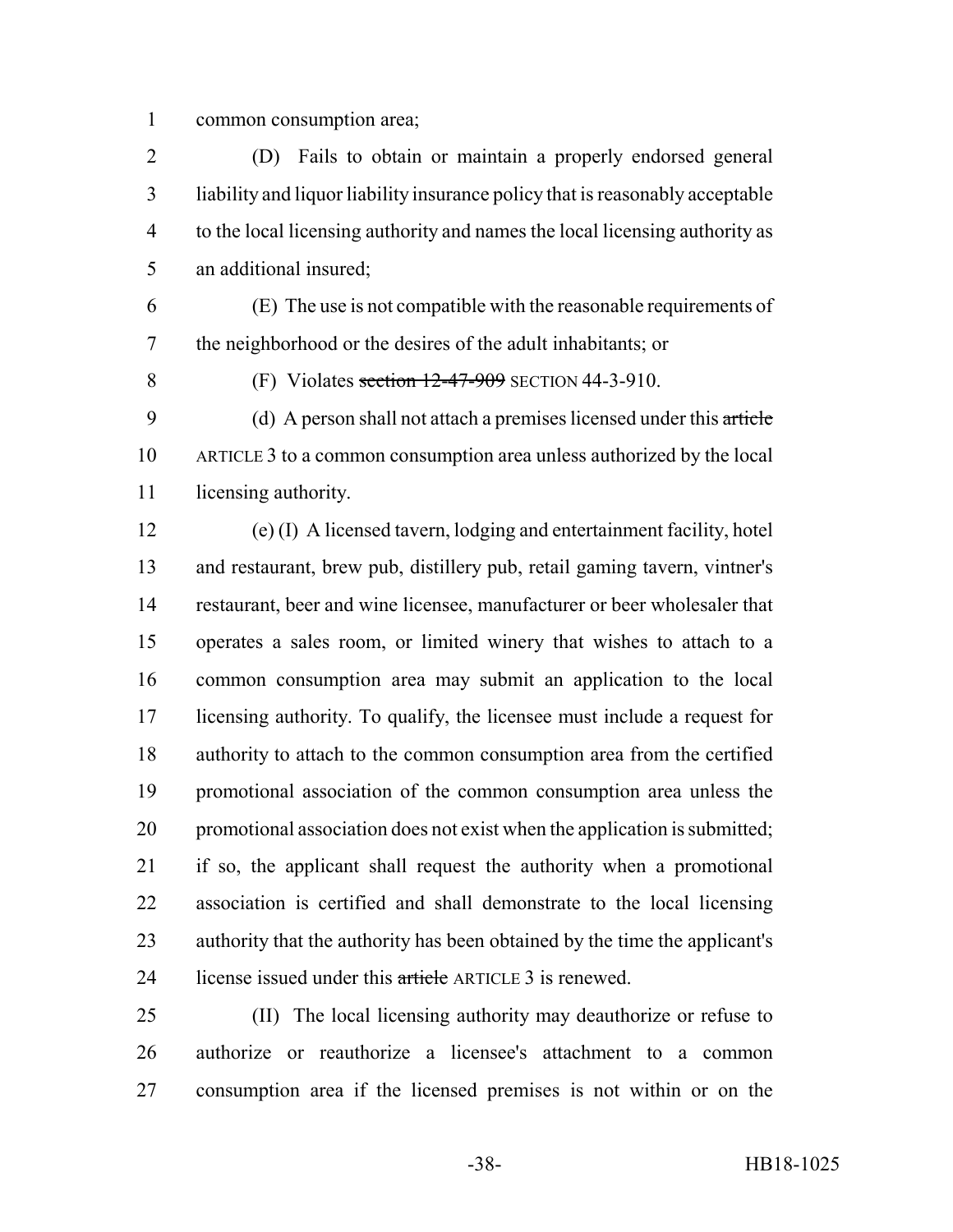common consumption area;

(D) Fails to obtain or maintain a properly endorsed general liability and liquor liability insurance policy that is reasonably acceptable to the local licensing authority and names the local licensing authority as an additional insured;

(E) The use is not compatible with the reasonable requirements of the neighborhood or the desires of the adult inhabitants; or

(F) Violates ~~section 12-47-909~~ SECTION 44-3-910.

(d) A person shall not attach a premises licensed under this ~~article~~ ARTICLE 3 to a common consumption area unless authorized by the local licensing authority.

(e) (I) A licensed tavern, lodging and entertainment facility, hotel and restaurant, brew pub, distillery pub, retail gaming tavern, vintner's restaurant, beer and wine licensee, manufacturer or beer wholesaler that operates a sales room, or limited winery that wishes to attach to a common consumption area may submit an application to the local licensing authority. To qualify, the licensee must include a request for authority to attach to the common consumption area from the certified promotional association of the common consumption area unless the promotional association does not exist when the application is submitted; if so, the applicant shall request the authority when a promotional association is certified and shall demonstrate to the local licensing authority that the authority has been obtained by the time the applicant's license issued under this ~~article~~ ARTICLE 3 is renewed.

(II) The local licensing authority may deauthorize or refuse to authorize or reauthorize a licensee's attachment to a common consumption area if the licensed premises is not within or on the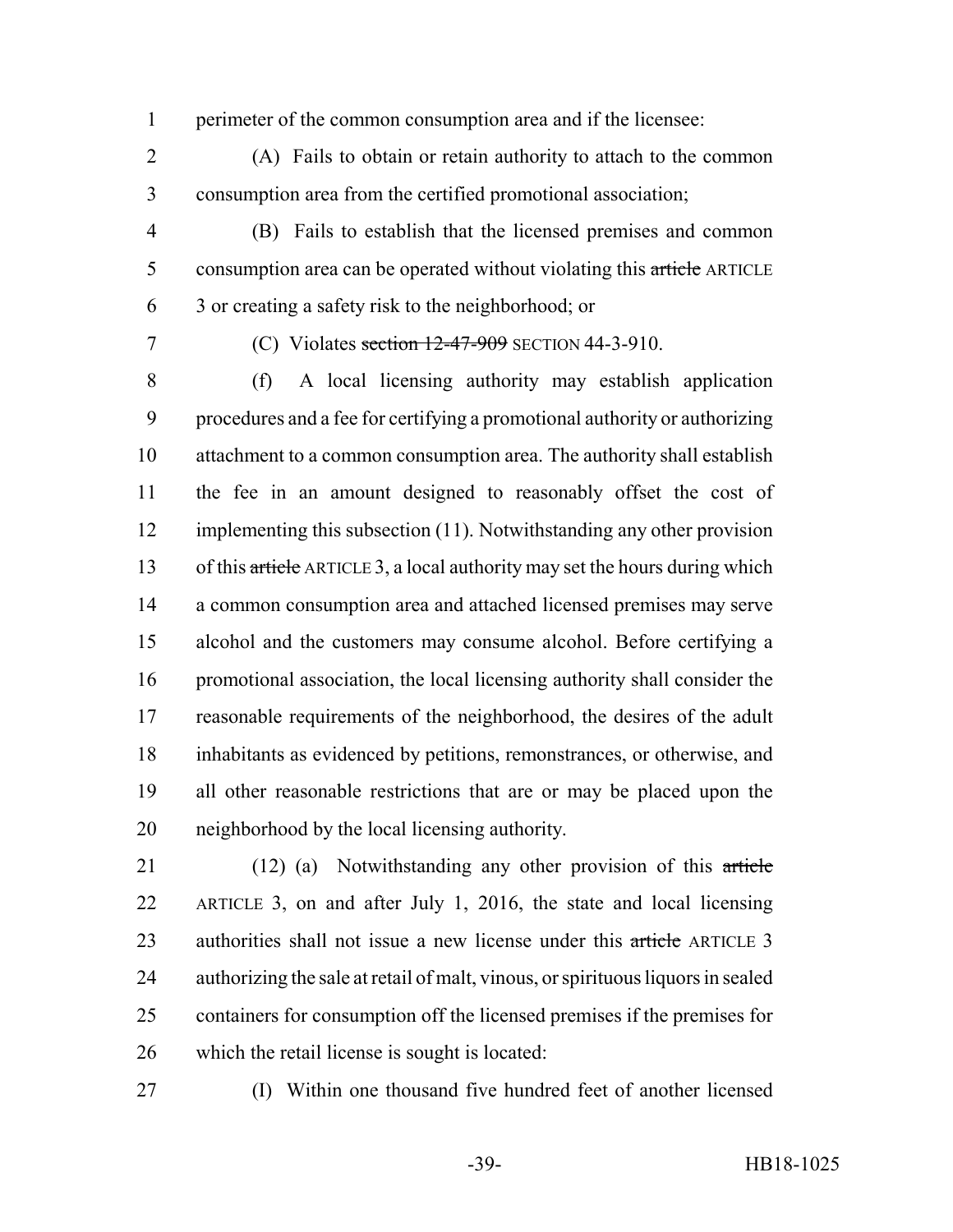perimeter of the common consumption area and if the licensee:

(A) Fails to obtain or retain authority to attach to the common consumption area from the certified promotional association;

(B) Fails to establish that the licensed premises and common consumption area can be operated without violating this ~~article~~ ARTICLE 3 or creating a safety risk to the neighborhood; or

(C) Violates ~~section 12-47-909~~ SECTION 44-3-910.

(f) A local licensing authority may establish application procedures and a fee for certifying a promotional authority or authorizing attachment to a common consumption area. The authority shall establish the fee in an amount designed to reasonably offset the cost of implementing this subsection (11). Notwithstanding any other provision of this ~~article~~ ARTICLE 3, a local authority may set the hours during which a common consumption area and attached licensed premises may serve alcohol and the customers may consume alcohol. Before certifying a promotional association, the local licensing authority shall consider the reasonable requirements of the neighborhood, the desires of the adult inhabitants as evidenced by petitions, remonstrances, or otherwise, and all other reasonable restrictions that are or may be placed upon the neighborhood by the local licensing authority.

(12) (a) Notwithstanding any other provision of this ~~article~~ ARTICLE 3, on and after July 1, 2016, the state and local licensing authorities shall not issue a new license under this ~~article~~ ARTICLE 3 authorizing the sale at retail of malt, vinous, or spirituous liquors in sealed containers for consumption off the licensed premises if the premises for which the retail license is sought is located:

(I) Within one thousand five hundred feet of another licensed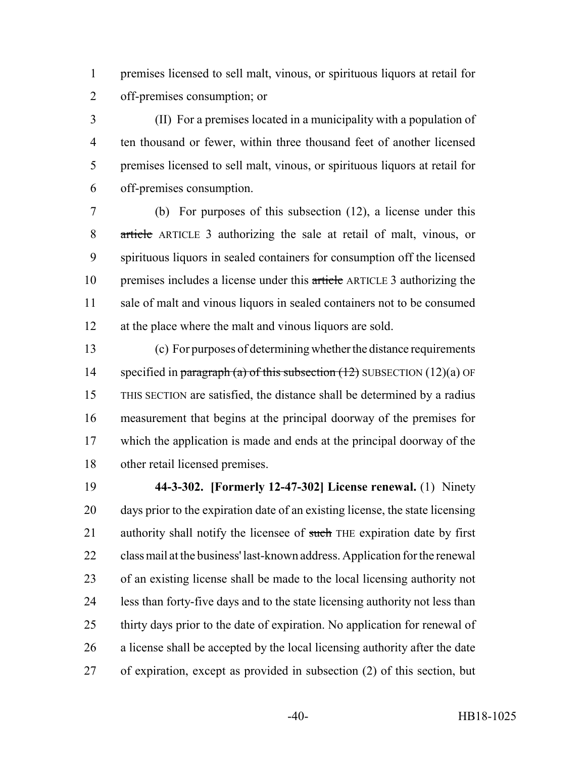premises licensed to sell malt, vinous, or spirituous liquors at retail for off-premises consumption; or

(II) For a premises located in a municipality with a population of ten thousand or fewer, within three thousand feet of another licensed premises licensed to sell malt, vinous, or spirituous liquors at retail for off-premises consumption.

(b) For purposes of this subsection (12), a license under this ~~article~~ ARTICLE 3 authorizing the sale at retail of malt, vinous, or spirituous liquors in sealed containers for consumption off the licensed premises includes a license under this ~~article~~ ARTICLE 3 authorizing the sale of malt and vinous liquors in sealed containers not to be consumed at the place where the malt and vinous liquors are sold.

(c) For purposes of determining whether the distance requirements specified in ~~paragraph (a) of this subsection (12)~~ SUBSECTION (12)(a) OF THIS SECTION are satisfied, the distance shall be determined by a radius measurement that begins at the principal doorway of the premises for which the application is made and ends at the principal doorway of the other retail licensed premises.

**44-3-302. [Formerly 12-47-302] License renewal.** (1) Ninety days prior to the expiration date of an existing license, the state licensing authority shall notify the licensee of ~~such~~ THE expiration date by first class mail at the business' last-known address. Application for the renewal of an existing license shall be made to the local licensing authority not less than forty-five days and to the state licensing authority not less than thirty days prior to the date of expiration. No application for renewal of a license shall be accepted by the local licensing authority after the date of expiration, except as provided in subsection (2) of this section, but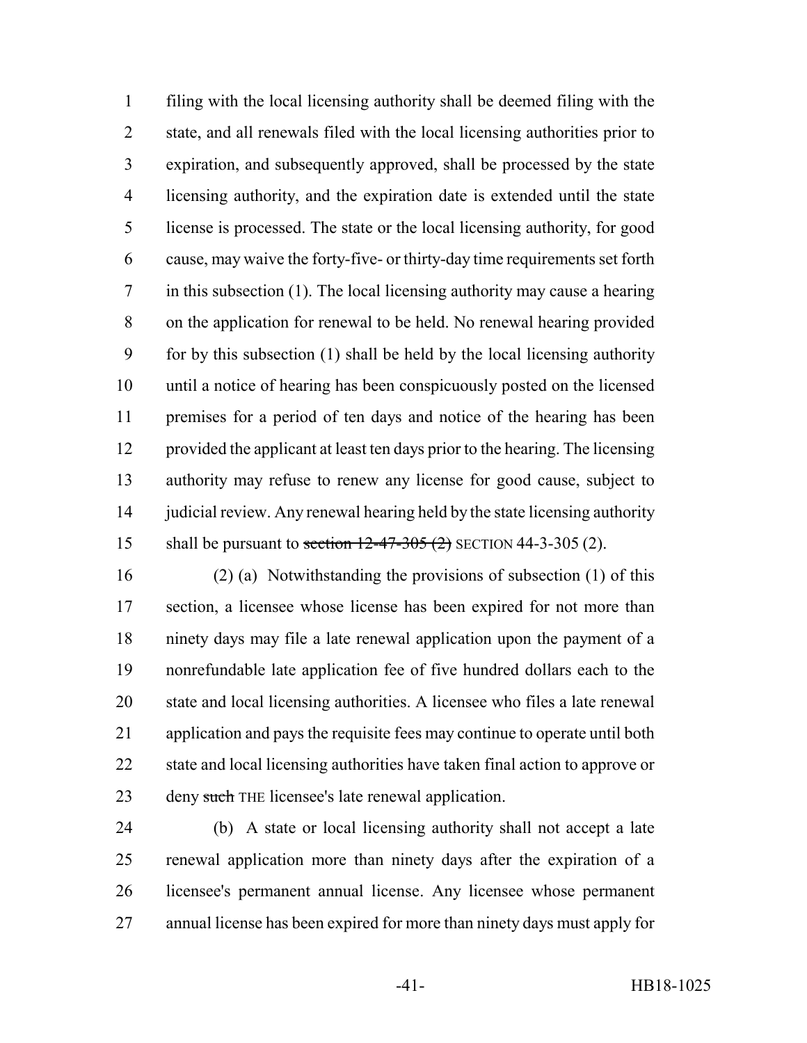filing with the local licensing authority shall be deemed filing with the state, and all renewals filed with the local licensing authorities prior to expiration, and subsequently approved, shall be processed by the state licensing authority, and the expiration date is extended until the state license is processed. The state or the local licensing authority, for good cause, may waive the forty-five- or thirty-day time requirements set forth in this subsection (1). The local licensing authority may cause a hearing on the application for renewal to be held. No renewal hearing provided for by this subsection (1) shall be held by the local licensing authority until a notice of hearing has been conspicuously posted on the licensed premises for a period of ten days and notice of the hearing has been provided the applicant at least ten days prior to the hearing. The licensing authority may refuse to renew any license for good cause, subject to judicial review. Any renewal hearing held by the state licensing authority shall be pursuant to ~~section 12-47-305 (2)~~ SECTION 44-3-305 (2).

(2) (a) Notwithstanding the provisions of subsection (1) of this section, a licensee whose license has been expired for not more than ninety days may file a late renewal application upon the payment of a nonrefundable late application fee of five hundred dollars each to the state and local licensing authorities. A licensee who files a late renewal application and pays the requisite fees may continue to operate until both state and local licensing authorities have taken final action to approve or deny ~~such~~ THE licensee's late renewal application.

(b) A state or local licensing authority shall not accept a late renewal application more than ninety days after the expiration of a licensee's permanent annual license. Any licensee whose permanent annual license has been expired for more than ninety days must apply for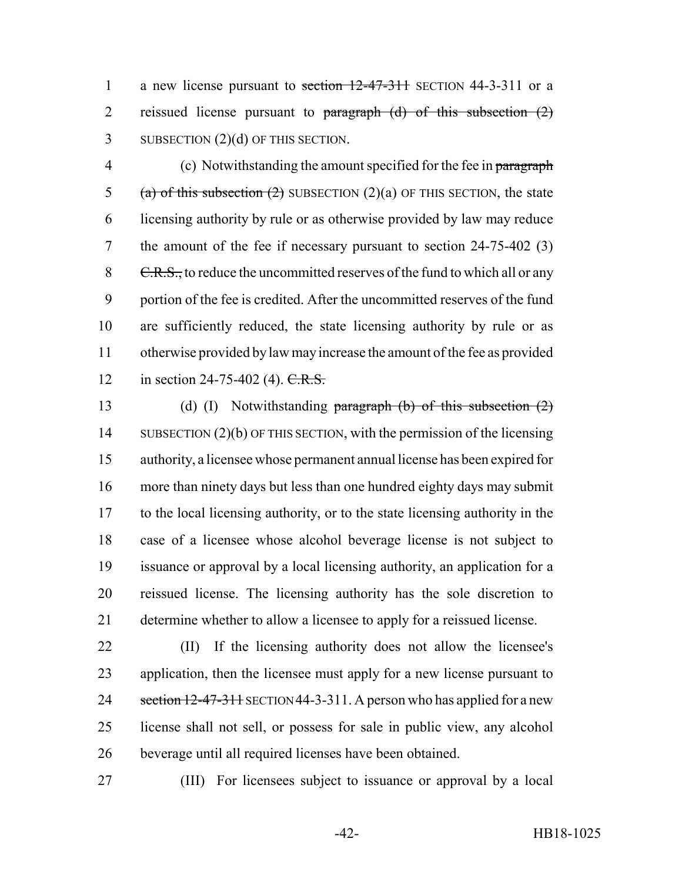a new license pursuant to ~~section 12-47-311~~ SECTION 44-3-311 or a reissued license pursuant to ~~paragraph (d) of this subsection (2)~~ SUBSECTION (2)(d) OF THIS SECTION.

(c) Notwithstanding the amount specified for the fee in ~~paragraph (a) of this subsection (2)~~ SUBSECTION (2)(a) OF THIS SECTION, the state licensing authority by rule or as otherwise provided by law may reduce the amount of the fee if necessary pursuant to section 24-75-402 (3) ~~C.R.S.,~~ to reduce the uncommitted reserves of the fund to which all or any portion of the fee is credited. After the uncommitted reserves of the fund are sufficiently reduced, the state licensing authority by rule or as otherwise provided by law may increase the amount of the fee as provided in section 24-75-402 (4). ~~C.R.S.~~

(d) (I) Notwithstanding ~~paragraph (b) of this subsection (2)~~ SUBSECTION (2)(b) OF THIS SECTION, with the permission of the licensing authority, a licensee whose permanent annual license has been expired for more than ninety days but less than one hundred eighty days may submit to the local licensing authority, or to the state licensing authority in the case of a licensee whose alcohol beverage license is not subject to issuance or approval by a local licensing authority, an application for a reissued license. The licensing authority has the sole discretion to determine whether to allow a licensee to apply for a reissued license.

(II) If the licensing authority does not allow the licensee's application, then the licensee must apply for a new license pursuant to ~~section 12-47-311~~ SECTION 44-3-311. A person who has applied for a new license shall not sell, or possess for sale in public view, any alcohol beverage until all required licenses have been obtained.

(III) For licensees subject to issuance or approval by a local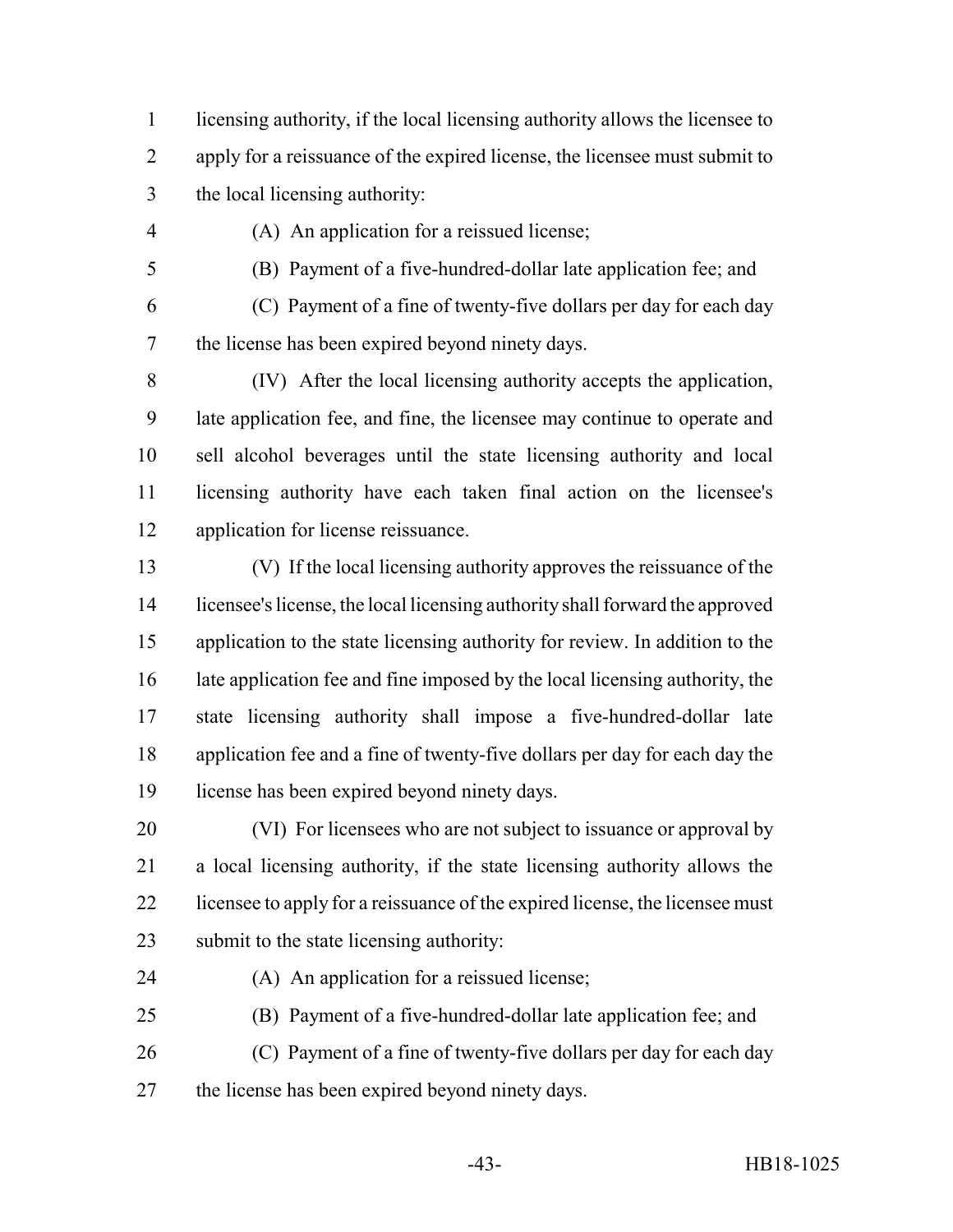licensing authority, if the local licensing authority allows the licensee to apply for a reissuance of the expired license, the licensee must submit to the local licensing authority:

(A) An application for a reissued license;

(B) Payment of a five-hundred-dollar late application fee; and

(C) Payment of a fine of twenty-five dollars per day for each day the license has been expired beyond ninety days.

(IV) After the local licensing authority accepts the application, late application fee, and fine, the licensee may continue to operate and sell alcohol beverages until the state licensing authority and local licensing authority have each taken final action on the licensee's application for license reissuance.

(V) If the local licensing authority approves the reissuance of the licensee's license, the local licensing authority shall forward the approved application to the state licensing authority for review. In addition to the late application fee and fine imposed by the local licensing authority, the state licensing authority shall impose a five-hundred-dollar late application fee and a fine of twenty-five dollars per day for each day the license has been expired beyond ninety days.

(VI) For licensees who are not subject to issuance or approval by a local licensing authority, if the state licensing authority allows the licensee to apply for a reissuance of the expired license, the licensee must submit to the state licensing authority:

(A) An application for a reissued license;

(B) Payment of a five-hundred-dollar late application fee; and

(C) Payment of a fine of twenty-five dollars per day for each day the license has been expired beyond ninety days.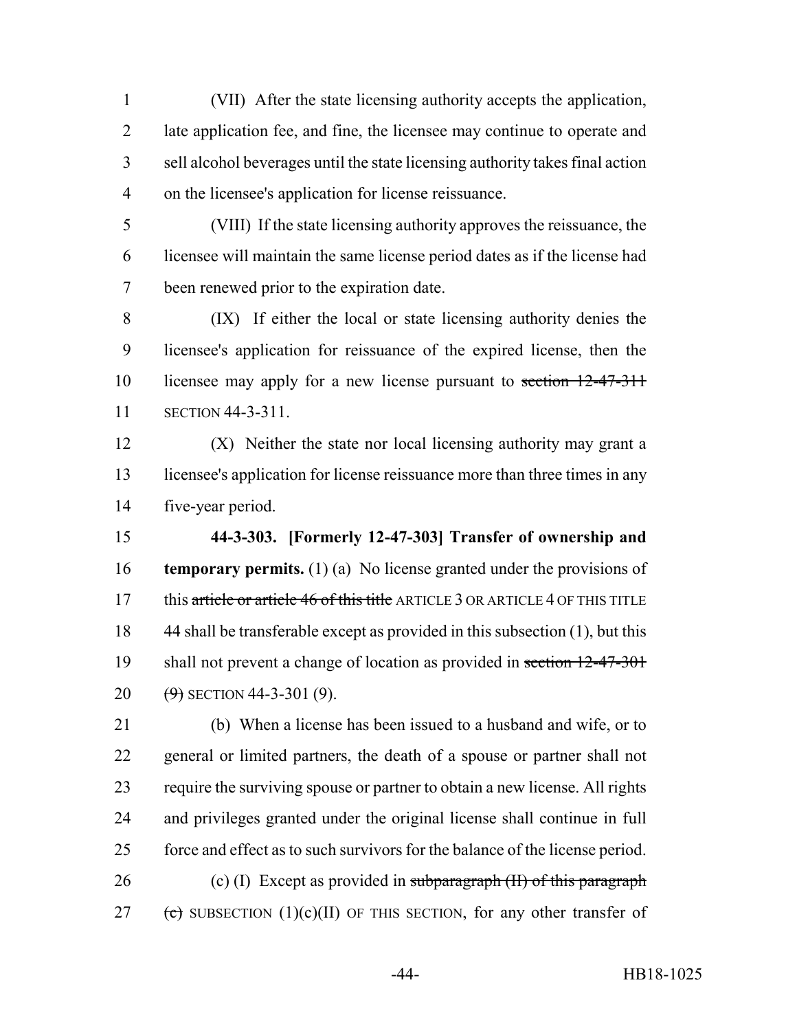(VII) After the state licensing authority accepts the application, late application fee, and fine, the licensee may continue to operate and sell alcohol beverages until the state licensing authority takes final action on the licensee's application for license reissuance.

(VIII) If the state licensing authority approves the reissuance, the licensee will maintain the same license period dates as if the license had been renewed prior to the expiration date.

(IX) If either the local or state licensing authority denies the licensee's application for reissuance of the expired license, then the licensee may apply for a new license pursuant to ~~section 12-47-311~~ SECTION 44-3-311.

(X) Neither the state nor local licensing authority may grant a licensee's application for license reissuance more than three times in any five-year period.

**44-3-303. [Formerly 12-47-303] Transfer of ownership and temporary permits.** (1) (a) No license granted under the provisions of this ~~article or article 46 of this title~~ ARTICLE 3 OR ARTICLE 4 OF THIS TITLE 44 shall be transferable except as provided in this subsection (1), but this shall not prevent a change of location as provided in ~~section 12-47-301 (9)~~ SECTION 44-3-301 (9).

(b) When a license has been issued to a husband and wife, or to general or limited partners, the death of a spouse or partner shall not require the surviving spouse or partner to obtain a new license. All rights and privileges granted under the original license shall continue in full force and effect as to such survivors for the balance of the license period.

(c) (I) Except as provided in ~~subparagraph (II) of this paragraph (c)~~ SUBSECTION (1)(c)(II) OF THIS SECTION, for any other transfer of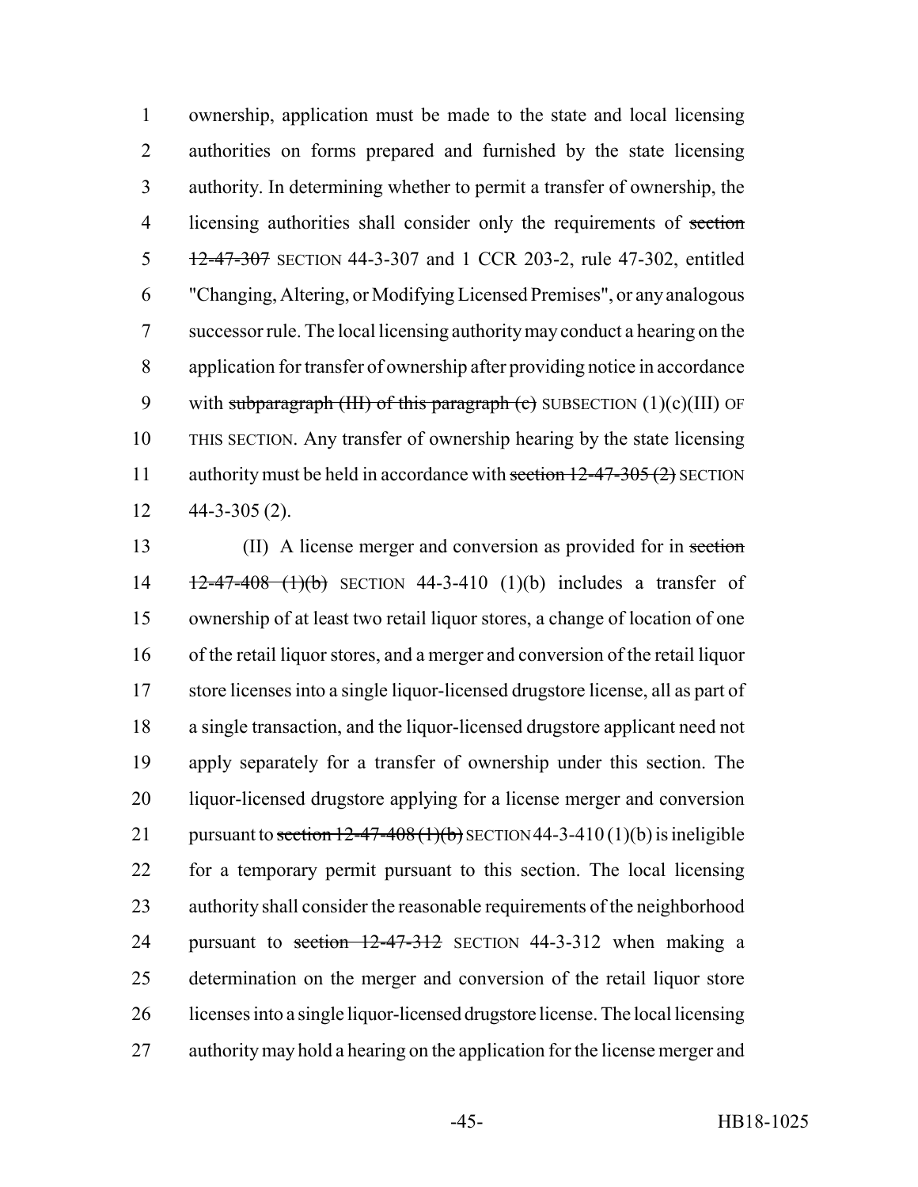ownership, application must be made to the state and local licensing authorities on forms prepared and furnished by the state licensing authority. In determining whether to permit a transfer of ownership, the licensing authorities shall consider only the requirements of ~~section 12-47-307~~ SECTION 44-3-307 and 1 CCR 203-2, rule 47-302, entitled "Changing, Altering, or Modifying Licensed Premises", or any analogous successor rule. The local licensing authority may conduct a hearing on the application for transfer of ownership after providing notice in accordance with ~~subparagraph (III) of this paragraph (c)~~ SUBSECTION (1)(c)(III) OF THIS SECTION. Any transfer of ownership hearing by the state licensing authority must be held in accordance with ~~section 12-47-305 (2)~~ SECTION 44-3-305 (2).

(II) A license merger and conversion as provided for in ~~section 12-47-408 (1)(b)~~ SECTION 44-3-410 (1)(b) includes a transfer of ownership of at least two retail liquor stores, a change of location of one of the retail liquor stores, and a merger and conversion of the retail liquor store licenses into a single liquor-licensed drugstore license, all as part of a single transaction, and the liquor-licensed drugstore applicant need not apply separately for a transfer of ownership under this section. The liquor-licensed drugstore applying for a license merger and conversion pursuant to ~~section 12-47-408 (1)(b)~~ SECTION 44-3-410 (1)(b) is ineligible for a temporary permit pursuant to this section. The local licensing authority shall consider the reasonable requirements of the neighborhood pursuant to ~~section 12-47-312~~ SECTION 44-3-312 when making a determination on the merger and conversion of the retail liquor store licenses into a single liquor-licensed drugstore license. The local licensing authority may hold a hearing on the application for the license merger and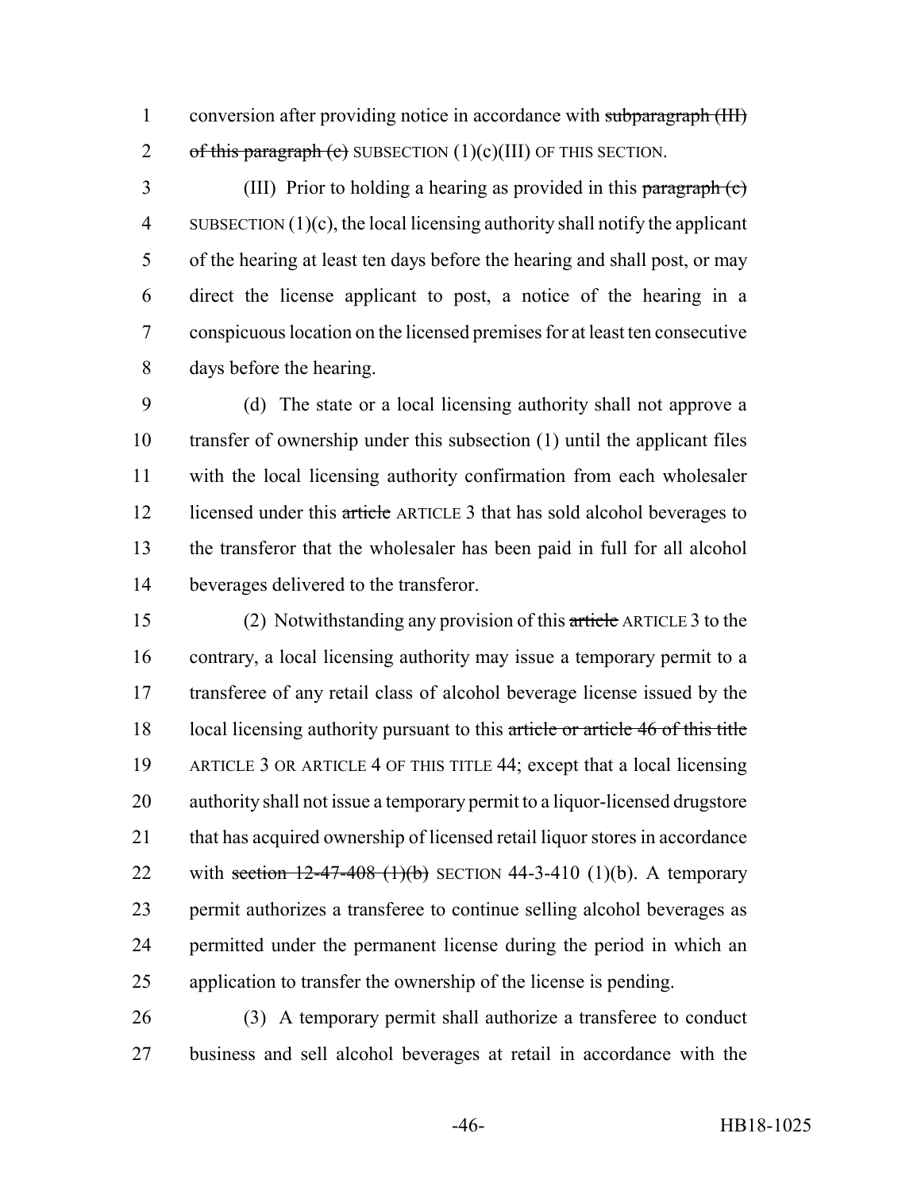conversion after providing notice in accordance with ~~subparagraph (III) of this paragraph (c)~~ SUBSECTION (1)(c)(III) OF THIS SECTION.

(III) Prior to holding a hearing as provided in this ~~paragraph (c)~~ SUBSECTION (1)(c), the local licensing authority shall notify the applicant of the hearing at least ten days before the hearing and shall post, or may direct the license applicant to post, a notice of the hearing in a conspicuous location on the licensed premises for at least ten consecutive days before the hearing.

(d) The state or a local licensing authority shall not approve a transfer of ownership under this subsection (1) until the applicant files with the local licensing authority confirmation from each wholesaler licensed under this ~~article~~ ARTICLE 3 that has sold alcohol beverages to the transferor that the wholesaler has been paid in full for all alcohol beverages delivered to the transferor.

(2) Notwithstanding any provision of this ~~article~~ ARTICLE 3 to the contrary, a local licensing authority may issue a temporary permit to a transferee of any retail class of alcohol beverage license issued by the local licensing authority pursuant to this ~~article or article 46 of this title~~ ARTICLE 3 OR ARTICLE 4 OF THIS TITLE 44; except that a local licensing authority shall not issue a temporary permit to a liquor-licensed drugstore that has acquired ownership of licensed retail liquor stores in accordance with ~~section 12-47-408 (1)(b)~~ SECTION 44-3-410 (1)(b). A temporary permit authorizes a transferee to continue selling alcohol beverages as permitted under the permanent license during the period in which an application to transfer the ownership of the license is pending.

(3) A temporary permit shall authorize a transferee to conduct business and sell alcohol beverages at retail in accordance with the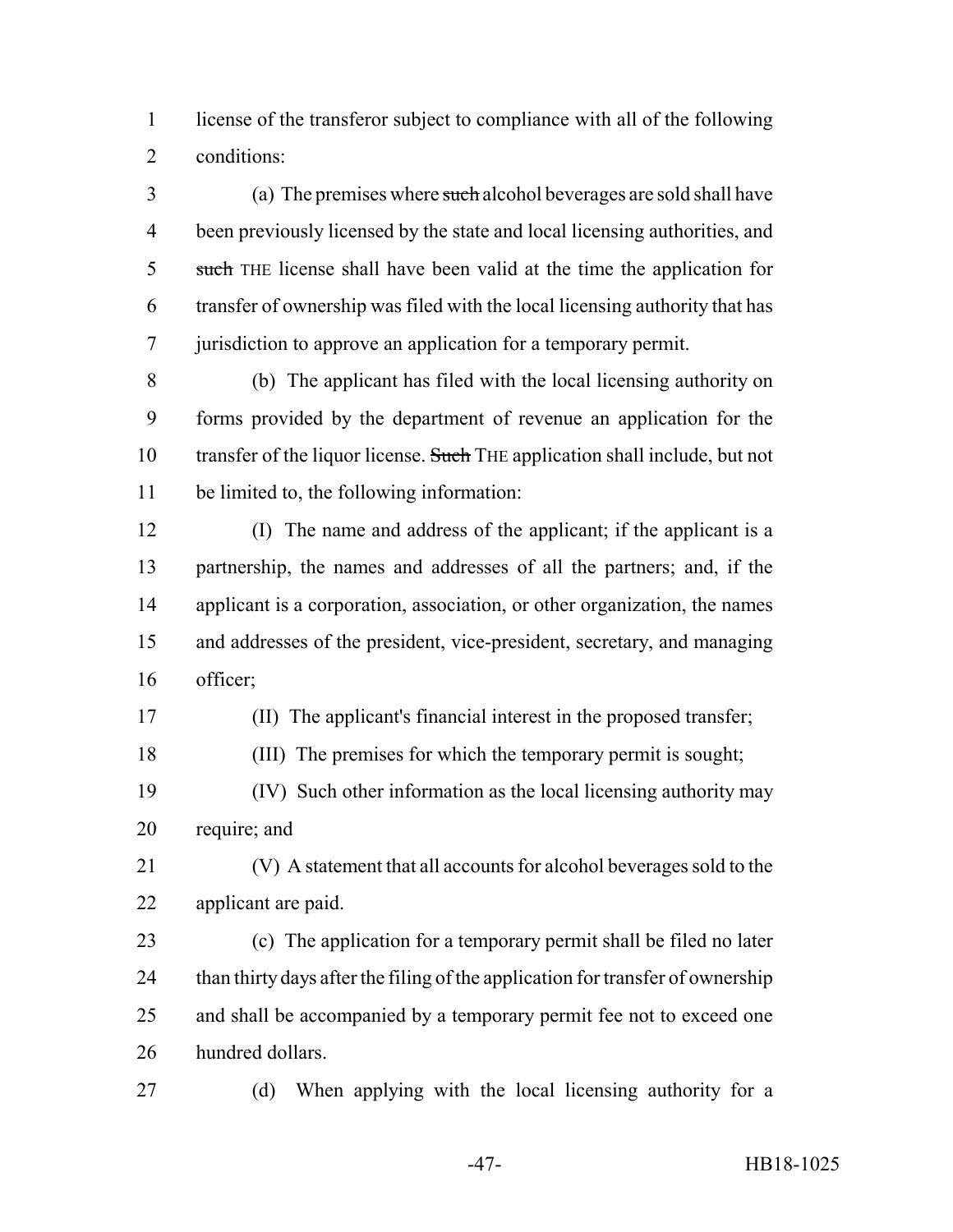license of the transferor subject to compliance with all of the following conditions:

(a) The premises where ~~such~~ alcohol beverages are sold shall have been previously licensed by the state and local licensing authorities, and ~~such~~ THE license shall have been valid at the time the application for transfer of ownership was filed with the local licensing authority that has jurisdiction to approve an application for a temporary permit.

(b) The applicant has filed with the local licensing authority on forms provided by the department of revenue an application for the transfer of the liquor license. ~~Such~~ THE application shall include, but not be limited to, the following information:

(I) The name and address of the applicant; if the applicant is a partnership, the names and addresses of all the partners; and, if the applicant is a corporation, association, or other organization, the names and addresses of the president, vice-president, secretary, and managing officer;

(II) The applicant's financial interest in the proposed transfer;

(III) The premises for which the temporary permit is sought;

(IV) Such other information as the local licensing authority may require; and

(V) A statement that all accounts for alcohol beverages sold to the applicant are paid.

(c) The application for a temporary permit shall be filed no later than thirty days after the filing of the application for transfer of ownership and shall be accompanied by a temporary permit fee not to exceed one hundred dollars.

(d) When applying with the local licensing authority for a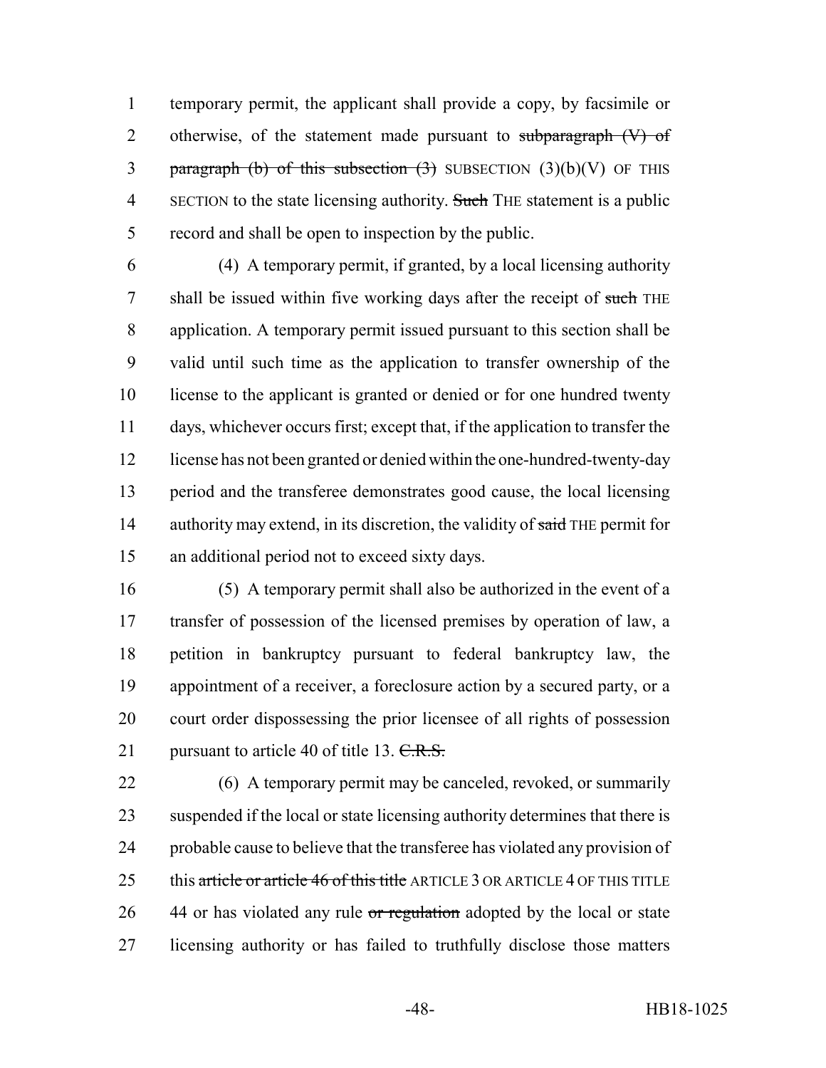temporary permit, the applicant shall provide a copy, by facsimile or otherwise, of the statement made pursuant to ~~subparagraph (V) of paragraph (b) of this subsection (3)~~ SUBSECTION (3)(b)(V) OF THIS SECTION to the state licensing authority. ~~Such~~ THE statement is a public record and shall be open to inspection by the public.

(4) A temporary permit, if granted, by a local licensing authority shall be issued within five working days after the receipt of ~~such~~ THE application. A temporary permit issued pursuant to this section shall be valid until such time as the application to transfer ownership of the license to the applicant is granted or denied or for one hundred twenty days, whichever occurs first; except that, if the application to transfer the license has not been granted or denied within the one-hundred-twenty-day period and the transferee demonstrates good cause, the local licensing authority may extend, in its discretion, the validity of ~~said~~ THE permit for an additional period not to exceed sixty days.

(5) A temporary permit shall also be authorized in the event of a transfer of possession of the licensed premises by operation of law, a petition in bankruptcy pursuant to federal bankruptcy law, the appointment of a receiver, a foreclosure action by a secured party, or a court order dispossessing the prior licensee of all rights of possession pursuant to article 40 of title 13. ~~C.R.S.~~

(6) A temporary permit may be canceled, revoked, or summarily suspended if the local or state licensing authority determines that there is probable cause to believe that the transferee has violated any provision of this ~~article or article 46 of this title~~ ARTICLE 3 OR ARTICLE 4 OF THIS TITLE 44 or has violated any rule ~~or regulation~~ adopted by the local or state licensing authority or has failed to truthfully disclose those matters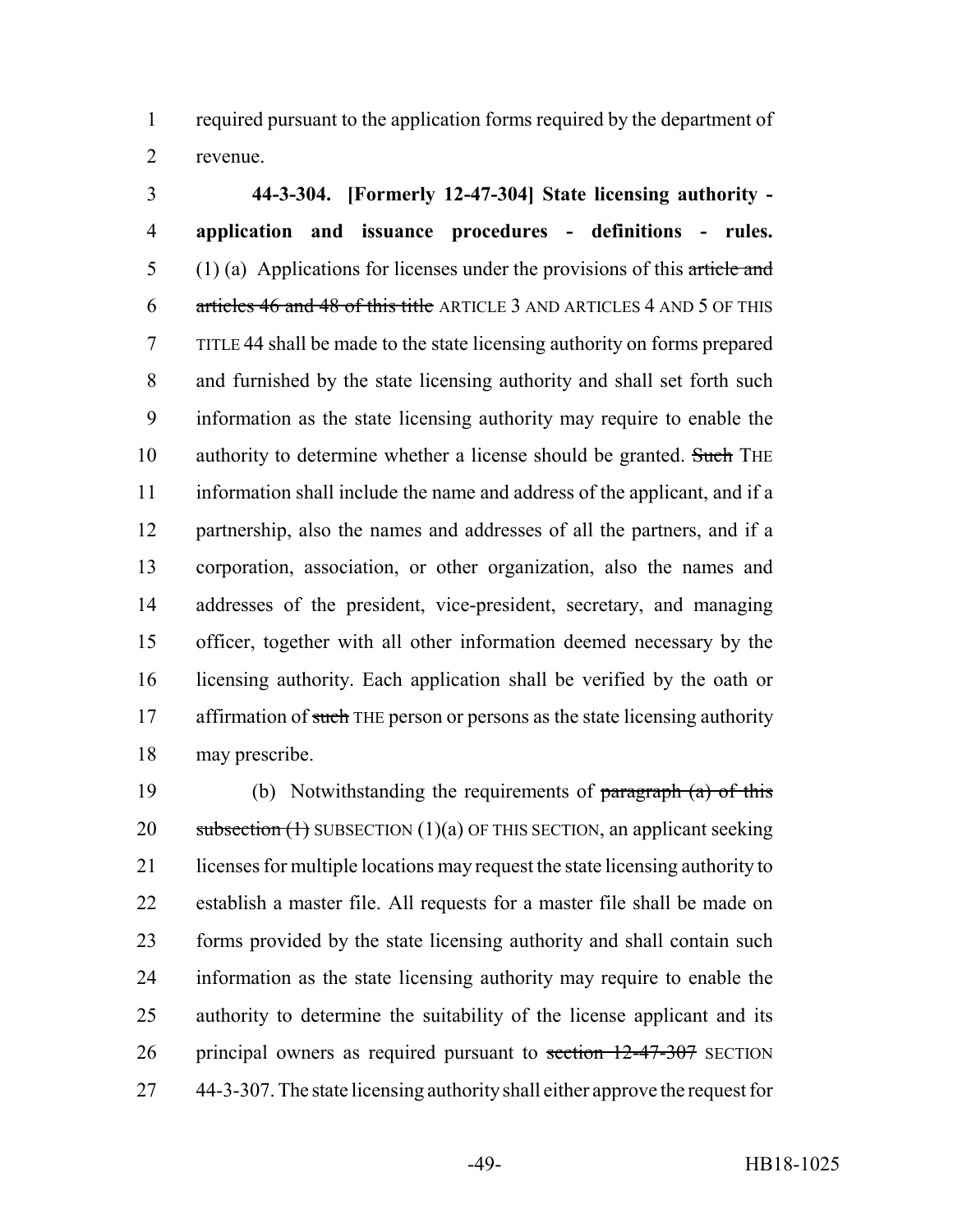required pursuant to the application forms required by the department of revenue.

**44-3-304. [Formerly 12-47-304] State licensing authority - application and issuance procedures - definitions - rules.** (1) (a) Applications for licenses under the provisions of this ~~article and articles 46 and 48 of this title~~ ARTICLE 3 AND ARTICLES 4 AND 5 OF THIS TITLE 44 shall be made to the state licensing authority on forms prepared and furnished by the state licensing authority and shall set forth such information as the state licensing authority may require to enable the authority to determine whether a license should be granted. ~~Such~~ THE information shall include the name and address of the applicant, and if a partnership, also the names and addresses of all the partners, and if a corporation, association, or other organization, also the names and addresses of the president, vice-president, secretary, and managing officer, together with all other information deemed necessary by the licensing authority. Each application shall be verified by the oath or affirmation of ~~such~~ THE person or persons as the state licensing authority may prescribe.

(b) Notwithstanding the requirements of ~~paragraph (a) of this subsection (1)~~ SUBSECTION (1)(a) OF THIS SECTION, an applicant seeking licenses for multiple locations may request the state licensing authority to establish a master file. All requests for a master file shall be made on forms provided by the state licensing authority and shall contain such information as the state licensing authority may require to enable the authority to determine the suitability of the license applicant and its principal owners as required pursuant to ~~section 12-47-307~~ SECTION 44-3-307. The state licensing authority shall either approve the request for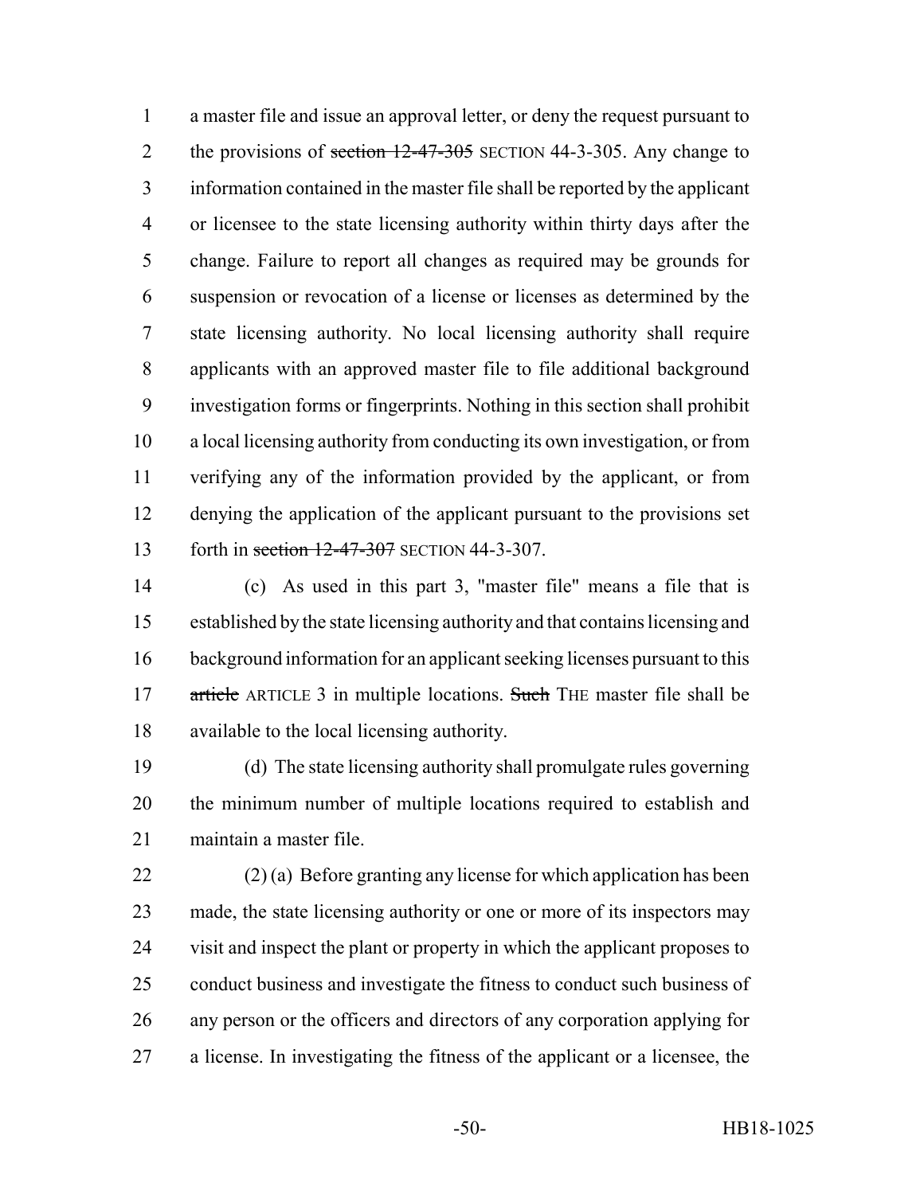a master file and issue an approval letter, or deny the request pursuant to the provisions of ~~section 12-47-305~~ SECTION 44-3-305. Any change to information contained in the master file shall be reported by the applicant or licensee to the state licensing authority within thirty days after the change. Failure to report all changes as required may be grounds for suspension or revocation of a license or licenses as determined by the state licensing authority. No local licensing authority shall require applicants with an approved master file to file additional background investigation forms or fingerprints. Nothing in this section shall prohibit a local licensing authority from conducting its own investigation, or from verifying any of the information provided by the applicant, or from denying the application of the applicant pursuant to the provisions set forth in ~~section 12-47-307~~ SECTION 44-3-307.

(c) As used in this part 3, "master file" means a file that is established by the state licensing authority and that contains licensing and background information for an applicant seeking licenses pursuant to this ~~article~~ ARTICLE 3 in multiple locations. ~~Such~~ THE master file shall be available to the local licensing authority.

(d) The state licensing authority shall promulgate rules governing the minimum number of multiple locations required to establish and maintain a master file.

(2) (a) Before granting any license for which application has been made, the state licensing authority or one or more of its inspectors may visit and inspect the plant or property in which the applicant proposes to conduct business and investigate the fitness to conduct such business of any person or the officers and directors of any corporation applying for a license. In investigating the fitness of the applicant or a licensee, the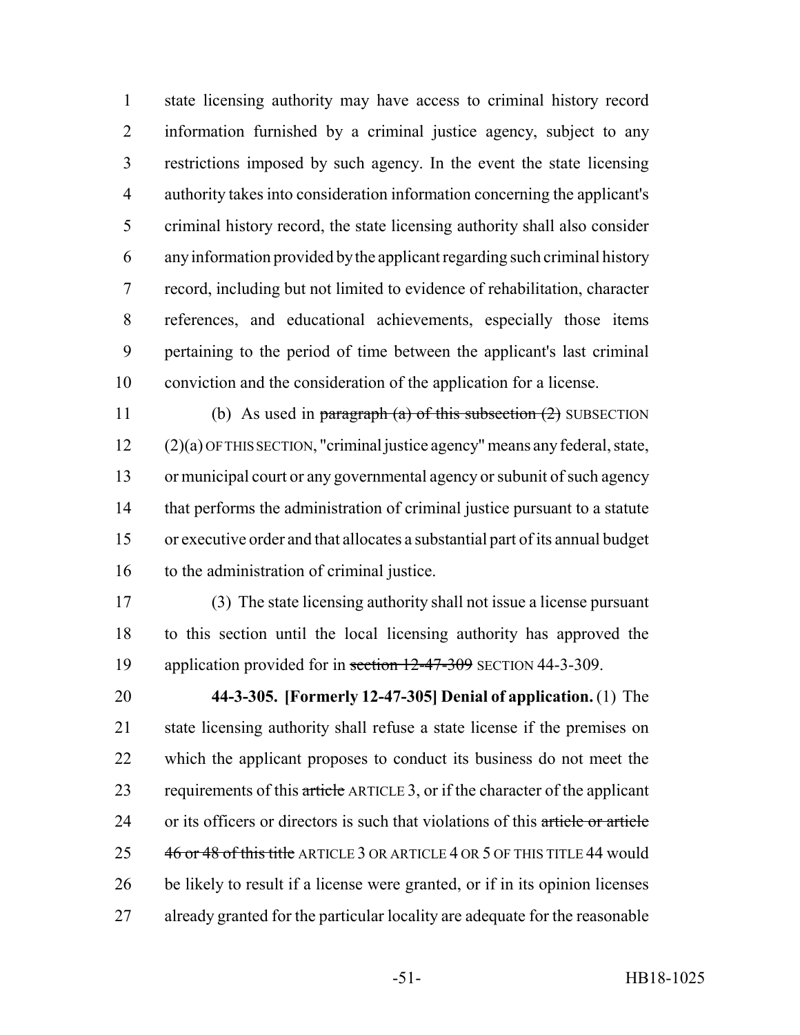state licensing authority may have access to criminal history record information furnished by a criminal justice agency, subject to any restrictions imposed by such agency. In the event the state licensing authority takes into consideration information concerning the applicant's criminal history record, the state licensing authority shall also consider any information provided by the applicant regarding such criminal history record, including but not limited to evidence of rehabilitation, character references, and educational achievements, especially those items pertaining to the period of time between the applicant's last criminal conviction and the consideration of the application for a license.

(b) As used in ~~paragraph (a) of this subsection (2)~~ SUBSECTION (2)(a) OF THIS SECTION, "criminal justice agency" means any federal, state, or municipal court or any governmental agency or subunit of such agency that performs the administration of criminal justice pursuant to a statute or executive order and that allocates a substantial part of its annual budget to the administration of criminal justice.

(3) The state licensing authority shall not issue a license pursuant to this section until the local licensing authority has approved the application provided for in ~~section 12-47-309~~ SECTION 44-3-309.

**44-3-305. [Formerly 12-47-305] Denial of application.** (1) The state licensing authority shall refuse a state license if the premises on which the applicant proposes to conduct its business do not meet the requirements of this ~~article~~ ARTICLE 3, or if the character of the applicant or its officers or directors is such that violations of this ~~article or article 46 or 48 of this title~~ ARTICLE 3 OR ARTICLE 4 OR 5 OF THIS TITLE 44 would be likely to result if a license were granted, or if in its opinion licenses already granted for the particular locality are adequate for the reasonable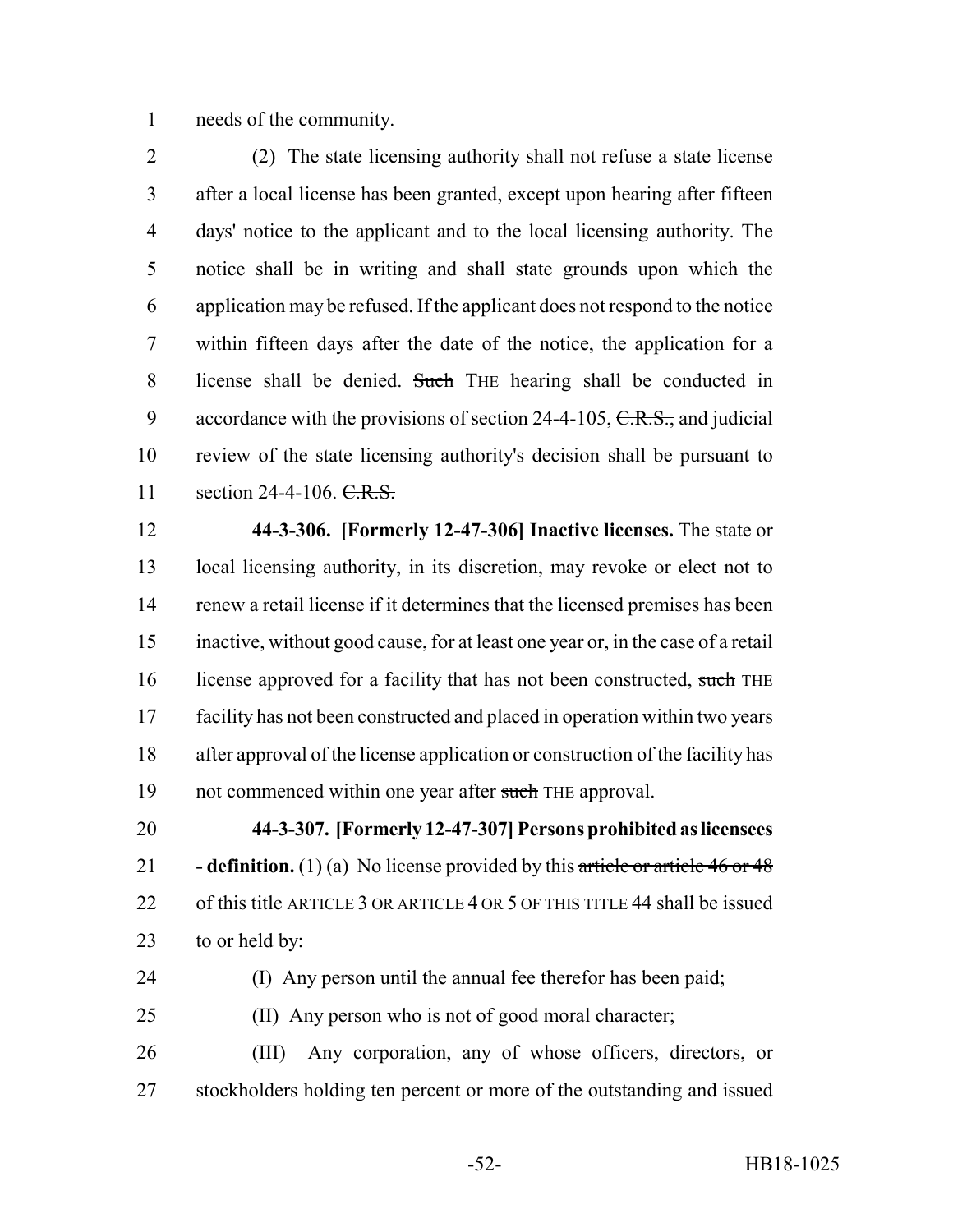needs of the community.

(2) The state licensing authority shall not refuse a state license after a local license has been granted, except upon hearing after fifteen days' notice to the applicant and to the local licensing authority. The notice shall be in writing and shall state grounds upon which the application may be refused. If the applicant does not respond to the notice within fifteen days after the date of the notice, the application for a license shall be denied. ~~Such~~ THE hearing shall be conducted in accordance with the provisions of section 24-4-105, ~~C.R.S.,~~ and judicial review of the state licensing authority's decision shall be pursuant to section 24-4-106. ~~C.R.S.~~

**44-3-306. [Formerly 12-47-306] Inactive licenses.** The state or local licensing authority, in its discretion, may revoke or elect not to renew a retail license if it determines that the licensed premises has been inactive, without good cause, for at least one year or, in the case of a retail license approved for a facility that has not been constructed, ~~such~~ THE facility has not been constructed and placed in operation within two years after approval of the license application or construction of the facility has not commenced within one year after ~~such~~ THE approval.

**44-3-307. [Formerly 12-47-307] Persons prohibited as licensees - definition.** (1) (a) No license provided by this ~~article or article 46 or 48 of this title~~ ARTICLE 3 OR ARTICLE 4 OR 5 OF THIS TITLE 44 shall be issued to or held by:

(I) Any person until the annual fee therefor has been paid;

(II) Any person who is not of good moral character;

(III) Any corporation, any of whose officers, directors, or stockholders holding ten percent or more of the outstanding and issued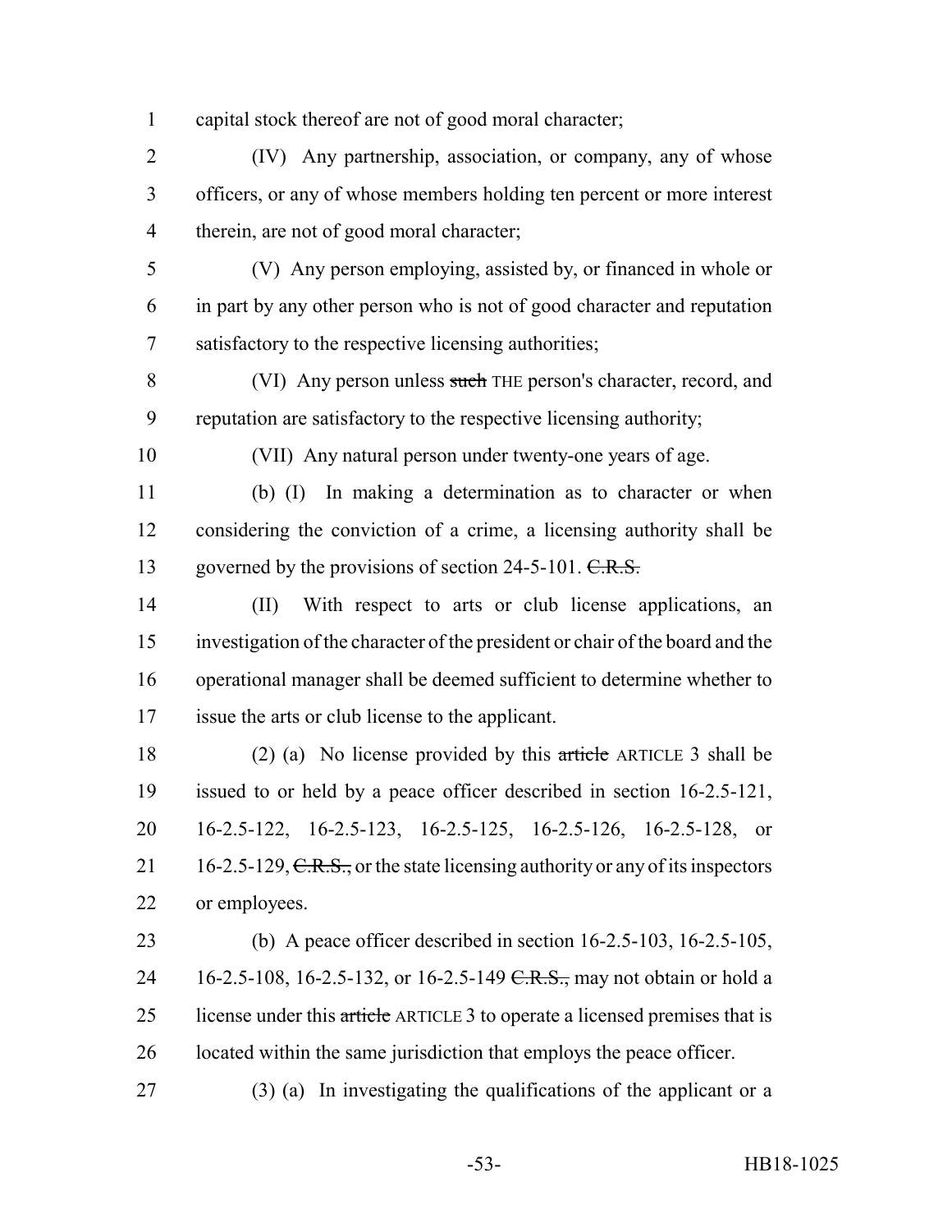capital stock thereof are not of good moral character;

(IV) Any partnership, association, or company, any of whose officers, or any of whose members holding ten percent or more interest therein, are not of good moral character;

(V) Any person employing, assisted by, or financed in whole or in part by any other person who is not of good character and reputation satisfactory to the respective licensing authorities;

(VI) Any person unless ~~such~~ THE person's character, record, and reputation are satisfactory to the respective licensing authority;

(VII) Any natural person under twenty-one years of age.

(b) (I) In making a determination as to character or when considering the conviction of a crime, a licensing authority shall be governed by the provisions of section 24-5-101. ~~C.R.S.~~

(II) With respect to arts or club license applications, an investigation of the character of the president or chair of the board and the operational manager shall be deemed sufficient to determine whether to issue the arts or club license to the applicant.

(2) (a) No license provided by this ~~article~~ ARTICLE 3 shall be issued to or held by a peace officer described in section 16-2.5-121, 16-2.5-122, 16-2.5-123, 16-2.5-125, 16-2.5-126, 16-2.5-128, or 16-2.5-129, ~~C.R.S.,~~ or the state licensing authority or any of its inspectors or employees.

(b) A peace officer described in section 16-2.5-103, 16-2.5-105, 16-2.5-108, 16-2.5-132, or 16-2.5-149 ~~C.R.S.,~~ may not obtain or hold a license under this ~~article~~ ARTICLE 3 to operate a licensed premises that is located within the same jurisdiction that employs the peace officer.

(3) (a) In investigating the qualifications of the applicant or a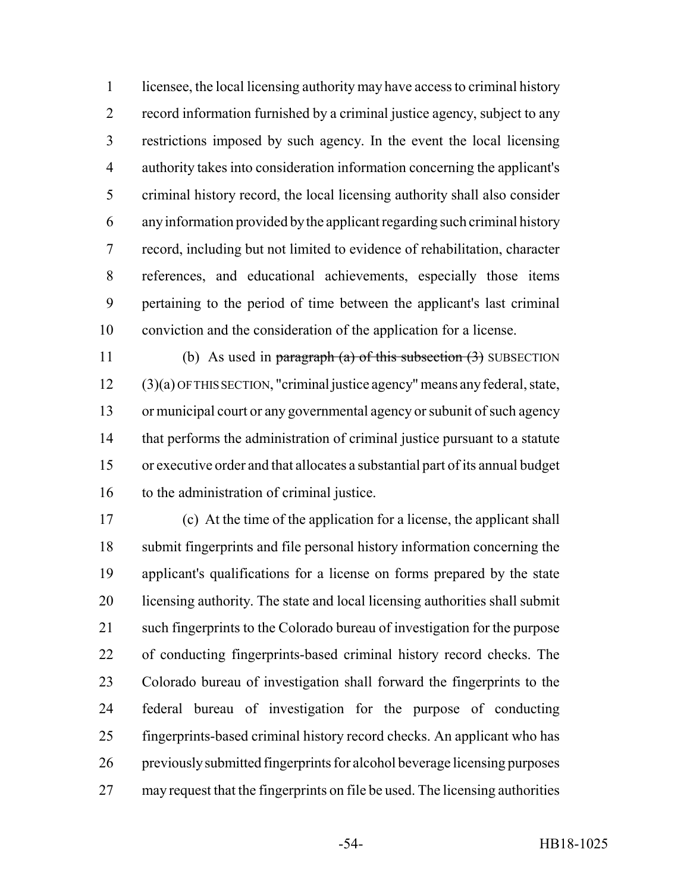licensee, the local licensing authority may have access to criminal history record information furnished by a criminal justice agency, subject to any restrictions imposed by such agency. In the event the local licensing authority takes into consideration information concerning the applicant's criminal history record, the local licensing authority shall also consider any information provided by the applicant regarding such criminal history record, including but not limited to evidence of rehabilitation, character references, and educational achievements, especially those items pertaining to the period of time between the applicant's last criminal conviction and the consideration of the application for a license.

(b) As used in ~~paragraph (a) of this subsection (3)~~ SUBSECTION (3)(a) OF THIS SECTION, "criminal justice agency" means any federal, state, or municipal court or any governmental agency or subunit of such agency that performs the administration of criminal justice pursuant to a statute or executive order and that allocates a substantial part of its annual budget to the administration of criminal justice.

(c) At the time of the application for a license, the applicant shall submit fingerprints and file personal history information concerning the applicant's qualifications for a license on forms prepared by the state licensing authority. The state and local licensing authorities shall submit such fingerprints to the Colorado bureau of investigation for the purpose of conducting fingerprints-based criminal history record checks. The Colorado bureau of investigation shall forward the fingerprints to the federal bureau of investigation for the purpose of conducting fingerprints-based criminal history record checks. An applicant who has previously submitted fingerprints for alcohol beverage licensing purposes may request that the fingerprints on file be used. The licensing authorities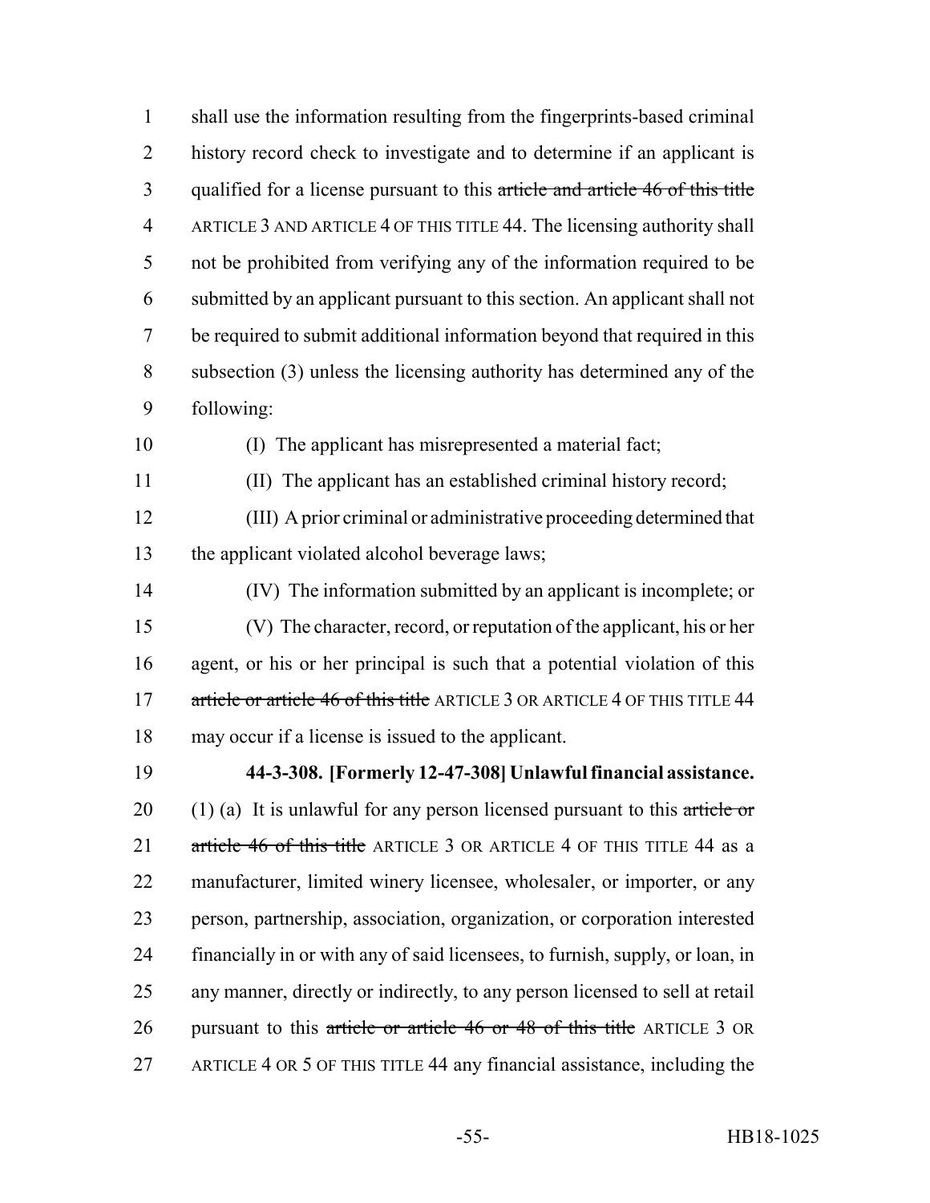shall use the information resulting from the fingerprints-based criminal history record check to investigate and to determine if an applicant is qualified for a license pursuant to this ~~article and article 46 of this title~~ ARTICLE 3 AND ARTICLE 4 OF THIS TITLE 44. The licensing authority shall not be prohibited from verifying any of the information required to be submitted by an applicant pursuant to this section. An applicant shall not be required to submit additional information beyond that required in this subsection (3) unless the licensing authority has determined any of the following:

(I) The applicant has misrepresented a material fact;

(II) The applicant has an established criminal history record;

(III) A prior criminal or administrative proceeding determined that the applicant violated alcohol beverage laws;

(IV) The information submitted by an applicant is incomplete; or

(V) The character, record, or reputation of the applicant, his or her agent, or his or her principal is such that a potential violation of this ~~article or article 46 of this title~~ ARTICLE 3 OR ARTICLE 4 OF THIS TITLE 44 may occur if a license is issued to the applicant.

**44-3-308. [Formerly 12-47-308] Unlawful financial assistance.** (1) (a) It is unlawful for any person licensed pursuant to this ~~article or article 46 of this title~~ ARTICLE 3 OR ARTICLE 4 OF THIS TITLE 44 as a manufacturer, limited winery licensee, wholesaler, or importer, or any person, partnership, association, organization, or corporation interested financially in or with any of said licensees, to furnish, supply, or loan, in any manner, directly or indirectly, to any person licensed to sell at retail pursuant to this ~~article or article 46 or 48 of this title~~ ARTICLE 3 OR ARTICLE 4 OR 5 OF THIS TITLE 44 any financial assistance, including the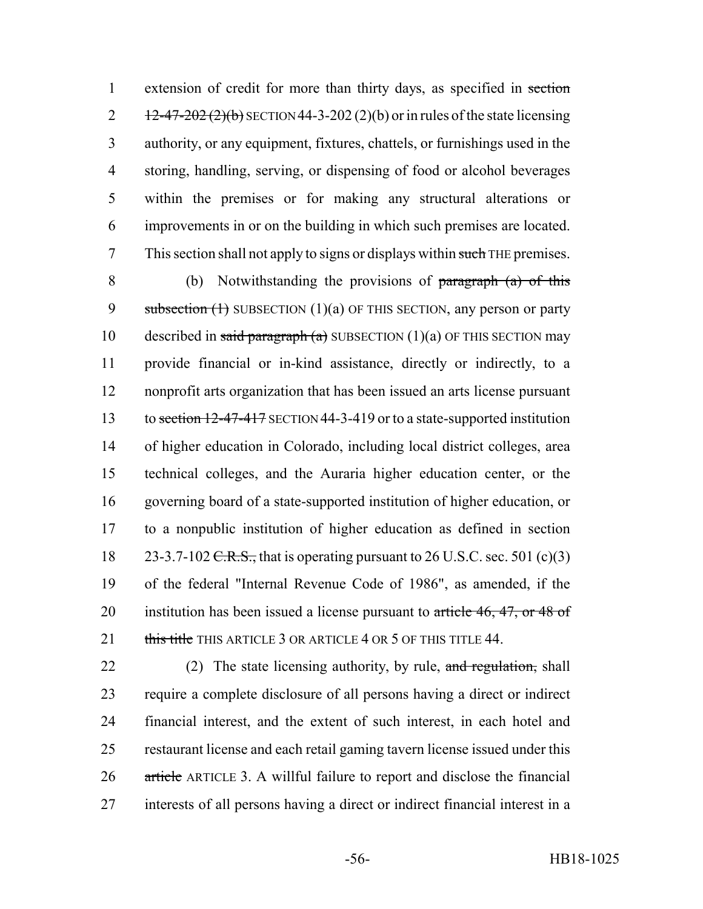extension of credit for more than thirty days, as specified in ~~section 12-47-202 (2)(b)~~ SECTION 44-3-202 (2)(b) or in rules of the state licensing authority, or any equipment, fixtures, chattels, or furnishings used in the storing, handling, serving, or dispensing of food or alcohol beverages within the premises or for making any structural alterations or improvements in or on the building in which such premises are located. This section shall not apply to signs or displays within ~~such~~ THE premises.

(b) Notwithstanding the provisions of ~~paragraph (a) of this subsection (1)~~ SUBSECTION (1)(a) OF THIS SECTION, any person or party described in ~~said paragraph (a)~~ SUBSECTION (1)(a) OF THIS SECTION may provide financial or in-kind assistance, directly or indirectly, to a nonprofit arts organization that has been issued an arts license pursuant to ~~section 12-47-417~~ SECTION 44-3-419 or to a state-supported institution of higher education in Colorado, including local district colleges, area technical colleges, and the Auraria higher education center, or the governing board of a state-supported institution of higher education, or to a nonpublic institution of higher education as defined in section 23-3.7-102 ~~C.R.S.,~~ that is operating pursuant to 26 U.S.C. sec. 501 (c)(3) of the federal "Internal Revenue Code of 1986", as amended, if the institution has been issued a license pursuant to ~~article 46, 47, or 48 of this title~~ THIS ARTICLE 3 OR ARTICLE 4 OR 5 OF THIS TITLE 44.

(2) The state licensing authority, by rule, ~~and regulation,~~ shall require a complete disclosure of all persons having a direct or indirect financial interest, and the extent of such interest, in each hotel and restaurant license and each retail gaming tavern license issued under this ~~article~~ ARTICLE 3. A willful failure to report and disclose the financial interests of all persons having a direct or indirect financial interest in a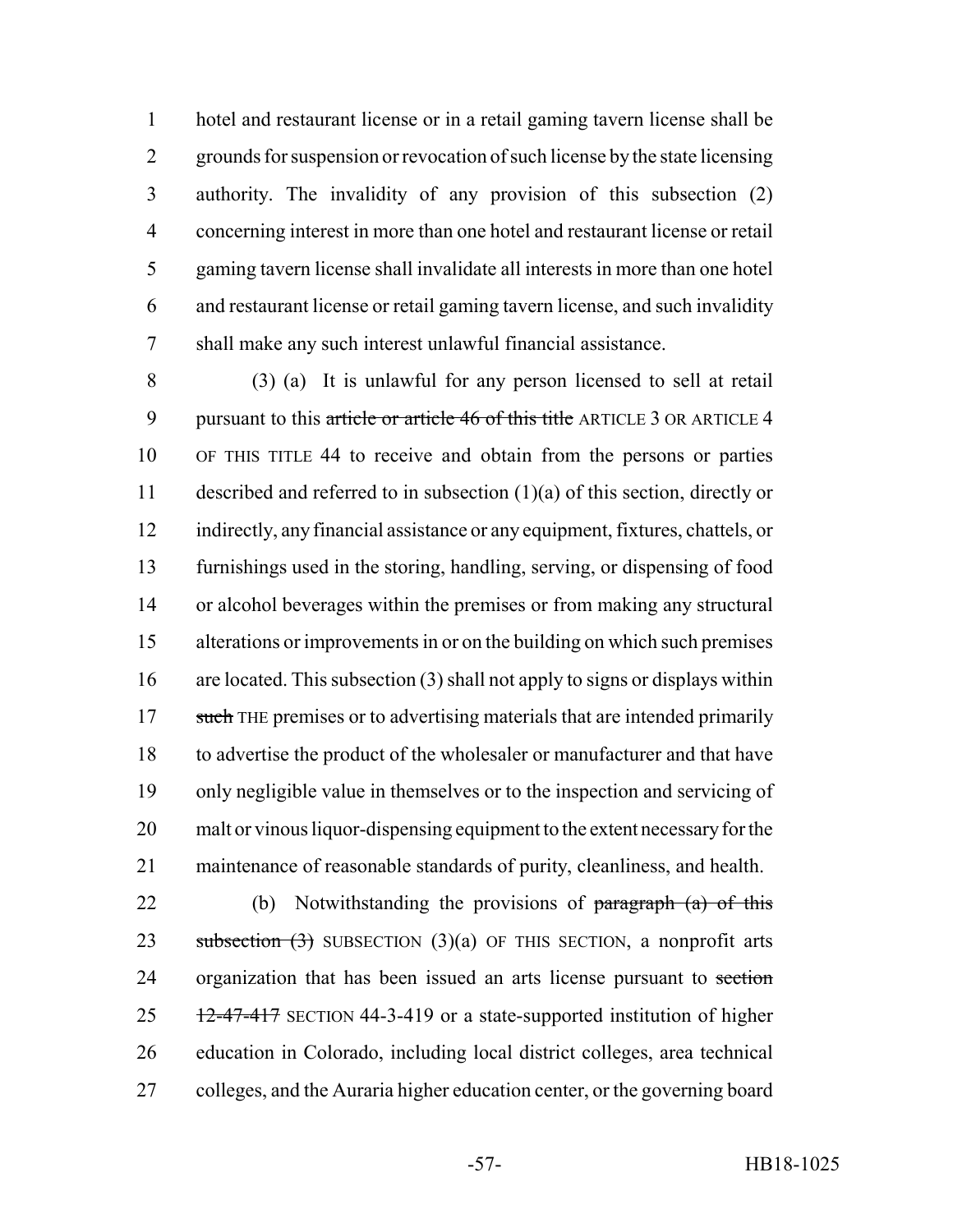hotel and restaurant license or in a retail gaming tavern license shall be grounds for suspension or revocation of such license by the state licensing authority. The invalidity of any provision of this subsection (2) concerning interest in more than one hotel and restaurant license or retail gaming tavern license shall invalidate all interests in more than one hotel and restaurant license or retail gaming tavern license, and such invalidity shall make any such interest unlawful financial assistance.

(3) (a) It is unlawful for any person licensed to sell at retail pursuant to this ~~article or article 46 of this title~~ ARTICLE 3 OR ARTICLE 4 OF THIS TITLE 44 to receive and obtain from the persons or parties described and referred to in subsection (1)(a) of this section, directly or indirectly, any financial assistance or any equipment, fixtures, chattels, or furnishings used in the storing, handling, serving, or dispensing of food or alcohol beverages within the premises or from making any structural alterations or improvements in or on the building on which such premises are located. This subsection (3) shall not apply to signs or displays within ~~such~~ THE premises or to advertising materials that are intended primarily to advertise the product of the wholesaler or manufacturer and that have only negligible value in themselves or to the inspection and servicing of malt or vinous liquor-dispensing equipment to the extent necessary for the maintenance of reasonable standards of purity, cleanliness, and health.

(b) Notwithstanding the provisions of ~~paragraph (a) of this subsection (3)~~ SUBSECTION (3)(a) OF THIS SECTION, a nonprofit arts organization that has been issued an arts license pursuant to ~~section 12-47-417~~ SECTION 44-3-419 or a state-supported institution of higher education in Colorado, including local district colleges, area technical colleges, and the Auraria higher education center, or the governing board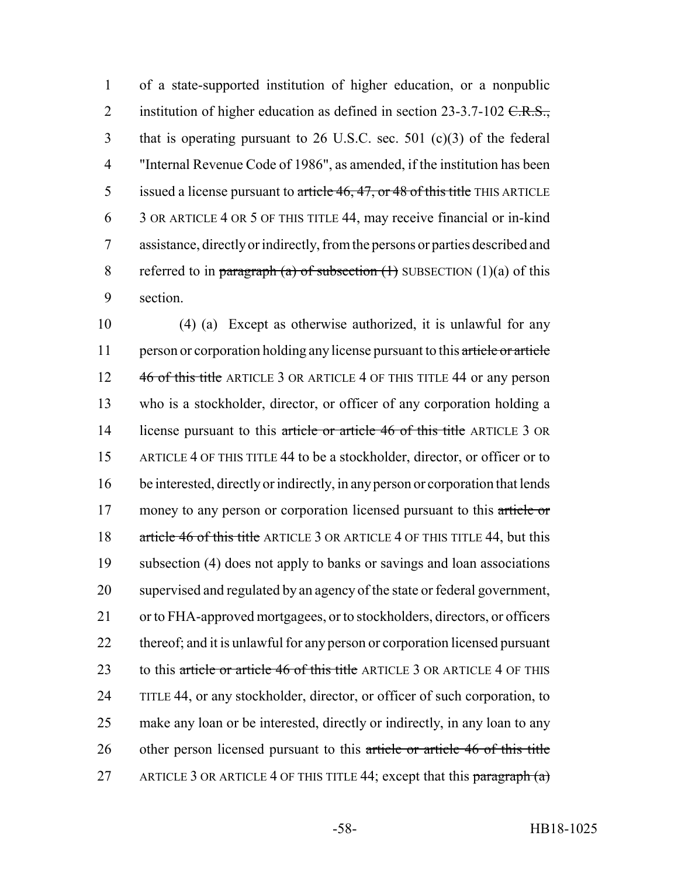of a state-supported institution of higher education, or a nonpublic institution of higher education as defined in section 23-3.7-102 ~~C.R.S.,~~ that is operating pursuant to 26 U.S.C. sec. 501 (c)(3) of the federal "Internal Revenue Code of 1986", as amended, if the institution has been issued a license pursuant to ~~article 46, 47, or 48 of this title~~ THIS ARTICLE 3 OR ARTICLE 4 OR 5 OF THIS TITLE 44, may receive financial or in-kind assistance, directly or indirectly, from the persons or parties described and referred to in ~~paragraph (a) of subsection (1)~~ SUBSECTION (1)(a) of this section.

(4) (a) Except as otherwise authorized, it is unlawful for any person or corporation holding any license pursuant to this ~~article or article 46 of this title~~ ARTICLE 3 OR ARTICLE 4 OF THIS TITLE 44 or any person who is a stockholder, director, or officer of any corporation holding a license pursuant to this ~~article or article 46 of this title~~ ARTICLE 3 OR ARTICLE 4 OF THIS TITLE 44 to be a stockholder, director, or officer or to be interested, directly or indirectly, in any person or corporation that lends money to any person or corporation licensed pursuant to this ~~article or article 46 of this title~~ ARTICLE 3 OR ARTICLE 4 OF THIS TITLE 44, but this subsection (4) does not apply to banks or savings and loan associations supervised and regulated by an agency of the state or federal government, or to FHA-approved mortgagees, or to stockholders, directors, or officers thereof; and it is unlawful for any person or corporation licensed pursuant to this ~~article or article 46 of this title~~ ARTICLE 3 OR ARTICLE 4 OF THIS TITLE 44, or any stockholder, director, or officer of such corporation, to make any loan or be interested, directly or indirectly, in any loan to any other person licensed pursuant to this ~~article or article 46 of this title~~ ARTICLE 3 OR ARTICLE 4 OF THIS TITLE 44; except that this ~~paragraph (a)~~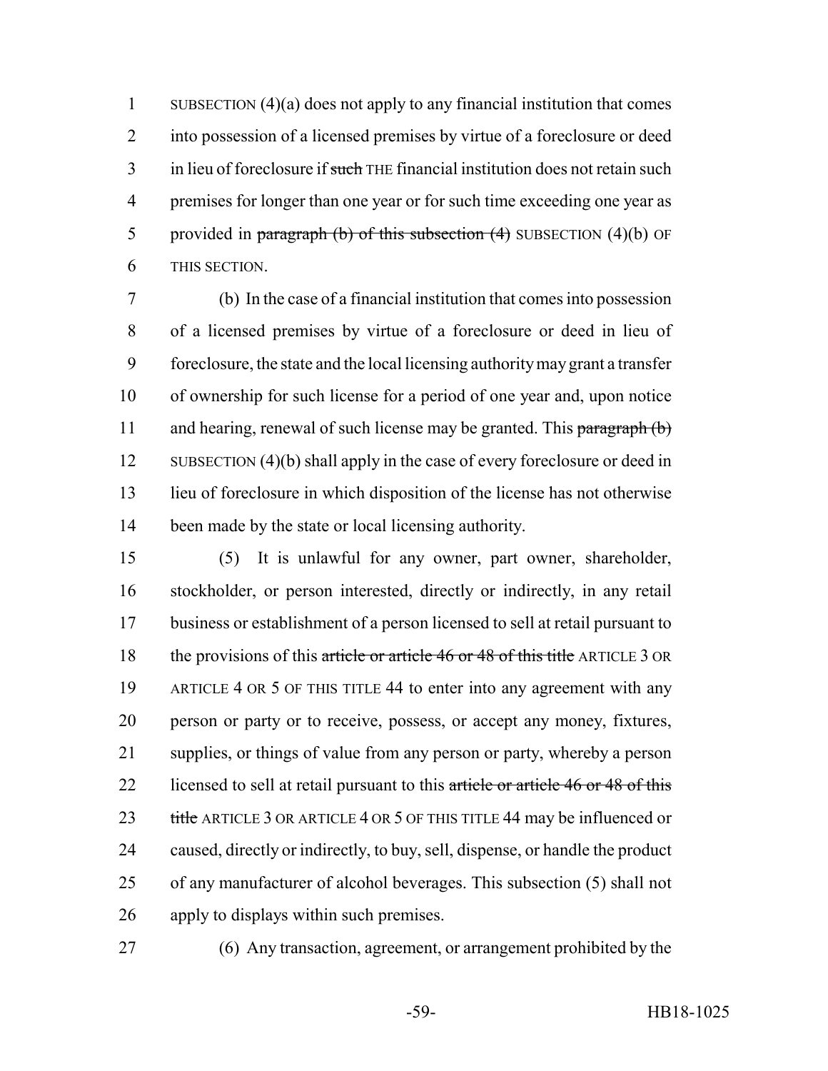SUBSECTION (4)(a) does not apply to any financial institution that comes into possession of a licensed premises by virtue of a foreclosure or deed in lieu of foreclosure if ~~such~~ THE financial institution does not retain such premises for longer than one year or for such time exceeding one year as provided in ~~paragraph (b) of this subsection (4)~~ SUBSECTION (4)(b) OF THIS SECTION.

(b) In the case of a financial institution that comes into possession of a licensed premises by virtue of a foreclosure or deed in lieu of foreclosure, the state and the local licensing authority may grant a transfer of ownership for such license for a period of one year and, upon notice and hearing, renewal of such license may be granted. This ~~paragraph (b)~~ SUBSECTION (4)(b) shall apply in the case of every foreclosure or deed in lieu of foreclosure in which disposition of the license has not otherwise been made by the state or local licensing authority.

(5) It is unlawful for any owner, part owner, shareholder, stockholder, or person interested, directly or indirectly, in any retail business or establishment of a person licensed to sell at retail pursuant to the provisions of this ~~article or article 46 or 48 of this title~~ ARTICLE 3 OR ARTICLE 4 OR 5 OF THIS TITLE 44 to enter into any agreement with any person or party or to receive, possess, or accept any money, fixtures, supplies, or things of value from any person or party, whereby a person licensed to sell at retail pursuant to this ~~article or article 46 or 48 of this title~~ ARTICLE 3 OR ARTICLE 4 OR 5 OF THIS TITLE 44 may be influenced or caused, directly or indirectly, to buy, sell, dispense, or handle the product of any manufacturer of alcohol beverages. This subsection (5) shall not apply to displays within such premises.

(6) Any transaction, agreement, or arrangement prohibited by the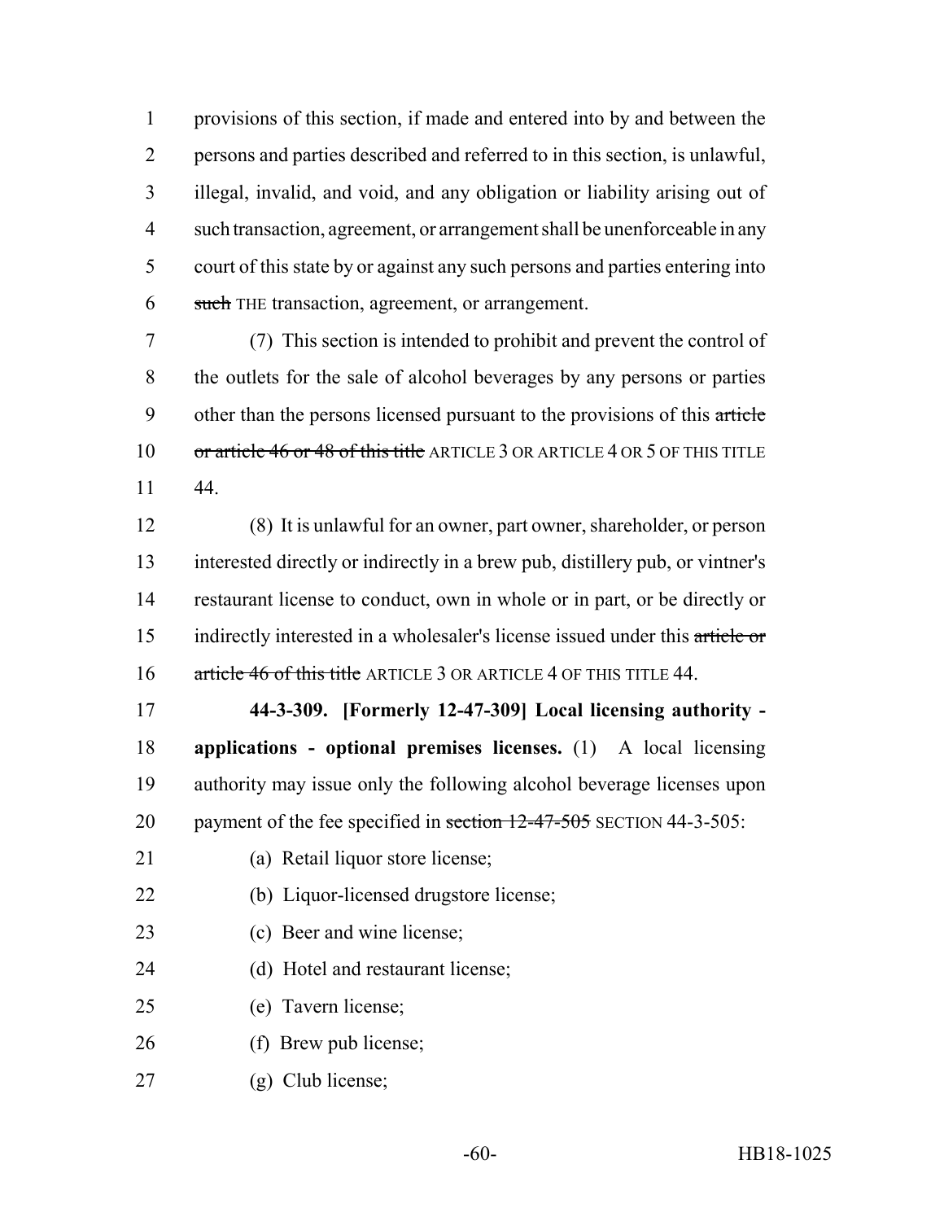provisions of this section, if made and entered into by and between the persons and parties described and referred to in this section, is unlawful, illegal, invalid, and void, and any obligation or liability arising out of such transaction, agreement, or arrangement shall be unenforceable in any court of this state by or against any such persons and parties entering into ~~such~~ THE transaction, agreement, or arrangement.

(7) This section is intended to prohibit and prevent the control of the outlets for the sale of alcohol beverages by any persons or parties other than the persons licensed pursuant to the provisions of this ~~article or article 46 or 48 of this title~~ ARTICLE 3 OR ARTICLE 4 OR 5 OF THIS TITLE 44.

(8) It is unlawful for an owner, part owner, shareholder, or person interested directly or indirectly in a brew pub, distillery pub, or vintner's restaurant license to conduct, own in whole or in part, or be directly or indirectly interested in a wholesaler's license issued under this ~~article or article 46 of this title~~ ARTICLE 3 OR ARTICLE 4 OF THIS TITLE 44.

**44-3-309. [Formerly 12-47-309] Local licensing authority - applications - optional premises licenses.** (1) A local licensing authority may issue only the following alcohol beverage licenses upon payment of the fee specified in ~~section 12-47-505~~ SECTION 44-3-505:

(a) Retail liquor store license;

(b) Liquor-licensed drugstore license;

(c) Beer and wine license;

(d) Hotel and restaurant license;

(e) Tavern license;

(f) Brew pub license;

(g) Club license;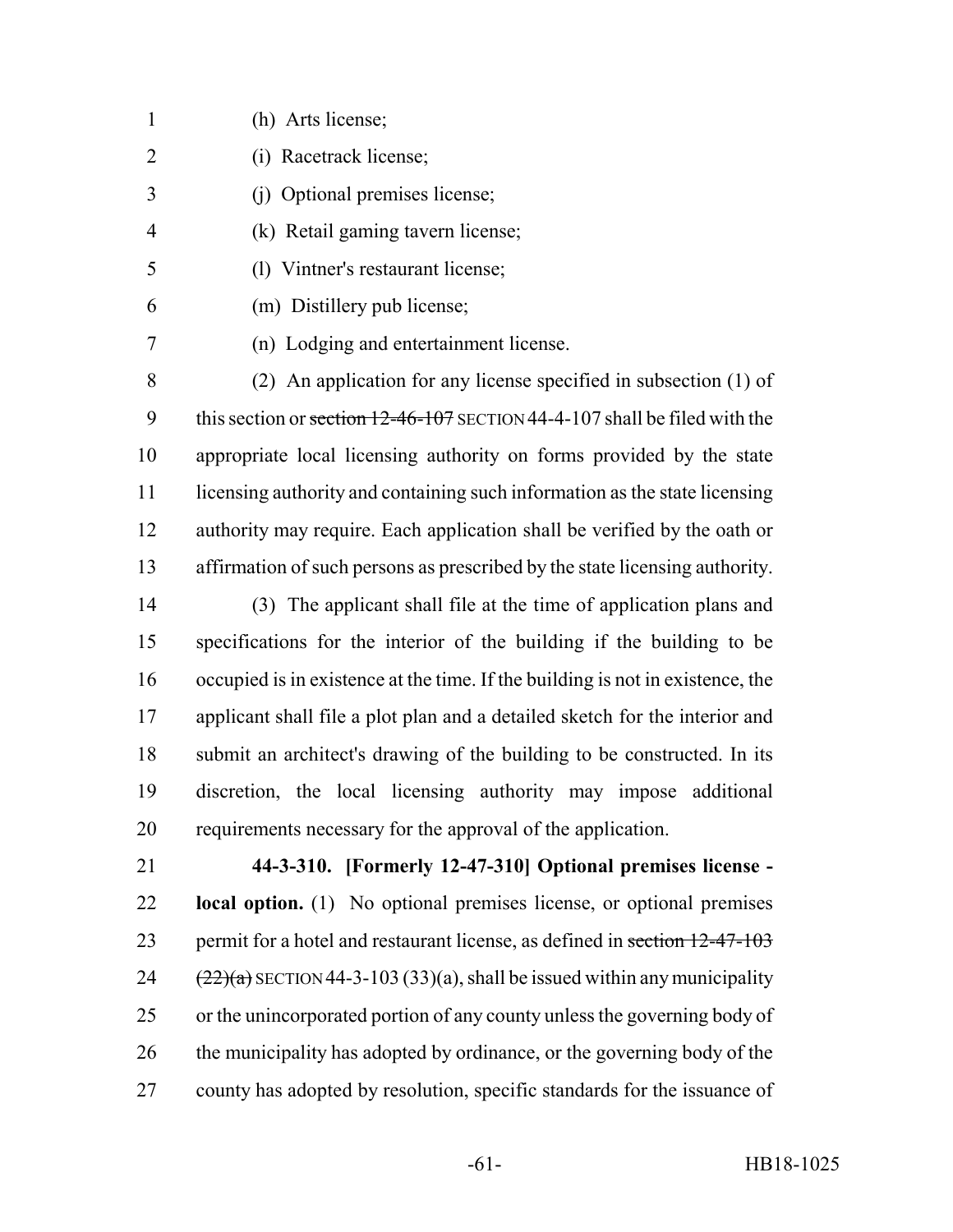(h) Arts license;

(i) Racetrack license;

(j) Optional premises license;

(k) Retail gaming tavern license;

(l) Vintner's restaurant license;

(m) Distillery pub license;

(n) Lodging and entertainment license.

(2) An application for any license specified in subsection (1) of this section or ~~section 12-46-107~~ SECTION 44-4-107 shall be filed with the appropriate local licensing authority on forms provided by the state licensing authority and containing such information as the state licensing authority may require. Each application shall be verified by the oath or affirmation of such persons as prescribed by the state licensing authority.

(3) The applicant shall file at the time of application plans and specifications for the interior of the building if the building to be occupied is in existence at the time. If the building is not in existence, the applicant shall file a plot plan and a detailed sketch for the interior and submit an architect's drawing of the building to be constructed. In its discretion, the local licensing authority may impose additional requirements necessary for the approval of the application.

**44-3-310. [Formerly 12-47-310] Optional premises license - local option.** (1) No optional premises license, or optional premises permit for a hotel and restaurant license, as defined in ~~section 12-47-103 (22)(a)~~ SECTION 44-3-103 (33)(a), shall be issued within any municipality or the unincorporated portion of any county unless the governing body of the municipality has adopted by ordinance, or the governing body of the county has adopted by resolution, specific standards for the issuance of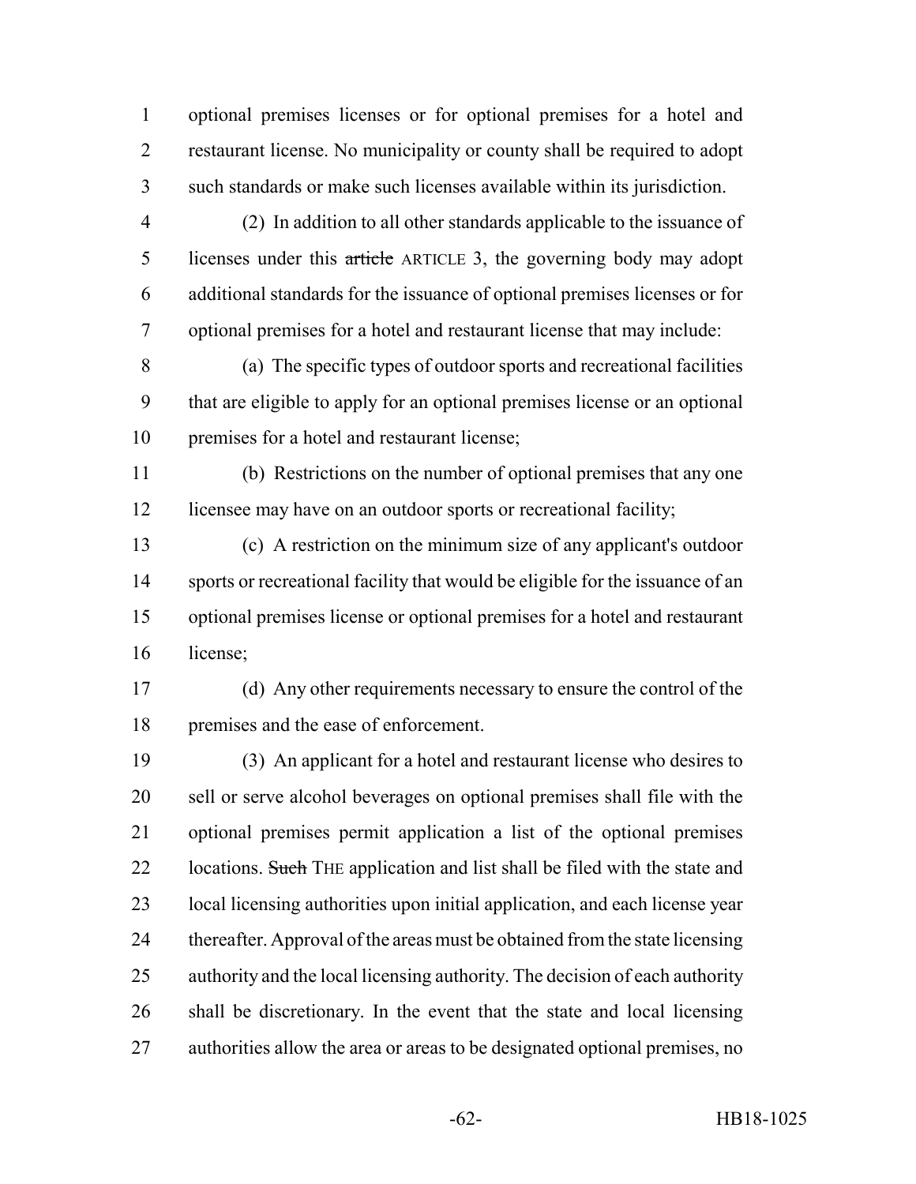optional premises licenses or for optional premises for a hotel and restaurant license. No municipality or county shall be required to adopt such standards or make such licenses available within its jurisdiction.

(2) In addition to all other standards applicable to the issuance of licenses under this ~~article~~ ARTICLE 3, the governing body may adopt additional standards for the issuance of optional premises licenses or for optional premises for a hotel and restaurant license that may include:

(a) The specific types of outdoor sports and recreational facilities that are eligible to apply for an optional premises license or an optional premises for a hotel and restaurant license;

(b) Restrictions on the number of optional premises that any one licensee may have on an outdoor sports or recreational facility;

(c) A restriction on the minimum size of any applicant's outdoor sports or recreational facility that would be eligible for the issuance of an optional premises license or optional premises for a hotel and restaurant license;

(d) Any other requirements necessary to ensure the control of the premises and the ease of enforcement.

(3) An applicant for a hotel and restaurant license who desires to sell or serve alcohol beverages on optional premises shall file with the optional premises permit application a list of the optional premises locations. ~~Such~~ THE application and list shall be filed with the state and local licensing authorities upon initial application, and each license year thereafter. Approval of the areas must be obtained from the state licensing authority and the local licensing authority. The decision of each authority shall be discretionary. In the event that the state and local licensing authorities allow the area or areas to be designated optional premises, no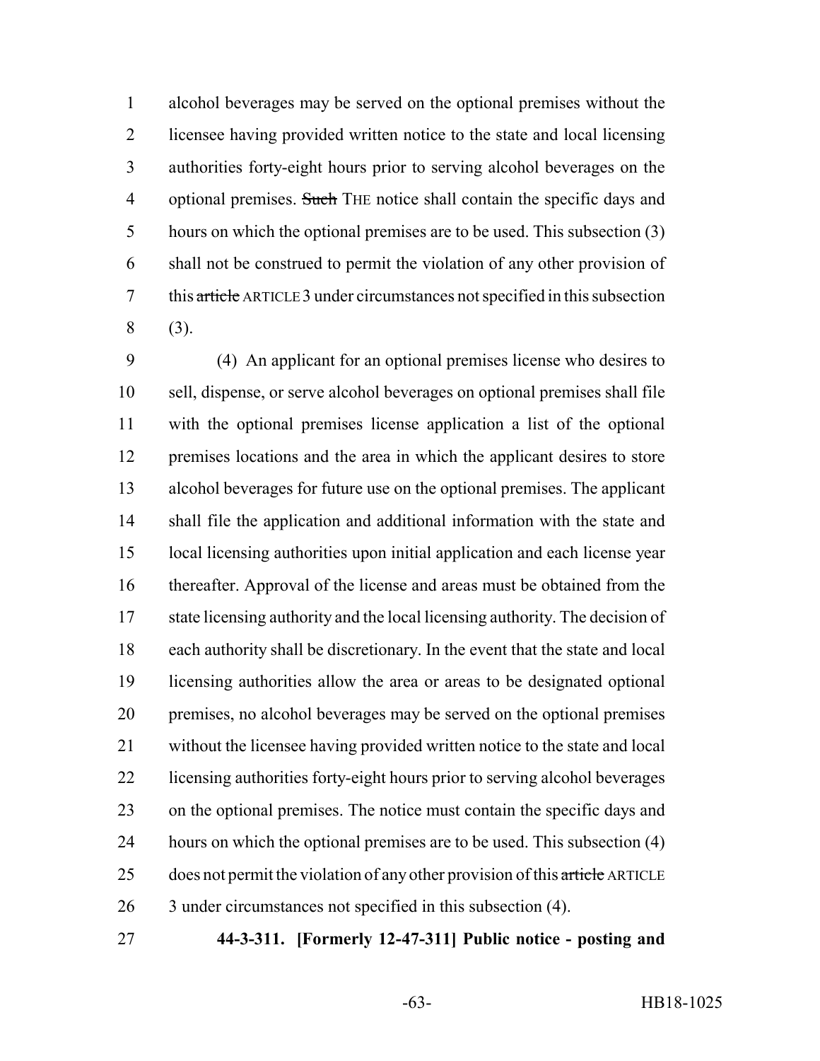alcohol beverages may be served on the optional premises without the licensee having provided written notice to the state and local licensing authorities forty-eight hours prior to serving alcohol beverages on the optional premises. ~~Such~~ THE notice shall contain the specific days and hours on which the optional premises are to be used. This subsection (3) shall not be construed to permit the violation of any other provision of this ~~article~~ ARTICLE 3 under circumstances not specified in this subsection (3).

(4) An applicant for an optional premises license who desires to sell, dispense, or serve alcohol beverages on optional premises shall file with the optional premises license application a list of the optional premises locations and the area in which the applicant desires to store alcohol beverages for future use on the optional premises. The applicant shall file the application and additional information with the state and local licensing authorities upon initial application and each license year thereafter. Approval of the license and areas must be obtained from the state licensing authority and the local licensing authority. The decision of each authority shall be discretionary. In the event that the state and local licensing authorities allow the area or areas to be designated optional premises, no alcohol beverages may be served on the optional premises without the licensee having provided written notice to the state and local licensing authorities forty-eight hours prior to serving alcohol beverages on the optional premises. The notice must contain the specific days and hours on which the optional premises are to be used. This subsection (4) does not permit the violation of any other provision of this ~~article~~ ARTICLE 3 under circumstances not specified in this subsection (4).

**44-3-311. [Formerly 12-47-311] Public notice - posting and**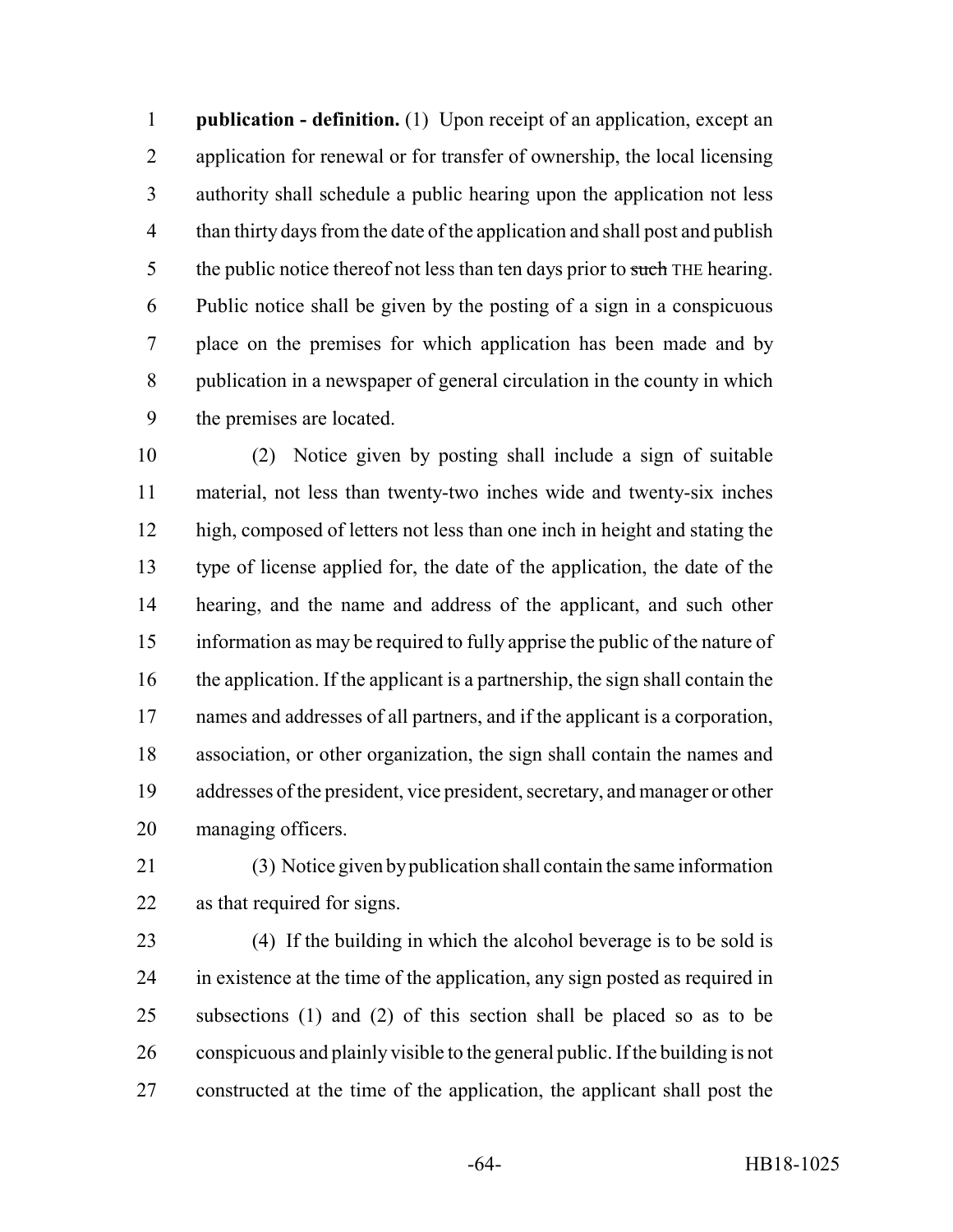**publication - definition.** (1) Upon receipt of an application, except an application for renewal or for transfer of ownership, the local licensing authority shall schedule a public hearing upon the application not less than thirty days from the date of the application and shall post and publish the public notice thereof not less than ten days prior to ~~such~~ THE hearing. Public notice shall be given by the posting of a sign in a conspicuous place on the premises for which application has been made and by publication in a newspaper of general circulation in the county in which the premises are located.

(2) Notice given by posting shall include a sign of suitable material, not less than twenty-two inches wide and twenty-six inches high, composed of letters not less than one inch in height and stating the type of license applied for, the date of the application, the date of the hearing, and the name and address of the applicant, and such other information as may be required to fully apprise the public of the nature of the application. If the applicant is a partnership, the sign shall contain the names and addresses of all partners, and if the applicant is a corporation, association, or other organization, the sign shall contain the names and addresses of the president, vice president, secretary, and manager or other managing officers.

(3) Notice given by publication shall contain the same information as that required for signs.

(4) If the building in which the alcohol beverage is to be sold is in existence at the time of the application, any sign posted as required in subsections (1) and (2) of this section shall be placed so as to be conspicuous and plainly visible to the general public. If the building is not constructed at the time of the application, the applicant shall post the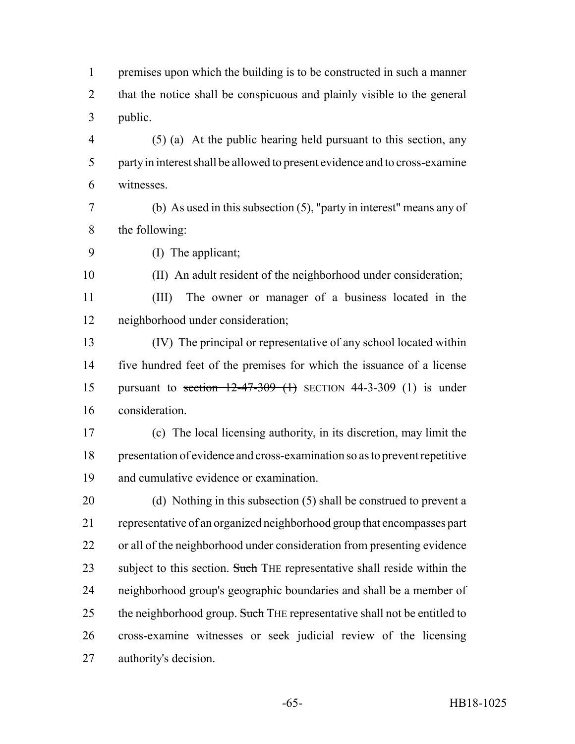premises upon which the building is to be constructed in such a manner that the notice shall be conspicuous and plainly visible to the general public.

(5) (a) At the public hearing held pursuant to this section, any party in interest shall be allowed to present evidence and to cross-examine witnesses.

(b) As used in this subsection (5), "party in interest" means any of the following:

(I) The applicant;

(II) An adult resident of the neighborhood under consideration;

(III) The owner or manager of a business located in the neighborhood under consideration;

(IV) The principal or representative of any school located within five hundred feet of the premises for which the issuance of a license pursuant to ~~section 12-47-309 (1)~~ SECTION 44-3-309 (1) is under consideration.

(c) The local licensing authority, in its discretion, may limit the presentation of evidence and cross-examination so as to prevent repetitive and cumulative evidence or examination.

(d) Nothing in this subsection (5) shall be construed to prevent a representative of an organized neighborhood group that encompasses part or all of the neighborhood under consideration from presenting evidence subject to this section. ~~Such~~ THE representative shall reside within the neighborhood group's geographic boundaries and shall be a member of the neighborhood group. ~~Such~~ THE representative shall not be entitled to cross-examine witnesses or seek judicial review of the licensing authority's decision.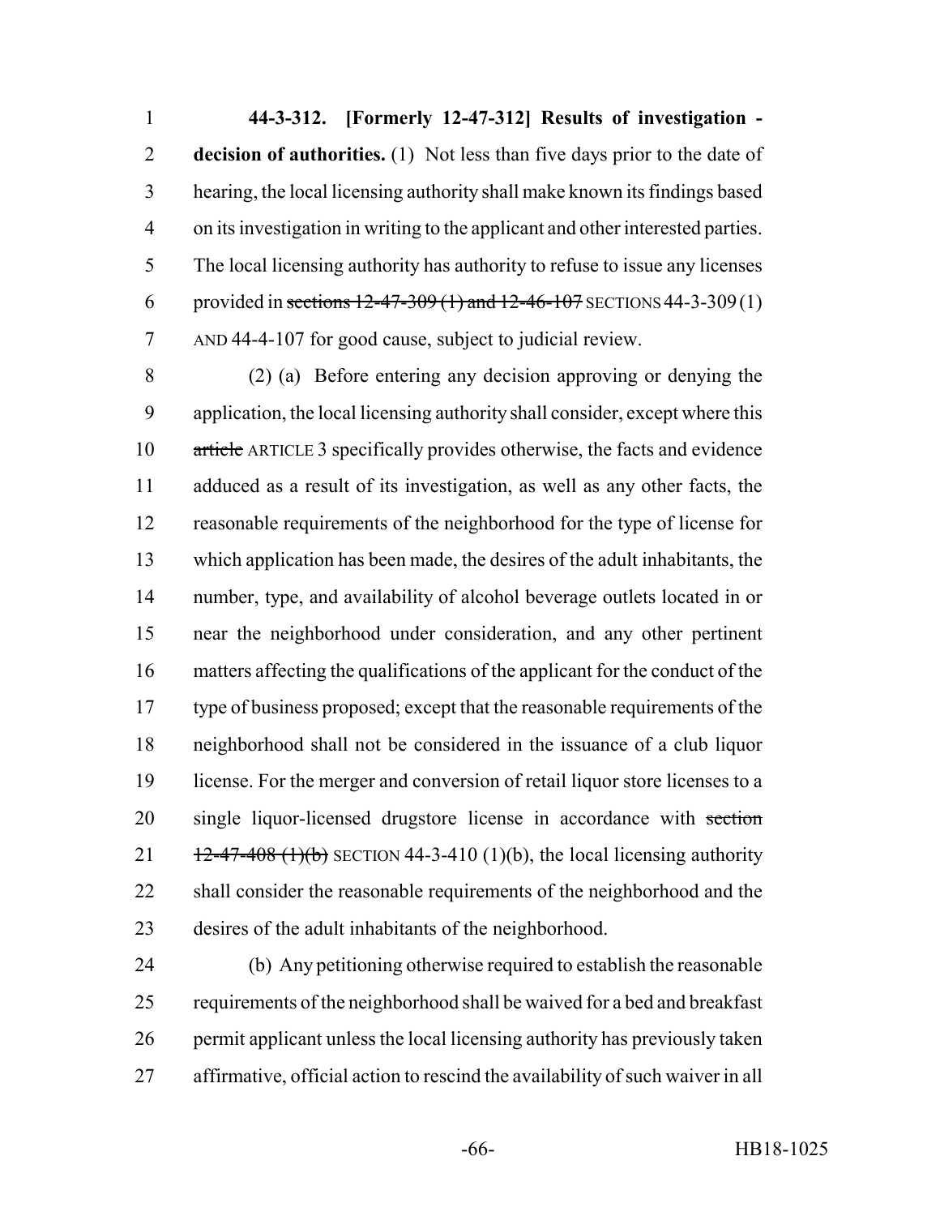**44-3-312. [Formerly 12-47-312] Results of investigation - decision of authorities.** (1) Not less than five days prior to the date of hearing, the local licensing authority shall make known its findings based on its investigation in writing to the applicant and other interested parties. The local licensing authority has authority to refuse to issue any licenses provided in ~~sections 12-47-309 (1) and 12-46-107~~ SECTIONS 44-3-309 (1) AND 44-4-107 for good cause, subject to judicial review.

(2) (a) Before entering any decision approving or denying the application, the local licensing authority shall consider, except where this ~~article~~ ARTICLE 3 specifically provides otherwise, the facts and evidence adduced as a result of its investigation, as well as any other facts, the reasonable requirements of the neighborhood for the type of license for which application has been made, the desires of the adult inhabitants, the number, type, and availability of alcohol beverage outlets located in or near the neighborhood under consideration, and any other pertinent matters affecting the qualifications of the applicant for the conduct of the type of business proposed; except that the reasonable requirements of the neighborhood shall not be considered in the issuance of a club liquor license. For the merger and conversion of retail liquor store licenses to a single liquor-licensed drugstore license in accordance with ~~section 12-47-408 (1)(b)~~ SECTION 44-3-410 (1)(b), the local licensing authority shall consider the reasonable requirements of the neighborhood and the desires of the adult inhabitants of the neighborhood.

(b) Any petitioning otherwise required to establish the reasonable requirements of the neighborhood shall be waived for a bed and breakfast permit applicant unless the local licensing authority has previously taken affirmative, official action to rescind the availability of such waiver in all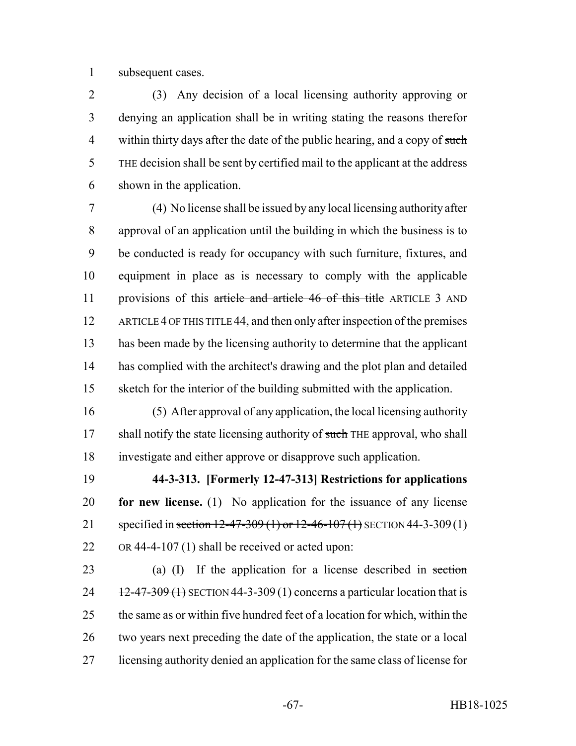subsequent cases.

(3) Any decision of a local licensing authority approving or denying an application shall be in writing stating the reasons therefor within thirty days after the date of the public hearing, and a copy of ~~such~~ THE decision shall be sent by certified mail to the applicant at the address shown in the application.

(4) No license shall be issued by any local licensing authority after approval of an application until the building in which the business is to be conducted is ready for occupancy with such furniture, fixtures, and equipment in place as is necessary to comply with the applicable provisions of this ~~article and article 46 of this title~~ ARTICLE 3 AND ARTICLE 4 OF THIS TITLE 44, and then only after inspection of the premises has been made by the licensing authority to determine that the applicant has complied with the architect's drawing and the plot plan and detailed sketch for the interior of the building submitted with the application.

(5) After approval of any application, the local licensing authority shall notify the state licensing authority of ~~such~~ THE approval, who shall investigate and either approve or disapprove such application.

**44-3-313. [Formerly 12-47-313] Restrictions for applications for new license.** (1) No application for the issuance of any license specified in ~~section 12-47-309 (1) or 12-46-107 (1)~~ SECTION 44-3-309 (1) OR 44-4-107 (1) shall be received or acted upon:

(a) (I) If the application for a license described in ~~section 12-47-309 (1)~~ SECTION 44-3-309 (1) concerns a particular location that is the same as or within five hundred feet of a location for which, within the two years next preceding the date of the application, the state or a local licensing authority denied an application for the same class of license for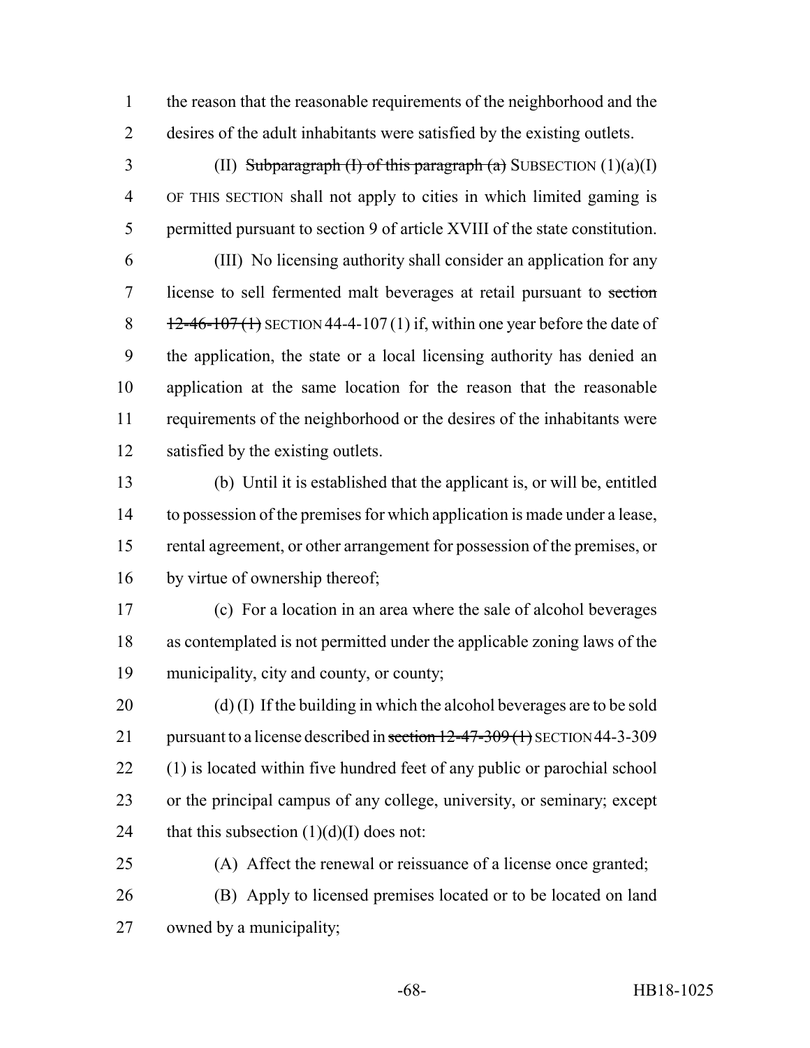the reason that the reasonable requirements of the neighborhood and the desires of the adult inhabitants were satisfied by the existing outlets.

(II) ~~Subparagraph (I) of this paragraph (a)~~ SUBSECTION (1)(a)(I) OF THIS SECTION shall not apply to cities in which limited gaming is permitted pursuant to section 9 of article XVIII of the state constitution.

(III) No licensing authority shall consider an application for any license to sell fermented malt beverages at retail pursuant to ~~section 12-46-107 (1)~~ SECTION 44-4-107 (1) if, within one year before the date of the application, the state or a local licensing authority has denied an application at the same location for the reason that the reasonable requirements of the neighborhood or the desires of the inhabitants were satisfied by the existing outlets.

(b) Until it is established that the applicant is, or will be, entitled to possession of the premises for which application is made under a lease, rental agreement, or other arrangement for possession of the premises, or by virtue of ownership thereof;

(c) For a location in an area where the sale of alcohol beverages as contemplated is not permitted under the applicable zoning laws of the municipality, city and county, or county;

(d) (I) If the building in which the alcohol beverages are to be sold pursuant to a license described in ~~section 12-47-309 (1)~~ SECTION 44-3-309 (1) is located within five hundred feet of any public or parochial school or the principal campus of any college, university, or seminary; except that this subsection (1)(d)(I) does not:

(A) Affect the renewal or reissuance of a license once granted;

(B) Apply to licensed premises located or to be located on land owned by a municipality;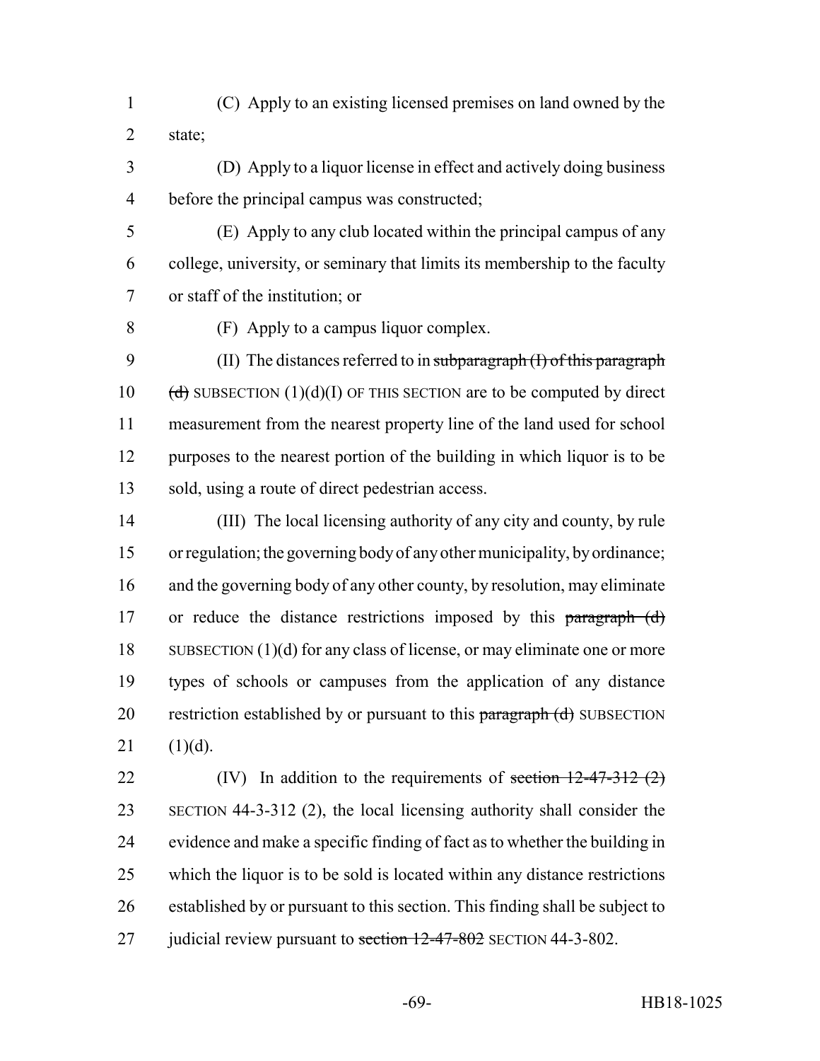(C) Apply to an existing licensed premises on land owned by the state;

(D) Apply to a liquor license in effect and actively doing business before the principal campus was constructed;

(E) Apply to any club located within the principal campus of any college, university, or seminary that limits its membership to the faculty or staff of the institution; or

(F) Apply to a campus liquor complex.

(II) The distances referred to in ~~subparagraph (I) of this paragraph (d)~~ SUBSECTION (1)(d)(I) OF THIS SECTION are to be computed by direct measurement from the nearest property line of the land used for school purposes to the nearest portion of the building in which liquor is to be sold, using a route of direct pedestrian access.

(III) The local licensing authority of any city and county, by rule or regulation; the governing body of any other municipality, by ordinance; and the governing body of any other county, by resolution, may eliminate or reduce the distance restrictions imposed by this ~~paragraph (d)~~ SUBSECTION (1)(d) for any class of license, or may eliminate one or more types of schools or campuses from the application of any distance restriction established by or pursuant to this ~~paragraph (d)~~ SUBSECTION (1)(d).

(IV) In addition to the requirements of ~~section 12-47-312 (2)~~ SECTION 44-3-312 (2), the local licensing authority shall consider the evidence and make a specific finding of fact as to whether the building in which the liquor is to be sold is located within any distance restrictions established by or pursuant to this section. This finding shall be subject to judicial review pursuant to ~~section 12-47-802~~ SECTION 44-3-802.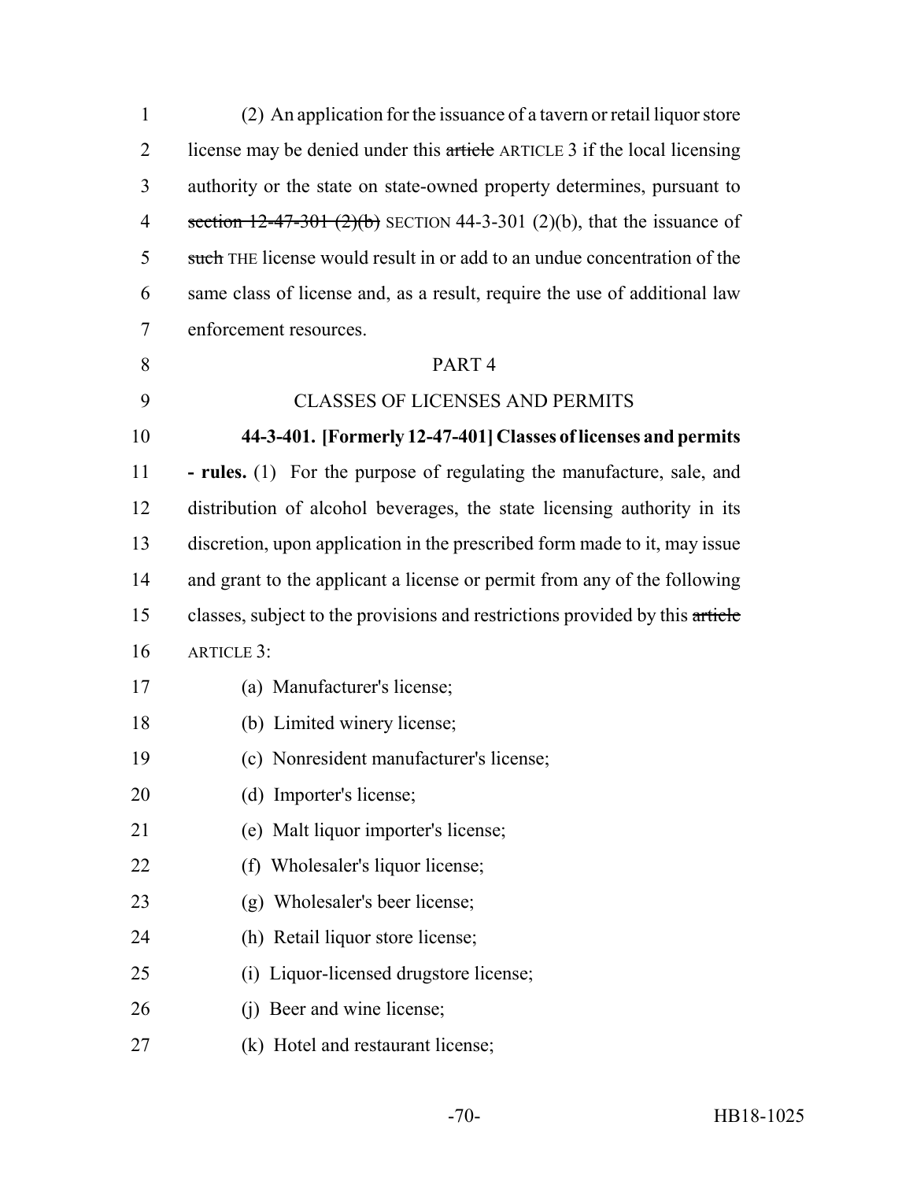(2) An application for the issuance of a tavern or retail liquor store license may be denied under this ~~article~~ ARTICLE 3 if the local licensing authority or the state on state-owned property determines, pursuant to ~~section 12-47-301 (2)(b)~~ SECTION 44-3-301 (2)(b), that the issuance of ~~such~~ THE license would result in or add to an undue concentration of the same class of license and, as a result, require the use of additional law enforcement resources.

PART 4

CLASSES OF LICENSES AND PERMITS

**44-3-401. [Formerly 12-47-401] Classes of licenses and permits - rules.** (1) For the purpose of regulating the manufacture, sale, and distribution of alcohol beverages, the state licensing authority in its discretion, upon application in the prescribed form made to it, may issue and grant to the applicant a license or permit from any of the following classes, subject to the provisions and restrictions provided by this ~~article~~ ARTICLE 3:

(a) Manufacturer's license;

(b) Limited winery license;

(c) Nonresident manufacturer's license;

(d) Importer's license;

(e) Malt liquor importer's license;

(f) Wholesaler's liquor license;

(g) Wholesaler's beer license;

(h) Retail liquor store license;

(i) Liquor-licensed drugstore license;

(j) Beer and wine license;

(k) Hotel and restaurant license;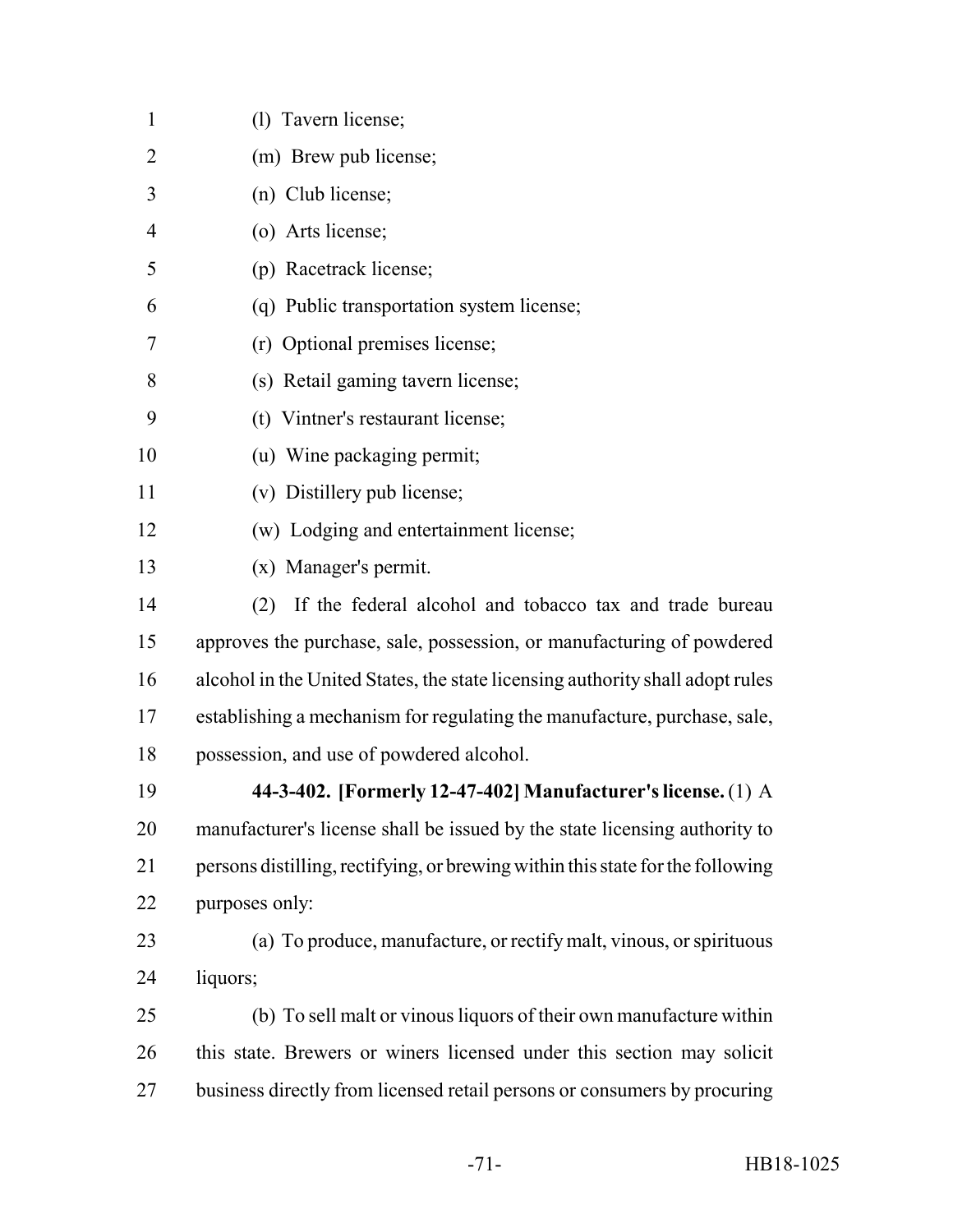(l) Tavern license;

(m) Brew pub license;

(n) Club license;

(o) Arts license;

(p) Racetrack license;

(q) Public transportation system license;

(r) Optional premises license;

(s) Retail gaming tavern license;

(t) Vintner's restaurant license;

(u) Wine packaging permit;

(v) Distillery pub license;

(w) Lodging and entertainment license;

(x) Manager's permit.

(2) If the federal alcohol and tobacco tax and trade bureau approves the purchase, sale, possession, or manufacturing of powdered alcohol in the United States, the state licensing authority shall adopt rules establishing a mechanism for regulating the manufacture, purchase, sale, possession, and use of powdered alcohol.

**44-3-402. [Formerly 12-47-402] Manufacturer's license.** (1) A manufacturer's license shall be issued by the state licensing authority to persons distilling, rectifying, or brewing within this state for the following purposes only:

(a) To produce, manufacture, or rectify malt, vinous, or spirituous liquors;

(b) To sell malt or vinous liquors of their own manufacture within this state. Brewers or winers licensed under this section may solicit business directly from licensed retail persons or consumers by procuring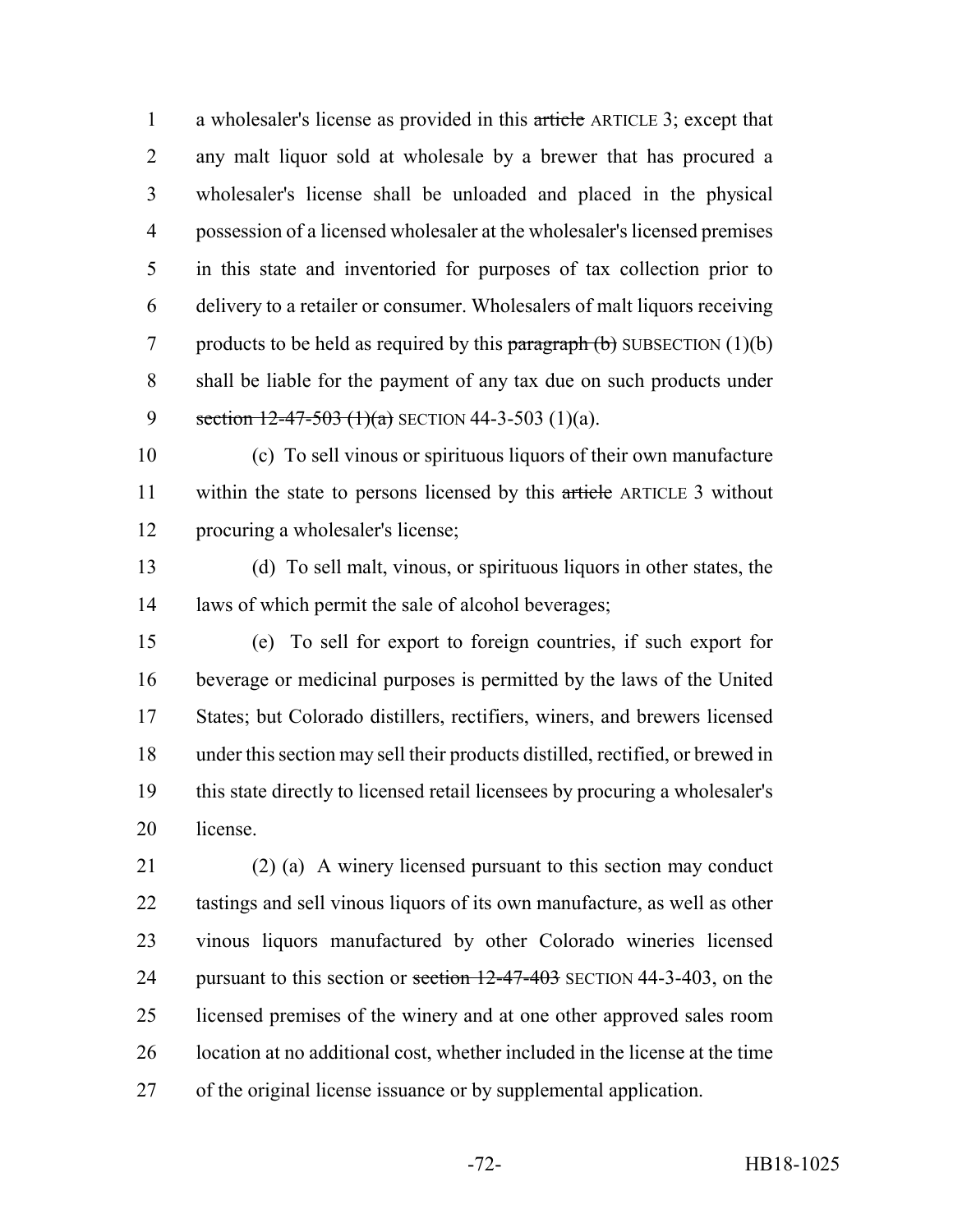a wholesaler's license as provided in this ~~article~~ ARTICLE 3; except that any malt liquor sold at wholesale by a brewer that has procured a wholesaler's license shall be unloaded and placed in the physical possession of a licensed wholesaler at the wholesaler's licensed premises in this state and inventoried for purposes of tax collection prior to delivery to a retailer or consumer. Wholesalers of malt liquors receiving products to be held as required by this ~~paragraph (b)~~ SUBSECTION (1)(b) shall be liable for the payment of any tax due on such products under ~~section 12-47-503 (1)(a)~~ SECTION 44-3-503 (1)(a).

(c) To sell vinous or spirituous liquors of their own manufacture within the state to persons licensed by this ~~article~~ ARTICLE 3 without procuring a wholesaler's license;

(d) To sell malt, vinous, or spirituous liquors in other states, the laws of which permit the sale of alcohol beverages;

(e) To sell for export to foreign countries, if such export for beverage or medicinal purposes is permitted by the laws of the United States; but Colorado distillers, rectifiers, winers, and brewers licensed under this section may sell their products distilled, rectified, or brewed in this state directly to licensed retail licensees by procuring a wholesaler's license.

(2) (a) A winery licensed pursuant to this section may conduct tastings and sell vinous liquors of its own manufacture, as well as other vinous liquors manufactured by other Colorado wineries licensed pursuant to this section or ~~section 12-47-403~~ SECTION 44-3-403, on the licensed premises of the winery and at one other approved sales room location at no additional cost, whether included in the license at the time of the original license issuance or by supplemental application.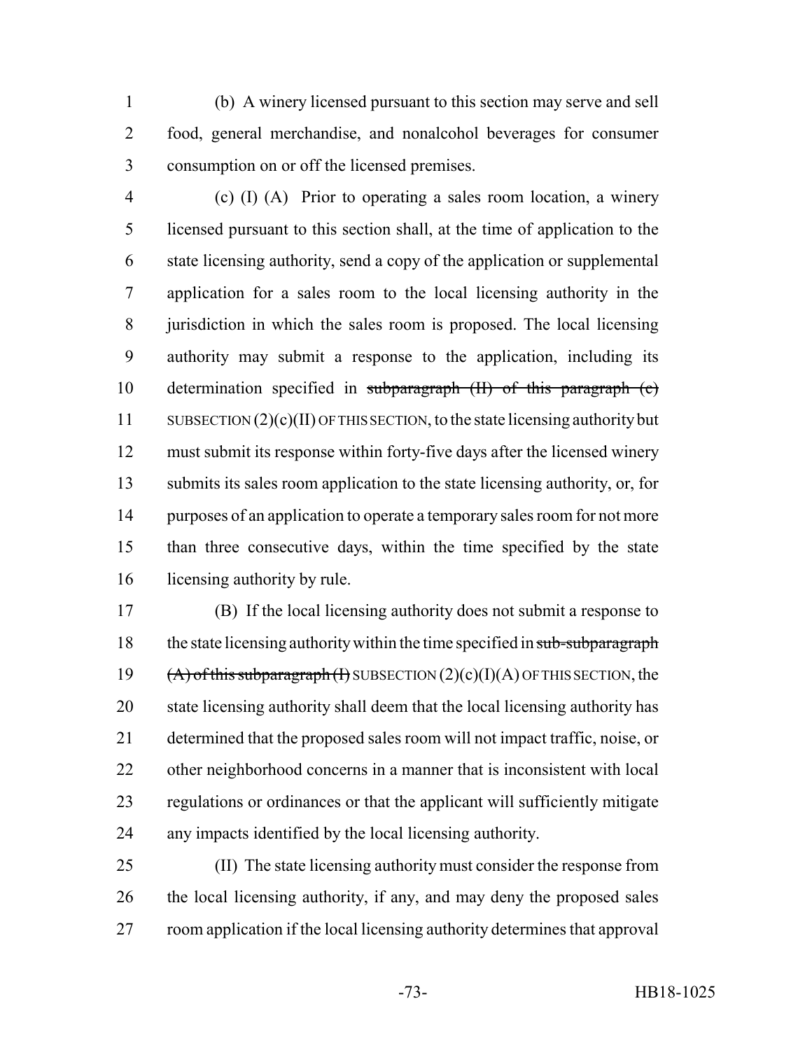(b) A winery licensed pursuant to this section may serve and sell food, general merchandise, and nonalcohol beverages for consumer consumption on or off the licensed premises.

(c) (I) (A) Prior to operating a sales room location, a winery licensed pursuant to this section shall, at the time of application to the state licensing authority, send a copy of the application or supplemental application for a sales room to the local licensing authority in the jurisdiction in which the sales room is proposed. The local licensing authority may submit a response to the application, including its determination specified in ~~subparagraph (II) of this paragraph (c)~~ SUBSECTION (2)(c)(II) OF THIS SECTION, to the state licensing authority but must submit its response within forty-five days after the licensed winery submits its sales room application to the state licensing authority, or, for purposes of an application to operate a temporary sales room for not more than three consecutive days, within the time specified by the state licensing authority by rule.

(B) If the local licensing authority does not submit a response to the state licensing authority within the time specified in ~~sub-subparagraph (A) of this subparagraph (I)~~ SUBSECTION (2)(c)(I)(A) OF THIS SECTION, the state licensing authority shall deem that the local licensing authority has determined that the proposed sales room will not impact traffic, noise, or other neighborhood concerns in a manner that is inconsistent with local regulations or ordinances or that the applicant will sufficiently mitigate any impacts identified by the local licensing authority.

(II) The state licensing authority must consider the response from the local licensing authority, if any, and may deny the proposed sales room application if the local licensing authority determines that approval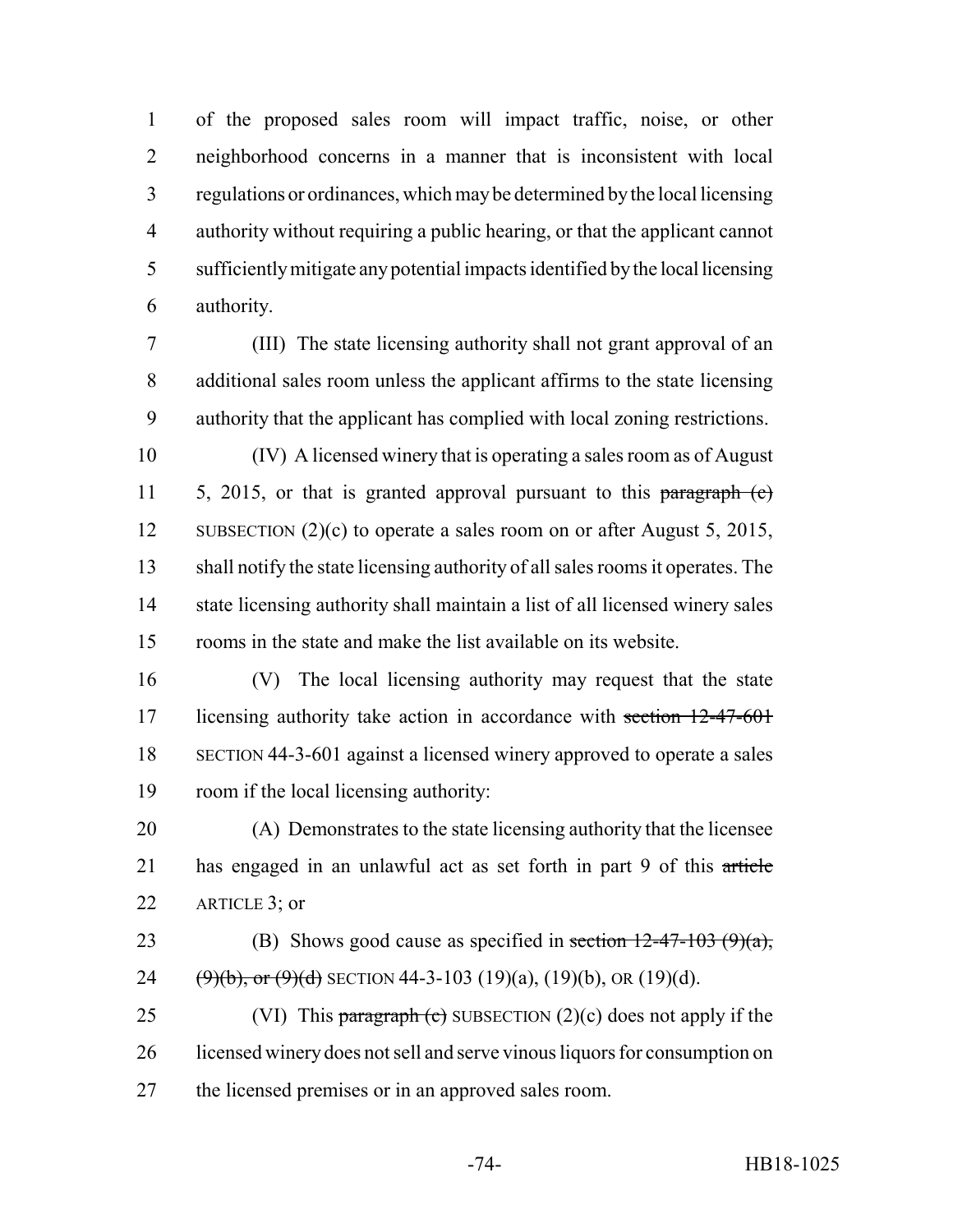of the proposed sales room will impact traffic, noise, or other neighborhood concerns in a manner that is inconsistent with local regulations or ordinances, which may be determined by the local licensing authority without requiring a public hearing, or that the applicant cannot sufficiently mitigate any potential impacts identified by the local licensing authority.

(III) The state licensing authority shall not grant approval of an additional sales room unless the applicant affirms to the state licensing authority that the applicant has complied with local zoning restrictions.

(IV) A licensed winery that is operating a sales room as of August 5, 2015, or that is granted approval pursuant to this ~~paragraph (c)~~ SUBSECTION (2)(c) to operate a sales room on or after August 5, 2015, shall notify the state licensing authority of all sales rooms it operates. The state licensing authority shall maintain a list of all licensed winery sales rooms in the state and make the list available on its website.

(V) The local licensing authority may request that the state licensing authority take action in accordance with ~~section 12-47-601~~ SECTION 44-3-601 against a licensed winery approved to operate a sales room if the local licensing authority:

(A) Demonstrates to the state licensing authority that the licensee has engaged in an unlawful act as set forth in part 9 of this ~~article~~ ARTICLE 3; or

(B) Shows good cause as specified in ~~section 12-47-103 (9)(a), (9)(b), or (9)(d)~~ SECTION 44-3-103 (19)(a), (19)(b), OR (19)(d).

(VI) This ~~paragraph (c)~~ SUBSECTION (2)(c) does not apply if the licensed winery does not sell and serve vinous liquors for consumption on the licensed premises or in an approved sales room.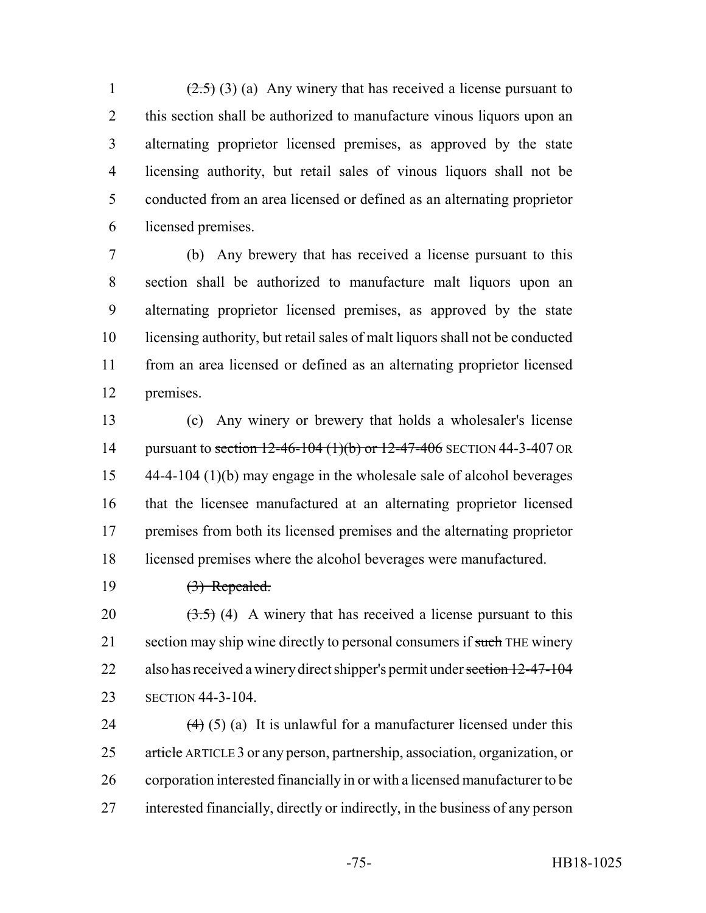~~(2.5)~~ (3) (a) Any winery that has received a license pursuant to this section shall be authorized to manufacture vinous liquors upon an alternating proprietor licensed premises, as approved by the state licensing authority, but retail sales of vinous liquors shall not be conducted from an area licensed or defined as an alternating proprietor licensed premises.

(b) Any brewery that has received a license pursuant to this section shall be authorized to manufacture malt liquors upon an alternating proprietor licensed premises, as approved by the state licensing authority, but retail sales of malt liquors shall not be conducted from an area licensed or defined as an alternating proprietor licensed premises.

(c) Any winery or brewery that holds a wholesaler's license pursuant to ~~section 12-46-104 (1)(b) or 12-47-406~~ SECTION 44-3-407 OR 44-4-104 (1)(b) may engage in the wholesale sale of alcohol beverages that the licensee manufactured at an alternating proprietor licensed premises from both its licensed premises and the alternating proprietor licensed premises where the alcohol beverages were manufactured.

~~(3) Repealed.~~

~~(3.5)~~ (4) A winery that has received a license pursuant to this section may ship wine directly to personal consumers if ~~such~~ THE winery also has received a winery direct shipper's permit under ~~section 12-47-104~~ SECTION 44-3-104.

~~(4)~~ (5) (a) It is unlawful for a manufacturer licensed under this ~~article~~ ARTICLE 3 or any person, partnership, association, organization, or corporation interested financially in or with a licensed manufacturer to be interested financially, directly or indirectly, in the business of any person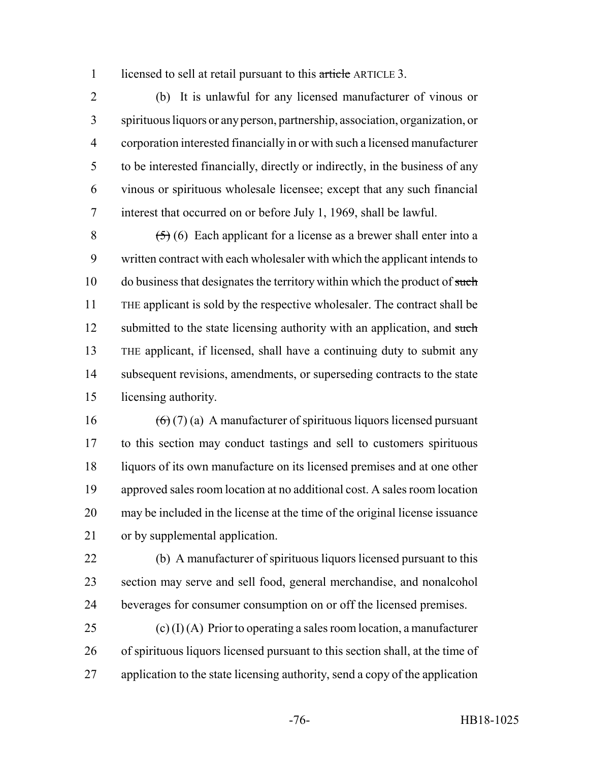licensed to sell at retail pursuant to this ~~article~~ ARTICLE 3.

(b) It is unlawful for any licensed manufacturer of vinous or spirituous liquors or any person, partnership, association, organization, or corporation interested financially in or with such a licensed manufacturer to be interested financially, directly or indirectly, in the business of any vinous or spirituous wholesale licensee; except that any such financial interest that occurred on or before July 1, 1969, shall be lawful.

~~(5)~~ (6) Each applicant for a license as a brewer shall enter into a written contract with each wholesaler with which the applicant intends to do business that designates the territory within which the product of ~~such~~ THE applicant is sold by the respective wholesaler. The contract shall be submitted to the state licensing authority with an application, and ~~such~~ THE applicant, if licensed, shall have a continuing duty to submit any subsequent revisions, amendments, or superseding contracts to the state licensing authority.

~~(6)~~ (7) (a) A manufacturer of spirituous liquors licensed pursuant to this section may conduct tastings and sell to customers spirituous liquors of its own manufacture on its licensed premises and at one other approved sales room location at no additional cost. A sales room location may be included in the license at the time of the original license issuance or by supplemental application.

(b) A manufacturer of spirituous liquors licensed pursuant to this section may serve and sell food, general merchandise, and nonalcohol beverages for consumer consumption on or off the licensed premises.

(c) (I) (A) Prior to operating a sales room location, a manufacturer of spirituous liquors licensed pursuant to this section shall, at the time of application to the state licensing authority, send a copy of the application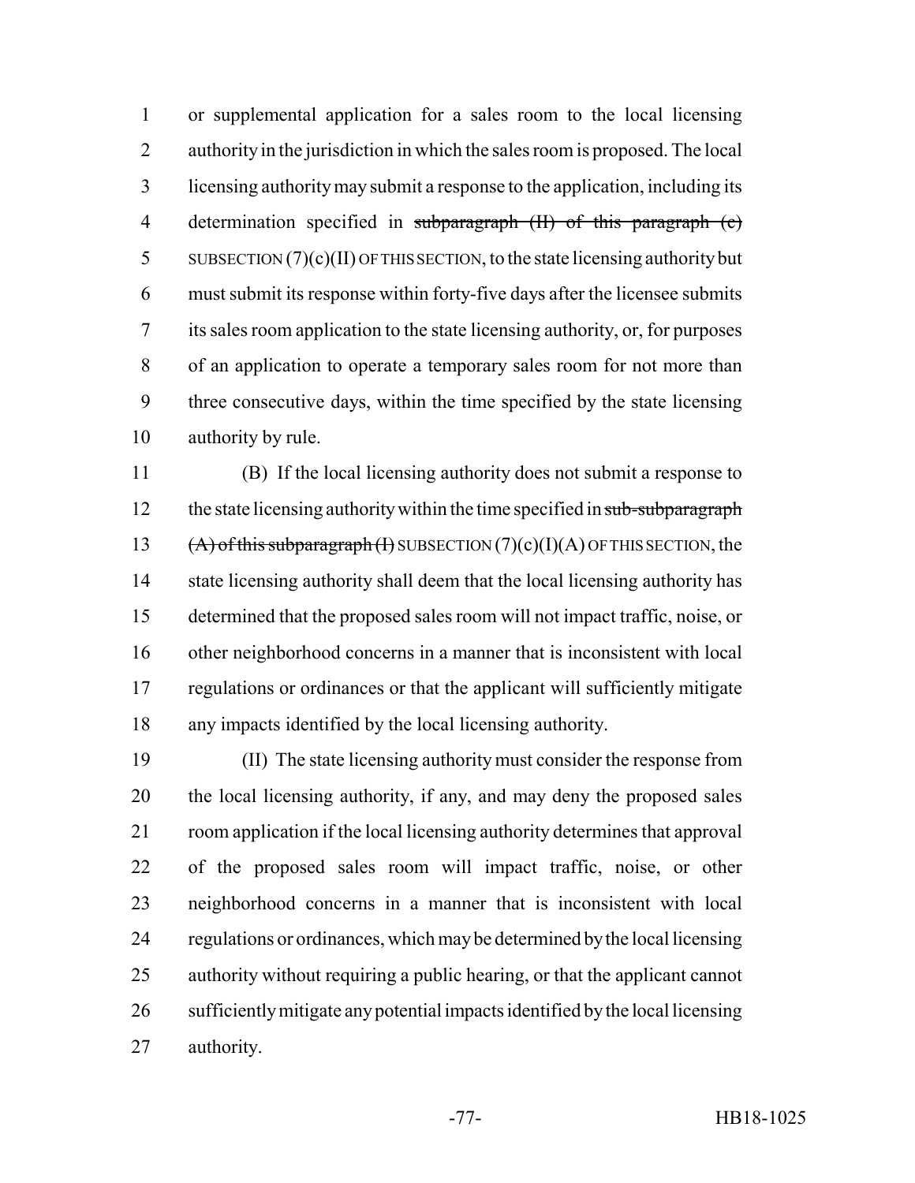or supplemental application for a sales room to the local licensing authority in the jurisdiction in which the sales room is proposed. The local licensing authority may submit a response to the application, including its determination specified in ~~subparagraph (II) of this paragraph (c)~~ SUBSECTION (7)(c)(II) OF THIS SECTION, to the state licensing authority but must submit its response within forty-five days after the licensee submits its sales room application to the state licensing authority, or, for purposes of an application to operate a temporary sales room for not more than three consecutive days, within the time specified by the state licensing authority by rule.

(B) If the local licensing authority does not submit a response to the state licensing authority within the time specified in ~~sub-subparagraph (A) of this subparagraph (I)~~ SUBSECTION (7)(c)(I)(A) OF THIS SECTION, the state licensing authority shall deem that the local licensing authority has determined that the proposed sales room will not impact traffic, noise, or other neighborhood concerns in a manner that is inconsistent with local regulations or ordinances or that the applicant will sufficiently mitigate any impacts identified by the local licensing authority.

(II) The state licensing authority must consider the response from the local licensing authority, if any, and may deny the proposed sales room application if the local licensing authority determines that approval of the proposed sales room will impact traffic, noise, or other neighborhood concerns in a manner that is inconsistent with local regulations or ordinances, which may be determined by the local licensing authority without requiring a public hearing, or that the applicant cannot sufficiently mitigate any potential impacts identified by the local licensing authority.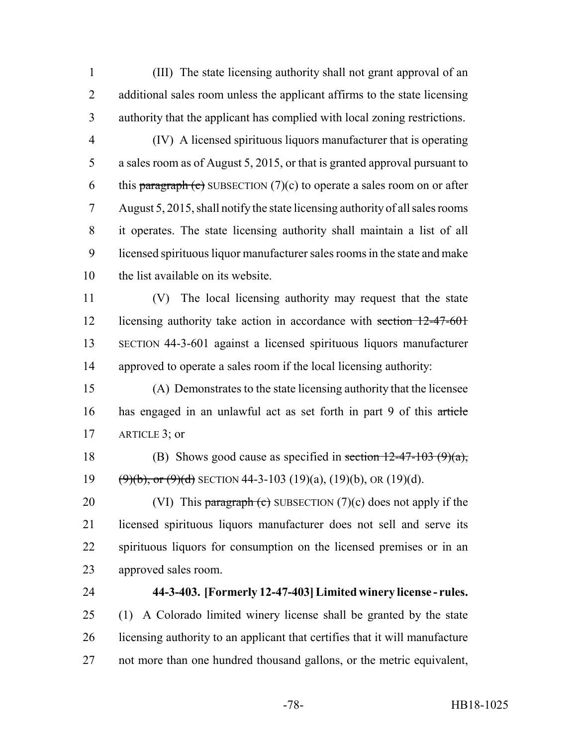(III) The state licensing authority shall not grant approval of an additional sales room unless the applicant affirms to the state licensing authority that the applicant has complied with local zoning restrictions.

(IV) A licensed spirituous liquors manufacturer that is operating a sales room as of August 5, 2015, or that is granted approval pursuant to this ~~paragraph (c)~~ SUBSECTION (7)(c) to operate a sales room on or after August 5, 2015, shall notify the state licensing authority of all sales rooms it operates. The state licensing authority shall maintain a list of all licensed spirituous liquor manufacturer sales rooms in the state and make the list available on its website.

(V) The local licensing authority may request that the state licensing authority take action in accordance with ~~section 12-47-601~~ SECTION 44-3-601 against a licensed spirituous liquors manufacturer approved to operate a sales room if the local licensing authority:

(A) Demonstrates to the state licensing authority that the licensee has engaged in an unlawful act as set forth in part 9 of this ~~article~~ ARTICLE 3; or

(B) Shows good cause as specified in ~~section 12-47-103 (9)(a), (9)(b), or (9)(d)~~ SECTION 44-3-103 (19)(a), (19)(b), OR (19)(d).

(VI) This ~~paragraph (c)~~ SUBSECTION (7)(c) does not apply if the licensed spirituous liquors manufacturer does not sell and serve its spirituous liquors for consumption on the licensed premises or in an approved sales room.

**44-3-403. [Formerly 12-47-403] Limited winery license - rules.** (1) A Colorado limited winery license shall be granted by the state licensing authority to an applicant that certifies that it will manufacture not more than one hundred thousand gallons, or the metric equivalent,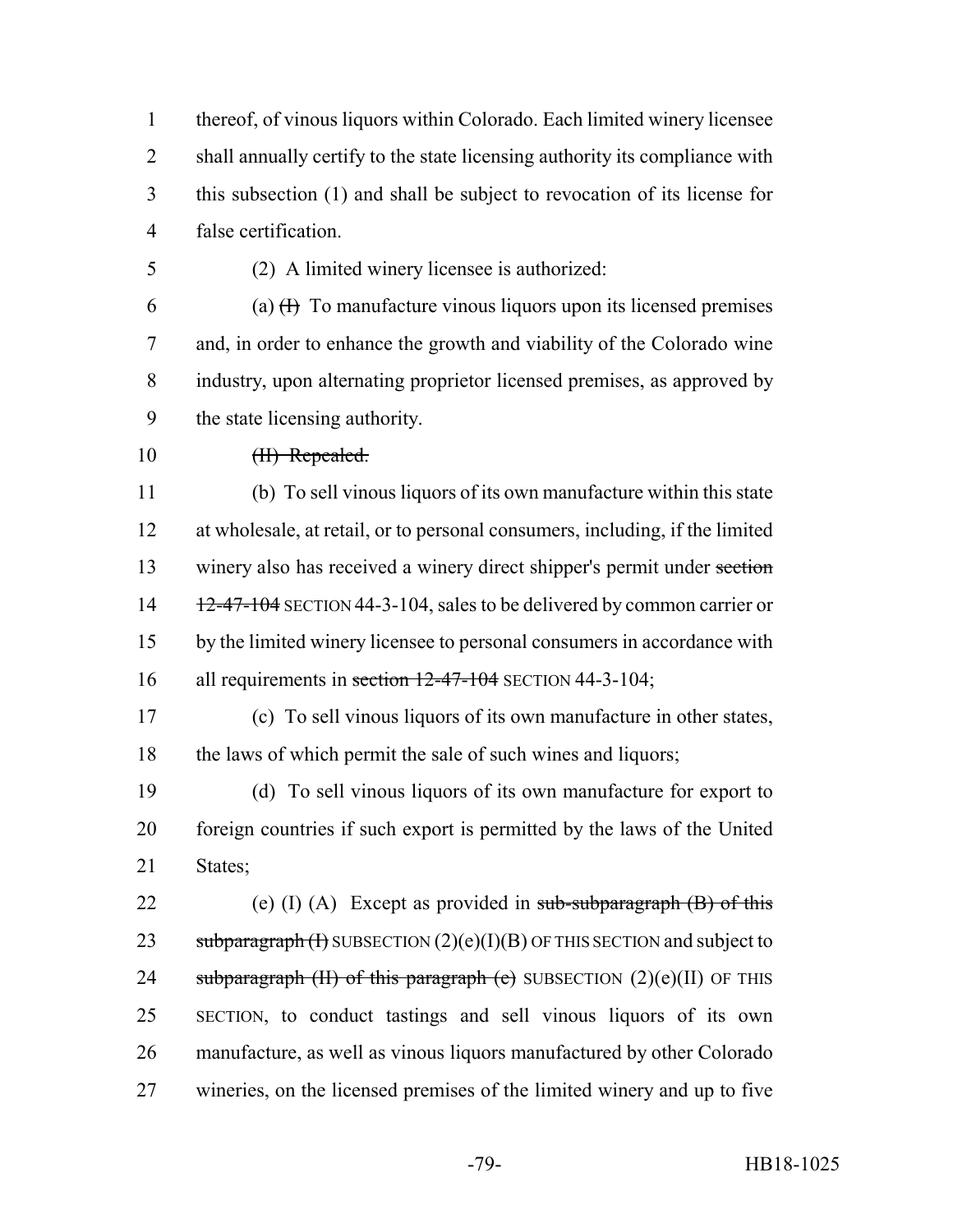thereof, of vinous liquors within Colorado. Each limited winery licensee shall annually certify to the state licensing authority its compliance with this subsection (1) and shall be subject to revocation of its license for false certification.

(2) A limited winery licensee is authorized:

(a) ~~(I)~~ To manufacture vinous liquors upon its licensed premises and, in order to enhance the growth and viability of the Colorado wine industry, upon alternating proprietor licensed premises, as approved by the state licensing authority.

~~(II) Repealed.~~

(b) To sell vinous liquors of its own manufacture within this state at wholesale, at retail, or to personal consumers, including, if the limited winery also has received a winery direct shipper's permit under ~~section 12-47-104~~ SECTION 44-3-104, sales to be delivered by common carrier or by the limited winery licensee to personal consumers in accordance with all requirements in ~~section 12-47-104~~ SECTION 44-3-104;

(c) To sell vinous liquors of its own manufacture in other states, the laws of which permit the sale of such wines and liquors;

(d) To sell vinous liquors of its own manufacture for export to foreign countries if such export is permitted by the laws of the United States;

(e) (I) (A) Except as provided in ~~sub-subparagraph (B) of this subparagraph (I)~~ SUBSECTION (2)(e)(I)(B) OF THIS SECTION and subject to ~~subparagraph (II) of this paragraph (e)~~ SUBSECTION (2)(e)(II) OF THIS SECTION, to conduct tastings and sell vinous liquors of its own manufacture, as well as vinous liquors manufactured by other Colorado wineries, on the licensed premises of the limited winery and up to five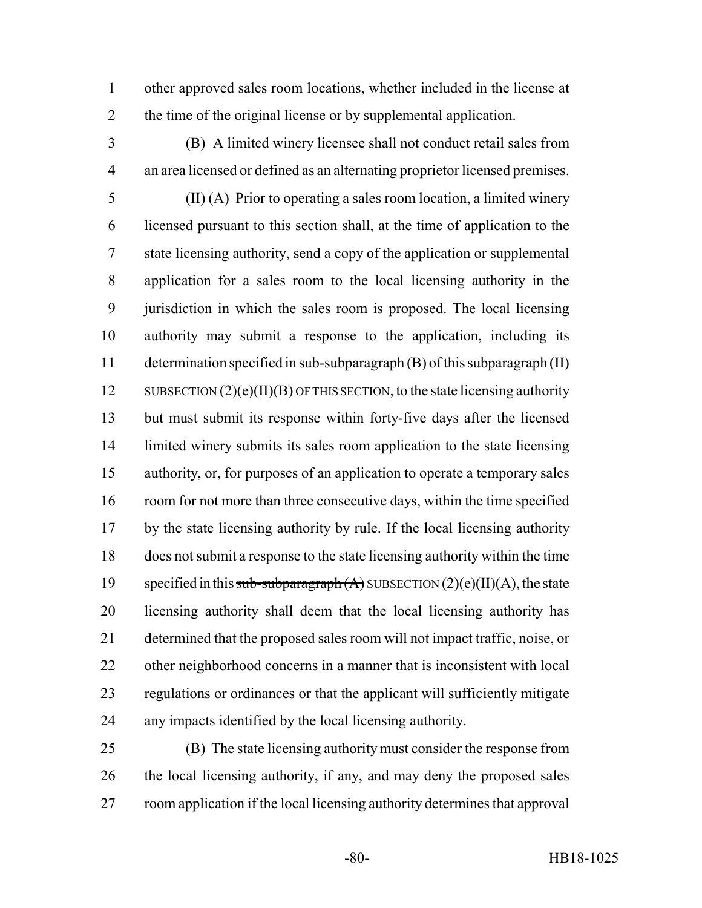other approved sales room locations, whether included in the license at the time of the original license or by supplemental application.

(B) A limited winery licensee shall not conduct retail sales from an area licensed or defined as an alternating proprietor licensed premises.

(II) (A) Prior to operating a sales room location, a limited winery licensed pursuant to this section shall, at the time of application to the state licensing authority, send a copy of the application or supplemental application for a sales room to the local licensing authority in the jurisdiction in which the sales room is proposed. The local licensing authority may submit a response to the application, including its determination specified in ~~sub-subparagraph (B) of this subparagraph (II)~~ SUBSECTION (2)(e)(II)(B) OF THIS SECTION, to the state licensing authority but must submit its response within forty-five days after the licensed limited winery submits its sales room application to the state licensing authority, or, for purposes of an application to operate a temporary sales room for not more than three consecutive days, within the time specified by the state licensing authority by rule. If the local licensing authority does not submit a response to the state licensing authority within the time specified in this ~~sub-subparagraph (A)~~ SUBSECTION (2)(e)(II)(A), the state licensing authority shall deem that the local licensing authority has determined that the proposed sales room will not impact traffic, noise, or other neighborhood concerns in a manner that is inconsistent with local regulations or ordinances or that the applicant will sufficiently mitigate any impacts identified by the local licensing authority.

(B) The state licensing authority must consider the response from the local licensing authority, if any, and may deny the proposed sales room application if the local licensing authority determines that approval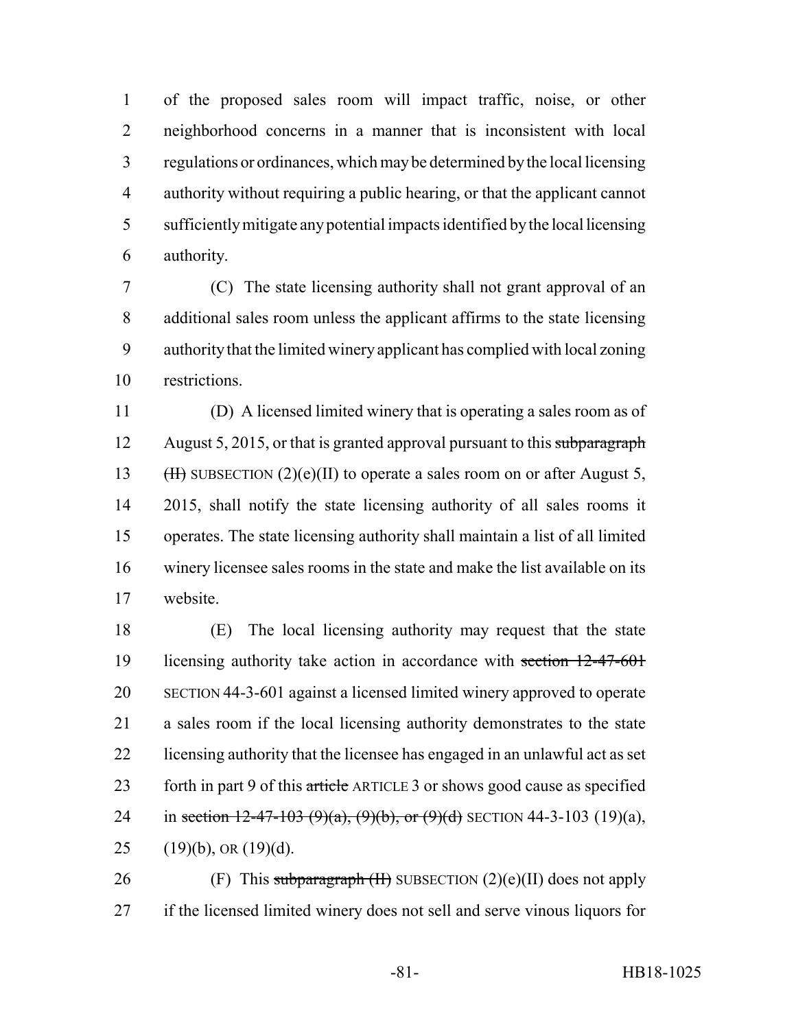of the proposed sales room will impact traffic, noise, or other neighborhood concerns in a manner that is inconsistent with local regulations or ordinances, which may be determined by the local licensing authority without requiring a public hearing, or that the applicant cannot sufficiently mitigate any potential impacts identified by the local licensing authority.

(C) The state licensing authority shall not grant approval of an additional sales room unless the applicant affirms to the state licensing authority that the limited winery applicant has complied with local zoning restrictions.

(D) A licensed limited winery that is operating a sales room as of August 5, 2015, or that is granted approval pursuant to this ~~subparagraph (II)~~ SUBSECTION (2)(e)(II) to operate a sales room on or after August 5, 2015, shall notify the state licensing authority of all sales rooms it operates. The state licensing authority shall maintain a list of all limited winery licensee sales rooms in the state and make the list available on its website.

(E) The local licensing authority may request that the state licensing authority take action in accordance with ~~section 12-47-601~~ SECTION 44-3-601 against a licensed limited winery approved to operate a sales room if the local licensing authority demonstrates to the state licensing authority that the licensee has engaged in an unlawful act as set forth in part 9 of this ~~article~~ ARTICLE 3 or shows good cause as specified in ~~section 12-47-103 (9)(a), (9)(b), or (9)(d)~~ SECTION 44-3-103 (19)(a), (19)(b), OR (19)(d).

(F) This ~~subparagraph (II)~~ SUBSECTION (2)(e)(II) does not apply if the licensed limited winery does not sell and serve vinous liquors for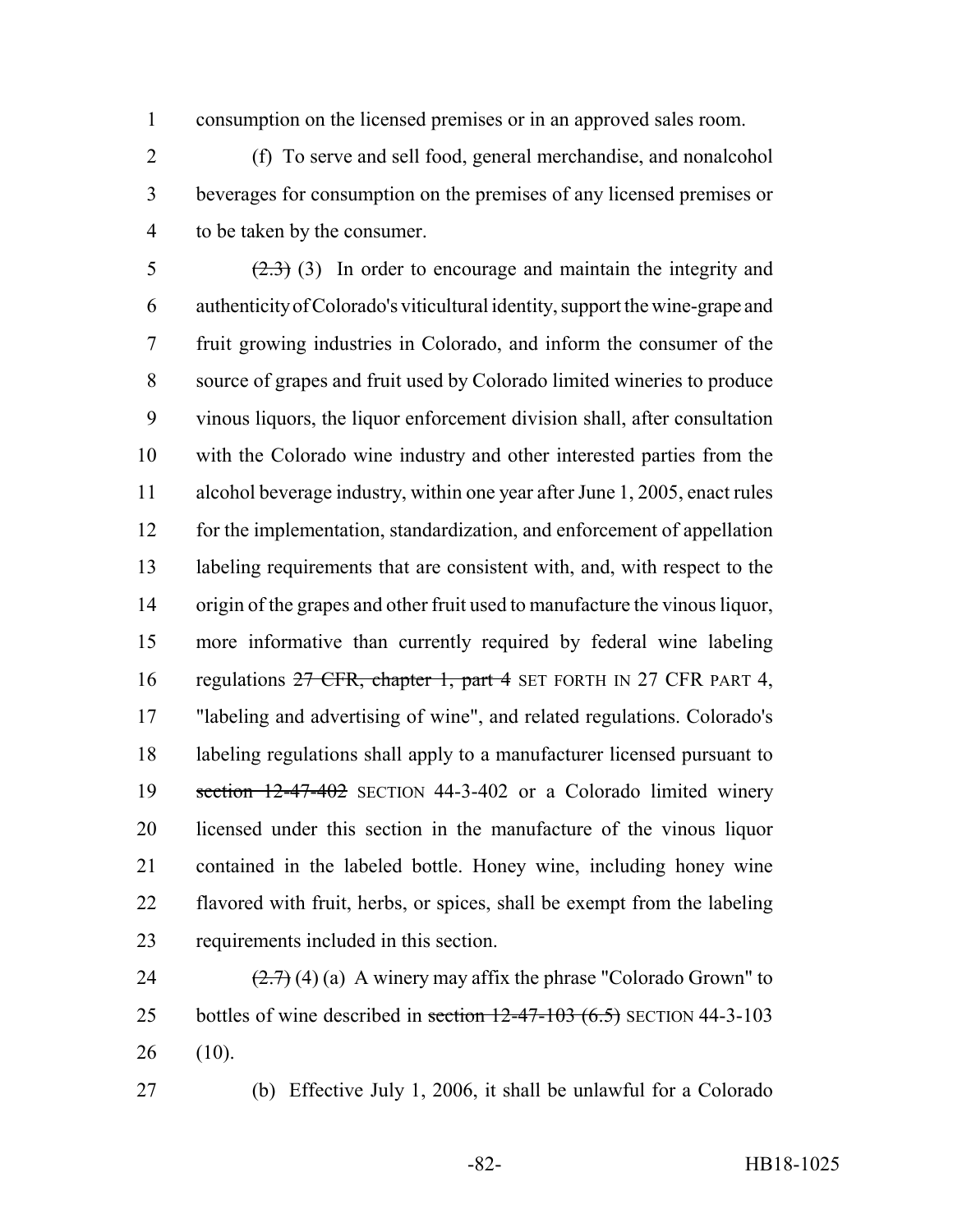consumption on the licensed premises or in an approved sales room.

(f) To serve and sell food, general merchandise, and nonalcohol beverages for consumption on the premises of any licensed premises or to be taken by the consumer.

~~(2.3)~~ (3) In order to encourage and maintain the integrity and authenticity of Colorado's viticultural identity, support the wine-grape and fruit growing industries in Colorado, and inform the consumer of the source of grapes and fruit used by Colorado limited wineries to produce vinous liquors, the liquor enforcement division shall, after consultation with the Colorado wine industry and other interested parties from the alcohol beverage industry, within one year after June 1, 2005, enact rules for the implementation, standardization, and enforcement of appellation labeling requirements that are consistent with, and, with respect to the origin of the grapes and other fruit used to manufacture the vinous liquor, more informative than currently required by federal wine labeling regulations ~~27 CFR, chapter 1, part 4~~ SET FORTH IN 27 CFR PART 4, "labeling and advertising of wine", and related regulations. Colorado's labeling regulations shall apply to a manufacturer licensed pursuant to ~~section 12-47-402~~ SECTION 44-3-402 or a Colorado limited winery licensed under this section in the manufacture of the vinous liquor contained in the labeled bottle. Honey wine, including honey wine flavored with fruit, herbs, or spices, shall be exempt from the labeling requirements included in this section.

~~(2.7)~~ (4) (a) A winery may affix the phrase "Colorado Grown" to bottles of wine described in ~~section 12-47-103 (6.5)~~ SECTION 44-3-103 (10).

(b) Effective July 1, 2006, it shall be unlawful for a Colorado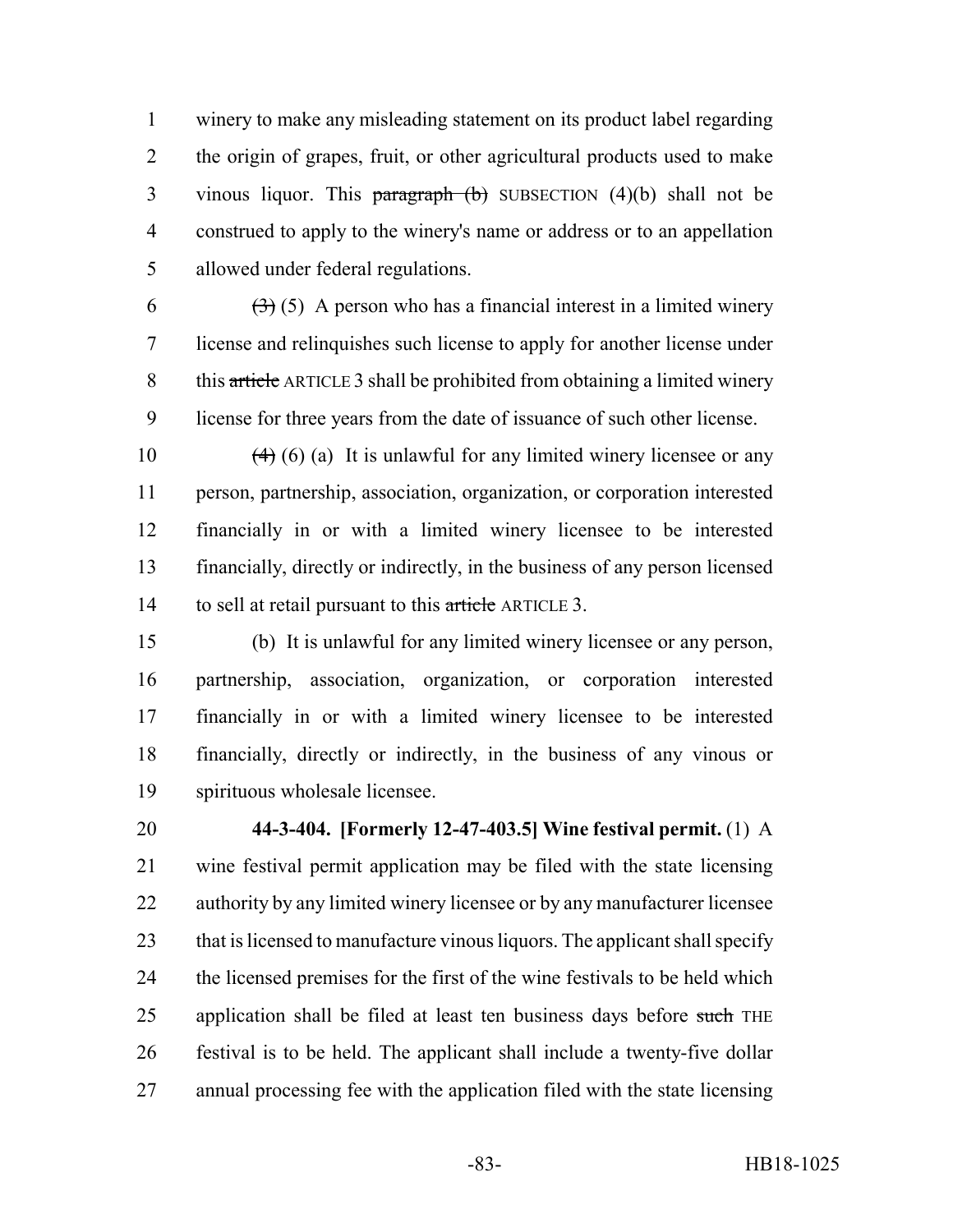winery to make any misleading statement on its product label regarding the origin of grapes, fruit, or other agricultural products used to make vinous liquor. This ~~paragraph (b)~~ SUBSECTION (4)(b) shall not be construed to apply to the winery's name or address or to an appellation allowed under federal regulations.

~~(3)~~ (5) A person who has a financial interest in a limited winery license and relinquishes such license to apply for another license under this ~~article~~ ARTICLE 3 shall be prohibited from obtaining a limited winery license for three years from the date of issuance of such other license.

~~(4)~~ (6) (a) It is unlawful for any limited winery licensee or any person, partnership, association, organization, or corporation interested financially in or with a limited winery licensee to be interested financially, directly or indirectly, in the business of any person licensed to sell at retail pursuant to this ~~article~~ ARTICLE 3.

(b) It is unlawful for any limited winery licensee or any person, partnership, association, organization, or corporation interested financially in or with a limited winery licensee to be interested financially, directly or indirectly, in the business of any vinous or spirituous wholesale licensee.

**44-3-404. [Formerly 12-47-403.5] Wine festival permit.** (1) A wine festival permit application may be filed with the state licensing authority by any limited winery licensee or by any manufacturer licensee that is licensed to manufacture vinous liquors. The applicant shall specify the licensed premises for the first of the wine festivals to be held which application shall be filed at least ten business days before ~~such~~ THE festival is to be held. The applicant shall include a twenty-five dollar annual processing fee with the application filed with the state licensing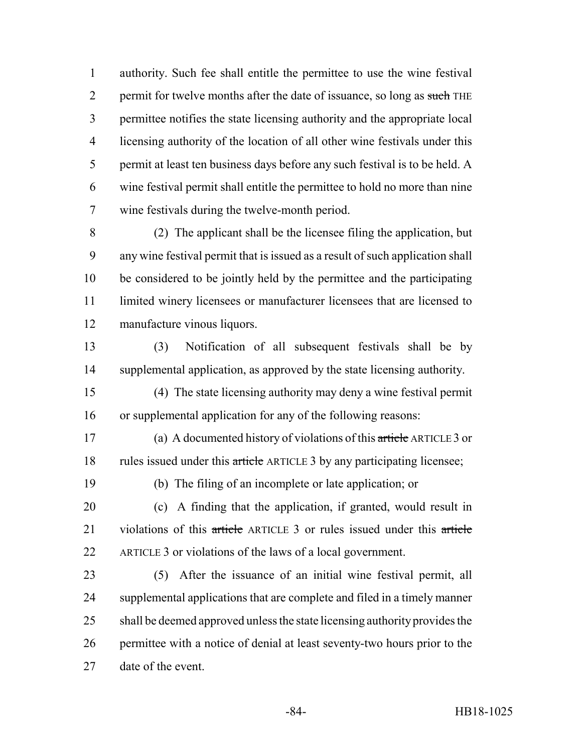authority. Such fee shall entitle the permittee to use the wine festival permit for twelve months after the date of issuance, so long as ~~such~~ THE permittee notifies the state licensing authority and the appropriate local licensing authority of the location of all other wine festivals under this permit at least ten business days before any such festival is to be held. A wine festival permit shall entitle the permittee to hold no more than nine wine festivals during the twelve-month period.

(2) The applicant shall be the licensee filing the application, but any wine festival permit that is issued as a result of such application shall be considered to be jointly held by the permittee and the participating limited winery licensees or manufacturer licensees that are licensed to manufacture vinous liquors.

(3) Notification of all subsequent festivals shall be by supplemental application, as approved by the state licensing authority.

(4) The state licensing authority may deny a wine festival permit or supplemental application for any of the following reasons:

(a) A documented history of violations of this ~~article~~ ARTICLE 3 or rules issued under this ~~article~~ ARTICLE 3 by any participating licensee;

(b) The filing of an incomplete or late application; or

(c) A finding that the application, if granted, would result in violations of this ~~article~~ ARTICLE 3 or rules issued under this ~~article~~ ARTICLE 3 or violations of the laws of a local government.

(5) After the issuance of an initial wine festival permit, all supplemental applications that are complete and filed in a timely manner shall be deemed approved unless the state licensing authority provides the permittee with a notice of denial at least seventy-two hours prior to the date of the event.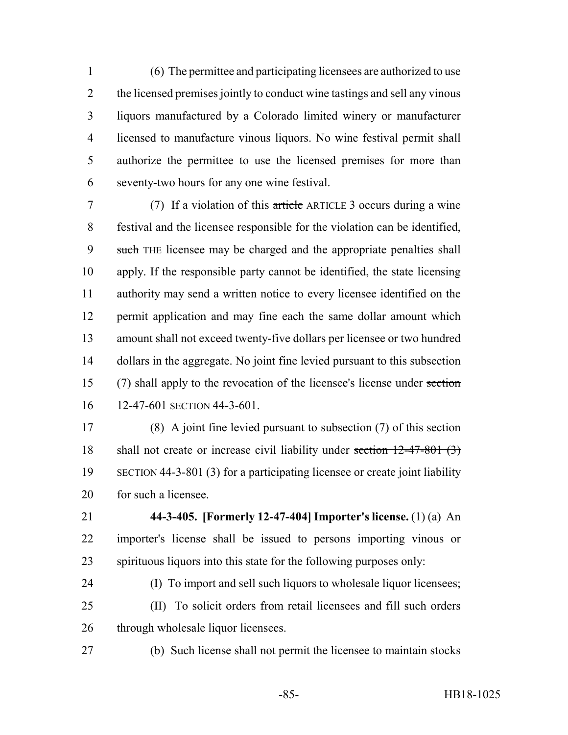(6) The permittee and participating licensees are authorized to use the licensed premises jointly to conduct wine tastings and sell any vinous liquors manufactured by a Colorado limited winery or manufacturer licensed to manufacture vinous liquors. No wine festival permit shall authorize the permittee to use the licensed premises for more than seventy-two hours for any one wine festival.

(7) If a violation of this ~~article~~ ARTICLE 3 occurs during a wine festival and the licensee responsible for the violation can be identified, ~~such~~ THE licensee may be charged and the appropriate penalties shall apply. If the responsible party cannot be identified, the state licensing authority may send a written notice to every licensee identified on the permit application and may fine each the same dollar amount which amount shall not exceed twenty-five dollars per licensee or two hundred dollars in the aggregate. No joint fine levied pursuant to this subsection (7) shall apply to the revocation of the licensee's license under ~~section 12-47-601~~ SECTION 44-3-601.

(8) A joint fine levied pursuant to subsection (7) of this section shall not create or increase civil liability under ~~section 12-47-801 (3)~~ SECTION 44-3-801 (3) for a participating licensee or create joint liability for such a licensee.

**44-3-405. [Formerly 12-47-404] Importer's license.** (1) (a) An importer's license shall be issued to persons importing vinous or spirituous liquors into this state for the following purposes only:

(I) To import and sell such liquors to wholesale liquor licensees;

(II) To solicit orders from retail licensees and fill such orders through wholesale liquor licensees.

(b) Such license shall not permit the licensee to maintain stocks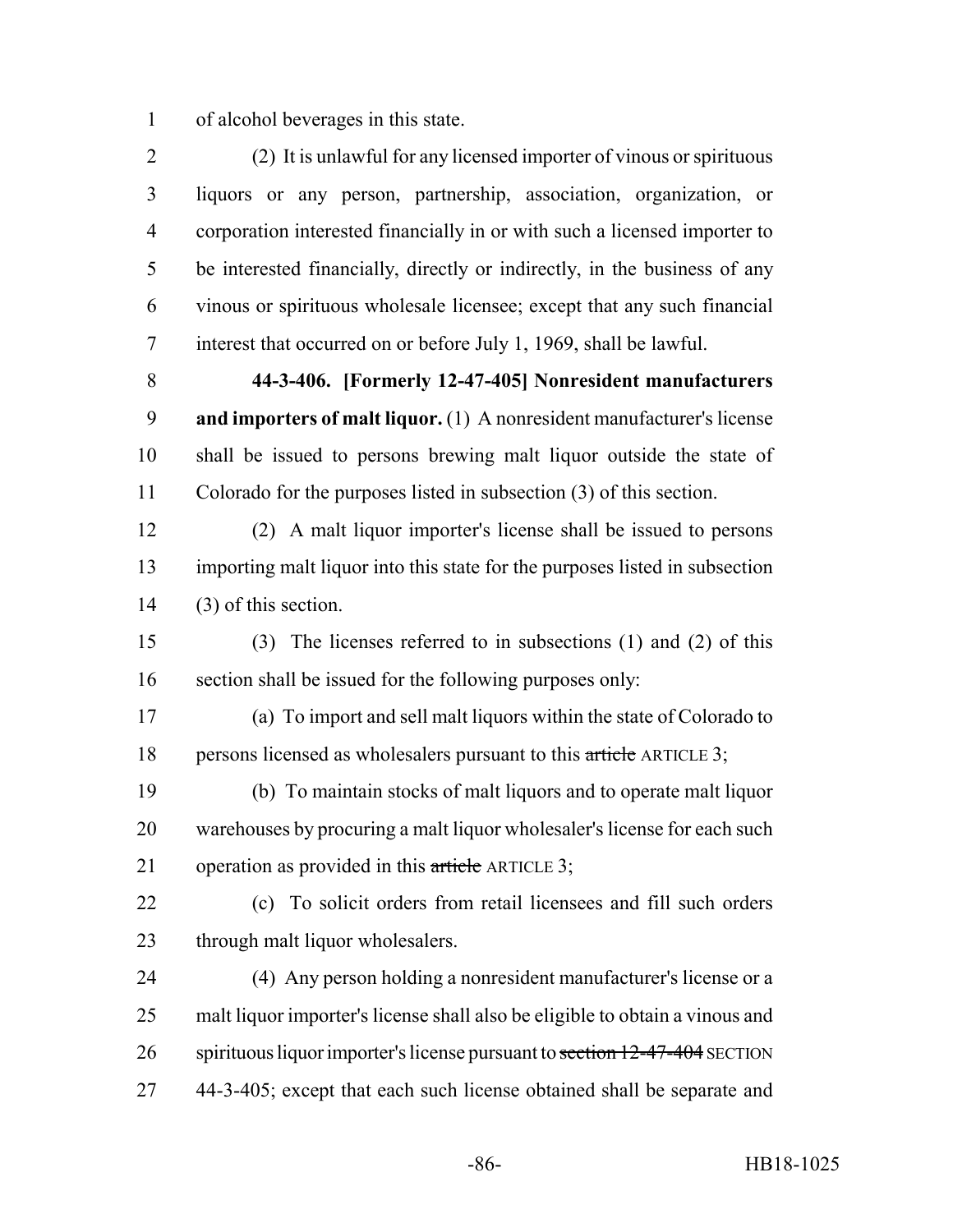of alcohol beverages in this state.

(2) It is unlawful for any licensed importer of vinous or spirituous liquors or any person, partnership, association, organization, or corporation interested financially in or with such a licensed importer to be interested financially, directly or indirectly, in the business of any vinous or spirituous wholesale licensee; except that any such financial interest that occurred on or before July 1, 1969, shall be lawful.

**44-3-406. [Formerly 12-47-405] Nonresident manufacturers and importers of malt liquor.** (1) A nonresident manufacturer's license shall be issued to persons brewing malt liquor outside the state of Colorado for the purposes listed in subsection (3) of this section.

(2) A malt liquor importer's license shall be issued to persons importing malt liquor into this state for the purposes listed in subsection (3) of this section.

(3) The licenses referred to in subsections (1) and (2) of this section shall be issued for the following purposes only:

(a) To import and sell malt liquors within the state of Colorado to persons licensed as wholesalers pursuant to this ~~article~~ ARTICLE 3;

(b) To maintain stocks of malt liquors and to operate malt liquor warehouses by procuring a malt liquor wholesaler's license for each such operation as provided in this ~~article~~ ARTICLE 3;

(c) To solicit orders from retail licensees and fill such orders through malt liquor wholesalers.

(4) Any person holding a nonresident manufacturer's license or a malt liquor importer's license shall also be eligible to obtain a vinous and spirituous liquor importer's license pursuant to ~~section 12-47-404~~ SECTION 44-3-405; except that each such license obtained shall be separate and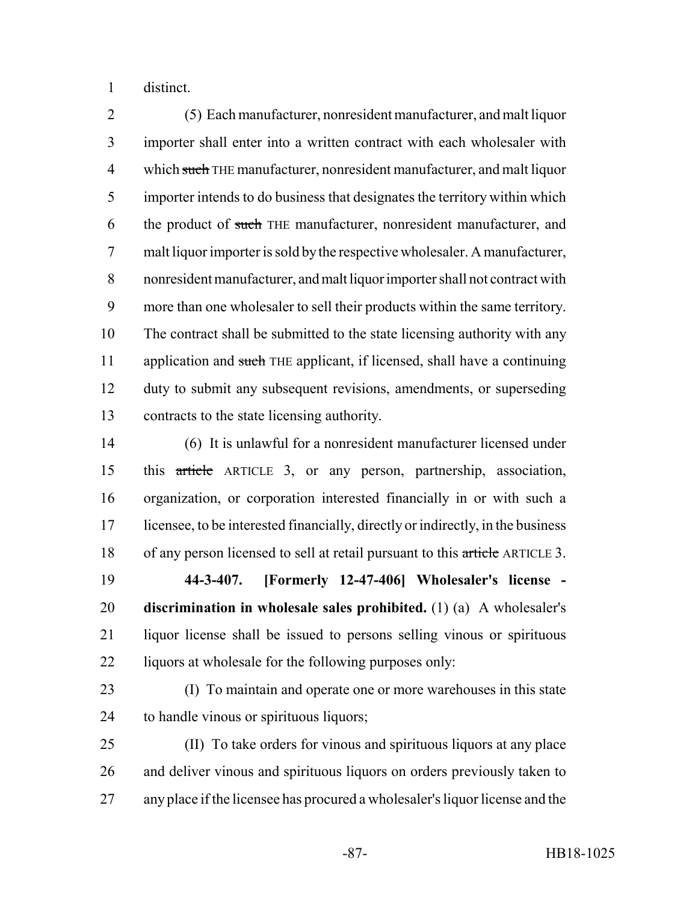distinct.

(5) Each manufacturer, nonresident manufacturer, and malt liquor importer shall enter into a written contract with each wholesaler with which ~~such~~ THE manufacturer, nonresident manufacturer, and malt liquor importer intends to do business that designates the territory within which the product of ~~such~~ THE manufacturer, nonresident manufacturer, and malt liquor importer is sold by the respective wholesaler. A manufacturer, nonresident manufacturer, and malt liquor importer shall not contract with more than one wholesaler to sell their products within the same territory. The contract shall be submitted to the state licensing authority with any application and ~~such~~ THE applicant, if licensed, shall have a continuing duty to submit any subsequent revisions, amendments, or superseding contracts to the state licensing authority.

(6) It is unlawful for a nonresident manufacturer licensed under this ~~article~~ ARTICLE 3, or any person, partnership, association, organization, or corporation interested financially in or with such a licensee, to be interested financially, directly or indirectly, in the business of any person licensed to sell at retail pursuant to this ~~article~~ ARTICLE 3.

**44-3-407. [Formerly 12-47-406] Wholesaler's license - discrimination in wholesale sales prohibited.** (1) (a) A wholesaler's liquor license shall be issued to persons selling vinous or spirituous liquors at wholesale for the following purposes only:

(I) To maintain and operate one or more warehouses in this state to handle vinous or spirituous liquors;

(II) To take orders for vinous and spirituous liquors at any place and deliver vinous and spirituous liquors on orders previously taken to any place if the licensee has procured a wholesaler's liquor license and the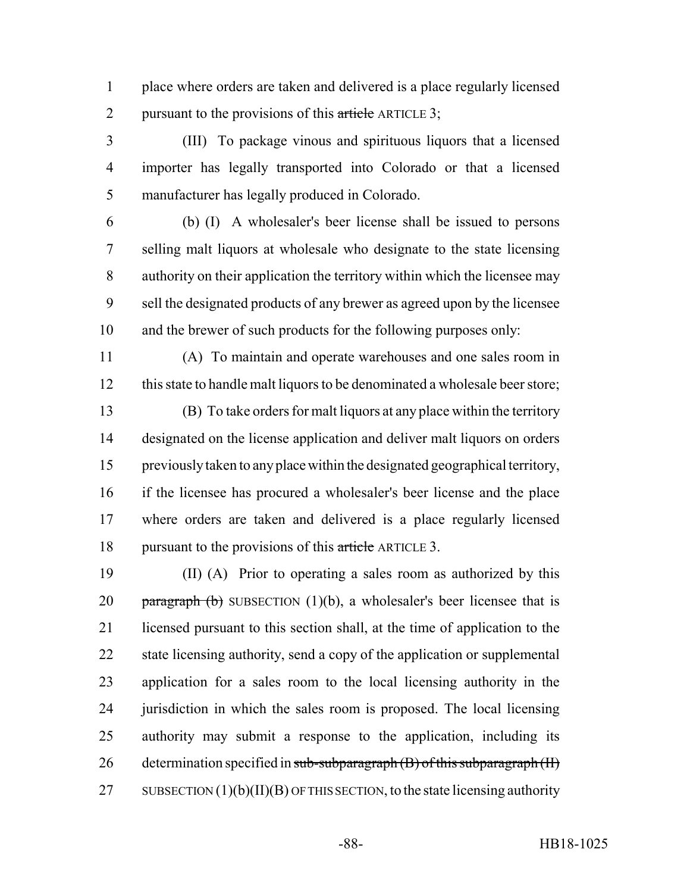place where orders are taken and delivered is a place regularly licensed pursuant to the provisions of this ~~article~~ ARTICLE 3;

(III) To package vinous and spirituous liquors that a licensed importer has legally transported into Colorado or that a licensed manufacturer has legally produced in Colorado.

(b) (I) A wholesaler's beer license shall be issued to persons selling malt liquors at wholesale who designate to the state licensing authority on their application the territory within which the licensee may sell the designated products of any brewer as agreed upon by the licensee and the brewer of such products for the following purposes only:

(A) To maintain and operate warehouses and one sales room in this state to handle malt liquors to be denominated a wholesale beer store;

(B) To take orders for malt liquors at any place within the territory designated on the license application and deliver malt liquors on orders previously taken to any place within the designated geographical territory, if the licensee has procured a wholesaler's beer license and the place where orders are taken and delivered is a place regularly licensed pursuant to the provisions of this ~~article~~ ARTICLE 3.

(II) (A) Prior to operating a sales room as authorized by this ~~paragraph (b)~~ SUBSECTION (1)(b), a wholesaler's beer licensee that is licensed pursuant to this section shall, at the time of application to the state licensing authority, send a copy of the application or supplemental application for a sales room to the local licensing authority in the jurisdiction in which the sales room is proposed. The local licensing authority may submit a response to the application, including its determination specified in ~~sub-subparagraph (B) of this subparagraph (II)~~ SUBSECTION (1)(b)(II)(B) OF THIS SECTION, to the state licensing authority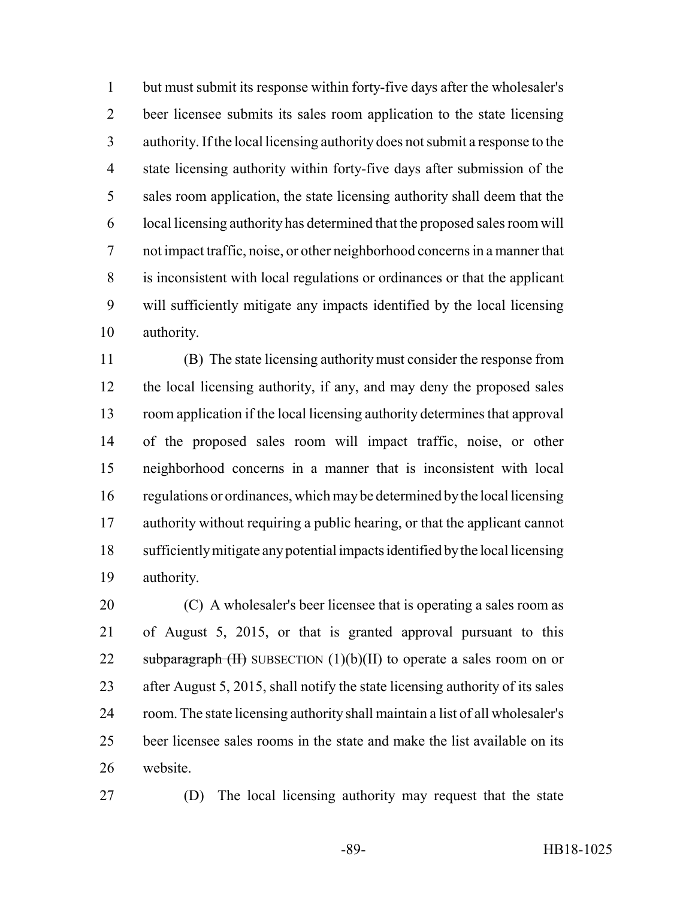but must submit its response within forty-five days after the wholesaler's beer licensee submits its sales room application to the state licensing authority. If the local licensing authority does not submit a response to the state licensing authority within forty-five days after submission of the sales room application, the state licensing authority shall deem that the local licensing authority has determined that the proposed sales room will not impact traffic, noise, or other neighborhood concerns in a manner that is inconsistent with local regulations or ordinances or that the applicant will sufficiently mitigate any impacts identified by the local licensing authority.

(B) The state licensing authority must consider the response from the local licensing authority, if any, and may deny the proposed sales room application if the local licensing authority determines that approval of the proposed sales room will impact traffic, noise, or other neighborhood concerns in a manner that is inconsistent with local regulations or ordinances, which may be determined by the local licensing authority without requiring a public hearing, or that the applicant cannot sufficiently mitigate any potential impacts identified by the local licensing authority.

(C) A wholesaler's beer licensee that is operating a sales room as of August 5, 2015, or that is granted approval pursuant to this ~~subparagraph (II)~~ SUBSECTION (1)(b)(II) to operate a sales room on or after August 5, 2015, shall notify the state licensing authority of its sales room. The state licensing authority shall maintain a list of all wholesaler's beer licensee sales rooms in the state and make the list available on its website.

(D) The local licensing authority may request that the state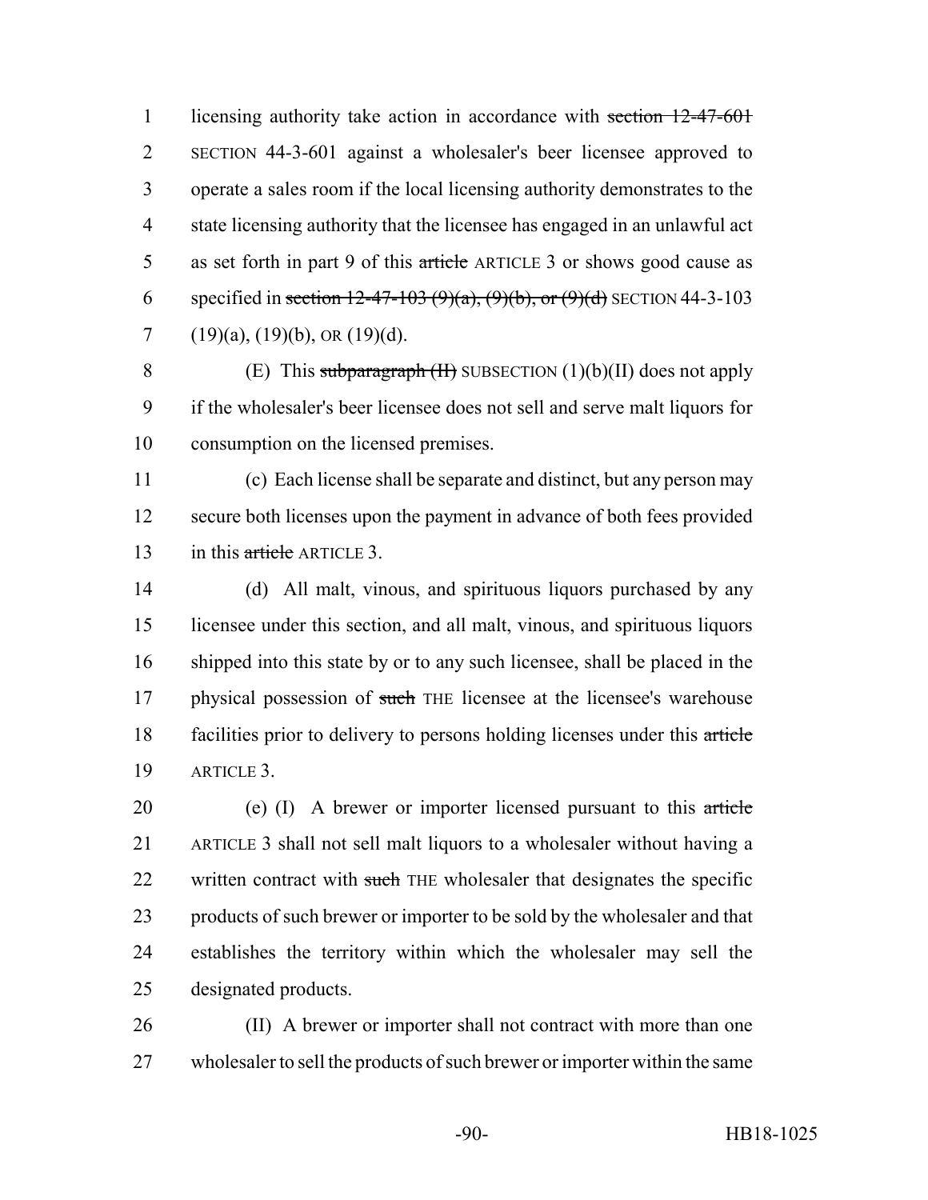licensing authority take action in accordance with ~~section 12-47-601~~ SECTION 44-3-601 against a wholesaler's beer licensee approved to operate a sales room if the local licensing authority demonstrates to the state licensing authority that the licensee has engaged in an unlawful act as set forth in part 9 of this ~~article~~ ARTICLE 3 or shows good cause as specified in ~~section 12-47-103 (9)(a), (9)(b), or (9)(d)~~ SECTION 44-3-103 (19)(a), (19)(b), OR (19)(d).

(E) This ~~subparagraph (II)~~ SUBSECTION (1)(b)(II) does not apply if the wholesaler's beer licensee does not sell and serve malt liquors for consumption on the licensed premises.

(c) Each license shall be separate and distinct, but any person may secure both licenses upon the payment in advance of both fees provided in this ~~article~~ ARTICLE 3.

(d) All malt, vinous, and spirituous liquors purchased by any licensee under this section, and all malt, vinous, and spirituous liquors shipped into this state by or to any such licensee, shall be placed in the physical possession of ~~such~~ THE licensee at the licensee's warehouse facilities prior to delivery to persons holding licenses under this ~~article~~ ARTICLE 3.

(e) (I) A brewer or importer licensed pursuant to this ~~article~~ ARTICLE 3 shall not sell malt liquors to a wholesaler without having a written contract with ~~such~~ THE wholesaler that designates the specific products of such brewer or importer to be sold by the wholesaler and that establishes the territory within which the wholesaler may sell the designated products.

(II) A brewer or importer shall not contract with more than one wholesaler to sell the products of such brewer or importer within the same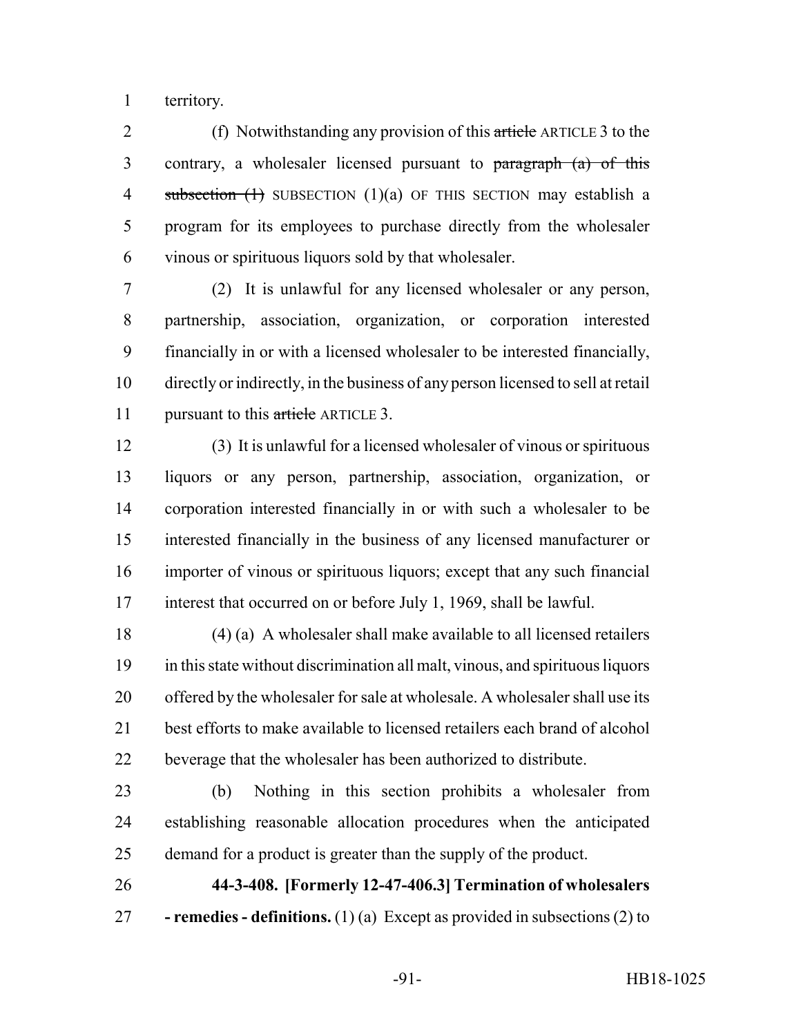territory.

(f) Notwithstanding any provision of this ~~article~~ ARTICLE 3 to the contrary, a wholesaler licensed pursuant to ~~paragraph (a) of this subsection (1)~~ SUBSECTION (1)(a) OF THIS SECTION may establish a program for its employees to purchase directly from the wholesaler vinous or spirituous liquors sold by that wholesaler.

(2) It is unlawful for any licensed wholesaler or any person, partnership, association, organization, or corporation interested financially in or with a licensed wholesaler to be interested financially, directly or indirectly, in the business of any person licensed to sell at retail pursuant to this ~~article~~ ARTICLE 3.

(3) It is unlawful for a licensed wholesaler of vinous or spirituous liquors or any person, partnership, association, organization, or corporation interested financially in or with such a wholesaler to be interested financially in the business of any licensed manufacturer or importer of vinous or spirituous liquors; except that any such financial interest that occurred on or before July 1, 1969, shall be lawful.

(4) (a) A wholesaler shall make available to all licensed retailers in this state without discrimination all malt, vinous, and spirituous liquors offered by the wholesaler for sale at wholesale. A wholesaler shall use its best efforts to make available to licensed retailers each brand of alcohol beverage that the wholesaler has been authorized to distribute.

(b) Nothing in this section prohibits a wholesaler from establishing reasonable allocation procedures when the anticipated demand for a product is greater than the supply of the product.

**44-3-408. [Formerly 12-47-406.3] Termination of wholesalers - remedies - definitions.** (1) (a) Except as provided in subsections (2) to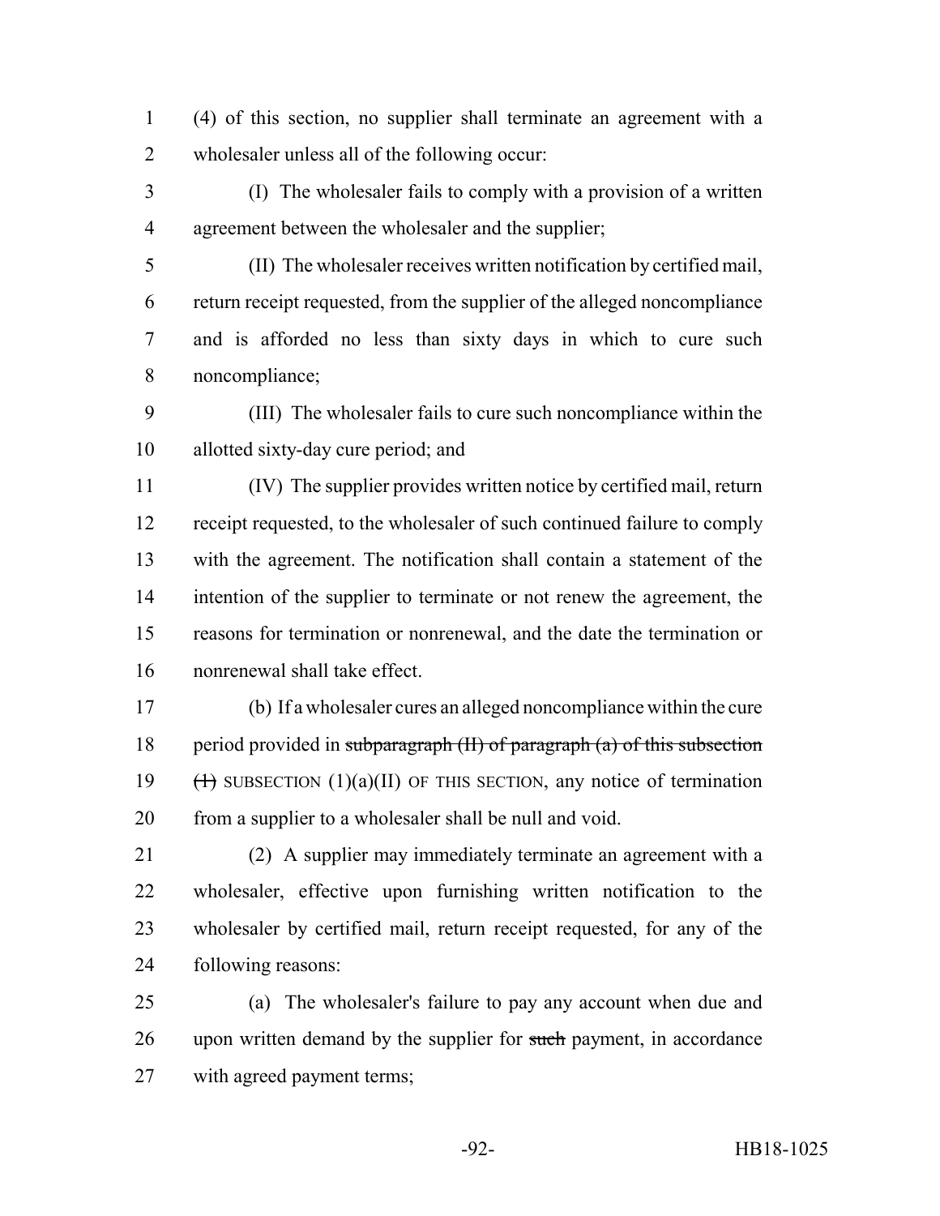(4) of this section, no supplier shall terminate an agreement with a wholesaler unless all of the following occur:

(I) The wholesaler fails to comply with a provision of a written agreement between the wholesaler and the supplier;

(II) The wholesaler receives written notification by certified mail, return receipt requested, from the supplier of the alleged noncompliance and is afforded no less than sixty days in which to cure such noncompliance;

(III) The wholesaler fails to cure such noncompliance within the allotted sixty-day cure period; and

(IV) The supplier provides written notice by certified mail, return receipt requested, to the wholesaler of such continued failure to comply with the agreement. The notification shall contain a statement of the intention of the supplier to terminate or not renew the agreement, the reasons for termination or nonrenewal, and the date the termination or nonrenewal shall take effect.

(b) If a wholesaler cures an alleged noncompliance within the cure period provided in ~~subparagraph (II) of paragraph (a) of this subsection (1)~~ SUBSECTION (1)(a)(II) OF THIS SECTION, any notice of termination from a supplier to a wholesaler shall be null and void.

(2) A supplier may immediately terminate an agreement with a wholesaler, effective upon furnishing written notification to the wholesaler by certified mail, return receipt requested, for any of the following reasons:

(a) The wholesaler's failure to pay any account when due and upon written demand by the supplier for ~~such~~ payment, in accordance with agreed payment terms;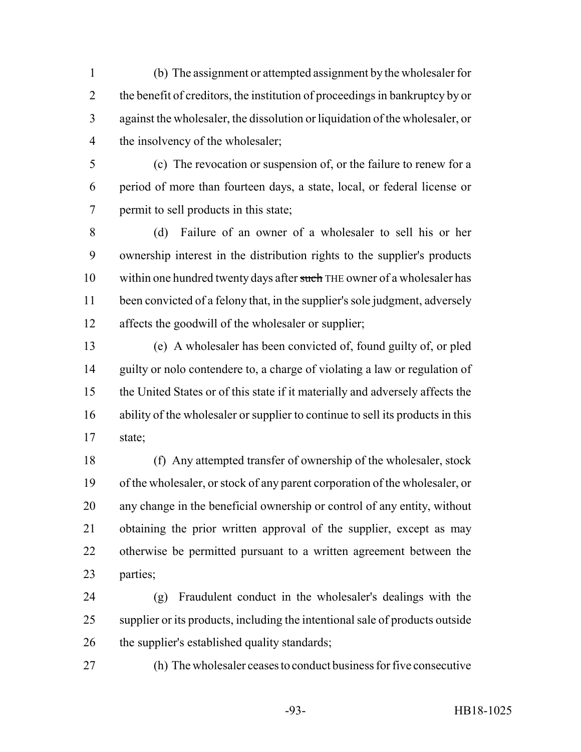(b) The assignment or attempted assignment by the wholesaler for the benefit of creditors, the institution of proceedings in bankruptcy by or against the wholesaler, the dissolution or liquidation of the wholesaler, or the insolvency of the wholesaler;

(c) The revocation or suspension of, or the failure to renew for a period of more than fourteen days, a state, local, or federal license or permit to sell products in this state;

(d) Failure of an owner of a wholesaler to sell his or her ownership interest in the distribution rights to the supplier's products within one hundred twenty days after ~~such~~ THE owner of a wholesaler has been convicted of a felony that, in the supplier's sole judgment, adversely affects the goodwill of the wholesaler or supplier;

(e) A wholesaler has been convicted of, found guilty of, or pled guilty or nolo contendere to, a charge of violating a law or regulation of the United States or of this state if it materially and adversely affects the ability of the wholesaler or supplier to continue to sell its products in this state;

(f) Any attempted transfer of ownership of the wholesaler, stock of the wholesaler, or stock of any parent corporation of the wholesaler, or any change in the beneficial ownership or control of any entity, without obtaining the prior written approval of the supplier, except as may otherwise be permitted pursuant to a written agreement between the parties;

(g) Fraudulent conduct in the wholesaler's dealings with the supplier or its products, including the intentional sale of products outside the supplier's established quality standards;

(h) The wholesaler ceases to conduct business for five consecutive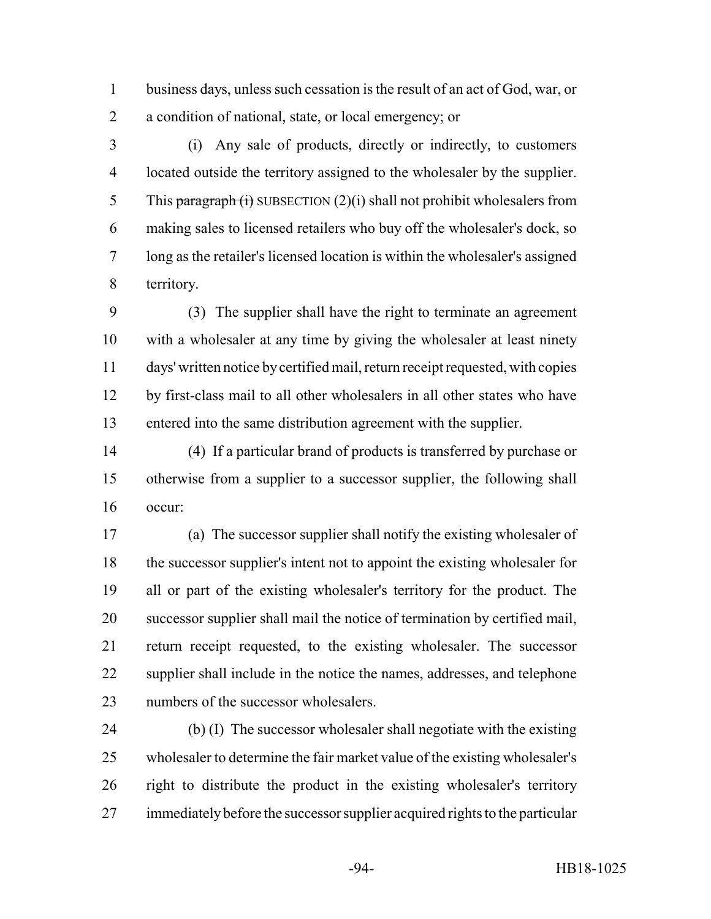business days, unless such cessation is the result of an act of God, war, or a condition of national, state, or local emergency; or

(i) Any sale of products, directly or indirectly, to customers located outside the territory assigned to the wholesaler by the supplier. This ~~paragraph (i)~~ SUBSECTION (2)(i) shall not prohibit wholesalers from making sales to licensed retailers who buy off the wholesaler's dock, so long as the retailer's licensed location is within the wholesaler's assigned territory.

(3) The supplier shall have the right to terminate an agreement with a wholesaler at any time by giving the wholesaler at least ninety days' written notice by certified mail, return receipt requested, with copies by first-class mail to all other wholesalers in all other states who have entered into the same distribution agreement with the supplier.

(4) If a particular brand of products is transferred by purchase or otherwise from a supplier to a successor supplier, the following shall occur:

(a) The successor supplier shall notify the existing wholesaler of the successor supplier's intent not to appoint the existing wholesaler for all or part of the existing wholesaler's territory for the product. The successor supplier shall mail the notice of termination by certified mail, return receipt requested, to the existing wholesaler. The successor supplier shall include in the notice the names, addresses, and telephone numbers of the successor wholesalers.

(b) (I) The successor wholesaler shall negotiate with the existing wholesaler to determine the fair market value of the existing wholesaler's right to distribute the product in the existing wholesaler's territory immediately before the successor supplier acquired rights to the particular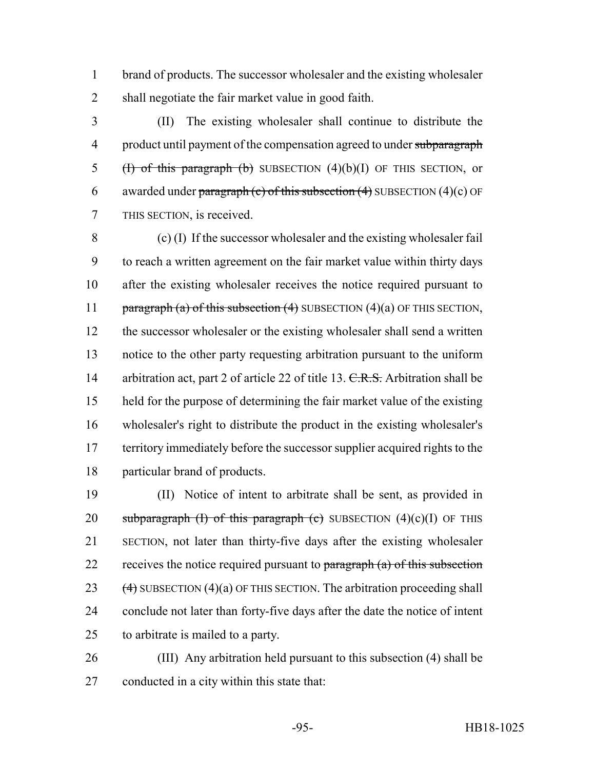brand of products. The successor wholesaler and the existing wholesaler shall negotiate the fair market value in good faith.

(II) The existing wholesaler shall continue to distribute the product until payment of the compensation agreed to under ~~subparagraph (I) of this paragraph (b)~~ SUBSECTION (4)(b)(I) OF THIS SECTION, or awarded under ~~paragraph (c) of this subsection (4)~~ SUBSECTION (4)(c) OF THIS SECTION, is received.

(c) (I) If the successor wholesaler and the existing wholesaler fail to reach a written agreement on the fair market value within thirty days after the existing wholesaler receives the notice required pursuant to ~~paragraph (a) of this subsection (4)~~ SUBSECTION (4)(a) OF THIS SECTION, the successor wholesaler or the existing wholesaler shall send a written notice to the other party requesting arbitration pursuant to the uniform arbitration act, part 2 of article 22 of title 13. ~~C.R.S.~~ Arbitration shall be held for the purpose of determining the fair market value of the existing wholesaler's right to distribute the product in the existing wholesaler's territory immediately before the successor supplier acquired rights to the particular brand of products.

(II) Notice of intent to arbitrate shall be sent, as provided in ~~subparagraph (I) of this paragraph (c)~~ SUBSECTION (4)(c)(I) OF THIS SECTION, not later than thirty-five days after the existing wholesaler receives the notice required pursuant to ~~paragraph (a) of this subsection (4)~~ SUBSECTION (4)(a) OF THIS SECTION. The arbitration proceeding shall conclude not later than forty-five days after the date the notice of intent to arbitrate is mailed to a party.

(III) Any arbitration held pursuant to this subsection (4) shall be conducted in a city within this state that: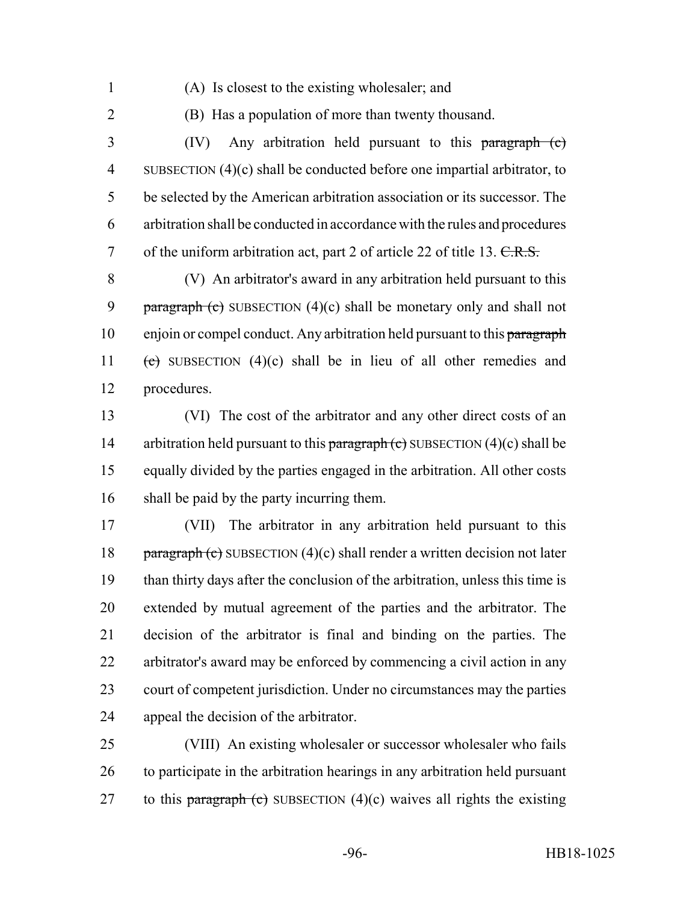(A) Is closest to the existing wholesaler; and

(B) Has a population of more than twenty thousand.

(IV) Any arbitration held pursuant to this ~~paragraph (c)~~ SUBSECTION (4)(c) shall be conducted before one impartial arbitrator, to be selected by the American arbitration association or its successor. The arbitration shall be conducted in accordance with the rules and procedures of the uniform arbitration act, part 2 of article 22 of title 13. ~~C.R.S.~~

(V) An arbitrator's award in any arbitration held pursuant to this ~~paragraph (c)~~ SUBSECTION (4)(c) shall be monetary only and shall not enjoin or compel conduct. Any arbitration held pursuant to this ~~paragraph (c)~~ SUBSECTION (4)(c) shall be in lieu of all other remedies and procedures.

(VI) The cost of the arbitrator and any other direct costs of an arbitration held pursuant to this ~~paragraph (c)~~ SUBSECTION (4)(c) shall be equally divided by the parties engaged in the arbitration. All other costs shall be paid by the party incurring them.

(VII) The arbitrator in any arbitration held pursuant to this ~~paragraph (c)~~ SUBSECTION (4)(c) shall render a written decision not later than thirty days after the conclusion of the arbitration, unless this time is extended by mutual agreement of the parties and the arbitrator. The decision of the arbitrator is final and binding on the parties. The arbitrator's award may be enforced by commencing a civil action in any court of competent jurisdiction. Under no circumstances may the parties appeal the decision of the arbitrator.

(VIII) An existing wholesaler or successor wholesaler who fails to participate in the arbitration hearings in any arbitration held pursuant to this ~~paragraph (c)~~ SUBSECTION (4)(c) waives all rights the existing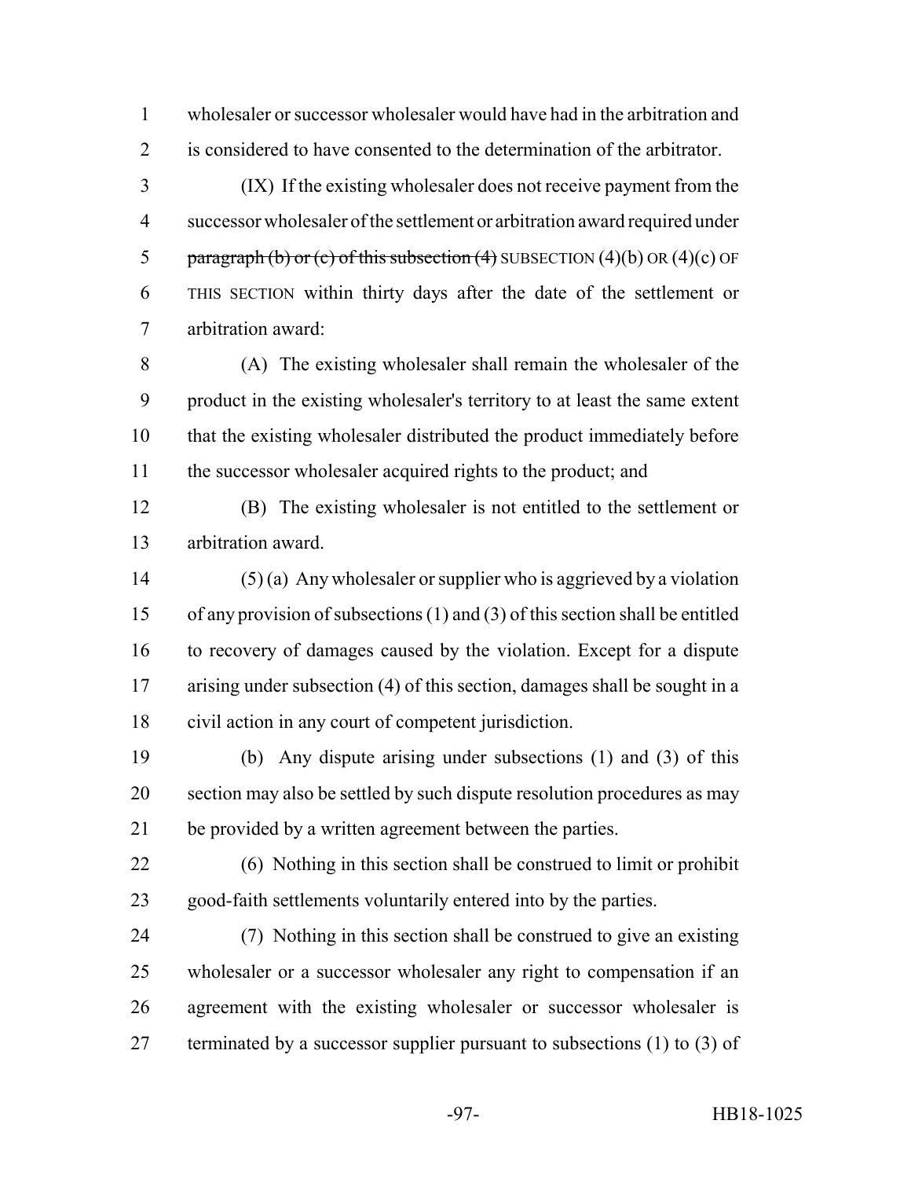wholesaler or successor wholesaler would have had in the arbitration and is considered to have consented to the determination of the arbitrator.

(IX) If the existing wholesaler does not receive payment from the successor wholesaler of the settlement or arbitration award required under ~~paragraph (b) or (c) of this subsection (4)~~ SUBSECTION (4)(b) OR (4)(c) OF THIS SECTION within thirty days after the date of the settlement or arbitration award:

(A) The existing wholesaler shall remain the wholesaler of the product in the existing wholesaler's territory to at least the same extent that the existing wholesaler distributed the product immediately before the successor wholesaler acquired rights to the product; and

(B) The existing wholesaler is not entitled to the settlement or arbitration award.

(5) (a) Any wholesaler or supplier who is aggrieved by a violation of any provision of subsections (1) and (3) of this section shall be entitled to recovery of damages caused by the violation. Except for a dispute arising under subsection (4) of this section, damages shall be sought in a civil action in any court of competent jurisdiction.

(b) Any dispute arising under subsections (1) and (3) of this section may also be settled by such dispute resolution procedures as may be provided by a written agreement between the parties.

(6) Nothing in this section shall be construed to limit or prohibit good-faith settlements voluntarily entered into by the parties.

(7) Nothing in this section shall be construed to give an existing wholesaler or a successor wholesaler any right to compensation if an agreement with the existing wholesaler or successor wholesaler is terminated by a successor supplier pursuant to subsections (1) to (3) of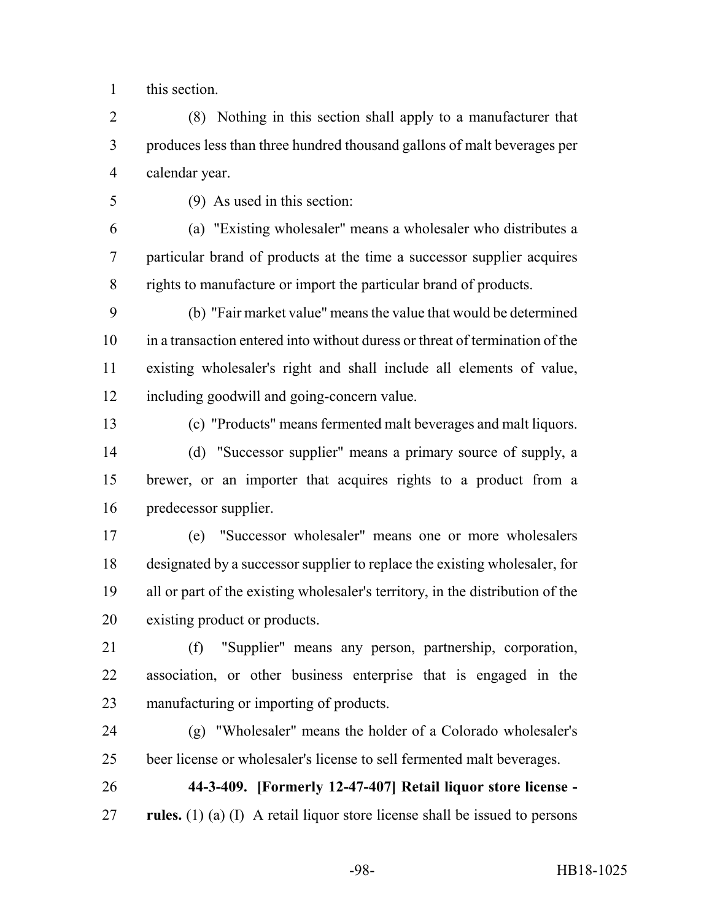this section.

(8) Nothing in this section shall apply to a manufacturer that produces less than three hundred thousand gallons of malt beverages per calendar year.

(9) As used in this section:

(a) "Existing wholesaler" means a wholesaler who distributes a particular brand of products at the time a successor supplier acquires rights to manufacture or import the particular brand of products.

(b) "Fair market value" means the value that would be determined in a transaction entered into without duress or threat of termination of the existing wholesaler's right and shall include all elements of value, including goodwill and going-concern value.

(c) "Products" means fermented malt beverages and malt liquors.

(d) "Successor supplier" means a primary source of supply, a brewer, or an importer that acquires rights to a product from a predecessor supplier.

(e) "Successor wholesaler" means one or more wholesalers designated by a successor supplier to replace the existing wholesaler, for all or part of the existing wholesaler's territory, in the distribution of the existing product or products.

(f) "Supplier" means any person, partnership, corporation, association, or other business enterprise that is engaged in the manufacturing or importing of products.

(g) "Wholesaler" means the holder of a Colorado wholesaler's beer license or wholesaler's license to sell fermented malt beverages.

**44-3-409. [Formerly 12-47-407] Retail liquor store license - rules.** (1) (a) (I) A retail liquor store license shall be issued to persons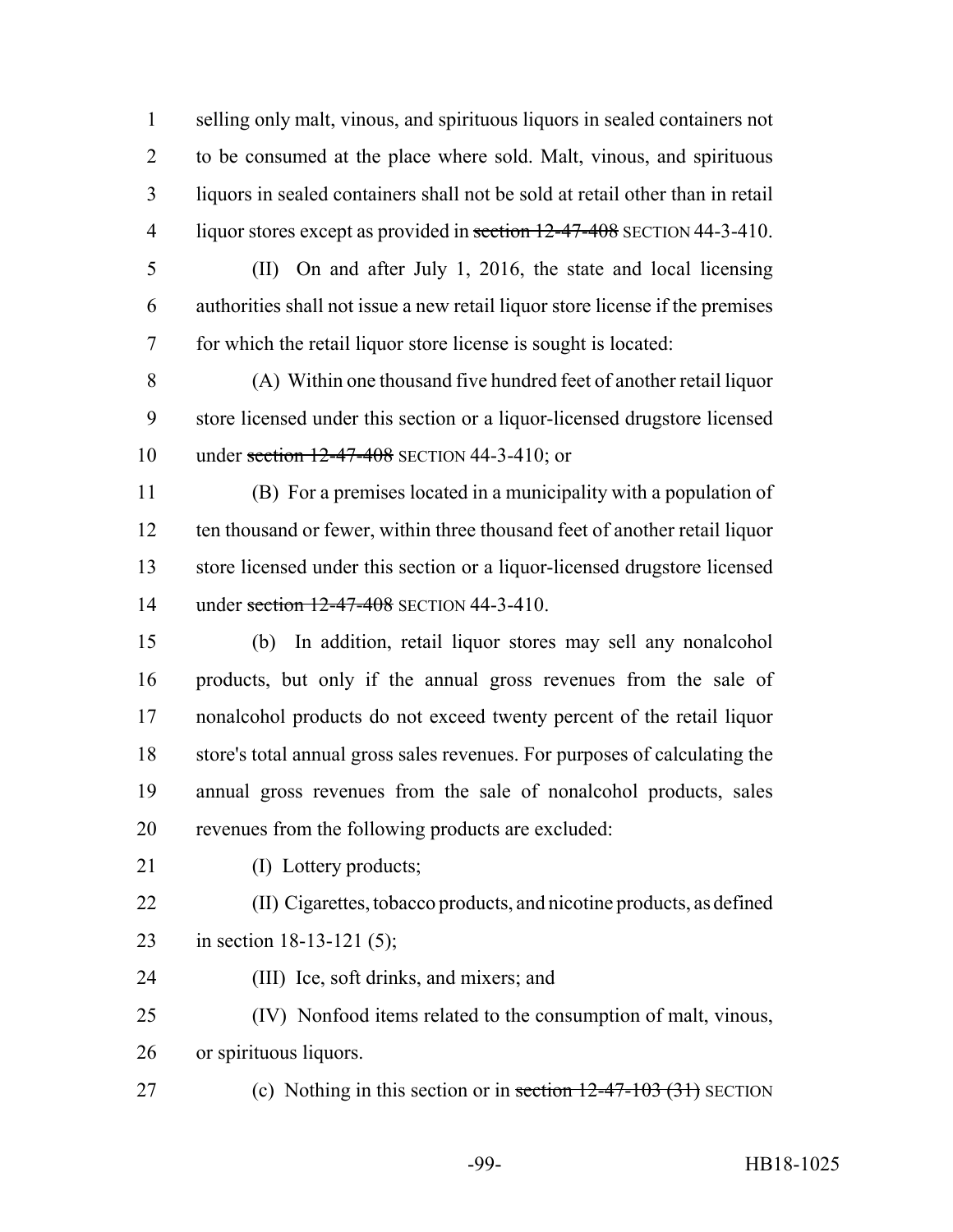selling only malt, vinous, and spirituous liquors in sealed containers not to be consumed at the place where sold. Malt, vinous, and spirituous liquors in sealed containers shall not be sold at retail other than in retail liquor stores except as provided in ~~section 12-47-408~~ SECTION 44-3-410.

(II) On and after July 1, 2016, the state and local licensing authorities shall not issue a new retail liquor store license if the premises for which the retail liquor store license is sought is located:

(A) Within one thousand five hundred feet of another retail liquor store licensed under this section or a liquor-licensed drugstore licensed under ~~section 12-47-408~~ SECTION 44-3-410; or

(B) For a premises located in a municipality with a population of ten thousand or fewer, within three thousand feet of another retail liquor store licensed under this section or a liquor-licensed drugstore licensed under ~~section 12-47-408~~ SECTION 44-3-410.

(b) In addition, retail liquor stores may sell any nonalcohol products, but only if the annual gross revenues from the sale of nonalcohol products do not exceed twenty percent of the retail liquor store's total annual gross sales revenues. For purposes of calculating the annual gross revenues from the sale of nonalcohol products, sales revenues from the following products are excluded:

(I) Lottery products;

(II) Cigarettes, tobacco products, and nicotine products, as defined in section 18-13-121 (5);

(III) Ice, soft drinks, and mixers; and

(IV) Nonfood items related to the consumption of malt, vinous, or spirituous liquors.

(c) Nothing in this section or in ~~section 12-47-103 (31)~~ SECTION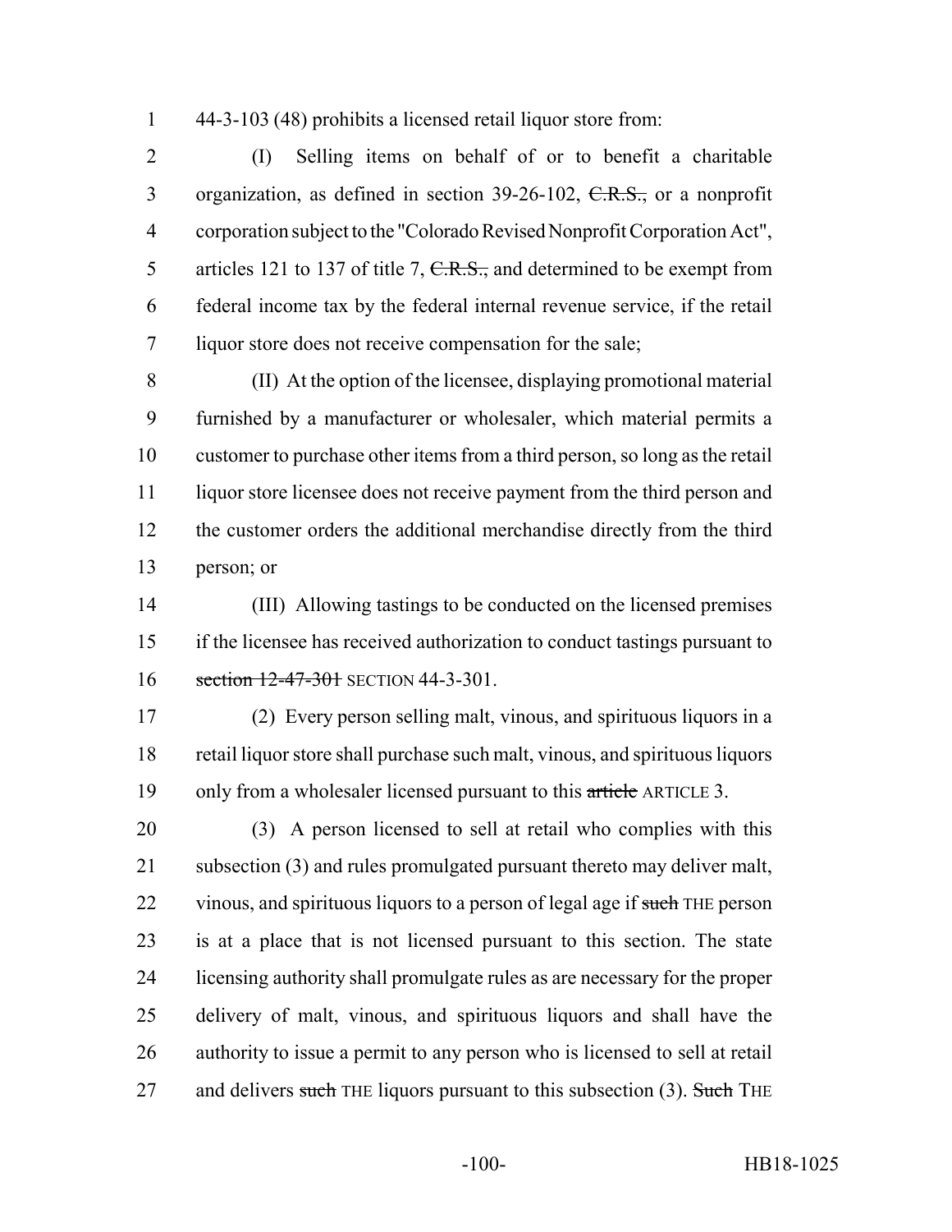44-3-103 (48) prohibits a licensed retail liquor store from:

(I) Selling items on behalf of or to benefit a charitable organization, as defined in section 39-26-102, ~~C.R.S.,~~ or a nonprofit corporation subject to the "Colorado Revised Nonprofit Corporation Act", articles 121 to 137 of title 7, ~~C.R.S.,~~ and determined to be exempt from federal income tax by the federal internal revenue service, if the retail liquor store does not receive compensation for the sale;

(II) At the option of the licensee, displaying promotional material furnished by a manufacturer or wholesaler, which material permits a customer to purchase other items from a third person, so long as the retail liquor store licensee does not receive payment from the third person and the customer orders the additional merchandise directly from the third person; or

(III) Allowing tastings to be conducted on the licensed premises if the licensee has received authorization to conduct tastings pursuant to ~~section 12-47-301~~ SECTION 44-3-301.

(2) Every person selling malt, vinous, and spirituous liquors in a retail liquor store shall purchase such malt, vinous, and spirituous liquors only from a wholesaler licensed pursuant to this ~~article~~ ARTICLE 3.

(3) A person licensed to sell at retail who complies with this subsection (3) and rules promulgated pursuant thereto may deliver malt, vinous, and spirituous liquors to a person of legal age if ~~such~~ THE person is at a place that is not licensed pursuant to this section. The state licensing authority shall promulgate rules as are necessary for the proper delivery of malt, vinous, and spirituous liquors and shall have the authority to issue a permit to any person who is licensed to sell at retail and delivers ~~such~~ THE liquors pursuant to this subsection (3). ~~Such~~ THE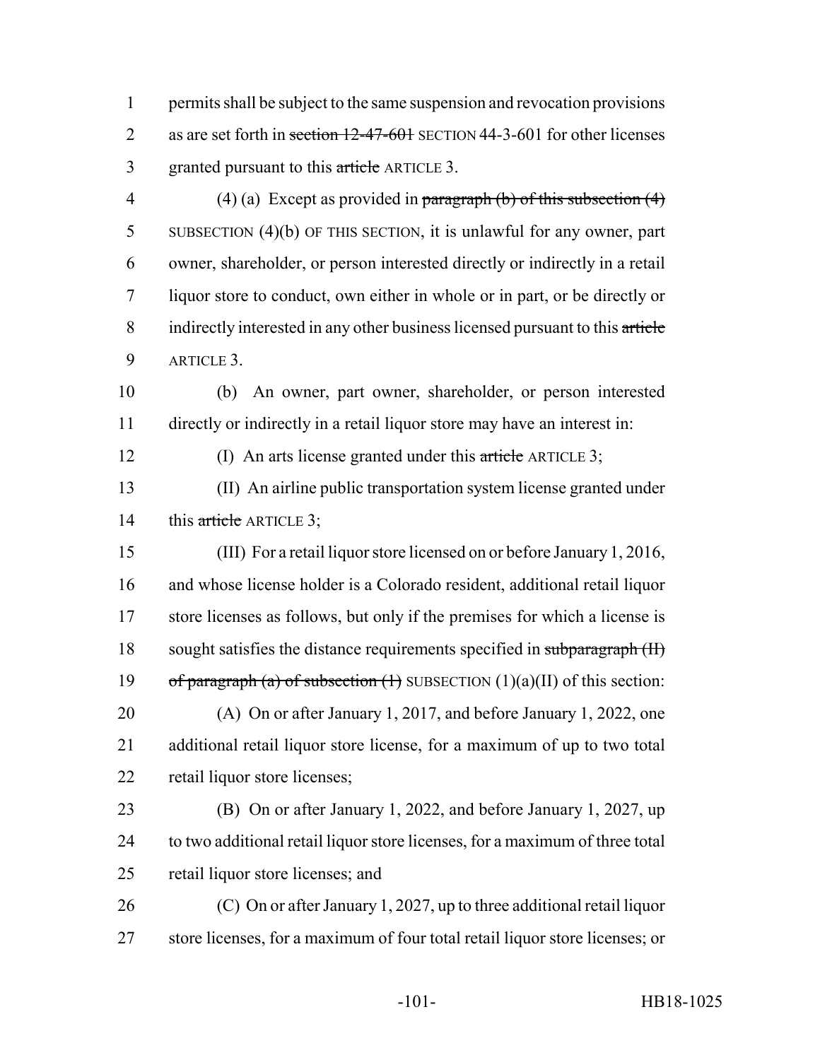permits shall be subject to the same suspension and revocation provisions as are set forth in ~~section 12-47-601~~ SECTION 44-3-601 for other licenses granted pursuant to this ~~article~~ ARTICLE 3.

(4) (a) Except as provided in ~~paragraph (b) of this subsection (4)~~ SUBSECTION (4)(b) OF THIS SECTION, it is unlawful for any owner, part owner, shareholder, or person interested directly or indirectly in a retail liquor store to conduct, own either in whole or in part, or be directly or indirectly interested in any other business licensed pursuant to this ~~article~~ ARTICLE 3.

(b) An owner, part owner, shareholder, or person interested directly or indirectly in a retail liquor store may have an interest in:

(I) An arts license granted under this ~~article~~ ARTICLE 3;

(II) An airline public transportation system license granted under this ~~article~~ ARTICLE 3;

(III) For a retail liquor store licensed on or before January 1, 2016, and whose license holder is a Colorado resident, additional retail liquor store licenses as follows, but only if the premises for which a license is sought satisfies the distance requirements specified in ~~subparagraph (II) of paragraph (a) of subsection (1)~~ SUBSECTION (1)(a)(II) of this section:

(A) On or after January 1, 2017, and before January 1, 2022, one additional retail liquor store license, for a maximum of up to two total retail liquor store licenses;

(B) On or after January 1, 2022, and before January 1, 2027, up to two additional retail liquor store licenses, for a maximum of three total retail liquor store licenses; and

(C) On or after January 1, 2027, up to three additional retail liquor store licenses, for a maximum of four total retail liquor store licenses; or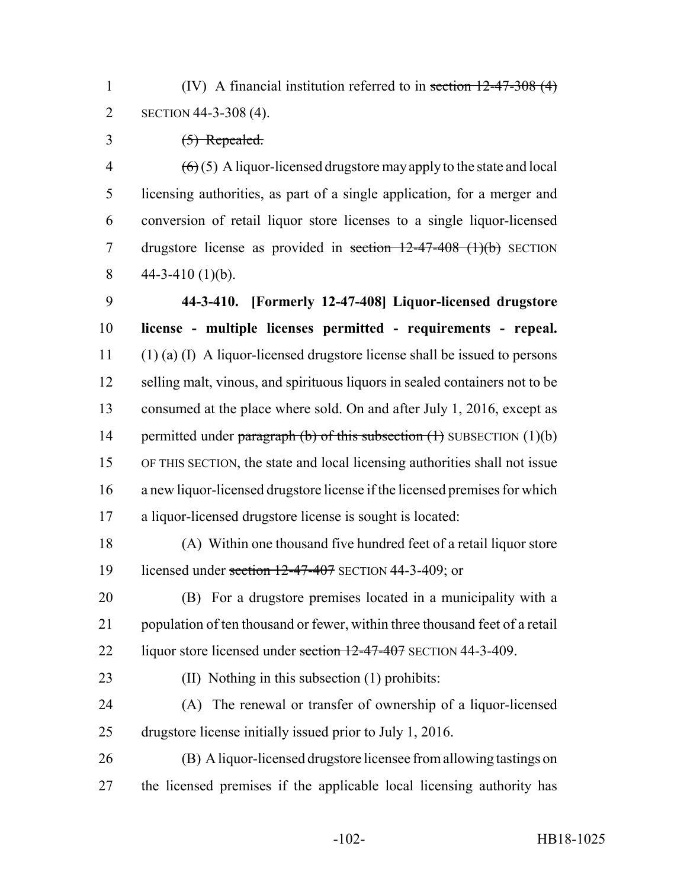(IV) A financial institution referred to in ~~section 12-47-308 (4)~~ SECTION 44-3-308 (4).

~~(5) Repealed.~~

~~(6)~~ (5) A liquor-licensed drugstore may apply to the state and local licensing authorities, as part of a single application, for a merger and conversion of retail liquor store licenses to a single liquor-licensed drugstore license as provided in ~~section 12-47-408 (1)(b)~~ SECTION 44-3-410 (1)(b).

**44-3-410. [Formerly 12-47-408] Liquor-licensed drugstore license - multiple licenses permitted - requirements - repeal.** (1) (a) (I) A liquor-licensed drugstore license shall be issued to persons selling malt, vinous, and spirituous liquors in sealed containers not to be consumed at the place where sold. On and after July 1, 2016, except as permitted under ~~paragraph (b) of this subsection (1)~~ SUBSECTION (1)(b) OF THIS SECTION, the state and local licensing authorities shall not issue a new liquor-licensed drugstore license if the licensed premises for which a liquor-licensed drugstore license is sought is located:

(A) Within one thousand five hundred feet of a retail liquor store licensed under ~~section 12-47-407~~ SECTION 44-3-409; or

(B) For a drugstore premises located in a municipality with a population of ten thousand or fewer, within three thousand feet of a retail liquor store licensed under ~~section 12-47-407~~ SECTION 44-3-409.

(II) Nothing in this subsection (1) prohibits:

(A) The renewal or transfer of ownership of a liquor-licensed drugstore license initially issued prior to July 1, 2016.

(B) A liquor-licensed drugstore licensee from allowing tastings on the licensed premises if the applicable local licensing authority has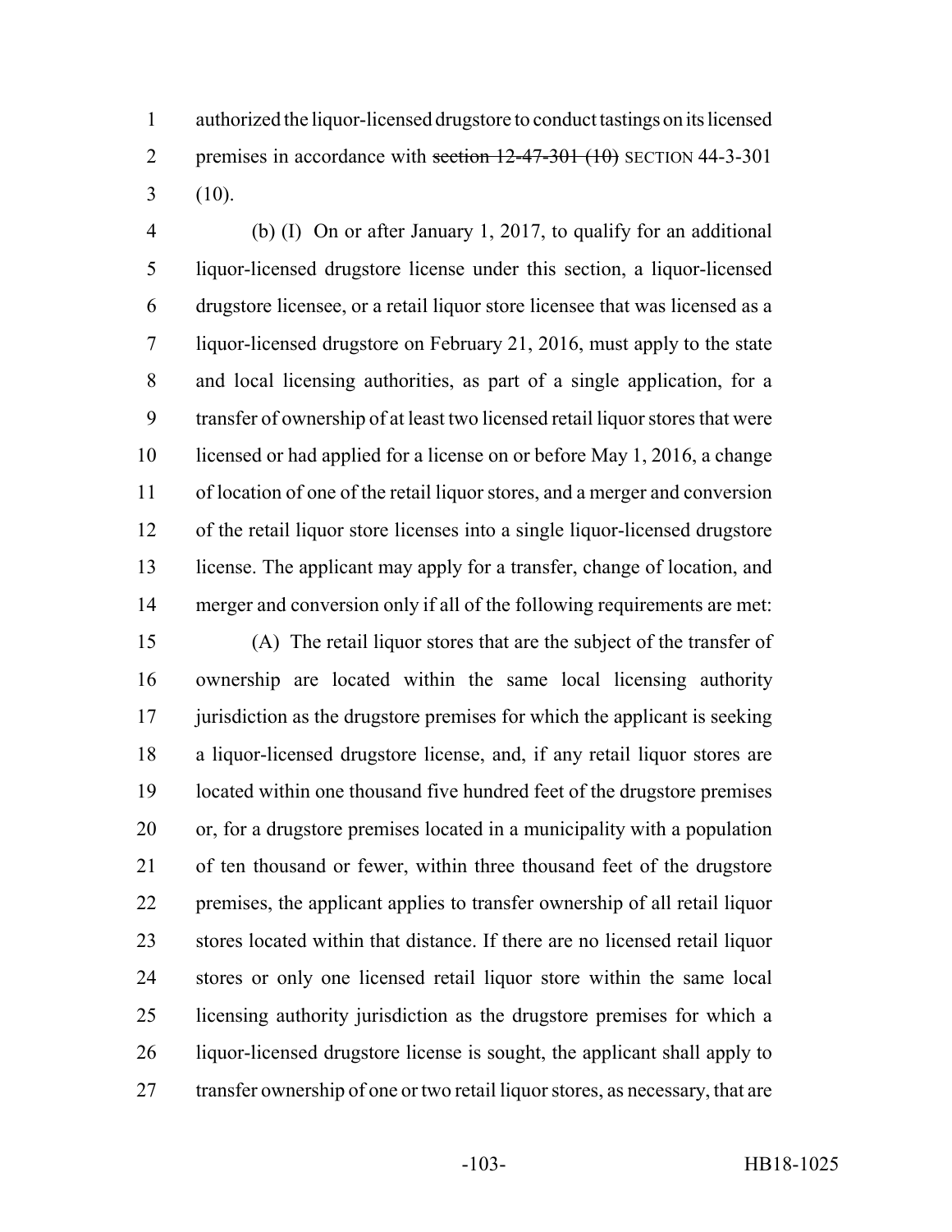authorized the liquor-licensed drugstore to conduct tastings on its licensed premises in accordance with ~~section 12-47-301 (10)~~ SECTION 44-3-301 (10).

(b) (I) On or after January 1, 2017, to qualify for an additional liquor-licensed drugstore license under this section, a liquor-licensed drugstore licensee, or a retail liquor store licensee that was licensed as a liquor-licensed drugstore on February 21, 2016, must apply to the state and local licensing authorities, as part of a single application, for a transfer of ownership of at least two licensed retail liquor stores that were licensed or had applied for a license on or before May 1, 2016, a change of location of one of the retail liquor stores, and a merger and conversion of the retail liquor store licenses into a single liquor-licensed drugstore license. The applicant may apply for a transfer, change of location, and merger and conversion only if all of the following requirements are met:

(A) The retail liquor stores that are the subject of the transfer of ownership are located within the same local licensing authority jurisdiction as the drugstore premises for which the applicant is seeking a liquor-licensed drugstore license, and, if any retail liquor stores are located within one thousand five hundred feet of the drugstore premises or, for a drugstore premises located in a municipality with a population of ten thousand or fewer, within three thousand feet of the drugstore premises, the applicant applies to transfer ownership of all retail liquor stores located within that distance. If there are no licensed retail liquor stores or only one licensed retail liquor store within the same local licensing authority jurisdiction as the drugstore premises for which a liquor-licensed drugstore license is sought, the applicant shall apply to transfer ownership of one or two retail liquor stores, as necessary, that are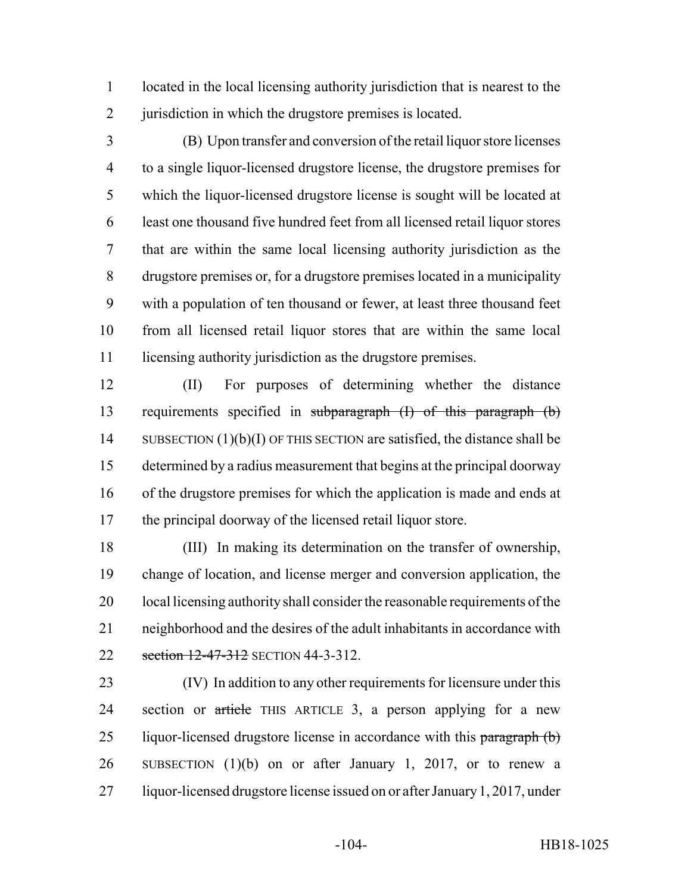located in the local licensing authority jurisdiction that is nearest to the jurisdiction in which the drugstore premises is located.

(B) Upon transfer and conversion of the retail liquor store licenses to a single liquor-licensed drugstore license, the drugstore premises for which the liquor-licensed drugstore license is sought will be located at least one thousand five hundred feet from all licensed retail liquor stores that are within the same local licensing authority jurisdiction as the drugstore premises or, for a drugstore premises located in a municipality with a population of ten thousand or fewer, at least three thousand feet from all licensed retail liquor stores that are within the same local licensing authority jurisdiction as the drugstore premises.

(II) For purposes of determining whether the distance requirements specified in ~~subparagraph (I) of this paragraph (b)~~ SUBSECTION (1)(b)(I) OF THIS SECTION are satisfied, the distance shall be determined by a radius measurement that begins at the principal doorway of the drugstore premises for which the application is made and ends at the principal doorway of the licensed retail liquor store.

(III) In making its determination on the transfer of ownership, change of location, and license merger and conversion application, the local licensing authority shall consider the reasonable requirements of the neighborhood and the desires of the adult inhabitants in accordance with ~~section 12-47-312~~ SECTION 44-3-312.

(IV) In addition to any other requirements for licensure under this section or ~~article~~ THIS ARTICLE 3, a person applying for a new liquor-licensed drugstore license in accordance with this ~~paragraph (b)~~ SUBSECTION (1)(b) on or after January 1, 2017, or to renew a liquor-licensed drugstore license issued on or after January 1, 2017, under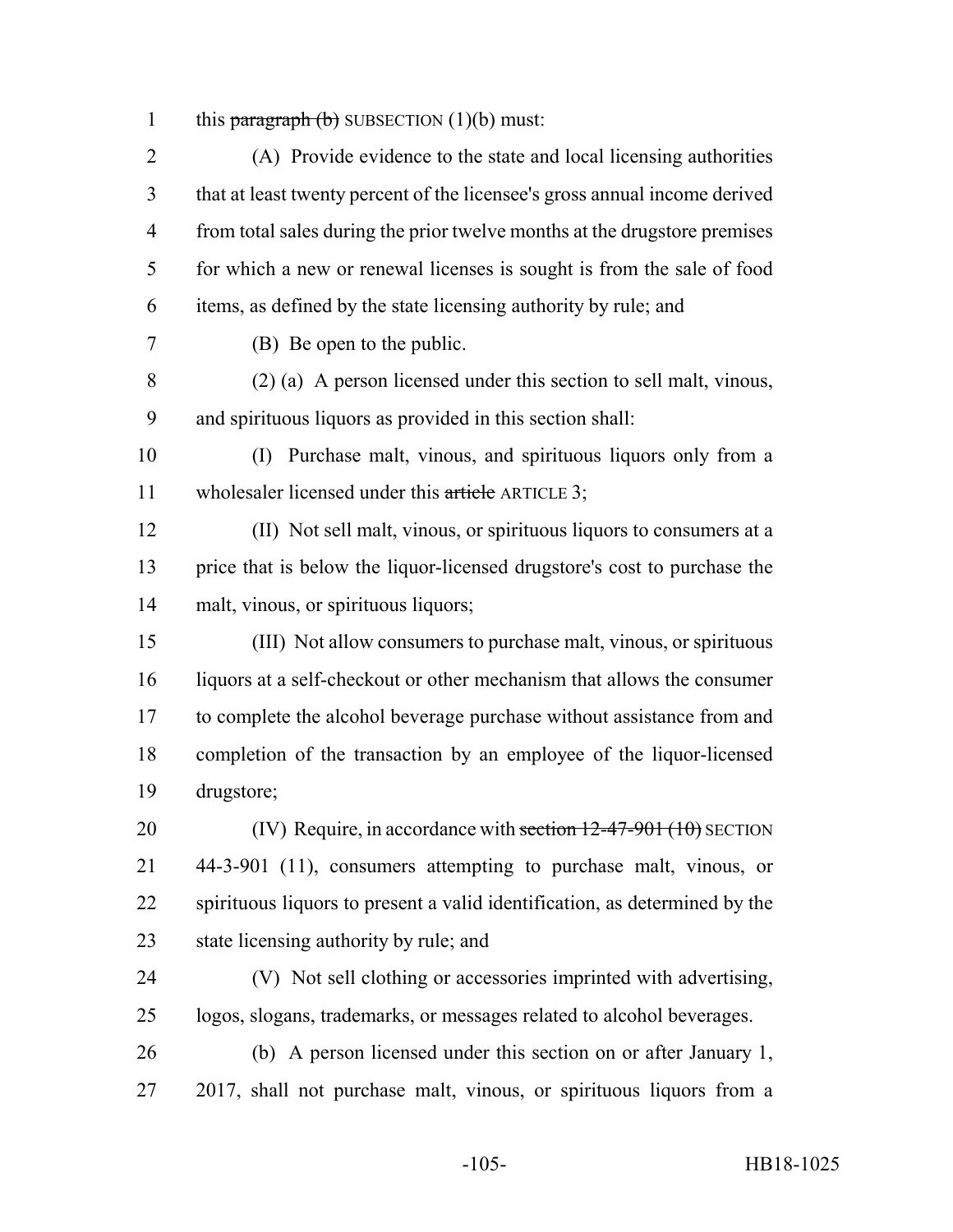1 this ~~paragraph (b)~~ SUBSECTION (1)(b) must:

2 (A) Provide evidence to the state and local licensing authorities
3 that at least twenty percent of the licensee's gross annual income derived
4 from total sales during the prior twelve months at the drugstore premises
5 for which a new or renewal licenses is sought is from the sale of food
6 items, as defined by the state licensing authority by rule; and

7 (B) Be open to the public.

8 (2) (a) A person licensed under this section to sell malt, vinous,
9 and spirituous liquors as provided in this section shall:

10 (I) Purchase malt, vinous, and spirituous liquors only from a
11 wholesaler licensed under this ~~article~~ ARTICLE 3;

12 (II) Not sell malt, vinous, or spirituous liquors to consumers at a
13 price that is below the liquor-licensed drugstore's cost to purchase the
14 malt, vinous, or spirituous liquors;

15 (III) Not allow consumers to purchase malt, vinous, or spirituous
16 liquors at a self-checkout or other mechanism that allows the consumer
17 to complete the alcohol beverage purchase without assistance from and
18 completion of the transaction by an employee of the liquor-licensed
19 drugstore;

20 (IV) Require, in accordance with ~~section 12-47-901 (10)~~ SECTION
21 44-3-901 (11), consumers attempting to purchase malt, vinous, or
22 spirituous liquors to present a valid identification, as determined by the
23 state licensing authority by rule; and

24 (V) Not sell clothing or accessories imprinted with advertising,
25 logos, slogans, trademarks, or messages related to alcohol beverages.

26 (b) A person licensed under this section on or after January 1,
27 2017, shall not purchase malt, vinous, or spirituous liquors from a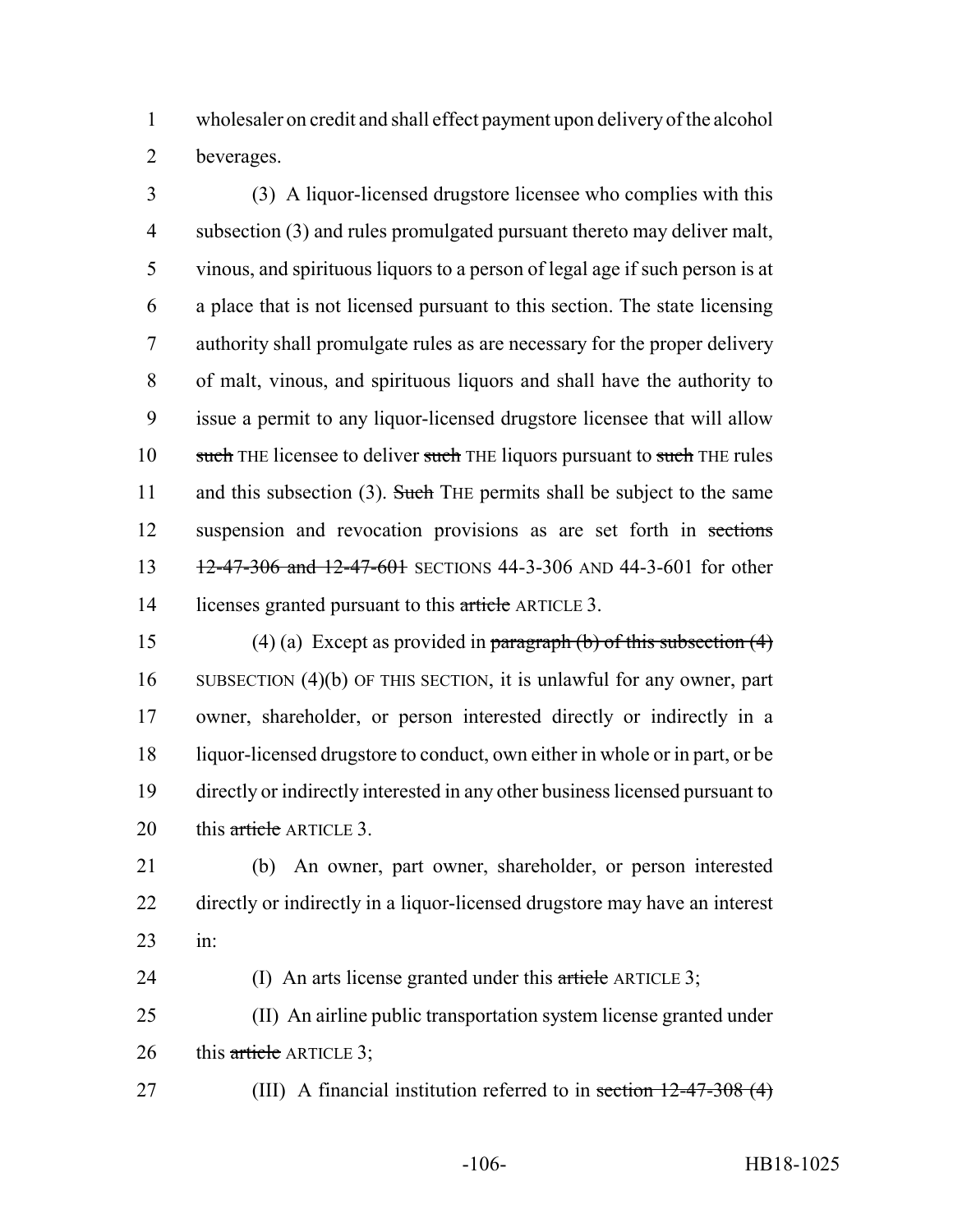wholesaler on credit and shall effect payment upon delivery of the alcohol beverages.

(3) A liquor-licensed drugstore licensee who complies with this subsection (3) and rules promulgated pursuant thereto may deliver malt, vinous, and spirituous liquors to a person of legal age if such person is at a place that is not licensed pursuant to this section. The state licensing authority shall promulgate rules as are necessary for the proper delivery of malt, vinous, and spirituous liquors and shall have the authority to issue a permit to any liquor-licensed drugstore licensee that will allow ~~such~~ THE licensee to deliver ~~such~~ THE liquors pursuant to ~~such~~ THE rules and this subsection (3). ~~Such~~ THE permits shall be subject to the same suspension and revocation provisions as are set forth in ~~sections 12-47-306 and 12-47-601~~ SECTIONS 44-3-306 AND 44-3-601 for other licenses granted pursuant to this ~~article~~ ARTICLE 3.

(4) (a) Except as provided in ~~paragraph (b) of this subsection (4)~~ SUBSECTION (4)(b) OF THIS SECTION, it is unlawful for any owner, part owner, shareholder, or person interested directly or indirectly in a liquor-licensed drugstore to conduct, own either in whole or in part, or be directly or indirectly interested in any other business licensed pursuant to this ~~article~~ ARTICLE 3.

(b) An owner, part owner, shareholder, or person interested directly or indirectly in a liquor-licensed drugstore may have an interest in:

(I) An arts license granted under this ~~article~~ ARTICLE 3;

(II) An airline public transportation system license granted under this ~~article~~ ARTICLE 3;

(III) A financial institution referred to in ~~section 12-47-308 (4)~~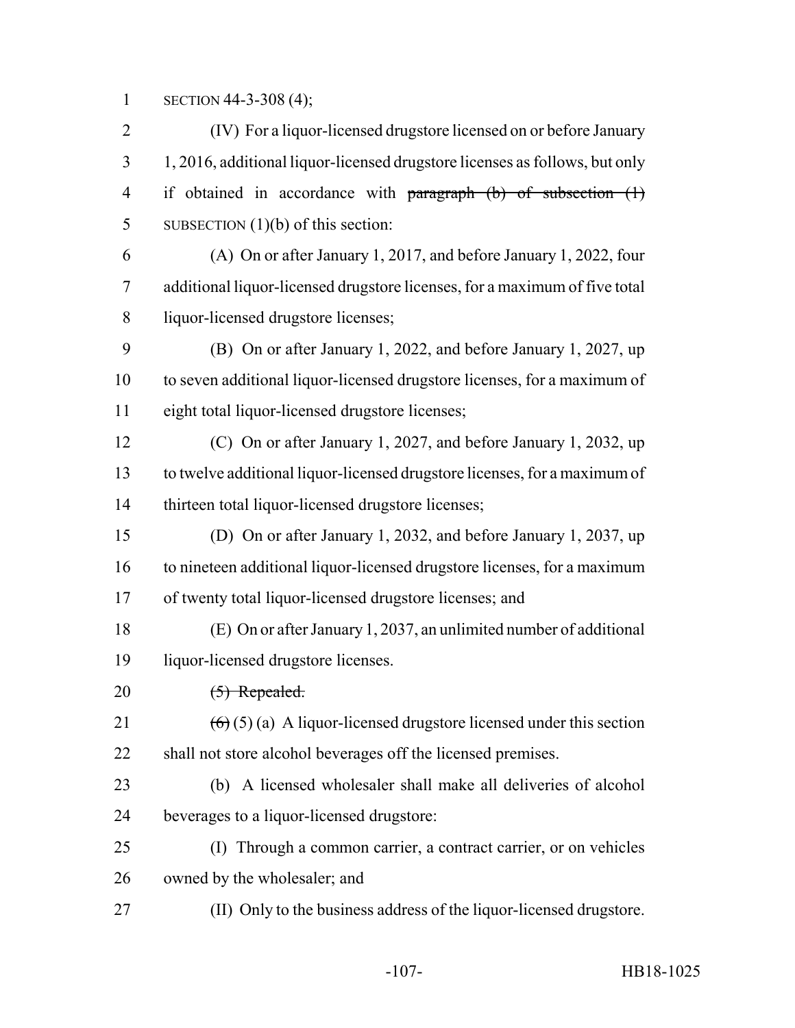SECTION 44-3-308 (4);

(IV) For a liquor-licensed drugstore licensed on or before January 1, 2016, additional liquor-licensed drugstore licenses as follows, but only if obtained in accordance with ~~paragraph (b) of subsection (1)~~ SUBSECTION (1)(b) of this section:

(A) On or after January 1, 2017, and before January 1, 2022, four additional liquor-licensed drugstore licenses, for a maximum of five total liquor-licensed drugstore licenses;

(B) On or after January 1, 2022, and before January 1, 2027, up to seven additional liquor-licensed drugstore licenses, for a maximum of eight total liquor-licensed drugstore licenses;

(C) On or after January 1, 2027, and before January 1, 2032, up to twelve additional liquor-licensed drugstore licenses, for a maximum of thirteen total liquor-licensed drugstore licenses;

(D) On or after January 1, 2032, and before January 1, 2037, up to nineteen additional liquor-licensed drugstore licenses, for a maximum of twenty total liquor-licensed drugstore licenses; and

(E) On or after January 1, 2037, an unlimited number of additional liquor-licensed drugstore licenses.

~~(5) Repealed.~~

~~(6)~~ (5) (a) A liquor-licensed drugstore licensed under this section shall not store alcohol beverages off the licensed premises.

(b) A licensed wholesaler shall make all deliveries of alcohol beverages to a liquor-licensed drugstore:

(I) Through a common carrier, a contract carrier, or on vehicles owned by the wholesaler; and

(II) Only to the business address of the liquor-licensed drugstore.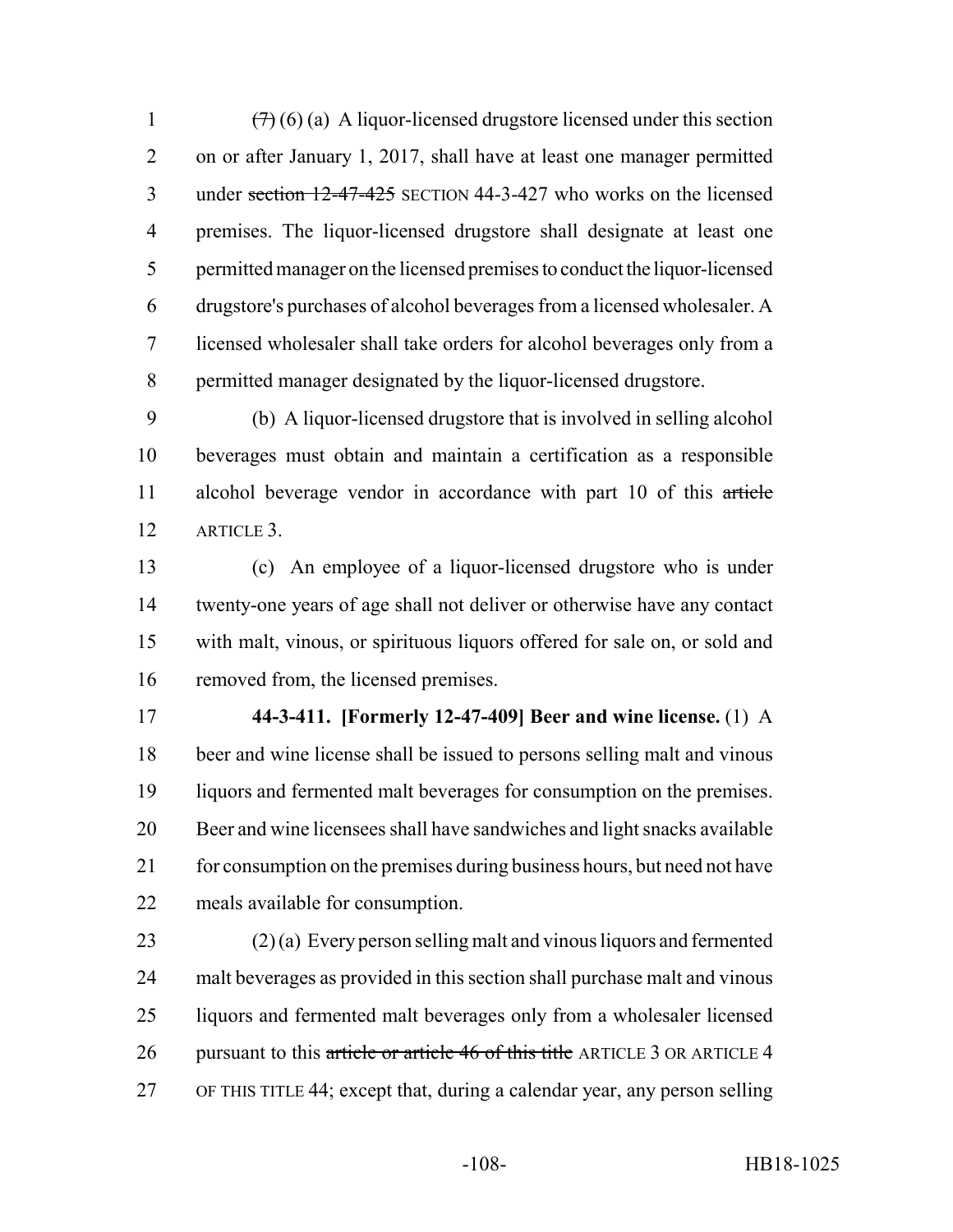~~(7)~~ (6) (a) A liquor-licensed drugstore licensed under this section on or after January 1, 2017, shall have at least one manager permitted under ~~section 12-47-425~~ SECTION 44-3-427 who works on the licensed premises. The liquor-licensed drugstore shall designate at least one permitted manager on the licensed premises to conduct the liquor-licensed drugstore's purchases of alcohol beverages from a licensed wholesaler. A licensed wholesaler shall take orders for alcohol beverages only from a permitted manager designated by the liquor-licensed drugstore.

(b) A liquor-licensed drugstore that is involved in selling alcohol beverages must obtain and maintain a certification as a responsible alcohol beverage vendor in accordance with part 10 of this ~~article~~ ARTICLE 3.

(c) An employee of a liquor-licensed drugstore who is under twenty-one years of age shall not deliver or otherwise have any contact with malt, vinous, or spirituous liquors offered for sale on, or sold and removed from, the licensed premises.

**44-3-411. [Formerly 12-47-409] Beer and wine license.** (1) A beer and wine license shall be issued to persons selling malt and vinous liquors and fermented malt beverages for consumption on the premises. Beer and wine licensees shall have sandwiches and light snacks available for consumption on the premises during business hours, but need not have meals available for consumption.

(2) (a) Every person selling malt and vinous liquors and fermented malt beverages as provided in this section shall purchase malt and vinous liquors and fermented malt beverages only from a wholesaler licensed pursuant to this ~~article or article 46 of this title~~ ARTICLE 3 OR ARTICLE 4 OF THIS TITLE 44; except that, during a calendar year, any person selling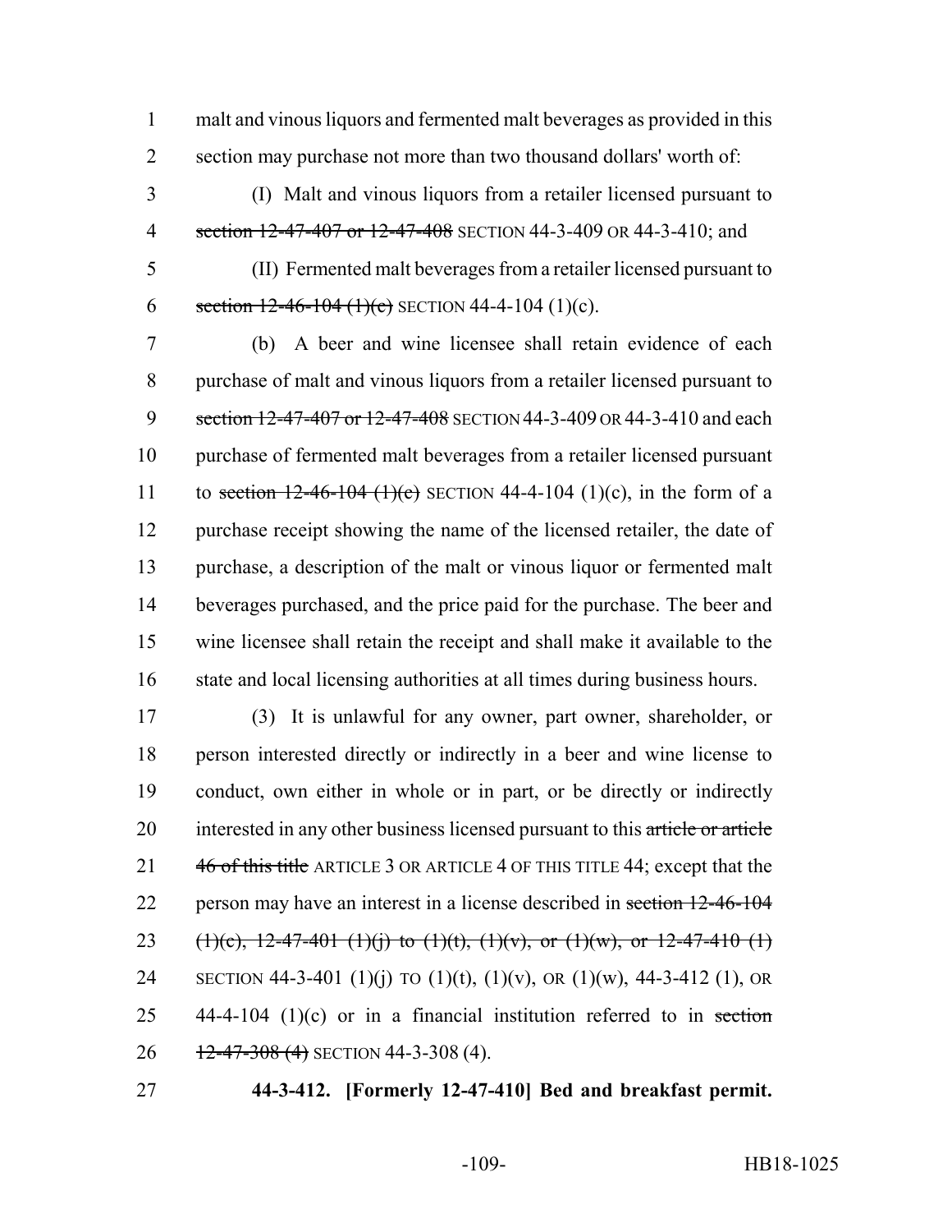malt and vinous liquors and fermented malt beverages as provided in this section may purchase not more than two thousand dollars' worth of:

(I) Malt and vinous liquors from a retailer licensed pursuant to ~~section 12-47-407 or 12-47-408~~ SECTION 44-3-409 OR 44-3-410; and

(II) Fermented malt beverages from a retailer licensed pursuant to ~~section 12-46-104 (1)(c)~~ SECTION 44-4-104 (1)(c).

(b) A beer and wine licensee shall retain evidence of each purchase of malt and vinous liquors from a retailer licensed pursuant to ~~section 12-47-407 or 12-47-408~~ SECTION 44-3-409 OR 44-3-410 and each purchase of fermented malt beverages from a retailer licensed pursuant to ~~section 12-46-104 (1)(c)~~ SECTION 44-4-104 (1)(c), in the form of a purchase receipt showing the name of the licensed retailer, the date of purchase, a description of the malt or vinous liquor or fermented malt beverages purchased, and the price paid for the purchase. The beer and wine licensee shall retain the receipt and shall make it available to the state and local licensing authorities at all times during business hours.

(3) It is unlawful for any owner, part owner, shareholder, or person interested directly or indirectly in a beer and wine license to conduct, own either in whole or in part, or be directly or indirectly interested in any other business licensed pursuant to this ~~article or article 46 of this title~~ ARTICLE 3 OR ARTICLE 4 OF THIS TITLE 44; except that the person may have an interest in a license described in ~~section 12-46-104 (1)(c), 12-47-401 (1)(j) to (1)(t), (1)(v), or (1)(w), or 12-47-410 (1)~~ SECTION 44-3-401 (1)(j) TO (1)(t), (1)(v), OR (1)(w), 44-3-412 (1), OR 44-4-104 (1)(c) or in a financial institution referred to in ~~section 12-47-308 (4)~~ SECTION 44-3-308 (4).

**44-3-412. [Formerly 12-47-410] Bed and breakfast permit.**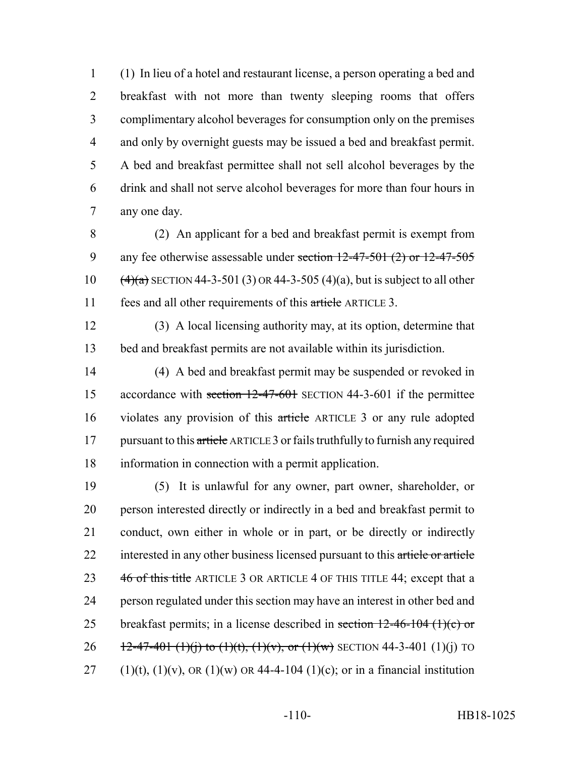(1) In lieu of a hotel and restaurant license, a person operating a bed and breakfast with not more than twenty sleeping rooms that offers complimentary alcohol beverages for consumption only on the premises and only by overnight guests may be issued a bed and breakfast permit. A bed and breakfast permittee shall not sell alcohol beverages by the drink and shall not serve alcohol beverages for more than four hours in any one day.

(2) An applicant for a bed and breakfast permit is exempt from any fee otherwise assessable under ~~section 12-47-501 (2) or 12-47-505 (4)(a)~~ SECTION 44-3-501 (3) OR 44-3-505 (4)(a), but is subject to all other fees and all other requirements of this ~~article~~ ARTICLE 3.

(3) A local licensing authority may, at its option, determine that bed and breakfast permits are not available within its jurisdiction.

(4) A bed and breakfast permit may be suspended or revoked in accordance with ~~section 12-47-601~~ SECTION 44-3-601 if the permittee violates any provision of this ~~article~~ ARTICLE 3 or any rule adopted pursuant to this ~~article~~ ARTICLE 3 or fails truthfully to furnish any required information in connection with a permit application.

(5) It is unlawful for any owner, part owner, shareholder, or person interested directly or indirectly in a bed and breakfast permit to conduct, own either in whole or in part, or be directly or indirectly interested in any other business licensed pursuant to this ~~article or article 46 of this title~~ ARTICLE 3 OR ARTICLE 4 OF THIS TITLE 44; except that a person regulated under this section may have an interest in other bed and breakfast permits; in a license described in ~~section 12-46-104 (1)(c) or 12-47-401 (1)(j) to (1)(t), (1)(v), or (1)(w)~~ SECTION 44-3-401 (1)(j) TO (1)(t), (1)(v), OR (1)(w) OR 44-4-104 (1)(c); or in a financial institution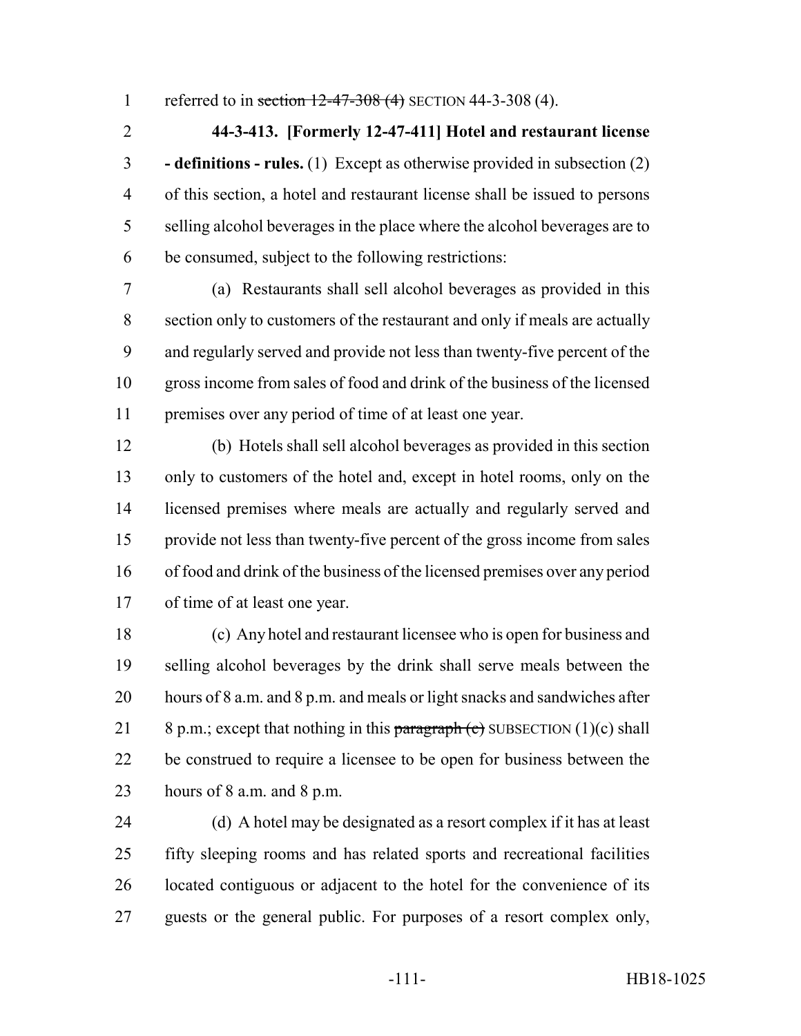referred to in ~~section 12-47-308 (4)~~ SECTION 44-3-308 (4).

**44-3-413. [Formerly 12-47-411] Hotel and restaurant license - definitions - rules.** (1) Except as otherwise provided in subsection (2) of this section, a hotel and restaurant license shall be issued to persons selling alcohol beverages in the place where the alcohol beverages are to be consumed, subject to the following restrictions:

(a) Restaurants shall sell alcohol beverages as provided in this section only to customers of the restaurant and only if meals are actually and regularly served and provide not less than twenty-five percent of the gross income from sales of food and drink of the business of the licensed premises over any period of time of at least one year.

(b) Hotels shall sell alcohol beverages as provided in this section only to customers of the hotel and, except in hotel rooms, only on the licensed premises where meals are actually and regularly served and provide not less than twenty-five percent of the gross income from sales of food and drink of the business of the licensed premises over any period of time of at least one year.

(c) Any hotel and restaurant licensee who is open for business and selling alcohol beverages by the drink shall serve meals between the hours of 8 a.m. and 8 p.m. and meals or light snacks and sandwiches after 8 p.m.; except that nothing in this ~~paragraph (c)~~ SUBSECTION (1)(c) shall be construed to require a licensee to be open for business between the hours of 8 a.m. and 8 p.m.

(d) A hotel may be designated as a resort complex if it has at least fifty sleeping rooms and has related sports and recreational facilities located contiguous or adjacent to the hotel for the convenience of its guests or the general public. For purposes of a resort complex only,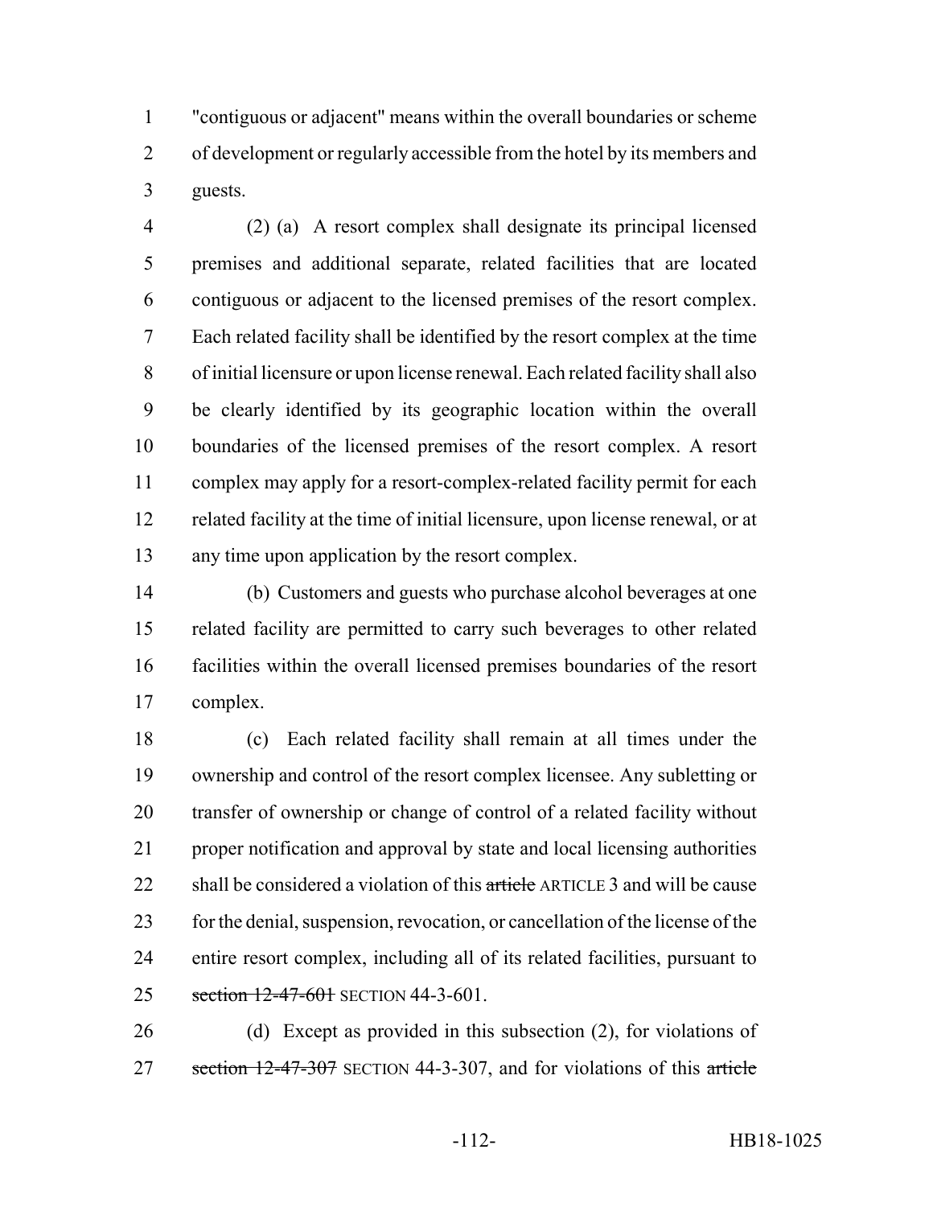"contiguous or adjacent" means within the overall boundaries or scheme of development or regularly accessible from the hotel by its members and guests.

(2) (a) A resort complex shall designate its principal licensed premises and additional separate, related facilities that are located contiguous or adjacent to the licensed premises of the resort complex. Each related facility shall be identified by the resort complex at the time of initial licensure or upon license renewal. Each related facility shall also be clearly identified by its geographic location within the overall boundaries of the licensed premises of the resort complex. A resort complex may apply for a resort-complex-related facility permit for each related facility at the time of initial licensure, upon license renewal, or at any time upon application by the resort complex.

(b) Customers and guests who purchase alcohol beverages at one related facility are permitted to carry such beverages to other related facilities within the overall licensed premises boundaries of the resort complex.

(c) Each related facility shall remain at all times under the ownership and control of the resort complex licensee. Any subletting or transfer of ownership or change of control of a related facility without proper notification and approval by state and local licensing authorities shall be considered a violation of this ~~article~~ ARTICLE 3 and will be cause for the denial, suspension, revocation, or cancellation of the license of the entire resort complex, including all of its related facilities, pursuant to ~~section 12-47-601~~ SECTION 44-3-601.

(d) Except as provided in this subsection (2), for violations of ~~section 12-47-307~~ SECTION 44-3-307, and for violations of this ~~article~~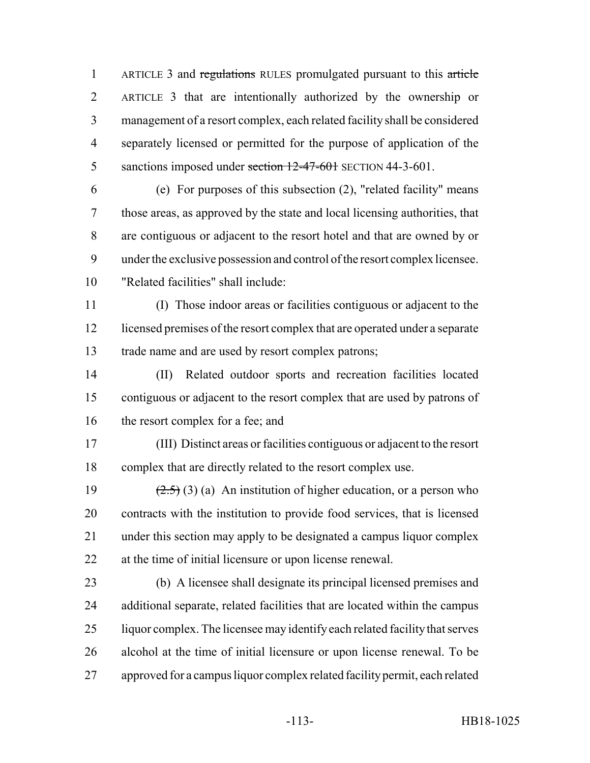ARTICLE 3 and ~~regulations~~ RULES promulgated pursuant to this ~~article~~ ARTICLE 3 that are intentionally authorized by the ownership or management of a resort complex, each related facility shall be considered separately licensed or permitted for the purpose of application of the sanctions imposed under ~~section 12-47-601~~ SECTION 44-3-601.

(e) For purposes of this subsection (2), "related facility" means those areas, as approved by the state and local licensing authorities, that are contiguous or adjacent to the resort hotel and that are owned by or under the exclusive possession and control of the resort complex licensee. "Related facilities" shall include:

(I) Those indoor areas or facilities contiguous or adjacent to the licensed premises of the resort complex that are operated under a separate trade name and are used by resort complex patrons;

(II) Related outdoor sports and recreation facilities located contiguous or adjacent to the resort complex that are used by patrons of the resort complex for a fee; and

(III) Distinct areas or facilities contiguous or adjacent to the resort complex that are directly related to the resort complex use.

~~(2.5)~~ (3) (a) An institution of higher education, or a person who contracts with the institution to provide food services, that is licensed under this section may apply to be designated a campus liquor complex at the time of initial licensure or upon license renewal.

(b) A licensee shall designate its principal licensed premises and additional separate, related facilities that are located within the campus liquor complex. The licensee may identify each related facility that serves alcohol at the time of initial licensure or upon license renewal. To be approved for a campus liquor complex related facility permit, each related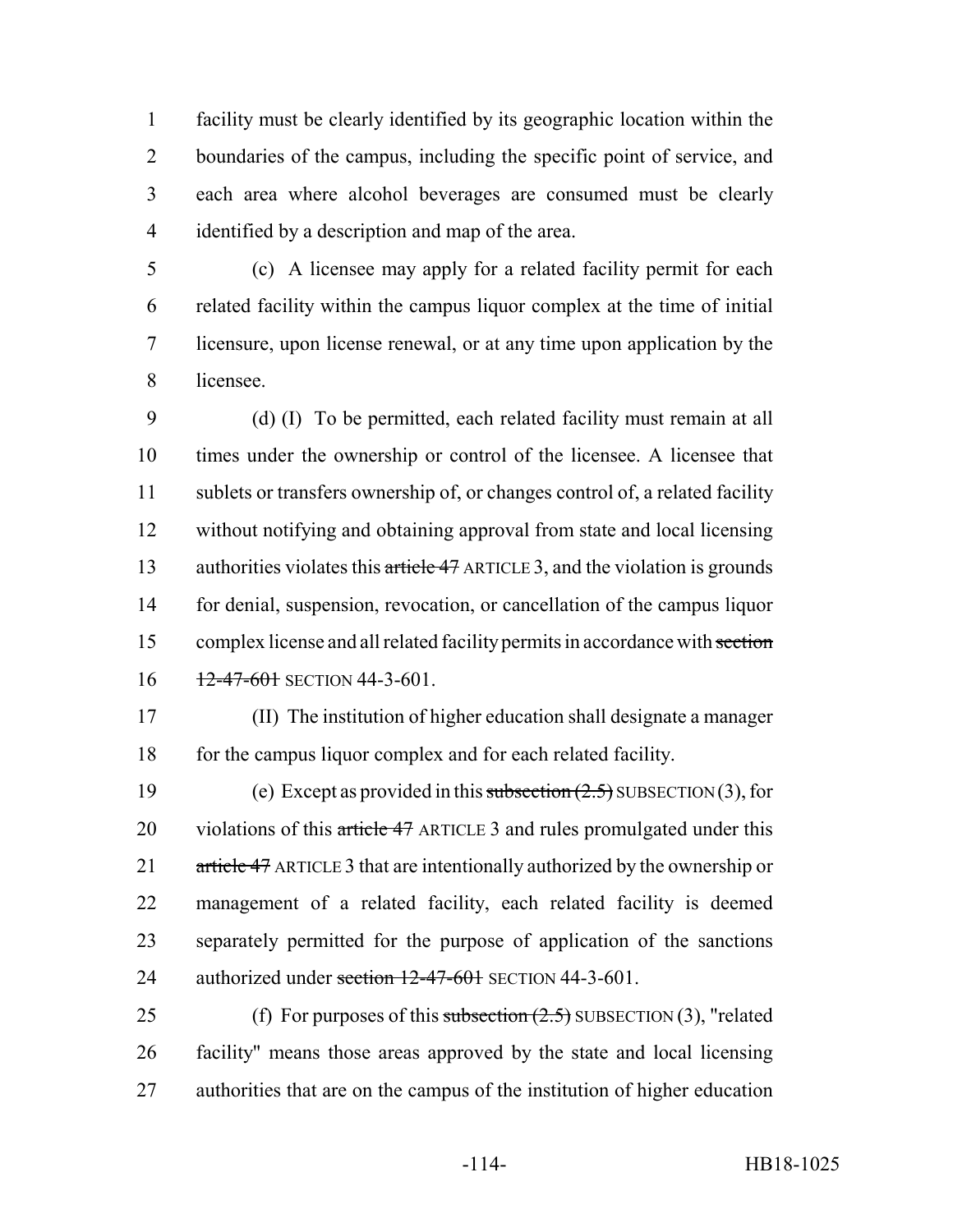facility must be clearly identified by its geographic location within the boundaries of the campus, including the specific point of service, and each area where alcohol beverages are consumed must be clearly identified by a description and map of the area.

(c) A licensee may apply for a related facility permit for each related facility within the campus liquor complex at the time of initial licensure, upon license renewal, or at any time upon application by the licensee.

(d) (I) To be permitted, each related facility must remain at all times under the ownership or control of the licensee. A licensee that sublets or transfers ownership of, or changes control of, a related facility without notifying and obtaining approval from state and local licensing authorities violates this ~~article 47~~ ARTICLE 3, and the violation is grounds for denial, suspension, revocation, or cancellation of the campus liquor complex license and all related facility permits in accordance with ~~section 12-47-601~~ SECTION 44-3-601.

(II) The institution of higher education shall designate a manager for the campus liquor complex and for each related facility.

(e) Except as provided in this ~~subsection (2.5)~~ SUBSECTION (3), for violations of this ~~article 47~~ ARTICLE 3 and rules promulgated under this ~~article 47~~ ARTICLE 3 that are intentionally authorized by the ownership or management of a related facility, each related facility is deemed separately permitted for the purpose of application of the sanctions authorized under ~~section 12-47-601~~ SECTION 44-3-601.

(f) For purposes of this ~~subsection (2.5)~~ SUBSECTION (3), "related facility" means those areas approved by the state and local licensing authorities that are on the campus of the institution of higher education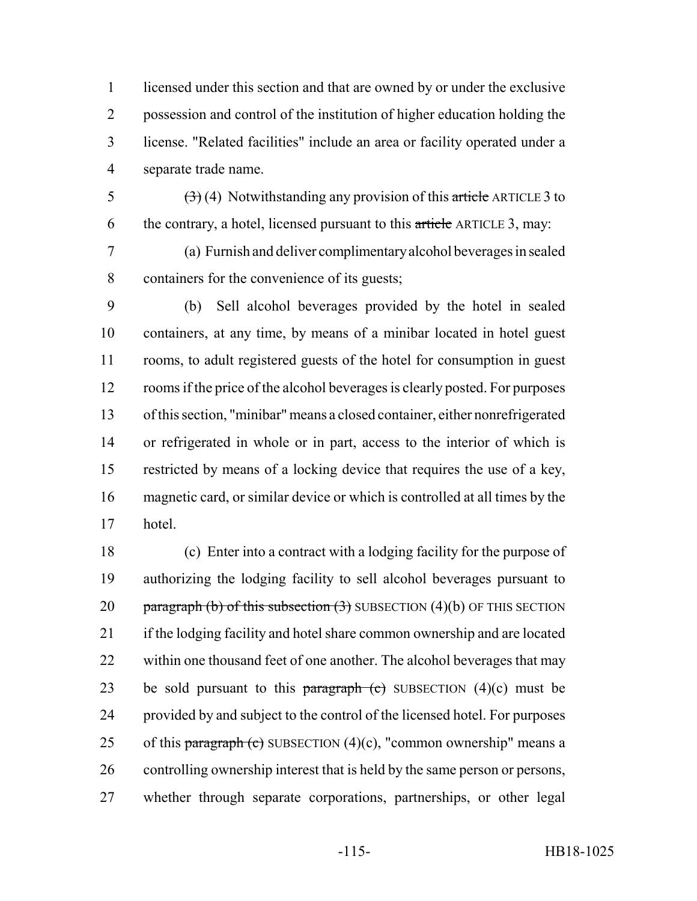licensed under this section and that are owned by or under the exclusive possession and control of the institution of higher education holding the license. "Related facilities" include an area or facility operated under a separate trade name.

~~(3)~~ (4) Notwithstanding any provision of this ~~article~~ ARTICLE 3 to the contrary, a hotel, licensed pursuant to this ~~article~~ ARTICLE 3, may:

(a) Furnish and deliver complimentary alcohol beverages in sealed containers for the convenience of its guests;

(b) Sell alcohol beverages provided by the hotel in sealed containers, at any time, by means of a minibar located in hotel guest rooms, to adult registered guests of the hotel for consumption in guest rooms if the price of the alcohol beverages is clearly posted. For purposes of this section, "minibar" means a closed container, either nonrefrigerated or refrigerated in whole or in part, access to the interior of which is restricted by means of a locking device that requires the use of a key, magnetic card, or similar device or which is controlled at all times by the hotel.

(c) Enter into a contract with a lodging facility for the purpose of authorizing the lodging facility to sell alcohol beverages pursuant to ~~paragraph (b) of this subsection (3)~~ SUBSECTION (4)(b) OF THIS SECTION if the lodging facility and hotel share common ownership and are located within one thousand feet of one another. The alcohol beverages that may be sold pursuant to this ~~paragraph (c)~~ SUBSECTION (4)(c) must be provided by and subject to the control of the licensed hotel. For purposes of this ~~paragraph (c)~~ SUBSECTION (4)(c), "common ownership" means a controlling ownership interest that is held by the same person or persons, whether through separate corporations, partnerships, or other legal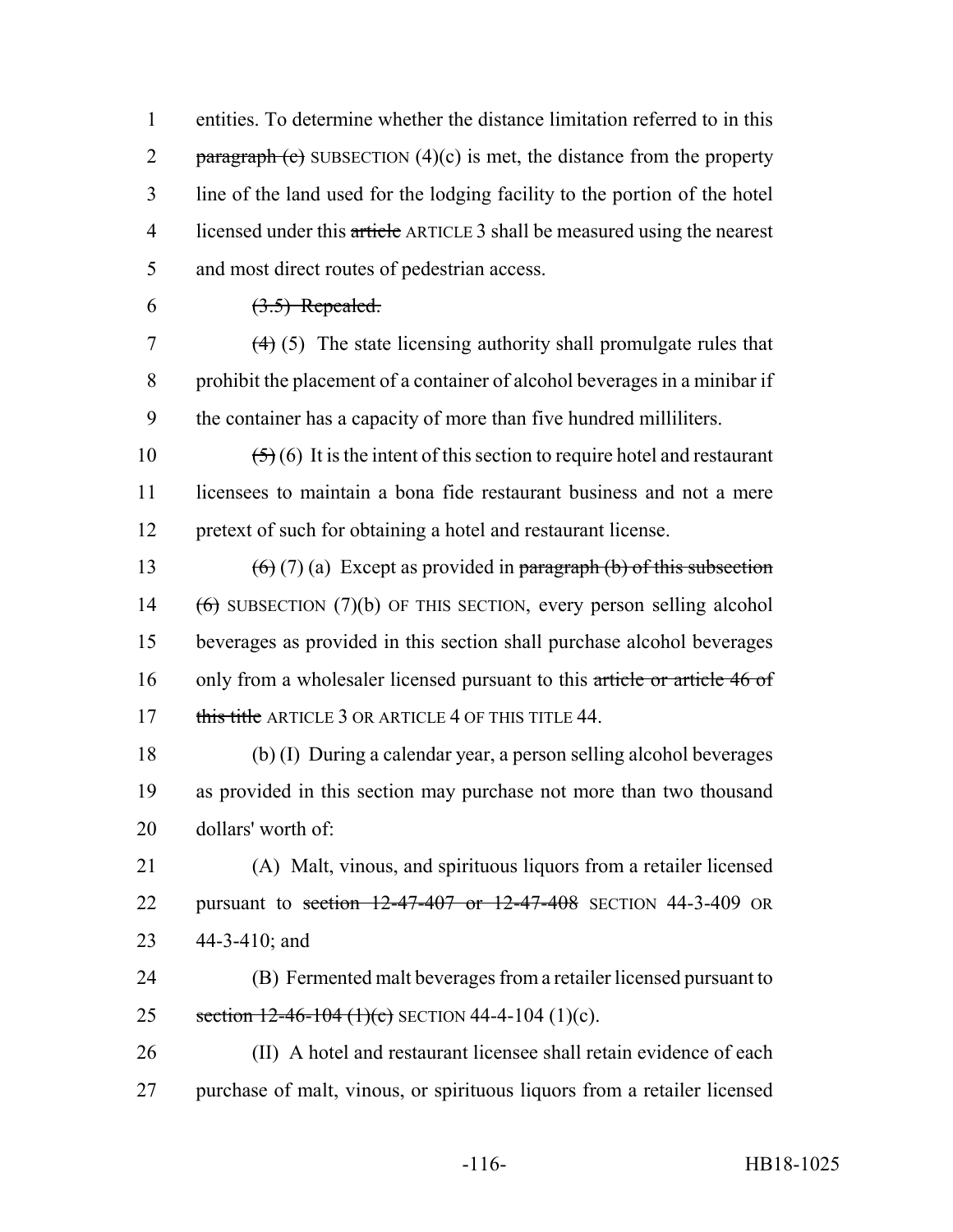1 entities. To determine whether the distance limitation referred to in this
2 ~~paragraph (c)~~ SUBSECTION (4)(c) is met, the distance from the property
3 line of the land used for the lodging facility to the portion of the hotel
4 licensed under this ~~article~~ ARTICLE 3 shall be measured using the nearest
5 and most direct routes of pedestrian access.

6 ~~(3.5) Repealed.~~

7 ~~(4)~~ (5) The state licensing authority shall promulgate rules that
8 prohibit the placement of a container of alcohol beverages in a minibar if
9 the container has a capacity of more than five hundred milliliters.

10 ~~(5)~~ (6) It is the intent of this section to require hotel and restaurant
11 licensees to maintain a bona fide restaurant business and not a mere
12 pretext of such for obtaining a hotel and restaurant license.

13 ~~(6)~~ (7) (a) Except as provided in ~~paragraph (b) of this subsection~~
14 ~~(6)~~ SUBSECTION (7)(b) OF THIS SECTION, every person selling alcohol
15 beverages as provided in this section shall purchase alcohol beverages
16 only from a wholesaler licensed pursuant to this ~~article or article 46 of~~
17 ~~this title~~ ARTICLE 3 OR ARTICLE 4 OF THIS TITLE 44.

18 (b) (I) During a calendar year, a person selling alcohol beverages
19 as provided in this section may purchase not more than two thousand
20 dollars' worth of:

21 (A) Malt, vinous, and spirituous liquors from a retailer licensed
22 pursuant to ~~section 12-47-407 or 12-47-408~~ SECTION 44-3-409 OR
23 44-3-410; and

24 (B) Fermented malt beverages from a retailer licensed pursuant to
25 ~~section 12-46-104 (1)(c)~~ SECTION 44-4-104 (1)(c).

26 (II) A hotel and restaurant licensee shall retain evidence of each
27 purchase of malt, vinous, or spirituous liquors from a retailer licensed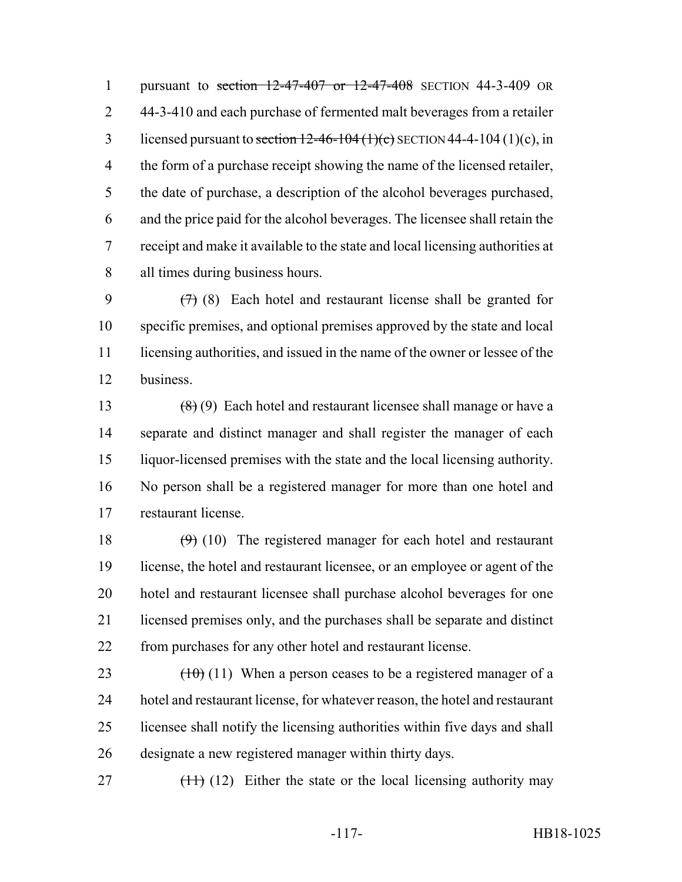pursuant to ~~section 12-47-407 or 12-47-408~~ SECTION 44-3-409 OR 44-3-410 and each purchase of fermented malt beverages from a retailer licensed pursuant to ~~section 12-46-104 (1)(c)~~ SECTION 44-4-104 (1)(c), in the form of a purchase receipt showing the name of the licensed retailer, the date of purchase, a description of the alcohol beverages purchased, and the price paid for the alcohol beverages. The licensee shall retain the receipt and make it available to the state and local licensing authorities at all times during business hours.

~~(7)~~ (8) Each hotel and restaurant license shall be granted for specific premises, and optional premises approved by the state and local licensing authorities, and issued in the name of the owner or lessee of the business.

~~(8)~~ (9) Each hotel and restaurant licensee shall manage or have a separate and distinct manager and shall register the manager of each liquor-licensed premises with the state and the local licensing authority. No person shall be a registered manager for more than one hotel and restaurant license.

~~(9)~~ (10) The registered manager for each hotel and restaurant license, the hotel and restaurant licensee, or an employee or agent of the hotel and restaurant licensee shall purchase alcohol beverages for one licensed premises only, and the purchases shall be separate and distinct from purchases for any other hotel and restaurant license.

~~(10)~~ (11) When a person ceases to be a registered manager of a hotel and restaurant license, for whatever reason, the hotel and restaurant licensee shall notify the licensing authorities within five days and shall designate a new registered manager within thirty days.

~~(11)~~ (12) Either the state or the local licensing authority may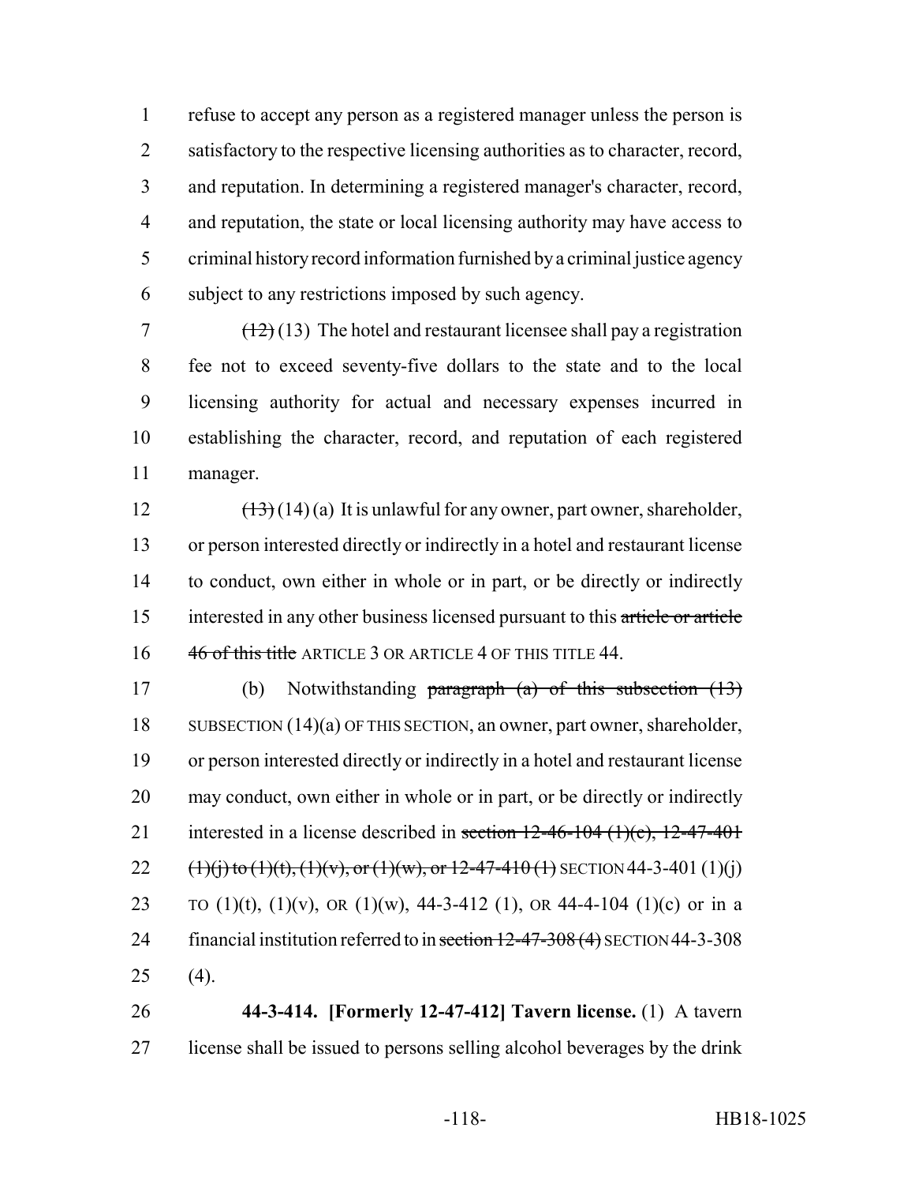refuse to accept any person as a registered manager unless the person is satisfactory to the respective licensing authorities as to character, record, and reputation. In determining a registered manager's character, record, and reputation, the state or local licensing authority may have access to criminal history record information furnished by a criminal justice agency subject to any restrictions imposed by such agency.

~~(12)~~ (13) The hotel and restaurant licensee shall pay a registration fee not to exceed seventy-five dollars to the state and to the local licensing authority for actual and necessary expenses incurred in establishing the character, record, and reputation of each registered manager.

~~(13)~~ (14) (a) It is unlawful for any owner, part owner, shareholder, or person interested directly or indirectly in a hotel and restaurant license to conduct, own either in whole or in part, or be directly or indirectly interested in any other business licensed pursuant to this ~~article or article 46 of this title~~ ARTICLE 3 OR ARTICLE 4 OF THIS TITLE 44.

(b) Notwithstanding ~~paragraph (a) of this subsection (13)~~ SUBSECTION (14)(a) OF THIS SECTION, an owner, part owner, shareholder, or person interested directly or indirectly in a hotel and restaurant license may conduct, own either in whole or in part, or be directly or indirectly interested in a license described in ~~section 12-46-104 (1)(c), 12-47-401 (1)(j) to (1)(t), (1)(v), or (1)(w), or 12-47-410 (1)~~ SECTION 44-3-401 (1)(j) TO (1)(t), (1)(v), OR (1)(w), 44-3-412 (1), OR 44-4-104 (1)(c) or in a financial institution referred to in ~~section 12-47-308 (4)~~ SECTION 44-3-308 (4).

**44-3-414. [Formerly 12-47-412] Tavern license.** (1) A tavern license shall be issued to persons selling alcohol beverages by the drink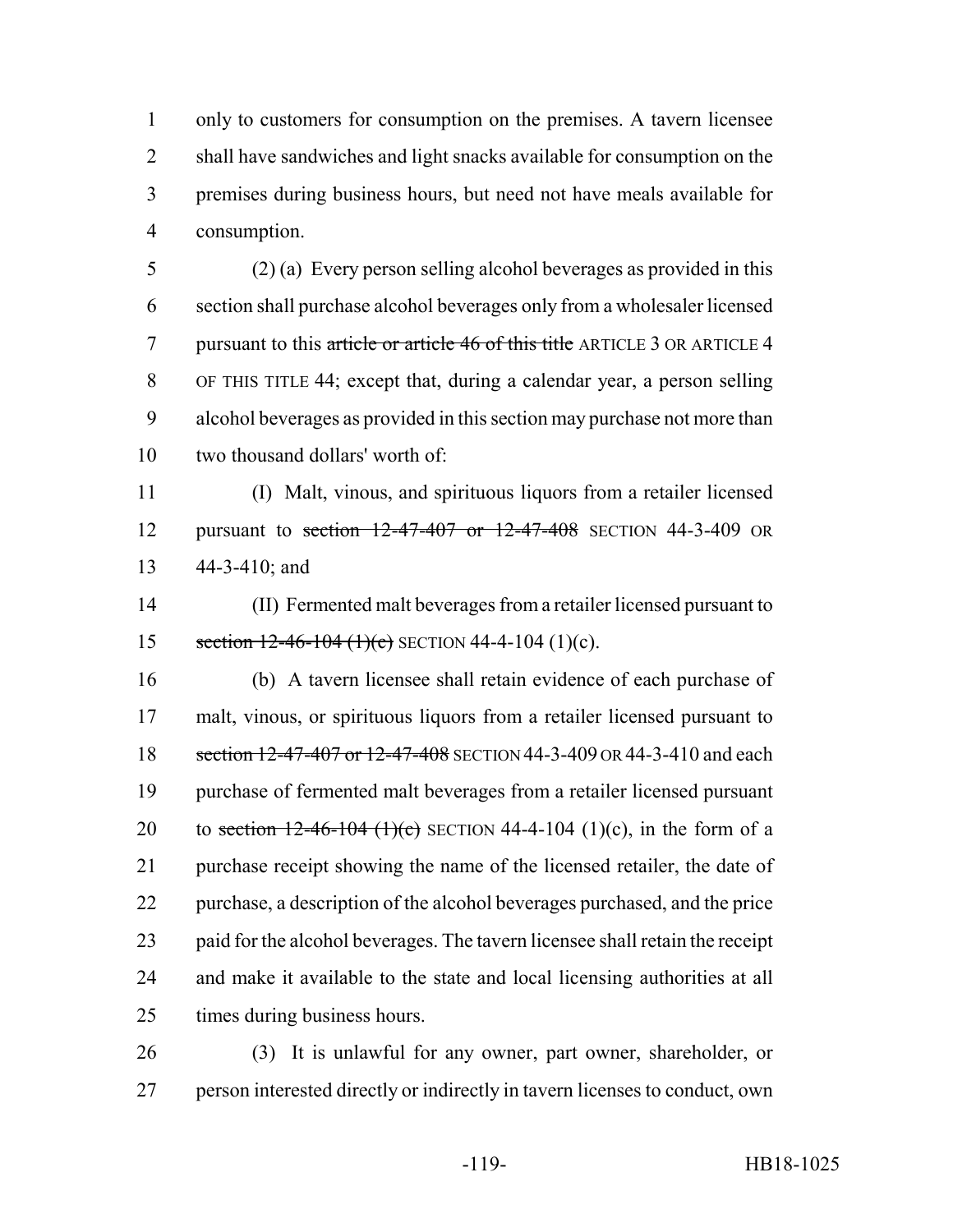only to customers for consumption on the premises. A tavern licensee shall have sandwiches and light snacks available for consumption on the premises during business hours, but need not have meals available for consumption.

(2) (a) Every person selling alcohol beverages as provided in this section shall purchase alcohol beverages only from a wholesaler licensed pursuant to this ~~article or article 46 of this title~~ ARTICLE 3 OR ARTICLE 4 OF THIS TITLE 44; except that, during a calendar year, a person selling alcohol beverages as provided in this section may purchase not more than two thousand dollars' worth of:

(I) Malt, vinous, and spirituous liquors from a retailer licensed pursuant to ~~section 12-47-407 or 12-47-408~~ SECTION 44-3-409 OR 44-3-410; and

(II) Fermented malt beverages from a retailer licensed pursuant to ~~section 12-46-104 (1)(c)~~ SECTION 44-4-104 (1)(c).

(b) A tavern licensee shall retain evidence of each purchase of malt, vinous, or spirituous liquors from a retailer licensed pursuant to ~~section 12-47-407 or 12-47-408~~ SECTION 44-3-409 OR 44-3-410 and each purchase of fermented malt beverages from a retailer licensed pursuant to ~~section 12-46-104 (1)(c)~~ SECTION 44-4-104 (1)(c), in the form of a purchase receipt showing the name of the licensed retailer, the date of purchase, a description of the alcohol beverages purchased, and the price paid for the alcohol beverages. The tavern licensee shall retain the receipt and make it available to the state and local licensing authorities at all times during business hours.

(3) It is unlawful for any owner, part owner, shareholder, or person interested directly or indirectly in tavern licenses to conduct, own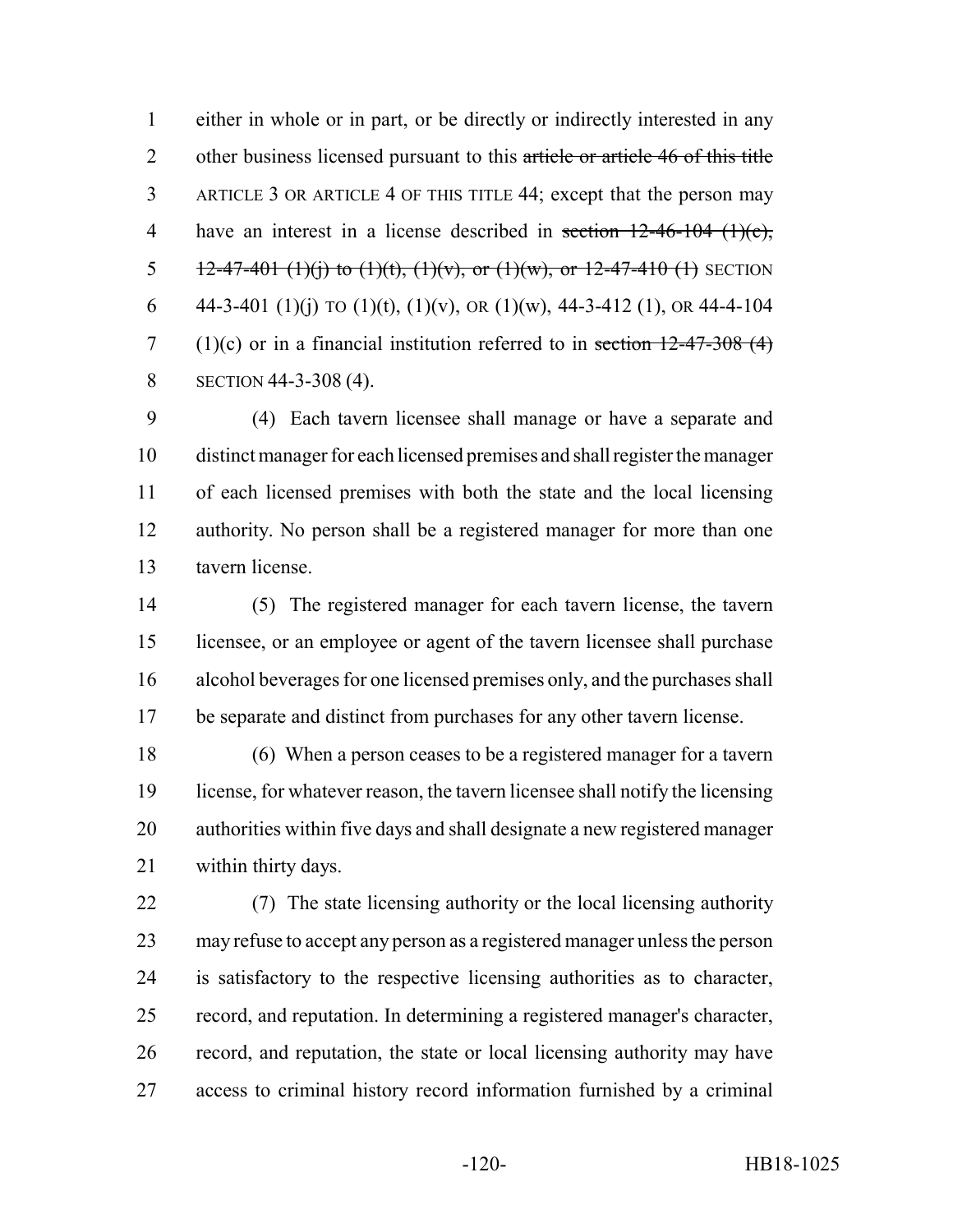either in whole or in part, or be directly or indirectly interested in any other business licensed pursuant to this ~~article or article 46 of this title~~ ARTICLE 3 OR ARTICLE 4 OF THIS TITLE 44; except that the person may have an interest in a license described in ~~section 12-46-104 (1)(c), 12-47-401 (1)(j) to (1)(t), (1)(v), or (1)(w), or 12-47-410 (1)~~ SECTION 44-3-401 (1)(j) TO (1)(t), (1)(v), OR (1)(w), 44-3-412 (1), OR 44-4-104 (1)(c) or in a financial institution referred to in ~~section 12-47-308 (4)~~ SECTION 44-3-308 (4).

(4) Each tavern licensee shall manage or have a separate and distinct manager for each licensed premises and shall register the manager of each licensed premises with both the state and the local licensing authority. No person shall be a registered manager for more than one tavern license.

(5) The registered manager for each tavern license, the tavern licensee, or an employee or agent of the tavern licensee shall purchase alcohol beverages for one licensed premises only, and the purchases shall be separate and distinct from purchases for any other tavern license.

(6) When a person ceases to be a registered manager for a tavern license, for whatever reason, the tavern licensee shall notify the licensing authorities within five days and shall designate a new registered manager within thirty days.

(7) The state licensing authority or the local licensing authority may refuse to accept any person as a registered manager unless the person is satisfactory to the respective licensing authorities as to character, record, and reputation. In determining a registered manager's character, record, and reputation, the state or local licensing authority may have access to criminal history record information furnished by a criminal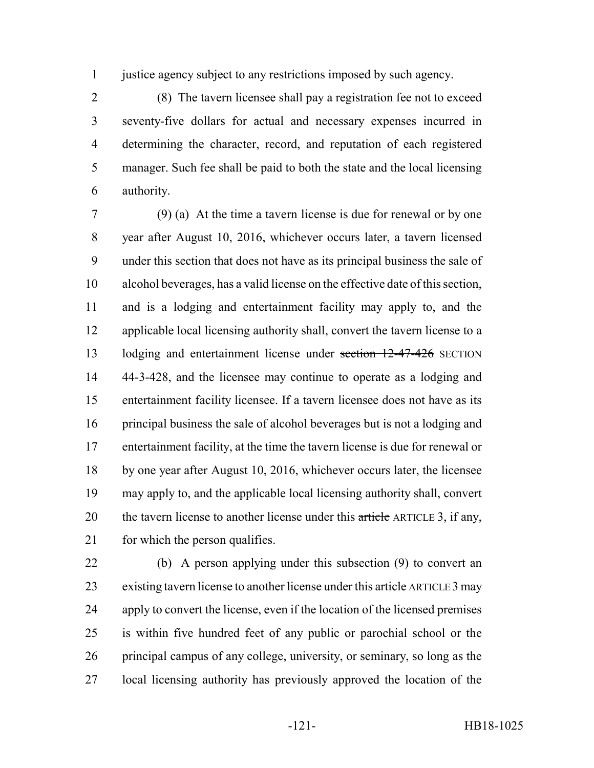justice agency subject to any restrictions imposed by such agency.

(8) The tavern licensee shall pay a registration fee not to exceed seventy-five dollars for actual and necessary expenses incurred in determining the character, record, and reputation of each registered manager. Such fee shall be paid to both the state and the local licensing authority.

(9) (a) At the time a tavern license is due for renewal or by one year after August 10, 2016, whichever occurs later, a tavern licensed under this section that does not have as its principal business the sale of alcohol beverages, has a valid license on the effective date of this section, and is a lodging and entertainment facility may apply to, and the applicable local licensing authority shall, convert the tavern license to a lodging and entertainment license under ~~section 12-47-426~~ SECTION 44-3-428, and the licensee may continue to operate as a lodging and entertainment facility licensee. If a tavern licensee does not have as its principal business the sale of alcohol beverages but is not a lodging and entertainment facility, at the time the tavern license is due for renewal or by one year after August 10, 2016, whichever occurs later, the licensee may apply to, and the applicable local licensing authority shall, convert the tavern license to another license under this ~~article~~ ARTICLE 3, if any, for which the person qualifies.

(b) A person applying under this subsection (9) to convert an existing tavern license to another license under this ~~article~~ ARTICLE 3 may apply to convert the license, even if the location of the licensed premises is within five hundred feet of any public or parochial school or the principal campus of any college, university, or seminary, so long as the local licensing authority has previously approved the location of the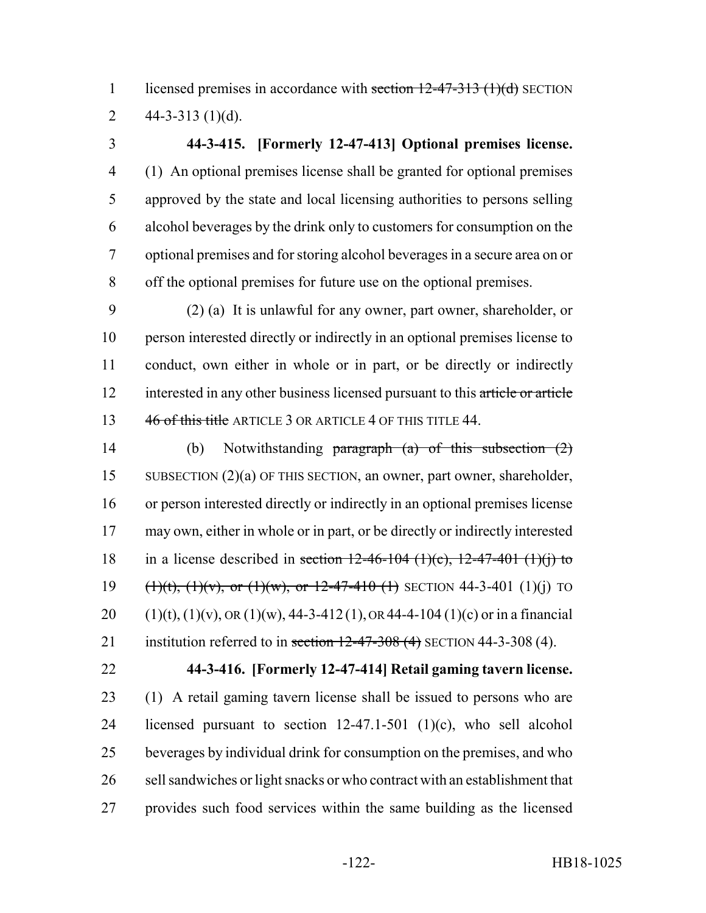licensed premises in accordance with ~~section 12-47-313 (1)(d)~~ SECTION 44-3-313 (1)(d).

**44-3-415. [Formerly 12-47-413] Optional premises license.** (1) An optional premises license shall be granted for optional premises approved by the state and local licensing authorities to persons selling alcohol beverages by the drink only to customers for consumption on the optional premises and for storing alcohol beverages in a secure area on or off the optional premises for future use on the optional premises.

(2) (a) It is unlawful for any owner, part owner, shareholder, or person interested directly or indirectly in an optional premises license to conduct, own either in whole or in part, or be directly or indirectly interested in any other business licensed pursuant to this ~~article or article 46 of this title~~ ARTICLE 3 OR ARTICLE 4 OF THIS TITLE 44.

(b) Notwithstanding ~~paragraph (a) of this subsection (2)~~ SUBSECTION (2)(a) OF THIS SECTION, an owner, part owner, shareholder, or person interested directly or indirectly in an optional premises license may own, either in whole or in part, or be directly or indirectly interested in a license described in ~~section 12-46-104 (1)(c), 12-47-401 (1)(j) to (1)(t), (1)(v), or (1)(w), or 12-47-410 (1)~~ SECTION 44-3-401 (1)(j) TO (1)(t), (1)(v), OR (1)(w), 44-3-412 (1), OR 44-4-104 (1)(c) or in a financial institution referred to in ~~section 12-47-308 (4)~~ SECTION 44-3-308 (4).

**44-3-416. [Formerly 12-47-414] Retail gaming tavern license.** (1) A retail gaming tavern license shall be issued to persons who are licensed pursuant to section 12-47.1-501 (1)(c), who sell alcohol beverages by individual drink for consumption on the premises, and who sell sandwiches or light snacks or who contract with an establishment that provides such food services within the same building as the licensed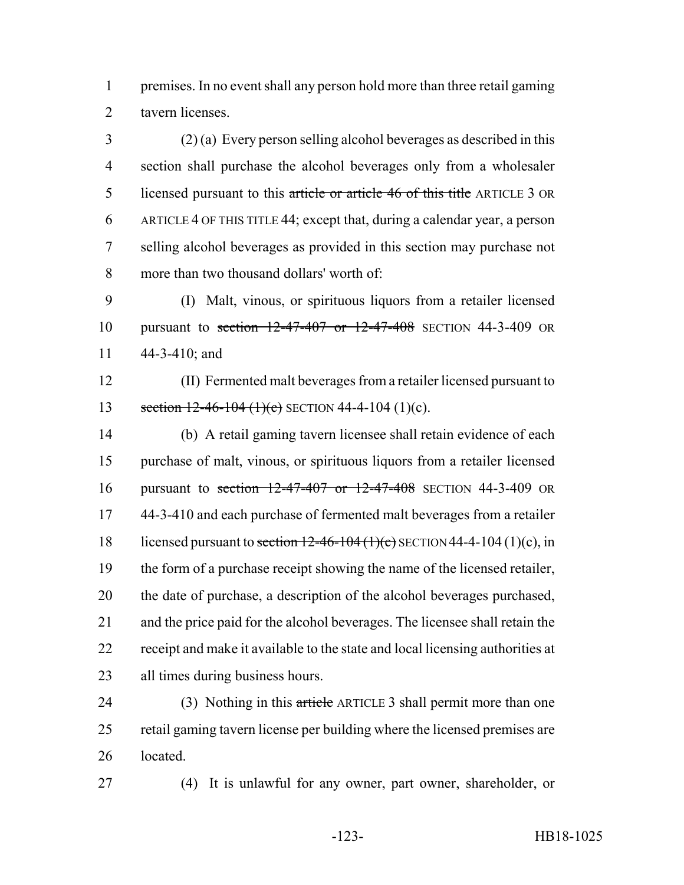premises. In no event shall any person hold more than three retail gaming tavern licenses.

(2) (a) Every person selling alcohol beverages as described in this section shall purchase the alcohol beverages only from a wholesaler licensed pursuant to this ~~article or article 46 of this title~~ ARTICLE 3 OR ARTICLE 4 OF THIS TITLE 44; except that, during a calendar year, a person selling alcohol beverages as provided in this section may purchase not more than two thousand dollars' worth of:

(I) Malt, vinous, or spirituous liquors from a retailer licensed pursuant to ~~section 12-47-407 or 12-47-408~~ SECTION 44-3-409 OR 44-3-410; and

(II) Fermented malt beverages from a retailer licensed pursuant to ~~section 12-46-104 (1)(c)~~ SECTION 44-4-104 (1)(c).

(b) A retail gaming tavern licensee shall retain evidence of each purchase of malt, vinous, or spirituous liquors from a retailer licensed pursuant to ~~section 12-47-407 or 12-47-408~~ SECTION 44-3-409 OR 44-3-410 and each purchase of fermented malt beverages from a retailer licensed pursuant to ~~section 12-46-104 (1)(c)~~ SECTION 44-4-104 (1)(c), in the form of a purchase receipt showing the name of the licensed retailer, the date of purchase, a description of the alcohol beverages purchased, and the price paid for the alcohol beverages. The licensee shall retain the receipt and make it available to the state and local licensing authorities at all times during business hours.

(3) Nothing in this ~~article~~ ARTICLE 3 shall permit more than one retail gaming tavern license per building where the licensed premises are located.

(4) It is unlawful for any owner, part owner, shareholder, or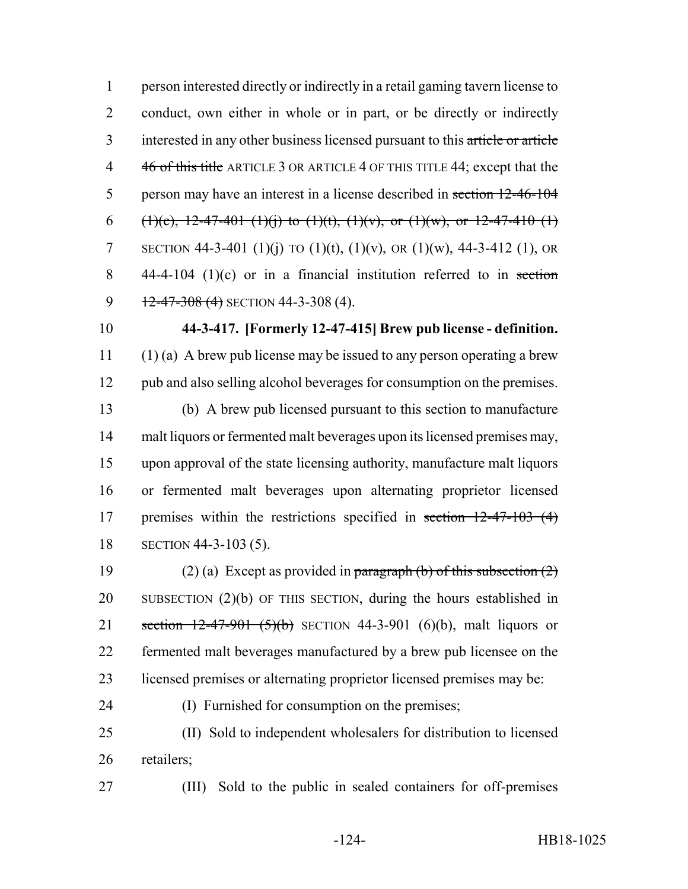person interested directly or indirectly in a retail gaming tavern license to conduct, own either in whole or in part, or be directly or indirectly interested in any other business licensed pursuant to this ~~article or article 46 of this title~~ ARTICLE 3 OR ARTICLE 4 OF THIS TITLE 44; except that the person may have an interest in a license described in ~~section 12-46-104 (1)(c), 12-47-401 (1)(j) to (1)(t), (1)(v), or (1)(w), or 12-47-410 (1)~~ SECTION 44-3-401 (1)(j) TO (1)(t), (1)(v), OR (1)(w), 44-3-412 (1), OR 44-4-104 (1)(c) or in a financial institution referred to in ~~section 12-47-308 (4)~~ SECTION 44-3-308 (4).

**44-3-417. [Formerly 12-47-415] Brew pub license - definition.** (1) (a) A brew pub license may be issued to any person operating a brew pub and also selling alcohol beverages for consumption on the premises.

(b) A brew pub licensed pursuant to this section to manufacture malt liquors or fermented malt beverages upon its licensed premises may, upon approval of the state licensing authority, manufacture malt liquors or fermented malt beverages upon alternating proprietor licensed premises within the restrictions specified in ~~section 12-47-103 (4)~~ SECTION 44-3-103 (5).

(2) (a) Except as provided in ~~paragraph (b) of this subsection (2)~~ SUBSECTION (2)(b) OF THIS SECTION, during the hours established in ~~section 12-47-901 (5)(b)~~ SECTION 44-3-901 (6)(b), malt liquors or fermented malt beverages manufactured by a brew pub licensee on the licensed premises or alternating proprietor licensed premises may be:

(I) Furnished for consumption on the premises;

(II) Sold to independent wholesalers for distribution to licensed retailers;

(III) Sold to the public in sealed containers for off-premises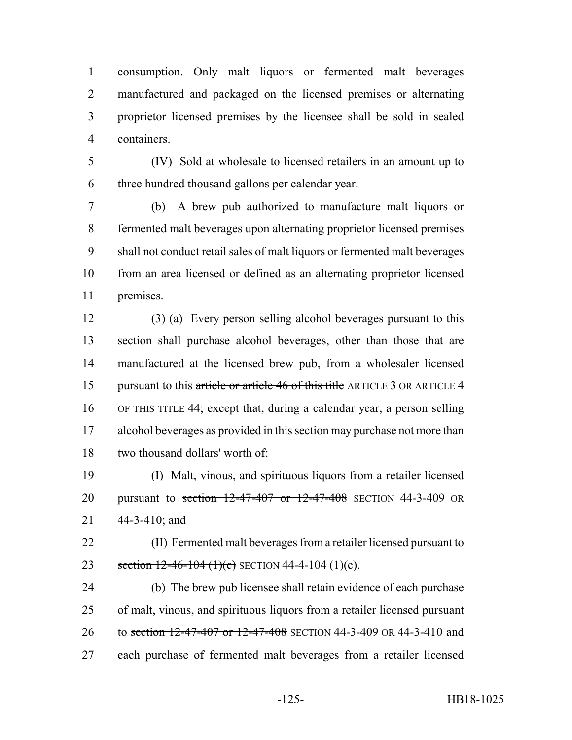consumption. Only malt liquors or fermented malt beverages manufactured and packaged on the licensed premises or alternating proprietor licensed premises by the licensee shall be sold in sealed containers.

(IV) Sold at wholesale to licensed retailers in an amount up to three hundred thousand gallons per calendar year.

(b) A brew pub authorized to manufacture malt liquors or fermented malt beverages upon alternating proprietor licensed premises shall not conduct retail sales of malt liquors or fermented malt beverages from an area licensed or defined as an alternating proprietor licensed premises.

(3) (a) Every person selling alcohol beverages pursuant to this section shall purchase alcohol beverages, other than those that are manufactured at the licensed brew pub, from a wholesaler licensed pursuant to this ~~article or article 46 of this title~~ ARTICLE 3 OR ARTICLE 4 OF THIS TITLE 44; except that, during a calendar year, a person selling alcohol beverages as provided in this section may purchase not more than two thousand dollars' worth of:

(I) Malt, vinous, and spirituous liquors from a retailer licensed pursuant to ~~section 12-47-407 or 12-47-408~~ SECTION 44-3-409 OR 44-3-410; and

(II) Fermented malt beverages from a retailer licensed pursuant to ~~section 12-46-104 (1)(c)~~ SECTION 44-4-104 (1)(c).

(b) The brew pub licensee shall retain evidence of each purchase of malt, vinous, and spirituous liquors from a retailer licensed pursuant to ~~section 12-47-407 or 12-47-408~~ SECTION 44-3-409 OR 44-3-410 and each purchase of fermented malt beverages from a retailer licensed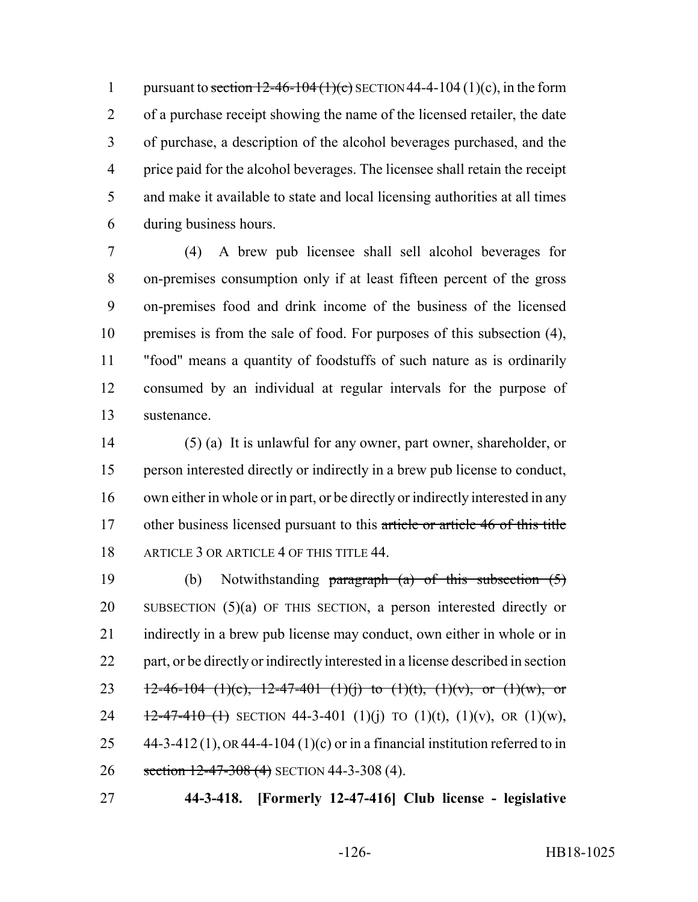pursuant to ~~section 12-46-104 (1)(c)~~ SECTION 44-4-104 (1)(c), in the form of a purchase receipt showing the name of the licensed retailer, the date of purchase, a description of the alcohol beverages purchased, and the price paid for the alcohol beverages. The licensee shall retain the receipt and make it available to state and local licensing authorities at all times during business hours.

(4) A brew pub licensee shall sell alcohol beverages for on-premises consumption only if at least fifteen percent of the gross on-premises food and drink income of the business of the licensed premises is from the sale of food. For purposes of this subsection (4), "food" means a quantity of foodstuffs of such nature as is ordinarily consumed by an individual at regular intervals for the purpose of sustenance.

(5) (a) It is unlawful for any owner, part owner, shareholder, or person interested directly or indirectly in a brew pub license to conduct, own either in whole or in part, or be directly or indirectly interested in any other business licensed pursuant to this ~~article or article 46 of this title~~ ARTICLE 3 OR ARTICLE 4 OF THIS TITLE 44.

(b) Notwithstanding ~~paragraph (a) of this subsection (5)~~ SUBSECTION (5)(a) OF THIS SECTION, a person interested directly or indirectly in a brew pub license may conduct, own either in whole or in part, or be directly or indirectly interested in a license described in section ~~12-46-104 (1)(c), 12-47-401 (1)(j) to (1)(t), (1)(v), or (1)(w), or 12-47-410 (1)~~ SECTION 44-3-401 (1)(j) TO (1)(t), (1)(v), OR (1)(w), 44-3-412 (1), OR 44-4-104 (1)(c) or in a financial institution referred to in ~~section 12-47-308 (4)~~ SECTION 44-3-308 (4).

**44-3-418. [Formerly 12-47-416] Club license - legislative**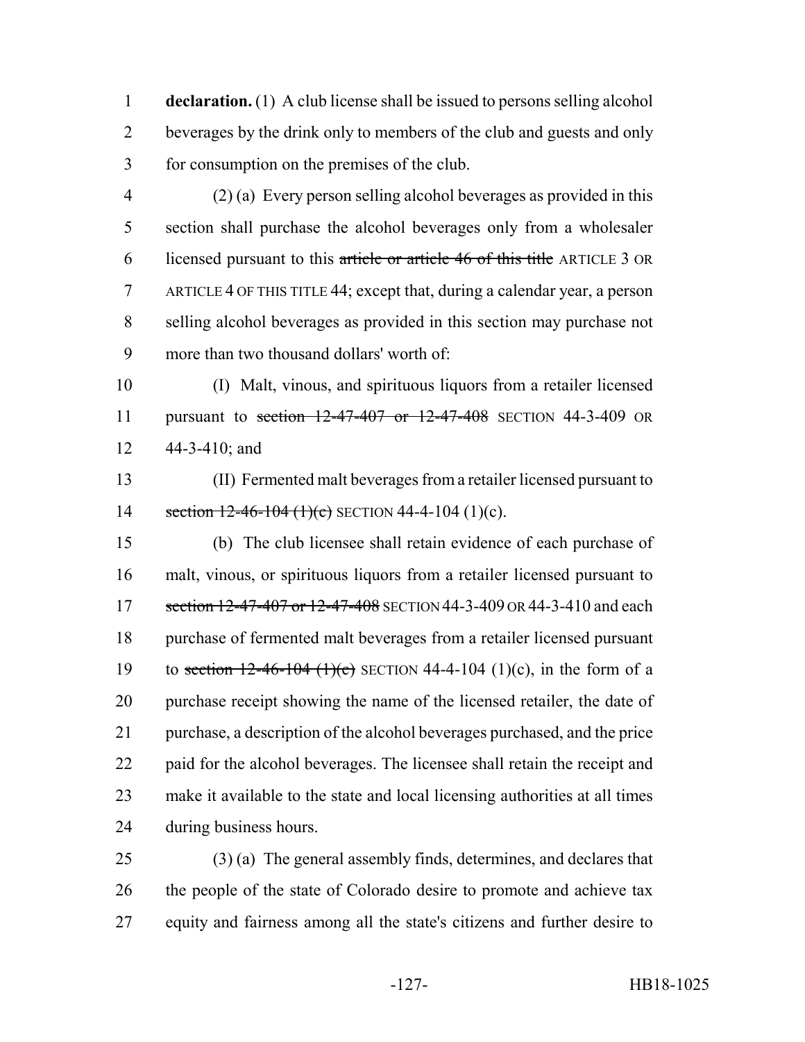**declaration.** (1) A club license shall be issued to persons selling alcohol beverages by the drink only to members of the club and guests and only for consumption on the premises of the club.

(2) (a) Every person selling alcohol beverages as provided in this section shall purchase the alcohol beverages only from a wholesaler licensed pursuant to this ~~article or article 46 of this title~~ ARTICLE 3 OR ARTICLE 4 OF THIS TITLE 44; except that, during a calendar year, a person selling alcohol beverages as provided in this section may purchase not more than two thousand dollars' worth of:

(I) Malt, vinous, and spirituous liquors from a retailer licensed pursuant to ~~section 12-47-407 or 12-47-408~~ SECTION 44-3-409 OR 44-3-410; and

(II) Fermented malt beverages from a retailer licensed pursuant to ~~section 12-46-104 (1)(c)~~ SECTION 44-4-104 (1)(c).

(b) The club licensee shall retain evidence of each purchase of malt, vinous, or spirituous liquors from a retailer licensed pursuant to ~~section 12-47-407 or 12-47-408~~ SECTION 44-3-409 OR 44-3-410 and each purchase of fermented malt beverages from a retailer licensed pursuant to ~~section 12-46-104 (1)(c)~~ SECTION 44-4-104 (1)(c), in the form of a purchase receipt showing the name of the licensed retailer, the date of purchase, a description of the alcohol beverages purchased, and the price paid for the alcohol beverages. The licensee shall retain the receipt and make it available to the state and local licensing authorities at all times during business hours.

(3) (a) The general assembly finds, determines, and declares that the people of the state of Colorado desire to promote and achieve tax equity and fairness among all the state's citizens and further desire to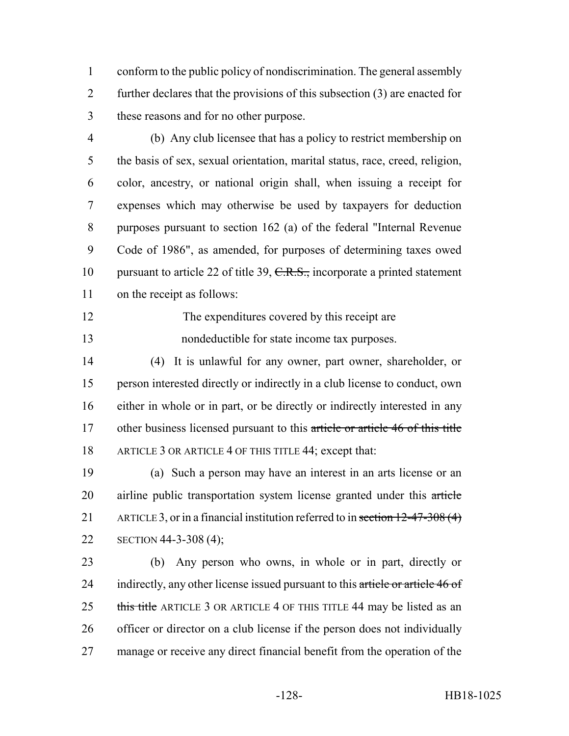conform to the public policy of nondiscrimination. The general assembly further declares that the provisions of this subsection (3) are enacted for these reasons and for no other purpose.

(b) Any club licensee that has a policy to restrict membership on the basis of sex, sexual orientation, marital status, race, creed, religion, color, ancestry, or national origin shall, when issuing a receipt for expenses which may otherwise be used by taxpayers for deduction purposes pursuant to section 162 (a) of the federal "Internal Revenue Code of 1986", as amended, for purposes of determining taxes owed pursuant to article 22 of title 39, ~~C.R.S.,~~ incorporate a printed statement on the receipt as follows:

The expenditures covered by this receipt are nondeductible for state income tax purposes.

(4) It is unlawful for any owner, part owner, shareholder, or person interested directly or indirectly in a club license to conduct, own either in whole or in part, or be directly or indirectly interested in any other business licensed pursuant to this ~~article or article 46 of this title~~ ARTICLE 3 OR ARTICLE 4 OF THIS TITLE 44; except that:

(a) Such a person may have an interest in an arts license or an airline public transportation system license granted under this ~~article~~ ARTICLE 3, or in a financial institution referred to in ~~section 12-47-308 (4)~~ SECTION 44-3-308 (4);

(b) Any person who owns, in whole or in part, directly or indirectly, any other license issued pursuant to this ~~article or article 46 of this title~~ ARTICLE 3 OR ARTICLE 4 OF THIS TITLE 44 may be listed as an officer or director on a club license if the person does not individually manage or receive any direct financial benefit from the operation of the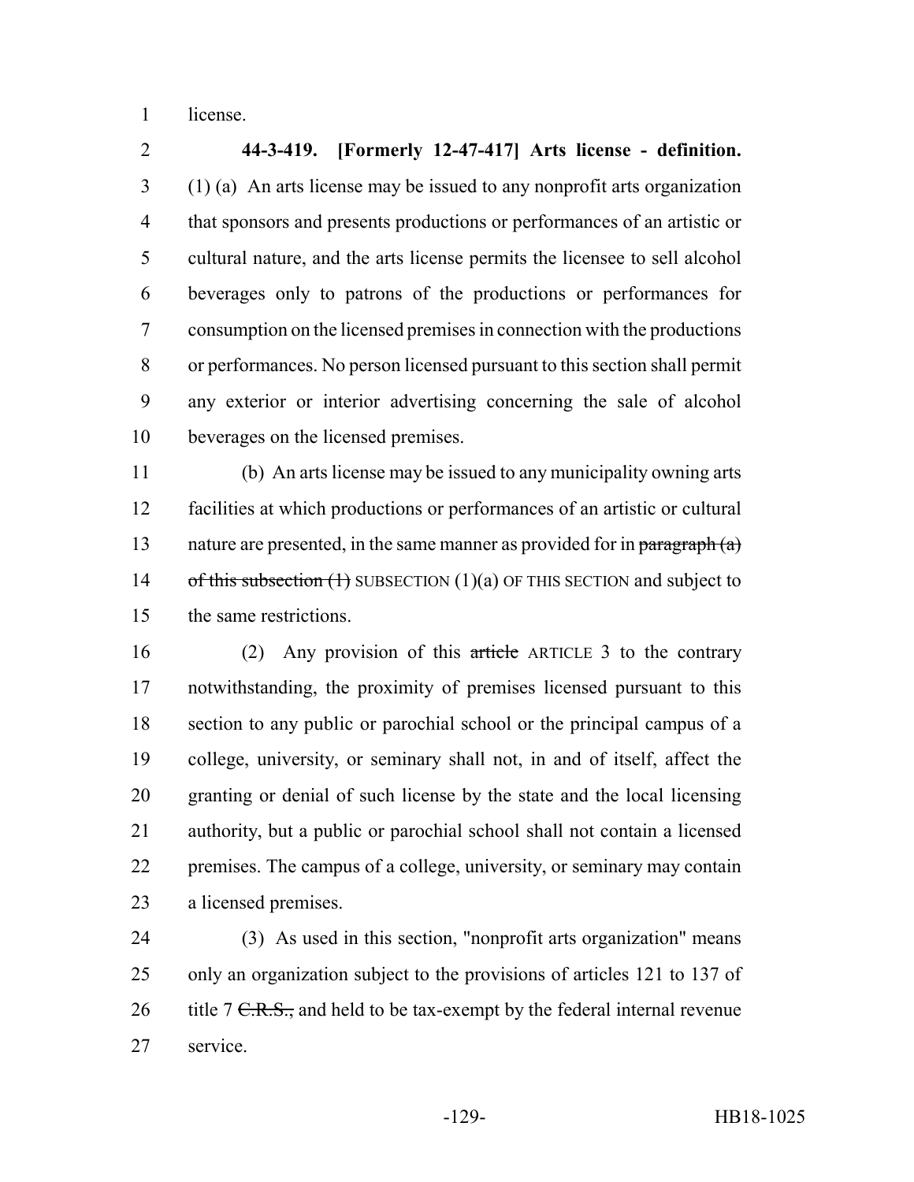license.

**44-3-419. [Formerly 12-47-417] Arts license - definition.** (1) (a) An arts license may be issued to any nonprofit arts organization that sponsors and presents productions or performances of an artistic or cultural nature, and the arts license permits the licensee to sell alcohol beverages only to patrons of the productions or performances for consumption on the licensed premises in connection with the productions or performances. No person licensed pursuant to this section shall permit any exterior or interior advertising concerning the sale of alcohol beverages on the licensed premises.

(b) An arts license may be issued to any municipality owning arts facilities at which productions or performances of an artistic or cultural nature are presented, in the same manner as provided for in ~~paragraph (a) of this subsection (1)~~ SUBSECTION (1)(a) OF THIS SECTION and subject to the same restrictions.

(2) Any provision of this ~~article~~ ARTICLE 3 to the contrary notwithstanding, the proximity of premises licensed pursuant to this section to any public or parochial school or the principal campus of a college, university, or seminary shall not, in and of itself, affect the granting or denial of such license by the state and the local licensing authority, but a public or parochial school shall not contain a licensed premises. The campus of a college, university, or seminary may contain a licensed premises.

(3) As used in this section, "nonprofit arts organization" means only an organization subject to the provisions of articles 121 to 137 of title 7 ~~C.R.S.,~~ and held to be tax-exempt by the federal internal revenue service.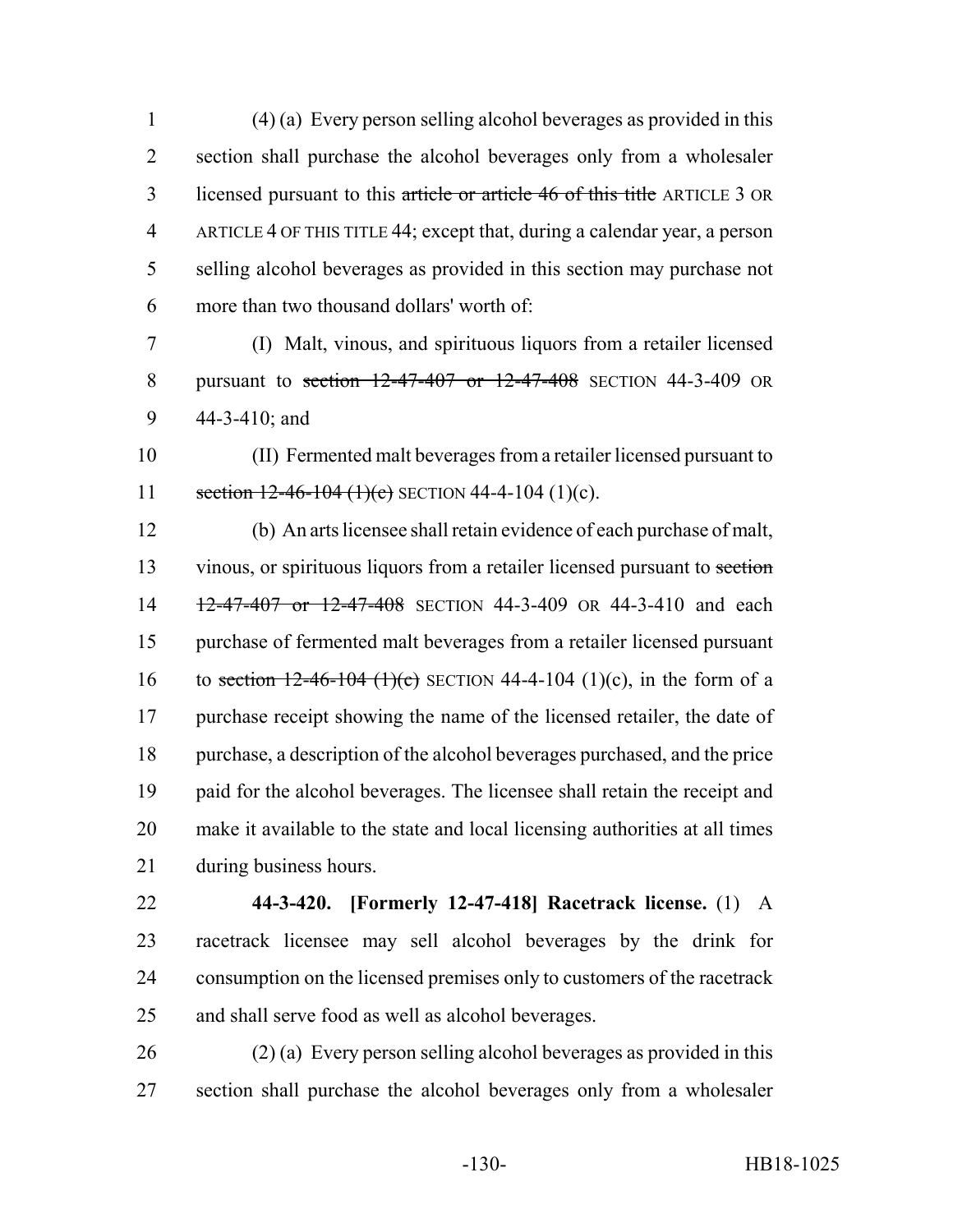(4) (a) Every person selling alcohol beverages as provided in this section shall purchase the alcohol beverages only from a wholesaler licensed pursuant to this ~~article or article 46 of this title~~ ARTICLE 3 OR ARTICLE 4 OF THIS TITLE 44; except that, during a calendar year, a person selling alcohol beverages as provided in this section may purchase not more than two thousand dollars' worth of:

(I) Malt, vinous, and spirituous liquors from a retailer licensed pursuant to ~~section 12-47-407 or 12-47-408~~ SECTION 44-3-409 OR 44-3-410; and

(II) Fermented malt beverages from a retailer licensed pursuant to ~~section 12-46-104 (1)(c)~~ SECTION 44-4-104 (1)(c).

(b) An arts licensee shall retain evidence of each purchase of malt, vinous, or spirituous liquors from a retailer licensed pursuant to ~~section 12-47-407 or 12-47-408~~ SECTION 44-3-409 OR 44-3-410 and each purchase of fermented malt beverages from a retailer licensed pursuant to ~~section 12-46-104 (1)(c)~~ SECTION 44-4-104 (1)(c), in the form of a purchase receipt showing the name of the licensed retailer, the date of purchase, a description of the alcohol beverages purchased, and the price paid for the alcohol beverages. The licensee shall retain the receipt and make it available to the state and local licensing authorities at all times during business hours.

**44-3-420. [Formerly 12-47-418] Racetrack license.** (1) A racetrack licensee may sell alcohol beverages by the drink for consumption on the licensed premises only to customers of the racetrack and shall serve food as well as alcohol beverages.

(2) (a) Every person selling alcohol beverages as provided in this section shall purchase the alcohol beverages only from a wholesaler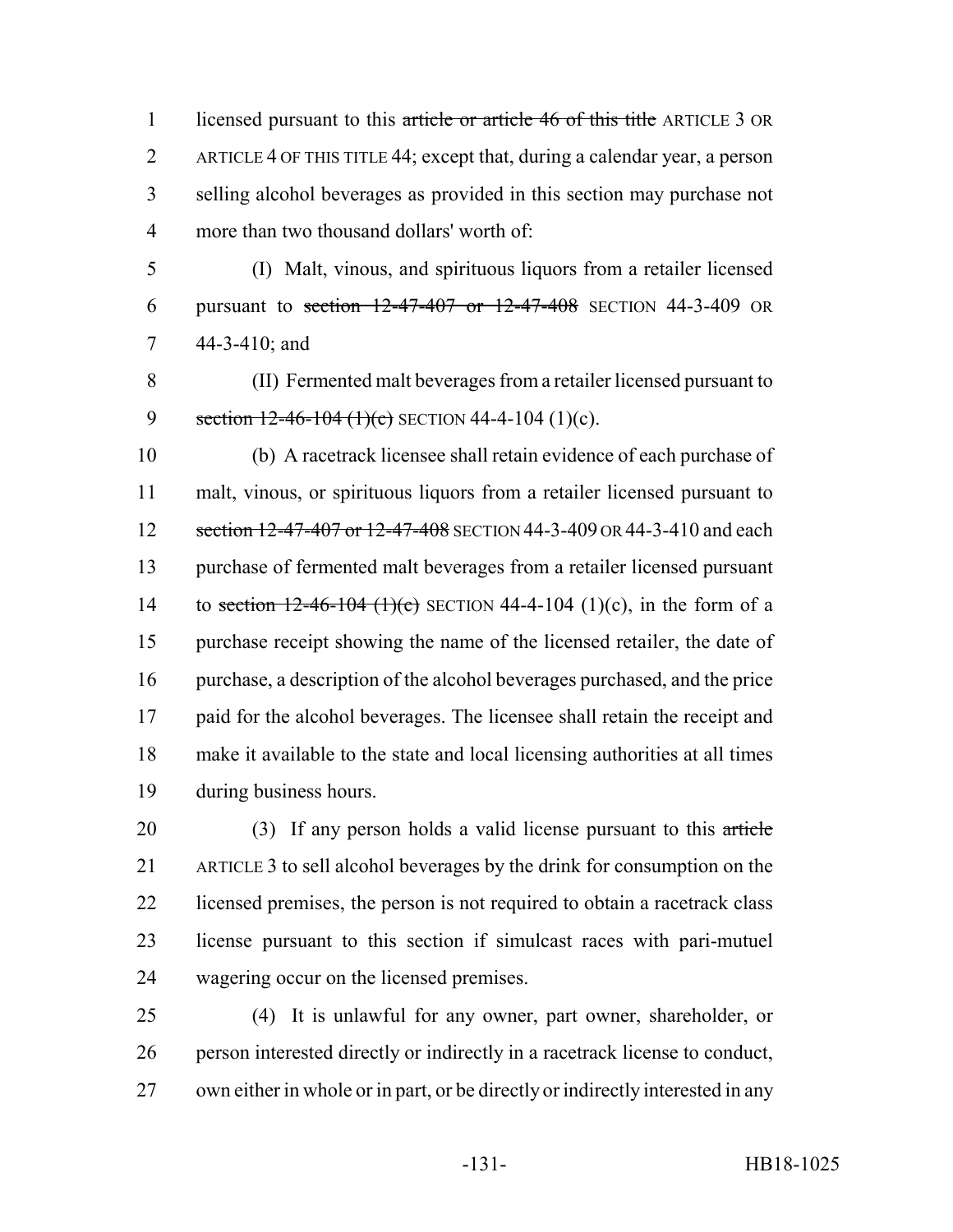licensed pursuant to this ~~article or article 46 of this title~~ ARTICLE 3 OR ARTICLE 4 OF THIS TITLE 44; except that, during a calendar year, a person selling alcohol beverages as provided in this section may purchase not more than two thousand dollars' worth of:

(I) Malt, vinous, and spirituous liquors from a retailer licensed pursuant to ~~section 12-47-407 or 12-47-408~~ SECTION 44-3-409 OR 44-3-410; and

(II) Fermented malt beverages from a retailer licensed pursuant to ~~section 12-46-104 (1)(c)~~ SECTION 44-4-104 (1)(c).

(b) A racetrack licensee shall retain evidence of each purchase of malt, vinous, or spirituous liquors from a retailer licensed pursuant to ~~section 12-47-407 or 12-47-408~~ SECTION 44-3-409 OR 44-3-410 and each purchase of fermented malt beverages from a retailer licensed pursuant to ~~section 12-46-104 (1)(c)~~ SECTION 44-4-104 (1)(c), in the form of a purchase receipt showing the name of the licensed retailer, the date of purchase, a description of the alcohol beverages purchased, and the price paid for the alcohol beverages. The licensee shall retain the receipt and make it available to the state and local licensing authorities at all times during business hours.

(3) If any person holds a valid license pursuant to this ~~article~~ ARTICLE 3 to sell alcohol beverages by the drink for consumption on the licensed premises, the person is not required to obtain a racetrack class license pursuant to this section if simulcast races with pari-mutuel wagering occur on the licensed premises.

(4) It is unlawful for any owner, part owner, shareholder, or person interested directly or indirectly in a racetrack license to conduct, own either in whole or in part, or be directly or indirectly interested in any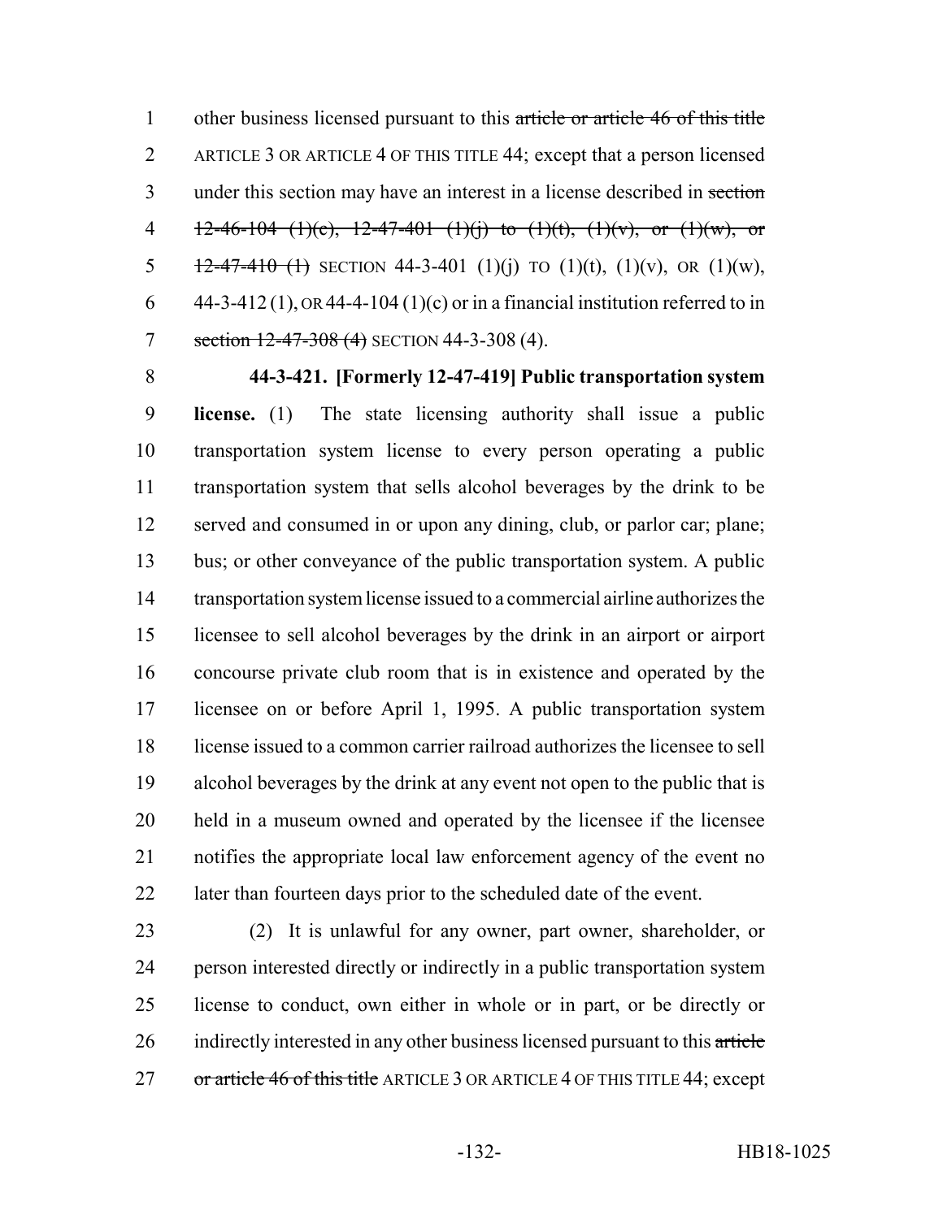other business licensed pursuant to this ~~article or article 46 of this title~~ ARTICLE 3 OR ARTICLE 4 OF THIS TITLE 44; except that a person licensed under this section may have an interest in a license described in ~~section 12-46-104 (1)(c), 12-47-401 (1)(j) to (1)(t), (1)(v), or (1)(w), or 12-47-410 (1)~~ SECTION 44-3-401 (1)(j) TO (1)(t), (1)(v), OR (1)(w), 44-3-412 (1), OR 44-4-104 (1)(c) or in a financial institution referred to in ~~section 12-47-308 (4)~~ SECTION 44-3-308 (4).

**44-3-421. [Formerly 12-47-419] Public transportation system license.** (1) The state licensing authority shall issue a public transportation system license to every person operating a public transportation system that sells alcohol beverages by the drink to be served and consumed in or upon any dining, club, or parlor car; plane; bus; or other conveyance of the public transportation system. A public transportation system license issued to a commercial airline authorizes the licensee to sell alcohol beverages by the drink in an airport or airport concourse private club room that is in existence and operated by the licensee on or before April 1, 1995. A public transportation system license issued to a common carrier railroad authorizes the licensee to sell alcohol beverages by the drink at any event not open to the public that is held in a museum owned and operated by the licensee if the licensee notifies the appropriate local law enforcement agency of the event no later than fourteen days prior to the scheduled date of the event.

(2) It is unlawful for any owner, part owner, shareholder, or person interested directly or indirectly in a public transportation system license to conduct, own either in whole or in part, or be directly or indirectly interested in any other business licensed pursuant to this ~~article or article 46 of this title~~ ARTICLE 3 OR ARTICLE 4 OF THIS TITLE 44; except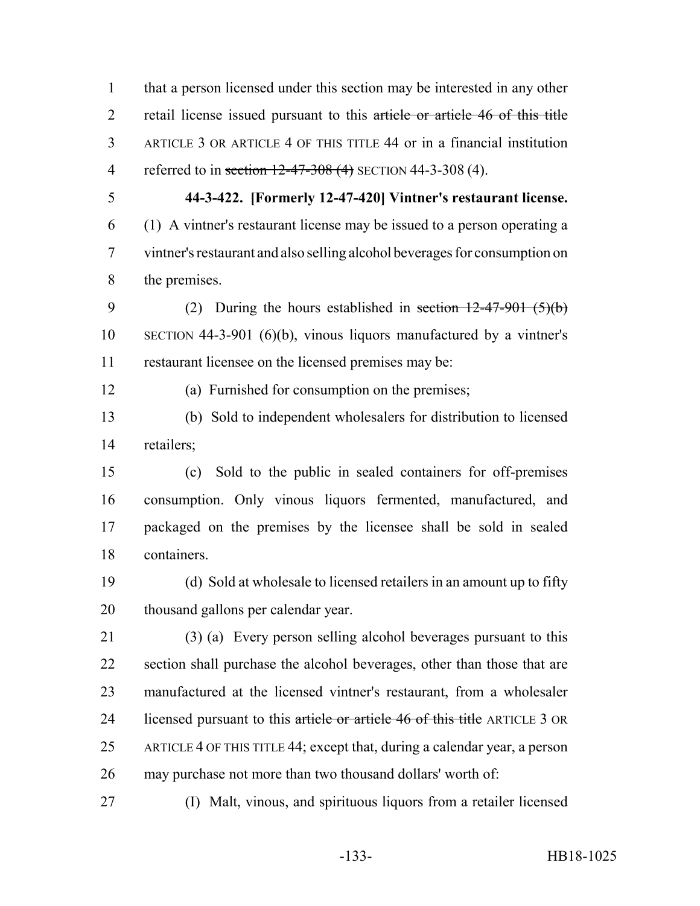that a person licensed under this section may be interested in any other retail license issued pursuant to this ~~article or article 46 of this title~~ ARTICLE 3 OR ARTICLE 4 OF THIS TITLE 44 or in a financial institution referred to in ~~section 12-47-308 (4)~~ SECTION 44-3-308 (4).

**44-3-422. [Formerly 12-47-420] Vintner's restaurant license.** (1) A vintner's restaurant license may be issued to a person operating a vintner's restaurant and also selling alcohol beverages for consumption on the premises.

(2) During the hours established in ~~section 12-47-901 (5)(b)~~ SECTION 44-3-901 (6)(b), vinous liquors manufactured by a vintner's restaurant licensee on the licensed premises may be:

(a) Furnished for consumption on the premises;

(b) Sold to independent wholesalers for distribution to licensed retailers;

(c) Sold to the public in sealed containers for off-premises consumption. Only vinous liquors fermented, manufactured, and packaged on the premises by the licensee shall be sold in sealed containers.

(d) Sold at wholesale to licensed retailers in an amount up to fifty thousand gallons per calendar year.

(3) (a) Every person selling alcohol beverages pursuant to this section shall purchase the alcohol beverages, other than those that are manufactured at the licensed vintner's restaurant, from a wholesaler licensed pursuant to this ~~article or article 46 of this title~~ ARTICLE 3 OR ARTICLE 4 OF THIS TITLE 44; except that, during a calendar year, a person may purchase not more than two thousand dollars' worth of:

(I) Malt, vinous, and spirituous liquors from a retailer licensed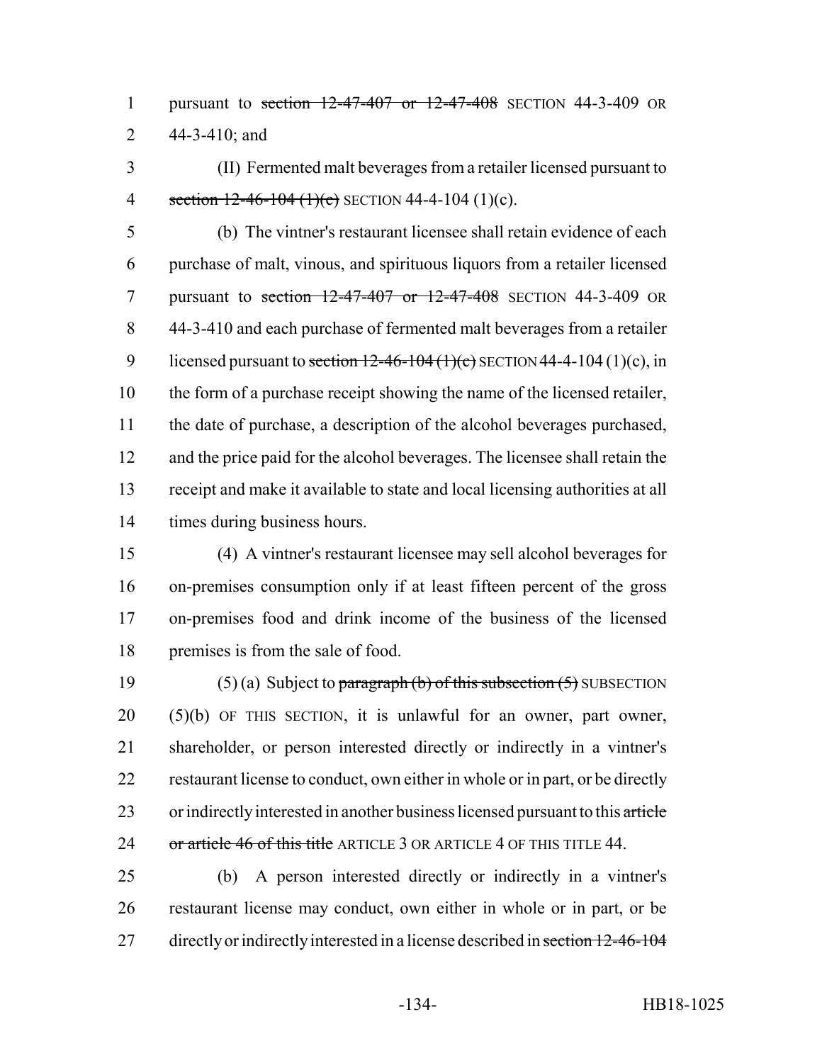pursuant to ~~section 12-47-407 or 12-47-408~~ SECTION 44-3-409 OR 44-3-410; and

(II) Fermented malt beverages from a retailer licensed pursuant to ~~section 12-46-104 (1)(c)~~ SECTION 44-4-104 (1)(c).

(b) The vintner's restaurant licensee shall retain evidence of each purchase of malt, vinous, and spirituous liquors from a retailer licensed pursuant to ~~section 12-47-407 or 12-47-408~~ SECTION 44-3-409 OR 44-3-410 and each purchase of fermented malt beverages from a retailer licensed pursuant to ~~section 12-46-104 (1)(c)~~ SECTION 44-4-104 (1)(c), in the form of a purchase receipt showing the name of the licensed retailer, the date of purchase, a description of the alcohol beverages purchased, and the price paid for the alcohol beverages. The licensee shall retain the receipt and make it available to state and local licensing authorities at all times during business hours.

(4) A vintner's restaurant licensee may sell alcohol beverages for on-premises consumption only if at least fifteen percent of the gross on-premises food and drink income of the business of the licensed premises is from the sale of food.

(5) (a) Subject to ~~paragraph (b) of this subsection (5)~~ SUBSECTION (5)(b) OF THIS SECTION, it is unlawful for an owner, part owner, shareholder, or person interested directly or indirectly in a vintner's restaurant license to conduct, own either in whole or in part, or be directly or indirectly interested in another business licensed pursuant to this ~~article or article 46 of this title~~ ARTICLE 3 OR ARTICLE 4 OF THIS TITLE 44.

(b) A person interested directly or indirectly in a vintner's restaurant license may conduct, own either in whole or in part, or be directly or indirectly interested in a license described in ~~section 12-46-104~~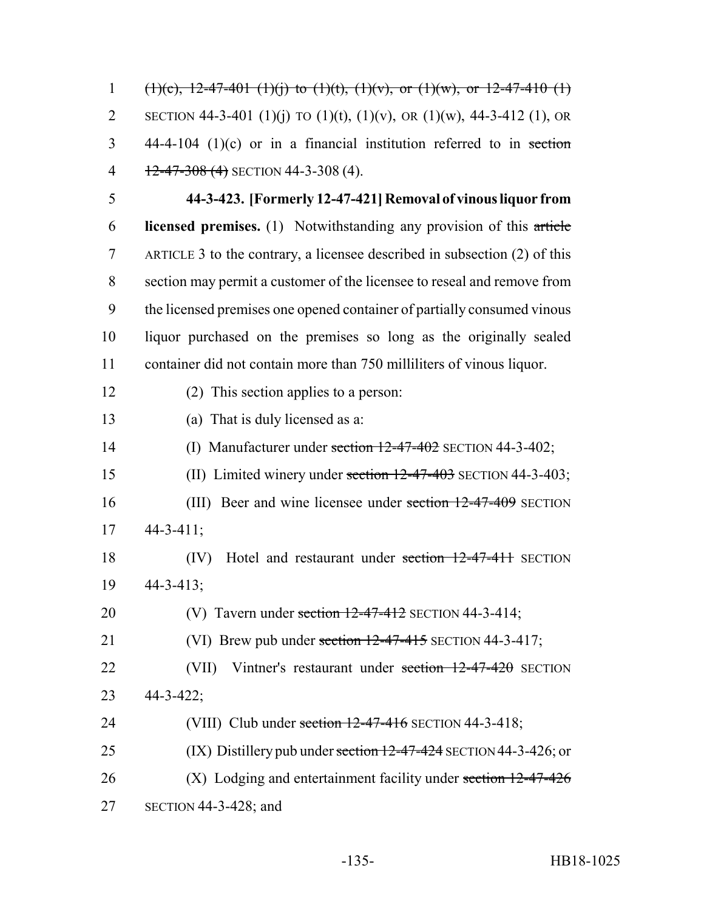(1)(c), 12-47-401 (1)(j) to (1)(t), (1)(v), or (1)(w), or 12-47-410 (1) SECTION 44-3-401 (1)(j) TO (1)(t), (1)(v), OR (1)(w), 44-3-412 (1), OR 44-4-104 (1)(c) or in a financial institution referred to in section 12-47-308 (4) SECTION 44-3-308 (4).

**44-3-423. [Formerly 12-47-421] Removal of vinous liquor from licensed premises.** (1) Notwithstanding any provision of this article ARTICLE 3 to the contrary, a licensee described in subsection (2) of this section may permit a customer of the licensee to reseal and remove from the licensed premises one opened container of partially consumed vinous liquor purchased on the premises so long as the originally sealed container did not contain more than 750 milliliters of vinous liquor.

(2) This section applies to a person:

(a) That is duly licensed as a:

(I) Manufacturer under section 12-47-402 SECTION 44-3-402;

(II) Limited winery under section 12-47-403 SECTION 44-3-403;

(III) Beer and wine licensee under section 12-47-409 SECTION 44-3-411;

(IV) Hotel and restaurant under section 12-47-411 SECTION 44-3-413;

(V) Tavern under section 12-47-412 SECTION 44-3-414;

(VI) Brew pub under section 12-47-415 SECTION 44-3-417;

(VII) Vintner's restaurant under section 12-47-420 SECTION 44-3-422;

(VIII) Club under section 12-47-416 SECTION 44-3-418;

(IX) Distillery pub under section 12-47-424 SECTION 44-3-426; or

(X) Lodging and entertainment facility under section 12-47-426 SECTION 44-3-428; and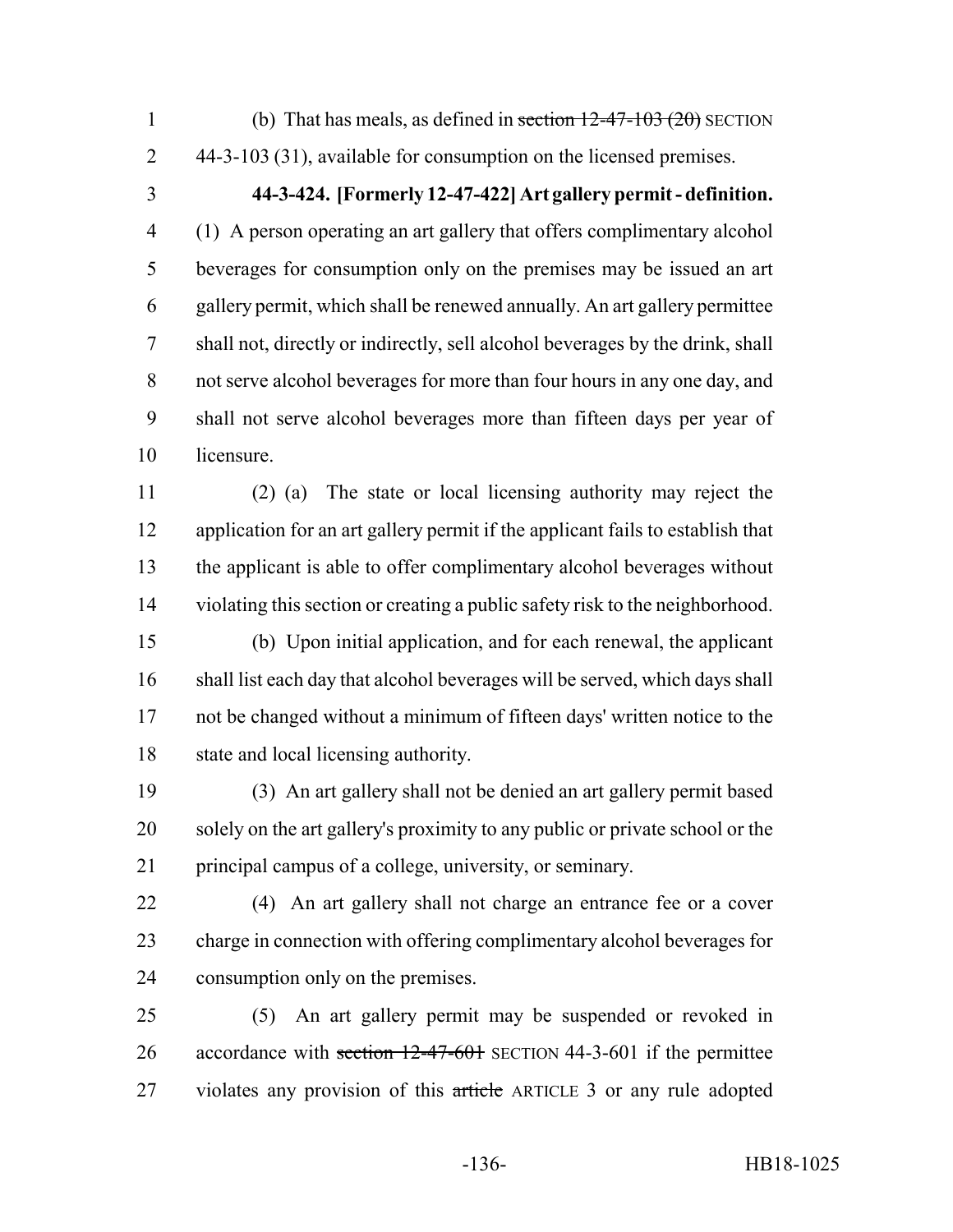(b) That has meals, as defined in ~~section 12-47-103 (20)~~ SECTION 44-3-103 (31), available for consumption on the licensed premises.

**44-3-424. [Formerly 12-47-422] Art gallery permit - definition.** (1) A person operating an art gallery that offers complimentary alcohol beverages for consumption only on the premises may be issued an art gallery permit, which shall be renewed annually. An art gallery permittee shall not, directly or indirectly, sell alcohol beverages by the drink, shall not serve alcohol beverages for more than four hours in any one day, and shall not serve alcohol beverages more than fifteen days per year of licensure.

(2) (a) The state or local licensing authority may reject the application for an art gallery permit if the applicant fails to establish that the applicant is able to offer complimentary alcohol beverages without violating this section or creating a public safety risk to the neighborhood.

(b) Upon initial application, and for each renewal, the applicant shall list each day that alcohol beverages will be served, which days shall not be changed without a minimum of fifteen days' written notice to the state and local licensing authority.

(3) An art gallery shall not be denied an art gallery permit based solely on the art gallery's proximity to any public or private school or the principal campus of a college, university, or seminary.

(4) An art gallery shall not charge an entrance fee or a cover charge in connection with offering complimentary alcohol beverages for consumption only on the premises.

(5) An art gallery permit may be suspended or revoked in accordance with ~~section 12-47-601~~ SECTION 44-3-601 if the permittee violates any provision of this ~~article~~ ARTICLE 3 or any rule adopted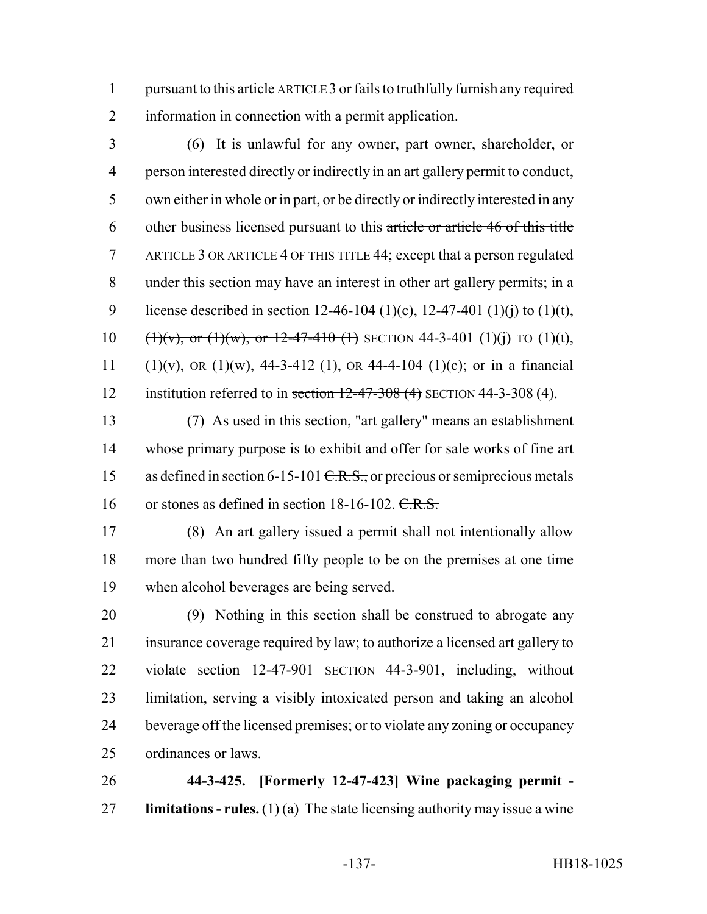pursuant to this ~~article~~ ARTICLE 3 or fails to truthfully furnish any required information in connection with a permit application.

(6) It is unlawful for any owner, part owner, shareholder, or person interested directly or indirectly in an art gallery permit to conduct, own either in whole or in part, or be directly or indirectly interested in any other business licensed pursuant to this ~~article or article 46 of this title~~ ARTICLE 3 OR ARTICLE 4 OF THIS TITLE 44; except that a person regulated under this section may have an interest in other art gallery permits; in a license described in ~~section 12-46-104 (1)(c), 12-47-401 (1)(j) to (1)(t), (1)(v), or (1)(w), or 12-47-410 (1)~~ SECTION 44-3-401 (1)(j) TO (1)(t), (1)(v), OR (1)(w), 44-3-412 (1), OR 44-4-104 (1)(c); or in a financial institution referred to in ~~section 12-47-308 (4)~~ SECTION 44-3-308 (4).

(7) As used in this section, "art gallery" means an establishment whose primary purpose is to exhibit and offer for sale works of fine art as defined in section 6-15-101 ~~C.R.S.,~~ or precious or semiprecious metals or stones as defined in section 18-16-102. ~~C.R.S.~~

(8) An art gallery issued a permit shall not intentionally allow more than two hundred fifty people to be on the premises at one time when alcohol beverages are being served.

(9) Nothing in this section shall be construed to abrogate any insurance coverage required by law; to authorize a licensed art gallery to violate ~~section 12-47-901~~ SECTION 44-3-901, including, without limitation, serving a visibly intoxicated person and taking an alcohol beverage off the licensed premises; or to violate any zoning or occupancy ordinances or laws.

**44-3-425. [Formerly 12-47-423] Wine packaging permit - limitations - rules.** (1) (a) The state licensing authority may issue a wine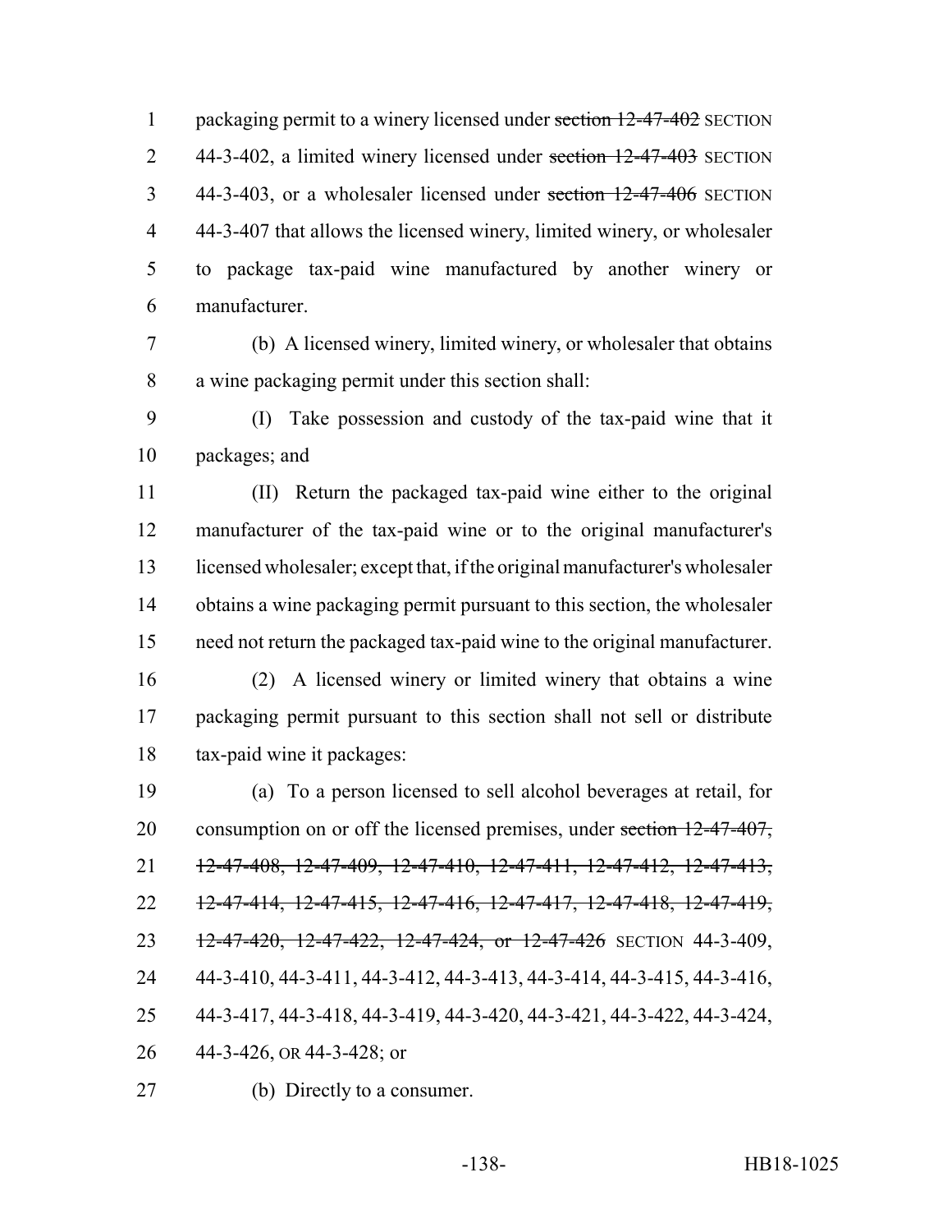packaging permit to a winery licensed under ~~section 12-47-402~~ SECTION 44-3-402, a limited winery licensed under ~~section 12-47-403~~ SECTION 44-3-403, or a wholesaler licensed under ~~section 12-47-406~~ SECTION 44-3-407 that allows the licensed winery, limited winery, or wholesaler to package tax-paid wine manufactured by another winery or manufacturer.

(b) A licensed winery, limited winery, or wholesaler that obtains a wine packaging permit under this section shall:

(I) Take possession and custody of the tax-paid wine that it packages; and

(II) Return the packaged tax-paid wine either to the original manufacturer of the tax-paid wine or to the original manufacturer's licensed wholesaler; except that, if the original manufacturer's wholesaler obtains a wine packaging permit pursuant to this section, the wholesaler need not return the packaged tax-paid wine to the original manufacturer.

(2) A licensed winery or limited winery that obtains a wine packaging permit pursuant to this section shall not sell or distribute tax-paid wine it packages:

(a) To a person licensed to sell alcohol beverages at retail, for consumption on or off the licensed premises, under ~~section 12-47-407, 12-47-408, 12-47-409, 12-47-410, 12-47-411, 12-47-412, 12-47-413, 12-47-414, 12-47-415, 12-47-416, 12-47-417, 12-47-418, 12-47-419, 12-47-420, 12-47-422, 12-47-424, or 12-47-426~~ SECTION 44-3-409, 44-3-410, 44-3-411, 44-3-412, 44-3-413, 44-3-414, 44-3-415, 44-3-416, 44-3-417, 44-3-418, 44-3-419, 44-3-420, 44-3-421, 44-3-422, 44-3-424, 44-3-426, OR 44-3-428; or

(b) Directly to a consumer.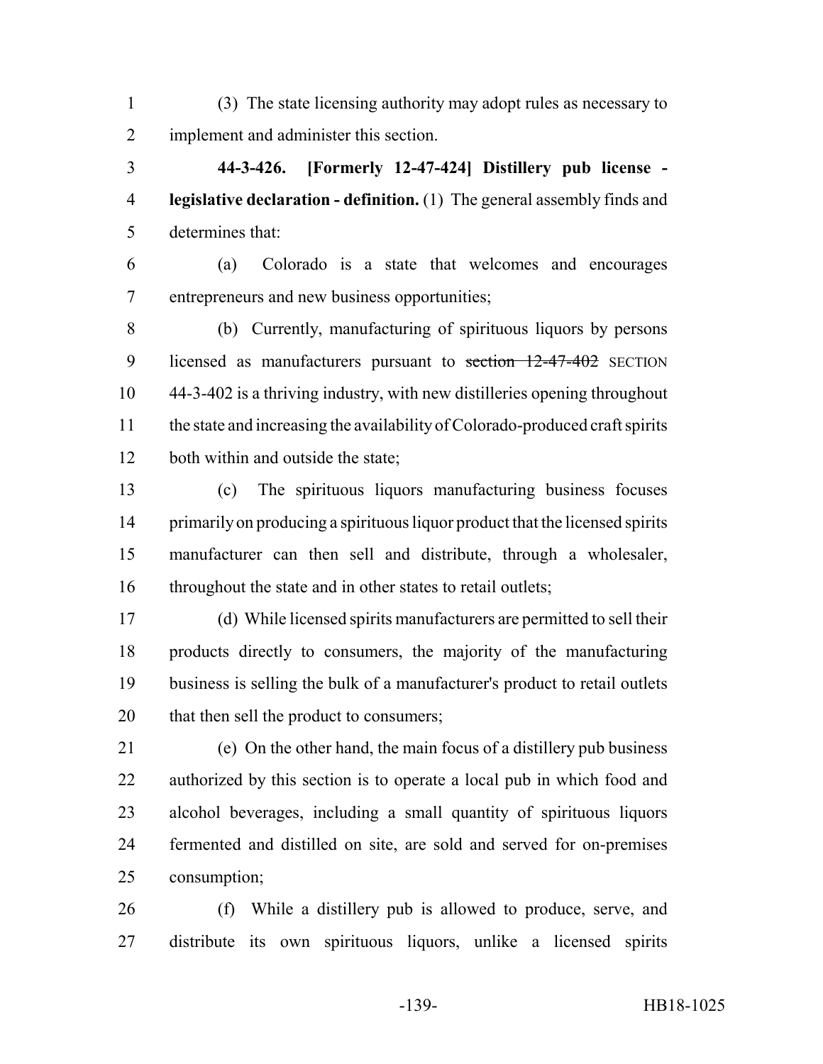(3) The state licensing authority may adopt rules as necessary to implement and administer this section.

**44-3-426. [Formerly 12-47-424] Distillery pub license - legislative declaration - definition.** (1) The general assembly finds and determines that:

(a) Colorado is a state that welcomes and encourages entrepreneurs and new business opportunities;

(b) Currently, manufacturing of spirituous liquors by persons licensed as manufacturers pursuant to ~~section 12-47-402~~ SECTION 44-3-402 is a thriving industry, with new distilleries opening throughout the state and increasing the availability of Colorado-produced craft spirits both within and outside the state;

(c) The spirituous liquors manufacturing business focuses primarily on producing a spirituous liquor product that the licensed spirits manufacturer can then sell and distribute, through a wholesaler, throughout the state and in other states to retail outlets;

(d) While licensed spirits manufacturers are permitted to sell their products directly to consumers, the majority of the manufacturing business is selling the bulk of a manufacturer's product to retail outlets that then sell the product to consumers;

(e) On the other hand, the main focus of a distillery pub business authorized by this section is to operate a local pub in which food and alcohol beverages, including a small quantity of spirituous liquors fermented and distilled on site, are sold and served for on-premises consumption;

(f) While a distillery pub is allowed to produce, serve, and distribute its own spirituous liquors, unlike a licensed spirits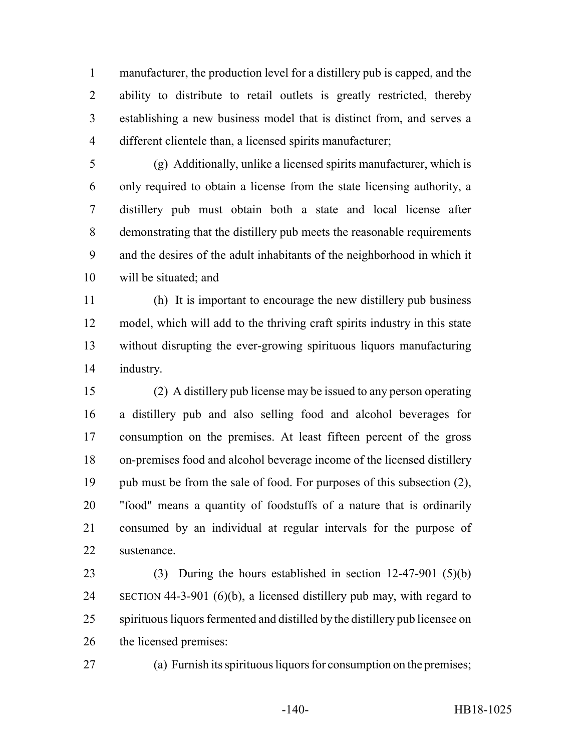manufacturer, the production level for a distillery pub is capped, and the ability to distribute to retail outlets is greatly restricted, thereby establishing a new business model that is distinct from, and serves a different clientele than, a licensed spirits manufacturer;

(g) Additionally, unlike a licensed spirits manufacturer, which is only required to obtain a license from the state licensing authority, a distillery pub must obtain both a state and local license after demonstrating that the distillery pub meets the reasonable requirements and the desires of the adult inhabitants of the neighborhood in which it will be situated; and

(h) It is important to encourage the new distillery pub business model, which will add to the thriving craft spirits industry in this state without disrupting the ever-growing spirituous liquors manufacturing industry.

(2) A distillery pub license may be issued to any person operating a distillery pub and also selling food and alcohol beverages for consumption on the premises. At least fifteen percent of the gross on-premises food and alcohol beverage income of the licensed distillery pub must be from the sale of food. For purposes of this subsection (2), "food" means a quantity of foodstuffs of a nature that is ordinarily consumed by an individual at regular intervals for the purpose of sustenance.

(3) During the hours established in ~~section 12-47-901 (5)(b)~~ SECTION 44-3-901 (6)(b), a licensed distillery pub may, with regard to spirituous liquors fermented and distilled by the distillery pub licensee on the licensed premises:

(a) Furnish its spirituous liquors for consumption on the premises;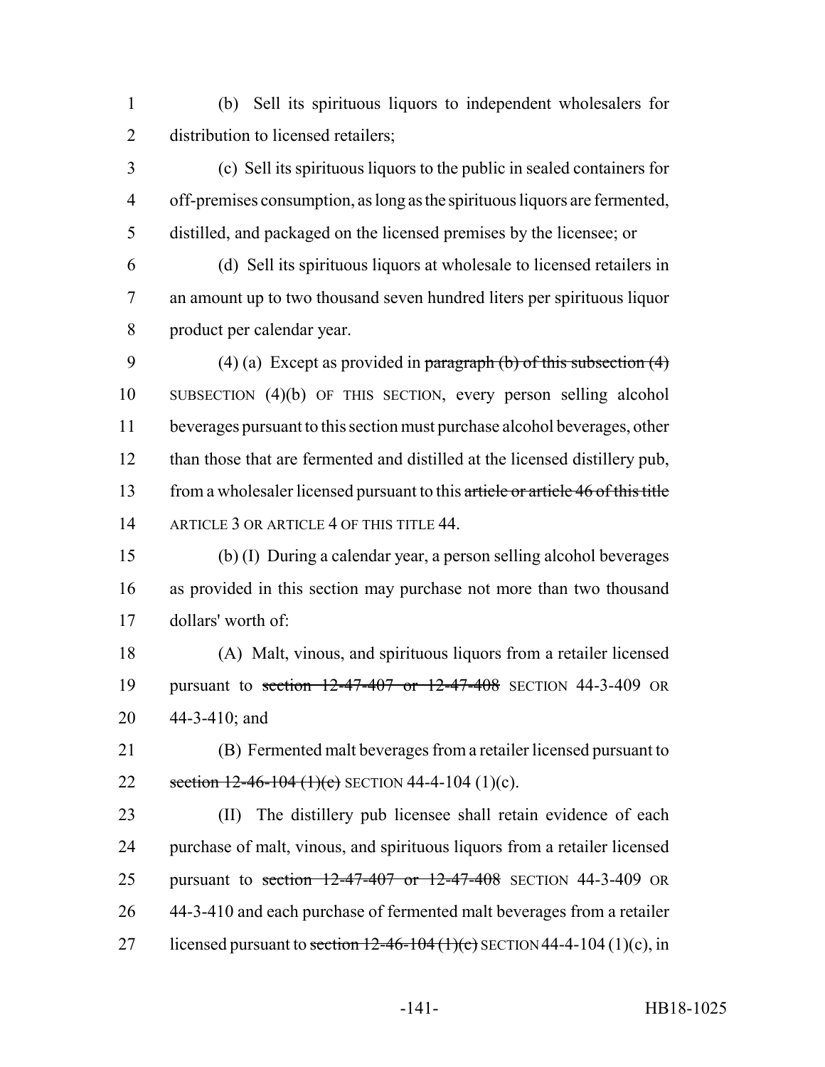(b) Sell its spirituous liquors to independent wholesalers for distribution to licensed retailers;

(c) Sell its spirituous liquors to the public in sealed containers for off-premises consumption, as long as the spirituous liquors are fermented, distilled, and packaged on the licensed premises by the licensee; or

(d) Sell its spirituous liquors at wholesale to licensed retailers in an amount up to two thousand seven hundred liters per spirituous liquor product per calendar year.

(4) (a) Except as provided in ~~paragraph (b) of this subsection (4)~~ SUBSECTION (4)(b) OF THIS SECTION, every person selling alcohol beverages pursuant to this section must purchase alcohol beverages, other than those that are fermented and distilled at the licensed distillery pub, from a wholesaler licensed pursuant to this ~~article or article 46 of this title~~ ARTICLE 3 OR ARTICLE 4 OF THIS TITLE 44.

(b) (I) During a calendar year, a person selling alcohol beverages as provided in this section may purchase not more than two thousand dollars' worth of:

(A) Malt, vinous, and spirituous liquors from a retailer licensed pursuant to ~~section 12-47-407 or 12-47-408~~ SECTION 44-3-409 OR 44-3-410; and

(B) Fermented malt beverages from a retailer licensed pursuant to ~~section 12-46-104 (1)(c)~~ SECTION 44-4-104 (1)(c).

(II) The distillery pub licensee shall retain evidence of each purchase of malt, vinous, and spirituous liquors from a retailer licensed pursuant to ~~section 12-47-407 or 12-47-408~~ SECTION 44-3-409 OR 44-3-410 and each purchase of fermented malt beverages from a retailer licensed pursuant to ~~section 12-46-104 (1)(c)~~ SECTION 44-4-104 (1)(c), in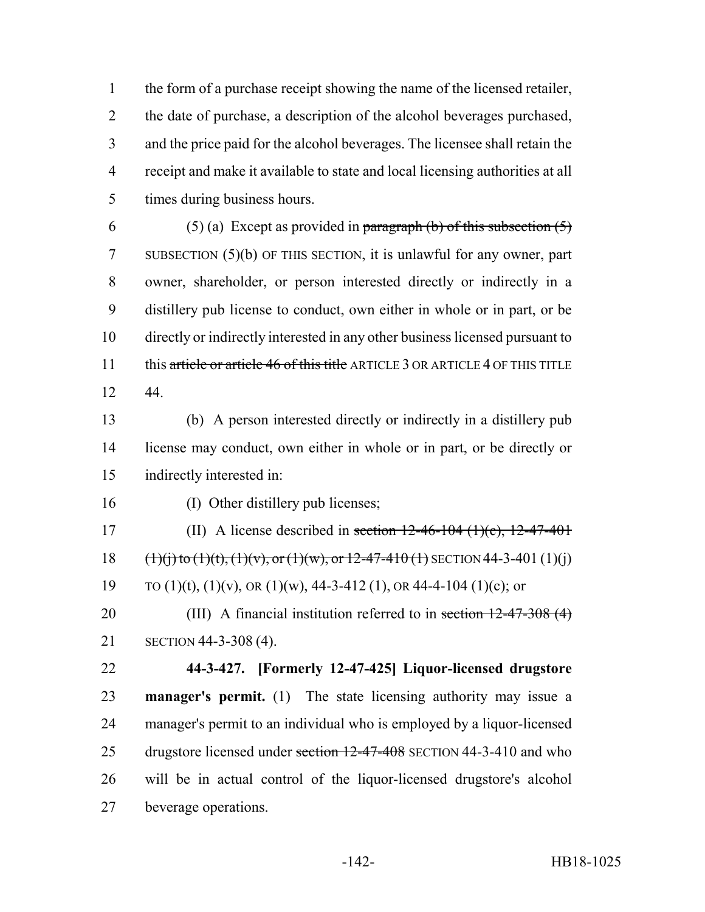the form of a purchase receipt showing the name of the licensed retailer, the date of purchase, a description of the alcohol beverages purchased, and the price paid for the alcohol beverages. The licensee shall retain the receipt and make it available to state and local licensing authorities at all times during business hours.

(5) (a) Except as provided in ~~paragraph (b) of this subsection (5)~~ SUBSECTION (5)(b) OF THIS SECTION, it is unlawful for any owner, part owner, shareholder, or person interested directly or indirectly in a distillery pub license to conduct, own either in whole or in part, or be directly or indirectly interested in any other business licensed pursuant to this ~~article or article 46 of this title~~ ARTICLE 3 OR ARTICLE 4 OF THIS TITLE 44.

(b) A person interested directly or indirectly in a distillery pub license may conduct, own either in whole or in part, or be directly or indirectly interested in:

(I) Other distillery pub licenses;

(II) A license described in ~~section 12-46-104 (1)(c), 12-47-401 (1)(j) to (1)(t), (1)(v), or (1)(w), or 12-47-410 (1)~~ SECTION 44-3-401 (1)(j) TO (1)(t), (1)(v), OR (1)(w), 44-3-412 (1), OR 44-4-104 (1)(c); or

(III) A financial institution referred to in ~~section 12-47-308 (4)~~ SECTION 44-3-308 (4).

**44-3-427. [Formerly 12-47-425] Liquor-licensed drugstore manager's permit.** (1) The state licensing authority may issue a manager's permit to an individual who is employed by a liquor-licensed drugstore licensed under ~~section 12-47-408~~ SECTION 44-3-410 and who will be in actual control of the liquor-licensed drugstore's alcohol beverage operations.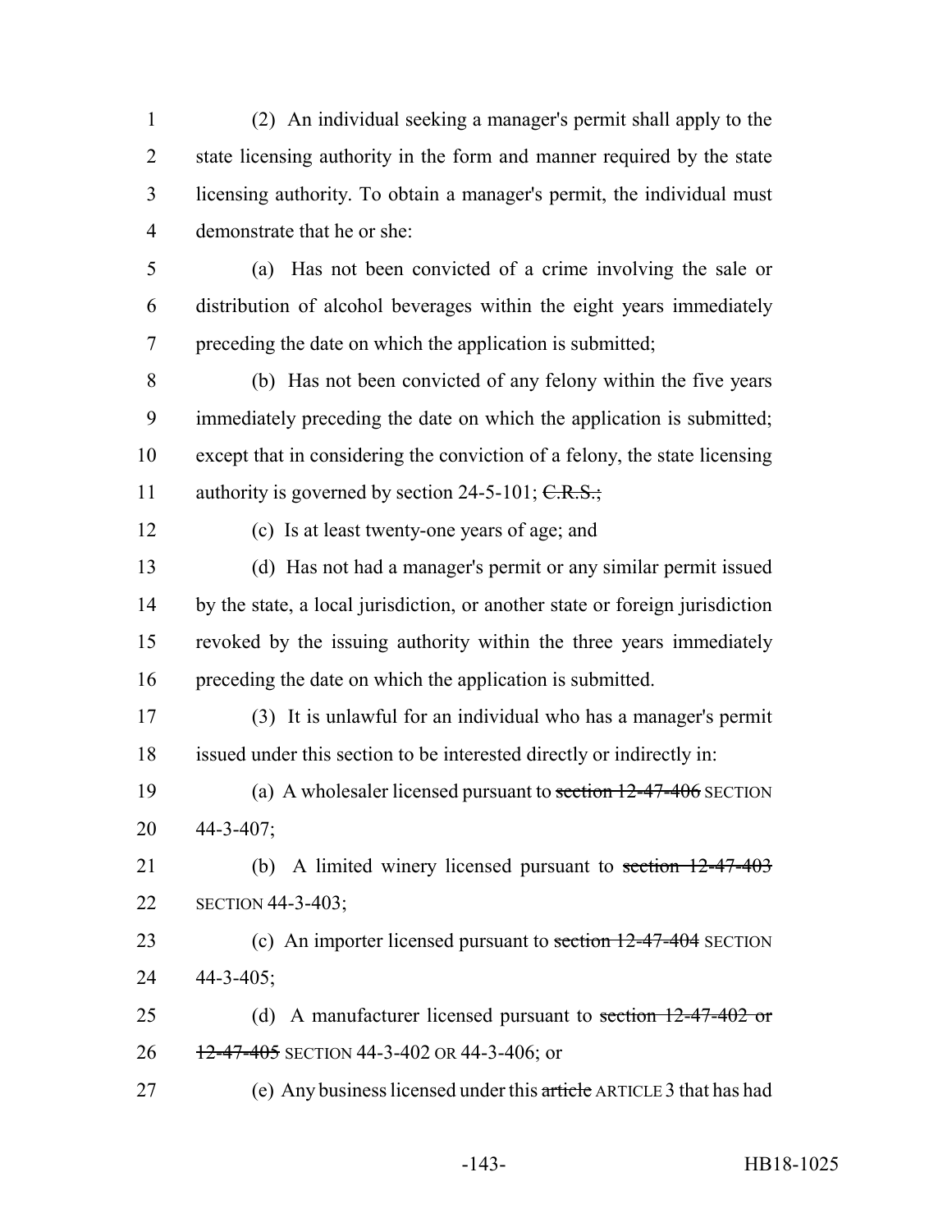(2) An individual seeking a manager's permit shall apply to the state licensing authority in the form and manner required by the state licensing authority. To obtain a manager's permit, the individual must demonstrate that he or she:

(a) Has not been convicted of a crime involving the sale or distribution of alcohol beverages within the eight years immediately preceding the date on which the application is submitted;

(b) Has not been convicted of any felony within the five years immediately preceding the date on which the application is submitted; except that in considering the conviction of a felony, the state licensing authority is governed by section 24-5-101; ~~C.R.S.;~~

(c) Is at least twenty-one years of age; and

(d) Has not had a manager's permit or any similar permit issued by the state, a local jurisdiction, or another state or foreign jurisdiction revoked by the issuing authority within the three years immediately preceding the date on which the application is submitted.

(3) It is unlawful for an individual who has a manager's permit issued under this section to be interested directly or indirectly in:

(a) A wholesaler licensed pursuant to ~~section 12-47-406~~ SECTION 44-3-407;

(b) A limited winery licensed pursuant to ~~section 12-47-403~~ SECTION 44-3-403;

(c) An importer licensed pursuant to ~~section 12-47-404~~ SECTION 44-3-405;

(d) A manufacturer licensed pursuant to ~~section 12-47-402 or 12-47-405~~ SECTION 44-3-402 OR 44-3-406; or

(e) Any business licensed under this ~~article~~ ARTICLE 3 that has had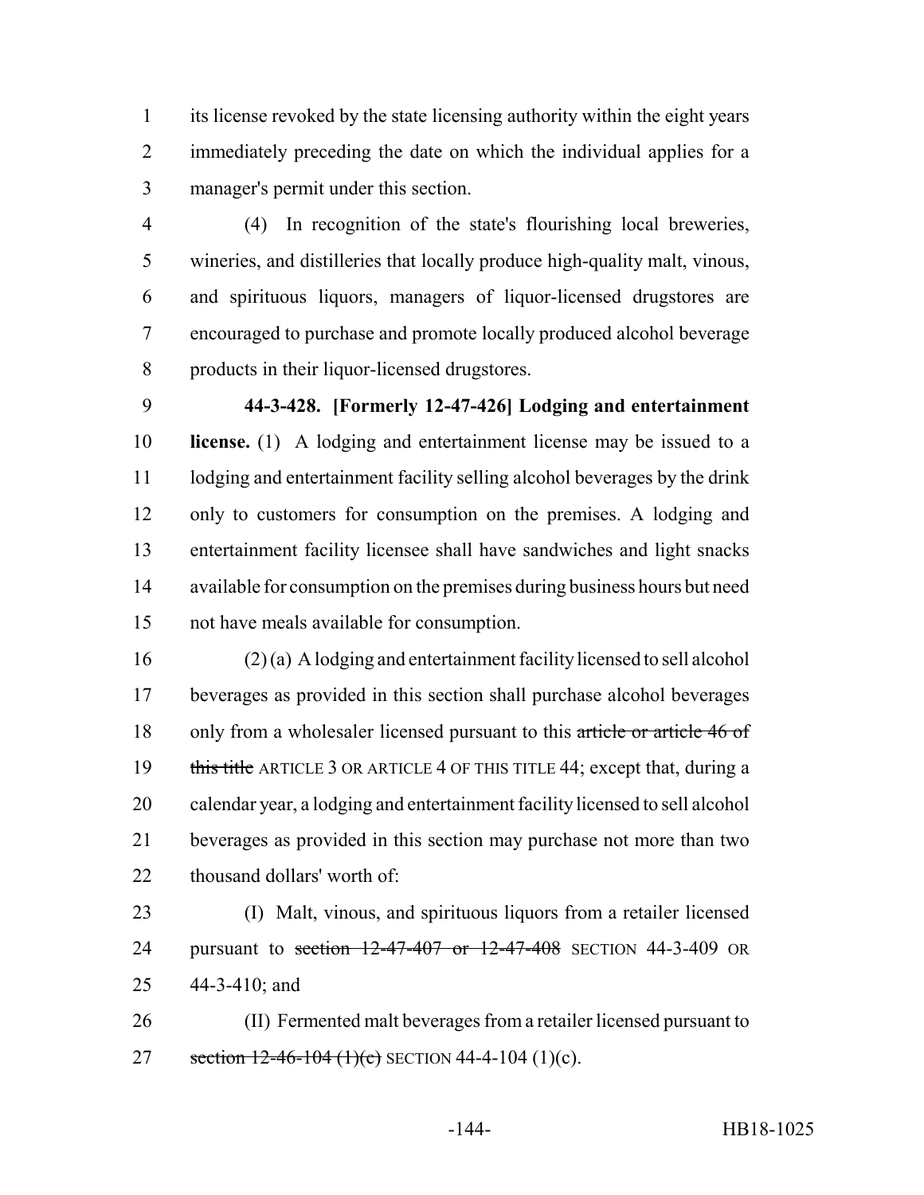its license revoked by the state licensing authority within the eight years immediately preceding the date on which the individual applies for a manager's permit under this section.

(4) In recognition of the state's flourishing local breweries, wineries, and distilleries that locally produce high-quality malt, vinous, and spirituous liquors, managers of liquor-licensed drugstores are encouraged to purchase and promote locally produced alcohol beverage products in their liquor-licensed drugstores.

**44-3-428. [Formerly 12-47-426] Lodging and entertainment license.** (1) A lodging and entertainment license may be issued to a lodging and entertainment facility selling alcohol beverages by the drink only to customers for consumption on the premises. A lodging and entertainment facility licensee shall have sandwiches and light snacks available for consumption on the premises during business hours but need not have meals available for consumption.

(2) (a) A lodging and entertainment facility licensed to sell alcohol beverages as provided in this section shall purchase alcohol beverages only from a wholesaler licensed pursuant to this ~~article or article 46 of this title~~ ARTICLE 3 OR ARTICLE 4 OF THIS TITLE 44; except that, during a calendar year, a lodging and entertainment facility licensed to sell alcohol beverages as provided in this section may purchase not more than two thousand dollars' worth of:

(I) Malt, vinous, and spirituous liquors from a retailer licensed pursuant to ~~section 12-47-407 or 12-47-408~~ SECTION 44-3-409 OR 44-3-410; and

(II) Fermented malt beverages from a retailer licensed pursuant to ~~section 12-46-104 (1)(c)~~ SECTION 44-4-104 (1)(c).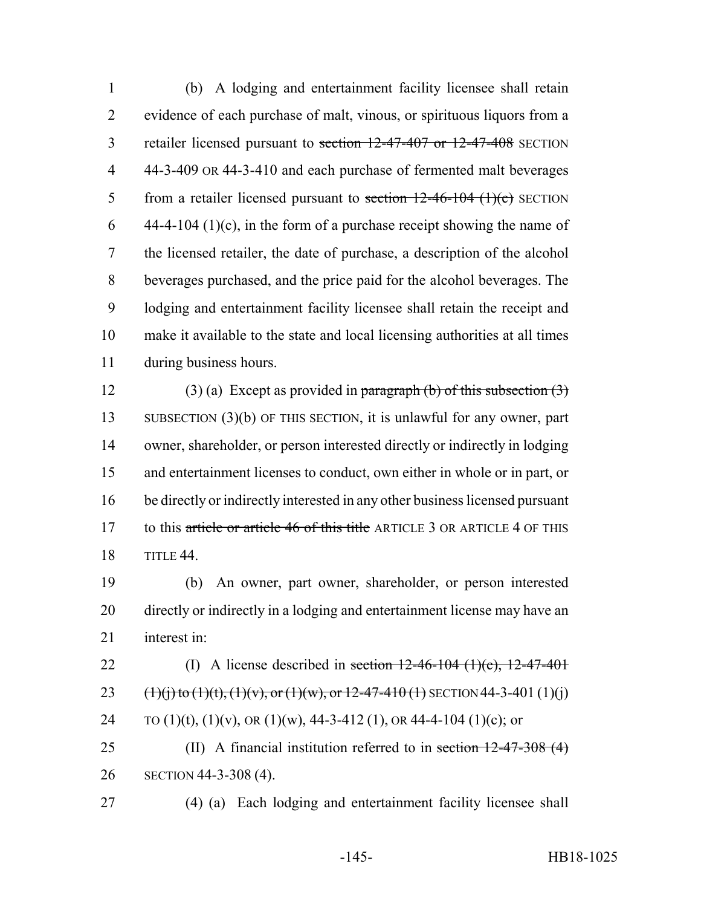(b) A lodging and entertainment facility licensee shall retain evidence of each purchase of malt, vinous, or spirituous liquors from a retailer licensed pursuant to ~~section 12-47-407 or 12-47-408~~ SECTION 44-3-409 OR 44-3-410 and each purchase of fermented malt beverages from a retailer licensed pursuant to ~~section 12-46-104 (1)(c)~~ SECTION 44-4-104 (1)(c), in the form of a purchase receipt showing the name of the licensed retailer, the date of purchase, a description of the alcohol beverages purchased, and the price paid for the alcohol beverages. The lodging and entertainment facility licensee shall retain the receipt and make it available to the state and local licensing authorities at all times during business hours.

(3) (a) Except as provided in ~~paragraph (b) of this subsection (3)~~ SUBSECTION (3)(b) OF THIS SECTION, it is unlawful for any owner, part owner, shareholder, or person interested directly or indirectly in lodging and entertainment licenses to conduct, own either in whole or in part, or be directly or indirectly interested in any other business licensed pursuant to this ~~article or article 46 of this title~~ ARTICLE 3 OR ARTICLE 4 OF THIS TITLE 44.

(b) An owner, part owner, shareholder, or person interested directly or indirectly in a lodging and entertainment license may have an interest in:

(I) A license described in ~~section 12-46-104 (1)(c), 12-47-401 (1)(j) to (1)(t), (1)(v), or (1)(w), or 12-47-410 (1)~~ SECTION 44-3-401 (1)(j) TO (1)(t), (1)(v), OR (1)(w), 44-3-412 (1), OR 44-4-104 (1)(c); or

(II) A financial institution referred to in ~~section 12-47-308 (4)~~ SECTION 44-3-308 (4).

(4) (a) Each lodging and entertainment facility licensee shall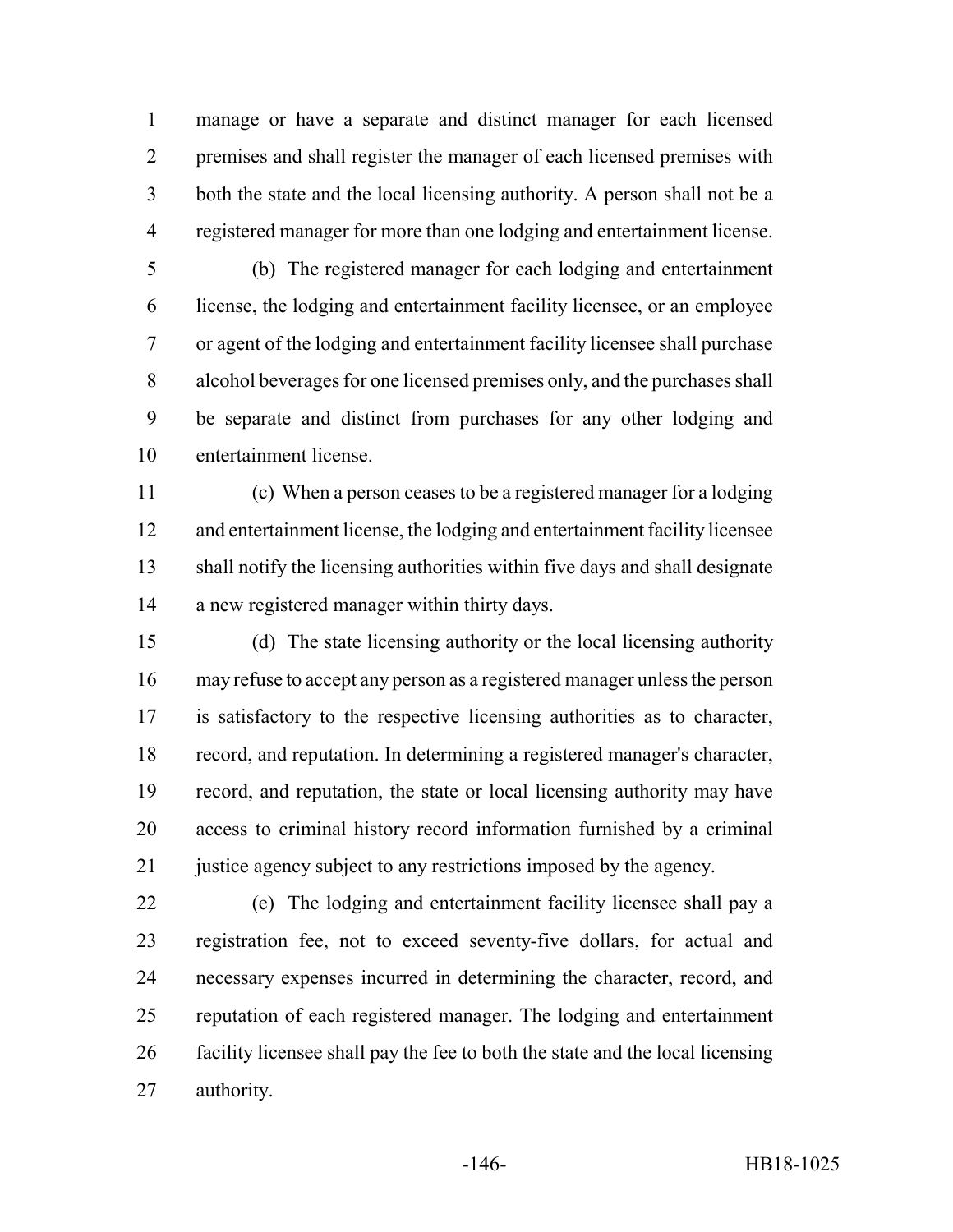manage or have a separate and distinct manager for each licensed premises and shall register the manager of each licensed premises with both the state and the local licensing authority. A person shall not be a registered manager for more than one lodging and entertainment license.

(b) The registered manager for each lodging and entertainment license, the lodging and entertainment facility licensee, or an employee or agent of the lodging and entertainment facility licensee shall purchase alcohol beverages for one licensed premises only, and the purchases shall be separate and distinct from purchases for any other lodging and entertainment license.

(c) When a person ceases to be a registered manager for a lodging and entertainment license, the lodging and entertainment facility licensee shall notify the licensing authorities within five days and shall designate a new registered manager within thirty days.

(d) The state licensing authority or the local licensing authority may refuse to accept any person as a registered manager unless the person is satisfactory to the respective licensing authorities as to character, record, and reputation. In determining a registered manager's character, record, and reputation, the state or local licensing authority may have access to criminal history record information furnished by a criminal justice agency subject to any restrictions imposed by the agency.

(e) The lodging and entertainment facility licensee shall pay a registration fee, not to exceed seventy-five dollars, for actual and necessary expenses incurred in determining the character, record, and reputation of each registered manager. The lodging and entertainment facility licensee shall pay the fee to both the state and the local licensing authority.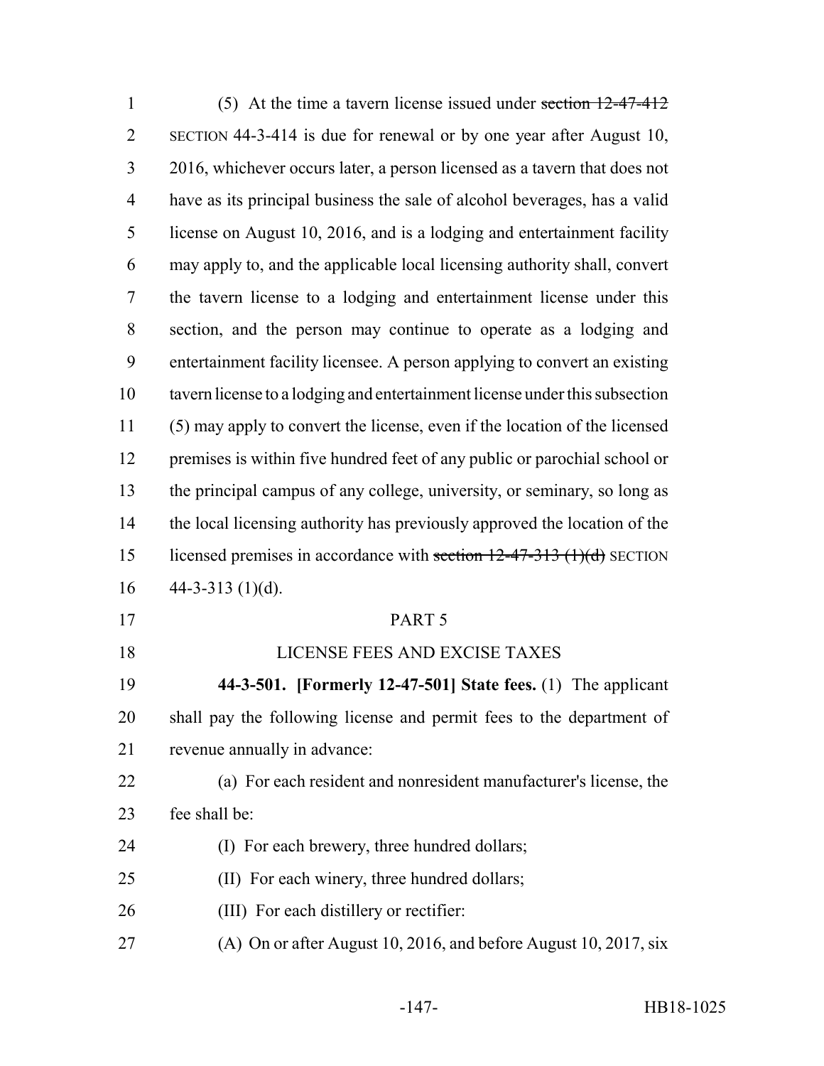(5) At the time a tavern license issued under ~~section 12-47-412~~ SECTION 44-3-414 is due for renewal or by one year after August 10, 2016, whichever occurs later, a person licensed as a tavern that does not have as its principal business the sale of alcohol beverages, has a valid license on August 10, 2016, and is a lodging and entertainment facility may apply to, and the applicable local licensing authority shall, convert the tavern license to a lodging and entertainment license under this section, and the person may continue to operate as a lodging and entertainment facility licensee. A person applying to convert an existing tavern license to a lodging and entertainment license under this subsection (5) may apply to convert the license, even if the location of the licensed premises is within five hundred feet of any public or parochial school or the principal campus of any college, university, or seminary, so long as the local licensing authority has previously approved the location of the licensed premises in accordance with ~~section 12-47-313 (1)(d)~~ SECTION 44-3-313 (1)(d).

PART 5

LICENSE FEES AND EXCISE TAXES

**44-3-501. [Formerly 12-47-501] State fees.** (1) The applicant shall pay the following license and permit fees to the department of revenue annually in advance:

(a) For each resident and nonresident manufacturer's license, the fee shall be:

(I) For each brewery, three hundred dollars;

(II) For each winery, three hundred dollars;

(III) For each distillery or rectifier:

(A) On or after August 10, 2016, and before August 10, 2017, six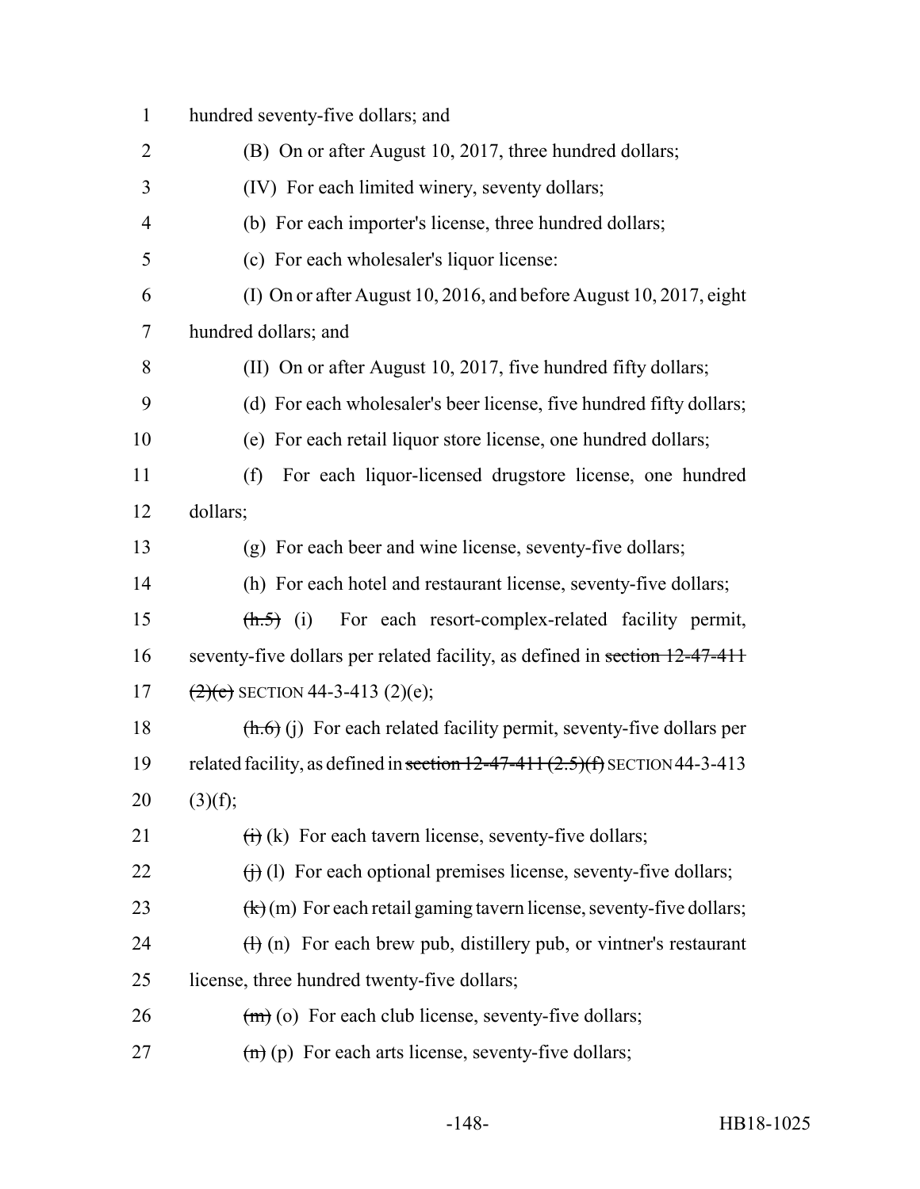hundred seventy-five dollars; and

(B) On or after August 10, 2017, three hundred dollars;

(IV) For each limited winery, seventy dollars;

(b) For each importer's license, three hundred dollars;

(c) For each wholesaler's liquor license:

(I) On or after August 10, 2016, and before August 10, 2017, eight hundred dollars; and

(II) On or after August 10, 2017, five hundred fifty dollars;

(d) For each wholesaler's beer license, five hundred fifty dollars;

(e) For each retail liquor store license, one hundred dollars;

(f) For each liquor-licensed drugstore license, one hundred dollars;

(g) For each beer and wine license, seventy-five dollars;

(h) For each hotel and restaurant license, seventy-five dollars;

~~(h.5)~~ (i) For each resort-complex-related facility permit, seventy-five dollars per related facility, as defined in ~~section 12-47-411 (2)(e)~~ SECTION 44-3-413 (2)(e);

~~(h.6)~~ (j) For each related facility permit, seventy-five dollars per related facility, as defined in ~~section 12-47-411 (2.5)(f)~~ SECTION 44-3-413 (3)(f);

~~(i)~~ (k) For each tavern license, seventy-five dollars;

~~(j)~~ (l) For each optional premises license, seventy-five dollars;

~~(k)~~ (m) For each retail gaming tavern license, seventy-five dollars;

~~(l)~~ (n) For each brew pub, distillery pub, or vintner's restaurant license, three hundred twenty-five dollars;

~~(m)~~ (o) For each club license, seventy-five dollars;

~~(n)~~ (p) For each arts license, seventy-five dollars;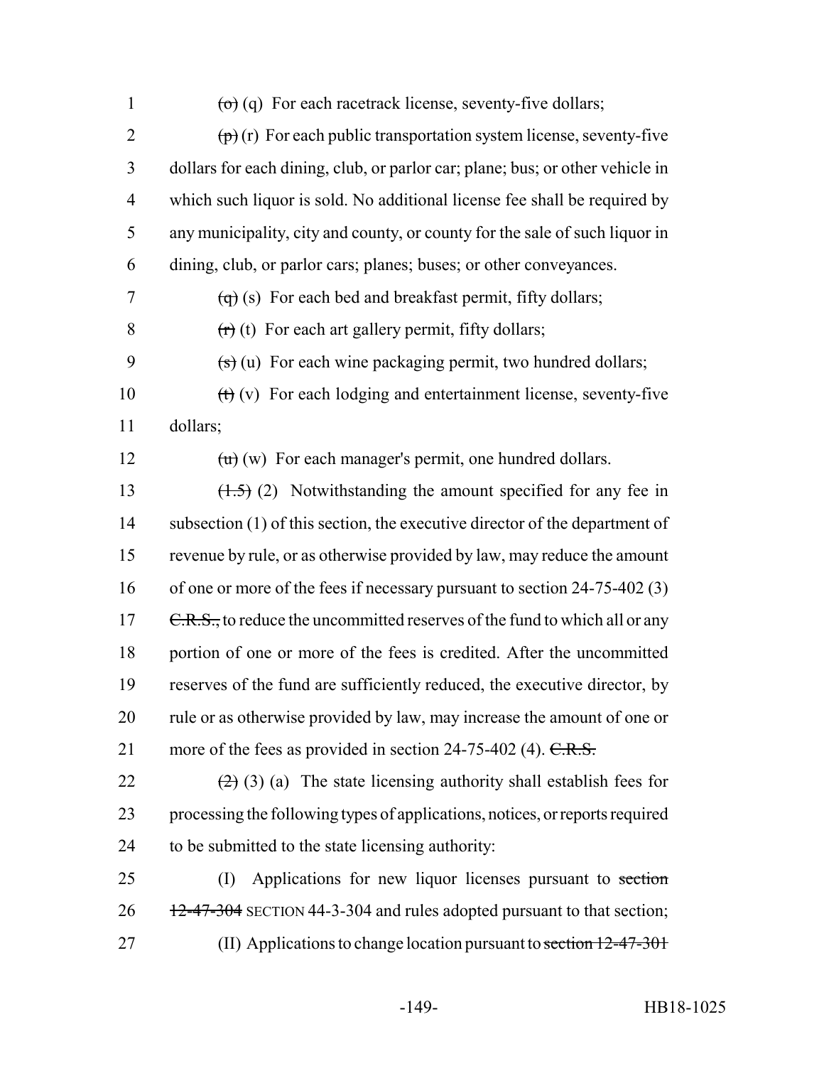(o) (q) For each racetrack license, seventy-five dollars;

(p) (r) For each public transportation system license, seventy-five dollars for each dining, club, or parlor car; plane; bus; or other vehicle in which such liquor is sold. No additional license fee shall be required by any municipality, city and county, or county for the sale of such liquor in dining, club, or parlor cars; planes; buses; or other conveyances.

(q) (s) For each bed and breakfast permit, fifty dollars;

(r) (t) For each art gallery permit, fifty dollars;

(s) (u) For each wine packaging permit, two hundred dollars;

(t) (v) For each lodging and entertainment license, seventy-five dollars;

(u) (w) For each manager's permit, one hundred dollars.

(1.5) (2) Notwithstanding the amount specified for any fee in subsection (1) of this section, the executive director of the department of revenue by rule, or as otherwise provided by law, may reduce the amount of one or more of the fees if necessary pursuant to section 24-75-402 (3) C.R.S., to reduce the uncommitted reserves of the fund to which all or any portion of one or more of the fees is credited. After the uncommitted reserves of the fund are sufficiently reduced, the executive director, by rule or as otherwise provided by law, may increase the amount of one or more of the fees as provided in section 24-75-402 (4). C.R.S.

(2) (3) (a) The state licensing authority shall establish fees for processing the following types of applications, notices, or reports required to be submitted to the state licensing authority:

(I) Applications for new liquor licenses pursuant to section 12-47-304 SECTION 44-3-304 and rules adopted pursuant to that section;

(II) Applications to change location pursuant to section 12-47-301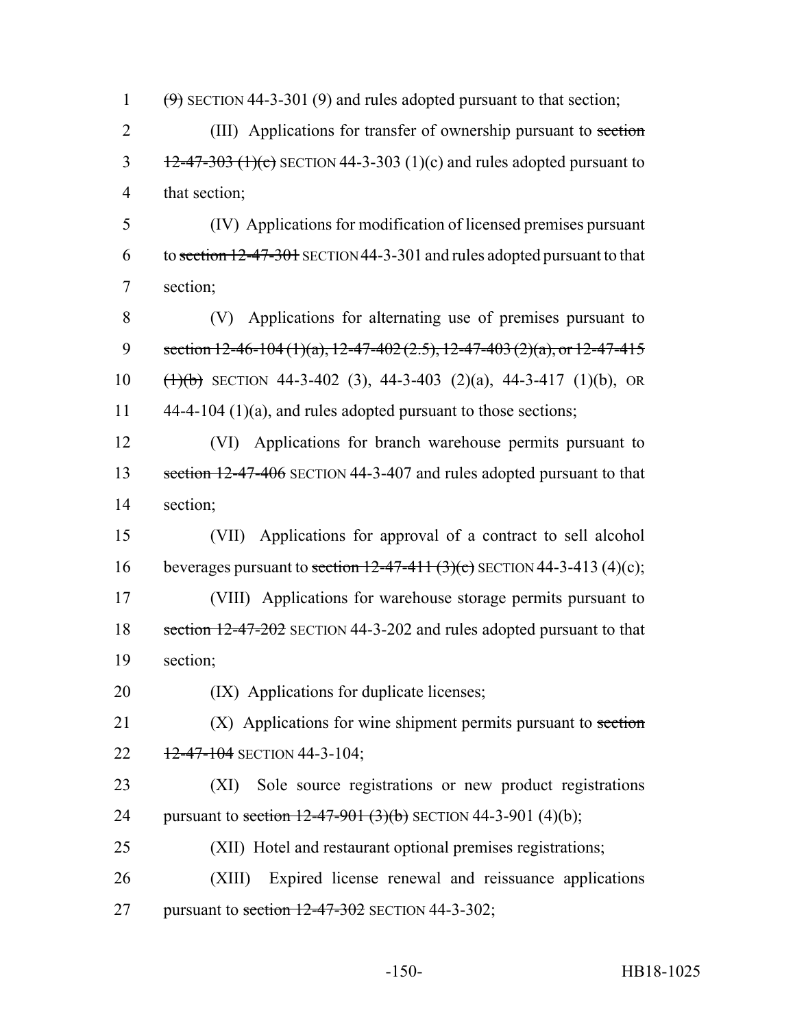~~(9)~~ SECTION 44-3-301 (9) and rules adopted pursuant to that section;

(III) Applications for transfer of ownership pursuant to ~~section 12-47-303 (1)(c)~~ SECTION 44-3-303 (1)(c) and rules adopted pursuant to that section;

(IV) Applications for modification of licensed premises pursuant to ~~section 12-47-301~~ SECTION 44-3-301 and rules adopted pursuant to that section;

(V) Applications for alternating use of premises pursuant to ~~section 12-46-104 (1)(a), 12-47-402 (2.5), 12-47-403 (2)(a), or 12-47-415 (1)(b)~~ SECTION 44-3-402 (3), 44-3-403 (2)(a), 44-3-417 (1)(b), OR 44-4-104 (1)(a), and rules adopted pursuant to those sections;

(VI) Applications for branch warehouse permits pursuant to ~~section 12-47-406~~ SECTION 44-3-407 and rules adopted pursuant to that section;

(VII) Applications for approval of a contract to sell alcohol beverages pursuant to ~~section 12-47-411 (3)(c)~~ SECTION 44-3-413 (4)(c);

(VIII) Applications for warehouse storage permits pursuant to ~~section 12-47-202~~ SECTION 44-3-202 and rules adopted pursuant to that section;

(IX) Applications for duplicate licenses;

(X) Applications for wine shipment permits pursuant to ~~section 12-47-104~~ SECTION 44-3-104;

(XI) Sole source registrations or new product registrations pursuant to ~~section 12-47-901 (3)(b)~~ SECTION 44-3-901 (4)(b);

(XII) Hotel and restaurant optional premises registrations;

(XIII) Expired license renewal and reissuance applications pursuant to ~~section 12-47-302~~ SECTION 44-3-302;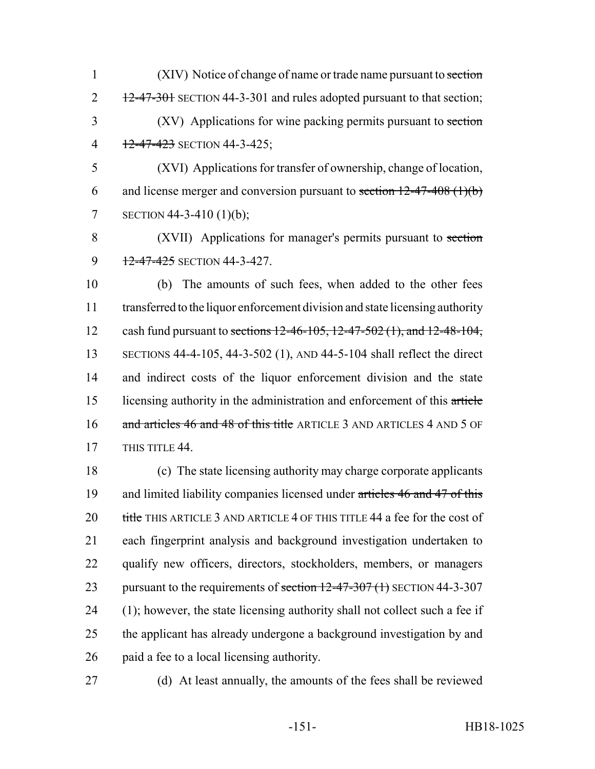(XIV) Notice of change of name or trade name pursuant to ~~section 12-47-301~~ SECTION 44-3-301 and rules adopted pursuant to that section;

(XV) Applications for wine packing permits pursuant to ~~section 12-47-423~~ SECTION 44-3-425;

(XVI) Applications for transfer of ownership, change of location, and license merger and conversion pursuant to ~~section 12-47-408 (1)(b)~~ SECTION 44-3-410 (1)(b);

(XVII) Applications for manager's permits pursuant to ~~section 12-47-425~~ SECTION 44-3-427.

(b) The amounts of such fees, when added to the other fees transferred to the liquor enforcement division and state licensing authority cash fund pursuant to ~~sections 12-46-105, 12-47-502 (1), and 12-48-104,~~ SECTIONS 44-4-105, 44-3-502 (1), AND 44-5-104 shall reflect the direct and indirect costs of the liquor enforcement division and the state licensing authority in the administration and enforcement of this ~~article and articles 46 and 48 of this title~~ ARTICLE 3 AND ARTICLES 4 AND 5 OF THIS TITLE 44.

(c) The state licensing authority may charge corporate applicants and limited liability companies licensed under ~~articles 46 and 47 of this title~~ THIS ARTICLE 3 AND ARTICLE 4 OF THIS TITLE 44 a fee for the cost of each fingerprint analysis and background investigation undertaken to qualify new officers, directors, stockholders, members, or managers pursuant to the requirements of ~~section 12-47-307 (1)~~ SECTION 44-3-307 (1); however, the state licensing authority shall not collect such a fee if the applicant has already undergone a background investigation by and paid a fee to a local licensing authority.

(d) At least annually, the amounts of the fees shall be reviewed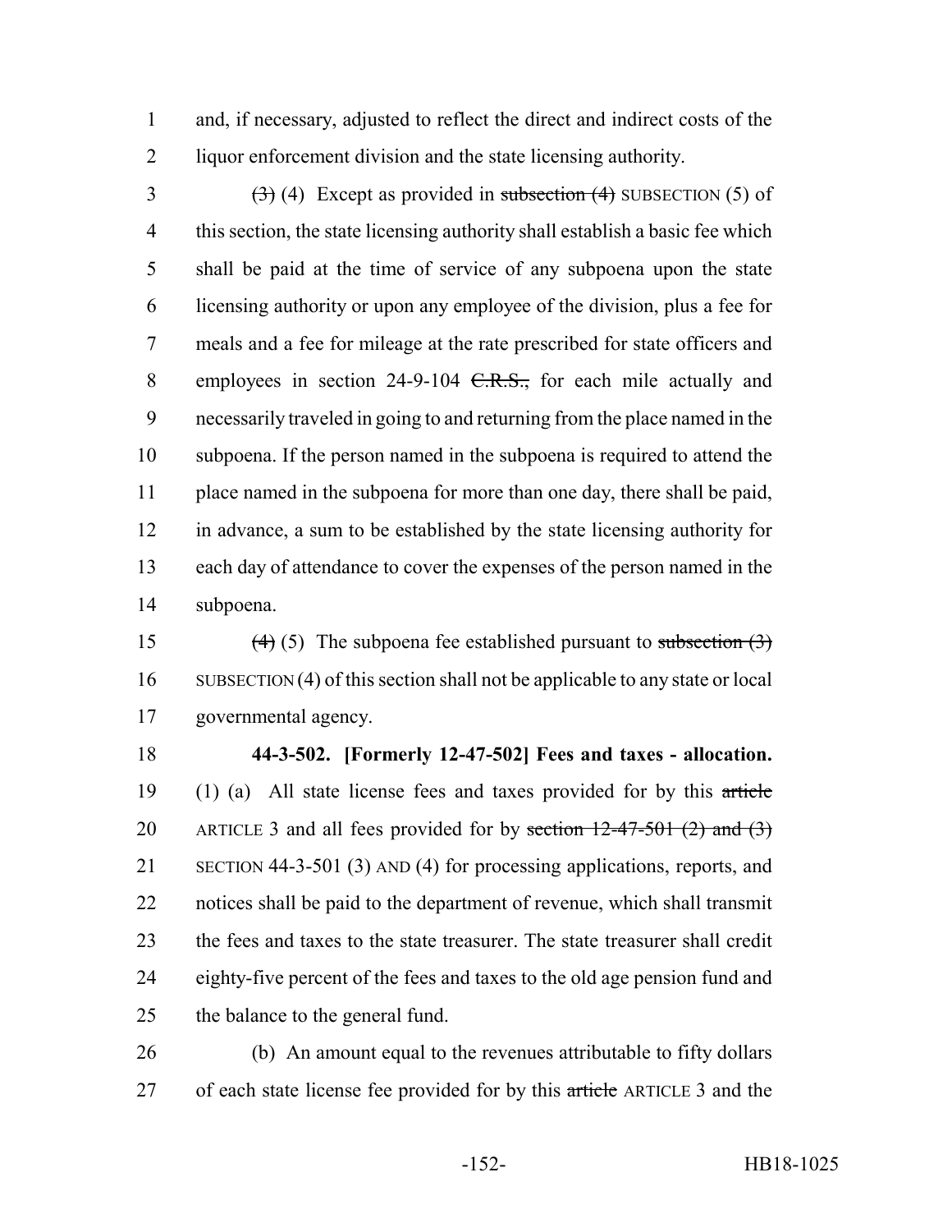and, if necessary, adjusted to reflect the direct and indirect costs of the liquor enforcement division and the state licensing authority.

~~(3)~~ (4) Except as provided in ~~subsection (4)~~ SUBSECTION (5) of this section, the state licensing authority shall establish a basic fee which shall be paid at the time of service of any subpoena upon the state licensing authority or upon any employee of the division, plus a fee for meals and a fee for mileage at the rate prescribed for state officers and employees in section 24-9-104 ~~C.R.S.,~~ for each mile actually and necessarily traveled in going to and returning from the place named in the subpoena. If the person named in the subpoena is required to attend the place named in the subpoena for more than one day, there shall be paid, in advance, a sum to be established by the state licensing authority for each day of attendance to cover the expenses of the person named in the subpoena.

~~(4)~~ (5) The subpoena fee established pursuant to ~~subsection (3)~~ SUBSECTION (4) of this section shall not be applicable to any state or local governmental agency.

**44-3-502. [Formerly 12-47-502] Fees and taxes - allocation.** (1) (a) All state license fees and taxes provided for by this ~~article~~ ARTICLE 3 and all fees provided for by ~~section 12-47-501 (2) and (3)~~ SECTION 44-3-501 (3) AND (4) for processing applications, reports, and notices shall be paid to the department of revenue, which shall transmit the fees and taxes to the state treasurer. The state treasurer shall credit eighty-five percent of the fees and taxes to the old age pension fund and the balance to the general fund.

(b) An amount equal to the revenues attributable to fifty dollars of each state license fee provided for by this ~~article~~ ARTICLE 3 and the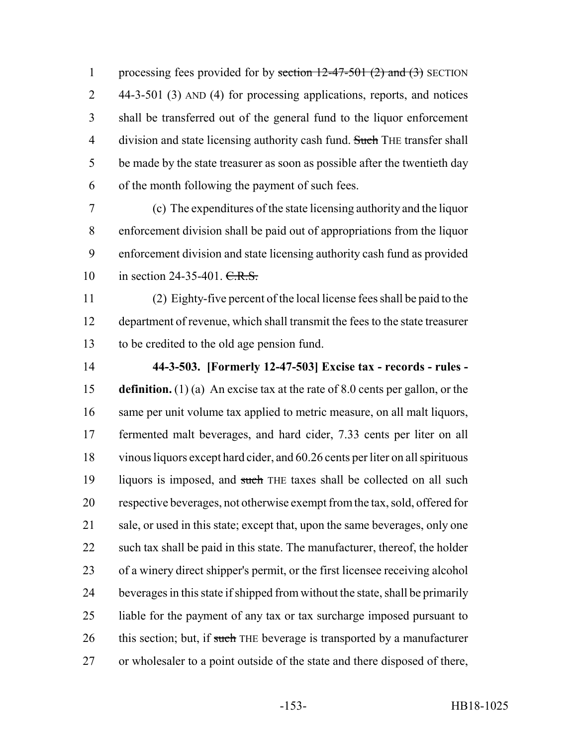processing fees provided for by ~~section 12-47-501 (2) and (3)~~ SECTION 44-3-501 (3) AND (4) for processing applications, reports, and notices shall be transferred out of the general fund to the liquor enforcement division and state licensing authority cash fund. ~~Such~~ THE transfer shall be made by the state treasurer as soon as possible after the twentieth day of the month following the payment of such fees.

(c) The expenditures of the state licensing authority and the liquor enforcement division shall be paid out of appropriations from the liquor enforcement division and state licensing authority cash fund as provided in section 24-35-401. ~~C.R.S.~~

(2) Eighty-five percent of the local license fees shall be paid to the department of revenue, which shall transmit the fees to the state treasurer to be credited to the old age pension fund.

**44-3-503. [Formerly 12-47-503] Excise tax - records - rules - definition.** (1) (a) An excise tax at the rate of 8.0 cents per gallon, or the same per unit volume tax applied to metric measure, on all malt liquors, fermented malt beverages, and hard cider, 7.33 cents per liter on all vinous liquors except hard cider, and 60.26 cents per liter on all spirituous liquors is imposed, and ~~such~~ THE taxes shall be collected on all such respective beverages, not otherwise exempt from the tax, sold, offered for sale, or used in this state; except that, upon the same beverages, only one such tax shall be paid in this state. The manufacturer, thereof, the holder of a winery direct shipper's permit, or the first licensee receiving alcohol beverages in this state if shipped from without the state, shall be primarily liable for the payment of any tax or tax surcharge imposed pursuant to this section; but, if ~~such~~ THE beverage is transported by a manufacturer or wholesaler to a point outside of the state and there disposed of there,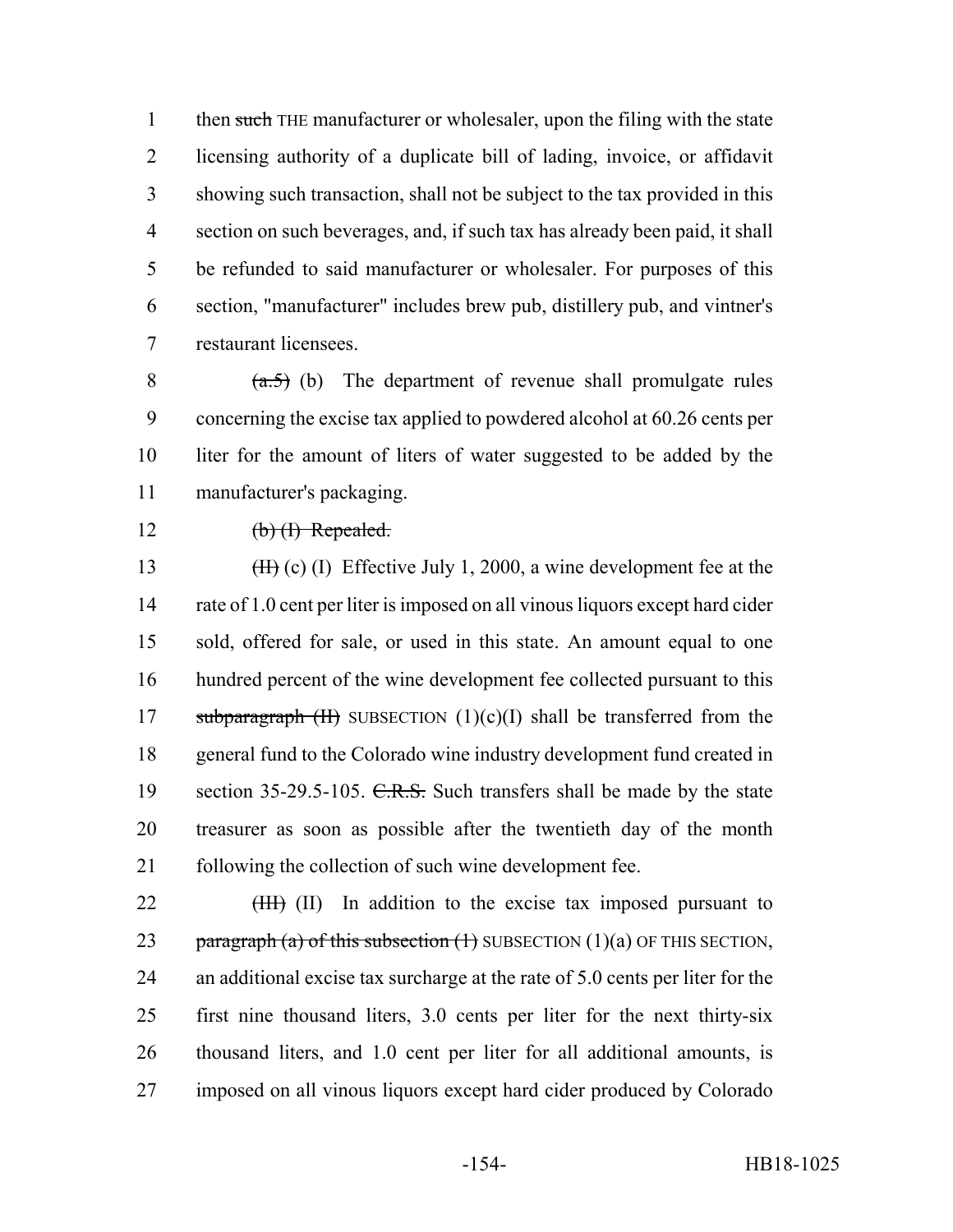then ~~such~~ THE manufacturer or wholesaler, upon the filing with the state licensing authority of a duplicate bill of lading, invoice, or affidavit showing such transaction, shall not be subject to the tax provided in this section on such beverages, and, if such tax has already been paid, it shall be refunded to said manufacturer or wholesaler. For purposes of this section, "manufacturer" includes brew pub, distillery pub, and vintner's restaurant licensees.

~~(a.5)~~ (b) The department of revenue shall promulgate rules concerning the excise tax applied to powdered alcohol at 60.26 cents per liter for the amount of liters of water suggested to be added by the manufacturer's packaging.

~~(b) (I) Repealed.~~

~~(II)~~ (c) (I) Effective July 1, 2000, a wine development fee at the rate of 1.0 cent per liter is imposed on all vinous liquors except hard cider sold, offered for sale, or used in this state. An amount equal to one hundred percent of the wine development fee collected pursuant to this ~~subparagraph (II)~~ SUBSECTION (1)(c)(I) shall be transferred from the general fund to the Colorado wine industry development fund created in section 35-29.5-105. ~~C.R.S.~~ Such transfers shall be made by the state treasurer as soon as possible after the twentieth day of the month following the collection of such wine development fee.

~~(III)~~ (II) In addition to the excise tax imposed pursuant to ~~paragraph (a) of this subsection (1)~~ SUBSECTION (1)(a) OF THIS SECTION, an additional excise tax surcharge at the rate of 5.0 cents per liter for the first nine thousand liters, 3.0 cents per liter for the next thirty-six thousand liters, and 1.0 cent per liter for all additional amounts, is imposed on all vinous liquors except hard cider produced by Colorado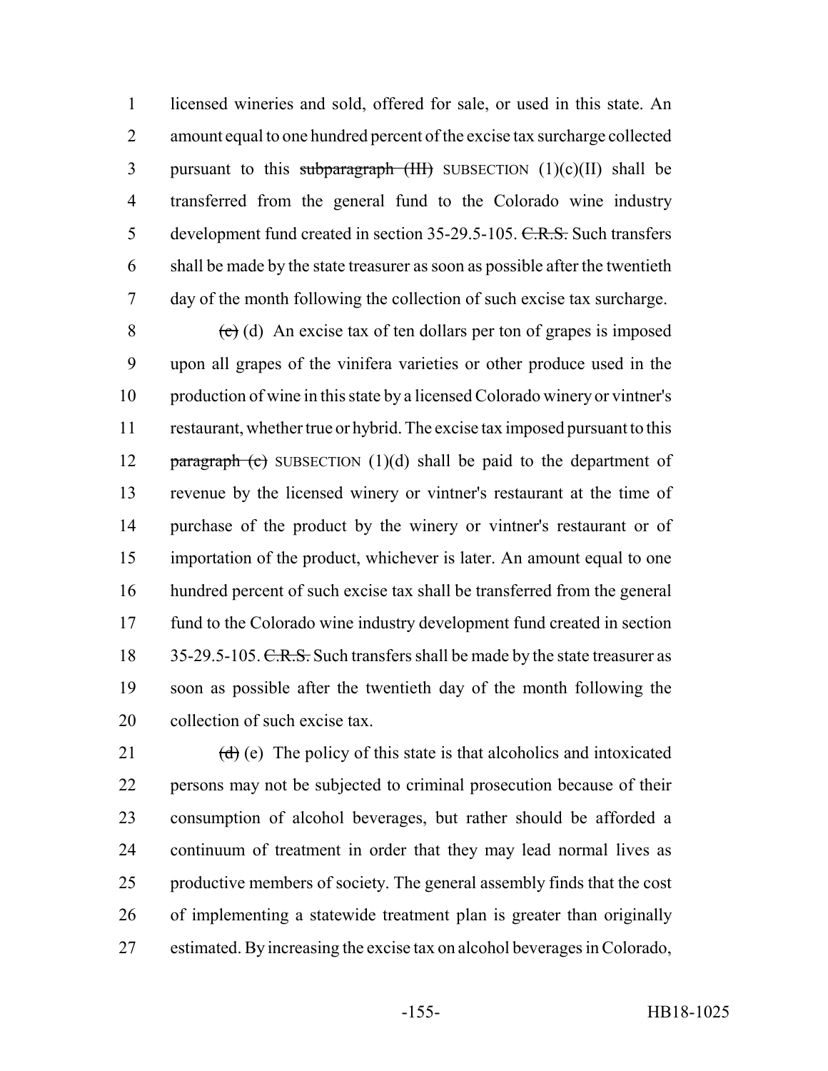licensed wineries and sold, offered for sale, or used in this state. An amount equal to one hundred percent of the excise tax surcharge collected pursuant to this ~~subparagraph (III)~~ SUBSECTION (1)(c)(II) shall be transferred from the general fund to the Colorado wine industry development fund created in section 35-29.5-105. ~~C.R.S.~~ Such transfers shall be made by the state treasurer as soon as possible after the twentieth day of the month following the collection of such excise tax surcharge.

~~(c)~~ (d) An excise tax of ten dollars per ton of grapes is imposed upon all grapes of the vinifera varieties or other produce used in the production of wine in this state by a licensed Colorado winery or vintner's restaurant, whether true or hybrid. The excise tax imposed pursuant to this ~~paragraph (c)~~ SUBSECTION (1)(d) shall be paid to the department of revenue by the licensed winery or vintner's restaurant at the time of purchase of the product by the winery or vintner's restaurant or of importation of the product, whichever is later. An amount equal to one hundred percent of such excise tax shall be transferred from the general fund to the Colorado wine industry development fund created in section 35-29.5-105. ~~C.R.S.~~ Such transfers shall be made by the state treasurer as soon as possible after the twentieth day of the month following the collection of such excise tax.

~~(d)~~ (e) The policy of this state is that alcoholics and intoxicated persons may not be subjected to criminal prosecution because of their consumption of alcohol beverages, but rather should be afforded a continuum of treatment in order that they may lead normal lives as productive members of society. The general assembly finds that the cost of implementing a statewide treatment plan is greater than originally estimated. By increasing the excise tax on alcohol beverages in Colorado,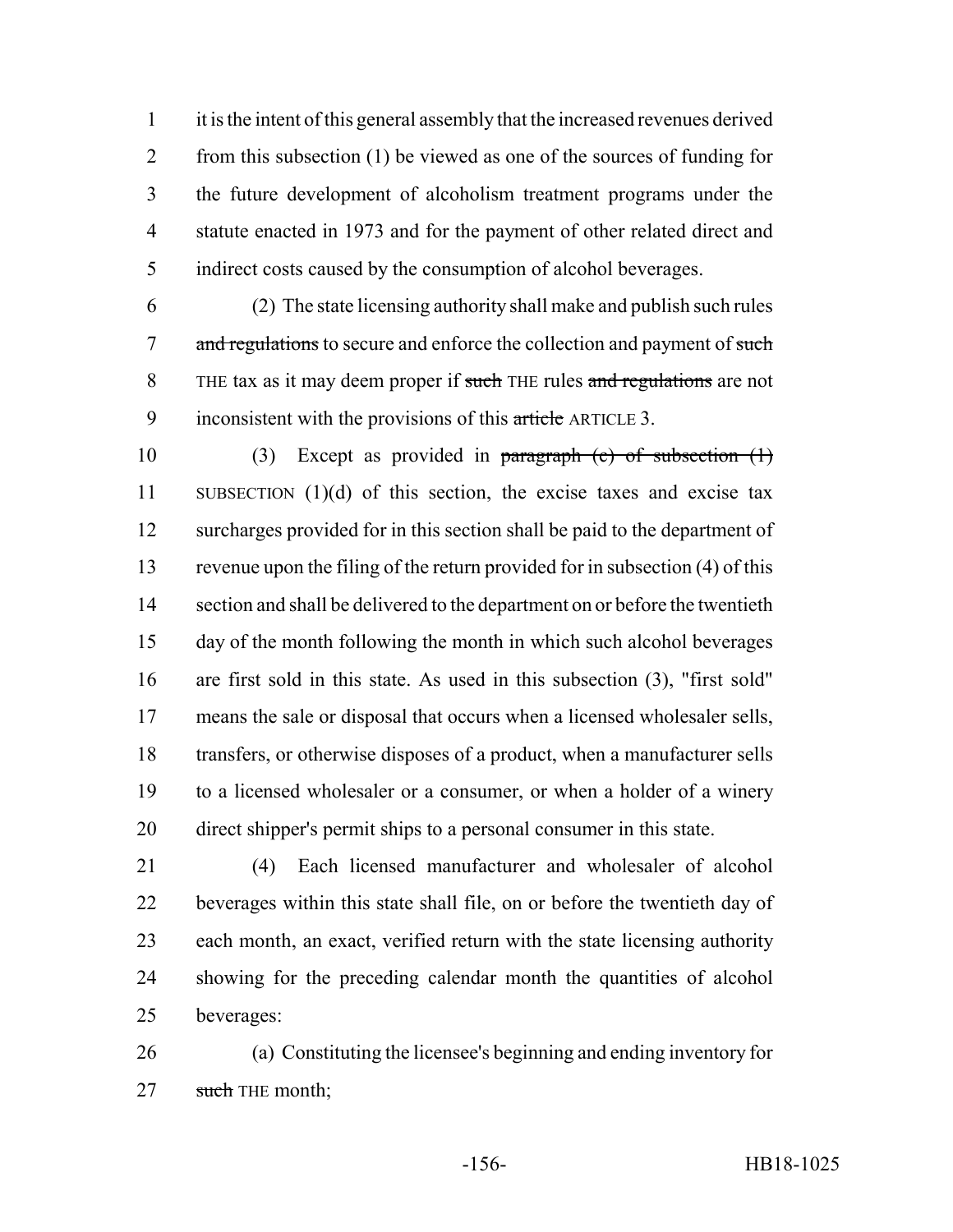it is the intent of this general assembly that the increased revenues derived from this subsection (1) be viewed as one of the sources of funding for the future development of alcoholism treatment programs under the statute enacted in 1973 and for the payment of other related direct and indirect costs caused by the consumption of alcohol beverages.

(2) The state licensing authority shall make and publish such rules ~~and regulations~~ to secure and enforce the collection and payment of ~~such~~ THE tax as it may deem proper if ~~such~~ THE rules ~~and regulations~~ are not inconsistent with the provisions of this ~~article~~ ARTICLE 3.

(3) Except as provided in ~~paragraph (c) of subsection (1)~~ SUBSECTION (1)(d) of this section, the excise taxes and excise tax surcharges provided for in this section shall be paid to the department of revenue upon the filing of the return provided for in subsection (4) of this section and shall be delivered to the department on or before the twentieth day of the month following the month in which such alcohol beverages are first sold in this state. As used in this subsection (3), "first sold" means the sale or disposal that occurs when a licensed wholesaler sells, transfers, or otherwise disposes of a product, when a manufacturer sells to a licensed wholesaler or a consumer, or when a holder of a winery direct shipper's permit ships to a personal consumer in this state.

(4) Each licensed manufacturer and wholesaler of alcohol beverages within this state shall file, on or before the twentieth day of each month, an exact, verified return with the state licensing authority showing for the preceding calendar month the quantities of alcohol beverages:

(a) Constituting the licensee's beginning and ending inventory for ~~such~~ THE month;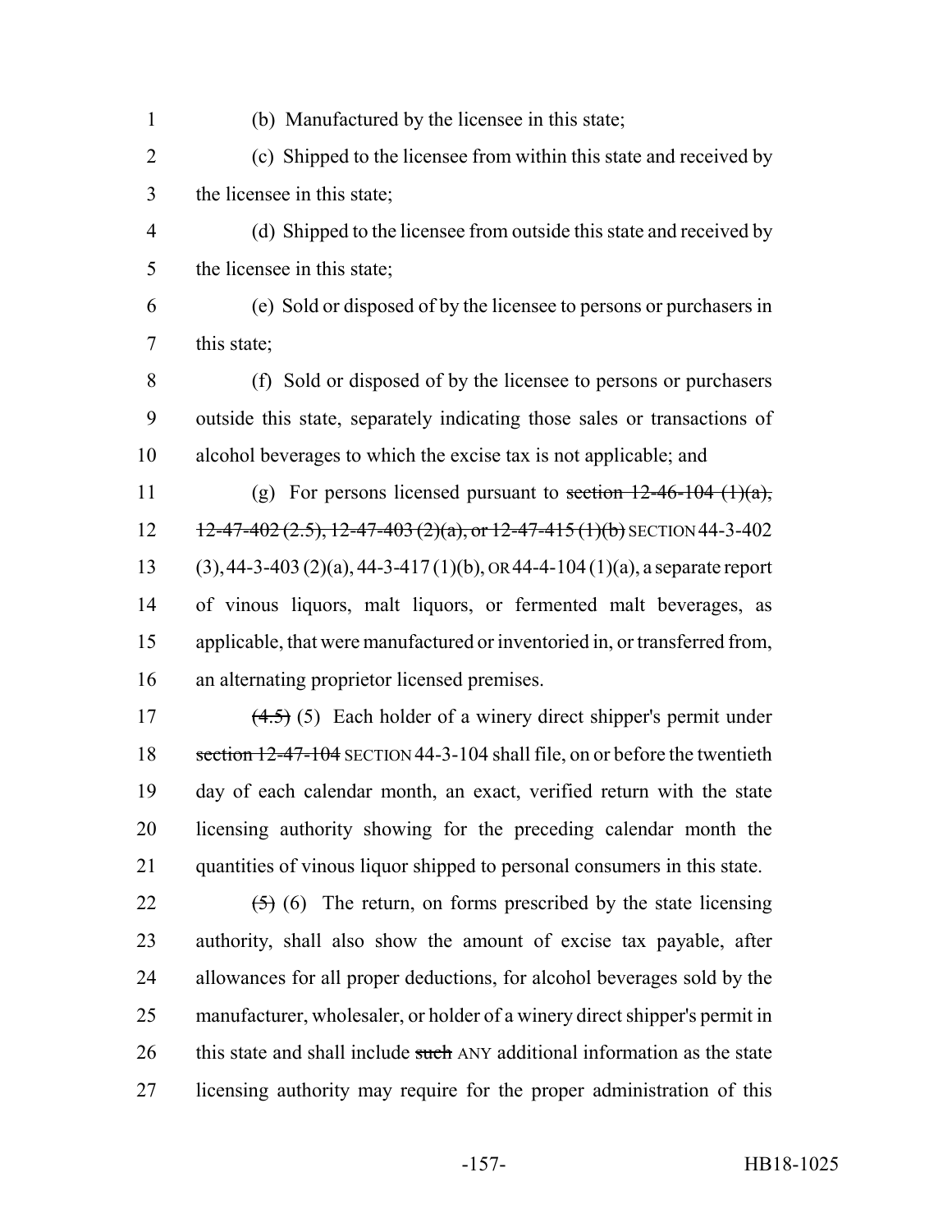(b) Manufactured by the licensee in this state;

(c) Shipped to the licensee from within this state and received by the licensee in this state;

(d) Shipped to the licensee from outside this state and received by the licensee in this state;

(e) Sold or disposed of by the licensee to persons or purchasers in this state;

(f) Sold or disposed of by the licensee to persons or purchasers outside this state, separately indicating those sales or transactions of alcohol beverages to which the excise tax is not applicable; and

(g) For persons licensed pursuant to ~~section 12-46-104 (1)(a), 12-47-402 (2.5), 12-47-403 (2)(a), or 12-47-415 (1)(b)~~ SECTION 44-3-402 (3), 44-3-403 (2)(a), 44-3-417 (1)(b), OR 44-4-104 (1)(a), a separate report of vinous liquors, malt liquors, or fermented malt beverages, as applicable, that were manufactured or inventoried in, or transferred from, an alternating proprietor licensed premises.

~~(4.5)~~ (5) Each holder of a winery direct shipper's permit under ~~section 12-47-104~~ SECTION 44-3-104 shall file, on or before the twentieth day of each calendar month, an exact, verified return with the state licensing authority showing for the preceding calendar month the quantities of vinous liquor shipped to personal consumers in this state.

~~(5)~~ (6) The return, on forms prescribed by the state licensing authority, shall also show the amount of excise tax payable, after allowances for all proper deductions, for alcohol beverages sold by the manufacturer, wholesaler, or holder of a winery direct shipper's permit in this state and shall include ~~such~~ ANY additional information as the state licensing authority may require for the proper administration of this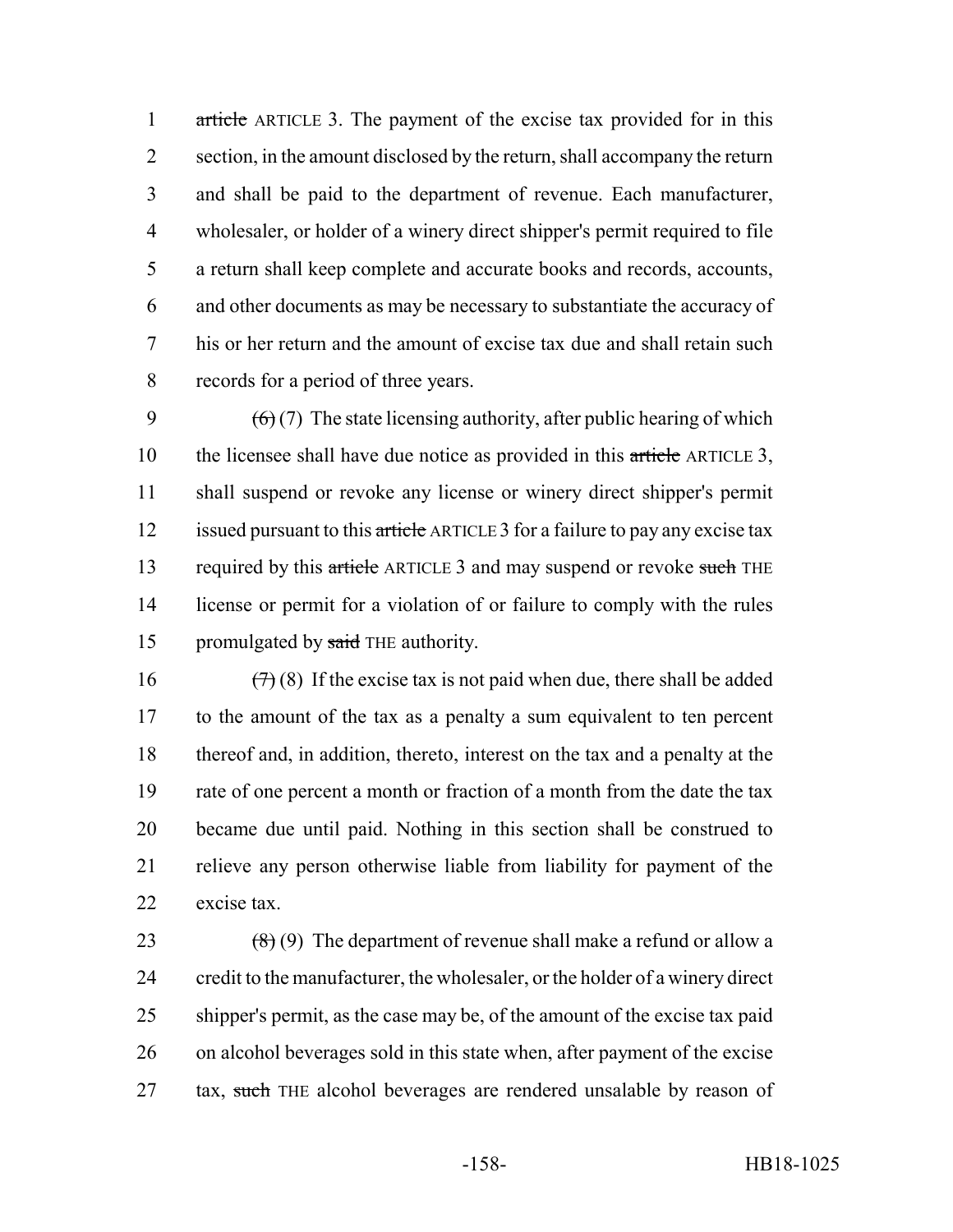article ARTICLE 3. The payment of the excise tax provided for in this section, in the amount disclosed by the return, shall accompany the return and shall be paid to the department of revenue. Each manufacturer, wholesaler, or holder of a winery direct shipper's permit required to file a return shall keep complete and accurate books and records, accounts, and other documents as may be necessary to substantiate the accuracy of his or her return and the amount of excise tax due and shall retain such records for a period of three years.

~~(6)~~ (7) The state licensing authority, after public hearing of which the licensee shall have due notice as provided in this ~~article~~ ARTICLE 3, shall suspend or revoke any license or winery direct shipper's permit issued pursuant to this ~~article~~ ARTICLE 3 for a failure to pay any excise tax required by this ~~article~~ ARTICLE 3 and may suspend or revoke ~~such~~ THE license or permit for a violation of or failure to comply with the rules promulgated by ~~said~~ THE authority.

~~(7)~~ (8) If the excise tax is not paid when due, there shall be added to the amount of the tax as a penalty a sum equivalent to ten percent thereof and, in addition, thereto, interest on the tax and a penalty at the rate of one percent a month or fraction of a month from the date the tax became due until paid. Nothing in this section shall be construed to relieve any person otherwise liable from liability for payment of the excise tax.

~~(8)~~ (9) The department of revenue shall make a refund or allow a credit to the manufacturer, the wholesaler, or the holder of a winery direct shipper's permit, as the case may be, of the amount of the excise tax paid on alcohol beverages sold in this state when, after payment of the excise tax, ~~such~~ THE alcohol beverages are rendered unsalable by reason of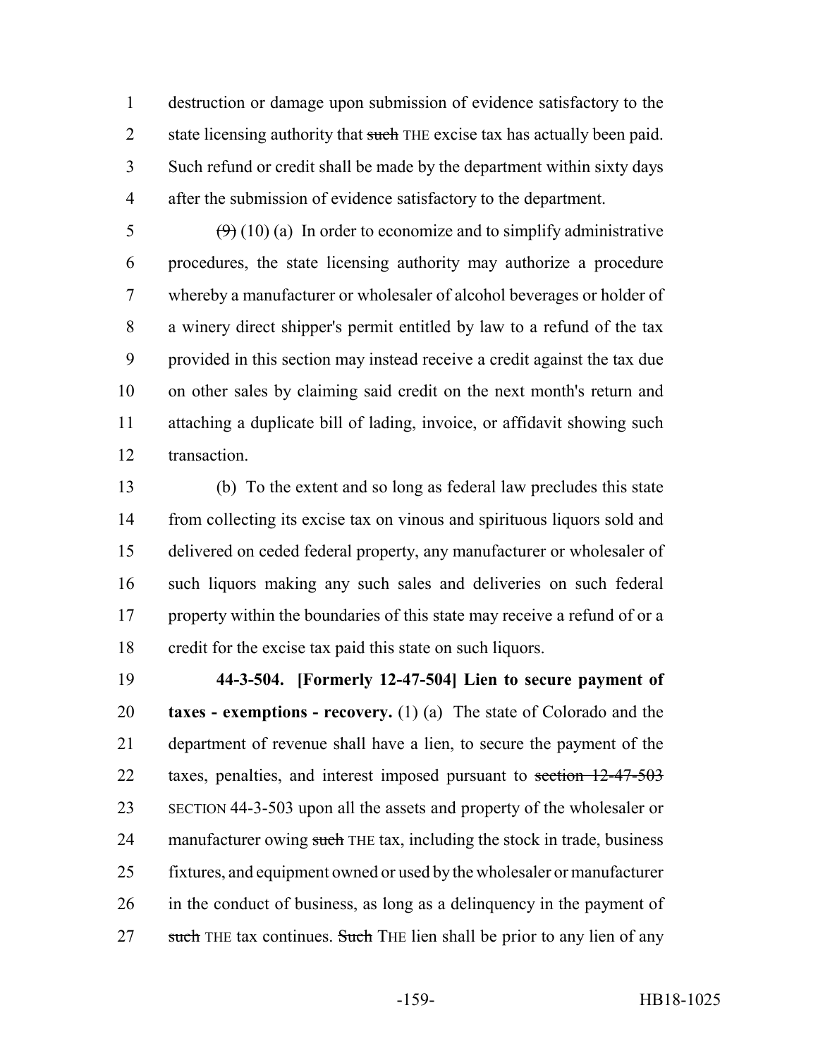destruction or damage upon submission of evidence satisfactory to the state licensing authority that ~~such~~ THE excise tax has actually been paid. Such refund or credit shall be made by the department within sixty days after the submission of evidence satisfactory to the department.

~~(9)~~ (10) (a) In order to economize and to simplify administrative procedures, the state licensing authority may authorize a procedure whereby a manufacturer or wholesaler of alcohol beverages or holder of a winery direct shipper's permit entitled by law to a refund of the tax provided in this section may instead receive a credit against the tax due on other sales by claiming said credit on the next month's return and attaching a duplicate bill of lading, invoice, or affidavit showing such transaction.

(b) To the extent and so long as federal law precludes this state from collecting its excise tax on vinous and spirituous liquors sold and delivered on ceded federal property, any manufacturer or wholesaler of such liquors making any such sales and deliveries on such federal property within the boundaries of this state may receive a refund of or a credit for the excise tax paid this state on such liquors.

**44-3-504. [Formerly 12-47-504] Lien to secure payment of taxes - exemptions - recovery.** (1) (a) The state of Colorado and the department of revenue shall have a lien, to secure the payment of the taxes, penalties, and interest imposed pursuant to ~~section 12-47-503~~ SECTION 44-3-503 upon all the assets and property of the wholesaler or manufacturer owing ~~such~~ THE tax, including the stock in trade, business fixtures, and equipment owned or used by the wholesaler or manufacturer in the conduct of business, as long as a delinquency in the payment of ~~such~~ THE tax continues. ~~Such~~ THE lien shall be prior to any lien of any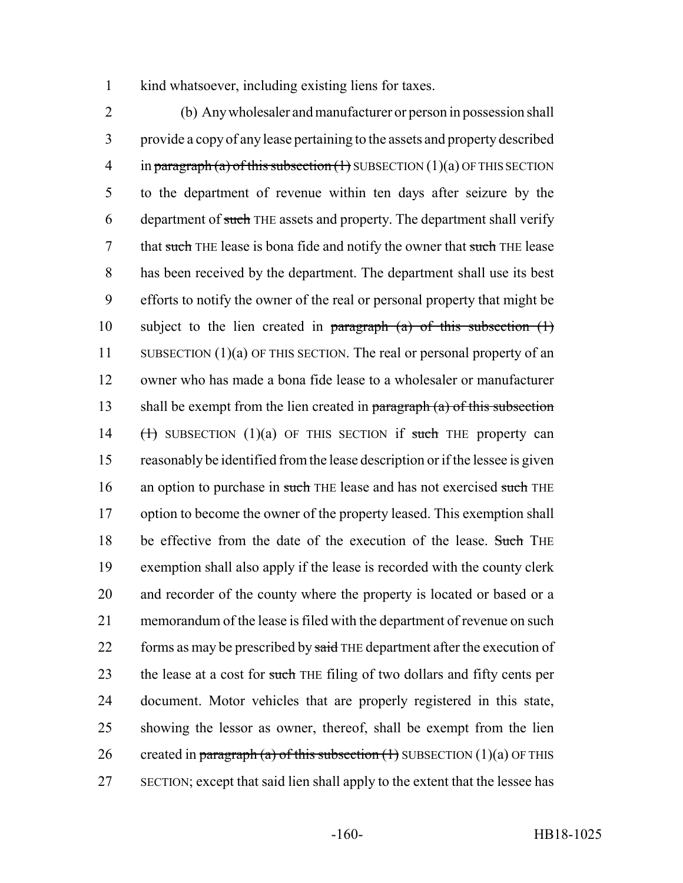kind whatsoever, including existing liens for taxes.

(b) Any wholesaler and manufacturer or person in possession shall provide a copy of any lease pertaining to the assets and property described in ~~paragraph (a) of this subsection (1)~~ SUBSECTION (1)(a) OF THIS SECTION to the department of revenue within ten days after seizure by the department of ~~such~~ THE assets and property. The department shall verify that ~~such~~ THE lease is bona fide and notify the owner that ~~such~~ THE lease has been received by the department. The department shall use its best efforts to notify the owner of the real or personal property that might be subject to the lien created in ~~paragraph (a) of this subsection (1)~~ SUBSECTION (1)(a) OF THIS SECTION. The real or personal property of an owner who has made a bona fide lease to a wholesaler or manufacturer shall be exempt from the lien created in ~~paragraph (a) of this subsection (1)~~ SUBSECTION (1)(a) OF THIS SECTION if ~~such~~ THE property can reasonably be identified from the lease description or if the lessee is given an option to purchase in ~~such~~ THE lease and has not exercised ~~such~~ THE option to become the owner of the property leased. This exemption shall be effective from the date of the execution of the lease. ~~Such~~ THE exemption shall also apply if the lease is recorded with the county clerk and recorder of the county where the property is located or based or a memorandum of the lease is filed with the department of revenue on such forms as may be prescribed by ~~said~~ THE department after the execution of the lease at a cost for ~~such~~ THE filing of two dollars and fifty cents per document. Motor vehicles that are properly registered in this state, showing the lessor as owner, thereof, shall be exempt from the lien created in ~~paragraph (a) of this subsection (1)~~ SUBSECTION (1)(a) OF THIS SECTION; except that said lien shall apply to the extent that the lessee has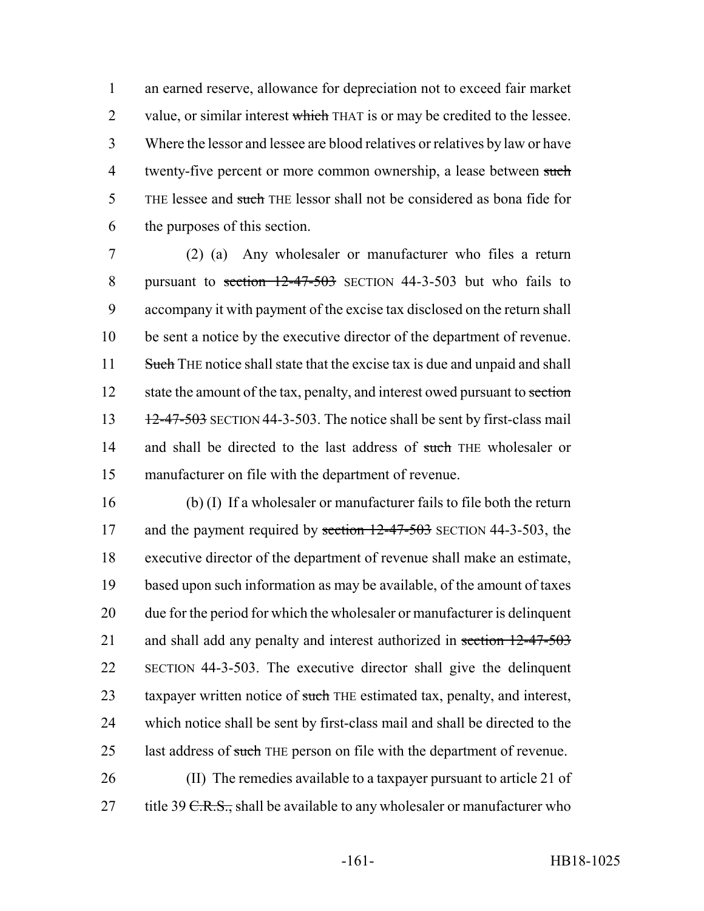an earned reserve, allowance for depreciation not to exceed fair market value, or similar interest ~~which~~ THAT is or may be credited to the lessee. Where the lessor and lessee are blood relatives or relatives by law or have twenty-five percent or more common ownership, a lease between ~~such~~ THE lessee and ~~such~~ THE lessor shall not be considered as bona fide for the purposes of this section.

(2) (a) Any wholesaler or manufacturer who files a return pursuant to ~~section 12-47-503~~ SECTION 44-3-503 but who fails to accompany it with payment of the excise tax disclosed on the return shall be sent a notice by the executive director of the department of revenue. ~~Such~~ THE notice shall state that the excise tax is due and unpaid and shall state the amount of the tax, penalty, and interest owed pursuant to ~~section 12-47-503~~ SECTION 44-3-503. The notice shall be sent by first-class mail and shall be directed to the last address of ~~such~~ THE wholesaler or manufacturer on file with the department of revenue.

(b) (I) If a wholesaler or manufacturer fails to file both the return and the payment required by ~~section 12-47-503~~ SECTION 44-3-503, the executive director of the department of revenue shall make an estimate, based upon such information as may be available, of the amount of taxes due for the period for which the wholesaler or manufacturer is delinquent and shall add any penalty and interest authorized in ~~section 12-47-503~~ SECTION 44-3-503. The executive director shall give the delinquent taxpayer written notice of ~~such~~ THE estimated tax, penalty, and interest, which notice shall be sent by first-class mail and shall be directed to the last address of ~~such~~ THE person on file with the department of revenue.

(II) The remedies available to a taxpayer pursuant to article 21 of title 39 ~~C.R.S.,~~ shall be available to any wholesaler or manufacturer who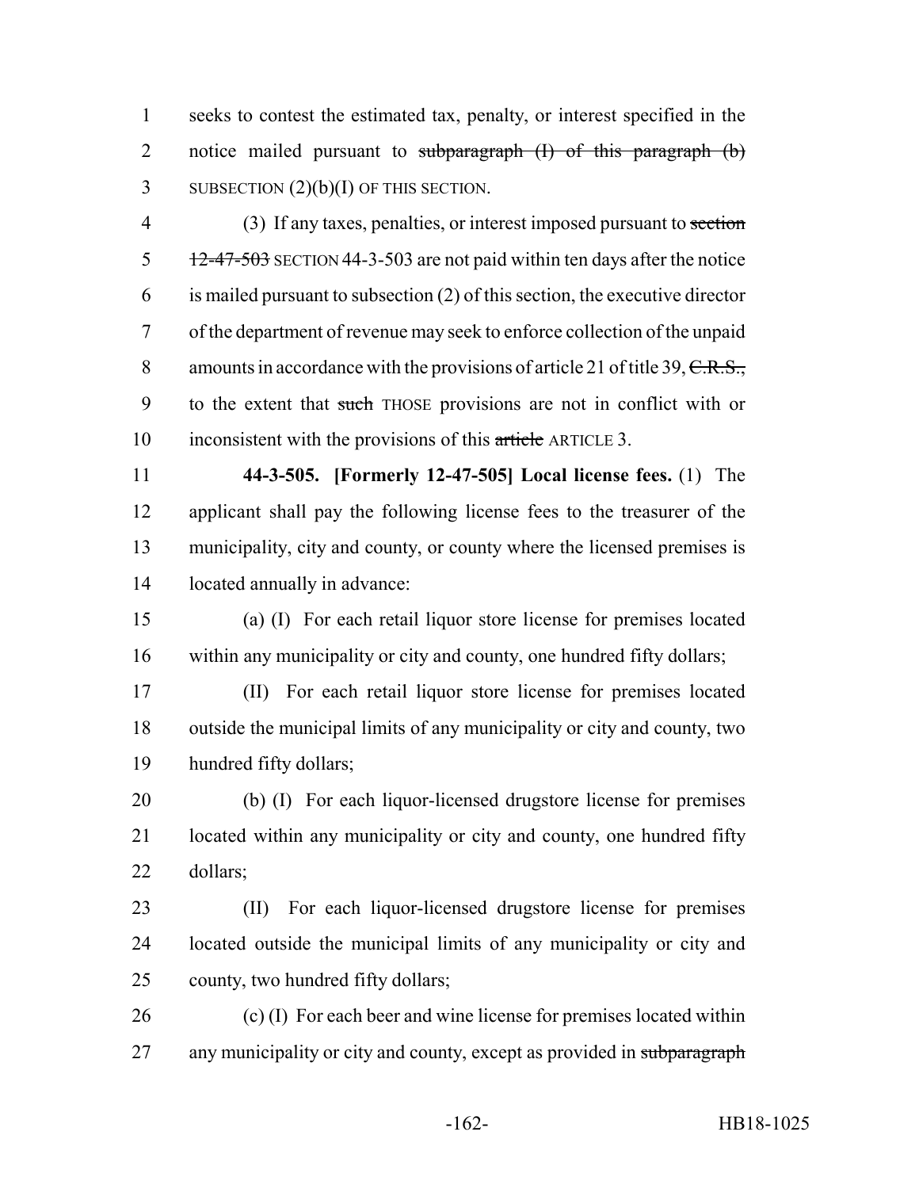seeks to contest the estimated tax, penalty, or interest specified in the notice mailed pursuant to ~~subparagraph (I) of this paragraph (b)~~ SUBSECTION (2)(b)(I) OF THIS SECTION.

(3) If any taxes, penalties, or interest imposed pursuant to ~~section 12-47-503~~ SECTION 44-3-503 are not paid within ten days after the notice is mailed pursuant to subsection (2) of this section, the executive director of the department of revenue may seek to enforce collection of the unpaid amounts in accordance with the provisions of article 21 of title 39, ~~C.R.S.,~~ to the extent that ~~such~~ THOSE provisions are not in conflict with or inconsistent with the provisions of this ~~article~~ ARTICLE 3.

**44-3-505. [Formerly 12-47-505] Local license fees.** (1) The applicant shall pay the following license fees to the treasurer of the municipality, city and county, or county where the licensed premises is located annually in advance:

(a) (I) For each retail liquor store license for premises located within any municipality or city and county, one hundred fifty dollars;

(II) For each retail liquor store license for premises located outside the municipal limits of any municipality or city and county, two hundred fifty dollars;

(b) (I) For each liquor-licensed drugstore license for premises located within any municipality or city and county, one hundred fifty dollars;

(II) For each liquor-licensed drugstore license for premises located outside the municipal limits of any municipality or city and county, two hundred fifty dollars;

(c) (I) For each beer and wine license for premises located within any municipality or city and county, except as provided in ~~subparagraph~~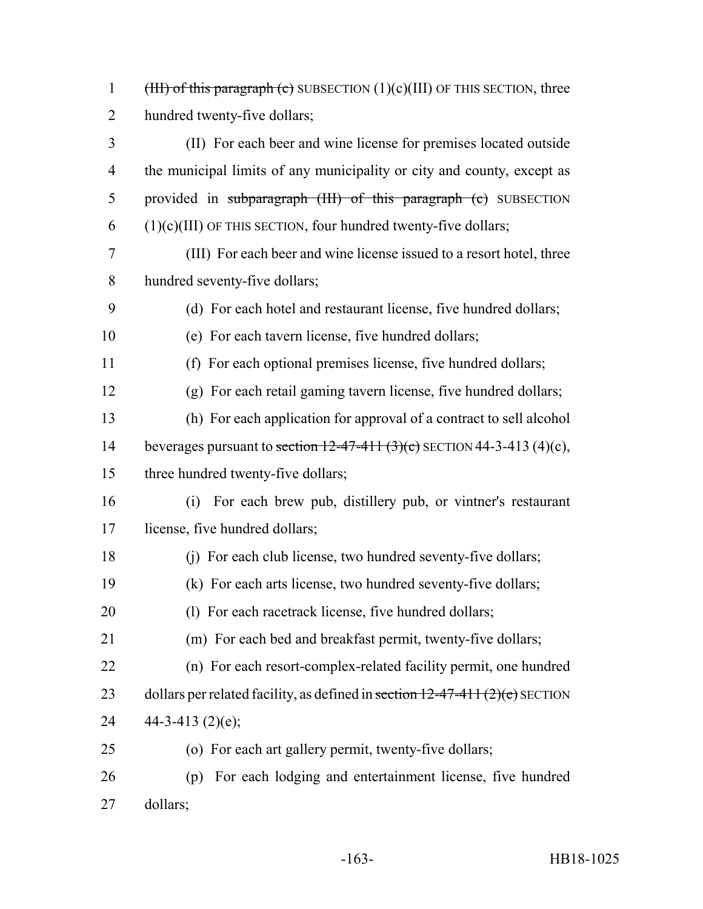~~(III) of this paragraph (c)~~ SUBSECTION (1)(c)(III) OF THIS SECTION, three hundred twenty-five dollars;

(II) For each beer and wine license for premises located outside the municipal limits of any municipality or city and county, except as provided in ~~subparagraph (III) of this paragraph (c)~~ SUBSECTION (1)(c)(III) OF THIS SECTION, four hundred twenty-five dollars;

(III) For each beer and wine license issued to a resort hotel, three hundred seventy-five dollars;

(d) For each hotel and restaurant license, five hundred dollars;

(e) For each tavern license, five hundred dollars;

(f) For each optional premises license, five hundred dollars;

(g) For each retail gaming tavern license, five hundred dollars;

(h) For each application for approval of a contract to sell alcohol beverages pursuant to ~~section 12-47-411 (3)(c)~~ SECTION 44-3-413 (4)(c), three hundred twenty-five dollars;

(i) For each brew pub, distillery pub, or vintner's restaurant license, five hundred dollars;

(j) For each club license, two hundred seventy-five dollars;

(k) For each arts license, two hundred seventy-five dollars;

(l) For each racetrack license, five hundred dollars;

(m) For each bed and breakfast permit, twenty-five dollars;

(n) For each resort-complex-related facility permit, one hundred dollars per related facility, as defined in ~~section 12-47-411 (2)(e)~~ SECTION 44-3-413 (2)(e);

(o) For each art gallery permit, twenty-five dollars;

(p) For each lodging and entertainment license, five hundred dollars;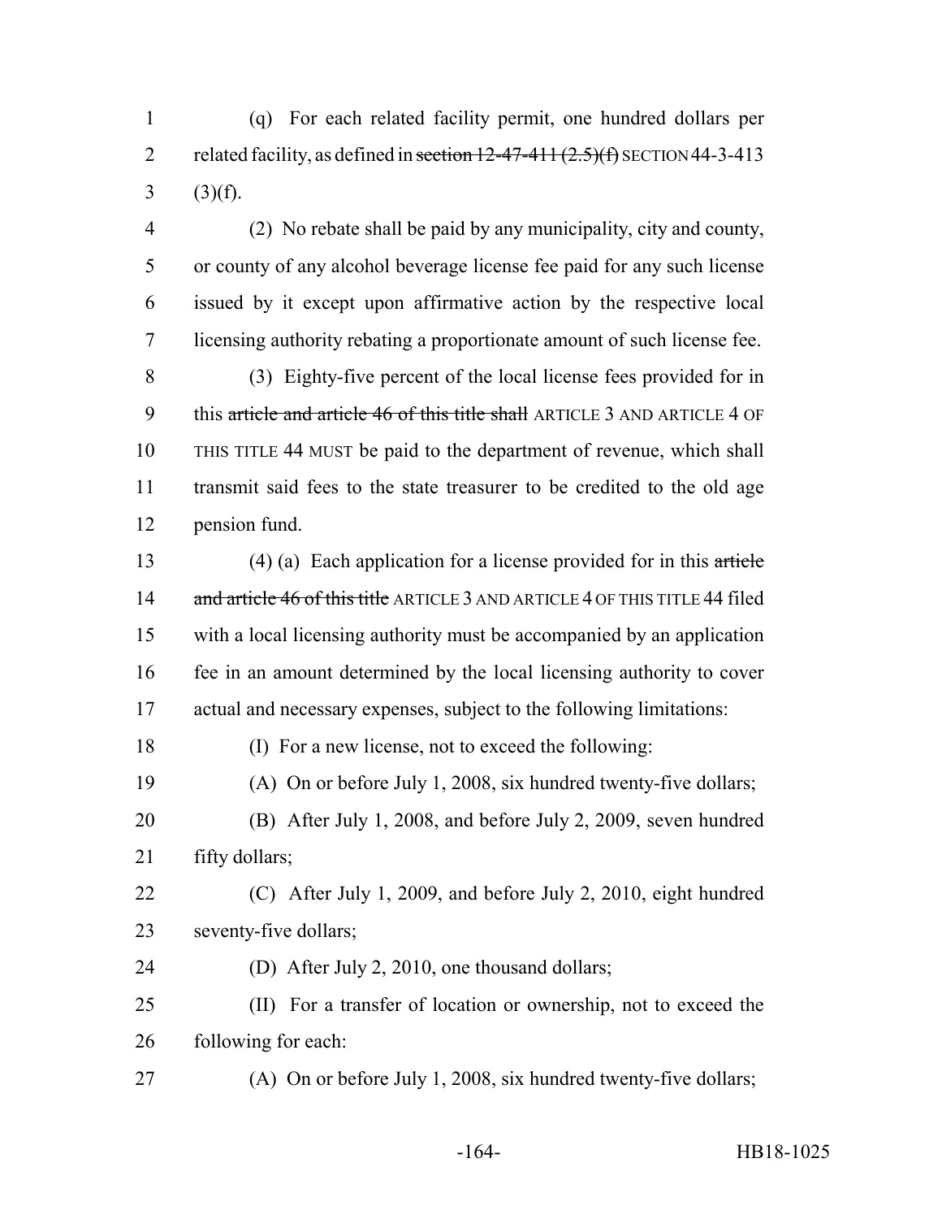(q) For each related facility permit, one hundred dollars per related facility, as defined in ~~section 12-47-411 (2.5)(f)~~ SECTION 44-3-413 (3)(f).

(2) No rebate shall be paid by any municipality, city and county, or county of any alcohol beverage license fee paid for any such license issued by it except upon affirmative action by the respective local licensing authority rebating a proportionate amount of such license fee.

(3) Eighty-five percent of the local license fees provided for in this ~~article and article 46 of this title shall~~ ARTICLE 3 AND ARTICLE 4 OF THIS TITLE 44 MUST be paid to the department of revenue, which shall transmit said fees to the state treasurer to be credited to the old age pension fund.

(4) (a) Each application for a license provided for in this ~~article and article 46 of this title~~ ARTICLE 3 AND ARTICLE 4 OF THIS TITLE 44 filed with a local licensing authority must be accompanied by an application fee in an amount determined by the local licensing authority to cover actual and necessary expenses, subject to the following limitations:

(I) For a new license, not to exceed the following:

(A) On or before July 1, 2008, six hundred twenty-five dollars;

(B) After July 1, 2008, and before July 2, 2009, seven hundred fifty dollars;

(C) After July 1, 2009, and before July 2, 2010, eight hundred seventy-five dollars;

(D) After July 2, 2010, one thousand dollars;

(II) For a transfer of location or ownership, not to exceed the following for each:

(A) On or before July 1, 2008, six hundred twenty-five dollars;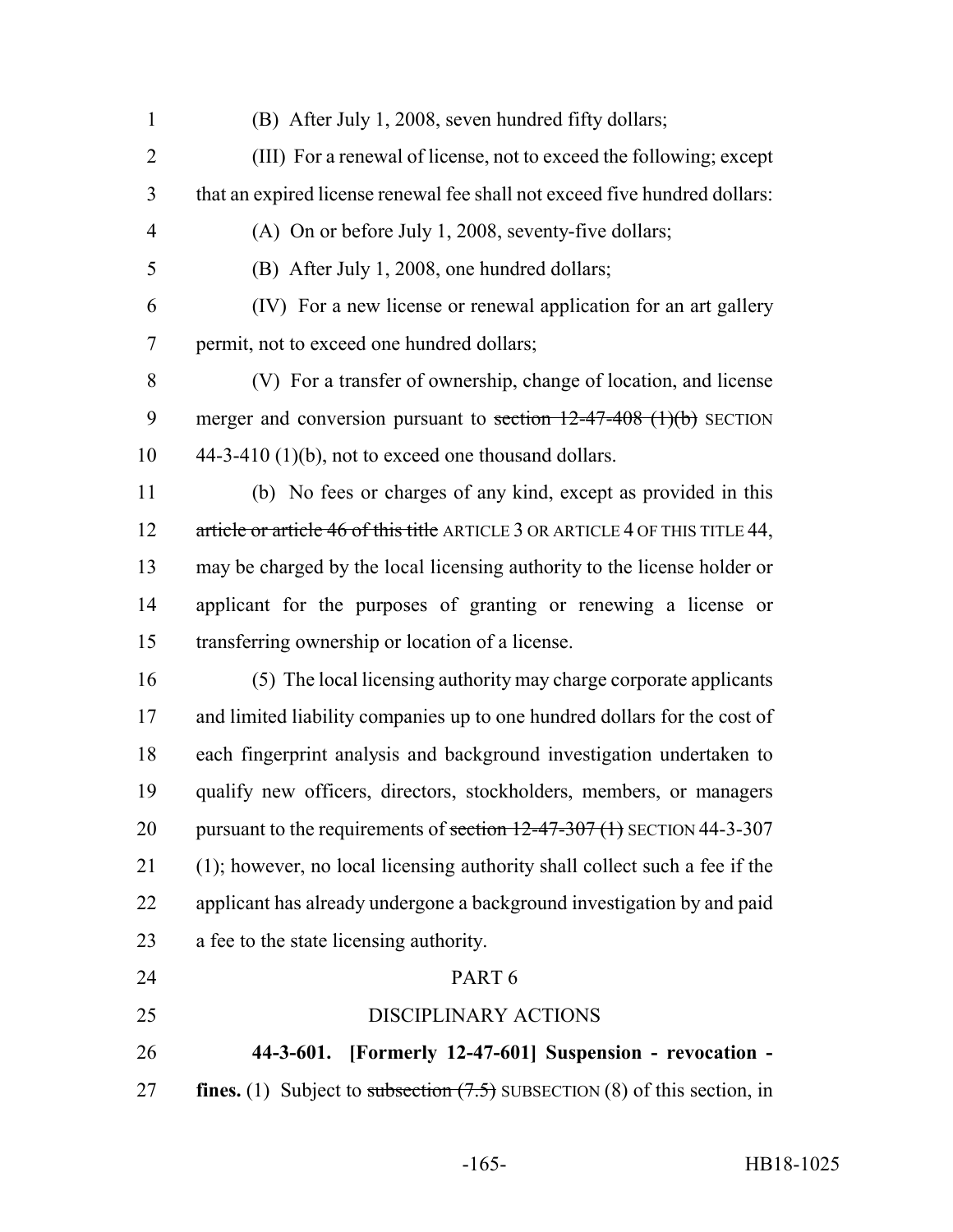(B) After July 1, 2008, seven hundred fifty dollars;

(III) For a renewal of license, not to exceed the following; except that an expired license renewal fee shall not exceed five hundred dollars:

(A) On or before July 1, 2008, seventy-five dollars;

(B) After July 1, 2008, one hundred dollars;

(IV) For a new license or renewal application for an art gallery permit, not to exceed one hundred dollars;

(V) For a transfer of ownership, change of location, and license merger and conversion pursuant to ~~section 12-47-408 (1)(b)~~ SECTION 44-3-410 (1)(b), not to exceed one thousand dollars.

(b) No fees or charges of any kind, except as provided in this ~~article or article 46 of this title~~ ARTICLE 3 OR ARTICLE 4 OF THIS TITLE 44, may be charged by the local licensing authority to the license holder or applicant for the purposes of granting or renewing a license or transferring ownership or location of a license.

(5) The local licensing authority may charge corporate applicants and limited liability companies up to one hundred dollars for the cost of each fingerprint analysis and background investigation undertaken to qualify new officers, directors, stockholders, members, or managers pursuant to the requirements of ~~section 12-47-307 (1)~~ SECTION 44-3-307 (1); however, no local licensing authority shall collect such a fee if the applicant has already undergone a background investigation by and paid a fee to the state licensing authority.

PART 6

DISCIPLINARY ACTIONS

**44-3-601. [Formerly 12-47-601] Suspension - revocation - fines.** (1) Subject to ~~subsection (7.5)~~ SUBSECTION (8) of this section, in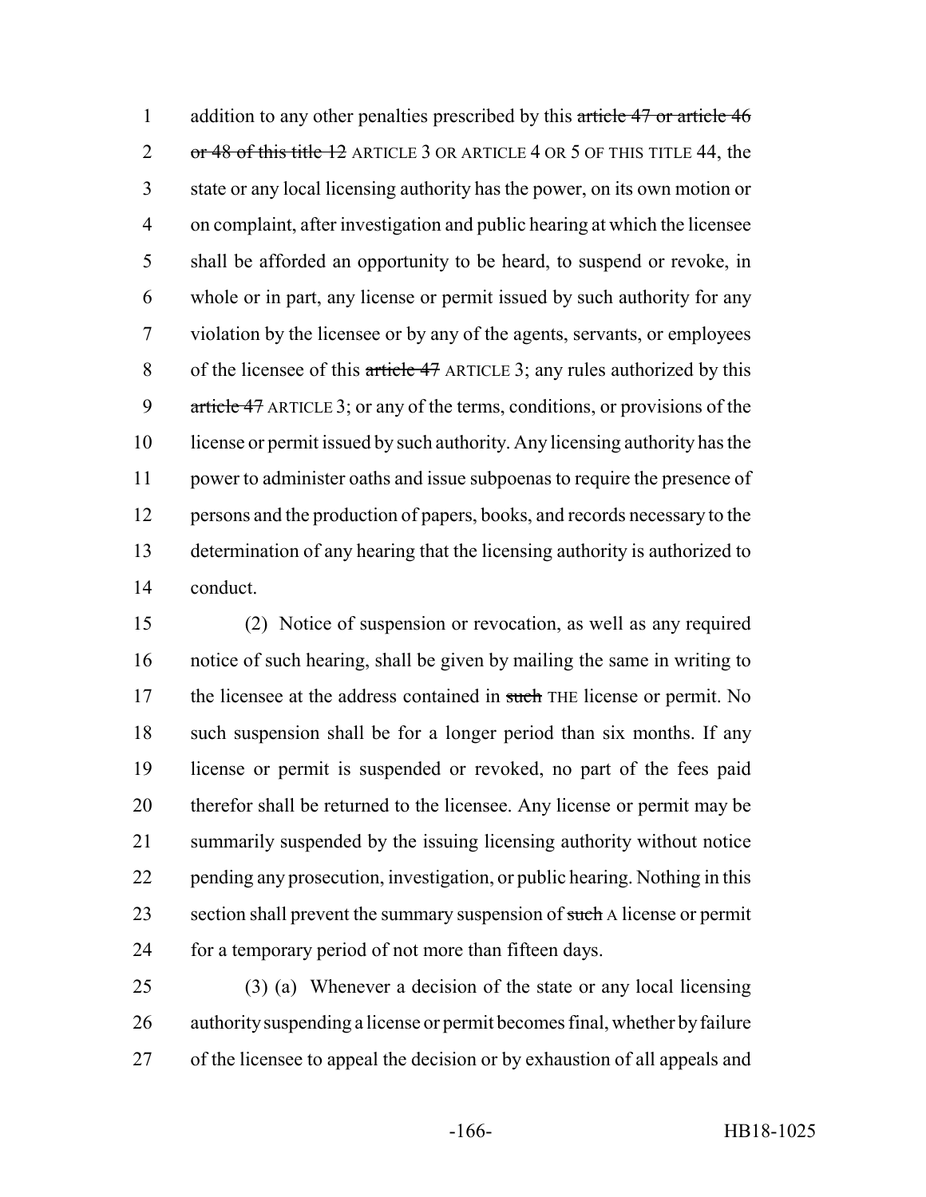addition to any other penalties prescribed by this ~~article 47 or article 46 or 48 of this title 12~~ ARTICLE 3 OR ARTICLE 4 OR 5 OF THIS TITLE 44, the state or any local licensing authority has the power, on its own motion or on complaint, after investigation and public hearing at which the licensee shall be afforded an opportunity to be heard, to suspend or revoke, in whole or in part, any license or permit issued by such authority for any violation by the licensee or by any of the agents, servants, or employees of the licensee of this ~~article 47~~ ARTICLE 3; any rules authorized by this ~~article 47~~ ARTICLE 3; or any of the terms, conditions, or provisions of the license or permit issued by such authority. Any licensing authority has the power to administer oaths and issue subpoenas to require the presence of persons and the production of papers, books, and records necessary to the determination of any hearing that the licensing authority is authorized to conduct.

(2) Notice of suspension or revocation, as well as any required notice of such hearing, shall be given by mailing the same in writing to the licensee at the address contained in ~~such~~ THE license or permit. No such suspension shall be for a longer period than six months. If any license or permit is suspended or revoked, no part of the fees paid therefor shall be returned to the licensee. Any license or permit may be summarily suspended by the issuing licensing authority without notice pending any prosecution, investigation, or public hearing. Nothing in this section shall prevent the summary suspension of ~~such~~ A license or permit for a temporary period of not more than fifteen days.

(3) (a) Whenever a decision of the state or any local licensing authority suspending a license or permit becomes final, whether by failure of the licensee to appeal the decision or by exhaustion of all appeals and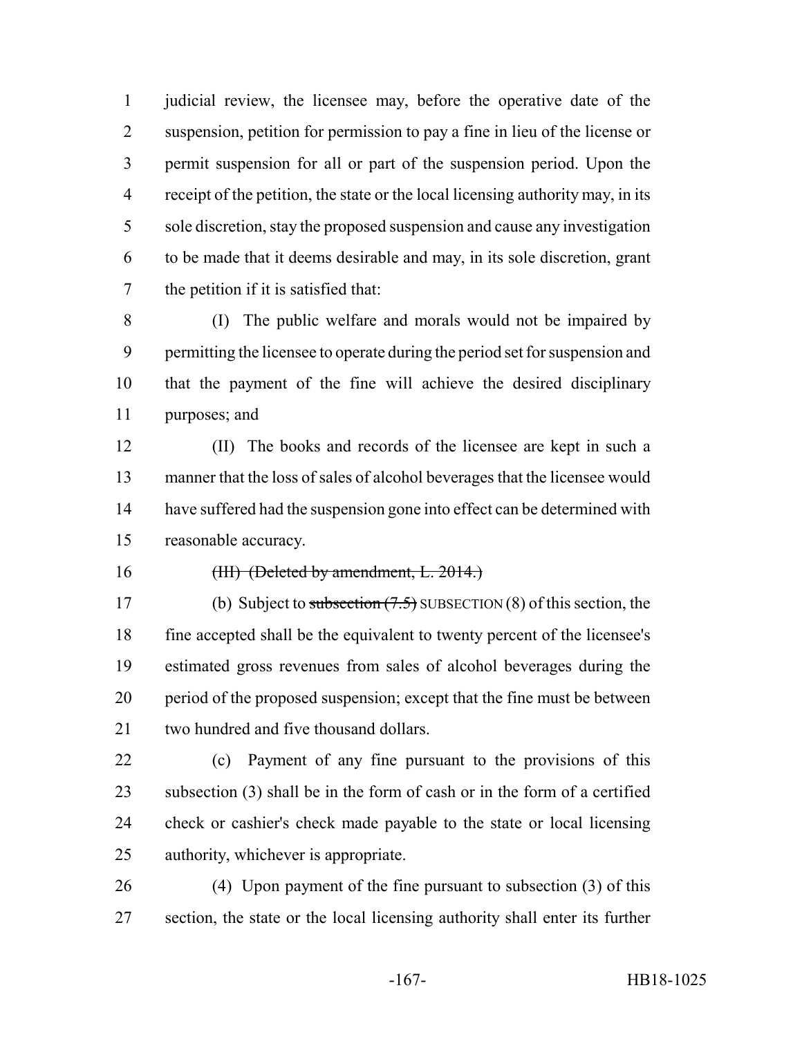judicial review, the licensee may, before the operative date of the suspension, petition for permission to pay a fine in lieu of the license or permit suspension for all or part of the suspension period. Upon the receipt of the petition, the state or the local licensing authority may, in its sole discretion, stay the proposed suspension and cause any investigation to be made that it deems desirable and may, in its sole discretion, grant the petition if it is satisfied that:

(I) The public welfare and morals would not be impaired by permitting the licensee to operate during the period set for suspension and that the payment of the fine will achieve the desired disciplinary purposes; and

(II) The books and records of the licensee are kept in such a manner that the loss of sales of alcohol beverages that the licensee would have suffered had the suspension gone into effect can be determined with reasonable accuracy.

~~(III) (Deleted by amendment, L. 2014.)~~

(b) Subject to ~~subsection (7.5)~~ SUBSECTION (8) of this section, the fine accepted shall be the equivalent to twenty percent of the licensee's estimated gross revenues from sales of alcohol beverages during the period of the proposed suspension; except that the fine must be between two hundred and five thousand dollars.

(c) Payment of any fine pursuant to the provisions of this subsection (3) shall be in the form of cash or in the form of a certified check or cashier's check made payable to the state or local licensing authority, whichever is appropriate.

(4) Upon payment of the fine pursuant to subsection (3) of this section, the state or the local licensing authority shall enter its further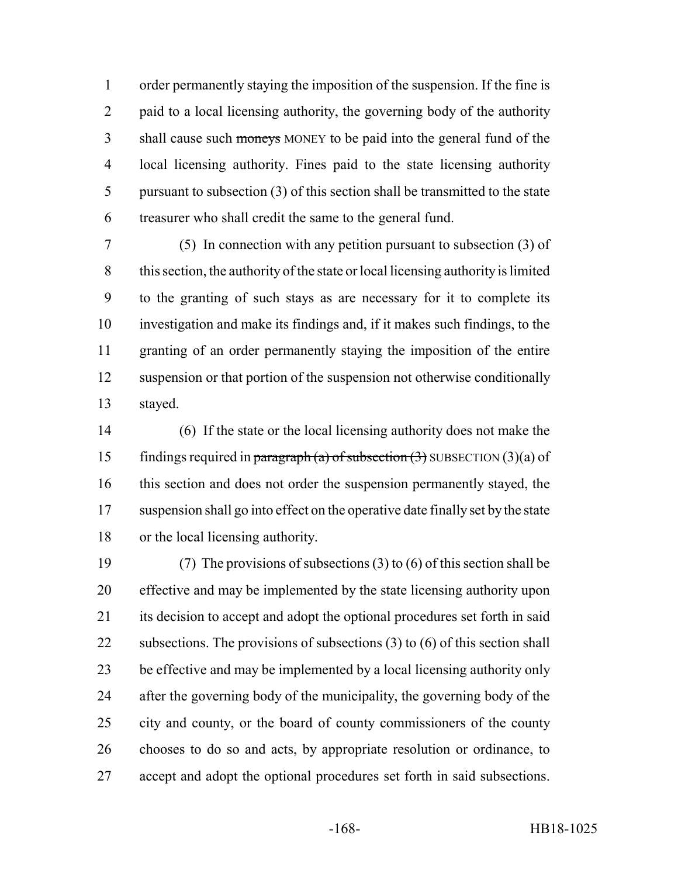order permanently staying the imposition of the suspension. If the fine is paid to a local licensing authority, the governing body of the authority shall cause such ~~moneys~~ MONEY to be paid into the general fund of the local licensing authority. Fines paid to the state licensing authority pursuant to subsection (3) of this section shall be transmitted to the state treasurer who shall credit the same to the general fund.

(5) In connection with any petition pursuant to subsection (3) of this section, the authority of the state or local licensing authority is limited to the granting of such stays as are necessary for it to complete its investigation and make its findings and, if it makes such findings, to the granting of an order permanently staying the imposition of the entire suspension or that portion of the suspension not otherwise conditionally stayed.

(6) If the state or the local licensing authority does not make the findings required in ~~paragraph (a) of subsection (3)~~ SUBSECTION (3)(a) of this section and does not order the suspension permanently stayed, the suspension shall go into effect on the operative date finally set by the state or the local licensing authority.

(7) The provisions of subsections (3) to (6) of this section shall be effective and may be implemented by the state licensing authority upon its decision to accept and adopt the optional procedures set forth in said subsections. The provisions of subsections (3) to (6) of this section shall be effective and may be implemented by a local licensing authority only after the governing body of the municipality, the governing body of the city and county, or the board of county commissioners of the county chooses to do so and acts, by appropriate resolution or ordinance, to accept and adopt the optional procedures set forth in said subsections.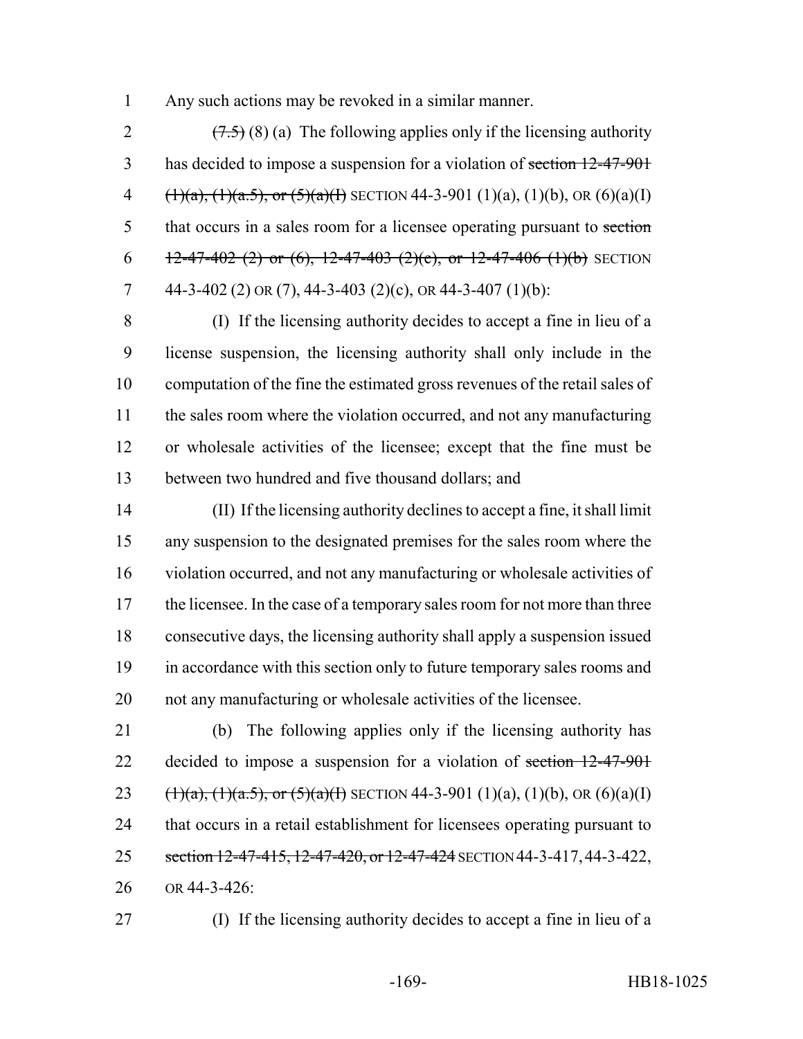Any such actions may be revoked in a similar manner.

~~(7.5)~~ (8) (a) The following applies only if the licensing authority has decided to impose a suspension for a violation of ~~section 12-47-901 (1)(a), (1)(a.5), or (5)(a)(I)~~ SECTION 44-3-901 (1)(a), (1)(b), OR (6)(a)(I) that occurs in a sales room for a licensee operating pursuant to ~~section 12-47-402 (2) or (6), 12-47-403 (2)(e), or 12-47-406 (1)(b)~~ SECTION 44-3-402 (2) OR (7), 44-3-403 (2)(c), OR 44-3-407 (1)(b):

(I) If the licensing authority decides to accept a fine in lieu of a license suspension, the licensing authority shall only include in the computation of the fine the estimated gross revenues of the retail sales of the sales room where the violation occurred, and not any manufacturing or wholesale activities of the licensee; except that the fine must be between two hundred and five thousand dollars; and

(II) If the licensing authority declines to accept a fine, it shall limit any suspension to the designated premises for the sales room where the violation occurred, and not any manufacturing or wholesale activities of the licensee. In the case of a temporary sales room for not more than three consecutive days, the licensing authority shall apply a suspension issued in accordance with this section only to future temporary sales rooms and not any manufacturing or wholesale activities of the licensee.

(b) The following applies only if the licensing authority has decided to impose a suspension for a violation of ~~section 12-47-901 (1)(a), (1)(a.5), or (5)(a)(I)~~ SECTION 44-3-901 (1)(a), (1)(b), OR (6)(a)(I) that occurs in a retail establishment for licensees operating pursuant to ~~section 12-47-415, 12-47-420, or 12-47-424~~ SECTION 44-3-417, 44-3-422, OR 44-3-426:

(I) If the licensing authority decides to accept a fine in lieu of a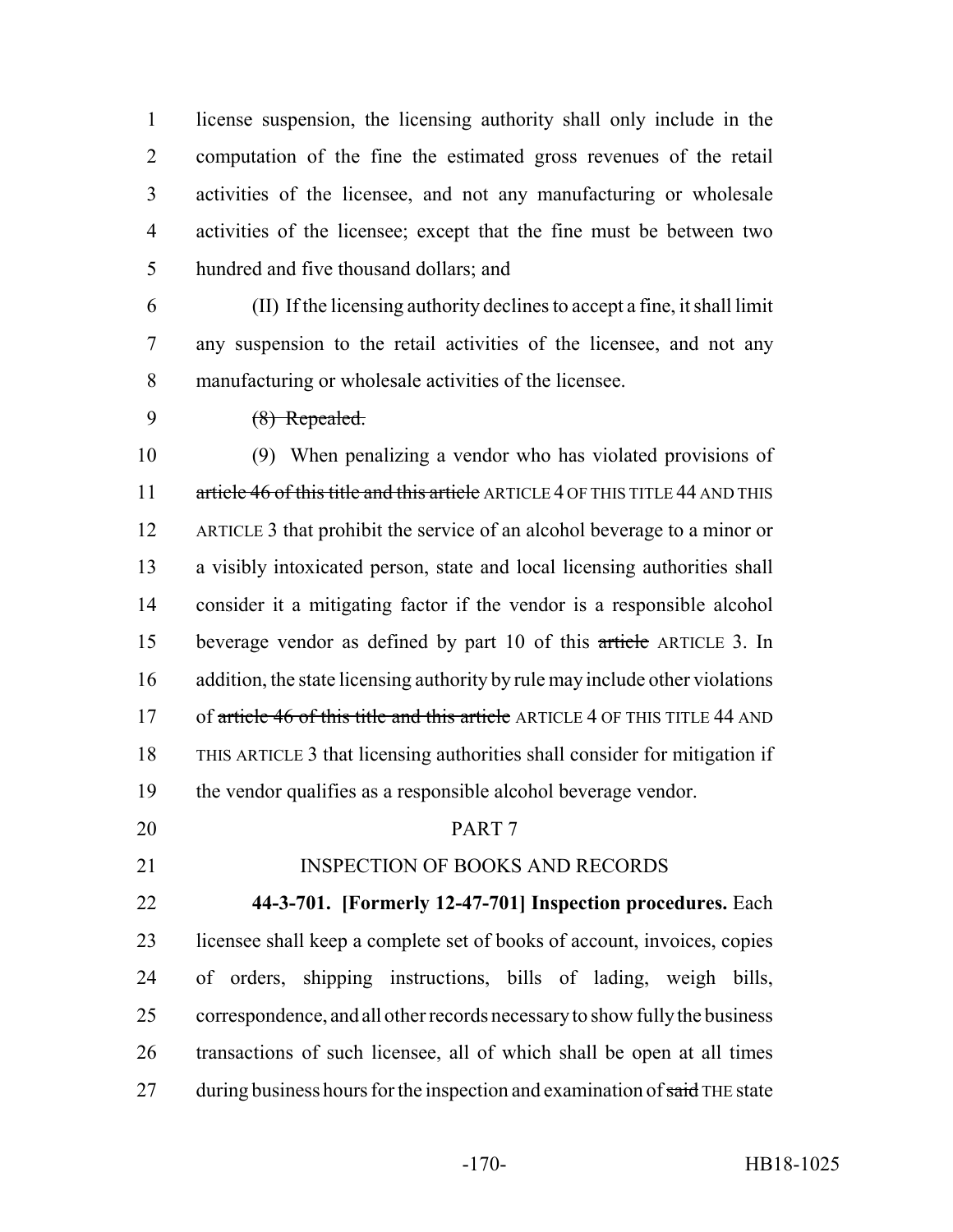license suspension, the licensing authority shall only include in the computation of the fine the estimated gross revenues of the retail activities of the licensee, and not any manufacturing or wholesale activities of the licensee; except that the fine must be between two hundred and five thousand dollars; and

(II) If the licensing authority declines to accept a fine, it shall limit any suspension to the retail activities of the licensee, and not any manufacturing or wholesale activities of the licensee.

~~(8) Repealed.~~

(9) When penalizing a vendor who has violated provisions of ~~article 46 of this title and this article~~ ARTICLE 4 OF THIS TITLE 44 AND THIS ARTICLE 3 that prohibit the service of an alcohol beverage to a minor or a visibly intoxicated person, state and local licensing authorities shall consider it a mitigating factor if the vendor is a responsible alcohol beverage vendor as defined by part 10 of this ~~article~~ ARTICLE 3. In addition, the state licensing authority by rule may include other violations of ~~article 46 of this title and this article~~ ARTICLE 4 OF THIS TITLE 44 AND THIS ARTICLE 3 that licensing authorities shall consider for mitigation if the vendor qualifies as a responsible alcohol beverage vendor.

PART 7

INSPECTION OF BOOKS AND RECORDS

**44-3-701. [Formerly 12-47-701] Inspection procedures.** Each licensee shall keep a complete set of books of account, invoices, copies of orders, shipping instructions, bills of lading, weigh bills, correspondence, and all other records necessary to show fully the business transactions of such licensee, all of which shall be open at all times during business hours for the inspection and examination of ~~said~~ THE state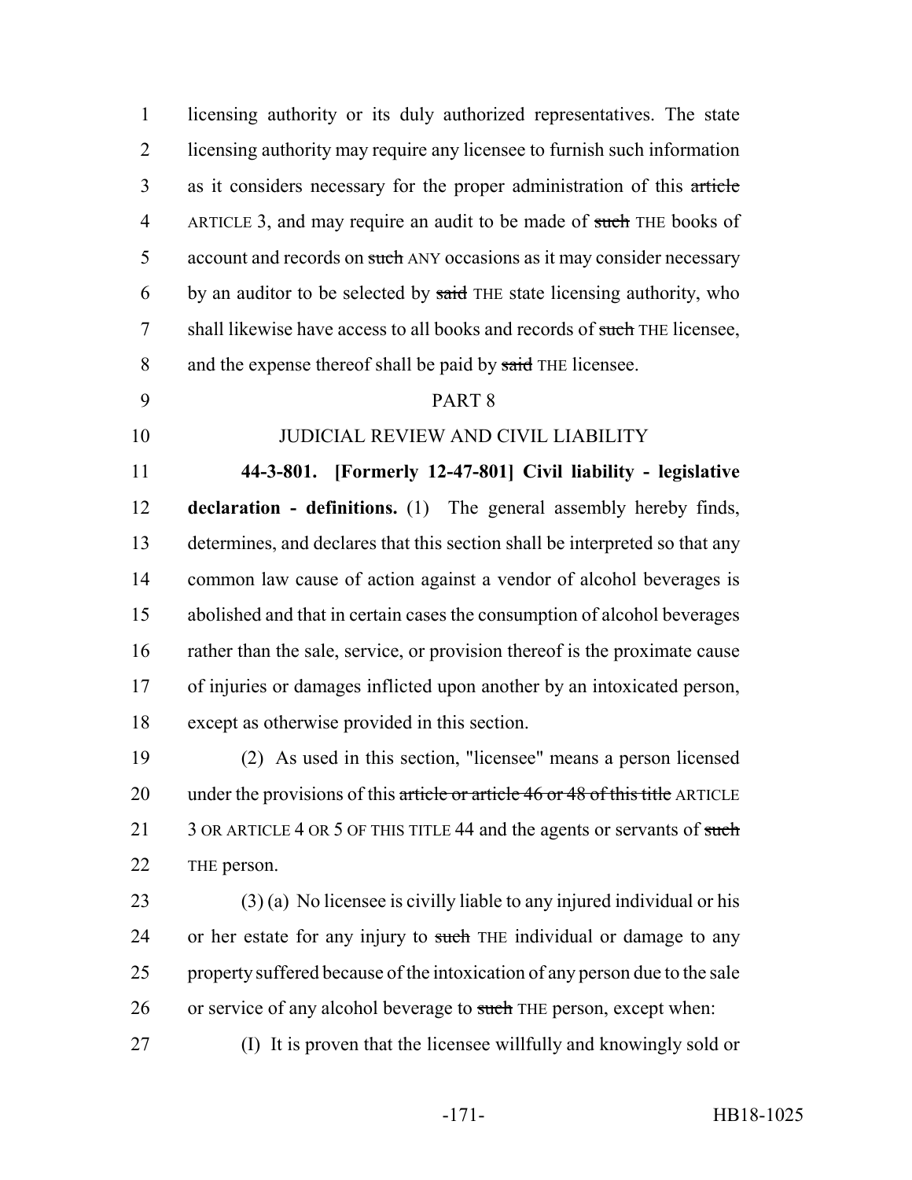licensing authority or its duly authorized representatives. The state licensing authority may require any licensee to furnish such information as it considers necessary for the proper administration of this ~~article~~ ARTICLE 3, and may require an audit to be made of ~~such~~ THE books of account and records on ~~such~~ ANY occasions as it may consider necessary by an auditor to be selected by ~~said~~ THE state licensing authority, who shall likewise have access to all books and records of ~~such~~ THE licensee, and the expense thereof shall be paid by ~~said~~ THE licensee.

PART 8

JUDICIAL REVIEW AND CIVIL LIABILITY

**44-3-801. [Formerly 12-47-801] Civil liability - legislative declaration - definitions.** (1) The general assembly hereby finds, determines, and declares that this section shall be interpreted so that any common law cause of action against a vendor of alcohol beverages is abolished and that in certain cases the consumption of alcohol beverages rather than the sale, service, or provision thereof is the proximate cause of injuries or damages inflicted upon another by an intoxicated person, except as otherwise provided in this section.

(2) As used in this section, "licensee" means a person licensed under the provisions of this ~~article or article 46 or 48 of this title~~ ARTICLE 3 OR ARTICLE 4 OR 5 OF THIS TITLE 44 and the agents or servants of ~~such~~ THE person.

(3) (a) No licensee is civilly liable to any injured individual or his or her estate for any injury to ~~such~~ THE individual or damage to any property suffered because of the intoxication of any person due to the sale or service of any alcohol beverage to ~~such~~ THE person, except when:

(I) It is proven that the licensee willfully and knowingly sold or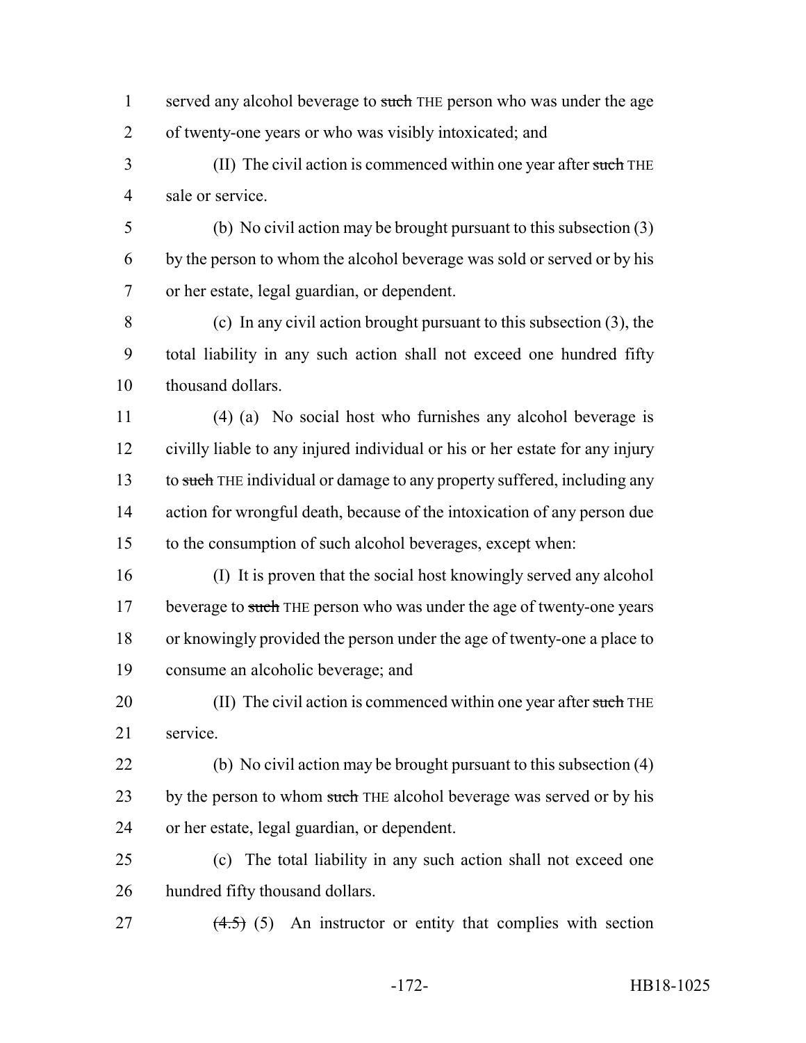served any alcohol beverage to ~~such~~ THE person who was under the age of twenty-one years or who was visibly intoxicated; and

(II) The civil action is commenced within one year after ~~such~~ THE sale or service.

(b) No civil action may be brought pursuant to this subsection (3) by the person to whom the alcohol beverage was sold or served or by his or her estate, legal guardian, or dependent.

(c) In any civil action brought pursuant to this subsection (3), the total liability in any such action shall not exceed one hundred fifty thousand dollars.

(4) (a) No social host who furnishes any alcohol beverage is civilly liable to any injured individual or his or her estate for any injury to ~~such~~ THE individual or damage to any property suffered, including any action for wrongful death, because of the intoxication of any person due to the consumption of such alcohol beverages, except when:

(I) It is proven that the social host knowingly served any alcohol beverage to ~~such~~ THE person who was under the age of twenty-one years or knowingly provided the person under the age of twenty-one a place to consume an alcoholic beverage; and

(II) The civil action is commenced within one year after ~~such~~ THE service.

(b) No civil action may be brought pursuant to this subsection (4) by the person to whom ~~such~~ THE alcohol beverage was served or by his or her estate, legal guardian, or dependent.

(c) The total liability in any such action shall not exceed one hundred fifty thousand dollars.

~~(4.5)~~ (5) An instructor or entity that complies with section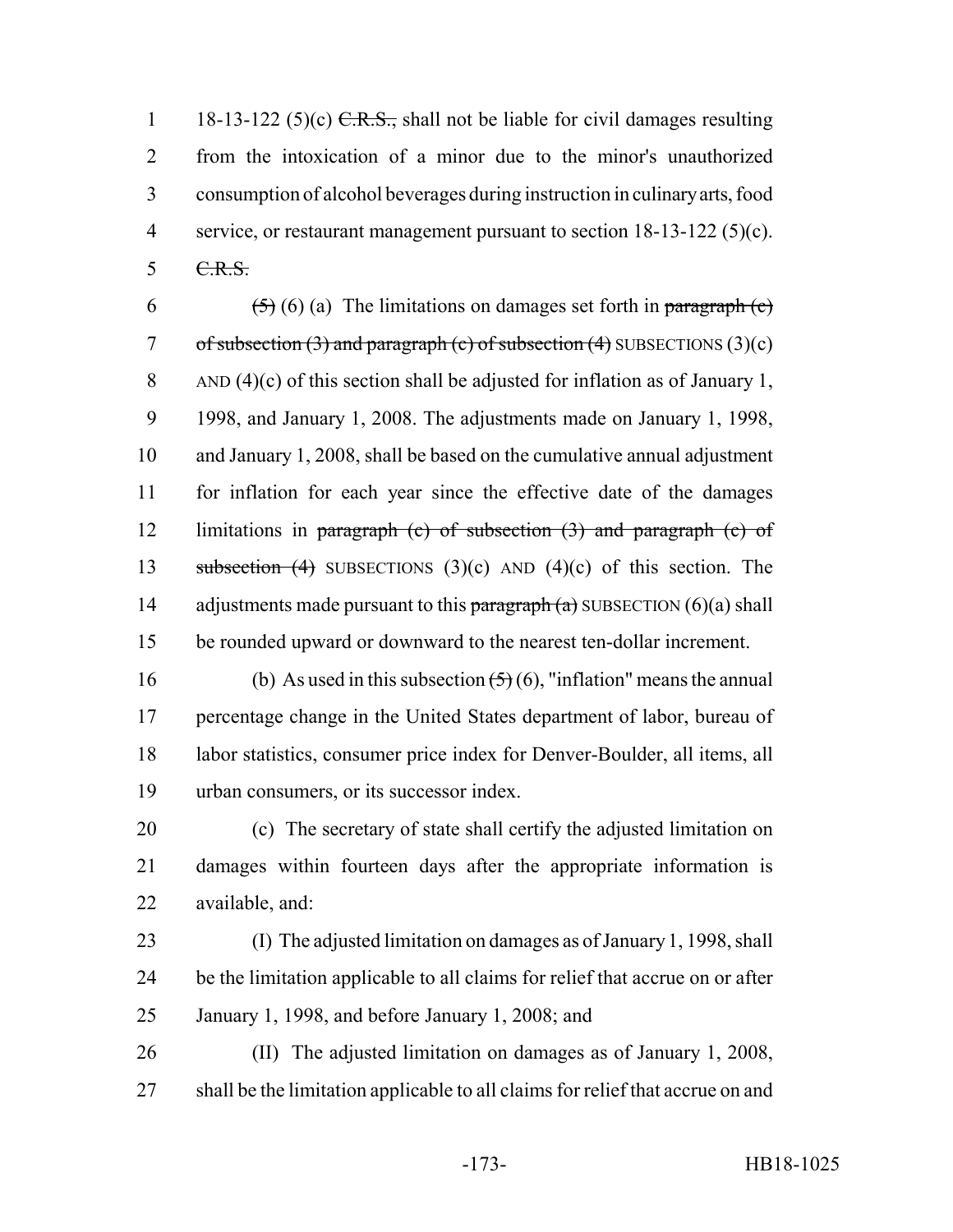18-13-122 (5)(c) ~~C.R.S.,~~ shall not be liable for civil damages resulting from the intoxication of a minor due to the minor's unauthorized consumption of alcohol beverages during instruction in culinary arts, food service, or restaurant management pursuant to section 18-13-122 (5)(c). ~~C.R.S.~~

~~(5)~~ (6) (a) The limitations on damages set forth in ~~paragraph (c) of subsection (3) and paragraph (c) of subsection (4)~~ SUBSECTIONS (3)(c) AND (4)(c) of this section shall be adjusted for inflation as of January 1, 1998, and January 1, 2008. The adjustments made on January 1, 1998, and January 1, 2008, shall be based on the cumulative annual adjustment for inflation for each year since the effective date of the damages limitations in ~~paragraph (c) of subsection (3) and paragraph (c) of subsection (4)~~ SUBSECTIONS (3)(c) AND (4)(c) of this section. The adjustments made pursuant to this ~~paragraph (a)~~ SUBSECTION (6)(a) shall be rounded upward or downward to the nearest ten-dollar increment.

(b) As used in this subsection ~~(5)~~ (6), "inflation" means the annual percentage change in the United States department of labor, bureau of labor statistics, consumer price index for Denver-Boulder, all items, all urban consumers, or its successor index.

(c) The secretary of state shall certify the adjusted limitation on damages within fourteen days after the appropriate information is available, and:

(I) The adjusted limitation on damages as of January 1, 1998, shall be the limitation applicable to all claims for relief that accrue on or after January 1, 1998, and before January 1, 2008; and

(II) The adjusted limitation on damages as of January 1, 2008, shall be the limitation applicable to all claims for relief that accrue on and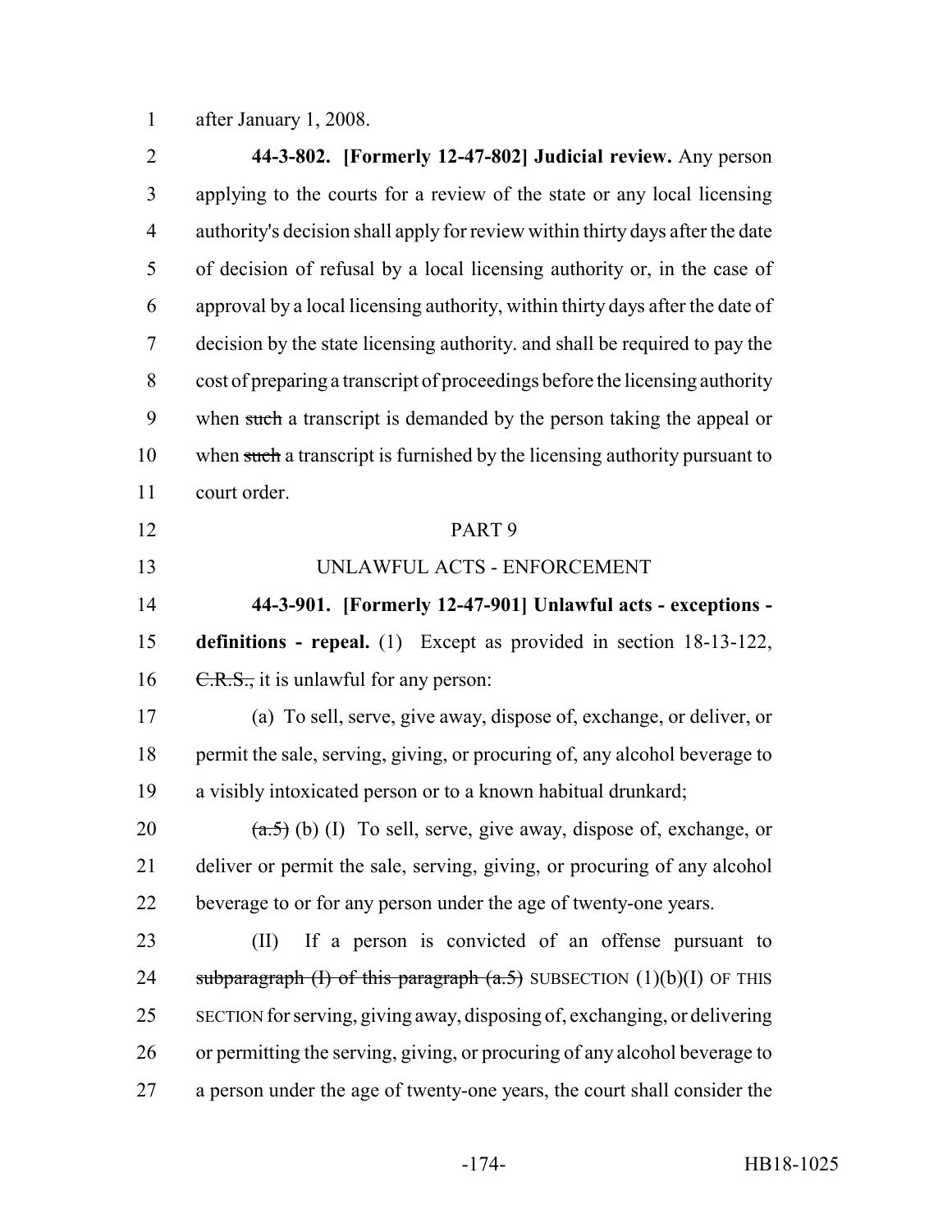after January 1, 2008.

**44-3-802. [Formerly 12-47-802] Judicial review.** Any person applying to the courts for a review of the state or any local licensing authority's decision shall apply for review within thirty days after the date of decision of refusal by a local licensing authority or, in the case of approval by a local licensing authority, within thirty days after the date of decision by the state licensing authority. and shall be required to pay the cost of preparing a transcript of proceedings before the licensing authority when ~~such~~ a transcript is demanded by the person taking the appeal or when ~~such~~ a transcript is furnished by the licensing authority pursuant to court order.

PART 9

UNLAWFUL ACTS - ENFORCEMENT

**44-3-901. [Formerly 12-47-901] Unlawful acts - exceptions - definitions - repeal.** (1) Except as provided in section 18-13-122, ~~C.R.S.,~~ it is unlawful for any person:

(a) To sell, serve, give away, dispose of, exchange, or deliver, or permit the sale, serving, giving, or procuring of, any alcohol beverage to a visibly intoxicated person or to a known habitual drunkard;

~~(a.5)~~ (b) (I) To sell, serve, give away, dispose of, exchange, or deliver or permit the sale, serving, giving, or procuring of any alcohol beverage to or for any person under the age of twenty-one years.

(II) If a person is convicted of an offense pursuant to ~~subparagraph (I) of this paragraph (a.5)~~ SUBSECTION (1)(b)(I) OF THIS SECTION for serving, giving away, disposing of, exchanging, or delivering or permitting the serving, giving, or procuring of any alcohol beverage to a person under the age of twenty-one years, the court shall consider the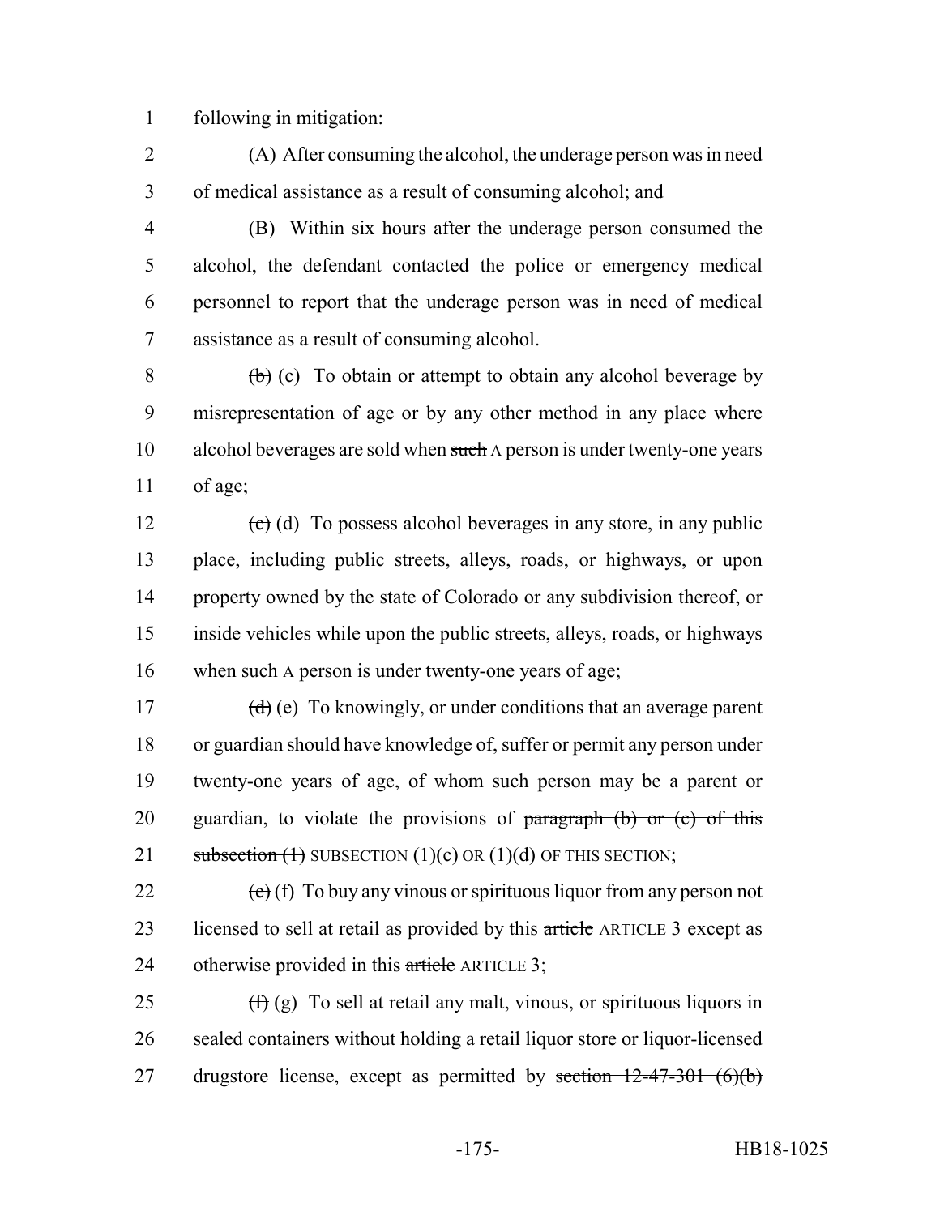following in mitigation:

(A) After consuming the alcohol, the underage person was in need of medical assistance as a result of consuming alcohol; and

(B) Within six hours after the underage person consumed the alcohol, the defendant contacted the police or emergency medical personnel to report that the underage person was in need of medical assistance as a result of consuming alcohol.

~~(b)~~ (c) To obtain or attempt to obtain any alcohol beverage by misrepresentation of age or by any other method in any place where alcohol beverages are sold when ~~such~~ A person is under twenty-one years of age;

~~(c)~~ (d) To possess alcohol beverages in any store, in any public place, including public streets, alleys, roads, or highways, or upon property owned by the state of Colorado or any subdivision thereof, or inside vehicles while upon the public streets, alleys, roads, or highways when ~~such~~ A person is under twenty-one years of age;

~~(d)~~ (e) To knowingly, or under conditions that an average parent or guardian should have knowledge of, suffer or permit any person under twenty-one years of age, of whom such person may be a parent or guardian, to violate the provisions of ~~paragraph (b) or (c) of this subsection (1)~~ SUBSECTION (1)(c) OR (1)(d) OF THIS SECTION;

~~(e)~~ (f) To buy any vinous or spirituous liquor from any person not licensed to sell at retail as provided by this ~~article~~ ARTICLE 3 except as otherwise provided in this ~~article~~ ARTICLE 3;

~~(f)~~ (g) To sell at retail any malt, vinous, or spirituous liquors in sealed containers without holding a retail liquor store or liquor-licensed drugstore license, except as permitted by ~~section 12-47-301 (6)(b)~~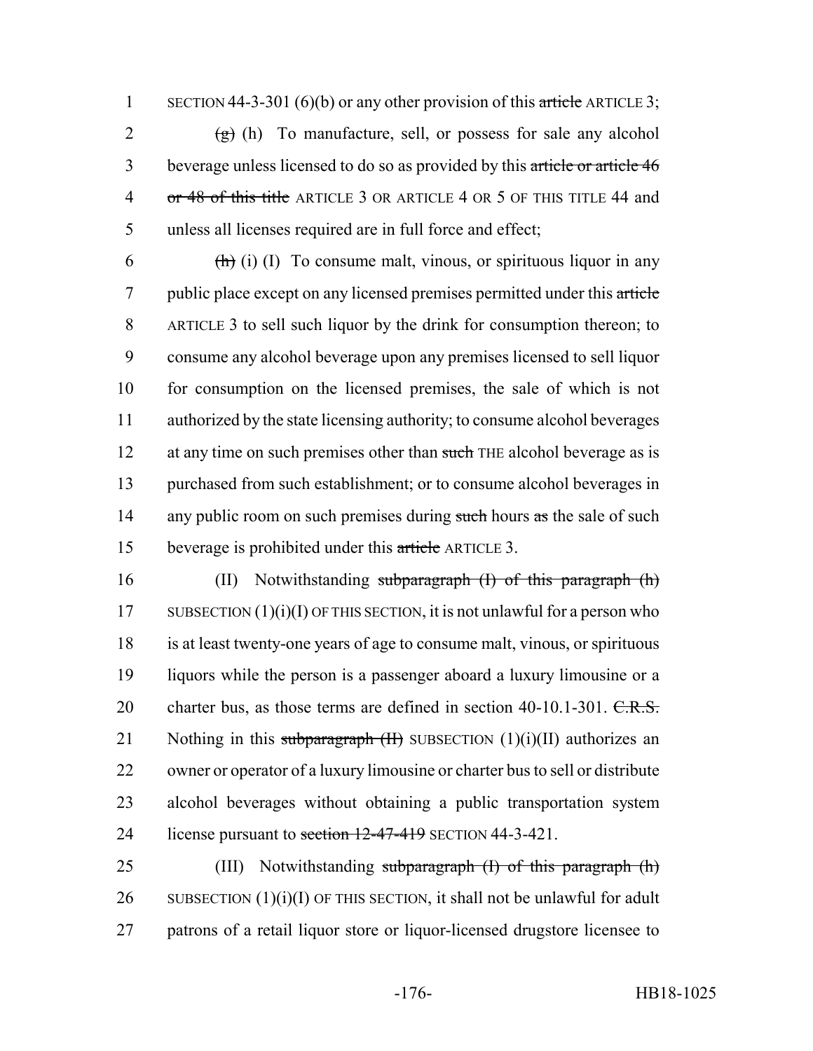SECTION 44-3-301 (6)(b) or any other provision of this ~~article~~ ARTICLE 3;

~~(g)~~ (h) To manufacture, sell, or possess for sale any alcohol beverage unless licensed to do so as provided by this ~~article or article 46 or 48 of this title~~ ARTICLE 3 OR ARTICLE 4 OR 5 OF THIS TITLE 44 and unless all licenses required are in full force and effect;

~~(h)~~ (i) (I) To consume malt, vinous, or spirituous liquor in any public place except on any licensed premises permitted under this ~~article~~ ARTICLE 3 to sell such liquor by the drink for consumption thereon; to consume any alcohol beverage upon any premises licensed to sell liquor for consumption on the licensed premises, the sale of which is not authorized by the state licensing authority; to consume alcohol beverages at any time on such premises other than ~~such~~ THE alcohol beverage as is purchased from such establishment; or to consume alcohol beverages in any public room on such premises during ~~such~~ hours ~~as~~ the sale of such beverage is prohibited under this ~~article~~ ARTICLE 3.

(II) Notwithstanding ~~subparagraph (I) of this paragraph (h)~~ SUBSECTION (1)(i)(I) OF THIS SECTION, it is not unlawful for a person who is at least twenty-one years of age to consume malt, vinous, or spirituous liquors while the person is a passenger aboard a luxury limousine or a charter bus, as those terms are defined in section 40-10.1-301. ~~C.R.S.~~ Nothing in this ~~subparagraph (II)~~ SUBSECTION (1)(i)(II) authorizes an owner or operator of a luxury limousine or charter bus to sell or distribute alcohol beverages without obtaining a public transportation system license pursuant to ~~section 12-47-419~~ SECTION 44-3-421.

(III) Notwithstanding ~~subparagraph (I) of this paragraph (h)~~ SUBSECTION (1)(i)(I) OF THIS SECTION, it shall not be unlawful for adult patrons of a retail liquor store or liquor-licensed drugstore licensee to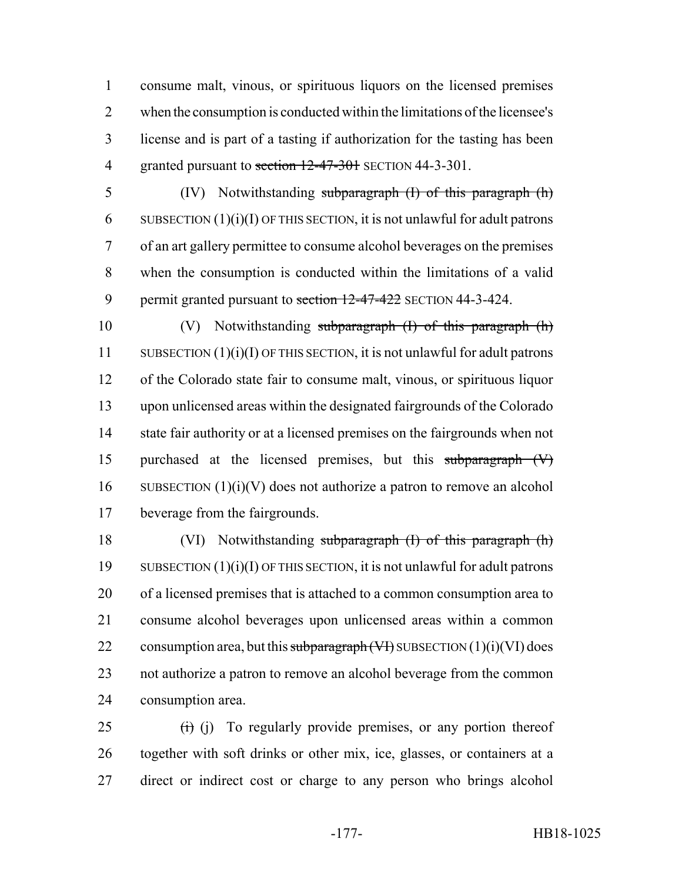consume malt, vinous, or spirituous liquors on the licensed premises when the consumption is conducted within the limitations of the licensee's license and is part of a tasting if authorization for the tasting has been granted pursuant to ~~section 12-47-301~~ SECTION 44-3-301.

(IV) Notwithstanding ~~subparagraph (I) of this paragraph (h)~~ SUBSECTION (1)(i)(I) OF THIS SECTION, it is not unlawful for adult patrons of an art gallery permittee to consume alcohol beverages on the premises when the consumption is conducted within the limitations of a valid permit granted pursuant to ~~section 12-47-422~~ SECTION 44-3-424.

(V) Notwithstanding ~~subparagraph (I) of this paragraph (h)~~ SUBSECTION (1)(i)(I) OF THIS SECTION, it is not unlawful for adult patrons of the Colorado state fair to consume malt, vinous, or spirituous liquor upon unlicensed areas within the designated fairgrounds of the Colorado state fair authority or at a licensed premises on the fairgrounds when not purchased at the licensed premises, but this ~~subparagraph (V)~~ SUBSECTION (1)(i)(V) does not authorize a patron to remove an alcohol beverage from the fairgrounds.

(VI) Notwithstanding ~~subparagraph (I) of this paragraph (h)~~ SUBSECTION (1)(i)(I) OF THIS SECTION, it is not unlawful for adult patrons of a licensed premises that is attached to a common consumption area to consume alcohol beverages upon unlicensed areas within a common consumption area, but this ~~subparagraph (VI)~~ SUBSECTION (1)(i)(VI) does not authorize a patron to remove an alcohol beverage from the common consumption area.

~~(i)~~ (j) To regularly provide premises, or any portion thereof together with soft drinks or other mix, ice, glasses, or containers at a direct or indirect cost or charge to any person who brings alcohol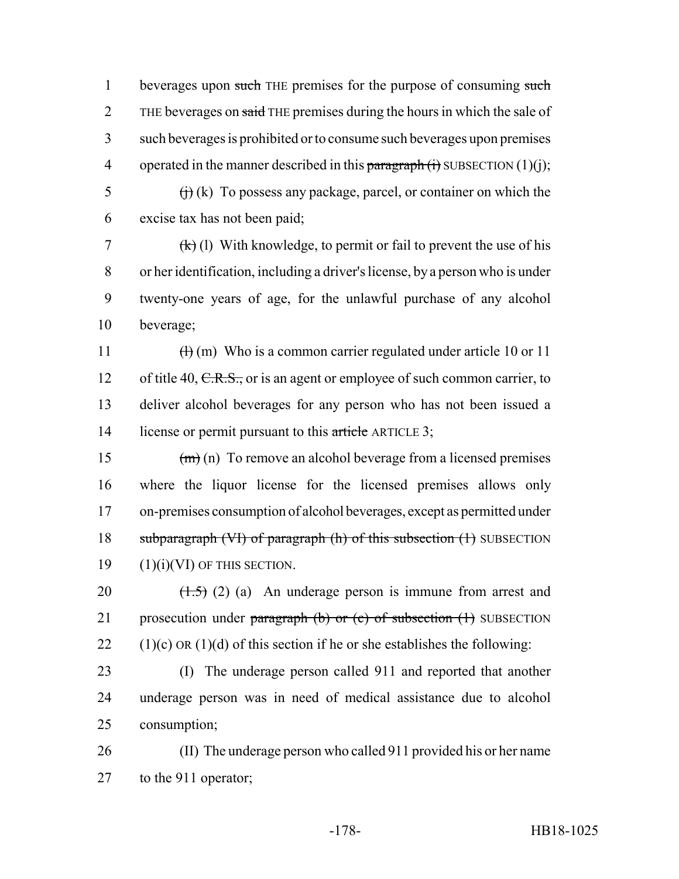beverages upon ~~such~~ THE premises for the purpose of consuming ~~such~~ THE beverages on ~~said~~ THE premises during the hours in which the sale of such beverages is prohibited or to consume such beverages upon premises operated in the manner described in this ~~paragraph (i)~~ SUBSECTION (1)(j);

~~(j)~~ (k) To possess any package, parcel, or container on which the excise tax has not been paid;

~~(k)~~ (l) With knowledge, to permit or fail to prevent the use of his or her identification, including a driver's license, by a person who is under twenty-one years of age, for the unlawful purchase of any alcohol beverage;

~~(l)~~ (m) Who is a common carrier regulated under article 10 or 11 of title 40, ~~C.R.S.,~~ or is an agent or employee of such common carrier, to deliver alcohol beverages for any person who has not been issued a license or permit pursuant to this ~~article~~ ARTICLE 3;

~~(m)~~ (n) To remove an alcohol beverage from a licensed premises where the liquor license for the licensed premises allows only on-premises consumption of alcohol beverages, except as permitted under ~~subparagraph (VI) of paragraph (h) of this subsection (1)~~ SUBSECTION (1)(i)(VI) OF THIS SECTION.

~~(1.5)~~ (2) (a) An underage person is immune from arrest and prosecution under ~~paragraph (b) or (c) of subsection (1)~~ SUBSECTION (1)(c) OR (1)(d) of this section if he or she establishes the following:

(I) The underage person called 911 and reported that another underage person was in need of medical assistance due to alcohol consumption;

(II) The underage person who called 911 provided his or her name to the 911 operator;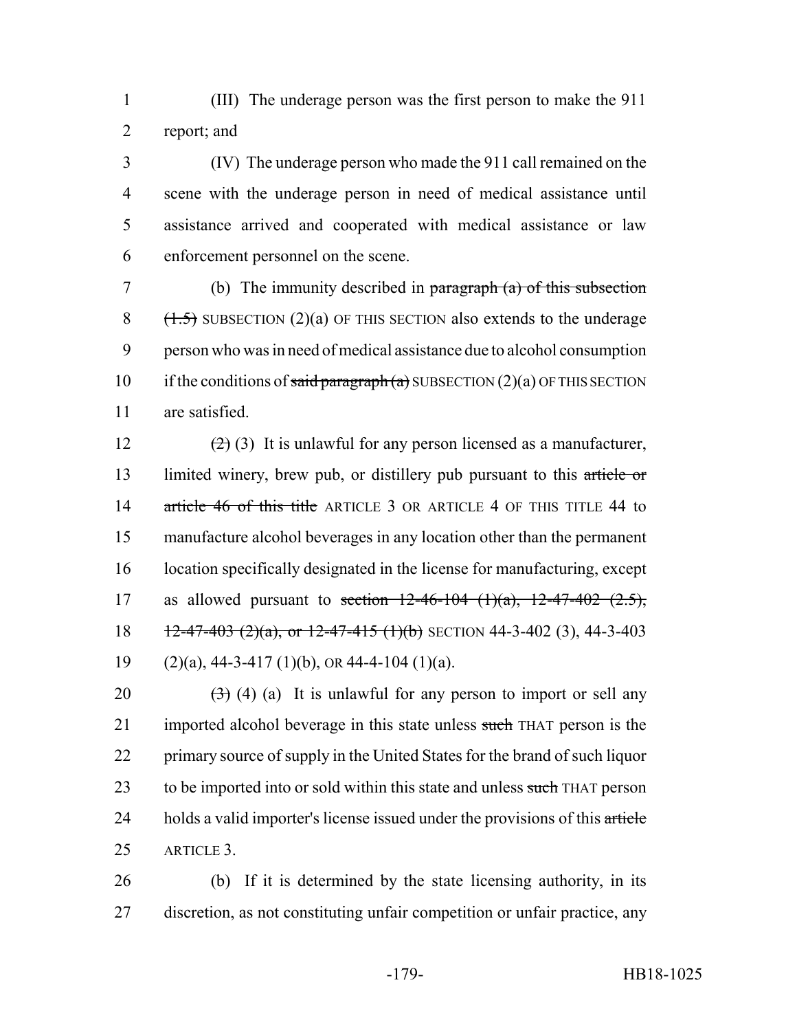(III) The underage person was the first person to make the 911 report; and

(IV) The underage person who made the 911 call remained on the scene with the underage person in need of medical assistance until assistance arrived and cooperated with medical assistance or law enforcement personnel on the scene.

(b) The immunity described in ~~paragraph (a) of this subsection (1.5)~~ SUBSECTION (2)(a) OF THIS SECTION also extends to the underage person who was in need of medical assistance due to alcohol consumption if the conditions of ~~said paragraph (a)~~ SUBSECTION (2)(a) OF THIS SECTION are satisfied.

~~(2)~~ (3) It is unlawful for any person licensed as a manufacturer, limited winery, brew pub, or distillery pub pursuant to this ~~article or article 46 of this title~~ ARTICLE 3 OR ARTICLE 4 OF THIS TITLE 44 to manufacture alcohol beverages in any location other than the permanent location specifically designated in the license for manufacturing, except as allowed pursuant to ~~section 12-46-104 (1)(a), 12-47-402 (2.5), 12-47-403 (2)(a), or 12-47-415 (1)(b)~~ SECTION 44-3-402 (3), 44-3-403 (2)(a), 44-3-417 (1)(b), OR 44-4-104 (1)(a).

~~(3)~~ (4) (a) It is unlawful for any person to import or sell any imported alcohol beverage in this state unless ~~such~~ THAT person is the primary source of supply in the United States for the brand of such liquor to be imported into or sold within this state and unless ~~such~~ THAT person holds a valid importer's license issued under the provisions of this ~~article~~ ARTICLE 3.

(b) If it is determined by the state licensing authority, in its discretion, as not constituting unfair competition or unfair practice, any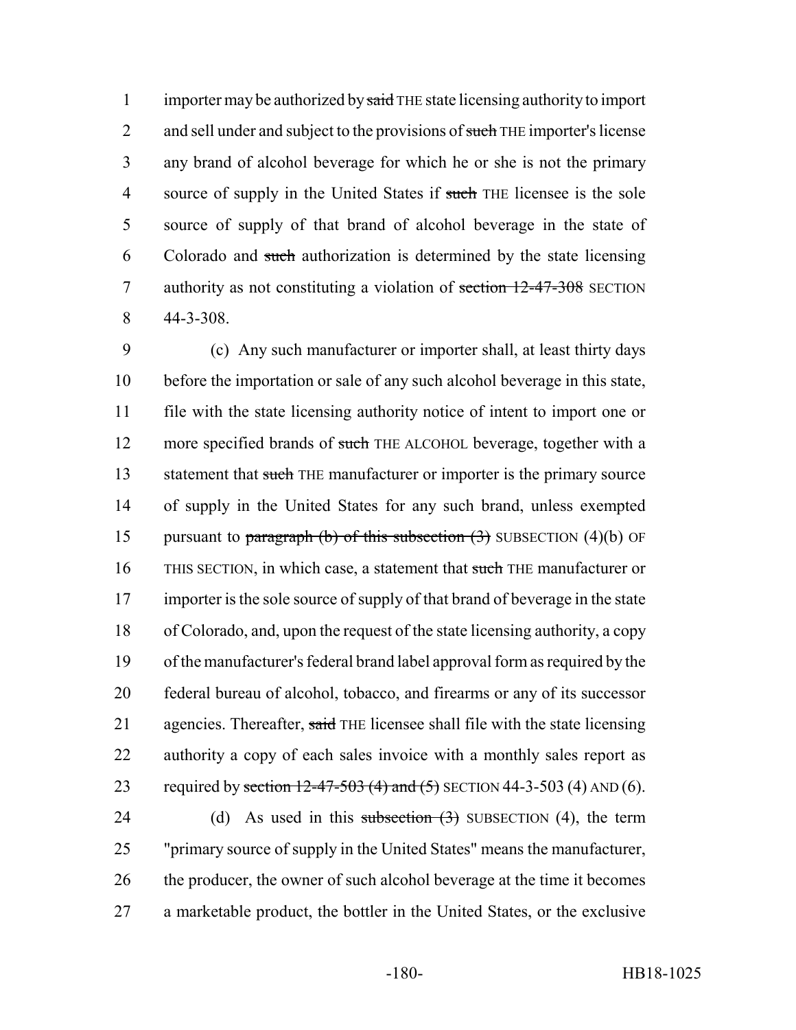importer may be authorized by ~~said~~ THE state licensing authority to import and sell under and subject to the provisions of ~~such~~ THE importer's license any brand of alcohol beverage for which he or she is not the primary source of supply in the United States if ~~such~~ THE licensee is the sole source of supply of that brand of alcohol beverage in the state of Colorado and ~~such~~ authorization is determined by the state licensing authority as not constituting a violation of ~~section 12-47-308~~ SECTION 44-3-308.

(c) Any such manufacturer or importer shall, at least thirty days before the importation or sale of any such alcohol beverage in this state, file with the state licensing authority notice of intent to import one or more specified brands of ~~such~~ THE ALCOHOL beverage, together with a statement that ~~such~~ THE manufacturer or importer is the primary source of supply in the United States for any such brand, unless exempted pursuant to ~~paragraph (b) of this subsection (3)~~ SUBSECTION (4)(b) OF THIS SECTION, in which case, a statement that ~~such~~ THE manufacturer or importer is the sole source of supply of that brand of beverage in the state of Colorado, and, upon the request of the state licensing authority, a copy of the manufacturer's federal brand label approval form as required by the federal bureau of alcohol, tobacco, and firearms or any of its successor agencies. Thereafter, ~~said~~ THE licensee shall file with the state licensing authority a copy of each sales invoice with a monthly sales report as required by ~~section 12-47-503 (4) and (5)~~ SECTION 44-3-503 (4) AND (6).

(d) As used in this ~~subsection (3)~~ SUBSECTION (4), the term "primary source of supply in the United States" means the manufacturer, the producer, the owner of such alcohol beverage at the time it becomes a marketable product, the bottler in the United States, or the exclusive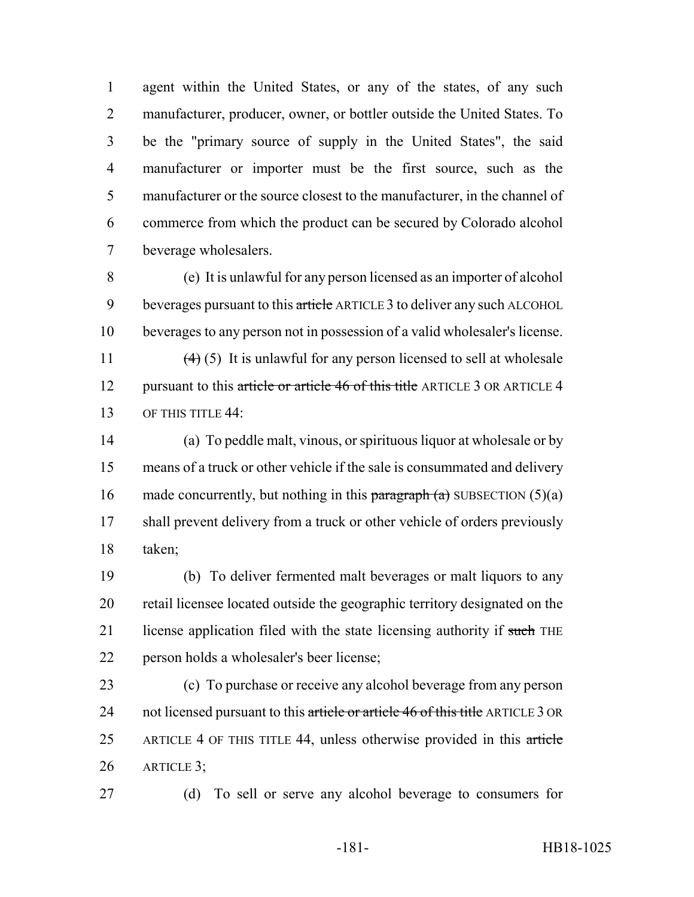agent within the United States, or any of the states, of any such manufacturer, producer, owner, or bottler outside the United States. To be the "primary source of supply in the United States", the said manufacturer or importer must be the first source, such as the manufacturer or the source closest to the manufacturer, in the channel of commerce from which the product can be secured by Colorado alcohol beverage wholesalers.

(e) It is unlawful for any person licensed as an importer of alcohol beverages pursuant to this ~~article~~ ARTICLE 3 to deliver any such ALCOHOL beverages to any person not in possession of a valid wholesaler's license.

~~(4)~~ (5) It is unlawful for any person licensed to sell at wholesale pursuant to this ~~article or article 46 of this title~~ ARTICLE 3 OR ARTICLE 4 OF THIS TITLE 44:

(a) To peddle malt, vinous, or spirituous liquor at wholesale or by means of a truck or other vehicle if the sale is consummated and delivery made concurrently, but nothing in this ~~paragraph (a)~~ SUBSECTION (5)(a) shall prevent delivery from a truck or other vehicle of orders previously taken;

(b) To deliver fermented malt beverages or malt liquors to any retail licensee located outside the geographic territory designated on the license application filed with the state licensing authority if ~~such~~ THE person holds a wholesaler's beer license;

(c) To purchase or receive any alcohol beverage from any person not licensed pursuant to this ~~article or article 46 of this title~~ ARTICLE 3 OR ARTICLE 4 OF THIS TITLE 44, unless otherwise provided in this ~~article~~ ARTICLE 3;

(d) To sell or serve any alcohol beverage to consumers for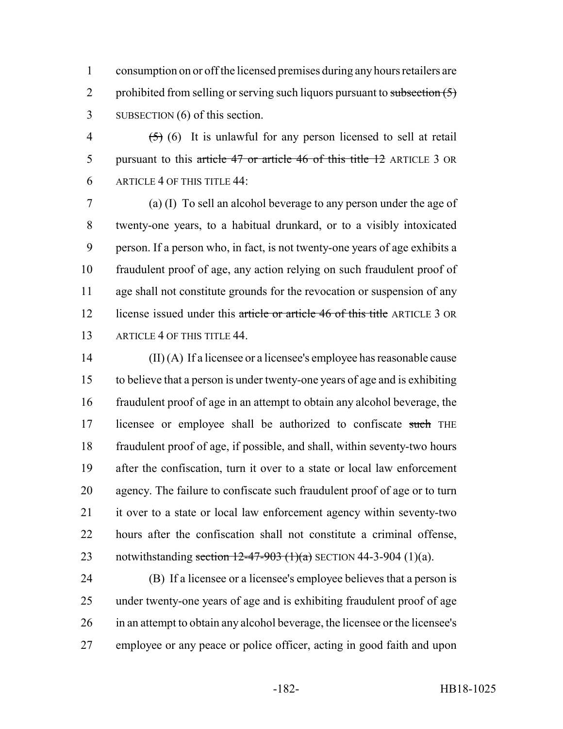consumption on or off the licensed premises during any hours retailers are prohibited from selling or serving such liquors pursuant to ~~subsection (5)~~ SUBSECTION (6) of this section.

~~(5)~~ (6) It is unlawful for any person licensed to sell at retail pursuant to this ~~article 47 or article 46 of this title 12~~ ARTICLE 3 OR ARTICLE 4 OF THIS TITLE 44:

(a) (I) To sell an alcohol beverage to any person under the age of twenty-one years, to a habitual drunkard, or to a visibly intoxicated person. If a person who, in fact, is not twenty-one years of age exhibits a fraudulent proof of age, any action relying on such fraudulent proof of age shall not constitute grounds for the revocation or suspension of any license issued under this ~~article or article 46 of this title~~ ARTICLE 3 OR ARTICLE 4 OF THIS TITLE 44.

(II) (A) If a licensee or a licensee's employee has reasonable cause to believe that a person is under twenty-one years of age and is exhibiting fraudulent proof of age in an attempt to obtain any alcohol beverage, the licensee or employee shall be authorized to confiscate ~~such~~ THE fraudulent proof of age, if possible, and shall, within seventy-two hours after the confiscation, turn it over to a state or local law enforcement agency. The failure to confiscate such fraudulent proof of age or to turn it over to a state or local law enforcement agency within seventy-two hours after the confiscation shall not constitute a criminal offense, notwithstanding ~~section 12-47-903 (1)(a)~~ SECTION 44-3-904 (1)(a).

(B) If a licensee or a licensee's employee believes that a person is under twenty-one years of age and is exhibiting fraudulent proof of age in an attempt to obtain any alcohol beverage, the licensee or the licensee's employee or any peace or police officer, acting in good faith and upon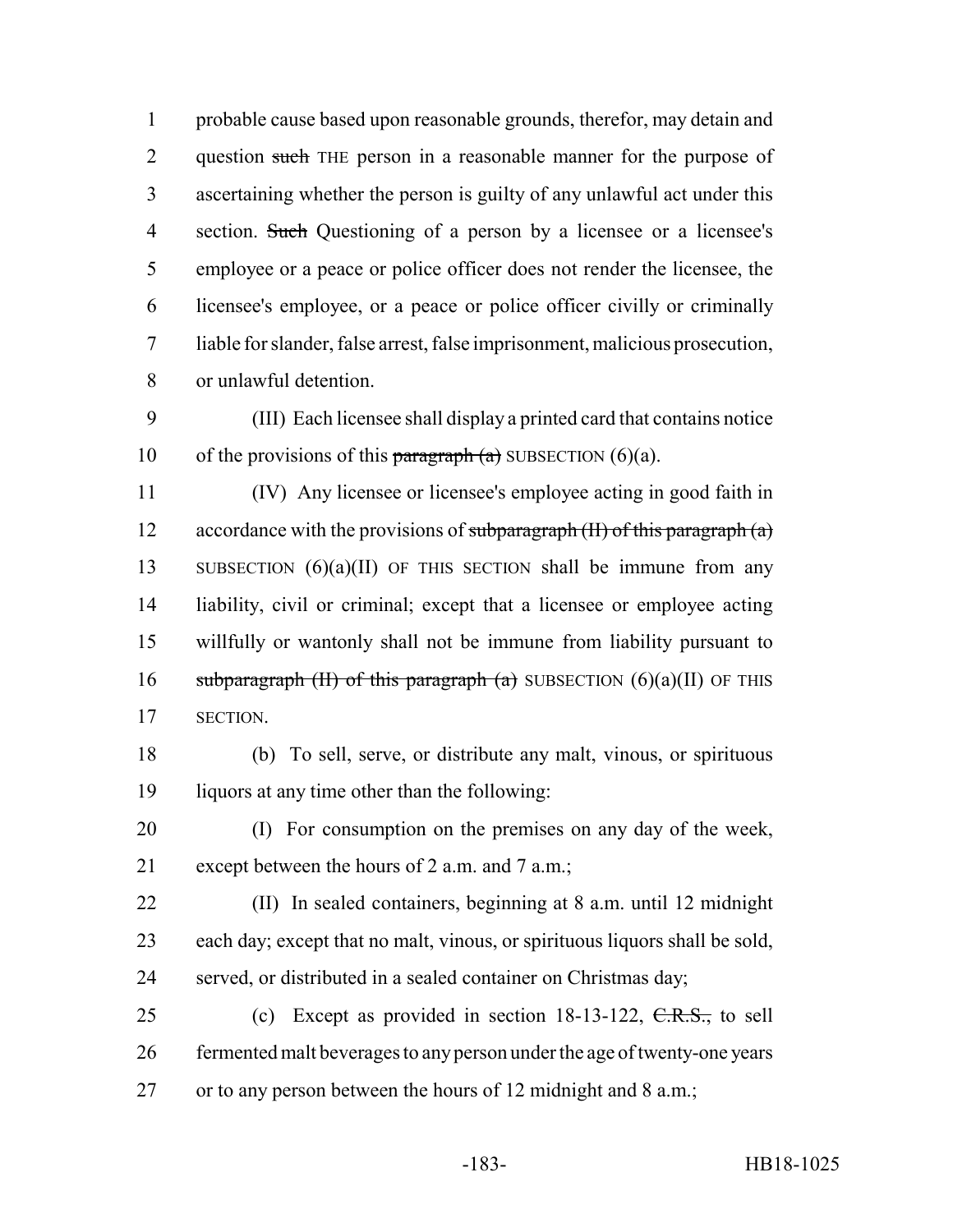probable cause based upon reasonable grounds, therefor, may detain and question ~~such~~ THE person in a reasonable manner for the purpose of ascertaining whether the person is guilty of any unlawful act under this section. ~~Such~~ Questioning of a person by a licensee or a licensee's employee or a peace or police officer does not render the licensee, the licensee's employee, or a peace or police officer civilly or criminally liable for slander, false arrest, false imprisonment, malicious prosecution, or unlawful detention.

(III) Each licensee shall display a printed card that contains notice of the provisions of this ~~paragraph (a)~~ SUBSECTION (6)(a).

(IV) Any licensee or licensee's employee acting in good faith in accordance with the provisions of ~~subparagraph (II) of this paragraph (a)~~ SUBSECTION (6)(a)(II) OF THIS SECTION shall be immune from any liability, civil or criminal; except that a licensee or employee acting willfully or wantonly shall not be immune from liability pursuant to ~~subparagraph (II) of this paragraph (a)~~ SUBSECTION (6)(a)(II) OF THIS SECTION.

(b) To sell, serve, or distribute any malt, vinous, or spirituous liquors at any time other than the following:

(I) For consumption on the premises on any day of the week, except between the hours of 2 a.m. and 7 a.m.;

(II) In sealed containers, beginning at 8 a.m. until 12 midnight each day; except that no malt, vinous, or spirituous liquors shall be sold, served, or distributed in a sealed container on Christmas day;

(c) Except as provided in section 18-13-122, ~~C.R.S.,~~ to sell fermented malt beverages to any person under the age of twenty-one years or to any person between the hours of 12 midnight and 8 a.m.;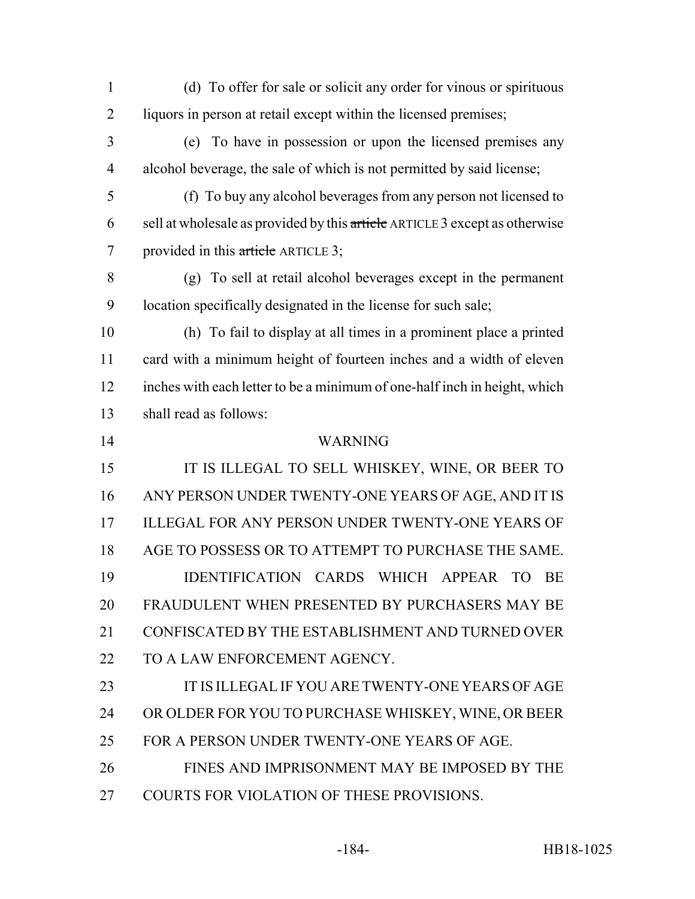(d) To offer for sale or solicit any order for vinous or spirituous liquors in person at retail except within the licensed premises;

(e) To have in possession or upon the licensed premises any alcohol beverage, the sale of which is not permitted by said license;

(f) To buy any alcohol beverages from any person not licensed to sell at wholesale as provided by this ~~article~~ ARTICLE 3 except as otherwise provided in this ~~article~~ ARTICLE 3;

(g) To sell at retail alcohol beverages except in the permanent location specifically designated in the license for such sale;

(h) To fail to display at all times in a prominent place a printed card with a minimum height of fourteen inches and a width of eleven inches with each letter to be a minimum of one-half inch in height, which shall read as follows:

WARNING

IT IS ILLEGAL TO SELL WHISKEY, WINE, OR BEER TO ANY PERSON UNDER TWENTY-ONE YEARS OF AGE, AND IT IS ILLEGAL FOR ANY PERSON UNDER TWENTY-ONE YEARS OF AGE TO POSSESS OR TO ATTEMPT TO PURCHASE THE SAME.

IDENTIFICATION CARDS WHICH APPEAR TO BE FRAUDULENT WHEN PRESENTED BY PURCHASERS MAY BE CONFISCATED BY THE ESTABLISHMENT AND TURNED OVER TO A LAW ENFORCEMENT AGENCY.

IT IS ILLEGAL IF YOU ARE TWENTY-ONE YEARS OF AGE OR OLDER FOR YOU TO PURCHASE WHISKEY, WINE, OR BEER FOR A PERSON UNDER TWENTY-ONE YEARS OF AGE.

FINES AND IMPRISONMENT MAY BE IMPOSED BY THE COURTS FOR VIOLATION OF THESE PROVISIONS.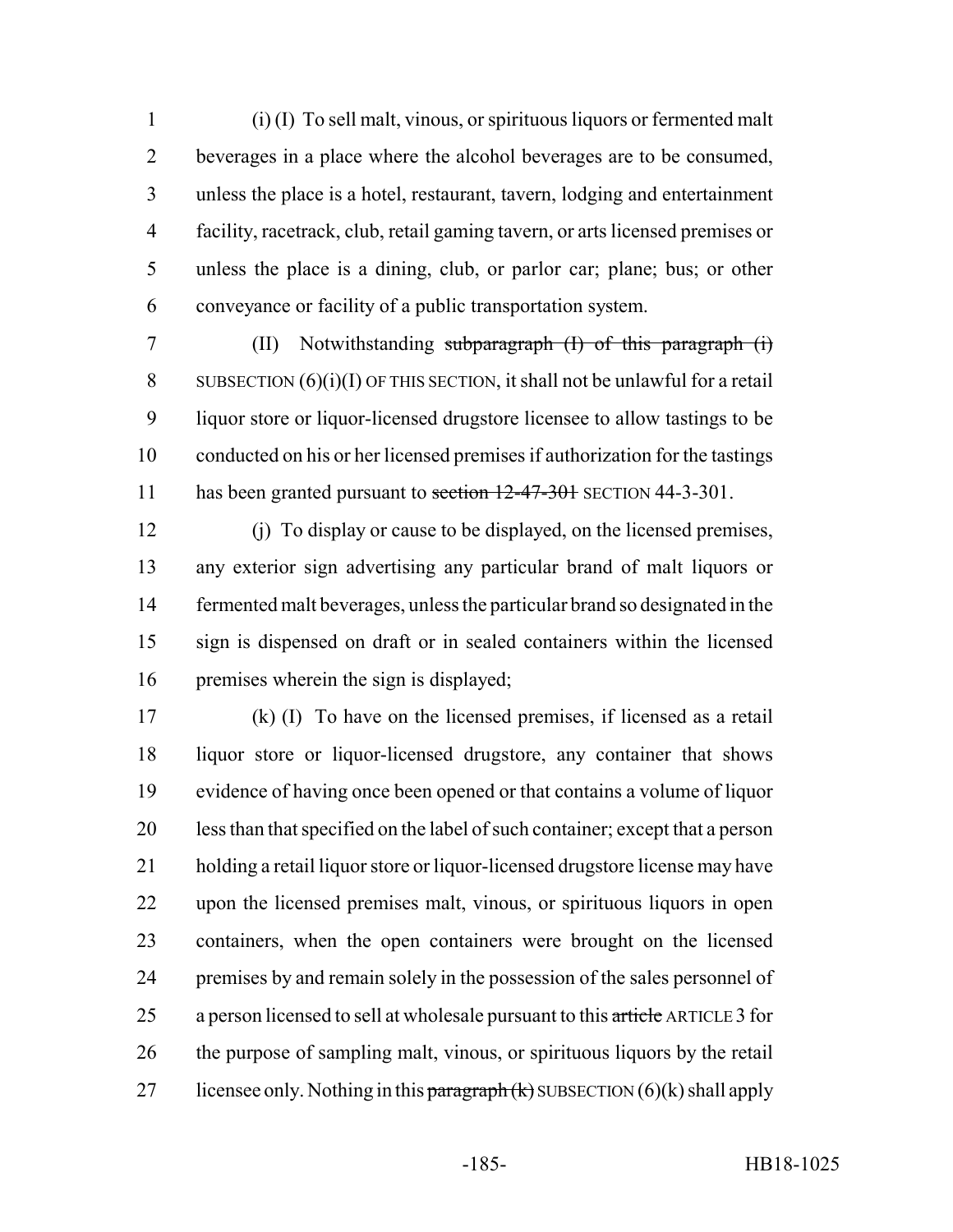(i) (I) To sell malt, vinous, or spirituous liquors or fermented malt beverages in a place where the alcohol beverages are to be consumed, unless the place is a hotel, restaurant, tavern, lodging and entertainment facility, racetrack, club, retail gaming tavern, or arts licensed premises or unless the place is a dining, club, or parlor car; plane; bus; or other conveyance or facility of a public transportation system.

(II) Notwithstanding ~~subparagraph (I) of this paragraph (i)~~ SUBSECTION (6)(i)(I) OF THIS SECTION, it shall not be unlawful for a retail liquor store or liquor-licensed drugstore licensee to allow tastings to be conducted on his or her licensed premises if authorization for the tastings has been granted pursuant to ~~section 12-47-301~~ SECTION 44-3-301.

(j) To display or cause to be displayed, on the licensed premises, any exterior sign advertising any particular brand of malt liquors or fermented malt beverages, unless the particular brand so designated in the sign is dispensed on draft or in sealed containers within the licensed premises wherein the sign is displayed;

(k) (I) To have on the licensed premises, if licensed as a retail liquor store or liquor-licensed drugstore, any container that shows evidence of having once been opened or that contains a volume of liquor less than that specified on the label of such container; except that a person holding a retail liquor store or liquor-licensed drugstore license may have upon the licensed premises malt, vinous, or spirituous liquors in open containers, when the open containers were brought on the licensed premises by and remain solely in the possession of the sales personnel of a person licensed to sell at wholesale pursuant to this ~~article~~ ARTICLE 3 for the purpose of sampling malt, vinous, or spirituous liquors by the retail licensee only. Nothing in this ~~paragraph (k)~~ SUBSECTION (6)(k) shall apply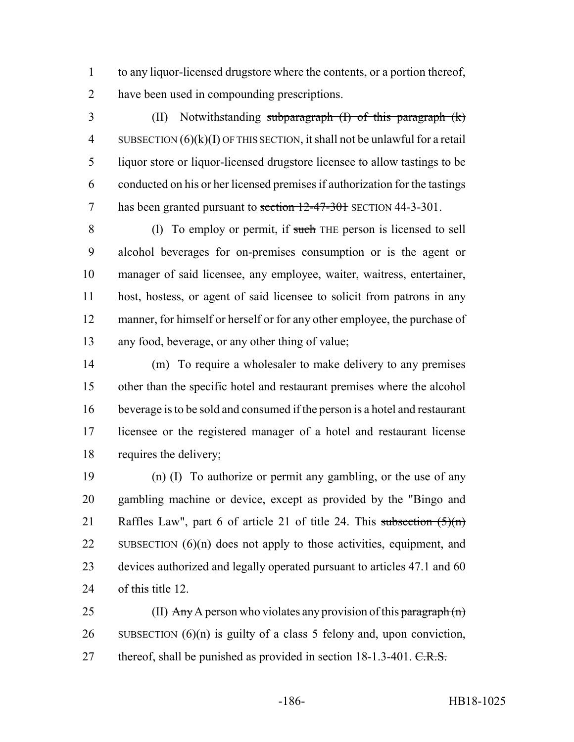to any liquor-licensed drugstore where the contents, or a portion thereof, have been used in compounding prescriptions.

(II) Notwithstanding ~~subparagraph (I) of this paragraph (k)~~ SUBSECTION (6)(k)(I) OF THIS SECTION, it shall not be unlawful for a retail liquor store or liquor-licensed drugstore licensee to allow tastings to be conducted on his or her licensed premises if authorization for the tastings has been granted pursuant to ~~section 12-47-301~~ SECTION 44-3-301.

(l) To employ or permit, if ~~such~~ THE person is licensed to sell alcohol beverages for on-premises consumption or is the agent or manager of said licensee, any employee, waiter, waitress, entertainer, host, hostess, or agent of said licensee to solicit from patrons in any manner, for himself or herself or for any other employee, the purchase of any food, beverage, or any other thing of value;

(m) To require a wholesaler to make delivery to any premises other than the specific hotel and restaurant premises where the alcohol beverage is to be sold and consumed if the person is a hotel and restaurant licensee or the registered manager of a hotel and restaurant license requires the delivery;

(n) (I) To authorize or permit any gambling, or the use of any gambling machine or device, except as provided by the "Bingo and Raffles Law", part 6 of article 21 of title 24. This ~~subsection (5)(n)~~ SUBSECTION (6)(n) does not apply to those activities, equipment, and devices authorized and legally operated pursuant to articles 47.1 and 60 of ~~this~~ title 12.

(II) ~~Any~~ A person who violates any provision of this ~~paragraph (n)~~ SUBSECTION (6)(n) is guilty of a class 5 felony and, upon conviction, thereof, shall be punished as provided in section 18-1.3-401. ~~C.R.S.~~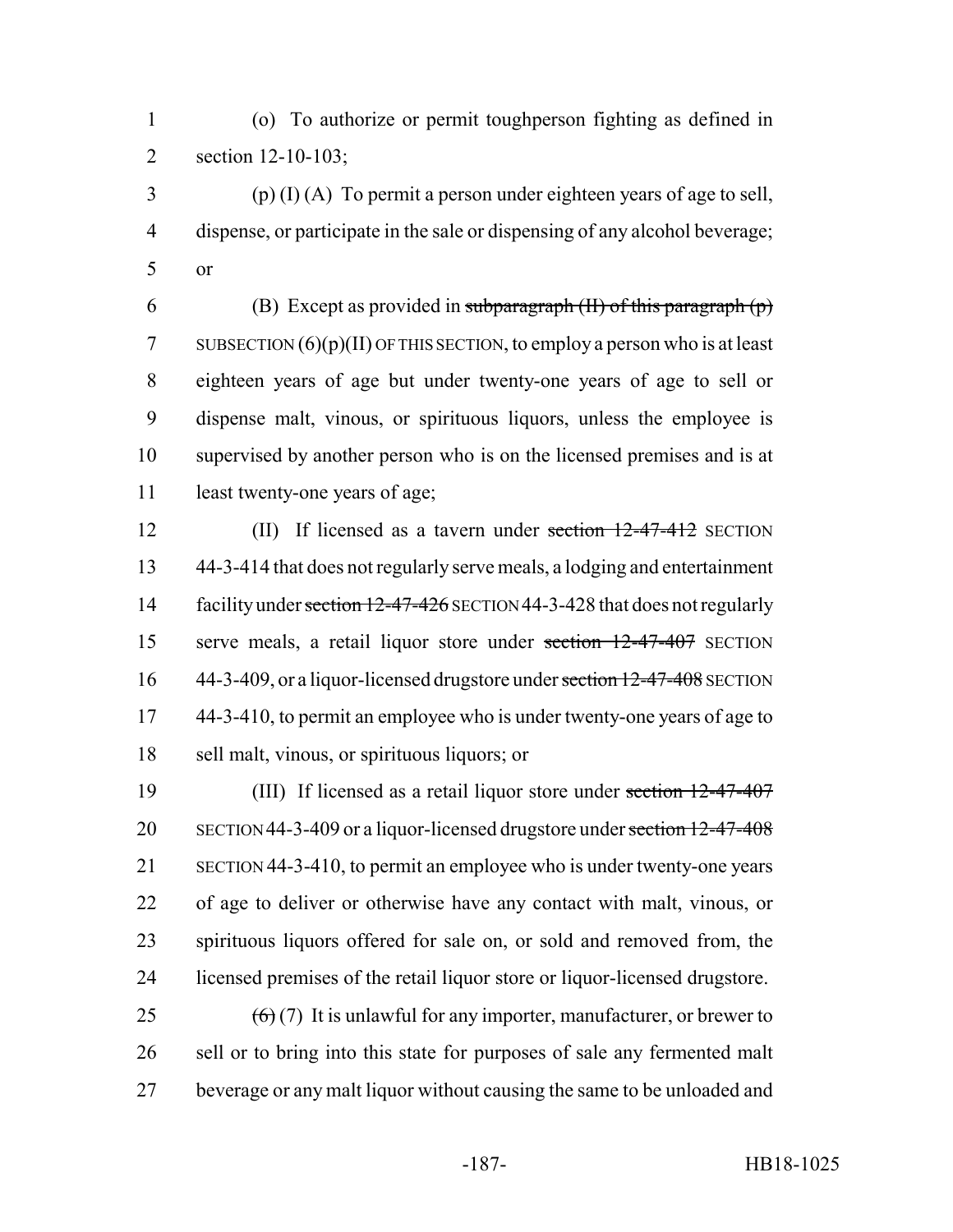(o) To authorize or permit toughperson fighting as defined in section 12-10-103;

(p) (I) (A) To permit a person under eighteen years of age to sell, dispense, or participate in the sale or dispensing of any alcohol beverage; or

(B) Except as provided in ~~subparagraph (II) of this paragraph (p)~~ SUBSECTION (6)(p)(II) OF THIS SECTION, to employ a person who is at least eighteen years of age but under twenty-one years of age to sell or dispense malt, vinous, or spirituous liquors, unless the employee is supervised by another person who is on the licensed premises and is at least twenty-one years of age;

(II) If licensed as a tavern under ~~section 12-47-412~~ SECTION 44-3-414 that does not regularly serve meals, a lodging and entertainment facility under ~~section 12-47-426~~ SECTION 44-3-428 that does not regularly serve meals, a retail liquor store under ~~section 12-47-407~~ SECTION 44-3-409, or a liquor-licensed drugstore under ~~section 12-47-408~~ SECTION 44-3-410, to permit an employee who is under twenty-one years of age to sell malt, vinous, or spirituous liquors; or

(III) If licensed as a retail liquor store under ~~section 12-47-407~~ SECTION 44-3-409 or a liquor-licensed drugstore under ~~section 12-47-408~~ SECTION 44-3-410, to permit an employee who is under twenty-one years of age to deliver or otherwise have any contact with malt, vinous, or spirituous liquors offered for sale on, or sold and removed from, the licensed premises of the retail liquor store or liquor-licensed drugstore.

~~(6)~~ (7) It is unlawful for any importer, manufacturer, or brewer to sell or to bring into this state for purposes of sale any fermented malt beverage or any malt liquor without causing the same to be unloaded and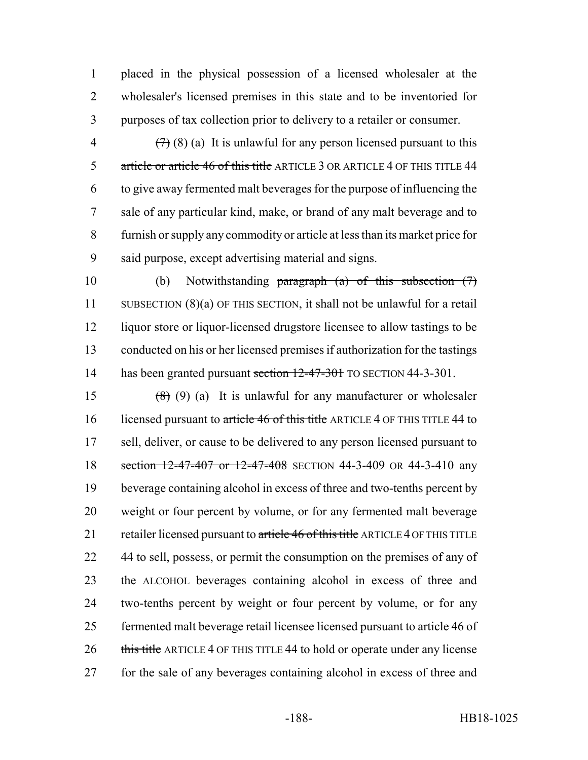placed in the physical possession of a licensed wholesaler at the wholesaler's licensed premises in this state and to be inventoried for purposes of tax collection prior to delivery to a retailer or consumer.

~~(7)~~ (8) (a) It is unlawful for any person licensed pursuant to this ~~article or article 46 of this title~~ ARTICLE 3 OR ARTICLE 4 OF THIS TITLE 44 to give away fermented malt beverages for the purpose of influencing the sale of any particular kind, make, or brand of any malt beverage and to furnish or supply any commodity or article at less than its market price for said purpose, except advertising material and signs.

(b) Notwithstanding ~~paragraph (a) of this subsection (7)~~ SUBSECTION (8)(a) OF THIS SECTION, it shall not be unlawful for a retail liquor store or liquor-licensed drugstore licensee to allow tastings to be conducted on his or her licensed premises if authorization for the tastings has been granted pursuant ~~section 12-47-301~~ TO SECTION 44-3-301.

~~(8)~~ (9) (a) It is unlawful for any manufacturer or wholesaler licensed pursuant to ~~article 46 of this title~~ ARTICLE 4 OF THIS TITLE 44 to sell, deliver, or cause to be delivered to any person licensed pursuant to ~~section 12-47-407 or 12-47-408~~ SECTION 44-3-409 OR 44-3-410 any beverage containing alcohol in excess of three and two-tenths percent by weight or four percent by volume, or for any fermented malt beverage retailer licensed pursuant to ~~article 46 of this title~~ ARTICLE 4 OF THIS TITLE 44 to sell, possess, or permit the consumption on the premises of any of the ALCOHOL beverages containing alcohol in excess of three and two-tenths percent by weight or four percent by volume, or for any fermented malt beverage retail licensee licensed pursuant to ~~article 46 of this title~~ ARTICLE 4 OF THIS TITLE 44 to hold or operate under any license for the sale of any beverages containing alcohol in excess of three and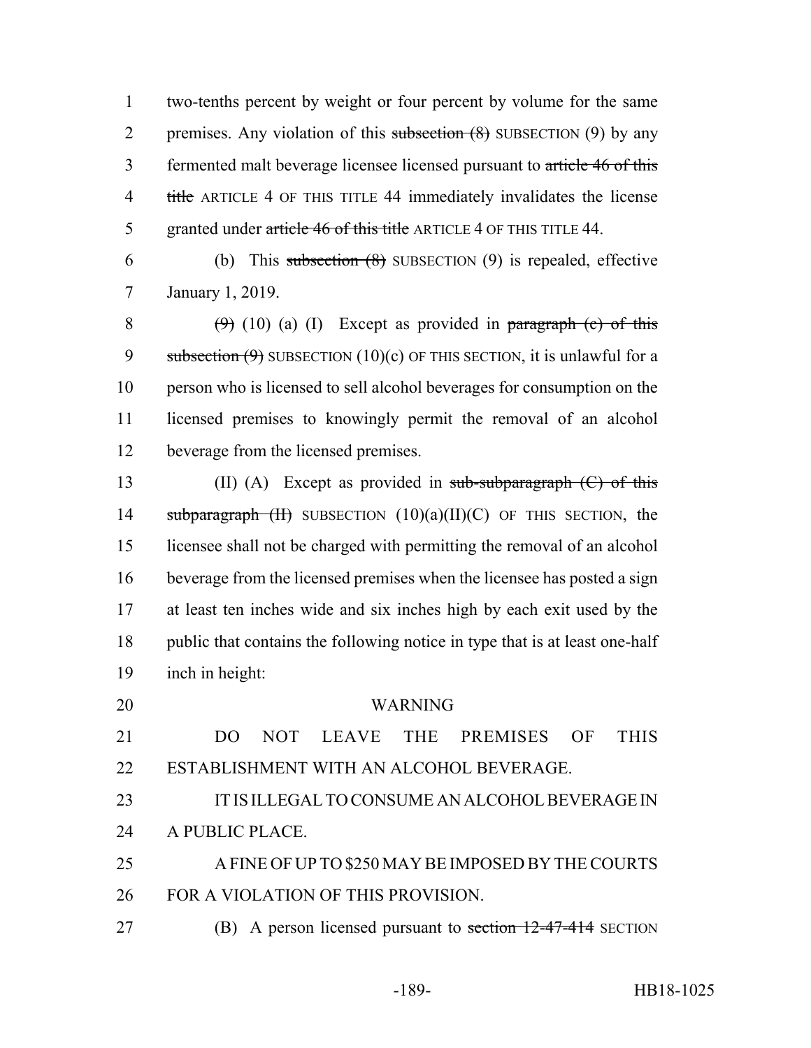two-tenths percent by weight or four percent by volume for the same premises. Any violation of this ~~subsection (8)~~ SUBSECTION (9) by any fermented malt beverage licensee licensed pursuant to ~~article 46 of this title~~ ARTICLE 4 OF THIS TITLE 44 immediately invalidates the license granted under ~~article 46 of this title~~ ARTICLE 4 OF THIS TITLE 44.

(b) This ~~subsection (8)~~ SUBSECTION (9) is repealed, effective January 1, 2019.

~~(9)~~ (10) (a) (I) Except as provided in ~~paragraph (c) of this subsection (9)~~ SUBSECTION (10)(c) OF THIS SECTION, it is unlawful for a person who is licensed to sell alcohol beverages for consumption on the licensed premises to knowingly permit the removal of an alcohol beverage from the licensed premises.

(II) (A) Except as provided in ~~sub-subparagraph (C) of this subparagraph (II)~~ SUBSECTION (10)(a)(II)(C) OF THIS SECTION, the licensee shall not be charged with permitting the removal of an alcohol beverage from the licensed premises when the licensee has posted a sign at least ten inches wide and six inches high by each exit used by the public that contains the following notice in type that is at least one-half inch in height:

WARNING

DO NOT LEAVE THE PREMISES OF THIS ESTABLISHMENT WITH AN ALCOHOL BEVERAGE.

IT IS ILLEGAL TO CONSUME AN ALCOHOL BEVERAGE IN A PUBLIC PLACE.

A FINE OF UP TO $250 MAY BE IMPOSED BY THE COURTS FOR A VIOLATION OF THIS PROVISION.

(B) A person licensed pursuant to ~~section 12-47-414~~ SECTION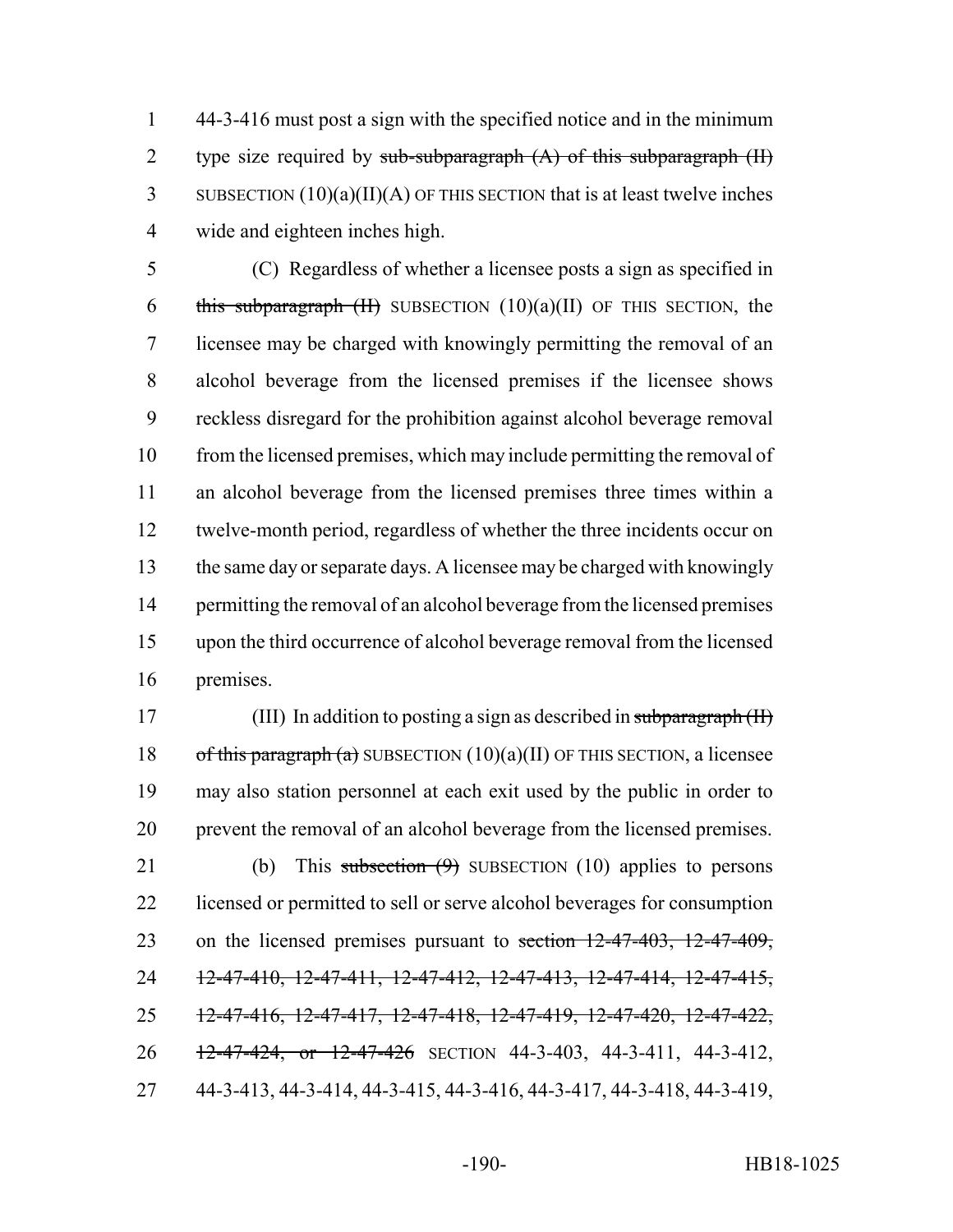44-3-416 must post a sign with the specified notice and in the minimum type size required by ~~sub-subparagraph (A) of this subparagraph (II)~~ SUBSECTION (10)(a)(II)(A) OF THIS SECTION that is at least twelve inches wide and eighteen inches high.

(C) Regardless of whether a licensee posts a sign as specified in ~~this subparagraph (II)~~ SUBSECTION (10)(a)(II) OF THIS SECTION, the licensee may be charged with knowingly permitting the removal of an alcohol beverage from the licensed premises if the licensee shows reckless disregard for the prohibition against alcohol beverage removal from the licensed premises, which may include permitting the removal of an alcohol beverage from the licensed premises three times within a twelve-month period, regardless of whether the three incidents occur on the same day or separate days. A licensee may be charged with knowingly permitting the removal of an alcohol beverage from the licensed premises upon the third occurrence of alcohol beverage removal from the licensed premises.

(III) In addition to posting a sign as described in ~~subparagraph (II) of this paragraph (a)~~ SUBSECTION (10)(a)(II) OF THIS SECTION, a licensee may also station personnel at each exit used by the public in order to prevent the removal of an alcohol beverage from the licensed premises.

(b) This ~~subsection (9)~~ SUBSECTION (10) applies to persons licensed or permitted to sell or serve alcohol beverages for consumption on the licensed premises pursuant to ~~section 12-47-403, 12-47-409, 12-47-410, 12-47-411, 12-47-412, 12-47-413, 12-47-414, 12-47-415, 12-47-416, 12-47-417, 12-47-418, 12-47-419, 12-47-420, 12-47-422, 12-47-424, or 12-47-426~~ SECTION 44-3-403, 44-3-411, 44-3-412, 44-3-413, 44-3-414, 44-3-415, 44-3-416, 44-3-417, 44-3-418, 44-3-419,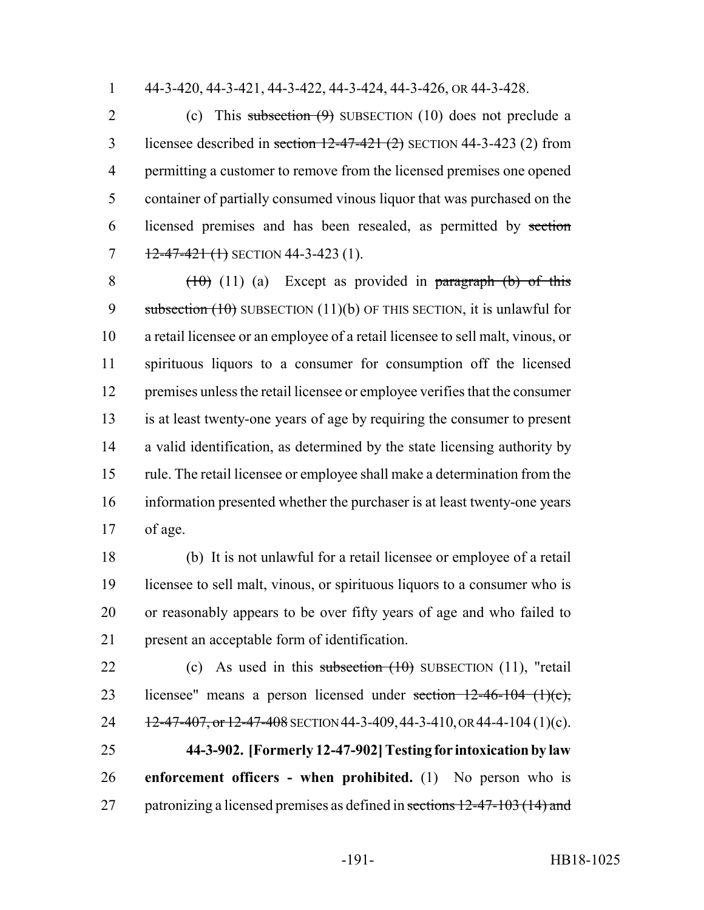44-3-420, 44-3-421, 44-3-422, 44-3-424, 44-3-426, OR 44-3-428.

(c) This ~~subsection (9)~~ SUBSECTION (10) does not preclude a licensee described in ~~section 12-47-421 (2)~~ SECTION 44-3-423 (2) from permitting a customer to remove from the licensed premises one opened container of partially consumed vinous liquor that was purchased on the licensed premises and has been resealed, as permitted by ~~section 12-47-421 (1)~~ SECTION 44-3-423 (1).

~~(10)~~ (11) (a) Except as provided in ~~paragraph (b) of this subsection (10)~~ SUBSECTION (11)(b) OF THIS SECTION, it is unlawful for a retail licensee or an employee of a retail licensee to sell malt, vinous, or spirituous liquors to a consumer for consumption off the licensed premises unless the retail licensee or employee verifies that the consumer is at least twenty-one years of age by requiring the consumer to present a valid identification, as determined by the state licensing authority by rule. The retail licensee or employee shall make a determination from the information presented whether the purchaser is at least twenty-one years of age.

(b) It is not unlawful for a retail licensee or employee of a retail licensee to sell malt, vinous, or spirituous liquors to a consumer who is or reasonably appears to be over fifty years of age and who failed to present an acceptable form of identification.

(c) As used in this ~~subsection (10)~~ SUBSECTION (11), "retail licensee" means a person licensed under ~~section 12-46-104 (1)(c), 12-47-407, or 12-47-408~~ SECTION 44-3-409, 44-3-410, OR 44-4-104 (1)(c).

**44-3-902. [Formerly 12-47-902] Testing for intoxication by law enforcement officers - when prohibited.** (1) No person who is patronizing a licensed premises as defined in ~~sections 12-47-103 (14) and~~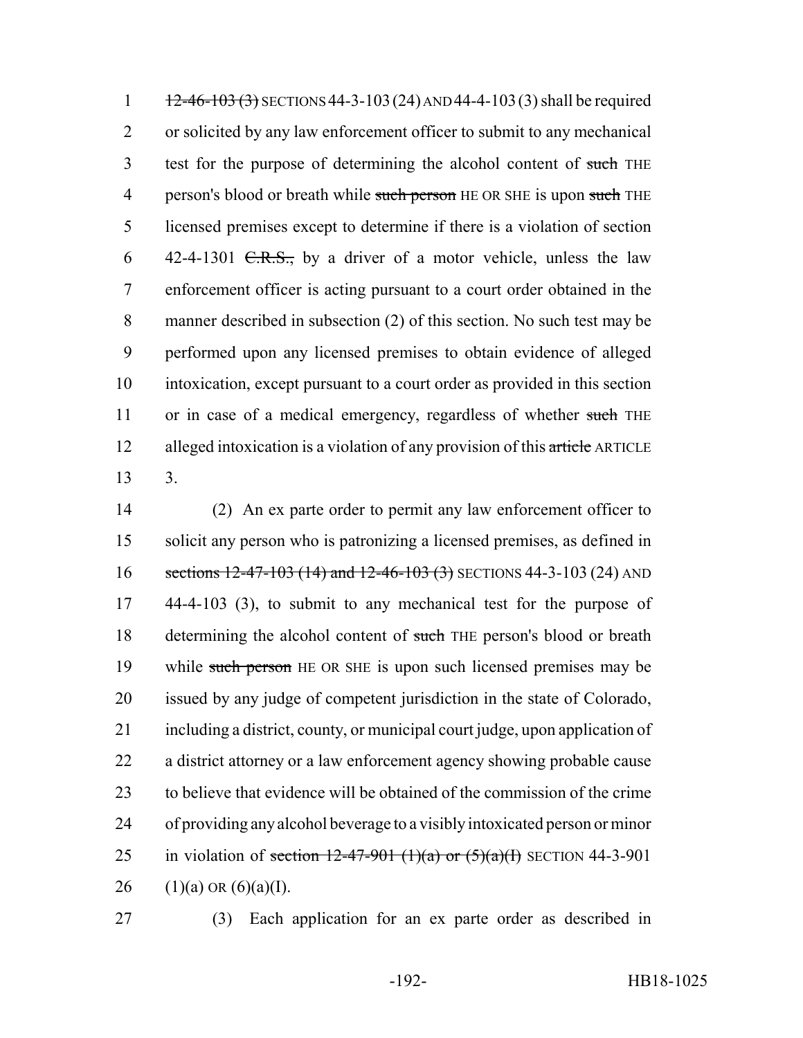12-46-103 (3) SECTIONS 44-3-103 (24) AND 44-4-103 (3) shall be required or solicited by any law enforcement officer to submit to any mechanical test for the purpose of determining the alcohol content of such THE person's blood or breath while such person HE OR SHE is upon such THE licensed premises except to determine if there is a violation of section 42-4-1301 C.R.S., by a driver of a motor vehicle, unless the law enforcement officer is acting pursuant to a court order obtained in the manner described in subsection (2) of this section. No such test may be performed upon any licensed premises to obtain evidence of alleged intoxication, except pursuant to a court order as provided in this section or in case of a medical emergency, regardless of whether such THE alleged intoxication is a violation of any provision of this article ARTICLE 3.

(2) An ex parte order to permit any law enforcement officer to solicit any person who is patronizing a licensed premises, as defined in sections 12-47-103 (14) and 12-46-103 (3) SECTIONS 44-3-103 (24) AND 44-4-103 (3), to submit to any mechanical test for the purpose of determining the alcohol content of such THE person's blood or breath while such person HE OR SHE is upon such licensed premises may be issued by any judge of competent jurisdiction in the state of Colorado, including a district, county, or municipal court judge, upon application of a district attorney or a law enforcement agency showing probable cause to believe that evidence will be obtained of the commission of the crime of providing any alcohol beverage to a visibly intoxicated person or minor in violation of section 12-47-901 (1)(a) or (5)(a)(I) SECTION 44-3-901 (1)(a) OR (6)(a)(I).

(3) Each application for an ex parte order as described in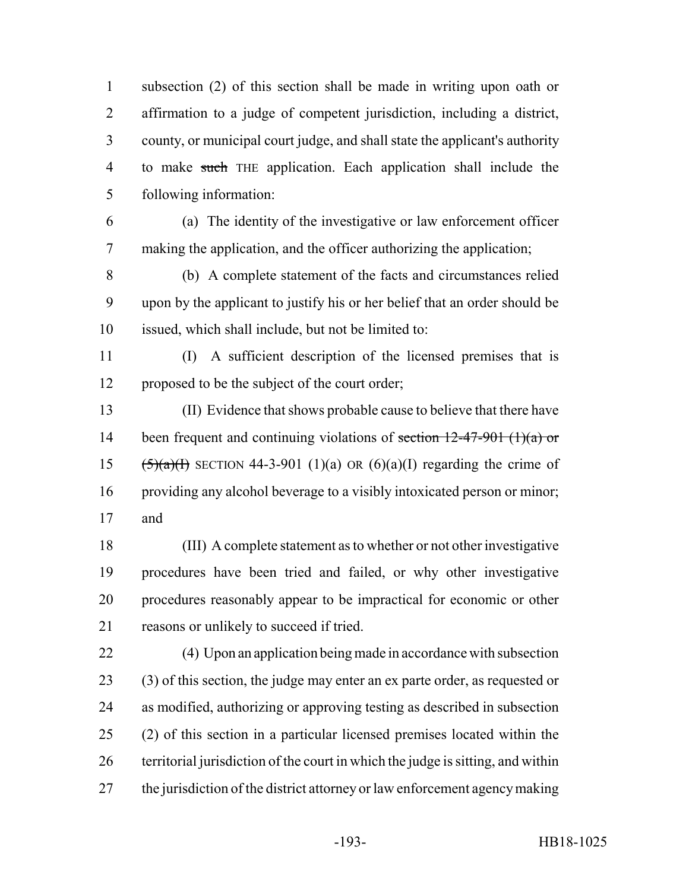subsection (2) of this section shall be made in writing upon oath or affirmation to a judge of competent jurisdiction, including a district, county, or municipal court judge, and shall state the applicant's authority to make ~~such~~ THE application. Each application shall include the following information:

(a) The identity of the investigative or law enforcement officer making the application, and the officer authorizing the application;

(b) A complete statement of the facts and circumstances relied upon by the applicant to justify his or her belief that an order should be issued, which shall include, but not be limited to:

(I) A sufficient description of the licensed premises that is proposed to be the subject of the court order;

(II) Evidence that shows probable cause to believe that there have been frequent and continuing violations of ~~section 12-47-901 (1)(a) or (5)(a)(I)~~ SECTION 44-3-901 (1)(a) OR (6)(a)(I) regarding the crime of providing any alcohol beverage to a visibly intoxicated person or minor; and

(III) A complete statement as to whether or not other investigative procedures have been tried and failed, or why other investigative procedures reasonably appear to be impractical for economic or other reasons or unlikely to succeed if tried.

(4) Upon an application being made in accordance with subsection (3) of this section, the judge may enter an ex parte order, as requested or as modified, authorizing or approving testing as described in subsection (2) of this section in a particular licensed premises located within the territorial jurisdiction of the court in which the judge is sitting, and within the jurisdiction of the district attorney or law enforcement agency making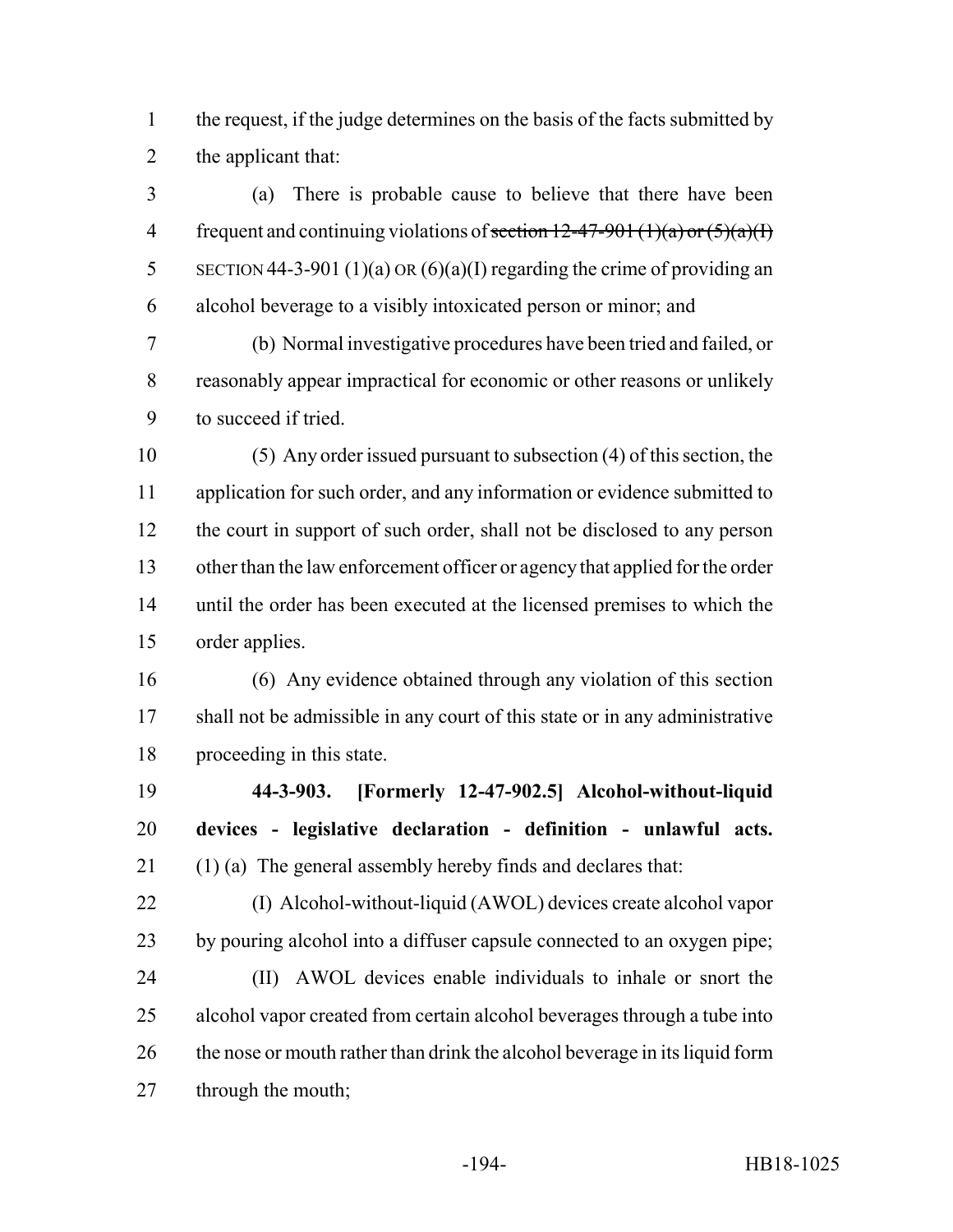the request, if the judge determines on the basis of the facts submitted by the applicant that:

(a) There is probable cause to believe that there have been frequent and continuing violations of ~~section 12-47-901 (1)(a) or (5)(a)(I)~~ SECTION 44-3-901 (1)(a) OR (6)(a)(I) regarding the crime of providing an alcohol beverage to a visibly intoxicated person or minor; and

(b) Normal investigative procedures have been tried and failed, or reasonably appear impractical for economic or other reasons or unlikely to succeed if tried.

(5) Any order issued pursuant to subsection (4) of this section, the application for such order, and any information or evidence submitted to the court in support of such order, shall not be disclosed to any person other than the law enforcement officer or agency that applied for the order until the order has been executed at the licensed premises to which the order applies.

(6) Any evidence obtained through any violation of this section shall not be admissible in any court of this state or in any administrative proceeding in this state.

**44-3-903. [Formerly 12-47-902.5] Alcohol-without-liquid devices - legislative declaration - definition - unlawful acts.** (1) (a) The general assembly hereby finds and declares that:

(I) Alcohol-without-liquid (AWOL) devices create alcohol vapor by pouring alcohol into a diffuser capsule connected to an oxygen pipe;

(II) AWOL devices enable individuals to inhale or snort the alcohol vapor created from certain alcohol beverages through a tube into the nose or mouth rather than drink the alcohol beverage in its liquid form through the mouth;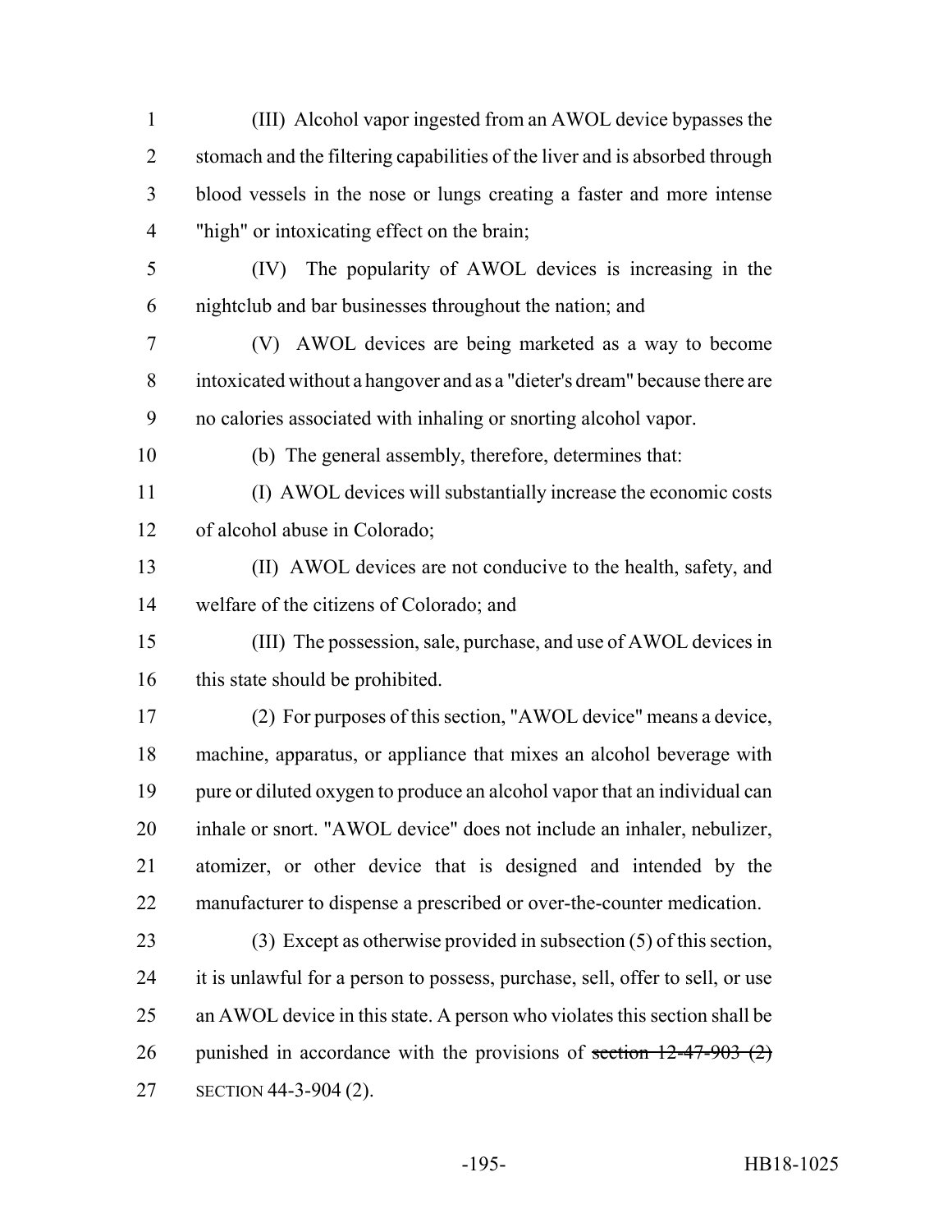(III) Alcohol vapor ingested from an AWOL device bypasses the stomach and the filtering capabilities of the liver and is absorbed through blood vessels in the nose or lungs creating a faster and more intense "high" or intoxicating effect on the brain;

(IV) The popularity of AWOL devices is increasing in the nightclub and bar businesses throughout the nation; and

(V) AWOL devices are being marketed as a way to become intoxicated without a hangover and as a "dieter's dream" because there are no calories associated with inhaling or snorting alcohol vapor.

(b) The general assembly, therefore, determines that:

(I) AWOL devices will substantially increase the economic costs of alcohol abuse in Colorado;

(II) AWOL devices are not conducive to the health, safety, and welfare of the citizens of Colorado; and

(III) The possession, sale, purchase, and use of AWOL devices in this state should be prohibited.

(2) For purposes of this section, "AWOL device" means a device, machine, apparatus, or appliance that mixes an alcohol beverage with pure or diluted oxygen to produce an alcohol vapor that an individual can inhale or snort. "AWOL device" does not include an inhaler, nebulizer, atomizer, or other device that is designed and intended by the manufacturer to dispense a prescribed or over-the-counter medication.

(3) Except as otherwise provided in subsection (5) of this section, it is unlawful for a person to possess, purchase, sell, offer to sell, or use an AWOL device in this state. A person who violates this section shall be punished in accordance with the provisions of ~~section 12-47-903 (2)~~ SECTION 44-3-904 (2).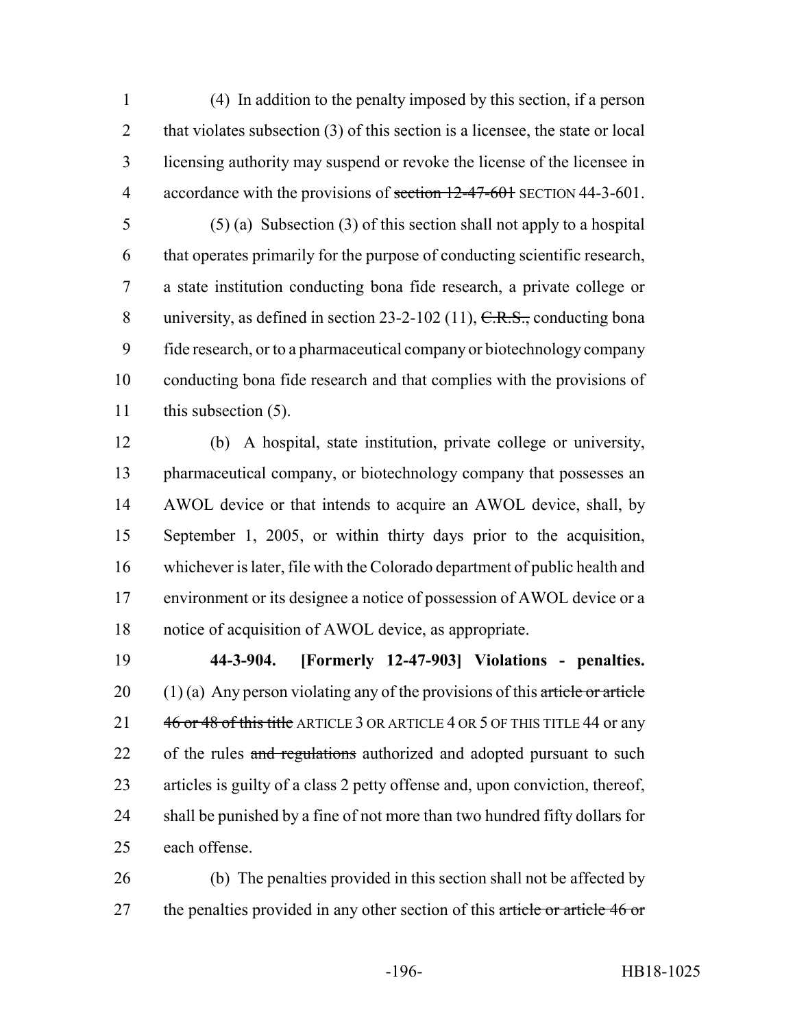(4) In addition to the penalty imposed by this section, if a person that violates subsection (3) of this section is a licensee, the state or local licensing authority may suspend or revoke the license of the licensee in accordance with the provisions of ~~section 12-47-601~~ SECTION 44-3-601.

(5) (a) Subsection (3) of this section shall not apply to a hospital that operates primarily for the purpose of conducting scientific research, a state institution conducting bona fide research, a private college or university, as defined in section 23-2-102 (11), ~~C.R.S.,~~ conducting bona fide research, or to a pharmaceutical company or biotechnology company conducting bona fide research and that complies with the provisions of this subsection (5).

(b) A hospital, state institution, private college or university, pharmaceutical company, or biotechnology company that possesses an AWOL device or that intends to acquire an AWOL device, shall, by September 1, 2005, or within thirty days prior to the acquisition, whichever is later, file with the Colorado department of public health and environment or its designee a notice of possession of AWOL device or a notice of acquisition of AWOL device, as appropriate.

**44-3-904. [Formerly 12-47-903] Violations - penalties.** (1) (a) Any person violating any of the provisions of this ~~article or article 46 or 48 of this title~~ ARTICLE 3 OR ARTICLE 4 OR 5 OF THIS TITLE 44 or any of the rules ~~and regulations~~ authorized and adopted pursuant to such articles is guilty of a class 2 petty offense and, upon conviction, thereof, shall be punished by a fine of not more than two hundred fifty dollars for each offense.

(b) The penalties provided in this section shall not be affected by the penalties provided in any other section of this ~~article or article 46 or~~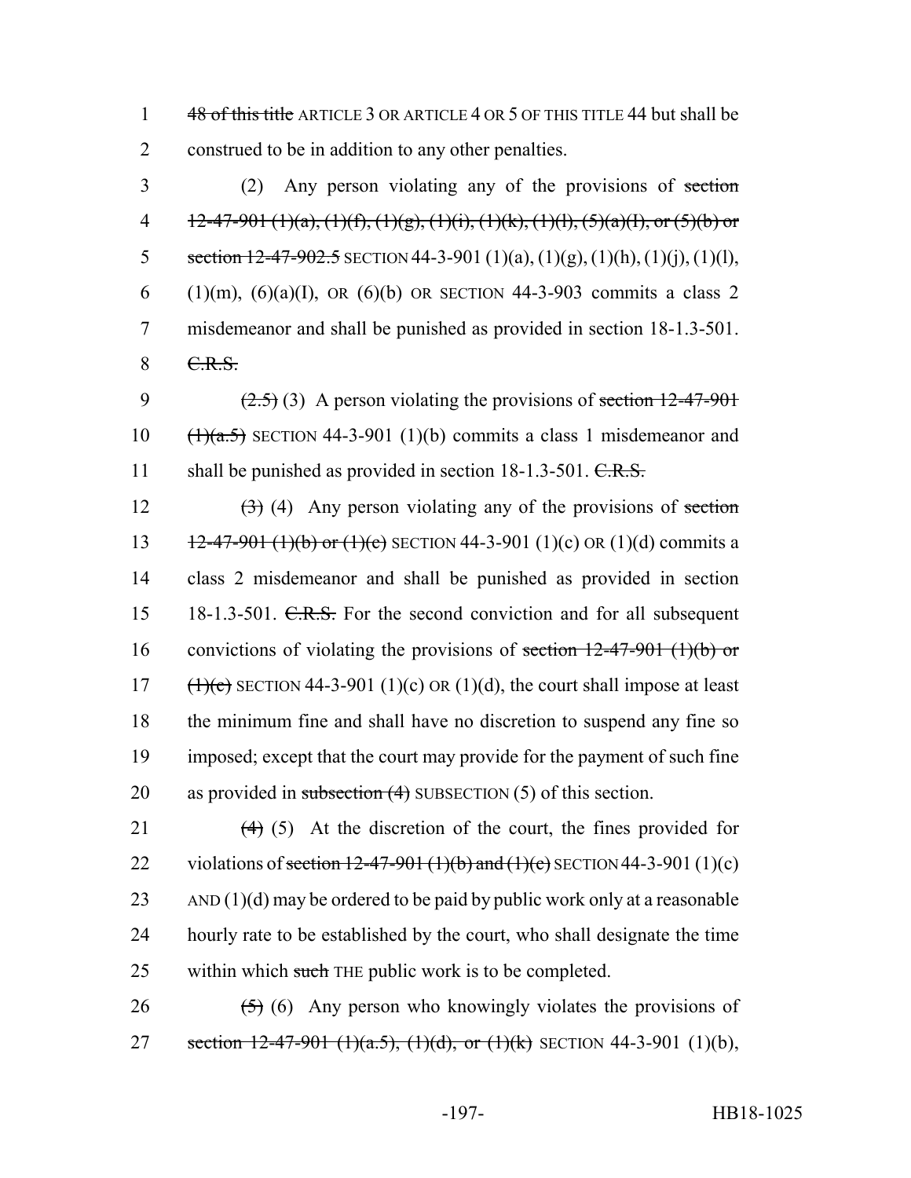1 ~~48 of this title~~ ARTICLE 3 OR ARTICLE 4 OR 5 OF THIS TITLE 44 but shall be
2 construed to be in addition to any other penalties.

3 (2) Any person violating any of the provisions of ~~section~~
4 ~~12-47-901 (1)(a), (1)(f), (1)(g), (1)(i), (1)(k), (1)(l), (5)(a)(I), or (5)(b) or~~
5 ~~section 12-47-902.5~~ SECTION 44-3-901 (1)(a), (1)(g), (1)(h), (1)(j), (1)(l),
6 (1)(m), (6)(a)(I), OR (6)(b) OR SECTION 44-3-903 commits a class 2
7 misdemeanor and shall be punished as provided in section 18-1.3-501.
8 ~~C.R.S.~~

9 ~~(2.5)~~ (3) A person violating the provisions of ~~section 12-47-901~~
10 ~~(1)(a.5)~~ SECTION 44-3-901 (1)(b) commits a class 1 misdemeanor and
11 shall be punished as provided in section 18-1.3-501. ~~C.R.S.~~

12 ~~(3)~~ (4) Any person violating any of the provisions of ~~section~~
13 ~~12-47-901 (1)(b) or (1)(c)~~ SECTION 44-3-901 (1)(c) OR (1)(d) commits a
14 class 2 misdemeanor and shall be punished as provided in section
15 18-1.3-501. ~~C.R.S.~~ For the second conviction and for all subsequent
16 convictions of violating the provisions of ~~section 12-47-901 (1)(b) or~~
17 ~~(1)(c)~~ SECTION 44-3-901 (1)(c) OR (1)(d), the court shall impose at least
18 the minimum fine and shall have no discretion to suspend any fine so
19 imposed; except that the court may provide for the payment of such fine
20 as provided in ~~subsection (4)~~ SUBSECTION (5) of this section.

21 ~~(4)~~ (5) At the discretion of the court, the fines provided for
22 violations of ~~section 12-47-901 (1)(b) and (1)(c)~~ SECTION 44-3-901 (1)(c)
23 AND (1)(d) may be ordered to be paid by public work only at a reasonable
24 hourly rate to be established by the court, who shall designate the time
25 within which ~~such~~ THE public work is to be completed.

26 ~~(5)~~ (6) Any person who knowingly violates the provisions of
27 ~~section 12-47-901 (1)(a.5), (1)(d), or (1)(k)~~ SECTION 44-3-901 (1)(b),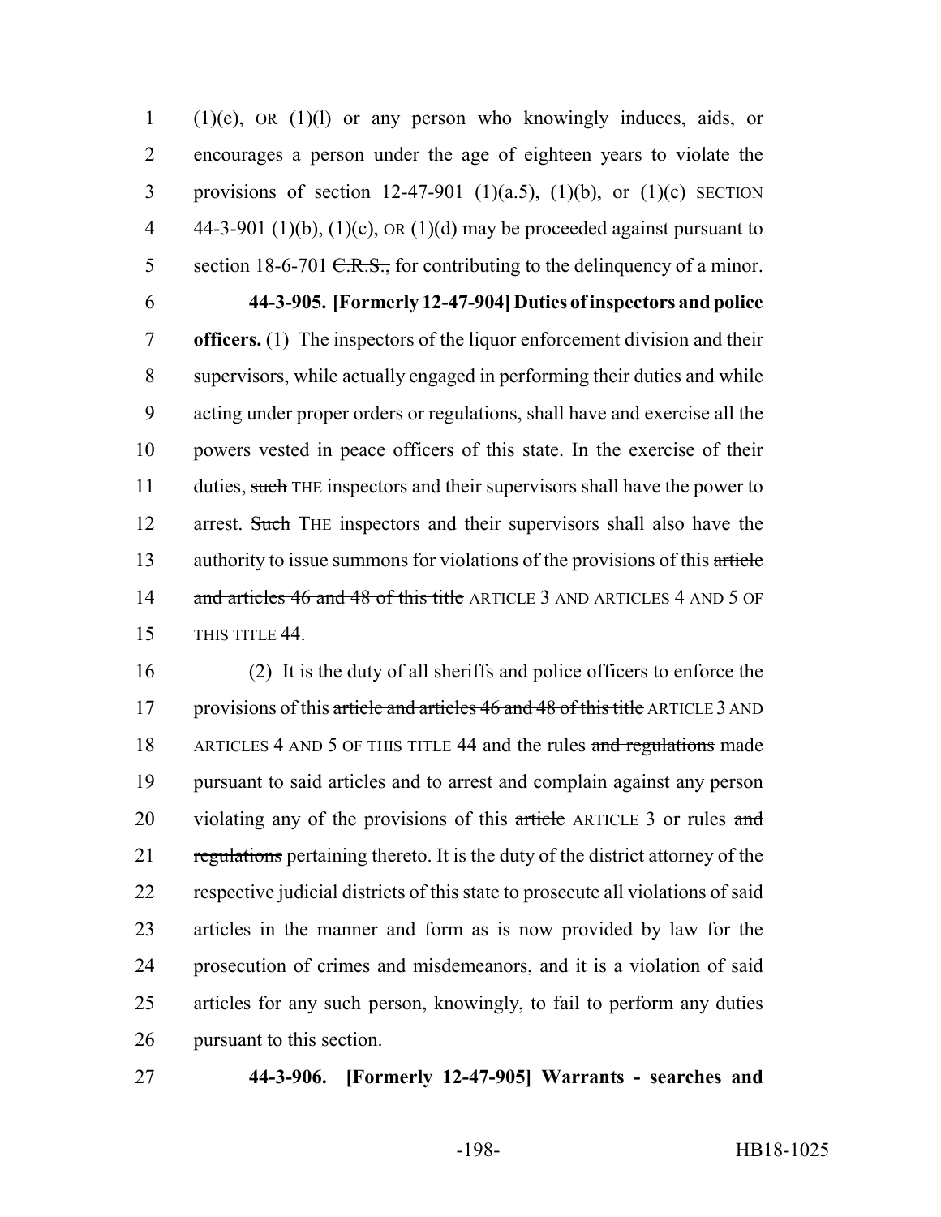(1)(e), OR (1)(l) or any person who knowingly induces, aids, or encourages a person under the age of eighteen years to violate the provisions of ~~section 12-47-901 (1)(a.5), (1)(b), or (1)(c)~~ SECTION 44-3-901 (1)(b), (1)(c), OR (1)(d) may be proceeded against pursuant to section 18-6-701 ~~C.R.S.,~~ for contributing to the delinquency of a minor.

**44-3-905. [Formerly 12-47-904] Duties of inspectors and police officers.** (1) The inspectors of the liquor enforcement division and their supervisors, while actually engaged in performing their duties and while acting under proper orders or regulations, shall have and exercise all the powers vested in peace officers of this state. In the exercise of their duties, ~~such~~ THE inspectors and their supervisors shall have the power to arrest. ~~Such~~ THE inspectors and their supervisors shall also have the authority to issue summons for violations of the provisions of this ~~article and articles 46 and 48 of this title~~ ARTICLE 3 AND ARTICLES 4 AND 5 OF THIS TITLE 44.

(2) It is the duty of all sheriffs and police officers to enforce the provisions of this ~~article and articles 46 and 48 of this title~~ ARTICLE 3 AND ARTICLES 4 AND 5 OF THIS TITLE 44 and the rules ~~and regulations~~ made pursuant to said articles and to arrest and complain against any person violating any of the provisions of this ~~article~~ ARTICLE 3 or rules ~~and regulations~~ pertaining thereto. It is the duty of the district attorney of the respective judicial districts of this state to prosecute all violations of said articles in the manner and form as is now provided by law for the prosecution of crimes and misdemeanors, and it is a violation of said articles for any such person, knowingly, to fail to perform any duties pursuant to this section.

**44-3-906. [Formerly 12-47-905] Warrants - searches and**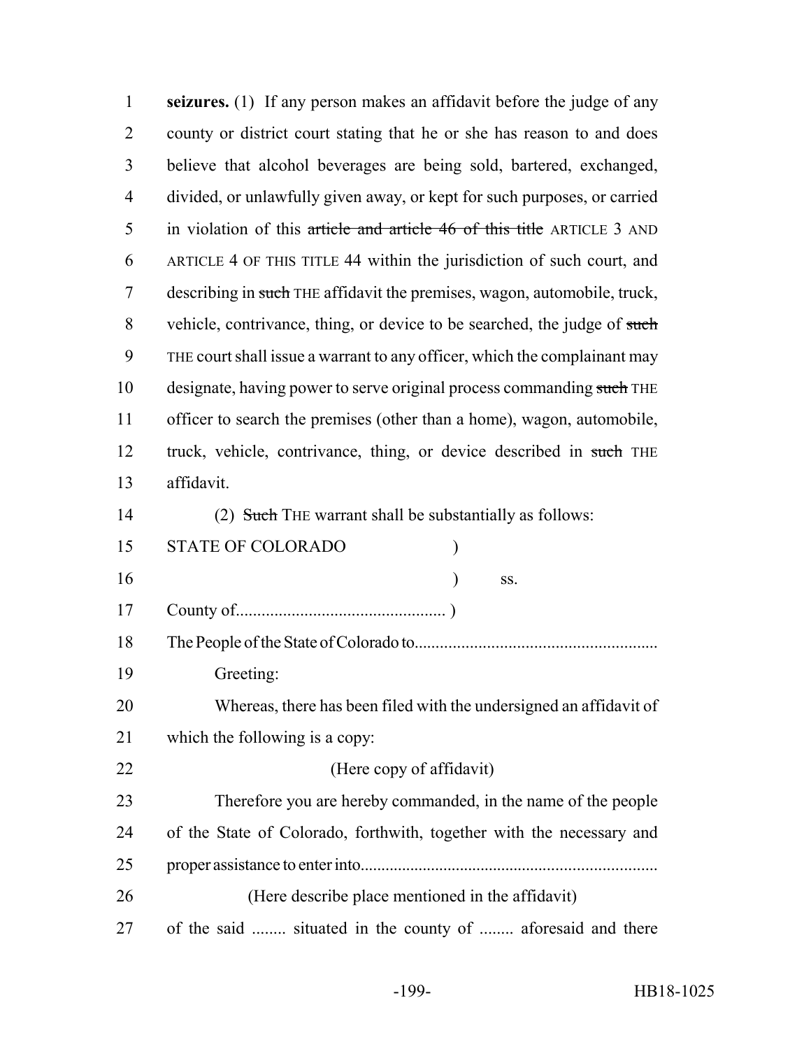**seizures.** (1) If any person makes an affidavit before the judge of any county or district court stating that he or she has reason to and does believe that alcohol beverages are being sold, bartered, exchanged, divided, or unlawfully given away, or kept for such purposes, or carried in violation of this ~~article and article 46 of this title~~ ARTICLE 3 AND ARTICLE 4 OF THIS TITLE 44 within the jurisdiction of such court, and describing in ~~such~~ THE affidavit the premises, wagon, automobile, truck, vehicle, contrivance, thing, or device to be searched, the judge of ~~such~~ THE court shall issue a warrant to any officer, which the complainant may designate, having power to serve original process commanding ~~such~~ THE officer to search the premises (other than a home), wagon, automobile, truck, vehicle, contrivance, thing, or device described in ~~such~~ THE affidavit.

(2) ~~Such~~ THE warrant shall be substantially as follows:

STATE OF COLORADO )
) ss.
County of................................................ )

The People of the State of Colorado to........................................................

Greeting:

Whereas, there has been filed with the undersigned an affidavit of which the following is a copy:

(Here copy of affidavit)

Therefore you are hereby commanded, in the name of the people of the State of Colorado, forthwith, together with the necessary and proper assistance to enter into......................................................................

(Here describe place mentioned in the affidavit)

of the said ........ situated in the county of ........ aforesaid and there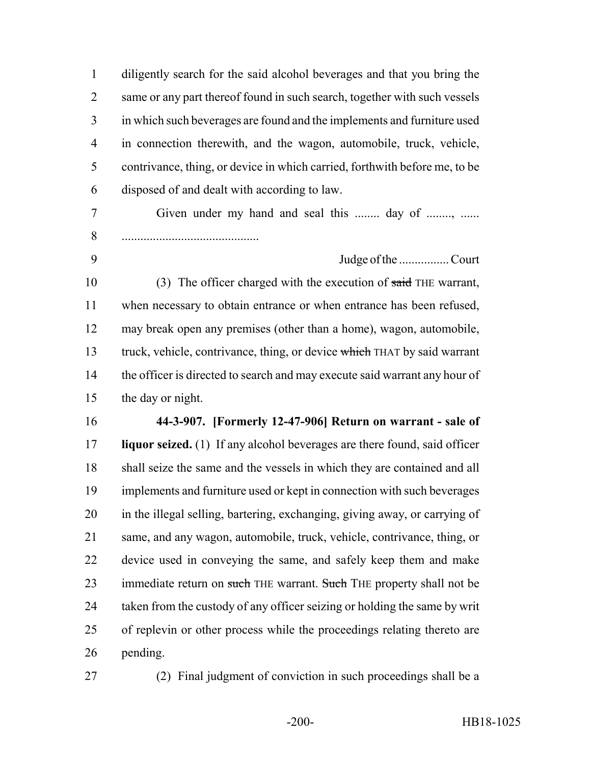diligently search for the said alcohol beverages and that you bring the same or any part thereof found in such search, together with such vessels in which such beverages are found and the implements and furniture used in connection therewith, and the wagon, automobile, truck, vehicle, contrivance, thing, or device in which carried, forthwith before me, to be disposed of and dealt with according to law.

Given under my hand and seal this ........ day of ........, ......

...........................................

Judge of the ................ Court

(3) The officer charged with the execution of ~~said~~ THE warrant, when necessary to obtain entrance or when entrance has been refused, may break open any premises (other than a home), wagon, automobile, truck, vehicle, contrivance, thing, or device ~~which~~ THAT by said warrant the officer is directed to search and may execute said warrant any hour of the day or night.

**44-3-907. [Formerly 12-47-906] Return on warrant - sale of liquor seized.** (1) If any alcohol beverages are there found, said officer shall seize the same and the vessels in which they are contained and all implements and furniture used or kept in connection with such beverages in the illegal selling, bartering, exchanging, giving away, or carrying of same, and any wagon, automobile, truck, vehicle, contrivance, thing, or device used in conveying the same, and safely keep them and make immediate return on ~~such~~ THE warrant. ~~Such~~ THE property shall not be taken from the custody of any officer seizing or holding the same by writ of replevin or other process while the proceedings relating thereto are pending.

(2) Final judgment of conviction in such proceedings shall be a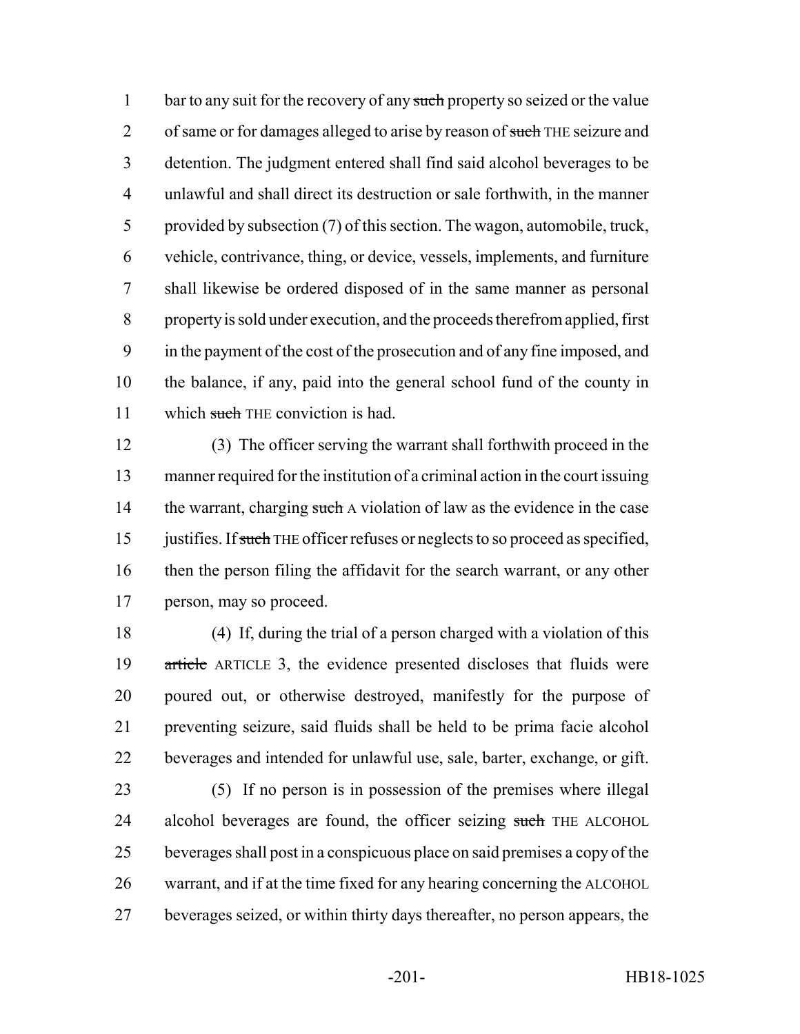bar to any suit for the recovery of any ~~such~~ property so seized or the value of same or for damages alleged to arise by reason of ~~such~~ THE seizure and detention. The judgment entered shall find said alcohol beverages to be unlawful and shall direct its destruction or sale forthwith, in the manner provided by subsection (7) of this section. The wagon, automobile, truck, vehicle, contrivance, thing, or device, vessels, implements, and furniture shall likewise be ordered disposed of in the same manner as personal property is sold under execution, and the proceeds therefrom applied, first in the payment of the cost of the prosecution and of any fine imposed, and the balance, if any, paid into the general school fund of the county in which ~~such~~ THE conviction is had.

(3) The officer serving the warrant shall forthwith proceed in the manner required for the institution of a criminal action in the court issuing the warrant, charging ~~such~~ A violation of law as the evidence in the case justifies. If ~~such~~ THE officer refuses or neglects to so proceed as specified, then the person filing the affidavit for the search warrant, or any other person, may so proceed.

(4) If, during the trial of a person charged with a violation of this ~~article~~ ARTICLE 3, the evidence presented discloses that fluids were poured out, or otherwise destroyed, manifestly for the purpose of preventing seizure, said fluids shall be held to be prima facie alcohol beverages and intended for unlawful use, sale, barter, exchange, or gift.

(5) If no person is in possession of the premises where illegal alcohol beverages are found, the officer seizing ~~such~~ THE ALCOHOL beverages shall post in a conspicuous place on said premises a copy of the warrant, and if at the time fixed for any hearing concerning the ALCOHOL beverages seized, or within thirty days thereafter, no person appears, the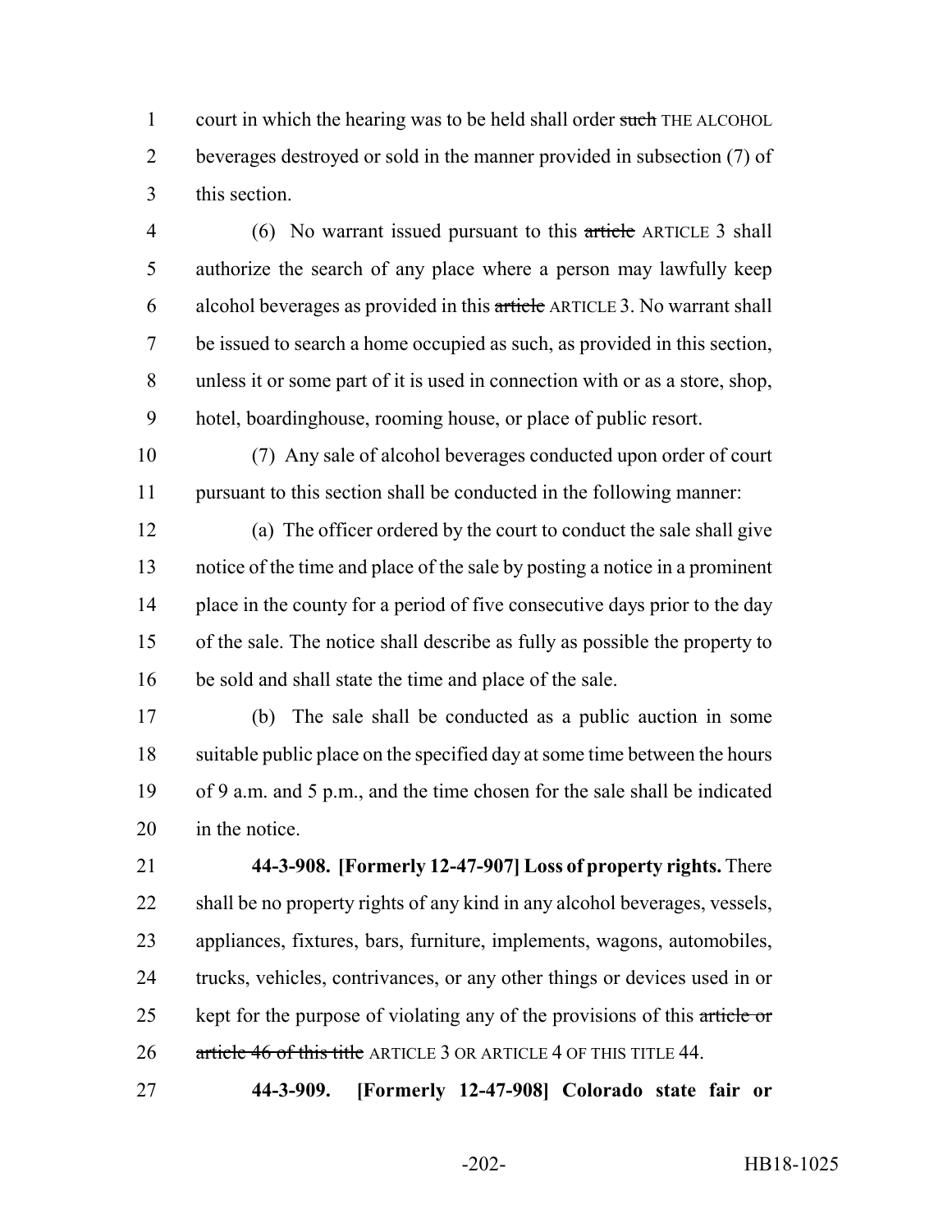court in which the hearing was to be held shall order ~~such~~ THE ALCOHOL beverages destroyed or sold in the manner provided in subsection (7) of this section.

(6) No warrant issued pursuant to this ~~article~~ ARTICLE 3 shall authorize the search of any place where a person may lawfully keep alcohol beverages as provided in this ~~article~~ ARTICLE 3. No warrant shall be issued to search a home occupied as such, as provided in this section, unless it or some part of it is used in connection with or as a store, shop, hotel, boardinghouse, rooming house, or place of public resort.

(7) Any sale of alcohol beverages conducted upon order of court pursuant to this section shall be conducted in the following manner:

(a) The officer ordered by the court to conduct the sale shall give notice of the time and place of the sale by posting a notice in a prominent place in the county for a period of five consecutive days prior to the day of the sale. The notice shall describe as fully as possible the property to be sold and shall state the time and place of the sale.

(b) The sale shall be conducted as a public auction in some suitable public place on the specified day at some time between the hours of 9 a.m. and 5 p.m., and the time chosen for the sale shall be indicated in the notice.

**44-3-908. [Formerly 12-47-907] Loss of property rights.** There shall be no property rights of any kind in any alcohol beverages, vessels, appliances, fixtures, bars, furniture, implements, wagons, automobiles, trucks, vehicles, contrivances, or any other things or devices used in or kept for the purpose of violating any of the provisions of this ~~article or article 46 of this title~~ ARTICLE 3 OR ARTICLE 4 OF THIS TITLE 44.

**44-3-909. [Formerly 12-47-908] Colorado state fair or**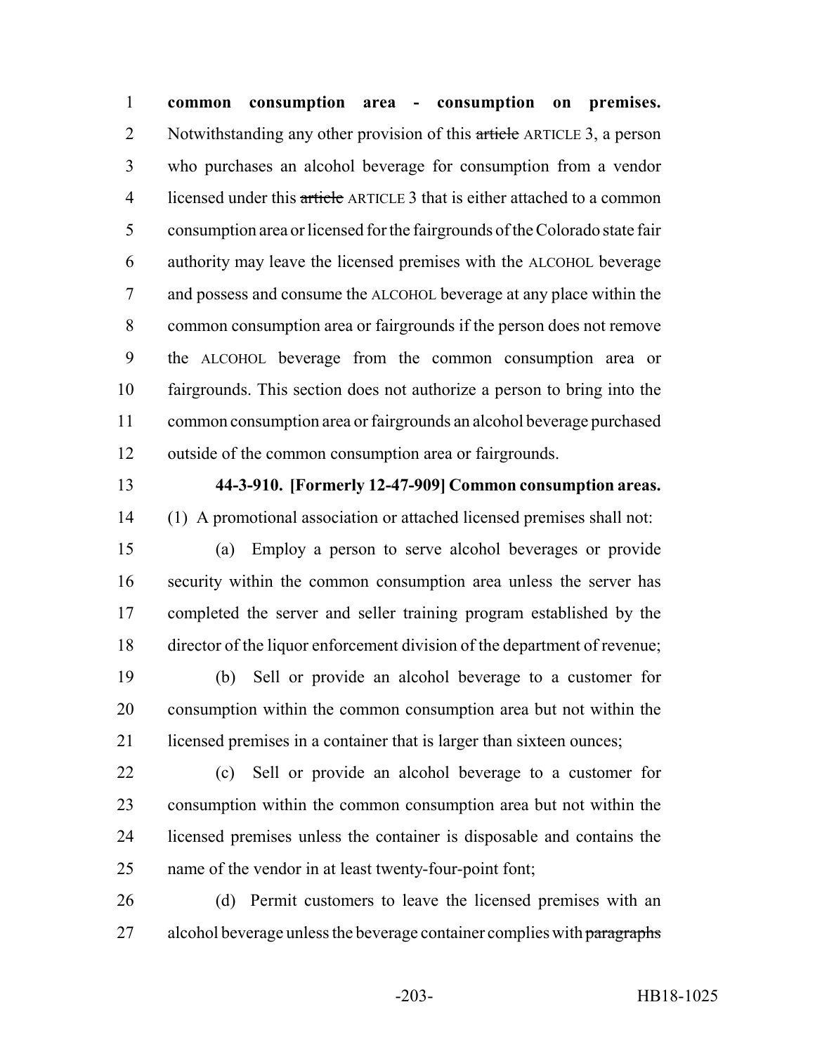**common consumption area - consumption on premises.** Notwithstanding any other provision of this ~~article~~ ARTICLE 3, a person who purchases an alcohol beverage for consumption from a vendor licensed under this ~~article~~ ARTICLE 3 that is either attached to a common consumption area or licensed for the fairgrounds of the Colorado state fair authority may leave the licensed premises with the ALCOHOL beverage and possess and consume the ALCOHOL beverage at any place within the common consumption area or fairgrounds if the person does not remove the ALCOHOL beverage from the common consumption area or fairgrounds. This section does not authorize a person to bring into the common consumption area or fairgrounds an alcohol beverage purchased outside of the common consumption area or fairgrounds.

**44-3-910. [Formerly 12-47-909] Common consumption areas.** (1) A promotional association or attached licensed premises shall not:

(a) Employ a person to serve alcohol beverages or provide security within the common consumption area unless the server has completed the server and seller training program established by the director of the liquor enforcement division of the department of revenue;

(b) Sell or provide an alcohol beverage to a customer for consumption within the common consumption area but not within the licensed premises in a container that is larger than sixteen ounces;

(c) Sell or provide an alcohol beverage to a customer for consumption within the common consumption area but not within the licensed premises unless the container is disposable and contains the name of the vendor in at least twenty-four-point font;

(d) Permit customers to leave the licensed premises with an alcohol beverage unless the beverage container complies with ~~paragraphs~~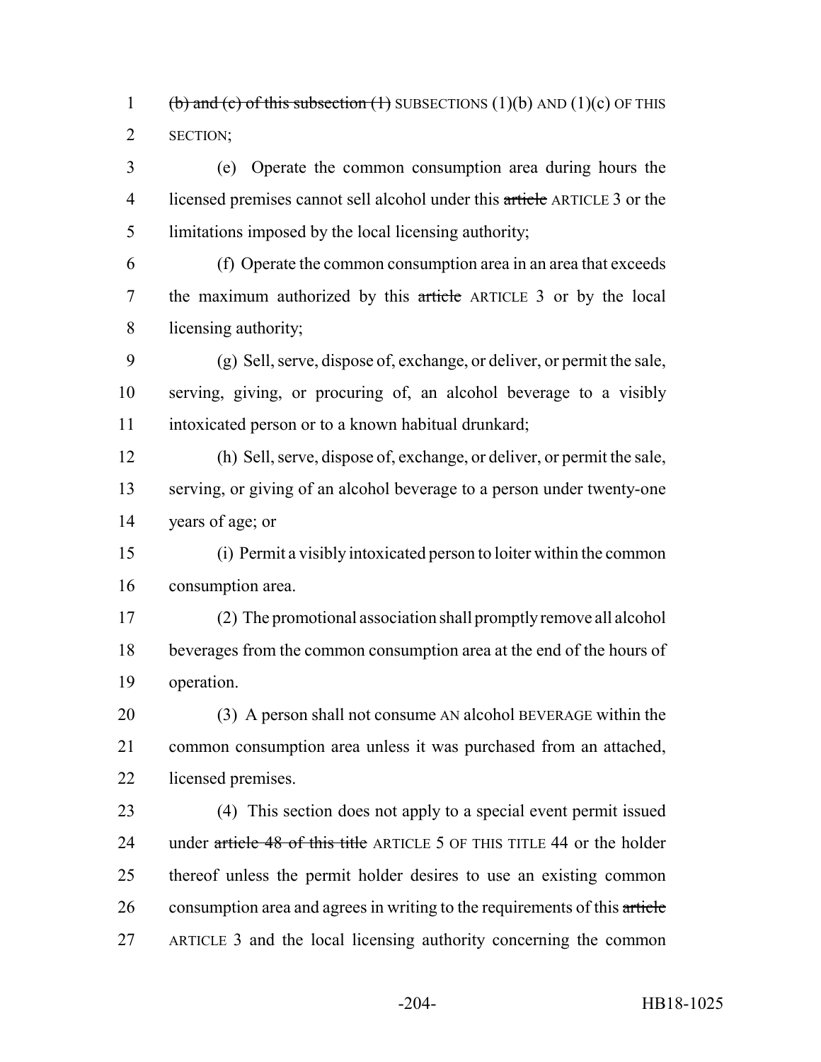~~(b) and (c) of this subsection (1)~~ SUBSECTIONS (1)(b) AND (1)(c) OF THIS SECTION;

(e) Operate the common consumption area during hours the licensed premises cannot sell alcohol under this ~~article~~ ARTICLE 3 or the limitations imposed by the local licensing authority;

(f) Operate the common consumption area in an area that exceeds the maximum authorized by this ~~article~~ ARTICLE 3 or by the local licensing authority;

(g) Sell, serve, dispose of, exchange, or deliver, or permit the sale, serving, giving, or procuring of, an alcohol beverage to a visibly intoxicated person or to a known habitual drunkard;

(h) Sell, serve, dispose of, exchange, or deliver, or permit the sale, serving, or giving of an alcohol beverage to a person under twenty-one years of age; or

(i) Permit a visibly intoxicated person to loiter within the common consumption area.

(2) The promotional association shall promptly remove all alcohol beverages from the common consumption area at the end of the hours of operation.

(3) A person shall not consume AN alcohol BEVERAGE within the common consumption area unless it was purchased from an attached, licensed premises.

(4) This section does not apply to a special event permit issued under ~~article 48 of this title~~ ARTICLE 5 OF THIS TITLE 44 or the holder thereof unless the permit holder desires to use an existing common consumption area and agrees in writing to the requirements of this ~~article~~ ARTICLE 3 and the local licensing authority concerning the common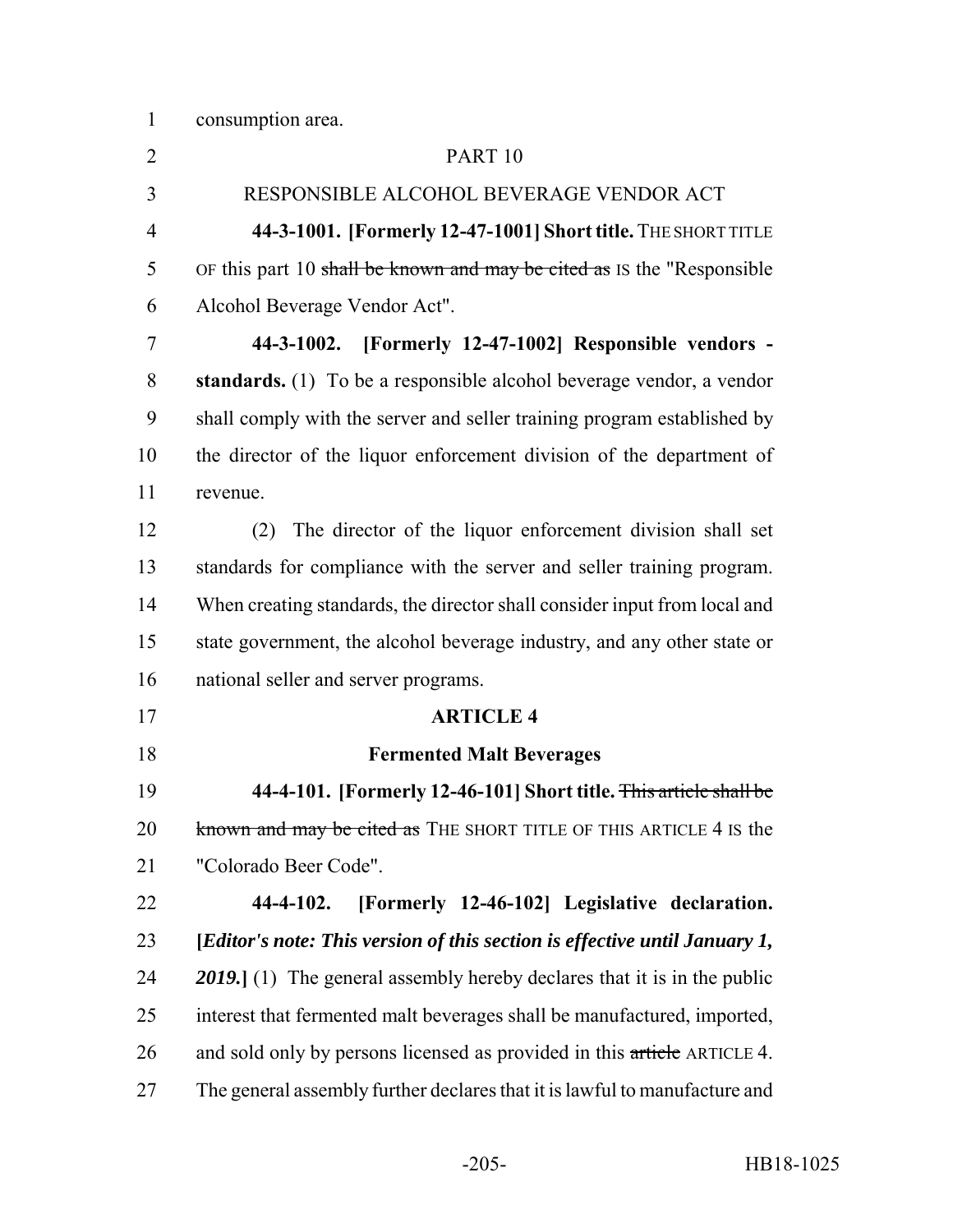consumption area.

PART 10

RESPONSIBLE ALCOHOL BEVERAGE VENDOR ACT

**44-3-1001. [Formerly 12-47-1001] Short title.** THE SHORT TITLE OF this part 10 ~~shall be known and may be cited as~~ IS the "Responsible Alcohol Beverage Vendor Act".

**44-3-1002. [Formerly 12-47-1002] Responsible vendors - standards.** (1) To be a responsible alcohol beverage vendor, a vendor shall comply with the server and seller training program established by the director of the liquor enforcement division of the department of revenue.

(2) The director of the liquor enforcement division shall set standards for compliance with the server and seller training program. When creating standards, the director shall consider input from local and state government, the alcohol beverage industry, and any other state or national seller and server programs.

**ARTICLE 4**

**Fermented Malt Beverages**

**44-4-101. [Formerly 12-46-101] Short title.** ~~This article shall be known and may be cited as~~ THE SHORT TITLE OF THIS ARTICLE 4 IS the "Colorado Beer Code".

**44-4-102. [Formerly 12-46-102] Legislative declaration. [*Editor's note: This version of this section is effective until January 1, 2019.*]** (1) The general assembly hereby declares that it is in the public interest that fermented malt beverages shall be manufactured, imported, and sold only by persons licensed as provided in this ~~article~~ ARTICLE 4. The general assembly further declares that it is lawful to manufacture and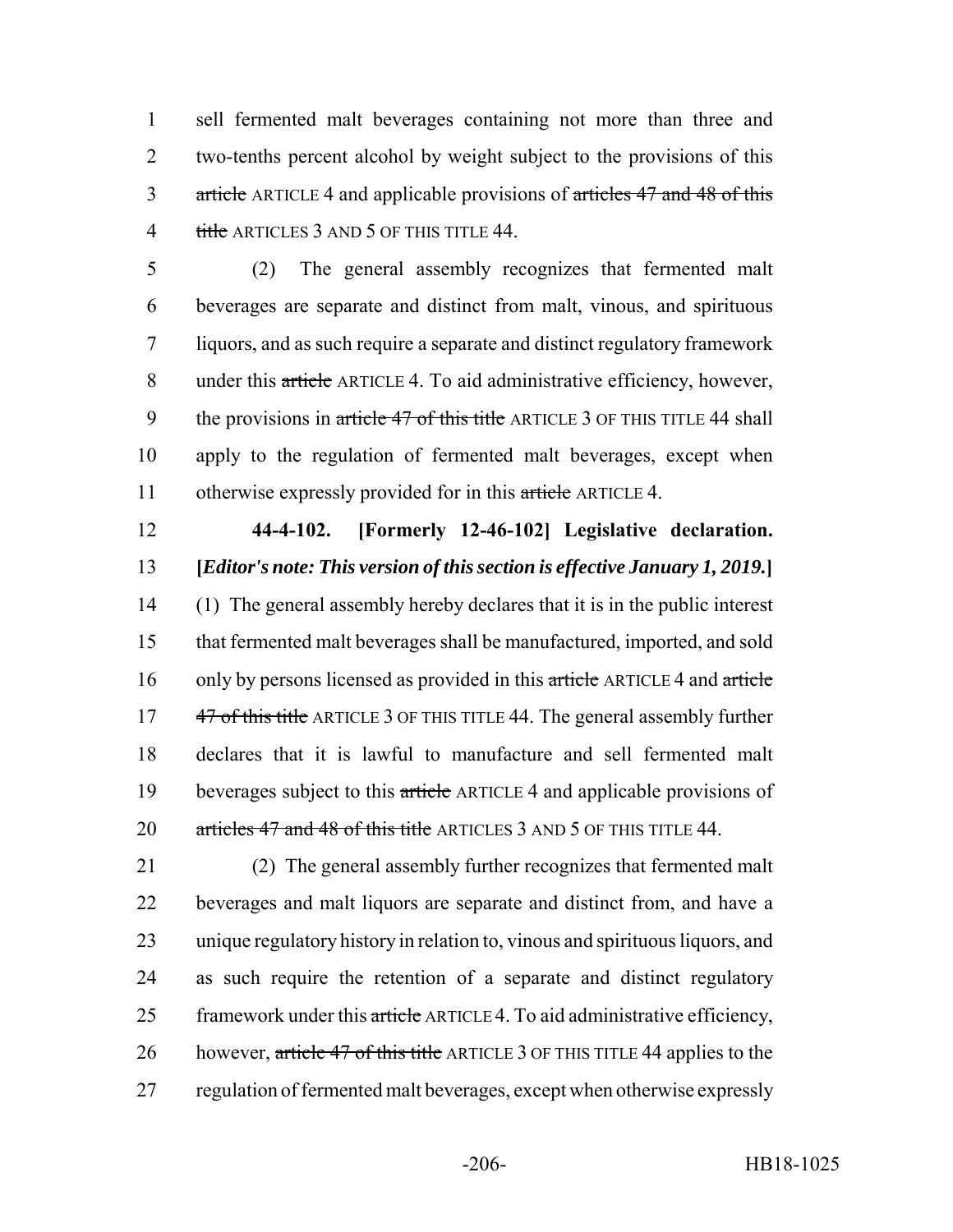sell fermented malt beverages containing not more than three and two-tenths percent alcohol by weight subject to the provisions of this ~~article~~ ARTICLE 4 and applicable provisions of ~~articles 47 and 48 of this title~~ ARTICLES 3 AND 5 OF THIS TITLE 44.

(2) The general assembly recognizes that fermented malt beverages are separate and distinct from malt, vinous, and spirituous liquors, and as such require a separate and distinct regulatory framework under this ~~article~~ ARTICLE 4. To aid administrative efficiency, however, the provisions in ~~article 47 of this title~~ ARTICLE 3 OF THIS TITLE 44 shall apply to the regulation of fermented malt beverages, except when otherwise expressly provided for in this ~~article~~ ARTICLE 4.

**44-4-102. [Formerly 12-46-102] Legislative declaration. [*Editor's note: This version of this section is effective January 1, 2019.*]** (1) The general assembly hereby declares that it is in the public interest that fermented malt beverages shall be manufactured, imported, and sold only by persons licensed as provided in this ~~article~~ ARTICLE 4 and ~~article 47 of this title~~ ARTICLE 3 OF THIS TITLE 44. The general assembly further declares that it is lawful to manufacture and sell fermented malt beverages subject to this ~~article~~ ARTICLE 4 and applicable provisions of ~~articles 47 and 48 of this title~~ ARTICLES 3 AND 5 OF THIS TITLE 44.

(2) The general assembly further recognizes that fermented malt beverages and malt liquors are separate and distinct from, and have a unique regulatory history in relation to, vinous and spirituous liquors, and as such require the retention of a separate and distinct regulatory framework under this ~~article~~ ARTICLE 4. To aid administrative efficiency, however, ~~article 47 of this title~~ ARTICLE 3 OF THIS TITLE 44 applies to the regulation of fermented malt beverages, except when otherwise expressly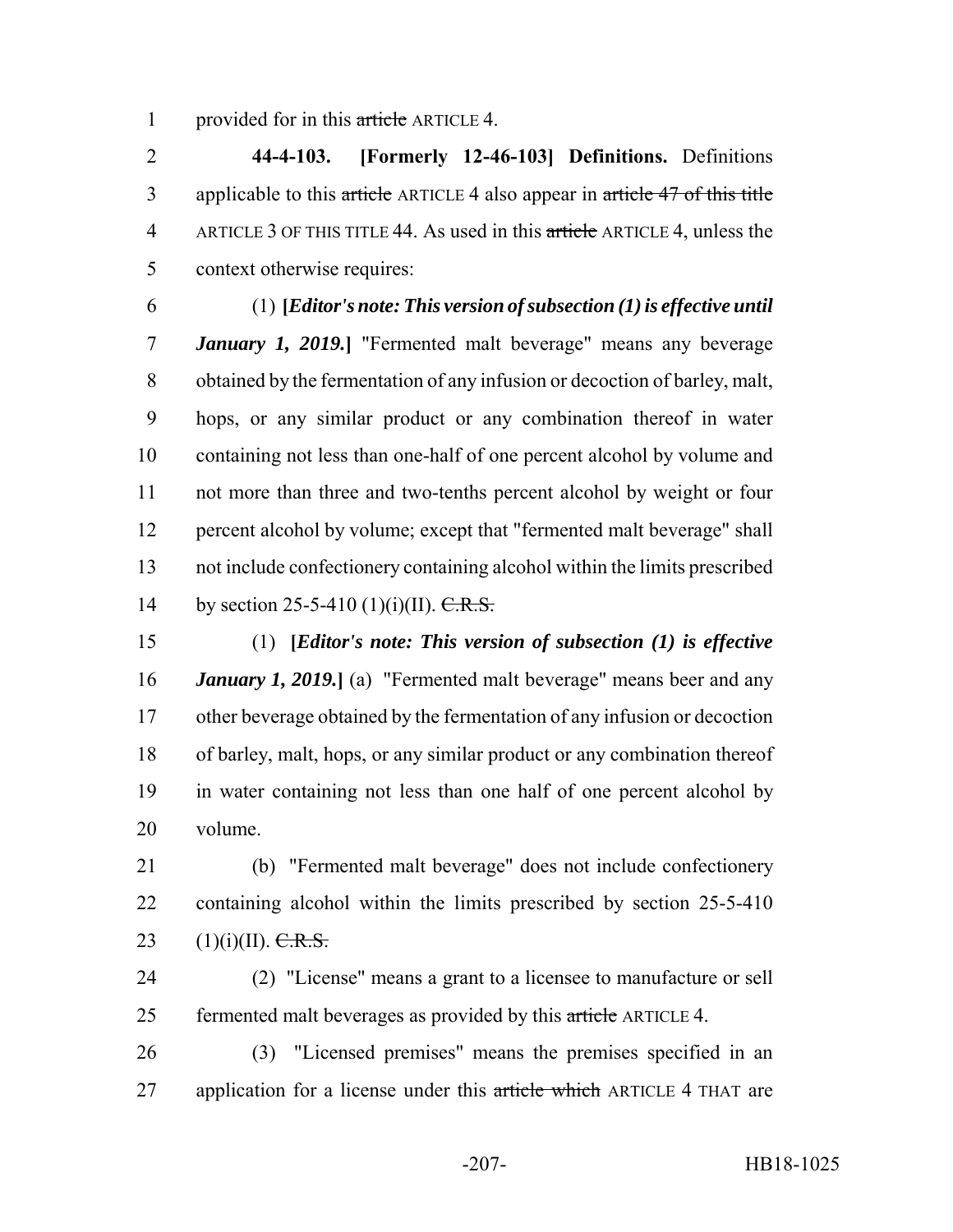1 provided for in this ~~article~~ ARTICLE 4.

2 **44-4-103. [Formerly 12-46-103] Definitions.** Definitions
3 applicable to this ~~article~~ ARTICLE 4 also appear in ~~article 47 of this title~~
4 ARTICLE 3 OF THIS TITLE 44. As used in this ~~article~~ ARTICLE 4, unless the
5 context otherwise requires:

6 (1) **[*Editor's note: This version of subsection (1) is effective until*
7 ***January 1, 2019.*]** "Fermented malt beverage" means any beverage
8 obtained by the fermentation of any infusion or decoction of barley, malt,
9 hops, or any similar product or any combination thereof in water
10 containing not less than one-half of one percent alcohol by volume and
11 not more than three and two-tenths percent alcohol by weight or four
12 percent alcohol by volume; except that "fermented malt beverage" shall
13 not include confectionery containing alcohol within the limits prescribed
14 by section 25-5-410 (1)(i)(II). ~~C.R.S.~~

15 (1) **[*Editor's note: This version of subsection (1) is effective*
16 ***January 1, 2019.*]** (a) "Fermented malt beverage" means beer and any
17 other beverage obtained by the fermentation of any infusion or decoction
18 of barley, malt, hops, or any similar product or any combination thereof
19 in water containing not less than one half of one percent alcohol by
20 volume.

21 (b) "Fermented malt beverage" does not include confectionery
22 containing alcohol within the limits prescribed by section 25-5-410
23 (1)(i)(II). ~~C.R.S.~~

24 (2) "License" means a grant to a licensee to manufacture or sell
25 fermented malt beverages as provided by this ~~article~~ ARTICLE 4.

26 (3) "Licensed premises" means the premises specified in an
27 application for a license under this ~~article which~~ ARTICLE 4 THAT are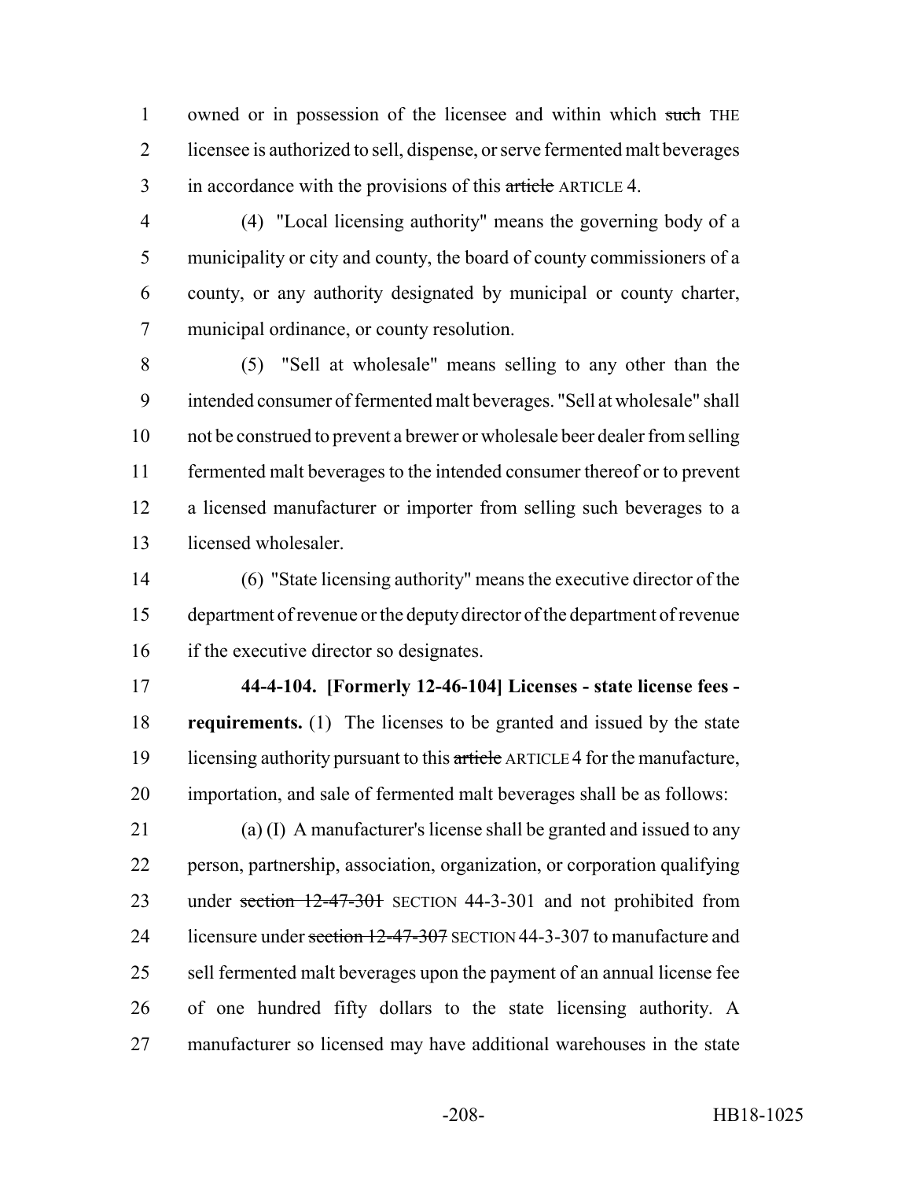owned or in possession of the licensee and within which ~~such~~ THE licensee is authorized to sell, dispense, or serve fermented malt beverages in accordance with the provisions of this ~~article~~ ARTICLE 4.

(4) "Local licensing authority" means the governing body of a municipality or city and county, the board of county commissioners of a county, or any authority designated by municipal or county charter, municipal ordinance, or county resolution.

(5) "Sell at wholesale" means selling to any other than the intended consumer of fermented malt beverages. "Sell at wholesale" shall not be construed to prevent a brewer or wholesale beer dealer from selling fermented malt beverages to the intended consumer thereof or to prevent a licensed manufacturer or importer from selling such beverages to a licensed wholesaler.

(6) "State licensing authority" means the executive director of the department of revenue or the deputy director of the department of revenue if the executive director so designates.

**44-4-104. [Formerly 12-46-104] Licenses - state license fees - requirements.** (1) The licenses to be granted and issued by the state licensing authority pursuant to this ~~article~~ ARTICLE 4 for the manufacture, importation, and sale of fermented malt beverages shall be as follows:

(a) (I) A manufacturer's license shall be granted and issued to any person, partnership, association, organization, or corporation qualifying under ~~section 12-47-301~~ SECTION 44-3-301 and not prohibited from licensure under ~~section 12-47-307~~ SECTION 44-3-307 to manufacture and sell fermented malt beverages upon the payment of an annual license fee of one hundred fifty dollars to the state licensing authority. A manufacturer so licensed may have additional warehouses in the state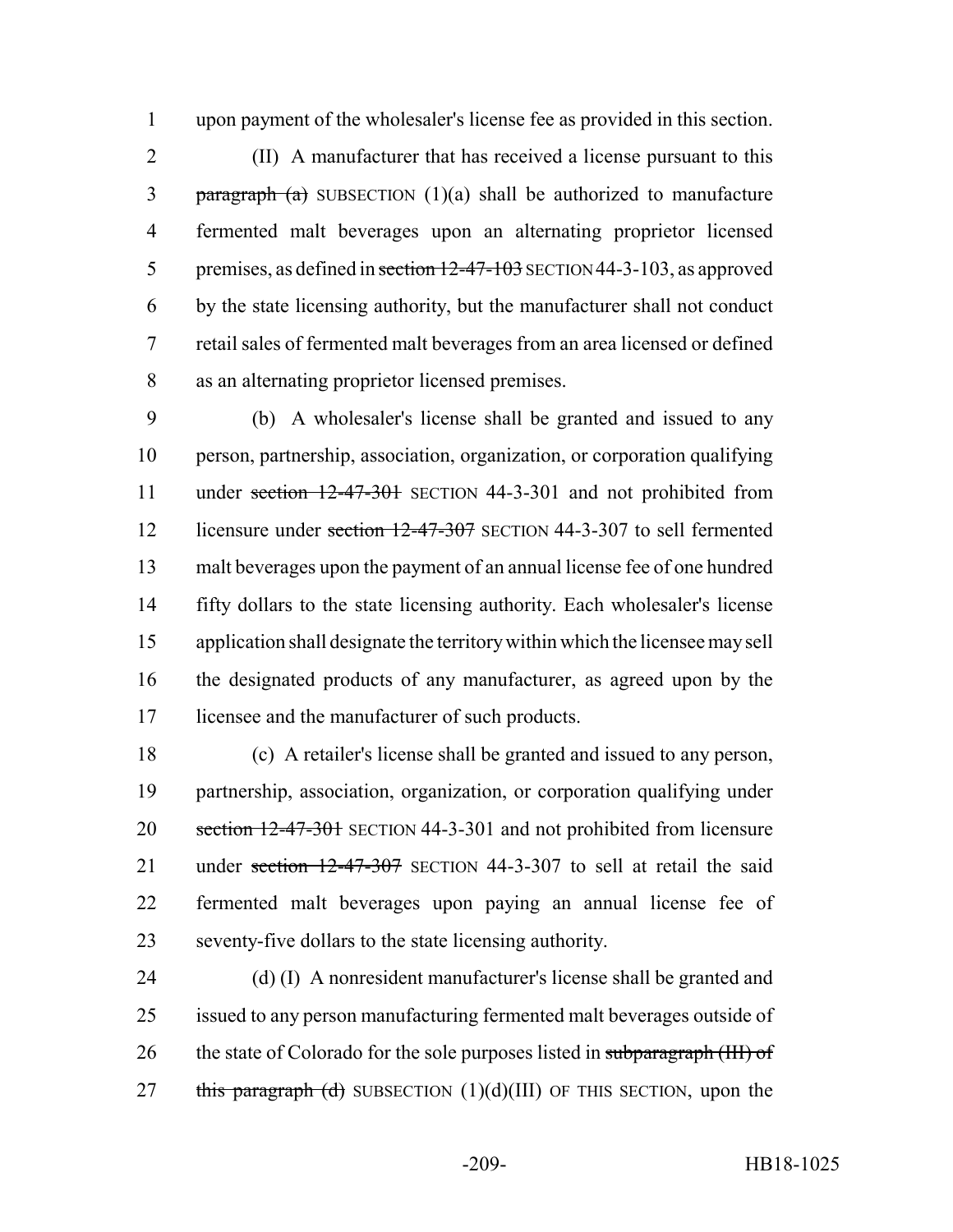upon payment of the wholesaler's license fee as provided in this section.

(II) A manufacturer that has received a license pursuant to this ~~paragraph (a)~~ SUBSECTION (1)(a) shall be authorized to manufacture fermented malt beverages upon an alternating proprietor licensed premises, as defined in ~~section 12-47-103~~ SECTION 44-3-103, as approved by the state licensing authority, but the manufacturer shall not conduct retail sales of fermented malt beverages from an area licensed or defined as an alternating proprietor licensed premises.

(b) A wholesaler's license shall be granted and issued to any person, partnership, association, organization, or corporation qualifying under ~~section 12-47-301~~ SECTION 44-3-301 and not prohibited from licensure under ~~section 12-47-307~~ SECTION 44-3-307 to sell fermented malt beverages upon the payment of an annual license fee of one hundred fifty dollars to the state licensing authority. Each wholesaler's license application shall designate the territory within which the licensee may sell the designated products of any manufacturer, as agreed upon by the licensee and the manufacturer of such products.

(c) A retailer's license shall be granted and issued to any person, partnership, association, organization, or corporation qualifying under ~~section 12-47-301~~ SECTION 44-3-301 and not prohibited from licensure under ~~section 12-47-307~~ SECTION 44-3-307 to sell at retail the said fermented malt beverages upon paying an annual license fee of seventy-five dollars to the state licensing authority.

(d) (I) A nonresident manufacturer's license shall be granted and issued to any person manufacturing fermented malt beverages outside of the state of Colorado for the sole purposes listed in ~~subparagraph (III) of this paragraph (d)~~ SUBSECTION (1)(d)(III) OF THIS SECTION, upon the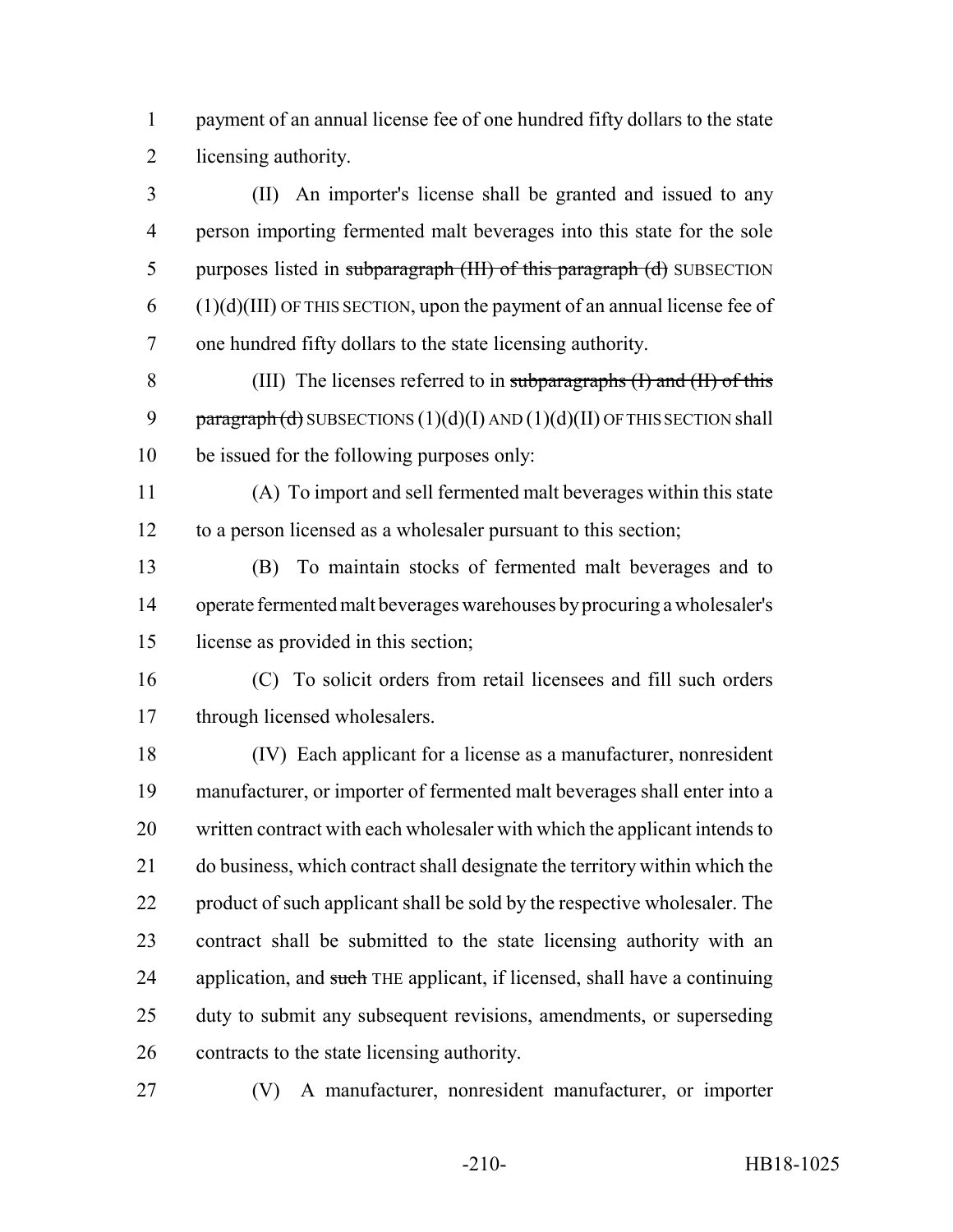payment of an annual license fee of one hundred fifty dollars to the state licensing authority.

(II) An importer's license shall be granted and issued to any person importing fermented malt beverages into this state for the sole purposes listed in ~~subparagraph (III) of this paragraph (d)~~ SUBSECTION (1)(d)(III) OF THIS SECTION, upon the payment of an annual license fee of one hundred fifty dollars to the state licensing authority.

(III) The licenses referred to in ~~subparagraphs (I) and (II) of this paragraph (d)~~ SUBSECTIONS (1)(d)(I) AND (1)(d)(II) OF THIS SECTION shall be issued for the following purposes only:

(A) To import and sell fermented malt beverages within this state to a person licensed as a wholesaler pursuant to this section;

(B) To maintain stocks of fermented malt beverages and to operate fermented malt beverages warehouses by procuring a wholesaler's license as provided in this section;

(C) To solicit orders from retail licensees and fill such orders through licensed wholesalers.

(IV) Each applicant for a license as a manufacturer, nonresident manufacturer, or importer of fermented malt beverages shall enter into a written contract with each wholesaler with which the applicant intends to do business, which contract shall designate the territory within which the product of such applicant shall be sold by the respective wholesaler. The contract shall be submitted to the state licensing authority with an application, and ~~such~~ THE applicant, if licensed, shall have a continuing duty to submit any subsequent revisions, amendments, or superseding contracts to the state licensing authority.

(V) A manufacturer, nonresident manufacturer, or importer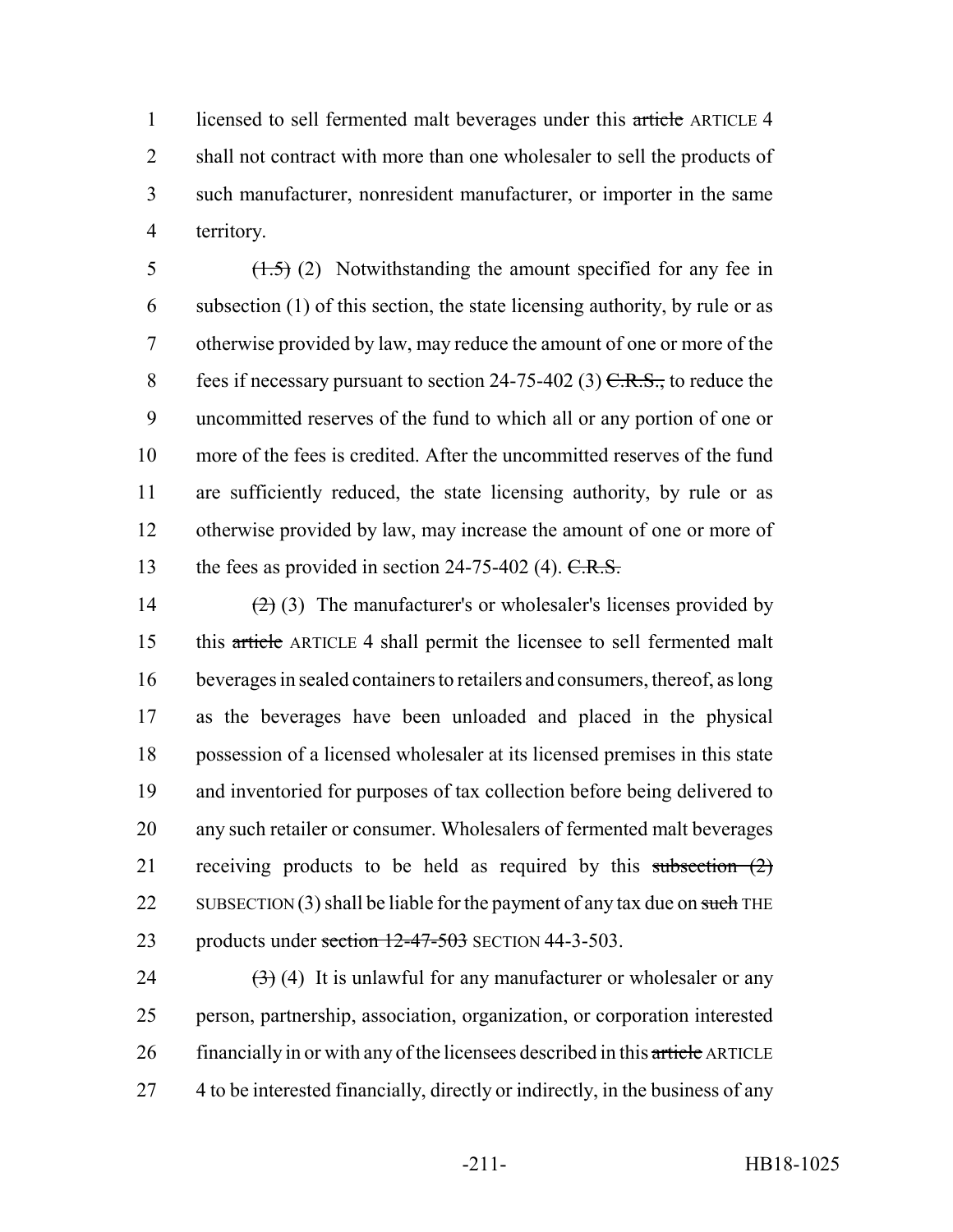licensed to sell fermented malt beverages under this ~~article~~ ARTICLE 4 shall not contract with more than one wholesaler to sell the products of such manufacturer, nonresident manufacturer, or importer in the same territory.

~~(1.5)~~ (2) Notwithstanding the amount specified for any fee in subsection (1) of this section, the state licensing authority, by rule or as otherwise provided by law, may reduce the amount of one or more of the fees if necessary pursuant to section 24-75-402 (3) ~~C.R.S.,~~ to reduce the uncommitted reserves of the fund to which all or any portion of one or more of the fees is credited. After the uncommitted reserves of the fund are sufficiently reduced, the state licensing authority, by rule or as otherwise provided by law, may increase the amount of one or more of the fees as provided in section 24-75-402 (4). ~~C.R.S.~~

~~(2)~~ (3) The manufacturer's or wholesaler's licenses provided by this ~~article~~ ARTICLE 4 shall permit the licensee to sell fermented malt beverages in sealed containers to retailers and consumers, thereof, as long as the beverages have been unloaded and placed in the physical possession of a licensed wholesaler at its licensed premises in this state and inventoried for purposes of tax collection before being delivered to any such retailer or consumer. Wholesalers of fermented malt beverages receiving products to be held as required by this ~~subsection (2)~~ SUBSECTION (3) shall be liable for the payment of any tax due on ~~such~~ THE products under ~~section 12-47-503~~ SECTION 44-3-503.

~~(3)~~ (4) It is unlawful for any manufacturer or wholesaler or any person, partnership, association, organization, or corporation interested financially in or with any of the licensees described in this ~~article~~ ARTICLE 4 to be interested financially, directly or indirectly, in the business of any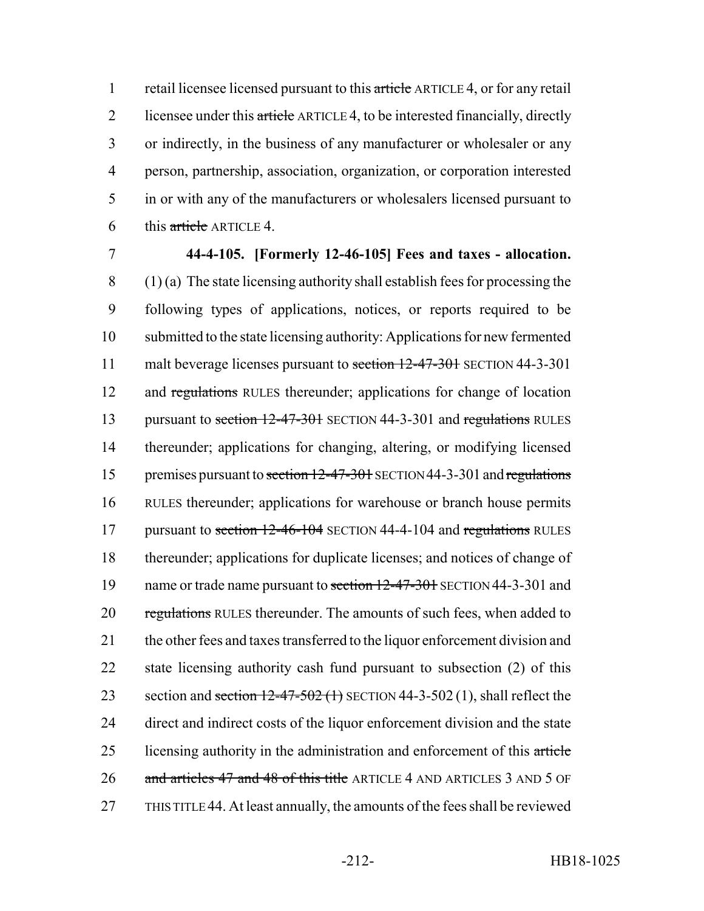retail licensee licensed pursuant to this ~~article~~ ARTICLE 4, or for any retail licensee under this ~~article~~ ARTICLE 4, to be interested financially, directly or indirectly, in the business of any manufacturer or wholesaler or any person, partnership, association, organization, or corporation interested in or with any of the manufacturers or wholesalers licensed pursuant to this ~~article~~ ARTICLE 4.

**44-4-105. [Formerly 12-46-105] Fees and taxes - allocation.** (1) (a) The state licensing authority shall establish fees for processing the following types of applications, notices, or reports required to be submitted to the state licensing authority: Applications for new fermented malt beverage licenses pursuant to ~~section 12-47-301~~ SECTION 44-3-301 and ~~regulations~~ RULES thereunder; applications for change of location pursuant to ~~section 12-47-301~~ SECTION 44-3-301 and ~~regulations~~ RULES thereunder; applications for changing, altering, or modifying licensed premises pursuant to ~~section 12-47-301~~ SECTION 44-3-301 and ~~regulations~~ RULES thereunder; applications for warehouse or branch house permits pursuant to ~~section 12-46-104~~ SECTION 44-4-104 and ~~regulations~~ RULES thereunder; applications for duplicate licenses; and notices of change of name or trade name pursuant to ~~section 12-47-301~~ SECTION 44-3-301 and ~~regulations~~ RULES thereunder. The amounts of such fees, when added to the other fees and taxes transferred to the liquor enforcement division and state licensing authority cash fund pursuant to subsection (2) of this section and ~~section 12-47-502 (1)~~ SECTION 44-3-502 (1), shall reflect the direct and indirect costs of the liquor enforcement division and the state licensing authority in the administration and enforcement of this ~~article and articles 47 and 48 of this title~~ ARTICLE 4 AND ARTICLES 3 AND 5 OF THIS TITLE 44. At least annually, the amounts of the fees shall be reviewed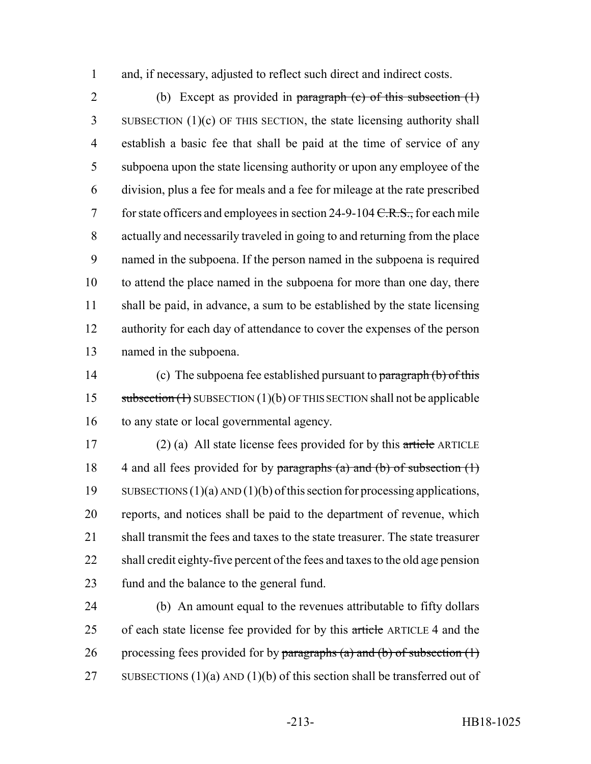and, if necessary, adjusted to reflect such direct and indirect costs.

(b) Except as provided in ~~paragraph (c) of this subsection (1)~~ SUBSECTION (1)(c) OF THIS SECTION, the state licensing authority shall establish a basic fee that shall be paid at the time of service of any subpoena upon the state licensing authority or upon any employee of the division, plus a fee for meals and a fee for mileage at the rate prescribed for state officers and employees in section 24-9-104 ~~C.R.S.,~~ for each mile actually and necessarily traveled in going to and returning from the place named in the subpoena. If the person named in the subpoena is required to attend the place named in the subpoena for more than one day, there shall be paid, in advance, a sum to be established by the state licensing authority for each day of attendance to cover the expenses of the person named in the subpoena.

(c) The subpoena fee established pursuant to ~~paragraph (b) of this subsection (1)~~ SUBSECTION (1)(b) OF THIS SECTION shall not be applicable to any state or local governmental agency.

(2) (a) All state license fees provided for by this ~~article~~ ARTICLE 4 and all fees provided for by ~~paragraphs (a) and (b) of subsection (1)~~ SUBSECTIONS (1)(a) AND (1)(b) of this section for processing applications, reports, and notices shall be paid to the department of revenue, which shall transmit the fees and taxes to the state treasurer. The state treasurer shall credit eighty-five percent of the fees and taxes to the old age pension fund and the balance to the general fund.

(b) An amount equal to the revenues attributable to fifty dollars of each state license fee provided for by this ~~article~~ ARTICLE 4 and the processing fees provided for by ~~paragraphs (a) and (b) of subsection (1)~~ SUBSECTIONS (1)(a) AND (1)(b) of this section shall be transferred out of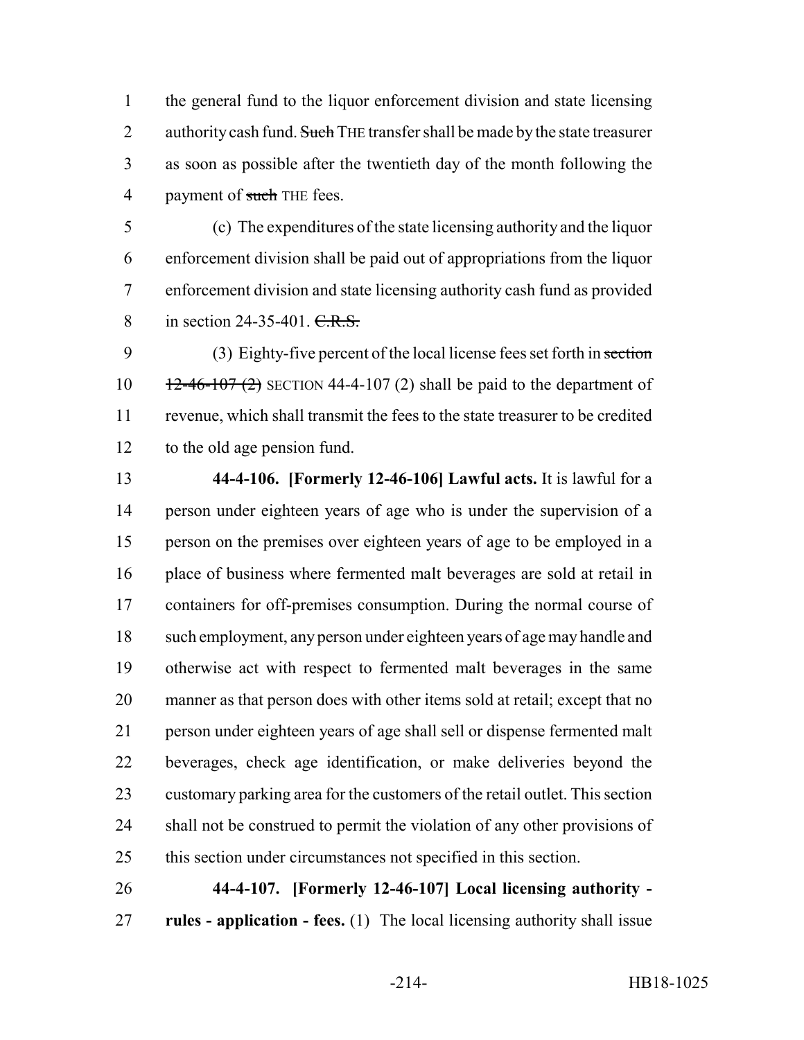the general fund to the liquor enforcement division and state licensing authority cash fund. ~~Such~~ THE transfer shall be made by the state treasurer as soon as possible after the twentieth day of the month following the payment of ~~such~~ THE fees.

(c) The expenditures of the state licensing authority and the liquor enforcement division shall be paid out of appropriations from the liquor enforcement division and state licensing authority cash fund as provided in section 24-35-401. ~~C.R.S.~~

(3) Eighty-five percent of the local license fees set forth in ~~section 12-46-107 (2)~~ SECTION 44-4-107 (2) shall be paid to the department of revenue, which shall transmit the fees to the state treasurer to be credited to the old age pension fund.

**44-4-106. [Formerly 12-46-106] Lawful acts.** It is lawful for a person under eighteen years of age who is under the supervision of a person on the premises over eighteen years of age to be employed in a place of business where fermented malt beverages are sold at retail in containers for off-premises consumption. During the normal course of such employment, any person under eighteen years of age may handle and otherwise act with respect to fermented malt beverages in the same manner as that person does with other items sold at retail; except that no person under eighteen years of age shall sell or dispense fermented malt beverages, check age identification, or make deliveries beyond the customary parking area for the customers of the retail outlet. This section shall not be construed to permit the violation of any other provisions of this section under circumstances not specified in this section.

**44-4-107. [Formerly 12-46-107] Local licensing authority - rules - application - fees.** (1) The local licensing authority shall issue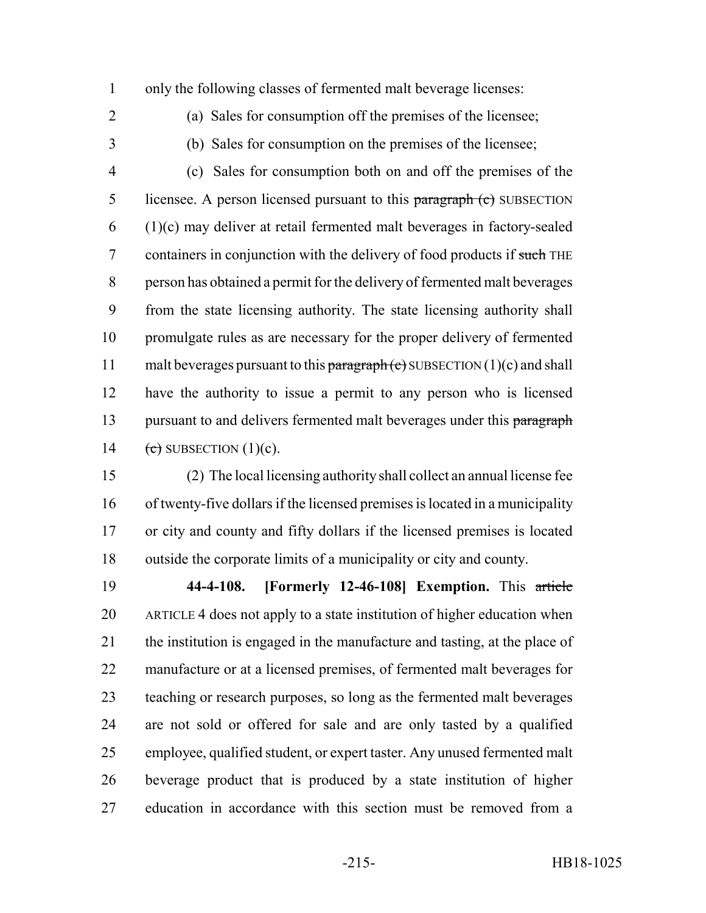only the following classes of fermented malt beverage licenses:

(a) Sales for consumption off the premises of the licensee;

(b) Sales for consumption on the premises of the licensee;

(c) Sales for consumption both on and off the premises of the licensee. A person licensed pursuant to this ~~paragraph (c)~~ SUBSECTION (1)(c) may deliver at retail fermented malt beverages in factory-sealed containers in conjunction with the delivery of food products if ~~such~~ THE person has obtained a permit for the delivery of fermented malt beverages from the state licensing authority. The state licensing authority shall promulgate rules as are necessary for the proper delivery of fermented malt beverages pursuant to this ~~paragraph (c)~~ SUBSECTION (1)(c) and shall have the authority to issue a permit to any person who is licensed pursuant to and delivers fermented malt beverages under this ~~paragraph (c)~~ SUBSECTION (1)(c).

(2) The local licensing authority shall collect an annual license fee of twenty-five dollars if the licensed premises is located in a municipality or city and county and fifty dollars if the licensed premises is located outside the corporate limits of a municipality or city and county.

**44-4-108. [Formerly 12-46-108] Exemption.** This ~~article~~ ARTICLE 4 does not apply to a state institution of higher education when the institution is engaged in the manufacture and tasting, at the place of manufacture or at a licensed premises, of fermented malt beverages for teaching or research purposes, so long as the fermented malt beverages are not sold or offered for sale and are only tasted by a qualified employee, qualified student, or expert taster. Any unused fermented malt beverage product that is produced by a state institution of higher education in accordance with this section must be removed from a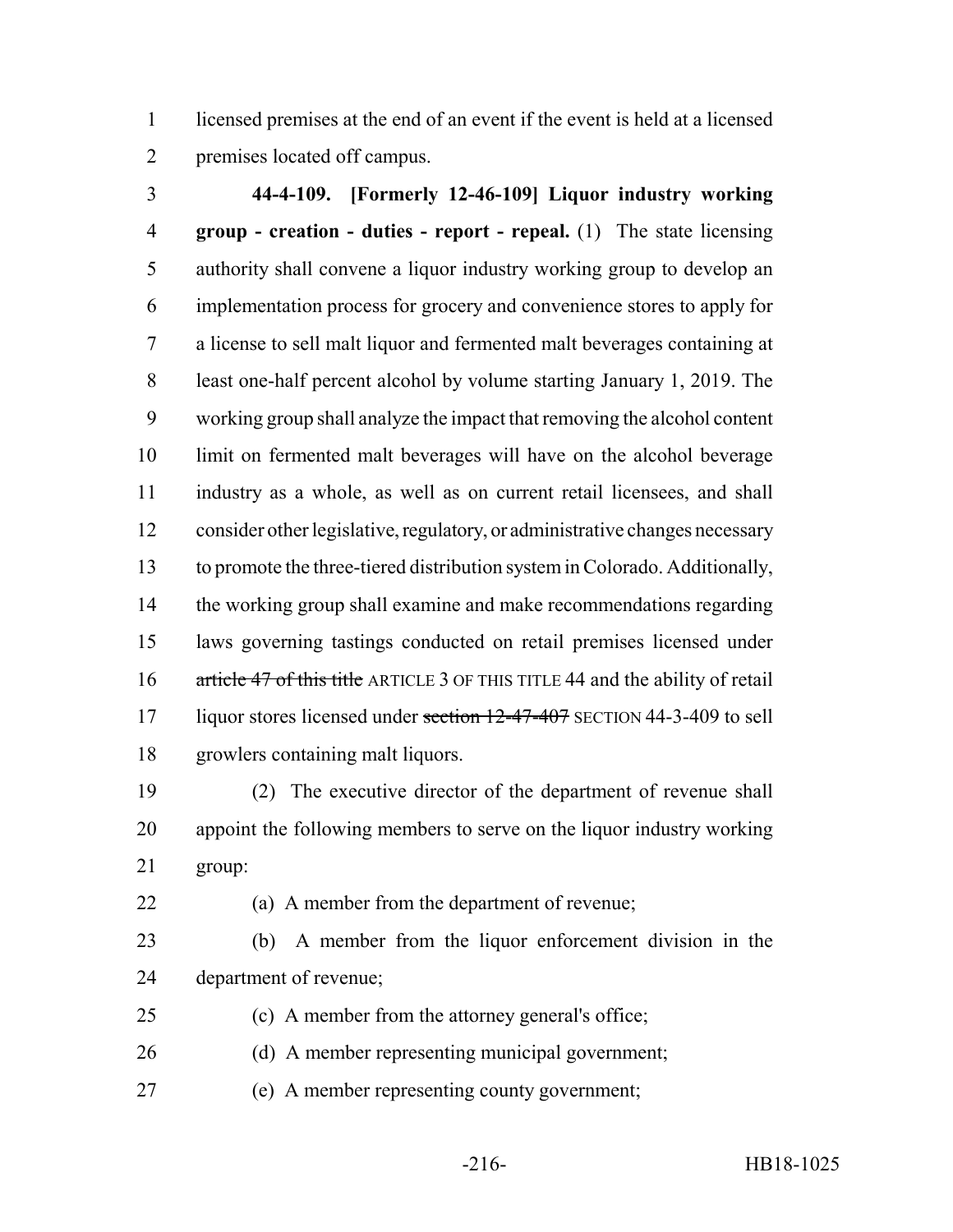licensed premises at the end of an event if the event is held at a licensed premises located off campus.

**44-4-109. [Formerly 12-46-109] Liquor industry working group - creation - duties - report - repeal.** (1) The state licensing authority shall convene a liquor industry working group to develop an implementation process for grocery and convenience stores to apply for a license to sell malt liquor and fermented malt beverages containing at least one-half percent alcohol by volume starting January 1, 2019. The working group shall analyze the impact that removing the alcohol content limit on fermented malt beverages will have on the alcohol beverage industry as a whole, as well as on current retail licensees, and shall consider other legislative, regulatory, or administrative changes necessary to promote the three-tiered distribution system in Colorado. Additionally, the working group shall examine and make recommendations regarding laws governing tastings conducted on retail premises licensed under ~~article 47 of this title~~ ARTICLE 3 OF THIS TITLE 44 and the ability of retail liquor stores licensed under ~~section 12-47-407~~ SECTION 44-3-409 to sell growlers containing malt liquors.

(2) The executive director of the department of revenue shall appoint the following members to serve on the liquor industry working group:

(a) A member from the department of revenue;

(b) A member from the liquor enforcement division in the department of revenue;

(c) A member from the attorney general's office;

(d) A member representing municipal government;

(e) A member representing county government;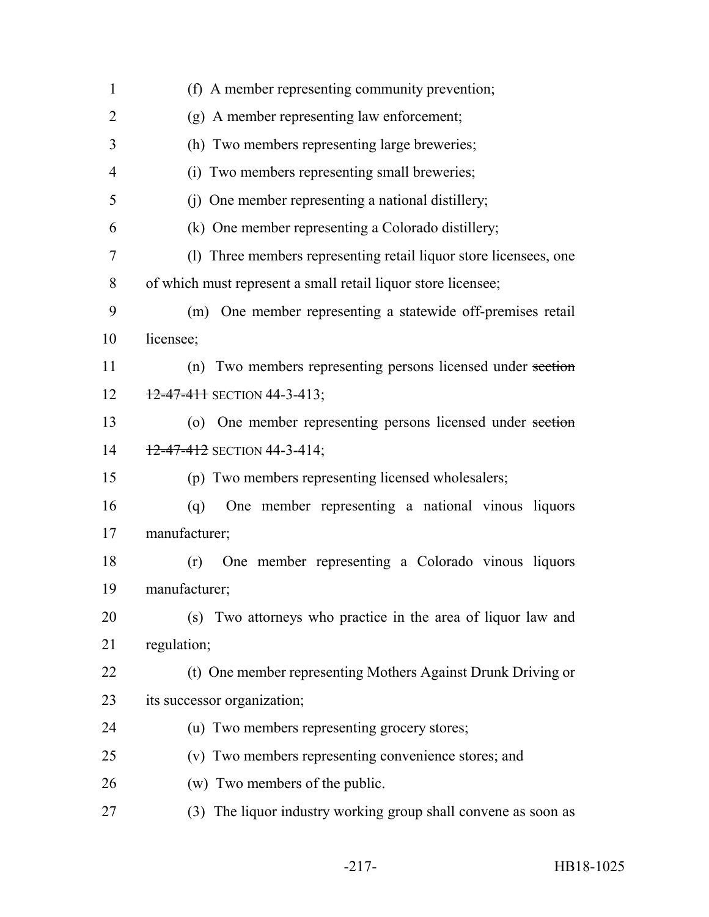(f) A member representing community prevention;

(g) A member representing law enforcement;

(h) Two members representing large breweries;

(i) Two members representing small breweries;

(j) One member representing a national distillery;

(k) One member representing a Colorado distillery;

(l) Three members representing retail liquor store licensees, one of which must represent a small retail liquor store licensee;

(m) One member representing a statewide off-premises retail licensee;

(n) Two members representing persons licensed under ~~section 12-47-411~~ SECTION 44-3-413;

(o) One member representing persons licensed under ~~section 12-47-412~~ SECTION 44-3-414;

(p) Two members representing licensed wholesalers;

(q) One member representing a national vinous liquors manufacturer;

(r) One member representing a Colorado vinous liquors manufacturer;

(s) Two attorneys who practice in the area of liquor law and regulation;

(t) One member representing Mothers Against Drunk Driving or its successor organization;

(u) Two members representing grocery stores;

(v) Two members representing convenience stores; and

(w) Two members of the public.

(3) The liquor industry working group shall convene as soon as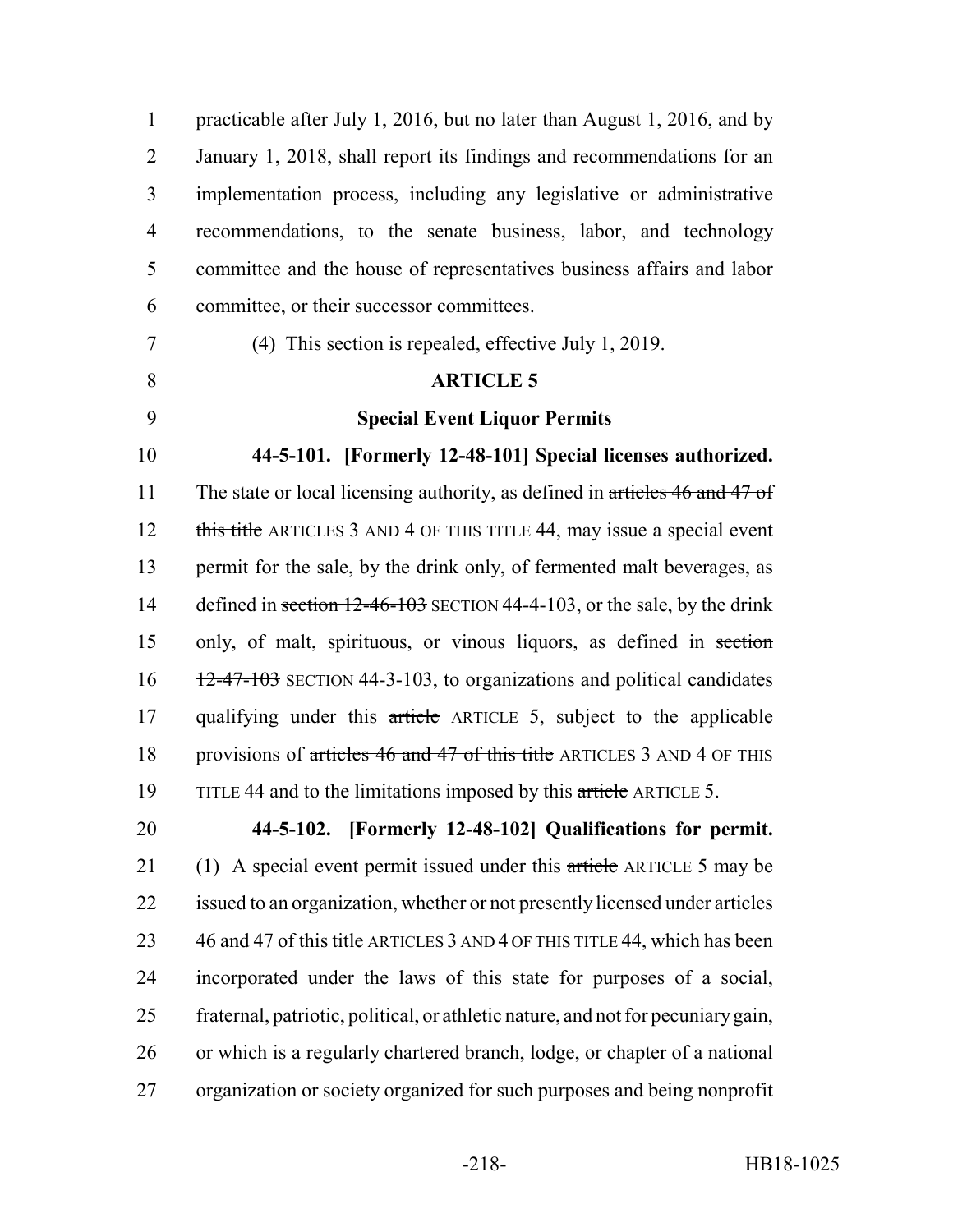practicable after July 1, 2016, but no later than August 1, 2016, and by January 1, 2018, shall report its findings and recommendations for an implementation process, including any legislative or administrative recommendations, to the senate business, labor, and technology committee and the house of representatives business affairs and labor committee, or their successor committees.

(4) This section is repealed, effective July 1, 2019.

**ARTICLE 5**

**Special Event Liquor Permits**

**44-5-101. [Formerly 12-48-101] Special licenses authorized.** The state or local licensing authority, as defined in ~~articles 46 and 47 of this title~~ ARTICLES 3 AND 4 OF THIS TITLE 44, may issue a special event permit for the sale, by the drink only, of fermented malt beverages, as defined in ~~section 12-46-103~~ SECTION 44-4-103, or the sale, by the drink only, of malt, spirituous, or vinous liquors, as defined in ~~section 12-47-103~~ SECTION 44-3-103, to organizations and political candidates qualifying under this ~~article~~ ARTICLE 5, subject to the applicable provisions of ~~articles 46 and 47 of this title~~ ARTICLES 3 AND 4 OF THIS TITLE 44 and to the limitations imposed by this ~~article~~ ARTICLE 5.

**44-5-102. [Formerly 12-48-102] Qualifications for permit.** (1) A special event permit issued under this ~~article~~ ARTICLE 5 may be issued to an organization, whether or not presently licensed under ~~articles 46 and 47 of this title~~ ARTICLES 3 AND 4 OF THIS TITLE 44, which has been incorporated under the laws of this state for purposes of a social, fraternal, patriotic, political, or athletic nature, and not for pecuniary gain, or which is a regularly chartered branch, lodge, or chapter of a national organization or society organized for such purposes and being nonprofit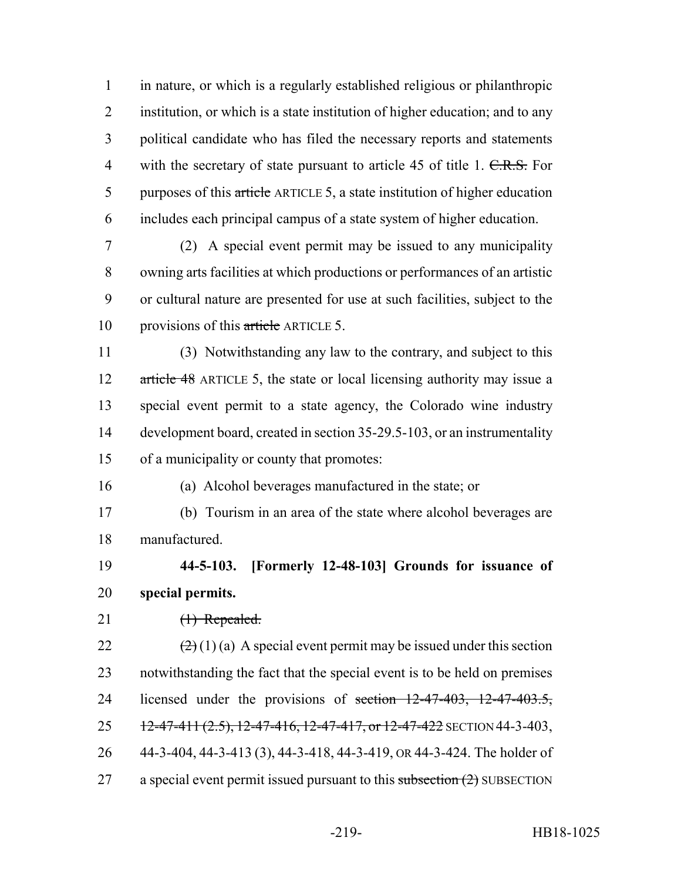in nature, or which is a regularly established religious or philanthropic institution, or which is a state institution of higher education; and to any political candidate who has filed the necessary reports and statements with the secretary of state pursuant to article 45 of title 1. ~~C.R.S.~~ For purposes of this ~~article~~ ARTICLE 5, a state institution of higher education includes each principal campus of a state system of higher education.

(2) A special event permit may be issued to any municipality owning arts facilities at which productions or performances of an artistic or cultural nature are presented for use at such facilities, subject to the provisions of this ~~article~~ ARTICLE 5.

(3) Notwithstanding any law to the contrary, and subject to this ~~article 48~~ ARTICLE 5, the state or local licensing authority may issue a special event permit to a state agency, the Colorado wine industry development board, created in section 35-29.5-103, or an instrumentality of a municipality or county that promotes:

(a) Alcohol beverages manufactured in the state; or

(b) Tourism in an area of the state where alcohol beverages are manufactured.

**44-5-103. [Formerly 12-48-103] Grounds for issuance of special permits.**

~~(1) Repealed.~~

~~(2)~~ (1) (a) A special event permit may be issued under this section notwithstanding the fact that the special event is to be held on premises licensed under the provisions of ~~section 12-47-403, 12-47-403.5, 12-47-411 (2.5), 12-47-416, 12-47-417, or 12-47-422~~ SECTION 44-3-403, 44-3-404, 44-3-413 (3), 44-3-418, 44-3-419, OR 44-3-424. The holder of a special event permit issued pursuant to this ~~subsection (2)~~ SUBSECTION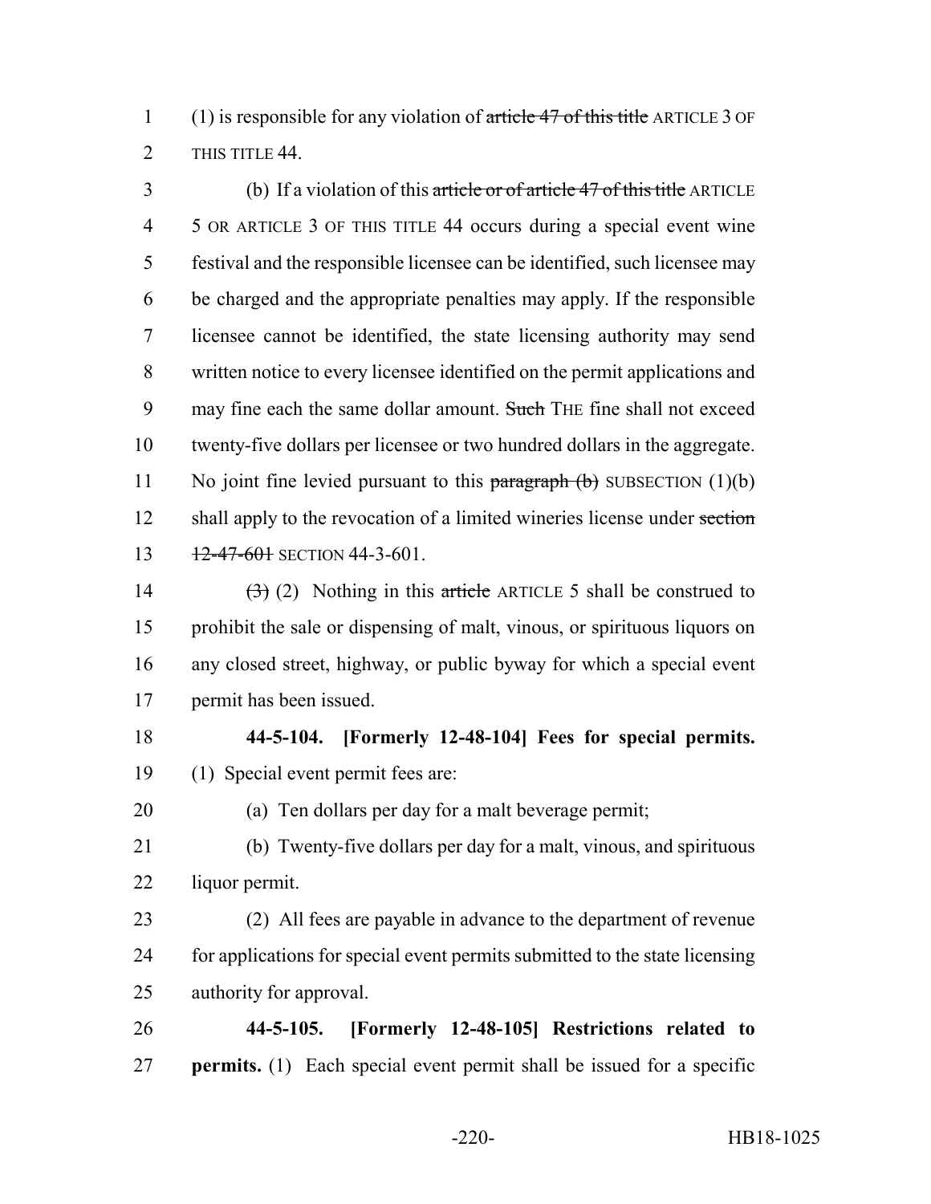(1) is responsible for any violation of ~~article 47 of this title~~ ARTICLE 3 OF THIS TITLE 44.

(b) If a violation of this ~~article or of article 47 of this title~~ ARTICLE 5 OR ARTICLE 3 OF THIS TITLE 44 occurs during a special event wine festival and the responsible licensee can be identified, such licensee may be charged and the appropriate penalties may apply. If the responsible licensee cannot be identified, the state licensing authority may send written notice to every licensee identified on the permit applications and may fine each the same dollar amount. ~~Such~~ THE fine shall not exceed twenty-five dollars per licensee or two hundred dollars in the aggregate. No joint fine levied pursuant to this ~~paragraph (b)~~ SUBSECTION (1)(b) shall apply to the revocation of a limited wineries license under ~~section 12-47-601~~ SECTION 44-3-601.

~~(3)~~ (2) Nothing in this ~~article~~ ARTICLE 5 shall be construed to prohibit the sale or dispensing of malt, vinous, or spirituous liquors on any closed street, highway, or public byway for which a special event permit has been issued.

**44-5-104. [Formerly 12-48-104] Fees for special permits.** (1) Special event permit fees are:

(a) Ten dollars per day for a malt beverage permit;

(b) Twenty-five dollars per day for a malt, vinous, and spirituous liquor permit.

(2) All fees are payable in advance to the department of revenue for applications for special event permits submitted to the state licensing authority for approval.

**44-5-105. [Formerly 12-48-105] Restrictions related to permits.** (1) Each special event permit shall be issued for a specific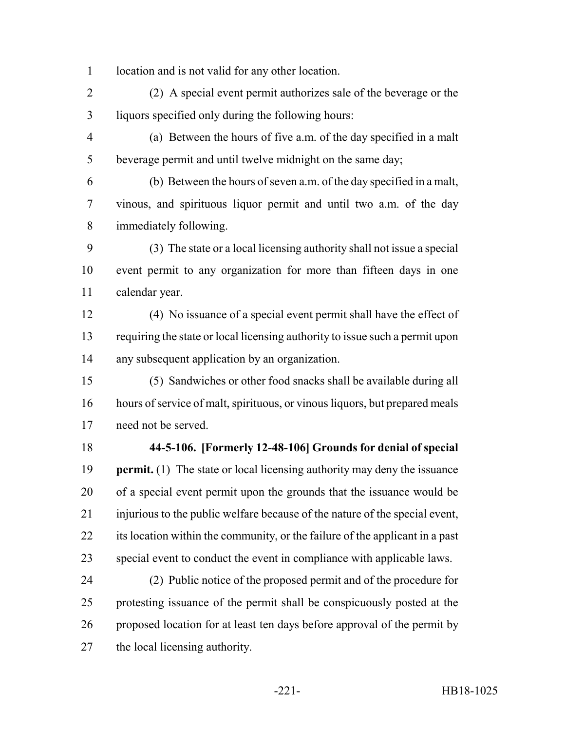location and is not valid for any other location.

(2) A special event permit authorizes sale of the beverage or the liquors specified only during the following hours:

(a) Between the hours of five a.m. of the day specified in a malt beverage permit and until twelve midnight on the same day;

(b) Between the hours of seven a.m. of the day specified in a malt, vinous, and spirituous liquor permit and until two a.m. of the day immediately following.

(3) The state or a local licensing authority shall not issue a special event permit to any organization for more than fifteen days in one calendar year.

(4) No issuance of a special event permit shall have the effect of requiring the state or local licensing authority to issue such a permit upon any subsequent application by an organization.

(5) Sandwiches or other food snacks shall be available during all hours of service of malt, spirituous, or vinous liquors, but prepared meals need not be served.

**44-5-106. [Formerly 12-48-106] Grounds for denial of special permit.** (1) The state or local licensing authority may deny the issuance of a special event permit upon the grounds that the issuance would be injurious to the public welfare because of the nature of the special event, its location within the community, or the failure of the applicant in a past special event to conduct the event in compliance with applicable laws.

(2) Public notice of the proposed permit and of the procedure for protesting issuance of the permit shall be conspicuously posted at the proposed location for at least ten days before approval of the permit by the local licensing authority.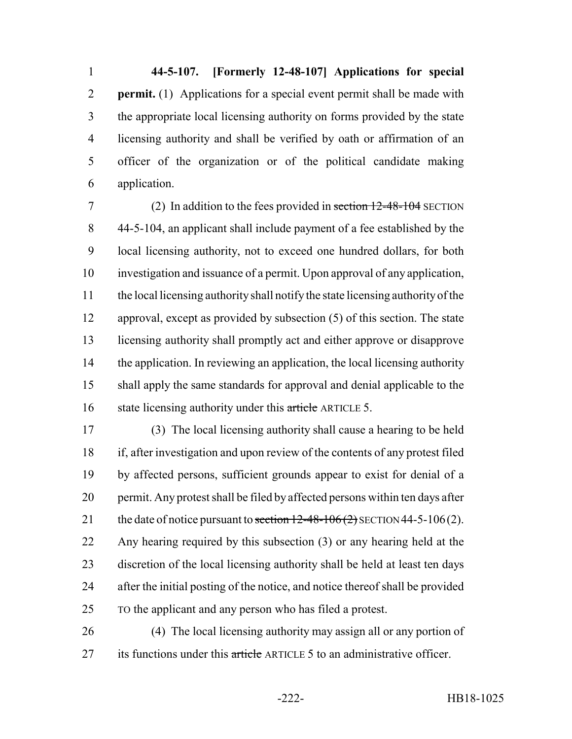**44-5-107. [Formerly 12-48-107] Applications for special permit.** (1) Applications for a special event permit shall be made with the appropriate local licensing authority on forms provided by the state licensing authority and shall be verified by oath or affirmation of an officer of the organization or of the political candidate making application.

(2) In addition to the fees provided in ~~section 12-48-104~~ SECTION 44-5-104, an applicant shall include payment of a fee established by the local licensing authority, not to exceed one hundred dollars, for both investigation and issuance of a permit. Upon approval of any application, the local licensing authority shall notify the state licensing authority of the approval, except as provided by subsection (5) of this section. The state licensing authority shall promptly act and either approve or disapprove the application. In reviewing an application, the local licensing authority shall apply the same standards for approval and denial applicable to the state licensing authority under this ~~article~~ ARTICLE 5.

(3) The local licensing authority shall cause a hearing to be held if, after investigation and upon review of the contents of any protest filed by affected persons, sufficient grounds appear to exist for denial of a permit. Any protest shall be filed by affected persons within ten days after the date of notice pursuant to ~~section 12-48-106 (2)~~ SECTION 44-5-106 (2). Any hearing required by this subsection (3) or any hearing held at the discretion of the local licensing authority shall be held at least ten days after the initial posting of the notice, and notice thereof shall be provided TO the applicant and any person who has filed a protest.

(4) The local licensing authority may assign all or any portion of its functions under this ~~article~~ ARTICLE 5 to an administrative officer.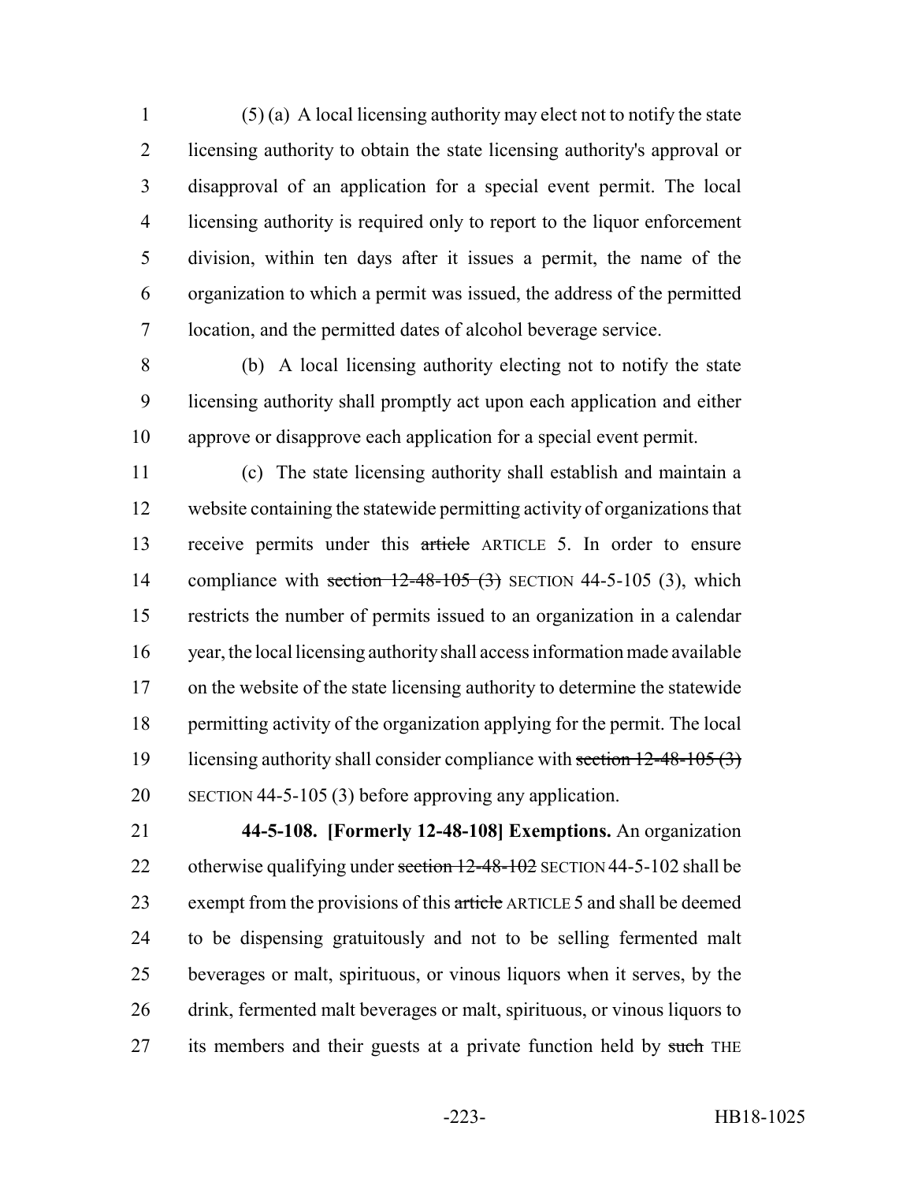(5) (a) A local licensing authority may elect not to notify the state licensing authority to obtain the state licensing authority's approval or disapproval of an application for a special event permit. The local licensing authority is required only to report to the liquor enforcement division, within ten days after it issues a permit, the name of the organization to which a permit was issued, the address of the permitted location, and the permitted dates of alcohol beverage service.

(b) A local licensing authority electing not to notify the state licensing authority shall promptly act upon each application and either approve or disapprove each application for a special event permit.

(c) The state licensing authority shall establish and maintain a website containing the statewide permitting activity of organizations that receive permits under this ~~article~~ ARTICLE 5. In order to ensure compliance with ~~section 12-48-105 (3)~~ SECTION 44-5-105 (3), which restricts the number of permits issued to an organization in a calendar year, the local licensing authority shall access information made available on the website of the state licensing authority to determine the statewide permitting activity of the organization applying for the permit. The local licensing authority shall consider compliance with ~~section 12-48-105 (3)~~ SECTION 44-5-105 (3) before approving any application.

**44-5-108. [Formerly 12-48-108] Exemptions.** An organization otherwise qualifying under ~~section 12-48-102~~ SECTION 44-5-102 shall be exempt from the provisions of this ~~article~~ ARTICLE 5 and shall be deemed to be dispensing gratuitously and not to be selling fermented malt beverages or malt, spirituous, or vinous liquors when it serves, by the drink, fermented malt beverages or malt, spirituous, or vinous liquors to its members and their guests at a private function held by ~~such~~ THE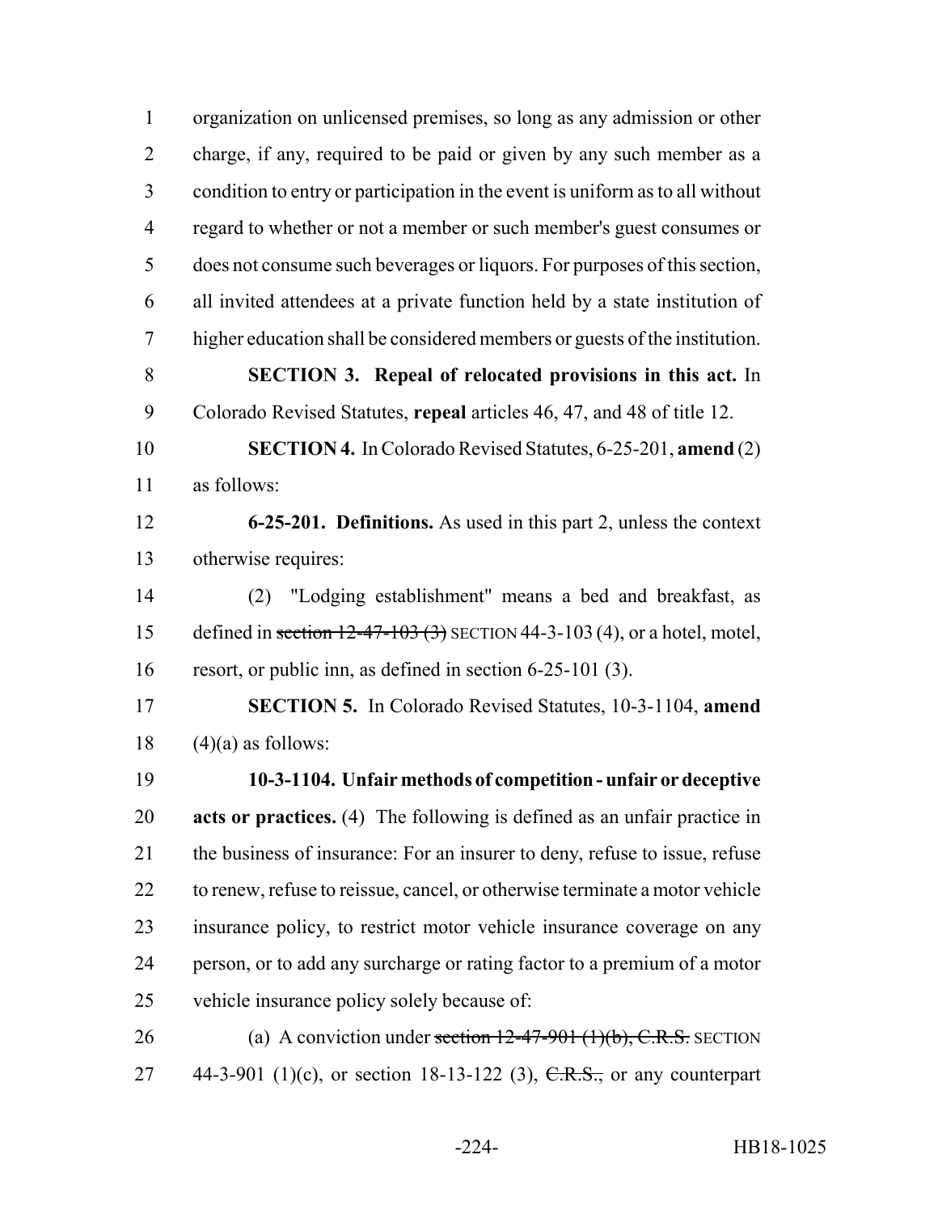organization on unlicensed premises, so long as any admission or other charge, if any, required to be paid or given by any such member as a condition to entry or participation in the event is uniform as to all without regard to whether or not a member or such member's guest consumes or does not consume such beverages or liquors. For purposes of this section, all invited attendees at a private function held by a state institution of higher education shall be considered members or guests of the institution.

**SECTION 3. Repeal of relocated provisions in this act.** In Colorado Revised Statutes, **repeal** articles 46, 47, and 48 of title 12.

**SECTION 4.** In Colorado Revised Statutes, 6-25-201, **amend** (2) as follows:

**6-25-201. Definitions.** As used in this part 2, unless the context otherwise requires:

(2) "Lodging establishment" means a bed and breakfast, as defined in ~~section 12-47-103 (3)~~ SECTION 44-3-103 (4), or a hotel, motel, resort, or public inn, as defined in section 6-25-101 (3).

**SECTION 5.** In Colorado Revised Statutes, 10-3-1104, **amend** (4)(a) as follows:

**10-3-1104. Unfair methods of competition - unfair or deceptive acts or practices.** (4) The following is defined as an unfair practice in the business of insurance: For an insurer to deny, refuse to issue, refuse to renew, refuse to reissue, cancel, or otherwise terminate a motor vehicle insurance policy, to restrict motor vehicle insurance coverage on any person, or to add any surcharge or rating factor to a premium of a motor vehicle insurance policy solely because of:

(a) A conviction under ~~section 12-47-901 (1)(b), C.R.S.~~ SECTION 44-3-901 (1)(c), or section 18-13-122 (3), ~~C.R.S.,~~ or any counterpart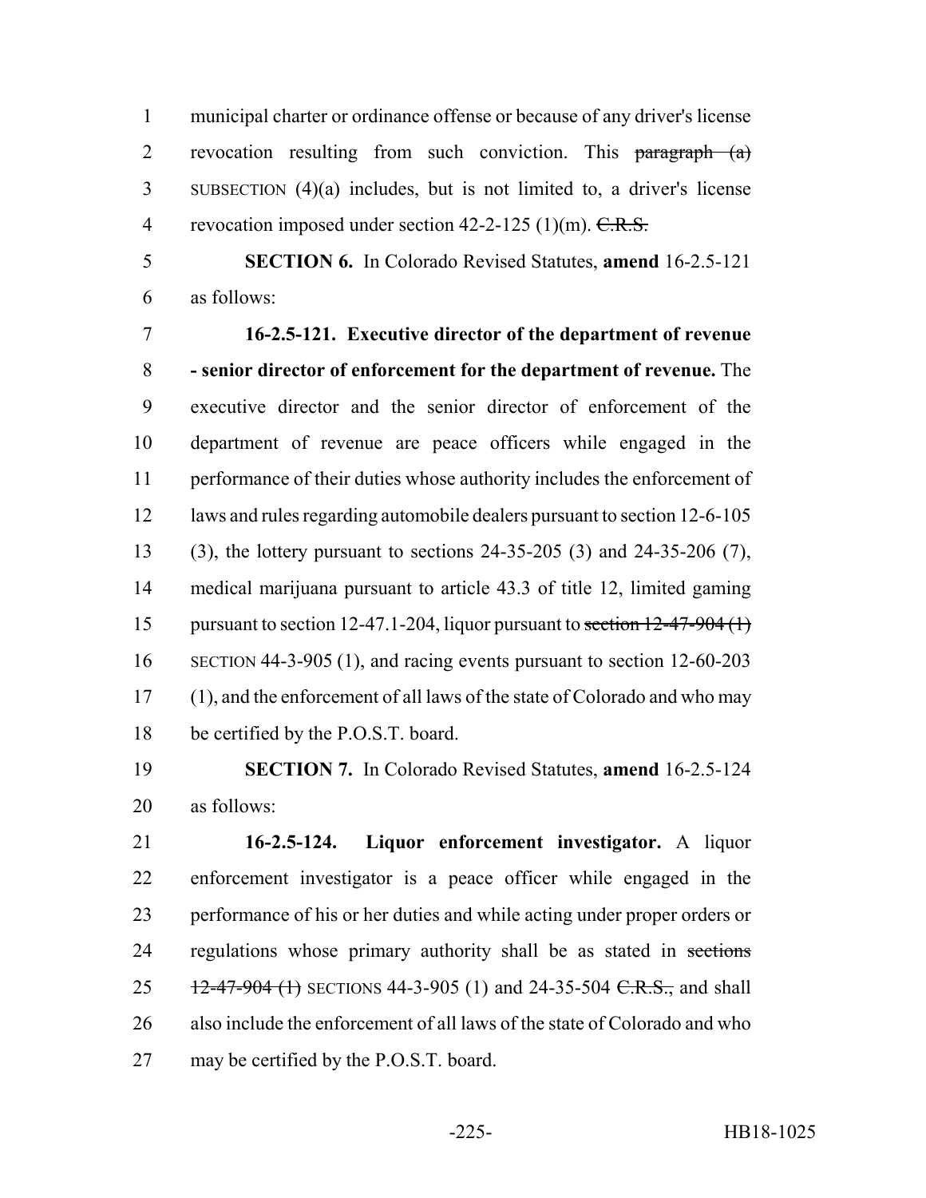municipal charter or ordinance offense or because of any driver's license revocation resulting from such conviction. This ~~paragraph (a)~~ SUBSECTION (4)(a) includes, but is not limited to, a driver's license revocation imposed under section 42-2-125 (1)(m). ~~C.R.S.~~

**SECTION 6.** In Colorado Revised Statutes, **amend** 16-2.5-121 as follows:

**16-2.5-121. Executive director of the department of revenue - senior director of enforcement for the department of revenue.** The executive director and the senior director of enforcement of the department of revenue are peace officers while engaged in the performance of their duties whose authority includes the enforcement of laws and rules regarding automobile dealers pursuant to section 12-6-105 (3), the lottery pursuant to sections 24-35-205 (3) and 24-35-206 (7), medical marijuana pursuant to article 43.3 of title 12, limited gaming pursuant to section 12-47.1-204, liquor pursuant to ~~section 12-47-904 (1)~~ SECTION 44-3-905 (1), and racing events pursuant to section 12-60-203 (1), and the enforcement of all laws of the state of Colorado and who may be certified by the P.O.S.T. board.

**SECTION 7.** In Colorado Revised Statutes, **amend** 16-2.5-124 as follows:

**16-2.5-124. Liquor enforcement investigator.** A liquor enforcement investigator is a peace officer while engaged in the performance of his or her duties and while acting under proper orders or regulations whose primary authority shall be as stated in ~~sections 12-47-904 (1)~~ SECTIONS 44-3-905 (1) and 24-35-504 ~~C.R.S.,~~ and shall also include the enforcement of all laws of the state of Colorado and who may be certified by the P.O.S.T. board.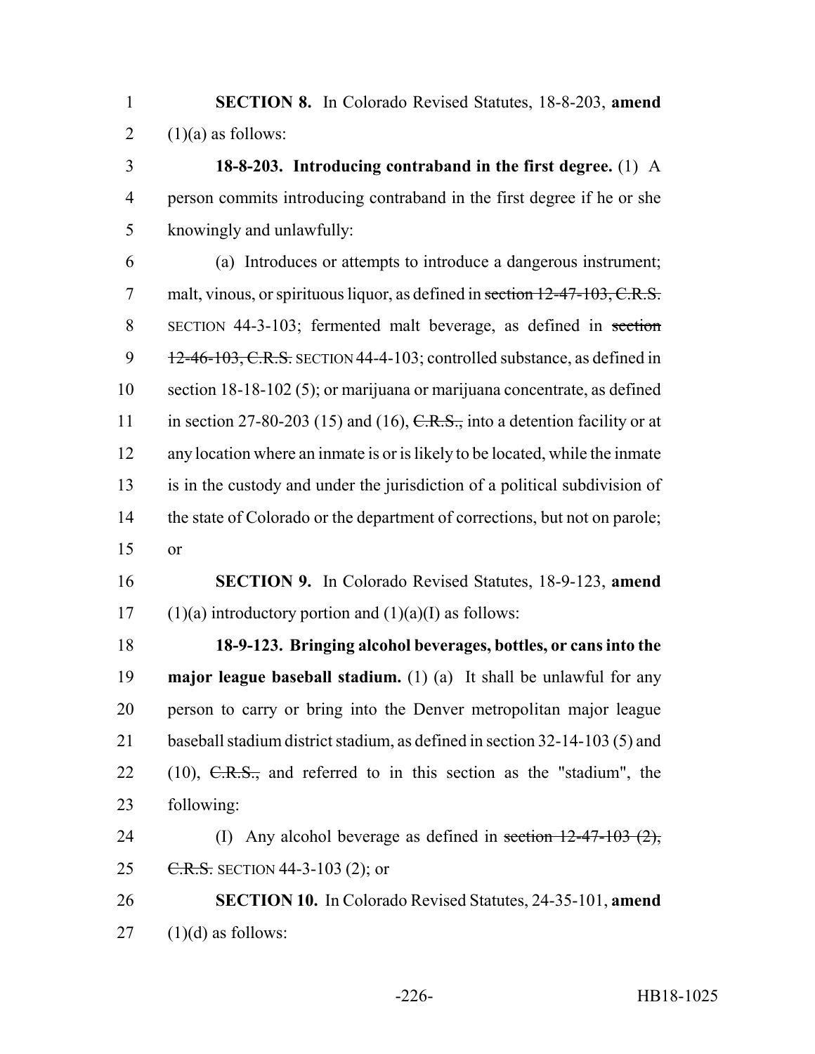**SECTION 8.** In Colorado Revised Statutes, 18-8-203, **amend** (1)(a) as follows:

**18-8-203. Introducing contraband in the first degree.** (1) A person commits introducing contraband in the first degree if he or she knowingly and unlawfully:

(a) Introduces or attempts to introduce a dangerous instrument; malt, vinous, or spirituous liquor, as defined in ~~section 12-47-103, C.R.S.~~ SECTION 44-3-103; fermented malt beverage, as defined in ~~section 12-46-103, C.R.S.~~ SECTION 44-4-103; controlled substance, as defined in section 18-18-102 (5); or marijuana or marijuana concentrate, as defined in section 27-80-203 (15) and (16), ~~C.R.S.,~~ into a detention facility or at any location where an inmate is or is likely to be located, while the inmate is in the custody and under the jurisdiction of a political subdivision of the state of Colorado or the department of corrections, but not on parole; or

**SECTION 9.** In Colorado Revised Statutes, 18-9-123, **amend** (1)(a) introductory portion and (1)(a)(I) as follows:

**18-9-123. Bringing alcohol beverages, bottles, or cans into the major league baseball stadium.** (1) (a) It shall be unlawful for any person to carry or bring into the Denver metropolitan major league baseball stadium district stadium, as defined in section 32-14-103 (5) and (10), ~~C.R.S.,~~ and referred to in this section as the "stadium", the following:

(I) Any alcohol beverage as defined in ~~section 12-47-103 (2), C.R.S.~~ SECTION 44-3-103 (2); or

**SECTION 10.** In Colorado Revised Statutes, 24-35-101, **amend** (1)(d) as follows: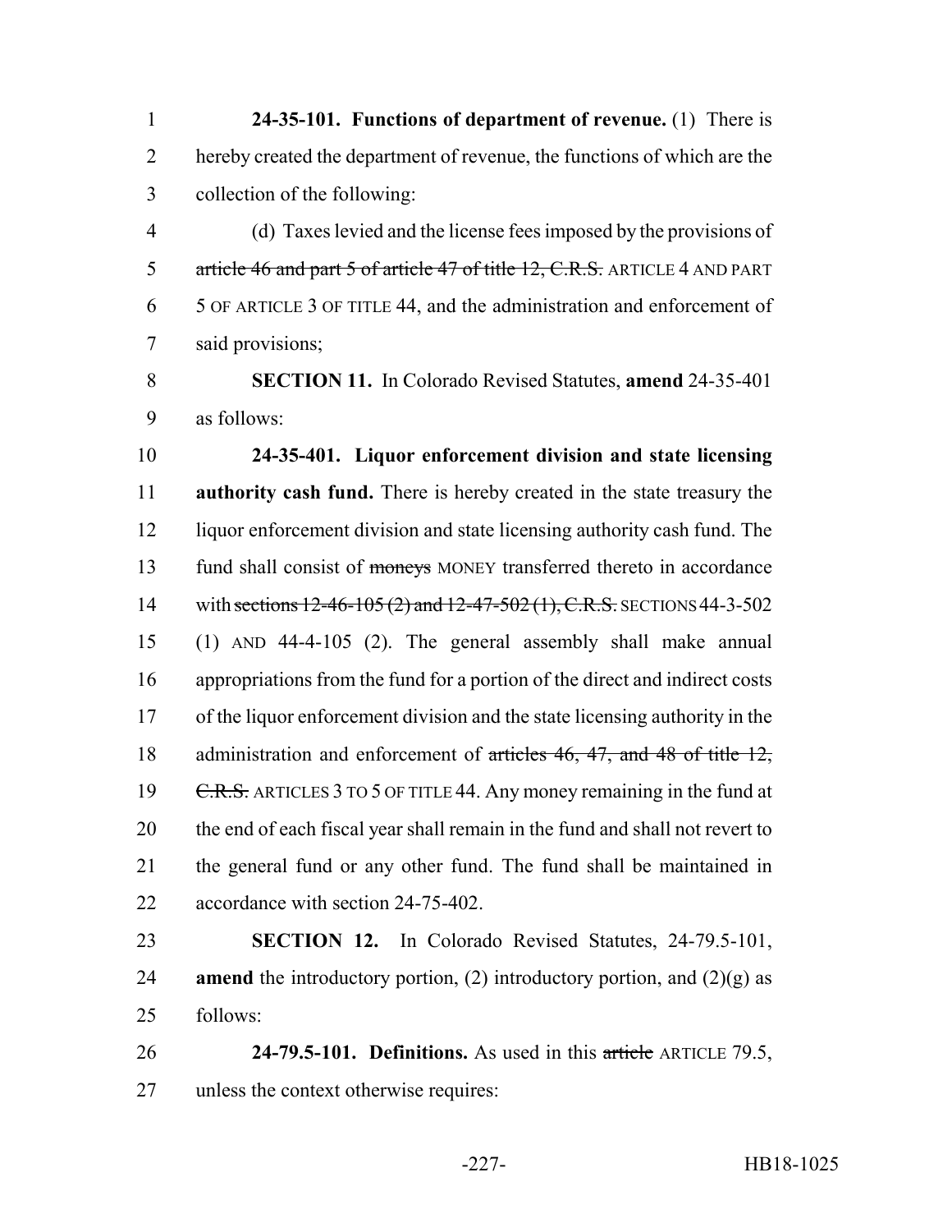**24-35-101. Functions of department of revenue.** (1) There is hereby created the department of revenue, the functions of which are the collection of the following:

(d) Taxes levied and the license fees imposed by the provisions of ~~article 46 and part 5 of article 47 of title 12, C.R.S.~~ ARTICLE 4 AND PART 5 OF ARTICLE 3 OF TITLE 44, and the administration and enforcement of said provisions;

**SECTION 11.** In Colorado Revised Statutes, **amend** 24-35-401 as follows:

**24-35-401. Liquor enforcement division and state licensing authority cash fund.** There is hereby created in the state treasury the liquor enforcement division and state licensing authority cash fund. The fund shall consist of ~~moneys~~ MONEY transferred thereto in accordance with ~~sections 12-46-105 (2) and 12-47-502 (1), C.R.S.~~ SECTIONS 44-3-502 (1) AND 44-4-105 (2). The general assembly shall make annual appropriations from the fund for a portion of the direct and indirect costs of the liquor enforcement division and the state licensing authority in the administration and enforcement of ~~articles 46, 47, and 48 of title 12, C.R.S.~~ ARTICLES 3 TO 5 OF TITLE 44. Any money remaining in the fund at the end of each fiscal year shall remain in the fund and shall not revert to the general fund or any other fund. The fund shall be maintained in accordance with section 24-75-402.

**SECTION 12.** In Colorado Revised Statutes, 24-79.5-101, **amend** the introductory portion, (2) introductory portion, and (2)(g) as follows:

**24-79.5-101. Definitions.** As used in this ~~article~~ ARTICLE 79.5, unless the context otherwise requires: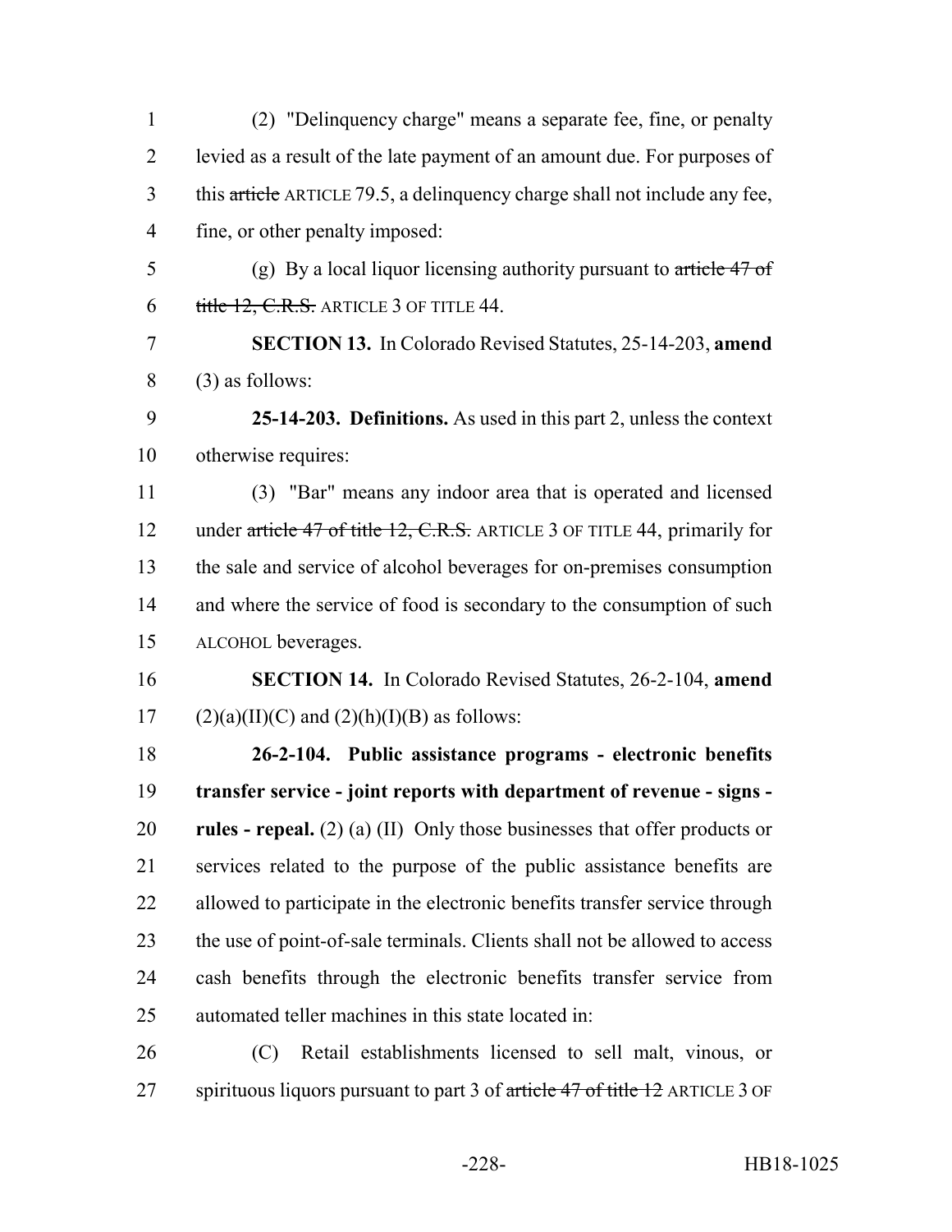(2) "Delinquency charge" means a separate fee, fine, or penalty levied as a result of the late payment of an amount due. For purposes of this ~~article~~ ARTICLE 79.5, a delinquency charge shall not include any fee, fine, or other penalty imposed:

(g) By a local liquor licensing authority pursuant to ~~article 47 of title 12, C.R.S.~~ ARTICLE 3 OF TITLE 44.

**SECTION 13.** In Colorado Revised Statutes, 25-14-203, **amend** (3) as follows:

**25-14-203. Definitions.** As used in this part 2, unless the context otherwise requires:

(3) "Bar" means any indoor area that is operated and licensed under ~~article 47 of title 12, C.R.S.~~ ARTICLE 3 OF TITLE 44, primarily for the sale and service of alcohol beverages for on-premises consumption and where the service of food is secondary to the consumption of such ALCOHOL beverages.

**SECTION 14.** In Colorado Revised Statutes, 26-2-104, **amend** (2)(a)(II)(C) and (2)(h)(I)(B) as follows:

**26-2-104. Public assistance programs - electronic benefits transfer service - joint reports with department of revenue - signs - rules - repeal.** (2) (a) (II) Only those businesses that offer products or services related to the purpose of the public assistance benefits are allowed to participate in the electronic benefits transfer service through the use of point-of-sale terminals. Clients shall not be allowed to access cash benefits through the electronic benefits transfer service from automated teller machines in this state located in:

(C) Retail establishments licensed to sell malt, vinous, or spirituous liquors pursuant to part 3 of ~~article 47 of title 12~~ ARTICLE 3 OF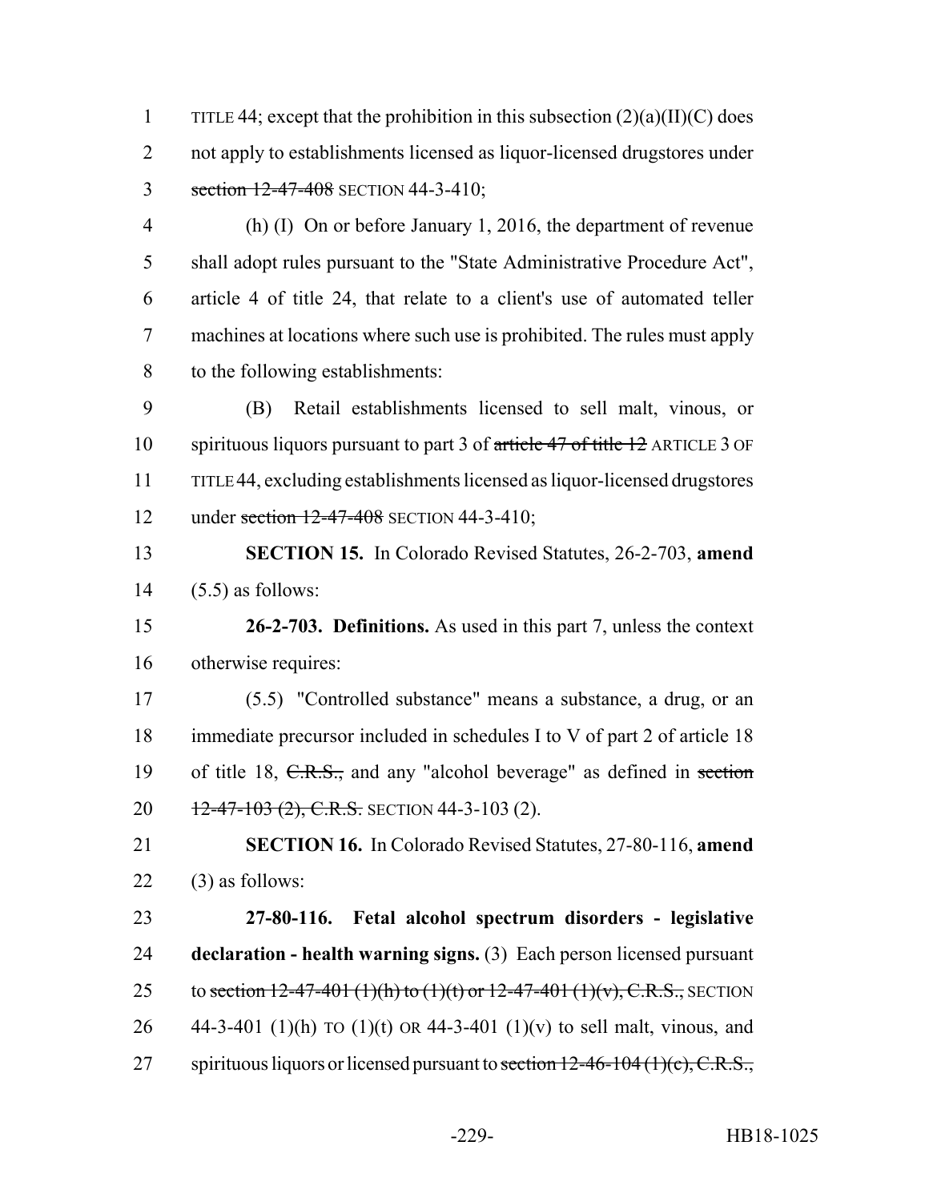TITLE 44; except that the prohibition in this subsection (2)(a)(II)(C) does not apply to establishments licensed as liquor-licensed drugstores under ~~section 12-47-408~~ SECTION 44-3-410;

(h) (I) On or before January 1, 2016, the department of revenue shall adopt rules pursuant to the "State Administrative Procedure Act", article 4 of title 24, that relate to a client's use of automated teller machines at locations where such use is prohibited. The rules must apply to the following establishments:

(B) Retail establishments licensed to sell malt, vinous, or spirituous liquors pursuant to part 3 of ~~article 47 of title 12~~ ARTICLE 3 OF TITLE 44, excluding establishments licensed as liquor-licensed drugstores under ~~section 12-47-408~~ SECTION 44-3-410;

**SECTION 15.** In Colorado Revised Statutes, 26-2-703, **amend** (5.5) as follows:

**26-2-703. Definitions.** As used in this part 7, unless the context otherwise requires:

(5.5) "Controlled substance" means a substance, a drug, or an immediate precursor included in schedules I to V of part 2 of article 18 of title 18, ~~C.R.S.,~~ and any "alcohol beverage" as defined in ~~section 12-47-103 (2), C.R.S.~~ SECTION 44-3-103 (2).

**SECTION 16.** In Colorado Revised Statutes, 27-80-116, **amend** (3) as follows:

**27-80-116. Fetal alcohol spectrum disorders - legislative declaration - health warning signs.** (3) Each person licensed pursuant to ~~section 12-47-401 (1)(h) to (1)(t) or 12-47-401 (1)(v), C.R.S.,~~ SECTION 44-3-401 (1)(h) TO (1)(t) OR 44-3-401 (1)(v) to sell malt, vinous, and spirituous liquors or licensed pursuant to ~~section 12-46-104 (1)(c), C.R.S.,~~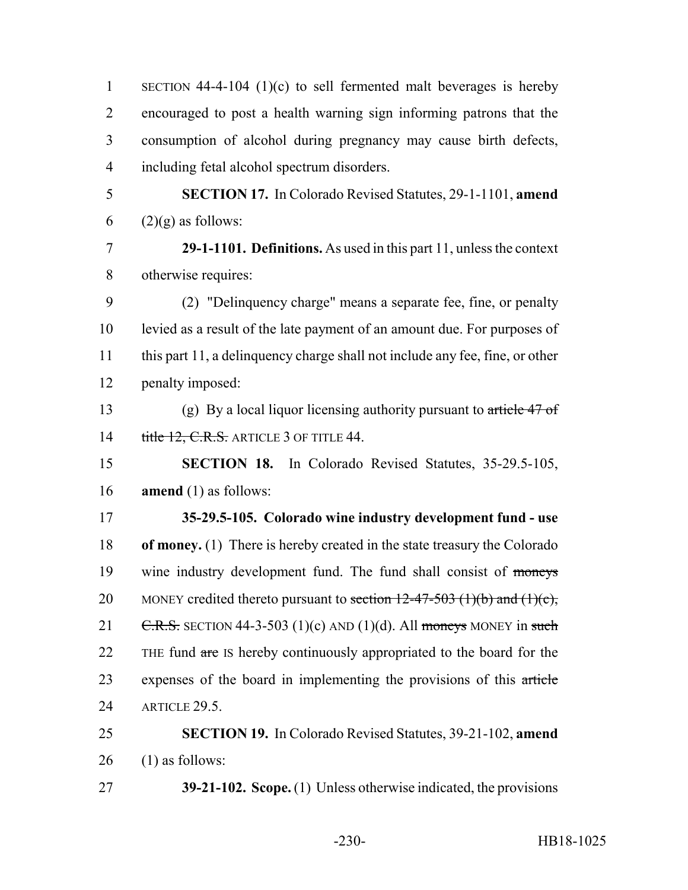SECTION 44-4-104 (1)(c) to sell fermented malt beverages is hereby encouraged to post a health warning sign informing patrons that the consumption of alcohol during pregnancy may cause birth defects, including fetal alcohol spectrum disorders.

**SECTION 17.** In Colorado Revised Statutes, 29-1-1101, **amend** (2)(g) as follows:

**29-1-1101. Definitions.** As used in this part 11, unless the context otherwise requires:

(2) "Delinquency charge" means a separate fee, fine, or penalty levied as a result of the late payment of an amount due. For purposes of this part 11, a delinquency charge shall not include any fee, fine, or other penalty imposed:

(g) By a local liquor licensing authority pursuant to ~~article 47 of title 12, C.R.S.~~ ARTICLE 3 OF TITLE 44.

**SECTION 18.** In Colorado Revised Statutes, 35-29.5-105, **amend** (1) as follows:

**35-29.5-105. Colorado wine industry development fund - use of money.** (1) There is hereby created in the state treasury the Colorado wine industry development fund. The fund shall consist of ~~moneys~~ MONEY credited thereto pursuant to ~~section 12-47-503 (1)(b) and (1)(c), C.R.S.~~ SECTION 44-3-503 (1)(c) AND (1)(d). All ~~moneys~~ MONEY in ~~such~~ THE fund ~~are~~ IS hereby continuously appropriated to the board for the expenses of the board in implementing the provisions of this ~~article~~ ARTICLE 29.5.

**SECTION 19.** In Colorado Revised Statutes, 39-21-102, **amend** (1) as follows:

**39-21-102. Scope.** (1) Unless otherwise indicated, the provisions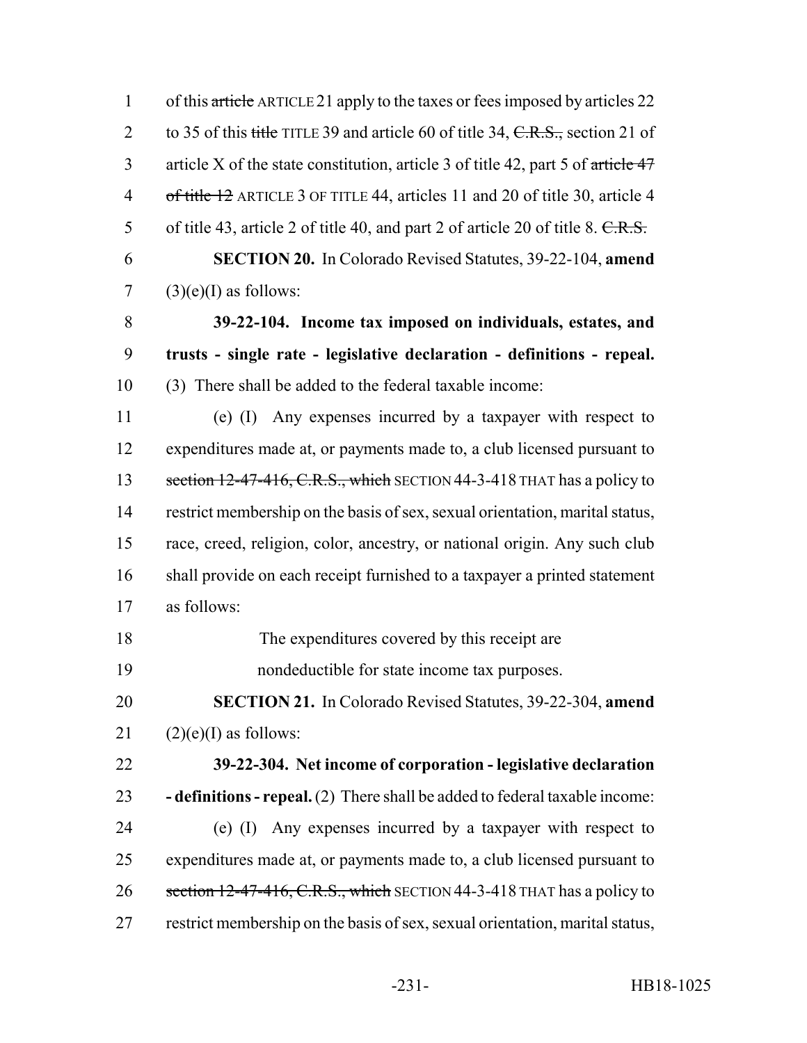of this ~~article~~ ARTICLE 21 apply to the taxes or fees imposed by articles 22 to 35 of this ~~title~~ TITLE 39 and article 60 of title 34, ~~C.R.S.,~~ section 21 of article X of the state constitution, article 3 of title 42, part 5 of ~~article 47 of title 12~~ ARTICLE 3 OF TITLE 44, articles 11 and 20 of title 30, article 4 of title 43, article 2 of title 40, and part 2 of article 20 of title 8. ~~C.R.S.~~

**SECTION 20.** In Colorado Revised Statutes, 39-22-104, **amend** (3)(e)(I) as follows:

**39-22-104. Income tax imposed on individuals, estates, and trusts - single rate - legislative declaration - definitions - repeal.** (3) There shall be added to the federal taxable income:

(e) (I) Any expenses incurred by a taxpayer with respect to expenditures made at, or payments made to, a club licensed pursuant to ~~section 12-47-416, C.R.S., which~~ SECTION 44-3-418 THAT has a policy to restrict membership on the basis of sex, sexual orientation, marital status, race, creed, religion, color, ancestry, or national origin. Any such club shall provide on each receipt furnished to a taxpayer a printed statement as follows:

The expenditures covered by this receipt are
nondeductible for state income tax purposes.

**SECTION 21.** In Colorado Revised Statutes, 39-22-304, **amend** (2)(e)(I) as follows:

**39-22-304. Net income of corporation - legislative declaration - definitions - repeal.** (2) There shall be added to federal taxable income:

(e) (I) Any expenses incurred by a taxpayer with respect to expenditures made at, or payments made to, a club licensed pursuant to ~~section 12-47-416, C.R.S., which~~ SECTION 44-3-418 THAT has a policy to restrict membership on the basis of sex, sexual orientation, marital status,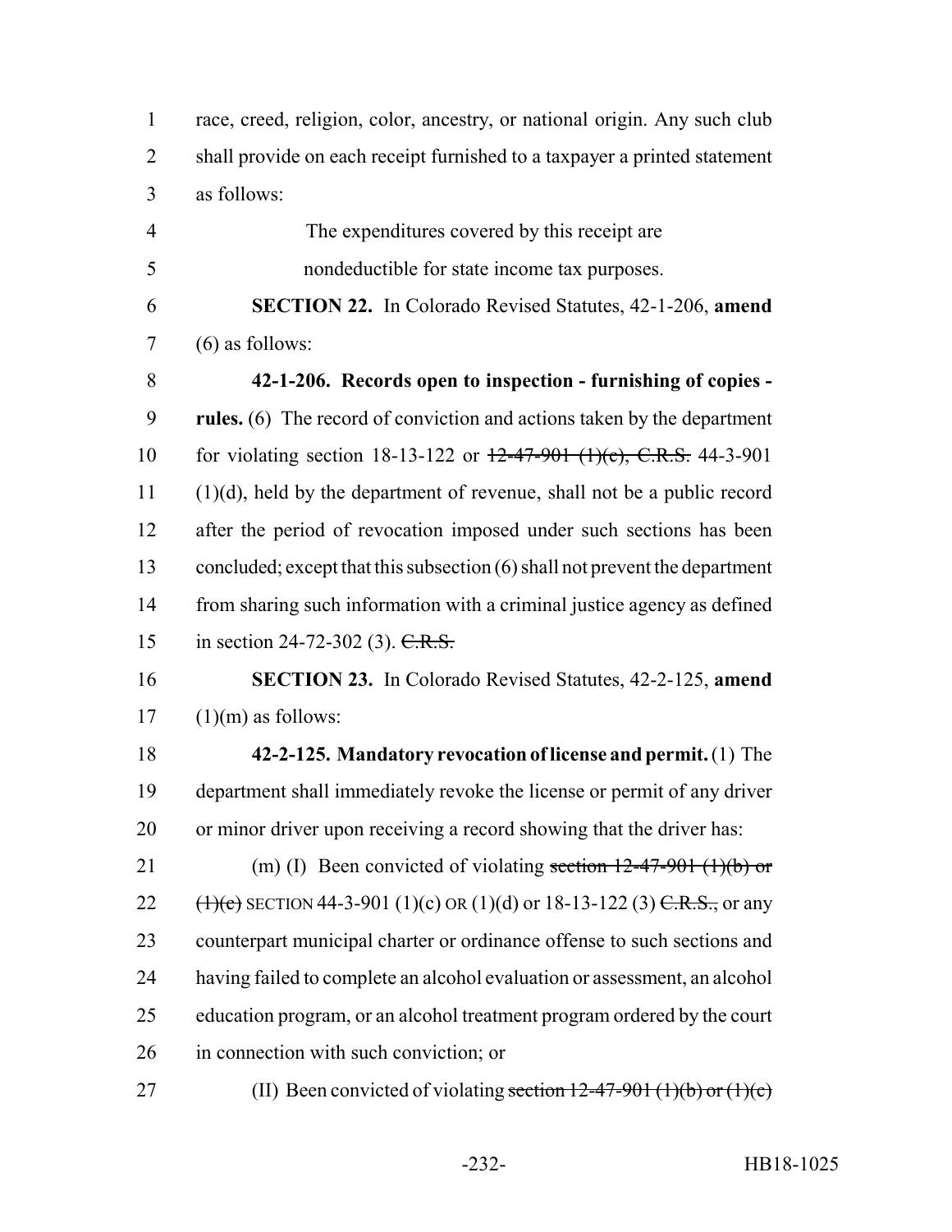race, creed, religion, color, ancestry, or national origin. Any such club shall provide on each receipt furnished to a taxpayer a printed statement as follows:

The expenditures covered by this receipt are nondeductible for state income tax purposes.

**SECTION 22.** In Colorado Revised Statutes, 42-1-206, **amend** (6) as follows:

**42-1-206. Records open to inspection - furnishing of copies - rules.** (6) The record of conviction and actions taken by the department for violating section 18-13-122 or ~~12-47-901 (1)(c), C.R.S.~~ 44-3-901 (1)(d), held by the department of revenue, shall not be a public record after the period of revocation imposed under such sections has been concluded; except that this subsection (6) shall not prevent the department from sharing such information with a criminal justice agency as defined in section 24-72-302 (3). ~~C.R.S.~~

**SECTION 23.** In Colorado Revised Statutes, 42-2-125, **amend** (1)(m) as follows:

**42-2-125. Mandatory revocation of license and permit.** (1) The department shall immediately revoke the license or permit of any driver or minor driver upon receiving a record showing that the driver has:

(m) (I) Been convicted of violating ~~section 12-47-901 (1)(b) or (1)(c)~~ SECTION 44-3-901 (1)(c) OR (1)(d) or 18-13-122 (3) ~~C.R.S.,~~ or any counterpart municipal charter or ordinance offense to such sections and having failed to complete an alcohol evaluation or assessment, an alcohol education program, or an alcohol treatment program ordered by the court in connection with such conviction; or

(II) Been convicted of violating ~~section 12-47-901 (1)(b) or (1)(c)~~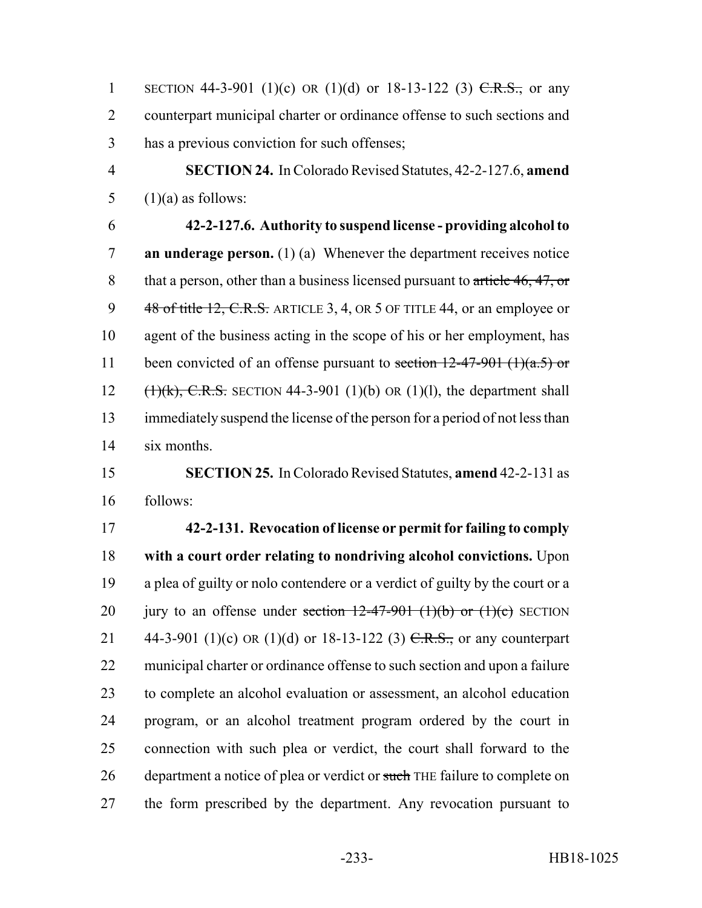SECTION 44-3-901 (1)(c) OR (1)(d) or 18-13-122 (3) ~~C.R.S.,~~ or any counterpart municipal charter or ordinance offense to such sections and has a previous conviction for such offenses;

**SECTION 24.** In Colorado Revised Statutes, 42-2-127.6, **amend** (1)(a) as follows:

**42-2-127.6. Authority to suspend license - providing alcohol to an underage person.** (1) (a) Whenever the department receives notice that a person, other than a business licensed pursuant to ~~article 46, 47, or 48 of title 12, C.R.S.~~ ARTICLE 3, 4, OR 5 OF TITLE 44, or an employee or agent of the business acting in the scope of his or her employment, has been convicted of an offense pursuant to ~~section 12-47-901 (1)(a.5) or (1)(k), C.R.S.~~ SECTION 44-3-901 (1)(b) OR (1)(l), the department shall immediately suspend the license of the person for a period of not less than six months.

**SECTION 25.** In Colorado Revised Statutes, **amend** 42-2-131 as follows:

**42-2-131. Revocation of license or permit for failing to comply with a court order relating to nondriving alcohol convictions.** Upon a plea of guilty or nolo contendere or a verdict of guilty by the court or a jury to an offense under ~~section 12-47-901 (1)(b) or (1)(c)~~ SECTION 44-3-901 (1)(c) OR (1)(d) or 18-13-122 (3) ~~C.R.S.,~~ or any counterpart municipal charter or ordinance offense to such section and upon a failure to complete an alcohol evaluation or assessment, an alcohol education program, or an alcohol treatment program ordered by the court in connection with such plea or verdict, the court shall forward to the department a notice of plea or verdict or ~~such~~ THE failure to complete on the form prescribed by the department. Any revocation pursuant to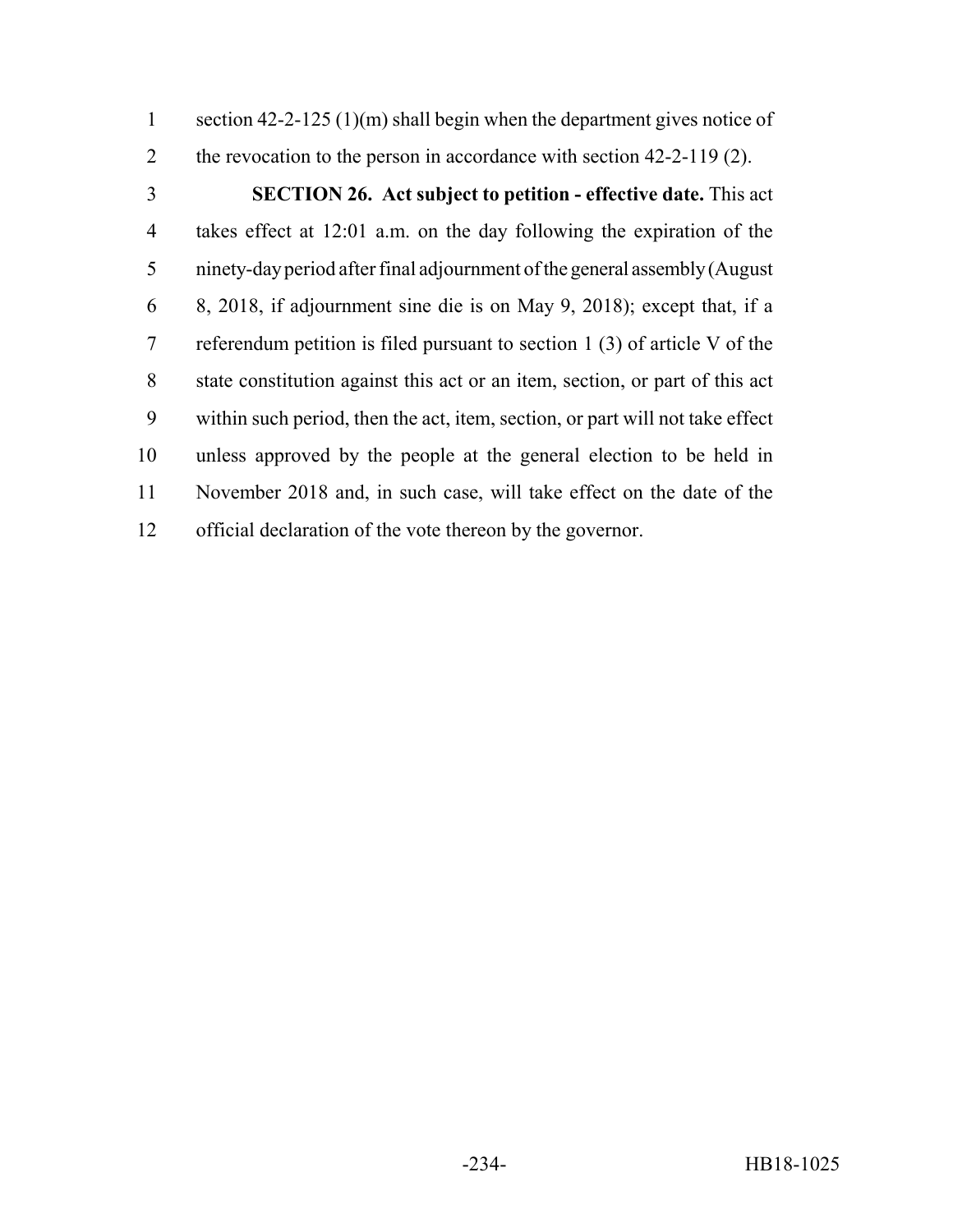section 42-2-125 (1)(m) shall begin when the department gives notice of the revocation to the person in accordance with section 42-2-119 (2).

**SECTION 26. Act subject to petition - effective date.** This act takes effect at 12:01 a.m. on the day following the expiration of the ninety-day period after final adjournment of the general assembly (August 8, 2018, if adjournment sine die is on May 9, 2018); except that, if a referendum petition is filed pursuant to section 1 (3) of article V of the state constitution against this act or an item, section, or part of this act within such period, then the act, item, section, or part will not take effect unless approved by the people at the general election to be held in November 2018 and, in such case, will take effect on the date of the official declaration of the vote thereon by the governor.